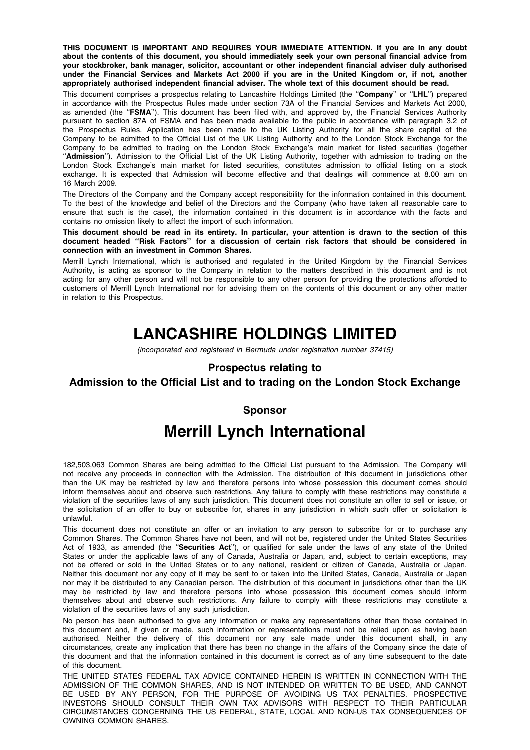**THIS DOCUMENT IS IMPORTANT AND REQUIRES YOUR IMMEDIATE ATTENTION. If you are in any doubt about the contents of this document, you should immediately seek your own personal financial advice from your stockbroker, bank manager, solicitor, accountant or other independent financial adviser duly authorised under the Financial Services and Markets Act 2000 if you are in the United Kingdom or, if not, another appropriately authorised independent financial adviser. The whole text of this document should be read.**

This document comprises a prospectus relating to Lancashire Holdings Limited (the "**Company**" or "**LHL**") prepared in accordance with the Prospectus Rules made under section 73A of the Financial Services and Markets Act 2000, as amended (the "**FSMA**"). This document has been filed with, and approved by, the Financial Services Authority pursuant to section 87A of FSMA and has been made available to the public in accordance with paragraph 3.2 of the Prospectus Rules. Application has been made to the UK Listing Authority for all the share capital of the Company to be admitted to the Official List of the UK Listing Authority and to the London Stock Exchange for the Company to be admitted to trading on the London Stock Exchange's main market for listed securities (together "**Admission**"). Admission to the Official List of the UK Listing Authority, together with admission to trading on the London Stock Exchange's main market for listed securities, constitutes admission to official listing on a stock exchange. It is expected that Admission will become effective and that dealings will commence at 8.00 am on 16 March 2009.

The Directors of the Company and the Company accept responsibility for the information contained in this document. To the best of the knowledge and belief of the Directors and the Company (who have taken all reasonable care to ensure that such is the case), the information contained in this document is in accordance with the facts and contains no omission likely to affect the import of such information.

**This document should be read in its entirety. In particular, your attention is drawn to the section of this document headed "Risk Factors" for a discussion of certain risk factors that should be considered in connection with an investment in Common Shares.**

Merrill Lynch International, which is authorised and regulated in the United Kingdom by the Financial Services Authority, is acting as sponsor to the Company in relation to the matters described in this document and is not acting for any other person and will not be responsible to any other person for providing the protections afforded to customers of Merrill Lynch International nor for advising them on the contents of this document or any other matter in relation to this Prospectus.

---

# LANCASHIRE HOLDINGS LIMITED

*(incorporated and registered in Bermuda under registration number 37415)*

## Prospectus relating to Admission to the Official List and to trading on the London Stock Exchange

### Sponsor

## Merrill Lynch International

---

182,503,063 Common Shares are being admitted to the Official List pursuant to the Admission. The Company will not receive any proceeds in connection with the Admission. The distribution of this document in jurisdictions other than the UK may be restricted by law and therefore persons into whose possession this document comes should inform themselves about and observe such restrictions. Any failure to comply with these restrictions may constitute a violation of the securities laws of any such jurisdiction. This document does not constitute an offer to sell or issue, or the solicitation of an offer to buy or subscribe for, shares in any jurisdiction in which such offer or solicitation is unlawful.

This document does not constitute an offer or an invitation to any person to subscribe for or to purchase any Common Shares. The Common Shares have not been, and will not be, registered under the United States Securities Act of 1933, as amended (the "**Securities Act**"), or qualified for sale under the laws of any state of the United States or under the applicable laws of any of Canada, Australia or Japan, and, subject to certain exceptions, may not be offered or sold in the United States or to any national, resident or citizen of Canada, Australia or Japan. Neither this document nor any copy of it may be sent to or taken into the United States, Canada, Australia or Japan nor may it be distributed to any Canadian person. The distribution of this document in jurisdictions other than the UK may be restricted by law and therefore persons into whose possession this document comes should inform themselves about and observe such restrictions. Any failure to comply with these restrictions may constitute a violation of the securities laws of any such jurisdiction.

No person has been authorised to give any information or make any representations other than those contained in this document and, if given or made, such information or representations must not be relied upon as having been authorised. Neither the delivery of this document nor any sale made under this document shall, in any circumstances, create any implication that there has been no change in the affairs of the Company since the date of this document and that the information contained in this document is correct as of any time subsequent to the date of this document.

THE UNITED STATES FEDERAL TAX ADVICE CONTAINED HEREIN IS WRITTEN IN CONNECTION WITH THE ADMISSION OF THE COMMON SHARES, AND IS NOT INTENDED OR WRITTEN TO BE USED, AND CANNOT BE USED BY ANY PERSON, FOR THE PURPOSE OF AVOIDING US TAX PENALTIES. PROSPECTIVE INVESTORS SHOULD CONSULT THEIR OWN TAX ADVISORS WITH RESPECT TO THEIR PARTICULAR CIRCUMSTANCES CONCERNING THE US FEDERAL, STATE, LOCAL AND NON-US TAX CONSEQUENCES OF OWNING COMMON SHARES.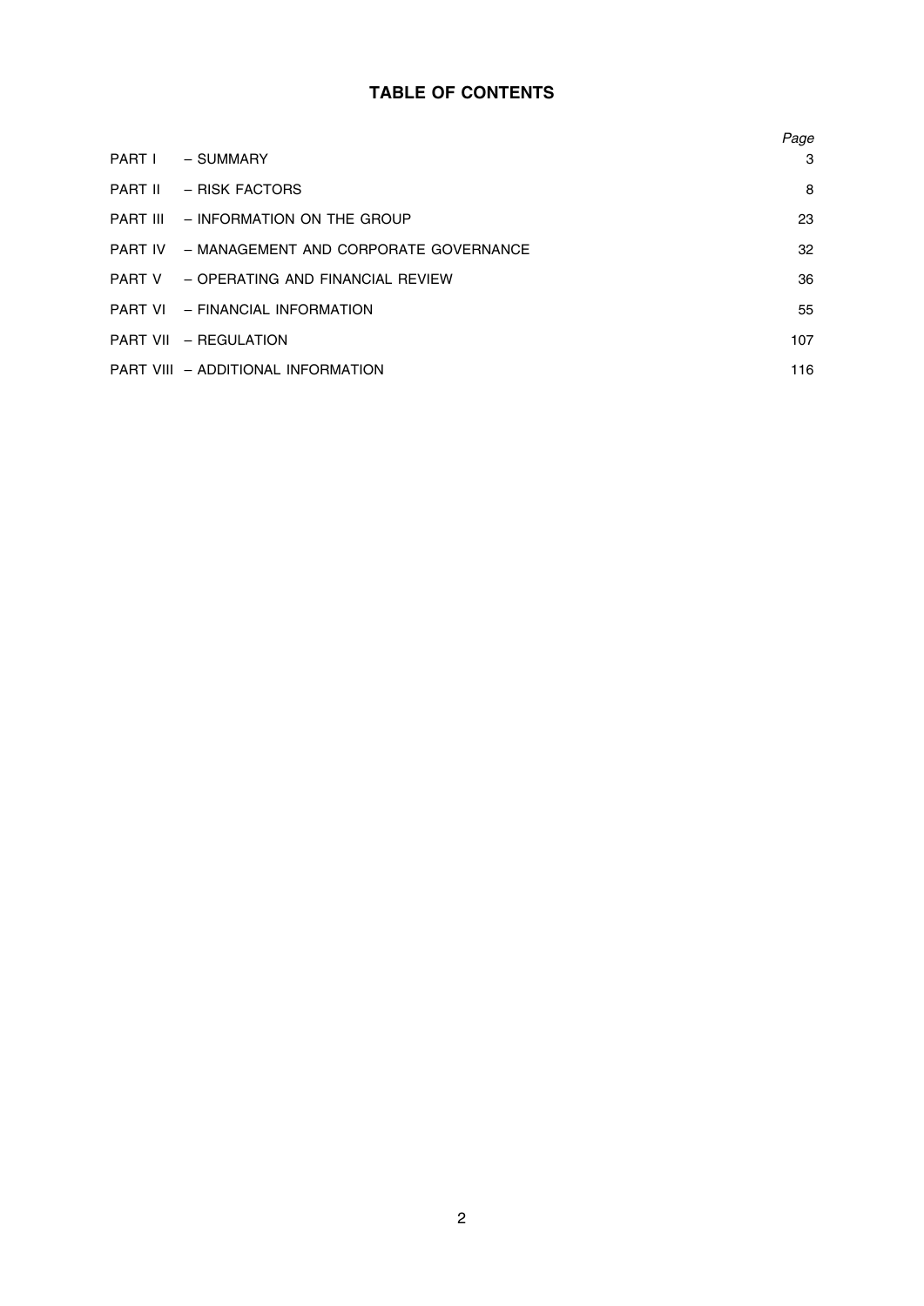# TABLE OF CONTENTS

| | | Page |
|---|---|---|
| PART I | – SUMMARY | 3 |
| PART II | – RISK FACTORS | 8 |
| PART III | – INFORMATION ON THE GROUP | 23 |
| PART IV | – MANAGEMENT AND CORPORATE GOVERNANCE | 32 |
| PART V | – OPERATING AND FINANCIAL REVIEW | 36 |
| PART VI | – FINANCIAL INFORMATION | 55 |
| PART VII | – REGULATION | 107 |
| PART VIII | – ADDITIONAL INFORMATION | 116 |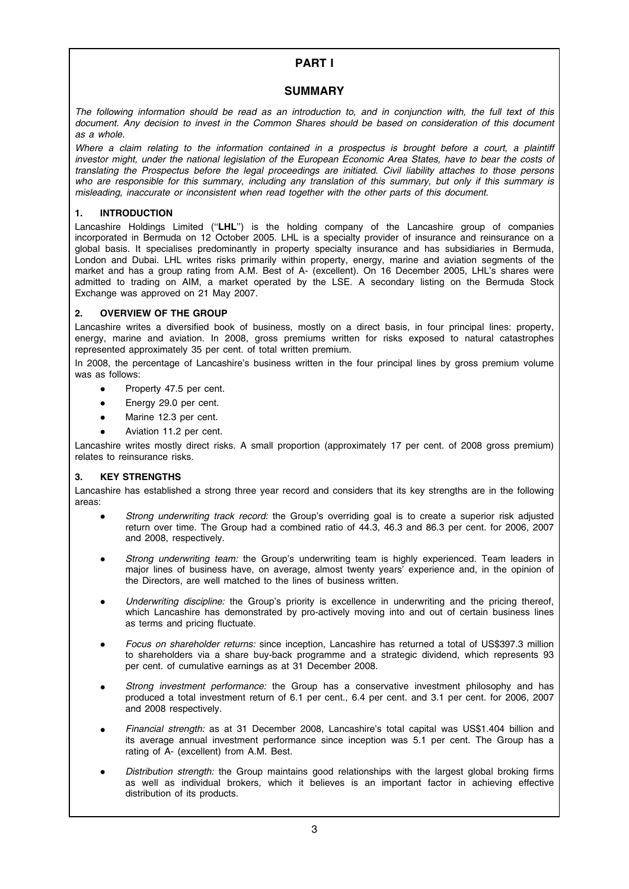# PART I

## SUMMARY

*The following information should be read as an introduction to, and in conjunction with, the full text of this document. Any decision to invest in the Common Shares should be based on consideration of this document as a whole.*

*Where a claim relating to the information contained in a prospectus is brought before a court, a plaintiff investor might, under the national legislation of the European Economic Area States, have to bear the costs of translating the Prospectus before the legal proceedings are initiated. Civil liability attaches to those persons who are responsible for this summary, including any translation of this summary, but only if this summary is misleading, inaccurate or inconsistent when read together with the other parts of this document.*

### 1. INTRODUCTION

Lancashire Holdings Limited ("**LHL**") is the holding company of the Lancashire group of companies incorporated in Bermuda on 12 October 2005. LHL is a specialty provider of insurance and reinsurance on a global basis. It specialises predominantly in property specialty insurance and has subsidiaries in Bermuda, London and Dubai. LHL writes risks primarily within property, energy, marine and aviation segments of the market and has a group rating from A.M. Best of A- (excellent). On 16 December 2005, LHL's shares were admitted to trading on AIM, a market operated by the LSE. A secondary listing on the Bermuda Stock Exchange was approved on 21 May 2007.

### 2. OVERVIEW OF THE GROUP

Lancashire writes a diversified book of business, mostly on a direct basis, in four principal lines: property, energy, marine and aviation. In 2008, gross premiums written for risks exposed to natural catastrophes represented approximately 35 per cent. of total written premium.

In 2008, the percentage of Lancashire's business written in the four principal lines by gross premium volume was as follows:

- Property 47.5 per cent.
- Energy 29.0 per cent.
- Marine 12.3 per cent.
- Aviation 11.2 per cent.

Lancashire writes mostly direct risks. A small proportion (approximately 17 per cent. of 2008 gross premium) relates to reinsurance risks.

### 3. KEY STRENGTHS

Lancashire has established a strong three year record and considers that its key strengths are in the following areas:

- *Strong underwriting track record:* the Group's overriding goal is to create a superior risk adjusted return over time. The Group had a combined ratio of 44.3, 46.3 and 86.3 per cent. for 2006, 2007 and 2008, respectively.
- *Strong underwriting team:* the Group's underwriting team is highly experienced. Team leaders in major lines of business have, on average, almost twenty years' experience and, in the opinion of the Directors, are well matched to the lines of business written.
- *Underwriting discipline:* the Group's priority is excellence in underwriting and the pricing thereof, which Lancashire has demonstrated by pro-actively moving into and out of certain business lines as terms and pricing fluctuate.
- *Focus on shareholder returns:* since inception, Lancashire has returned a total of US$397.3 million to shareholders via a share buy-back programme and a strategic dividend, which represents 93 per cent. of cumulative earnings as at 31 December 2008.
- *Strong investment performance:* the Group has a conservative investment philosophy and has produced a total investment return of 6.1 per cent., 6.4 per cent. and 3.1 per cent. for 2006, 2007 and 2008 respectively.
- *Financial strength:* as at 31 December 2008, Lancashire's total capital was US$1.404 billion and its average annual investment performance since inception was 5.1 per cent. The Group has a rating of A- (excellent) from A.M. Best.
- *Distribution strength:* the Group maintains good relationships with the largest global broking firms as well as individual brokers, which it believes is an important factor in achieving effective distribution of its products.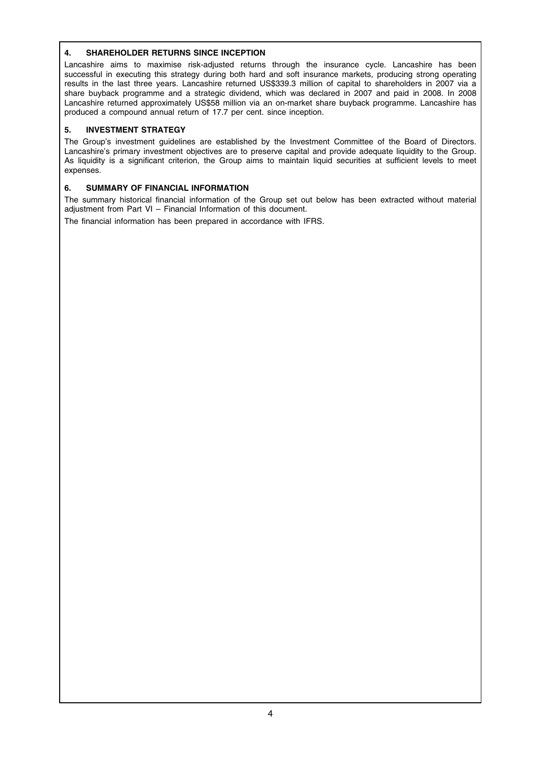## 4. SHAREHOLDER RETURNS SINCE INCEPTION

Lancashire aims to maximise risk-adjusted returns through the insurance cycle. Lancashire has been successful in executing this strategy during both hard and soft insurance markets, producing strong operating results in the last three years. Lancashire returned US$339.3 million of capital to shareholders in 2007 via a share buyback programme and a strategic dividend, which was declared in 2007 and paid in 2008. In 2008 Lancashire returned approximately US$58 million via an on-market share buyback programme. Lancashire has produced a compound annual return of 17.7 per cent. since inception.

## 5. INVESTMENT STRATEGY

The Group's investment guidelines are established by the Investment Committee of the Board of Directors. Lancashire's primary investment objectives are to preserve capital and provide adequate liquidity to the Group. As liquidity is a significant criterion, the Group aims to maintain liquid securities at sufficient levels to meet expenses.

## 6. SUMMARY OF FINANCIAL INFORMATION

The summary historical financial information of the Group set out below has been extracted without material adjustment from Part VI – Financial Information of this document.

The financial information has been prepared in accordance with IFRS.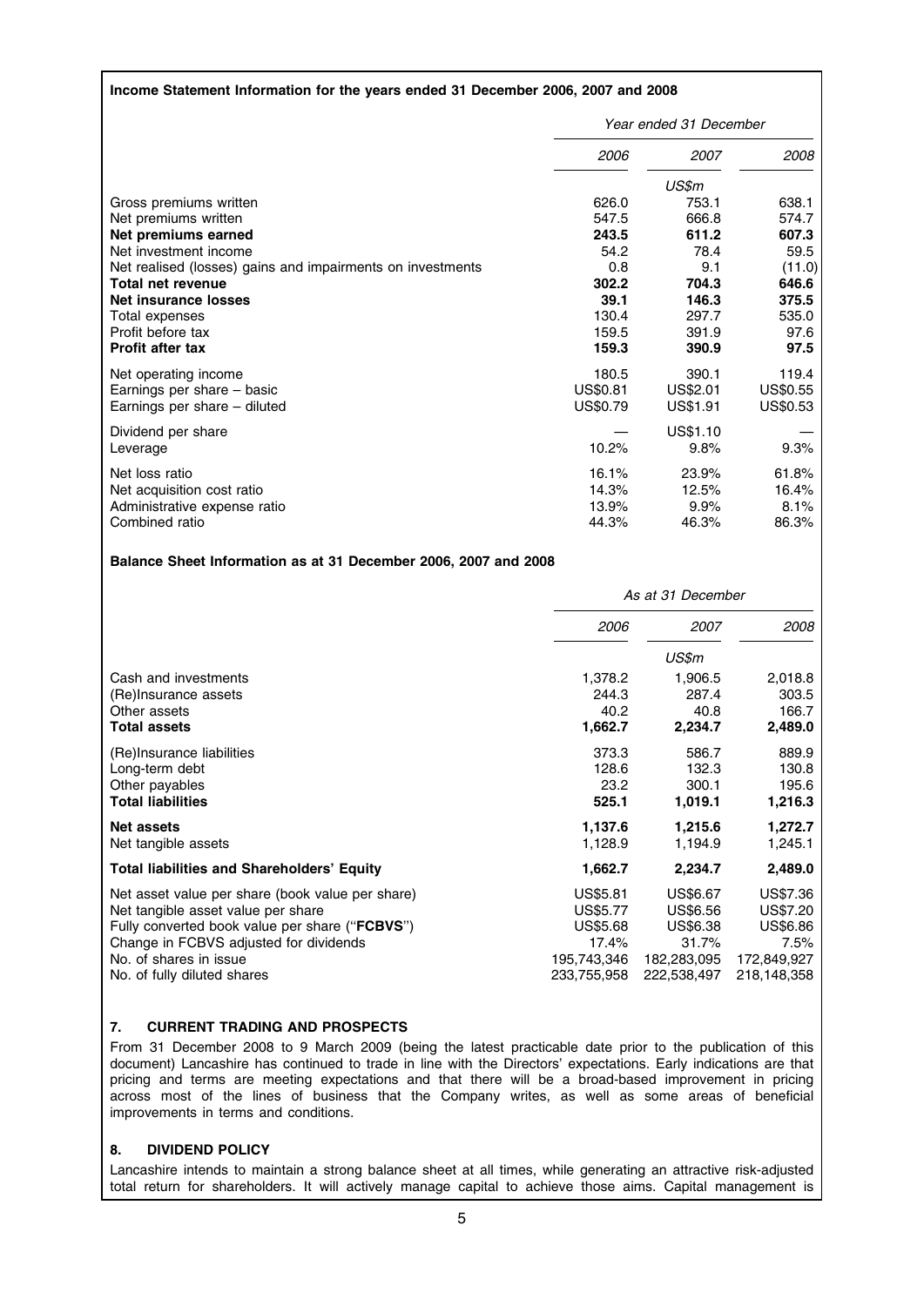**Income Statement Information for the years ended 31 December 2006, 2007 and 2008**

| | *Year ended 31 December* | | |
|---|---|---|---|
| | *2006* | *2007* | *2008* |
| | | *US$m* | |
| Gross premiums written | 626.0 | 753.1 | 638.1 |
| Net premiums written | 547.5 | 666.8 | 574.7 |
| **Net premiums earned** | **243.5** | **611.2** | **607.3** |
| Net investment income | 54.2 | 78.4 | 59.5 |
| Net realised (losses) gains and impairments on investments | 0.8 | 9.1 | (11.0) |
| **Total net revenue** | **302.2** | **704.3** | **646.6** |
| **Net insurance losses** | **39.1** | **146.3** | **375.5** |
| Total expenses | 130.4 | 297.7 | 535.0 |
| Profit before tax | 159.5 | 391.9 | 97.6 |
| **Profit after tax** | **159.3** | **390.9** | **97.5** |
| Net operating income | 180.5 | 390.1 | 119.4 |
| Earnings per share – basic | US$0.81 | US$2.01 | US$0.55 |
| Earnings per share – diluted | US$0.79 | US$1.91 | US$0.53 |
| Dividend per share | — | US$1.10 | — |
| Leverage | 10.2% | 9.8% | 9.3% |
| Net loss ratio | 16.1% | 23.9% | 61.8% |
| Net acquisition cost ratio | 14.3% | 12.5% | 16.4% |
| Administrative expense ratio | 13.9% | 9.9% | 8.1% |
| Combined ratio | 44.3% | 46.3% | 86.3% |

**Balance Sheet Information as at 31 December 2006, 2007 and 2008**

| | *As at 31 December* | | |
|---|---|---|---|
| | *2006* | *2007* | *2008* |
| | | *US$m* | |
| Cash and investments | 1,378.2 | 1,906.5 | 2,018.8 |
| (Re)Insurance assets | 244.3 | 287.4 | 303.5 |
| Other assets | 40.2 | 40.8 | 166.7 |
| **Total assets** | **1,662.7** | **2,234.7** | **2,489.0** |
| (Re)Insurance liabilities | 373.3 | 586.7 | 889.9 |
| Long-term debt | 128.6 | 132.3 | 130.8 |
| Other payables | 23.2 | 300.1 | 195.6 |
| **Total liabilities** | **525.1** | **1,019.1** | **1,216.3** |
| **Net assets** | **1,137.6** | **1,215.6** | **1,272.7** |
| Net tangible assets | 1,128.9 | 1,194.9 | 1,245.1 |
| **Total liabilities and Shareholders' Equity** | **1,662.7** | **2,234.7** | **2,489.0** |
| Net asset value per share (book value per share) | US$5.81 | US$6.67 | US$7.36 |
| Net tangible asset value per share | US$5.77 | US$6.56 | US$7.20 |
| Fully converted book value per share ("**FCBVS**") | US$5.68 | US$6.38 | US$6.86 |
| Change in FCBVS adjusted for dividends | 17.4% | 31.7% | 7.5% |
| No. of shares in issue | 195,743,346 | 182,283,095 | 172,849,927 |
| No. of fully diluted shares | 233,755,958 | 222,538,497 | 218,148,358 |

## 7. CURRENT TRADING AND PROSPECTS

From 31 December 2008 to 9 March 2009 (being the latest practicable date prior to the publication of this document) Lancashire has continued to trade in line with the Directors' expectations. Early indications are that pricing and terms are meeting expectations and that there will be a broad-based improvement in pricing across most of the lines of business that the Company writes, as well as some areas of beneficial improvements in terms and conditions.

## 8. DIVIDEND POLICY

Lancashire intends to maintain a strong balance sheet at all times, while generating an attractive risk-adjusted total return for shareholders. It will actively manage capital to achieve those aims. Capital management is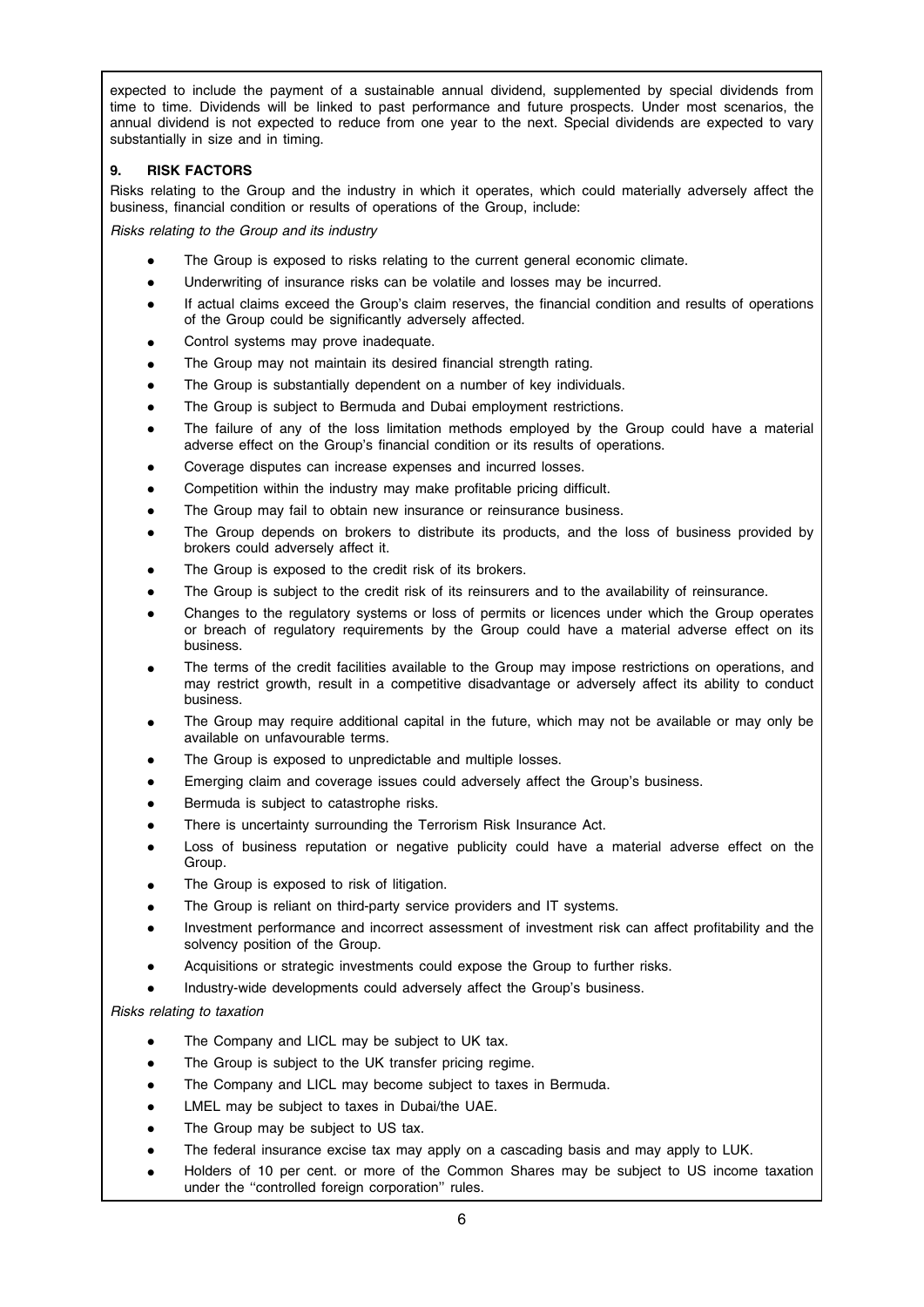expected to include the payment of a sustainable annual dividend, supplemented by special dividends from time to time. Dividends will be linked to past performance and future prospects. Under most scenarios, the annual dividend is not expected to reduce from one year to the next. Special dividends are expected to vary substantially in size and in timing.

## 9. RISK FACTORS

Risks relating to the Group and the industry in which it operates, which could materially adversely affect the business, financial condition or results of operations of the Group, include:

*Risks relating to the Group and its industry*

- The Group is exposed to risks relating to the current general economic climate.
- Underwriting of insurance risks can be volatile and losses may be incurred.
- If actual claims exceed the Group's claim reserves, the financial condition and results of operations of the Group could be significantly adversely affected.
- Control systems may prove inadequate.
- The Group may not maintain its desired financial strength rating.
- The Group is substantially dependent on a number of key individuals.
- The Group is subject to Bermuda and Dubai employment restrictions.
- The failure of any of the loss limitation methods employed by the Group could have a material adverse effect on the Group's financial condition or its results of operations.
- Coverage disputes can increase expenses and incurred losses.
- Competition within the industry may make profitable pricing difficult.
- The Group may fail to obtain new insurance or reinsurance business.
- The Group depends on brokers to distribute its products, and the loss of business provided by brokers could adversely affect it.
- The Group is exposed to the credit risk of its brokers.
- The Group is subject to the credit risk of its reinsurers and to the availability of reinsurance.
- Changes to the regulatory systems or loss of permits or licences under which the Group operates or breach of regulatory requirements by the Group could have a material adverse effect on its business.
- The terms of the credit facilities available to the Group may impose restrictions on operations, and may restrict growth, result in a competitive disadvantage or adversely affect its ability to conduct business.
- The Group may require additional capital in the future, which may not be available or may only be available on unfavourable terms.
- The Group is exposed to unpredictable and multiple losses.
- Emerging claim and coverage issues could adversely affect the Group's business.
- Bermuda is subject to catastrophe risks.
- There is uncertainty surrounding the Terrorism Risk Insurance Act.
- Loss of business reputation or negative publicity could have a material adverse effect on the Group.
- The Group is exposed to risk of litigation.
- The Group is reliant on third-party service providers and IT systems.
- Investment performance and incorrect assessment of investment risk can affect profitability and the solvency position of the Group.
- Acquisitions or strategic investments could expose the Group to further risks.
- Industry-wide developments could adversely affect the Group's business.

*Risks relating to taxation*

- The Company and LICL may be subject to UK tax.
- The Group is subject to the UK transfer pricing regime.
- The Company and LICL may become subject to taxes in Bermuda.
- LMEL may be subject to taxes in Dubai/the UAE.
- The Group may be subject to US tax.
- The federal insurance excise tax may apply on a cascading basis and may apply to LUK.
- Holders of 10 per cent. or more of the Common Shares may be subject to US income taxation under the ''controlled foreign corporation'' rules.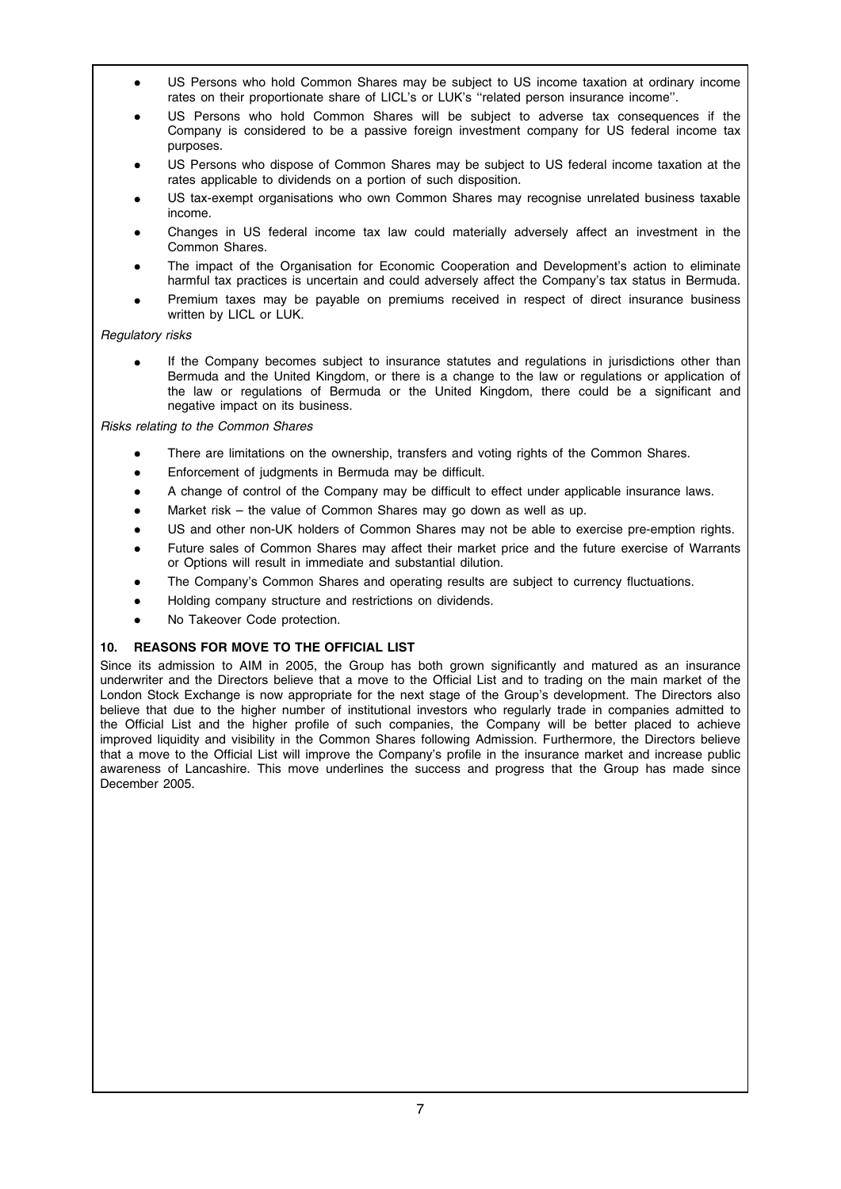- US Persons who hold Common Shares may be subject to US income taxation at ordinary income rates on their proportionate share of LICL's or LUK's "related person insurance income".
- US Persons who hold Common Shares will be subject to adverse tax consequences if the Company is considered to be a passive foreign investment company for US federal income tax purposes.
- US Persons who dispose of Common Shares may be subject to US federal income taxation at the rates applicable to dividends on a portion of such disposition.
- US tax-exempt organisations who own Common Shares may recognise unrelated business taxable income.
- Changes in US federal income tax law could materially adversely affect an investment in the Common Shares.
- The impact of the Organisation for Economic Cooperation and Development's action to eliminate harmful tax practices is uncertain and could adversely affect the Company's tax status in Bermuda.
- Premium taxes may be payable on premiums received in respect of direct insurance business written by LICL or LUK.

*Regulatory risks*

- If the Company becomes subject to insurance statutes and regulations in jurisdictions other than Bermuda and the United Kingdom, or there is a change to the law or regulations or application of the law or regulations of Bermuda or the United Kingdom, there could be a significant and negative impact on its business.

*Risks relating to the Common Shares*

- There are limitations on the ownership, transfers and voting rights of the Common Shares.
- Enforcement of judgments in Bermuda may be difficult.
- A change of control of the Company may be difficult to effect under applicable insurance laws.
- Market risk – the value of Common Shares may go down as well as up.
- US and other non-UK holders of Common Shares may not be able to exercise pre-emption rights.
- Future sales of Common Shares may affect their market price and the future exercise of Warrants or Options will result in immediate and substantial dilution.
- The Company's Common Shares and operating results are subject to currency fluctuations.
- Holding company structure and restrictions on dividends.
- No Takeover Code protection.

## 10. REASONS FOR MOVE TO THE OFFICIAL LIST

Since its admission to AIM in 2005, the Group has both grown significantly and matured as an insurance underwriter and the Directors believe that a move to the Official List and to trading on the main market of the London Stock Exchange is now appropriate for the next stage of the Group's development. The Directors also believe that due to the higher number of institutional investors who regularly trade in companies admitted to the Official List and the higher profile of such companies, the Company will be better placed to achieve improved liquidity and visibility in the Common Shares following Admission. Furthermore, the Directors believe that a move to the Official List will improve the Company's profile in the insurance market and increase public awareness of Lancashire. This move underlines the success and progress that the Group has made since December 2005.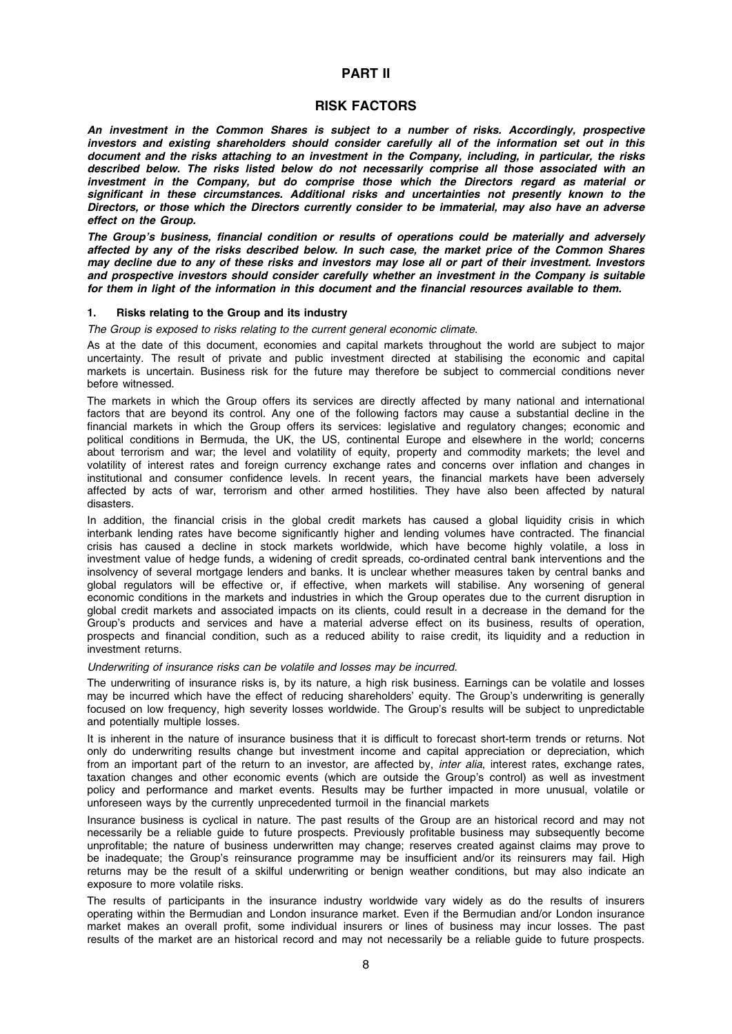# PART II

## RISK FACTORS

***An investment in the Common Shares is subject to a number of risks. Accordingly, prospective investors and existing shareholders should consider carefully all of the information set out in this document and the risks attaching to an investment in the Company, including, in particular, the risks described below. The risks listed below do not necessarily comprise all those associated with an investment in the Company, but do comprise those which the Directors regard as material or significant in these circumstances. Additional risks and uncertainties not presently known to the Directors, or those which the Directors currently consider to be immaterial, may also have an adverse effect on the Group.***

***The Group's business, financial condition or results of operations could be materially and adversely affected by any of the risks described below. In such case, the market price of the Common Shares may decline due to any of these risks and investors may lose all or part of their investment. Investors and prospective investors should consider carefully whether an investment in the Company is suitable for them in light of the information in this document and the financial resources available to them.***

### 1. Risks relating to the Group and its industry

*The Group is exposed to risks relating to the current general economic climate.*

As at the date of this document, economies and capital markets throughout the world are subject to major uncertainty. The result of private and public investment directed at stabilising the economic and capital markets is uncertain. Business risk for the future may therefore be subject to commercial conditions never before witnessed.

The markets in which the Group offers its services are directly affected by many national and international factors that are beyond its control. Any one of the following factors may cause a substantial decline in the financial markets in which the Group offers its services: legislative and regulatory changes; economic and political conditions in Bermuda, the UK, the US, continental Europe and elsewhere in the world; concerns about terrorism and war; the level and volatility of equity, property and commodity markets; the level and volatility of interest rates and foreign currency exchange rates and concerns over inflation and changes in institutional and consumer confidence levels. In recent years, the financial markets have been adversely affected by acts of war, terrorism and other armed hostilities. They have also been affected by natural disasters.

In addition, the financial crisis in the global credit markets has caused a global liquidity crisis in which interbank lending rates have become significantly higher and lending volumes have contracted. The financial crisis has caused a decline in stock markets worldwide, which have become highly volatile, a loss in investment value of hedge funds, a widening of credit spreads, co-ordinated central bank interventions and the insolvency of several mortgage lenders and banks. It is unclear whether measures taken by central banks and global regulators will be effective or, if effective, when markets will stabilise. Any worsening of general economic conditions in the markets and industries in which the Group operates due to the current disruption in global credit markets and associated impacts on its clients, could result in a decrease in the demand for the Group's products and services and have a material adverse effect on its business, results of operation, prospects and financial condition, such as a reduced ability to raise credit, its liquidity and a reduction in investment returns.

*Underwriting of insurance risks can be volatile and losses may be incurred.*

The underwriting of insurance risks is, by its nature, a high risk business. Earnings can be volatile and losses may be incurred which have the effect of reducing shareholders' equity. The Group's underwriting is generally focused on low frequency, high severity losses worldwide. The Group's results will be subject to unpredictable and potentially multiple losses.

It is inherent in the nature of insurance business that it is difficult to forecast short-term trends or returns. Not only do underwriting results change but investment income and capital appreciation or depreciation, which from an important part of the return to an investor, are affected by, *inter alia*, interest rates, exchange rates, taxation changes and other economic events (which are outside the Group's control) as well as investment policy and performance and market events. Results may be further impacted in more unusual, volatile or unforeseen ways by the currently unprecedented turmoil in the financial markets

Insurance business is cyclical in nature. The past results of the Group are an historical record and may not necessarily be a reliable guide to future prospects. Previously profitable business may subsequently become unprofitable; the nature of business underwritten may change; reserves created against claims may prove to be inadequate; the Group's reinsurance programme may be insufficient and/or its reinsurers may fail. High returns may be the result of a skilful underwriting or benign weather conditions, but may also indicate an exposure to more volatile risks.

The results of participants in the insurance industry worldwide vary widely as do the results of insurers operating within the Bermudian and London insurance market. Even if the Bermudian and/or London insurance market makes an overall profit, some individual insurers or lines of business may incur losses. The past results of the market are an historical record and may not necessarily be a reliable guide to future prospects.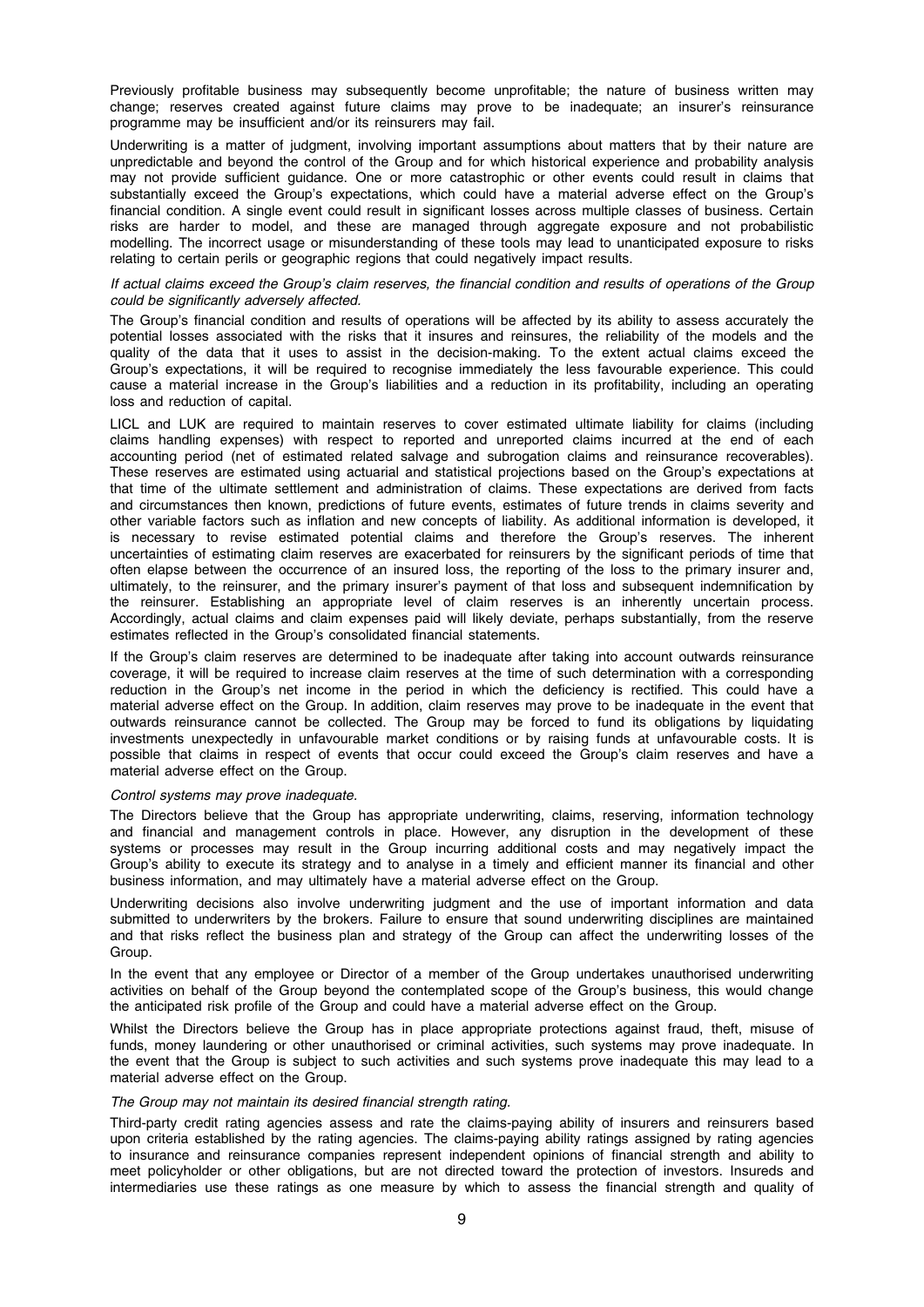Previously profitable business may subsequently become unprofitable; the nature of business written may change; reserves created against future claims may prove to be inadequate; an insurer's reinsurance programme may be insufficient and/or its reinsurers may fail.

Underwriting is a matter of judgment, involving important assumptions about matters that by their nature are unpredictable and beyond the control of the Group and for which historical experience and probability analysis may not provide sufficient guidance. One or more catastrophic or other events could result in claims that substantially exceed the Group's expectations, which could have a material adverse effect on the Group's financial condition. A single event could result in significant losses across multiple classes of business. Certain risks are harder to model, and these are managed through aggregate exposure and not probabilistic modelling. The incorrect usage or misunderstanding of these tools may lead to unanticipated exposure to risks relating to certain perils or geographic regions that could negatively impact results.

*If actual claims exceed the Group's claim reserves, the financial condition and results of operations of the Group could be significantly adversely affected.*

The Group's financial condition and results of operations will be affected by its ability to assess accurately the potential losses associated with the risks that it insures and reinsures, the reliability of the models and the quality of the data that it uses to assist in the decision-making. To the extent actual claims exceed the Group's expectations, it will be required to recognise immediately the less favourable experience. This could cause a material increase in the Group's liabilities and a reduction in its profitability, including an operating loss and reduction of capital.

LICL and LUK are required to maintain reserves to cover estimated ultimate liability for claims (including claims handling expenses) with respect to reported and unreported claims incurred at the end of each accounting period (net of estimated related salvage and subrogation claims and reinsurance recoverables). These reserves are estimated using actuarial and statistical projections based on the Group's expectations at that time of the ultimate settlement and administration of claims. These expectations are derived from facts and circumstances then known, predictions of future events, estimates of future trends in claims severity and other variable factors such as inflation and new concepts of liability. As additional information is developed, it is necessary to revise estimated potential claims and therefore the Group's reserves. The inherent uncertainties of estimating claim reserves are exacerbated for reinsurers by the significant periods of time that often elapse between the occurrence of an insured loss, the reporting of the loss to the primary insurer and, ultimately, to the reinsurer, and the primary insurer's payment of that loss and subsequent indemnification by the reinsurer. Establishing an appropriate level of claim reserves is an inherently uncertain process. Accordingly, actual claims and claim expenses paid will likely deviate, perhaps substantially, from the reserve estimates reflected in the Group's consolidated financial statements.

If the Group's claim reserves are determined to be inadequate after taking into account outwards reinsurance coverage, it will be required to increase claim reserves at the time of such determination with a corresponding reduction in the Group's net income in the period in which the deficiency is rectified. This could have a material adverse effect on the Group. In addition, claim reserves may prove to be inadequate in the event that outwards reinsurance cannot be collected. The Group may be forced to fund its obligations by liquidating investments unexpectedly in unfavourable market conditions or by raising funds at unfavourable costs. It is possible that claims in respect of events that occur could exceed the Group's claim reserves and have a material adverse effect on the Group.

*Control systems may prove inadequate.*

The Directors believe that the Group has appropriate underwriting, claims, reserving, information technology and financial and management controls in place. However, any disruption in the development of these systems or processes may result in the Group incurring additional costs and may negatively impact the Group's ability to execute its strategy and to analyse in a timely and efficient manner its financial and other business information, and may ultimately have a material adverse effect on the Group.

Underwriting decisions also involve underwriting judgment and the use of important information and data submitted to underwriters by the brokers. Failure to ensure that sound underwriting disciplines are maintained and that risks reflect the business plan and strategy of the Group can affect the underwriting losses of the Group.

In the event that any employee or Director of a member of the Group undertakes unauthorised underwriting activities on behalf of the Group beyond the contemplated scope of the Group's business, this would change the anticipated risk profile of the Group and could have a material adverse effect on the Group.

Whilst the Directors believe the Group has in place appropriate protections against fraud, theft, misuse of funds, money laundering or other unauthorised or criminal activities, such systems may prove inadequate. In the event that the Group is subject to such activities and such systems prove inadequate this may lead to a material adverse effect on the Group.

*The Group may not maintain its desired financial strength rating.*

Third-party credit rating agencies assess and rate the claims-paying ability of insurers and reinsurers based upon criteria established by the rating agencies. The claims-paying ability ratings assigned by rating agencies to insurance and reinsurance companies represent independent opinions of financial strength and ability to meet policyholder or other obligations, but are not directed toward the protection of investors. Insureds and intermediaries use these ratings as one measure by which to assess the financial strength and quality of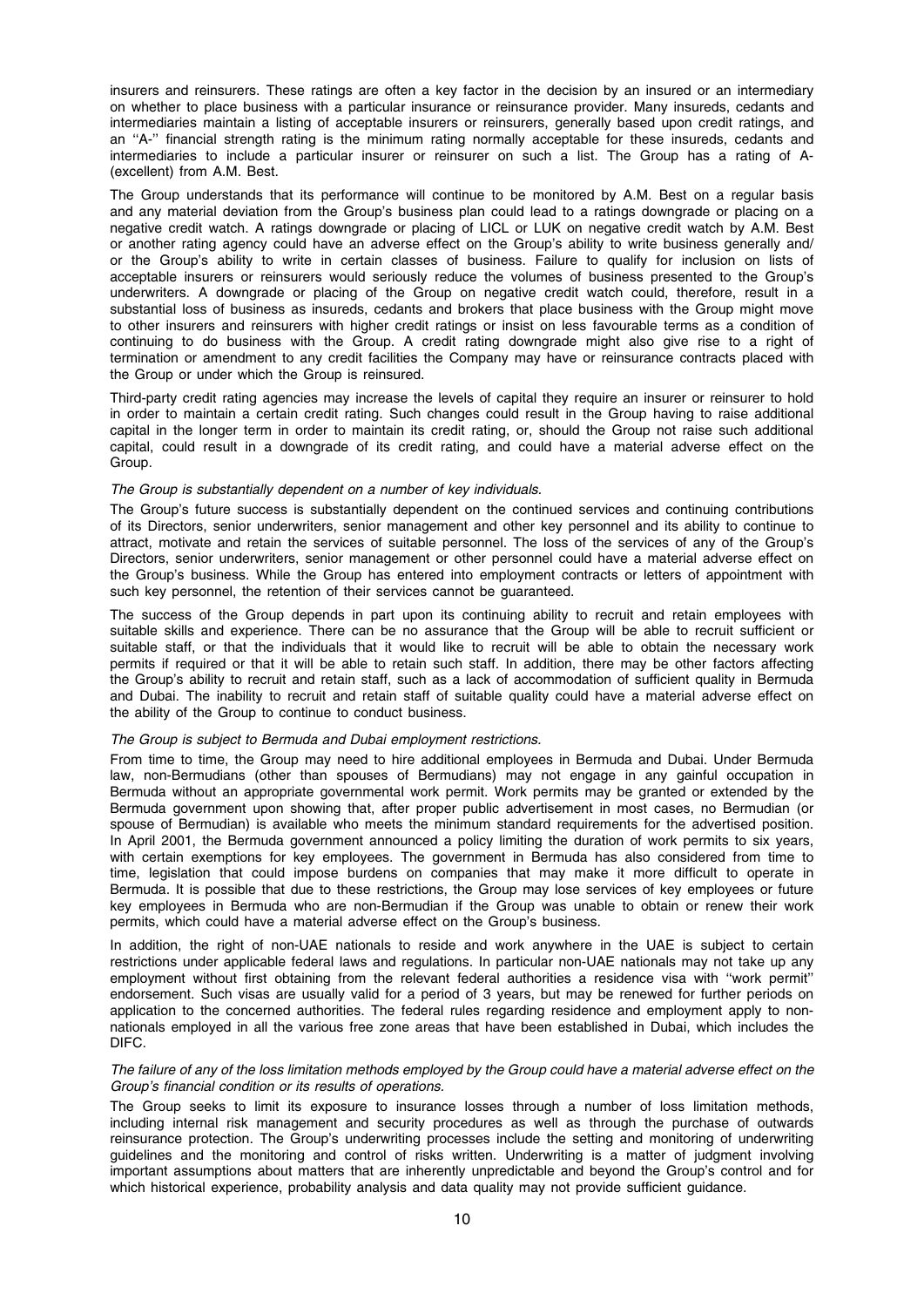insurers and reinsurers. These ratings are often a key factor in the decision by an insured or an intermediary on whether to place business with a particular insurance or reinsurance provider. Many insureds, cedants and intermediaries maintain a listing of acceptable insurers or reinsurers, generally based upon credit ratings, and an ''A-'' financial strength rating is the minimum rating normally acceptable for these insureds, cedants and intermediaries to include a particular insurer or reinsurer on such a list. The Group has a rating of A- (excellent) from A.M. Best.

The Group understands that its performance will continue to be monitored by A.M. Best on a regular basis and any material deviation from the Group's business plan could lead to a ratings downgrade or placing on a negative credit watch. A ratings downgrade or placing of LICL or LUK on negative credit watch by A.M. Best or another rating agency could have an adverse effect on the Group's ability to write business generally and/ or the Group's ability to write in certain classes of business. Failure to qualify for inclusion on lists of acceptable insurers or reinsurers would seriously reduce the volumes of business presented to the Group's underwriters. A downgrade or placing of the Group on negative credit watch could, therefore, result in a substantial loss of business as insureds, cedants and brokers that place business with the Group might move to other insurers and reinsurers with higher credit ratings or insist on less favourable terms as a condition of continuing to do business with the Group. A credit rating downgrade might also give rise to a right of termination or amendment to any credit facilities the Company may have or reinsurance contracts placed with the Group or under which the Group is reinsured.

Third-party credit rating agencies may increase the levels of capital they require an insurer or reinsurer to hold in order to maintain a certain credit rating. Such changes could result in the Group having to raise additional capital in the longer term in order to maintain its credit rating, or, should the Group not raise such additional capital, could result in a downgrade of its credit rating, and could have a material adverse effect on the Group.

*The Group is substantially dependent on a number of key individuals.*

The Group's future success is substantially dependent on the continued services and continuing contributions of its Directors, senior underwriters, senior management and other key personnel and its ability to continue to attract, motivate and retain the services of suitable personnel. The loss of the services of any of the Group's Directors, senior underwriters, senior management or other personnel could have a material adverse effect on the Group's business. While the Group has entered into employment contracts or letters of appointment with such key personnel, the retention of their services cannot be guaranteed.

The success of the Group depends in part upon its continuing ability to recruit and retain employees with suitable skills and experience. There can be no assurance that the Group will be able to recruit sufficient or suitable staff, or that the individuals that it would like to recruit will be able to obtain the necessary work permits if required or that it will be able to retain such staff. In addition, there may be other factors affecting the Group's ability to recruit and retain staff, such as a lack of accommodation of sufficient quality in Bermuda and Dubai. The inability to recruit and retain staff of suitable quality could have a material adverse effect on the ability of the Group to continue to conduct business.

*The Group is subject to Bermuda and Dubai employment restrictions.*

From time to time, the Group may need to hire additional employees in Bermuda and Dubai. Under Bermuda law, non-Bermudians (other than spouses of Bermudians) may not engage in any gainful occupation in Bermuda without an appropriate governmental work permit. Work permits may be granted or extended by the Bermuda government upon showing that, after proper public advertisement in most cases, no Bermudian (or spouse of Bermudian) is available who meets the minimum standard requirements for the advertised position. In April 2001, the Bermuda government announced a policy limiting the duration of work permits to six years, with certain exemptions for key employees. The government in Bermuda has also considered from time to time, legislation that could impose burdens on companies that may make it more difficult to operate in Bermuda. It is possible that due to these restrictions, the Group may lose services of key employees or future key employees in Bermuda who are non-Bermudian if the Group was unable to obtain or renew their work permits, which could have a material adverse effect on the Group's business.

In addition, the right of non-UAE nationals to reside and work anywhere in the UAE is subject to certain restrictions under applicable federal laws and regulations. In particular non-UAE nationals may not take up any employment without first obtaining from the relevant federal authorities a residence visa with ''work permit'' endorsement. Such visas are usually valid for a period of 3 years, but may be renewed for further periods on application to the concerned authorities. The federal rules regarding residence and employment apply to non-nationals employed in all the various free zone areas that have been established in Dubai, which includes the DIFC.

*The failure of any of the loss limitation methods employed by the Group could have a material adverse effect on the Group's financial condition or its results of operations.*

The Group seeks to limit its exposure to insurance losses through a number of loss limitation methods, including internal risk management and security procedures as well as through the purchase of outwards reinsurance protection. The Group's underwriting processes include the setting and monitoring of underwriting guidelines and the monitoring and control of risks written. Underwriting is a matter of judgment involving important assumptions about matters that are inherently unpredictable and beyond the Group's control and for which historical experience, probability analysis and data quality may not provide sufficient guidance.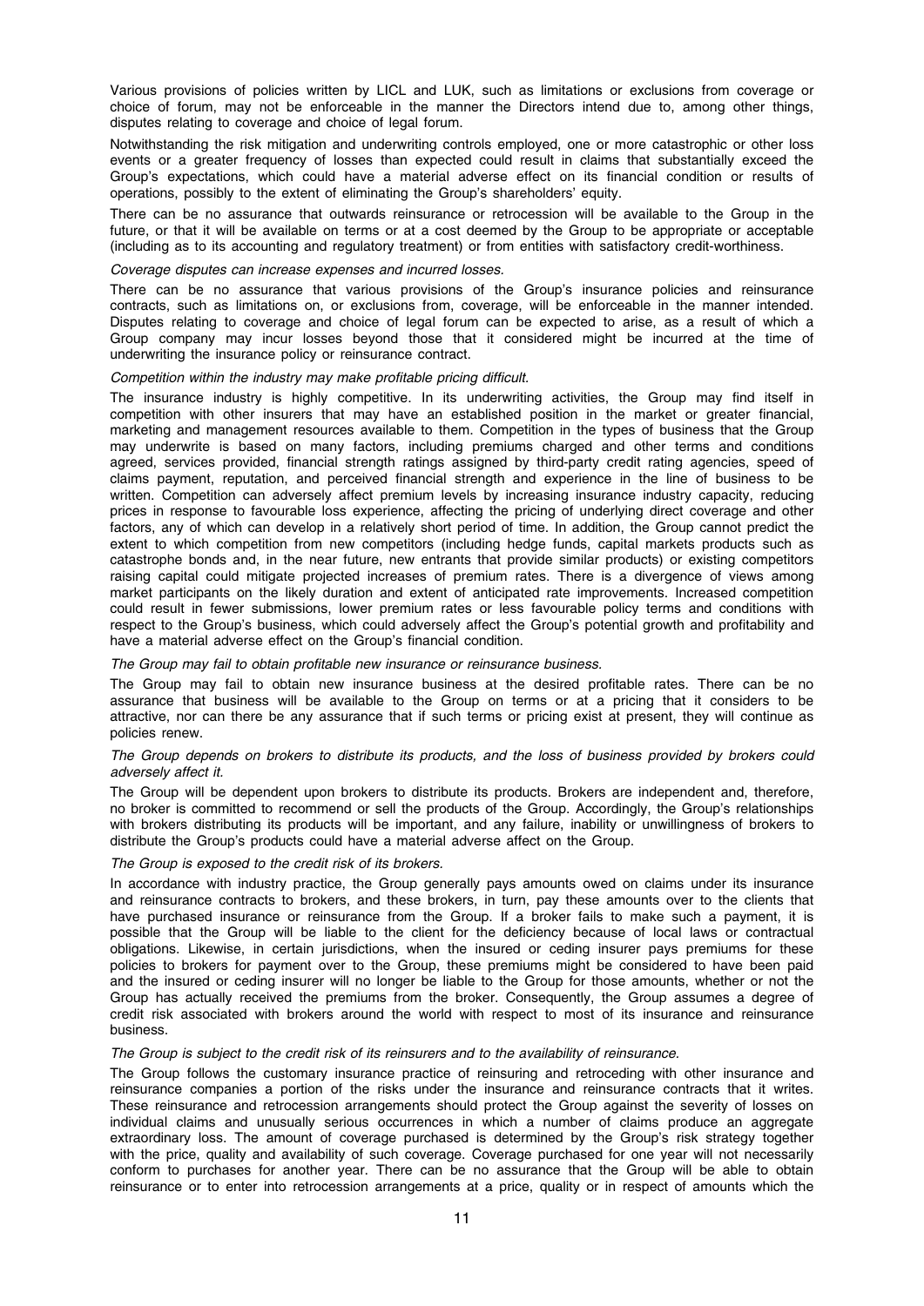Various provisions of policies written by LICL and LUK, such as limitations or exclusions from coverage or choice of forum, may not be enforceable in the manner the Directors intend due to, among other things, disputes relating to coverage and choice of legal forum.

Notwithstanding the risk mitigation and underwriting controls employed, one or more catastrophic or other loss events or a greater frequency of losses than expected could result in claims that substantially exceed the Group's expectations, which could have a material adverse effect on its financial condition or results of operations, possibly to the extent of eliminating the Group's shareholders' equity.

There can be no assurance that outwards reinsurance or retrocession will be available to the Group in the future, or that it will be available on terms or at a cost deemed by the Group to be appropriate or acceptable (including as to its accounting and regulatory treatment) or from entities with satisfactory credit-worthiness.

*Coverage disputes can increase expenses and incurred losses.*

There can be no assurance that various provisions of the Group's insurance policies and reinsurance contracts, such as limitations on, or exclusions from, coverage, will be enforceable in the manner intended. Disputes relating to coverage and choice of legal forum can be expected to arise, as a result of which a Group company may incur losses beyond those that it considered might be incurred at the time of underwriting the insurance policy or reinsurance contract.

*Competition within the industry may make profitable pricing difficult.*

The insurance industry is highly competitive. In its underwriting activities, the Group may find itself in competition with other insurers that may have an established position in the market or greater financial, marketing and management resources available to them. Competition in the types of business that the Group may underwrite is based on many factors, including premiums charged and other terms and conditions agreed, services provided, financial strength ratings assigned by third-party credit rating agencies, speed of claims payment, reputation, and perceived financial strength and experience in the line of business to be written. Competition can adversely affect premium levels by increasing insurance industry capacity, reducing prices in response to favourable loss experience, affecting the pricing of underlying direct coverage and other factors, any of which can develop in a relatively short period of time. In addition, the Group cannot predict the extent to which competition from new competitors (including hedge funds, capital markets products such as catastrophe bonds and, in the near future, new entrants that provide similar products) or existing competitors raising capital could mitigate projected increases of premium rates. There is a divergence of views among market participants on the likely duration and extent of anticipated rate improvements. Increased competition could result in fewer submissions, lower premium rates or less favourable policy terms and conditions with respect to the Group's business, which could adversely affect the Group's potential growth and profitability and have a material adverse effect on the Group's financial condition.

*The Group may fail to obtain profitable new insurance or reinsurance business.*

The Group may fail to obtain new insurance business at the desired profitable rates. There can be no assurance that business will be available to the Group on terms or at a pricing that it considers to be attractive, nor can there be any assurance that if such terms or pricing exist at present, they will continue as policies renew.

*The Group depends on brokers to distribute its products, and the loss of business provided by brokers could adversely affect it.*

The Group will be dependent upon brokers to distribute its products. Brokers are independent and, therefore, no broker is committed to recommend or sell the products of the Group. Accordingly, the Group's relationships with brokers distributing its products will be important, and any failure, inability or unwillingness of brokers to distribute the Group's products could have a material adverse affect on the Group.

*The Group is exposed to the credit risk of its brokers.*

In accordance with industry practice, the Group generally pays amounts owed on claims under its insurance and reinsurance contracts to brokers, and these brokers, in turn, pay these amounts over to the clients that have purchased insurance or reinsurance from the Group. If a broker fails to make such a payment, it is possible that the Group will be liable to the client for the deficiency because of local laws or contractual obligations. Likewise, in certain jurisdictions, when the insured or ceding insurer pays premiums for these policies to brokers for payment over to the Group, these premiums might be considered to have been paid and the insured or ceding insurer will no longer be liable to the Group for those amounts, whether or not the Group has actually received the premiums from the broker. Consequently, the Group assumes a degree of credit risk associated with brokers around the world with respect to most of its insurance and reinsurance business.

*The Group is subject to the credit risk of its reinsurers and to the availability of reinsurance.*

The Group follows the customary insurance practice of reinsuring and retroceding with other insurance and reinsurance companies a portion of the risks under the insurance and reinsurance contracts that it writes. These reinsurance and retrocession arrangements should protect the Group against the severity of losses on individual claims and unusually serious occurrences in which a number of claims produce an aggregate extraordinary loss. The amount of coverage purchased is determined by the Group's risk strategy together with the price, quality and availability of such coverage. Coverage purchased for one year will not necessarily conform to purchases for another year. There can be no assurance that the Group will be able to obtain reinsurance or to enter into retrocession arrangements at a price, quality or in respect of amounts which the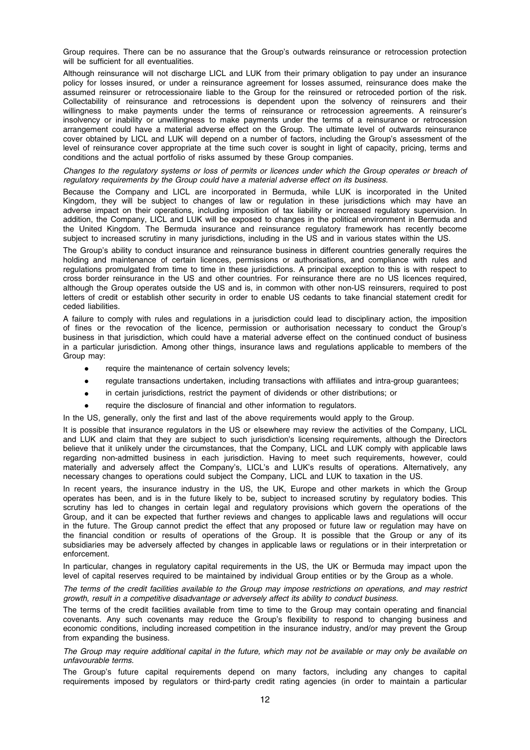Group requires. There can be no assurance that the Group's outwards reinsurance or retrocession protection will be sufficient for all eventualities.

Although reinsurance will not discharge LICL and LUK from their primary obligation to pay under an insurance policy for losses insured, or under a reinsurance agreement for losses assumed, reinsurance does make the assumed reinsurer or retrocessionaire liable to the Group for the reinsured or retroceded portion of the risk. Collectability of reinsurance and retrocessions is dependent upon the solvency of reinsurers and their willingness to make payments under the terms of reinsurance or retrocession agreements. A reinsurer's insolvency or inability or unwillingness to make payments under the terms of a reinsurance or retrocession arrangement could have a material adverse effect on the Group. The ultimate level of outwards reinsurance cover obtained by LICL and LUK will depend on a number of factors, including the Group's assessment of the level of reinsurance cover appropriate at the time such cover is sought in light of capacity, pricing, terms and conditions and the actual portfolio of risks assumed by these Group companies.

*Changes to the regulatory systems or loss of permits or licences under which the Group operates or breach of regulatory requirements by the Group could have a material adverse effect on its business.*

Because the Company and LICL are incorporated in Bermuda, while LUK is incorporated in the United Kingdom, they will be subject to changes of law or regulation in these jurisdictions which may have an adverse impact on their operations, including imposition of tax liability or increased regulatory supervision. In addition, the Company, LICL and LUK will be exposed to changes in the political environment in Bermuda and the United Kingdom. The Bermuda insurance and reinsurance regulatory framework has recently become subject to increased scrutiny in many jurisdictions, including in the US and in various states within the US.

The Group's ability to conduct insurance and reinsurance business in different countries generally requires the holding and maintenance of certain licences, permissions or authorisations, and compliance with rules and regulations promulgated from time to time in these jurisdictions. A principal exception to this is with respect to cross border reinsurance in the US and other countries. For reinsurance there are no US licences required, although the Group operates outside the US and is, in common with other non-US reinsurers, required to post letters of credit or establish other security in order to enable US cedants to take financial statement credit for ceded liabilities.

A failure to comply with rules and regulations in a jurisdiction could lead to disciplinary action, the imposition of fines or the revocation of the licence, permission or authorisation necessary to conduct the Group's business in that jurisdiction, which could have a material adverse effect on the continued conduct of business in a particular jurisdiction. Among other things, insurance laws and regulations applicable to members of the Group may:

- require the maintenance of certain solvency levels;
- regulate transactions undertaken, including transactions with affiliates and intra-group guarantees;
- in certain jurisdictions, restrict the payment of dividends or other distributions; or
- require the disclosure of financial and other information to regulators.

In the US, generally, only the first and last of the above requirements would apply to the Group.

It is possible that insurance regulators in the US or elsewhere may review the activities of the Company, LICL and LUK and claim that they are subject to such jurisdiction's licensing requirements, although the Directors believe that it unlikely under the circumstances, that the Company, LICL and LUK comply with applicable laws regarding non-admitted business in each jurisdiction. Having to meet such requirements, however, could materially and adversely affect the Company's, LICL's and LUK's results of operations. Alternatively, any necessary changes to operations could subject the Company, LICL and LUK to taxation in the US.

In recent years, the insurance industry in the US, the UK, Europe and other markets in which the Group operates has been, and is in the future likely to be, subject to increased scrutiny by regulatory bodies. This scrutiny has led to changes in certain legal and regulatory provisions which govern the operations of the Group, and it can be expected that further reviews and changes to applicable laws and regulations will occur in the future. The Group cannot predict the effect that any proposed or future law or regulation may have on the financial condition or results of operations of the Group. It is possible that the Group or any of its subsidiaries may be adversely affected by changes in applicable laws or regulations or in their interpretation or enforcement.

In particular, changes in regulatory capital requirements in the US, the UK or Bermuda may impact upon the level of capital reserves required to be maintained by individual Group entities or by the Group as a whole.

*The terms of the credit facilities available to the Group may impose restrictions on operations, and may restrict growth, result in a competitive disadvantage or adversely affect its ability to conduct business.*

The terms of the credit facilities available from time to time to the Group may contain operating and financial covenants. Any such covenants may reduce the Group's flexibility to respond to changing business and economic conditions, including increased competition in the insurance industry, and/or may prevent the Group from expanding the business.

*The Group may require additional capital in the future, which may not be available or may only be available on unfavourable terms.*

The Group's future capital requirements depend on many factors, including any changes to capital requirements imposed by regulators or third-party credit rating agencies (in order to maintain a particular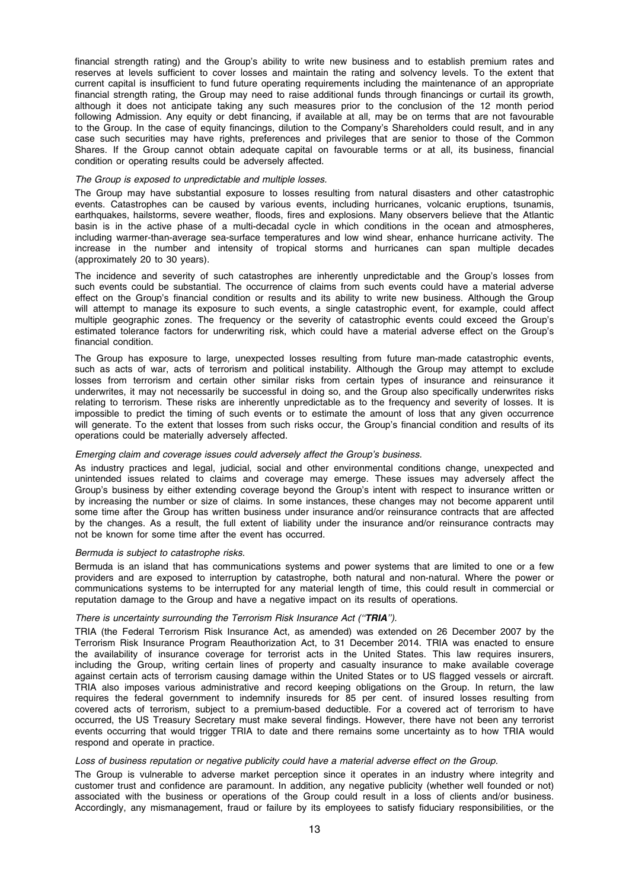financial strength rating) and the Group's ability to write new business and to establish premium rates and reserves at levels sufficient to cover losses and maintain the rating and solvency levels. To the extent that current capital is insufficient to fund future operating requirements including the maintenance of an appropriate financial strength rating, the Group may need to raise additional funds through financings or curtail its growth, although it does not anticipate taking any such measures prior to the conclusion of the 12 month period following Admission. Any equity or debt financing, if available at all, may be on terms that are not favourable to the Group. In the case of equity financings, dilution to the Company's Shareholders could result, and in any case such securities may have rights, preferences and privileges that are senior to those of the Common Shares. If the Group cannot obtain adequate capital on favourable terms or at all, its business, financial condition or operating results could be adversely affected.

*The Group is exposed to unpredictable and multiple losses.*

The Group may have substantial exposure to losses resulting from natural disasters and other catastrophic events. Catastrophes can be caused by various events, including hurricanes, volcanic eruptions, tsunamis, earthquakes, hailstorms, severe weather, floods, fires and explosions. Many observers believe that the Atlantic basin is in the active phase of a multi-decadal cycle in which conditions in the ocean and atmospheres, including warmer-than-average sea-surface temperatures and low wind shear, enhance hurricane activity. The increase in the number and intensity of tropical storms and hurricanes can span multiple decades (approximately 20 to 30 years).

The incidence and severity of such catastrophes are inherently unpredictable and the Group's losses from such events could be substantial. The occurrence of claims from such events could have a material adverse effect on the Group's financial condition or results and its ability to write new business. Although the Group will attempt to manage its exposure to such events, a single catastrophic event, for example, could affect multiple geographic zones. The frequency or the severity of catastrophic events could exceed the Group's estimated tolerance factors for underwriting risk, which could have a material adverse effect on the Group's financial condition.

The Group has exposure to large, unexpected losses resulting from future man-made catastrophic events, such as acts of war, acts of terrorism and political instability. Although the Group may attempt to exclude losses from terrorism and certain other similar risks from certain types of insurance and reinsurance it underwrites, it may not necessarily be successful in doing so, and the Group also specifically underwrites risks relating to terrorism. These risks are inherently unpredictable as to the frequency and severity of losses. It is impossible to predict the timing of such events or to estimate the amount of loss that any given occurrence will generate. To the extent that losses from such risks occur, the Group's financial condition and results of its operations could be materially adversely affected.

*Emerging claim and coverage issues could adversely affect the Group's business.*

As industry practices and legal, judicial, social and other environmental conditions change, unexpected and unintended issues related to claims and coverage may emerge. These issues may adversely affect the Group's business by either extending coverage beyond the Group's intent with respect to insurance written or by increasing the number or size of claims. In some instances, these changes may not become apparent until some time after the Group has written business under insurance and/or reinsurance contracts that are affected by the changes. As a result, the full extent of liability under the insurance and/or reinsurance contracts may not be known for some time after the event has occurred.

*Bermuda is subject to catastrophe risks.*

Bermuda is an island that has communications systems and power systems that are limited to one or a few providers and are exposed to interruption by catastrophe, both natural and non-natural. Where the power or communications systems to be interrupted for any material length of time, this could result in commercial or reputation damage to the Group and have a negative impact on its results of operations.

*There is uncertainty surrounding the Terrorism Risk Insurance Act ("**TRIA**").*

TRIA (the Federal Terrorism Risk Insurance Act, as amended) was extended on 26 December 2007 by the Terrorism Risk Insurance Program Reauthorization Act, to 31 December 2014. TRIA was enacted to ensure the availability of insurance coverage for terrorist acts in the United States. This law requires insurers, including the Group, writing certain lines of property and casualty insurance to make available coverage against certain acts of terrorism causing damage within the United States or to US flagged vessels or aircraft. TRIA also imposes various administrative and record keeping obligations on the Group. In return, the law requires the federal government to indemnify insureds for 85 per cent. of insured losses resulting from covered acts of terrorism, subject to a premium-based deductible. For a covered act of terrorism to have occurred, the US Treasury Secretary must make several findings. However, there have not been any terrorist events occurring that would trigger TRIA to date and there remains some uncertainty as to how TRIA would respond and operate in practice.

*Loss of business reputation or negative publicity could have a material adverse effect on the Group.*

The Group is vulnerable to adverse market perception since it operates in an industry where integrity and customer trust and confidence are paramount. In addition, any negative publicity (whether well founded or not) associated with the business or operations of the Group could result in a loss of clients and/or business. Accordingly, any mismanagement, fraud or failure by its employees to satisfy fiduciary responsibilities, or the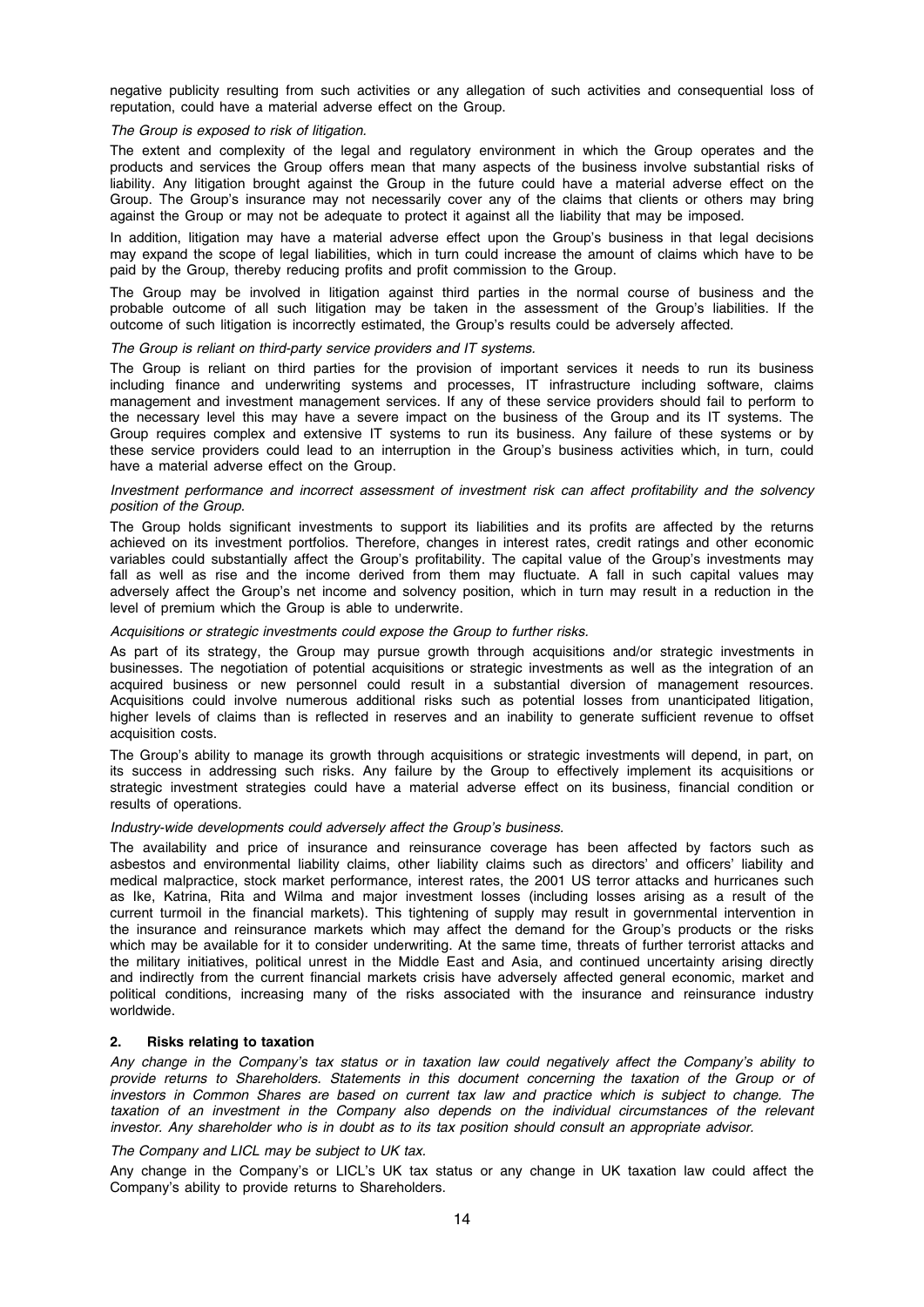negative publicity resulting from such activities or any allegation of such activities and consequential loss of reputation, could have a material adverse effect on the Group.

*The Group is exposed to risk of litigation.*

The extent and complexity of the legal and regulatory environment in which the Group operates and the products and services the Group offers mean that many aspects of the business involve substantial risks of liability. Any litigation brought against the Group in the future could have a material adverse effect on the Group. The Group's insurance may not necessarily cover any of the claims that clients or others may bring against the Group or may not be adequate to protect it against all the liability that may be imposed.

In addition, litigation may have a material adverse effect upon the Group's business in that legal decisions may expand the scope of legal liabilities, which in turn could increase the amount of claims which have to be paid by the Group, thereby reducing profits and profit commission to the Group.

The Group may be involved in litigation against third parties in the normal course of business and the probable outcome of all such litigation may be taken in the assessment of the Group's liabilities. If the outcome of such litigation is incorrectly estimated, the Group's results could be adversely affected.

*The Group is reliant on third-party service providers and IT systems.*

The Group is reliant on third parties for the provision of important services it needs to run its business including finance and underwriting systems and processes, IT infrastructure including software, claims management and investment management services. If any of these service providers should fail to perform to the necessary level this may have a severe impact on the business of the Group and its IT systems. The Group requires complex and extensive IT systems to run its business. Any failure of these systems or by these service providers could lead to an interruption in the Group's business activities which, in turn, could have a material adverse effect on the Group.

*Investment performance and incorrect assessment of investment risk can affect profitability and the solvency position of the Group.*

The Group holds significant investments to support its liabilities and its profits are affected by the returns achieved on its investment portfolios. Therefore, changes in interest rates, credit ratings and other economic variables could substantially affect the Group's profitability. The capital value of the Group's investments may fall as well as rise and the income derived from them may fluctuate. A fall in such capital values may adversely affect the Group's net income and solvency position, which in turn may result in a reduction in the level of premium which the Group is able to underwrite.

*Acquisitions or strategic investments could expose the Group to further risks.*

As part of its strategy, the Group may pursue growth through acquisitions and/or strategic investments in businesses. The negotiation of potential acquisitions or strategic investments as well as the integration of an acquired business or new personnel could result in a substantial diversion of management resources. Acquisitions could involve numerous additional risks such as potential losses from unanticipated litigation, higher levels of claims than is reflected in reserves and an inability to generate sufficient revenue to offset acquisition costs.

The Group's ability to manage its growth through acquisitions or strategic investments will depend, in part, on its success in addressing such risks. Any failure by the Group to effectively implement its acquisitions or strategic investment strategies could have a material adverse effect on its business, financial condition or results of operations.

*Industry-wide developments could adversely affect the Group's business.*

The availability and price of insurance and reinsurance coverage has been affected by factors such as asbestos and environmental liability claims, other liability claims such as directors' and officers' liability and medical malpractice, stock market performance, interest rates, the 2001 US terror attacks and hurricanes such as Ike, Katrina, Rita and Wilma and major investment losses (including losses arising as a result of the current turmoil in the financial markets). This tightening of supply may result in governmental intervention in the insurance and reinsurance markets which may affect the demand for the Group's products or the risks which may be available for it to consider underwriting. At the same time, threats of further terrorist attacks and the military initiatives, political unrest in the Middle East and Asia, and continued uncertainty arising directly and indirectly from the current financial markets crisis have adversely affected general economic, market and political conditions, increasing many of the risks associated with the insurance and reinsurance industry worldwide.

## 2. Risks relating to taxation

*Any change in the Company's tax status or in taxation law could negatively affect the Company's ability to provide returns to Shareholders. Statements in this document concerning the taxation of the Group or of investors in Common Shares are based on current tax law and practice which is subject to change. The taxation of an investment in the Company also depends on the individual circumstances of the relevant investor. Any shareholder who is in doubt as to its tax position should consult an appropriate advisor.*

*The Company and LICL may be subject to UK tax.*

Any change in the Company's or LICL's UK tax status or any change in UK taxation law could affect the Company's ability to provide returns to Shareholders.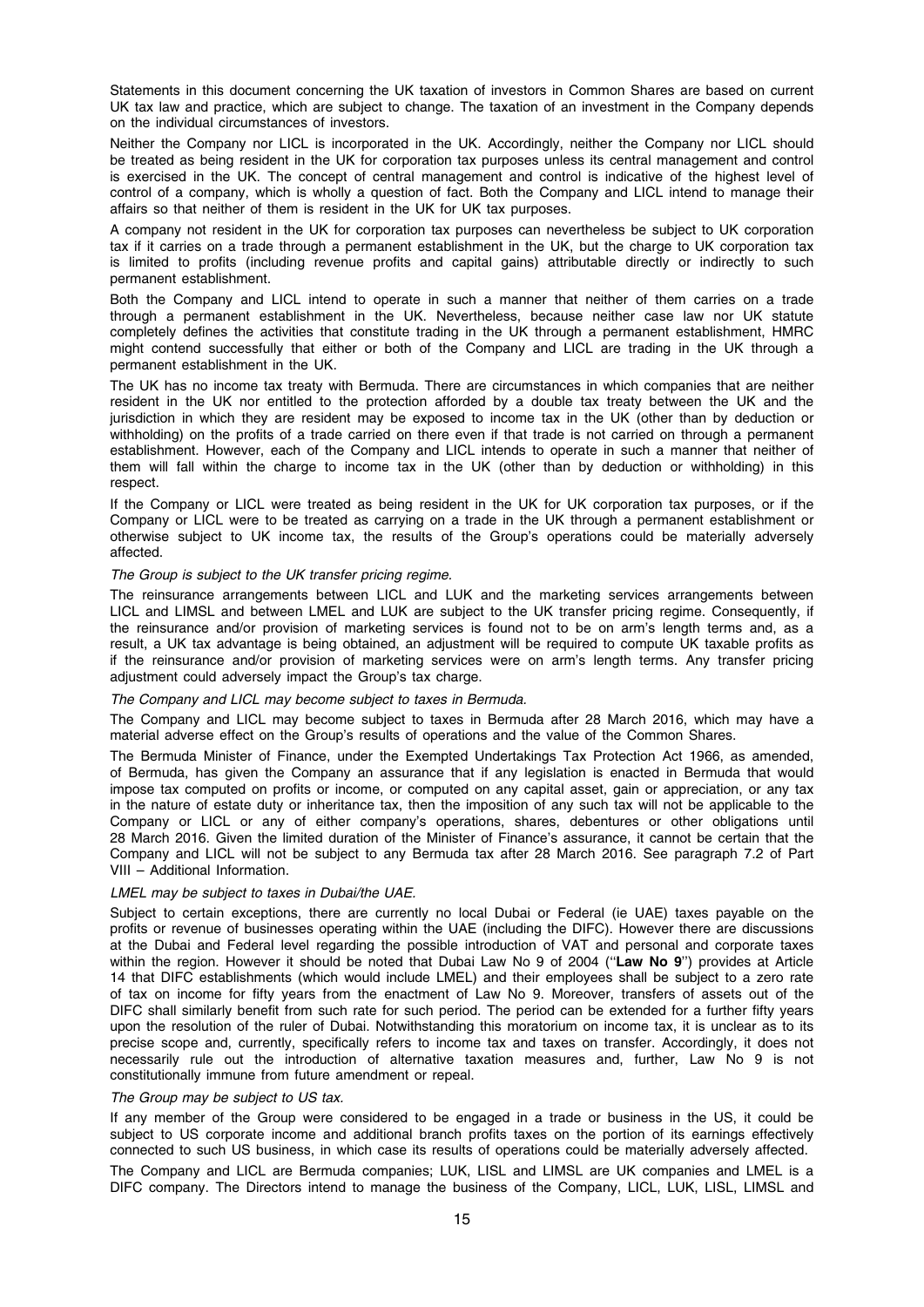Statements in this document concerning the UK taxation of investors in Common Shares are based on current UK tax law and practice, which are subject to change. The taxation of an investment in the Company depends on the individual circumstances of investors.

Neither the Company nor LICL is incorporated in the UK. Accordingly, neither the Company nor LICL should be treated as being resident in the UK for corporation tax purposes unless its central management and control is exercised in the UK. The concept of central management and control is indicative of the highest level of control of a company, which is wholly a question of fact. Both the Company and LICL intend to manage their affairs so that neither of them is resident in the UK for UK tax purposes.

A company not resident in the UK for corporation tax purposes can nevertheless be subject to UK corporation tax if it carries on a trade through a permanent establishment in the UK, but the charge to UK corporation tax is limited to profits (including revenue profits and capital gains) attributable directly or indirectly to such permanent establishment.

Both the Company and LICL intend to operate in such a manner that neither of them carries on a trade through a permanent establishment in the UK. Nevertheless, because neither case law nor UK statute completely defines the activities that constitute trading in the UK through a permanent establishment, HMRC might contend successfully that either or both of the Company and LICL are trading in the UK through a permanent establishment in the UK.

The UK has no income tax treaty with Bermuda. There are circumstances in which companies that are neither resident in the UK nor entitled to the protection afforded by a double tax treaty between the UK and the jurisdiction in which they are resident may be exposed to income tax in the UK (other than by deduction or withholding) on the profits of a trade carried on there even if that trade is not carried on through a permanent establishment. However, each of the Company and LICL intends to operate in such a manner that neither of them will fall within the charge to income tax in the UK (other than by deduction or withholding) in this respect.

If the Company or LICL were treated as being resident in the UK for UK corporation tax purposes, or if the Company or LICL were to be treated as carrying on a trade in the UK through a permanent establishment or otherwise subject to UK income tax, the results of the Group's operations could be materially adversely affected.

*The Group is subject to the UK transfer pricing regime.*

The reinsurance arrangements between LICL and LUK and the marketing services arrangements between LICL and LIMSL and between LMEL and LUK are subject to the UK transfer pricing regime. Consequently, if the reinsurance and/or provision of marketing services is found not to be on arm's length terms and, as a result, a UK tax advantage is being obtained, an adjustment will be required to compute UK taxable profits as if the reinsurance and/or provision of marketing services were on arm's length terms. Any transfer pricing adjustment could adversely impact the Group's tax charge.

*The Company and LICL may become subject to taxes in Bermuda.*

The Company and LICL may become subject to taxes in Bermuda after 28 March 2016, which may have a material adverse effect on the Group's results of operations and the value of the Common Shares.

The Bermuda Minister of Finance, under the Exempted Undertakings Tax Protection Act 1966, as amended, of Bermuda, has given the Company an assurance that if any legislation is enacted in Bermuda that would impose tax computed on profits or income, or computed on any capital asset, gain or appreciation, or any tax in the nature of estate duty or inheritance tax, then the imposition of any such tax will not be applicable to the Company or LICL or any of either company's operations, shares, debentures or other obligations until 28 March 2016. Given the limited duration of the Minister of Finance's assurance, it cannot be certain that the Company and LICL will not be subject to any Bermuda tax after 28 March 2016. See paragraph 7.2 of Part VIII – Additional Information.

*LMEL may be subject to taxes in Dubai/the UAE.*

Subject to certain exceptions, there are currently no local Dubai or Federal (ie UAE) taxes payable on the profits or revenue of businesses operating within the UAE (including the DIFC). However there are discussions at the Dubai and Federal level regarding the possible introduction of VAT and personal and corporate taxes within the region. However it should be noted that Dubai Law No 9 of 2004 (''**Law No 9**'') provides at Article 14 that DIFC establishments (which would include LMEL) and their employees shall be subject to a zero rate of tax on income for fifty years from the enactment of Law No 9. Moreover, transfers of assets out of the DIFC shall similarly benefit from such rate for such period. The period can be extended for a further fifty years upon the resolution of the ruler of Dubai. Notwithstanding this moratorium on income tax, it is unclear as to its precise scope and, currently, specifically refers to income tax and taxes on transfer. Accordingly, it does not necessarily rule out the introduction of alternative taxation measures and, further, Law No 9 is not constitutionally immune from future amendment or repeal.

*The Group may be subject to US tax.*

If any member of the Group were considered to be engaged in a trade or business in the US, it could be subject to US corporate income and additional branch profits taxes on the portion of its earnings effectively connected to such US business, in which case its results of operations could be materially adversely affected.

The Company and LICL are Bermuda companies; LUK, LISL and LIMSL are UK companies and LMEL is a DIFC company. The Directors intend to manage the business of the Company, LICL, LUK, LISL, LIMSL and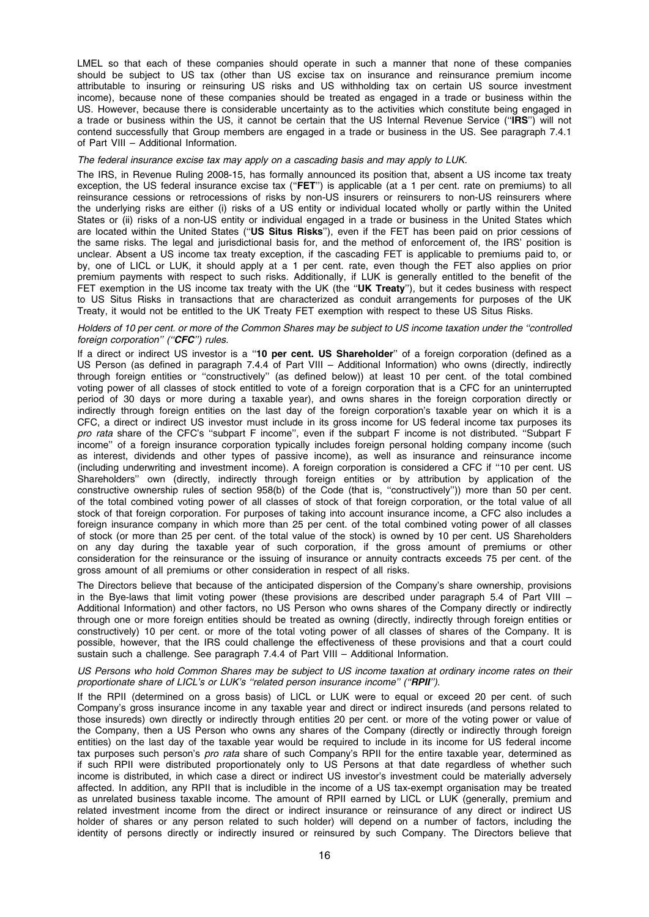LMEL so that each of these companies should operate in such a manner that none of these companies should be subject to US tax (other than US excise tax on insurance and reinsurance premium income attributable to insuring or reinsuring US risks and US withholding tax on certain US source investment income), because none of these companies should be treated as engaged in a trade or business within the US. However, because there is considerable uncertainty as to the activities which constitute being engaged in a trade or business within the US, it cannot be certain that the US Internal Revenue Service (''**IRS**'') will not contend successfully that Group members are engaged in a trade or business in the US. See paragraph 7.4.1 of Part VIII – Additional Information.

*The federal insurance excise tax may apply on a cascading basis and may apply to LUK.*

The IRS, in Revenue Ruling 2008-15, has formally announced its position that, absent a US income tax treaty exception, the US federal insurance excise tax (''**FET**'') is applicable (at a 1 per cent. rate on premiums) to all reinsurance cessions or retrocessions of risks by non-US insurers or reinsurers to non-US reinsurers where the underlying risks are either (i) risks of a US entity or individual located wholly or partly within the United States or (ii) risks of a non-US entity or individual engaged in a trade or business in the United States which are located within the United States (''**US Situs Risks**''), even if the FET has been paid on prior cessions of the same risks. The legal and jurisdictional basis for, and the method of enforcement of, the IRS' position is unclear. Absent a US income tax treaty exception, if the cascading FET is applicable to premiums paid to, or by, one of LICL or LUK, it should apply at a 1 per cent. rate, even though the FET also applies on prior premium payments with respect to such risks. Additionally, if LUK is generally entitled to the benefit of the FET exemption in the US income tax treaty with the UK (the ''**UK Treaty**''), but it cedes business with respect to US Situs Risks in transactions that are characterized as conduit arrangements for purposes of the UK Treaty, it would not be entitled to the UK Treaty FET exemption with respect to these US Situs Risks.

*Holders of 10 per cent. or more of the Common Shares may be subject to US income taxation under the ''controlled foreign corporation'' (''**CFC**'') rules.*

If a direct or indirect US investor is a ''**10 per cent. US Shareholder**'' of a foreign corporation (defined as a US Person (as defined in paragraph 7.4.4 of Part VIII – Additional Information) who owns (directly, indirectly through foreign entities or ''constructively'' (as defined below)) at least 10 per cent. of the total combined voting power of all classes of stock entitled to vote of a foreign corporation that is a CFC for an uninterrupted period of 30 days or more during a taxable year), and owns shares in the foreign corporation directly or indirectly through foreign entities on the last day of the foreign corporation's taxable year on which it is a CFC, a direct or indirect US investor must include in its gross income for US federal income tax purposes its *pro rata* share of the CFC's ''subpart F income'', even if the subpart F income is not distributed. ''Subpart F income'' of a foreign insurance corporation typically includes foreign personal holding company income (such as interest, dividends and other types of passive income), as well as insurance and reinsurance income (including underwriting and investment income). A foreign corporation is considered a CFC if ''10 per cent. US Shareholders'' own (directly, indirectly through foreign entities or by attribution by application of the constructive ownership rules of section 958(b) of the Code (that is, ''constructively'')) more than 50 per cent. of the total combined voting power of all classes of stock of that foreign corporation, or the total value of all stock of that foreign corporation. For purposes of taking into account insurance income, a CFC also includes a foreign insurance company in which more than 25 per cent. of the total combined voting power of all classes of stock (or more than 25 per cent. of the total value of the stock) is owned by 10 per cent. US Shareholders on any day during the taxable year of such corporation, if the gross amount of premiums or other consideration for the reinsurance or the issuing of insurance or annuity contracts exceeds 75 per cent. of the gross amount of all premiums or other consideration in respect of all risks.

The Directors believe that because of the anticipated dispersion of the Company's share ownership, provisions in the Bye-laws that limit voting power (these provisions are described under paragraph 5.4 of Part VIII – Additional Information) and other factors, no US Person who owns shares of the Company directly or indirectly through one or more foreign entities should be treated as owning (directly, indirectly through foreign entities or constructively) 10 per cent. or more of the total voting power of all classes of shares of the Company. It is possible, however, that the IRS could challenge the effectiveness of these provisions and that a court could sustain such a challenge. See paragraph 7.4.4 of Part VIII – Additional Information.

*US Persons who hold Common Shares may be subject to US income taxation at ordinary income rates on their proportionate share of LICL's or LUK's ''related person insurance income'' (''**RPII**'').*

If the RPII (determined on a gross basis) of LICL or LUK were to equal or exceed 20 per cent. of such Company's gross insurance income in any taxable year and direct or indirect insureds (and persons related to those insureds) own directly or indirectly through entities 20 per cent. or more of the voting power or value of the Company, then a US Person who owns any shares of the Company (directly or indirectly through foreign entities) on the last day of the taxable year would be required to include in its income for US federal income tax purposes such person's *pro rata* share of such Company's RPII for the entire taxable year, determined as if such RPII were distributed proportionately only to US Persons at that date regardless of whether such income is distributed, in which case a direct or indirect US investor's investment could be materially adversely affected. In addition, any RPII that is includible in the income of a US tax-exempt organisation may be treated as unrelated business taxable income. The amount of RPII earned by LICL or LUK (generally, premium and related investment income from the direct or indirect insurance or reinsurance of any direct or indirect US holder of shares or any person related to such holder) will depend on a number of factors, including the identity of persons directly or indirectly insured or reinsured by such Company. The Directors believe that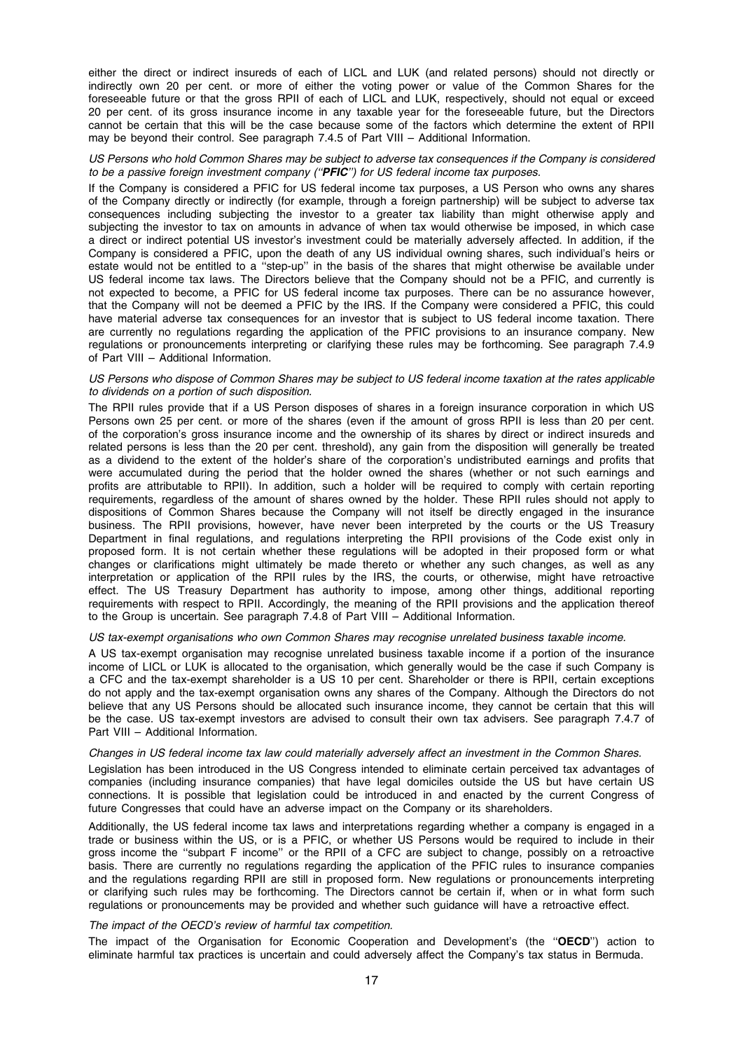either the direct or indirect insureds of each of LICL and LUK (and related persons) should not directly or indirectly own 20 per cent. or more of either the voting power or value of the Common Shares for the foreseeable future or that the gross RPII of each of LICL and LUK, respectively, should not equal or exceed 20 per cent. of its gross insurance income in any taxable year for the foreseeable future, but the Directors cannot be certain that this will be the case because some of the factors which determine the extent of RPII may be beyond their control. See paragraph 7.4.5 of Part VIII – Additional Information.

*US Persons who hold Common Shares may be subject to adverse tax consequences if the Company is considered to be a passive foreign investment company (''**PFIC**'') for US federal income tax purposes.*

If the Company is considered a PFIC for US federal income tax purposes, a US Person who owns any shares of the Company directly or indirectly (for example, through a foreign partnership) will be subject to adverse tax consequences including subjecting the investor to a greater tax liability than might otherwise apply and subjecting the investor to tax on amounts in advance of when tax would otherwise be imposed, in which case a direct or indirect potential US investor's investment could be materially adversely affected. In addition, if the Company is considered a PFIC, upon the death of any US individual owning shares, such individual's heirs or estate would not be entitled to a ''step-up'' in the basis of the shares that might otherwise be available under US federal income tax laws. The Directors believe that the Company should not be a PFIC, and currently is not expected to become, a PFIC for US federal income tax purposes. There can be no assurance however, that the Company will not be deemed a PFIC by the IRS. If the Company were considered a PFIC, this could have material adverse tax consequences for an investor that is subject to US federal income taxation. There are currently no regulations regarding the application of the PFIC provisions to an insurance company. New regulations or pronouncements interpreting or clarifying these rules may be forthcoming. See paragraph 7.4.9 of Part VIII – Additional Information.

*US Persons who dispose of Common Shares may be subject to US federal income taxation at the rates applicable to dividends on a portion of such disposition.*

The RPII rules provide that if a US Person disposes of shares in a foreign insurance corporation in which US Persons own 25 per cent. or more of the shares (even if the amount of gross RPII is less than 20 per cent. of the corporation's gross insurance income and the ownership of its shares by direct or indirect insureds and related persons is less than the 20 per cent. threshold), any gain from the disposition will generally be treated as a dividend to the extent of the holder's share of the corporation's undistributed earnings and profits that were accumulated during the period that the holder owned the shares (whether or not such earnings and profits are attributable to RPII). In addition, such a holder will be required to comply with certain reporting requirements, regardless of the amount of shares owned by the holder. These RPII rules should not apply to dispositions of Common Shares because the Company will not itself be directly engaged in the insurance business. The RPII provisions, however, have never been interpreted by the courts or the US Treasury Department in final regulations, and regulations interpreting the RPII provisions of the Code exist only in proposed form. It is not certain whether these regulations will be adopted in their proposed form or what changes or clarifications might ultimately be made thereto or whether any such changes, as well as any interpretation or application of the RPII rules by the IRS, the courts, or otherwise, might have retroactive effect. The US Treasury Department has authority to impose, among other things, additional reporting requirements with respect to RPII. Accordingly, the meaning of the RPII provisions and the application thereof to the Group is uncertain. See paragraph 7.4.8 of Part VIII – Additional Information.

*US tax-exempt organisations who own Common Shares may recognise unrelated business taxable income.*

A US tax-exempt organisation may recognise unrelated business taxable income if a portion of the insurance income of LICL or LUK is allocated to the organisation, which generally would be the case if such Company is a CFC and the tax-exempt shareholder is a US 10 per cent. Shareholder or there is RPII, certain exceptions do not apply and the tax-exempt organisation owns any shares of the Company. Although the Directors do not believe that any US Persons should be allocated such insurance income, they cannot be certain that this will be the case. US tax-exempt investors are advised to consult their own tax advisers. See paragraph 7.4.7 of Part VIII – Additional Information.

*Changes in US federal income tax law could materially adversely affect an investment in the Common Shares.*

Legislation has been introduced in the US Congress intended to eliminate certain perceived tax advantages of companies (including insurance companies) that have legal domiciles outside the US but have certain US connections. It is possible that legislation could be introduced in and enacted by the current Congress of future Congresses that could have an adverse impact on the Company or its shareholders.

Additionally, the US federal income tax laws and interpretations regarding whether a company is engaged in a trade or business within the US, or is a PFIC, or whether US Persons would be required to include in their gross income the ''subpart F income'' or the RPII of a CFC are subject to change, possibly on a retroactive basis. There are currently no regulations regarding the application of the PFIC rules to insurance companies and the regulations regarding RPII are still in proposed form. New regulations or pronouncements interpreting or clarifying such rules may be forthcoming. The Directors cannot be certain if, when or in what form such regulations or pronouncements may be provided and whether such guidance will have a retroactive effect.

*The impact of the OECD's review of harmful tax competition.*

The impact of the Organisation for Economic Cooperation and Development's (the ''**OECD**'') action to eliminate harmful tax practices is uncertain and could adversely affect the Company's tax status in Bermuda.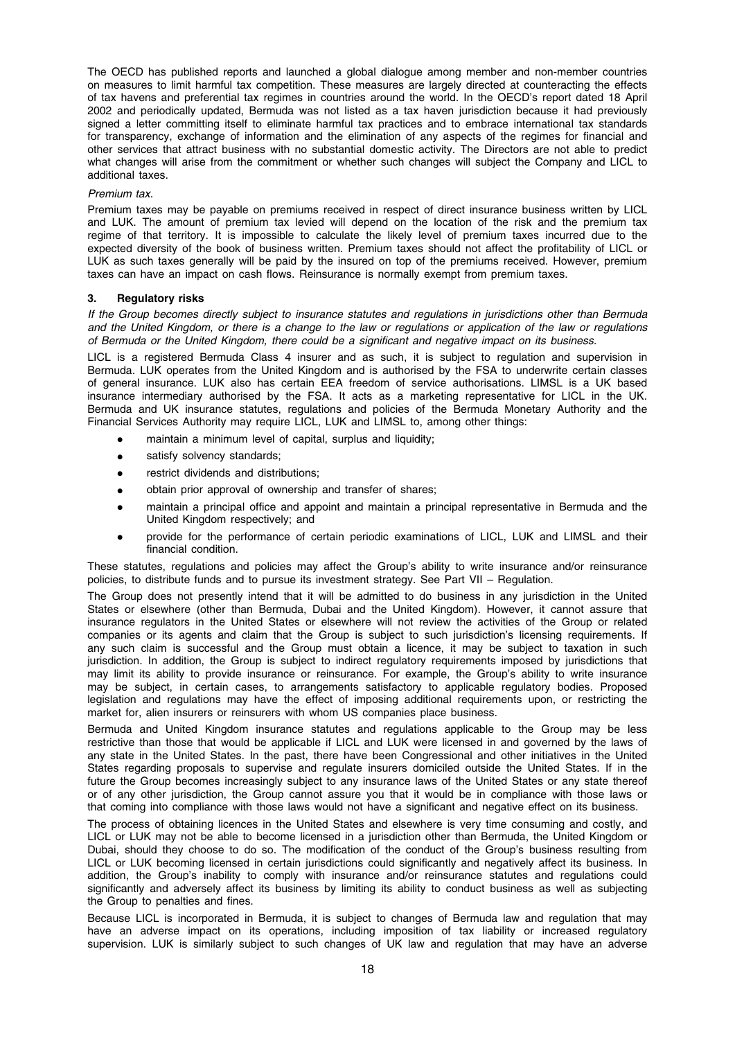The OECD has published reports and launched a global dialogue among member and non-member countries on measures to limit harmful tax competition. These measures are largely directed at counteracting the effects of tax havens and preferential tax regimes in countries around the world. In the OECD's report dated 18 April 2002 and periodically updated, Bermuda was not listed as a tax haven jurisdiction because it had previously signed a letter committing itself to eliminate harmful tax practices and to embrace international tax standards for transparency, exchange of information and the elimination of any aspects of the regimes for financial and other services that attract business with no substantial domestic activity. The Directors are not able to predict what changes will arise from the commitment or whether such changes will subject the Company and LICL to additional taxes.

*Premium tax.*

Premium taxes may be payable on premiums received in respect of direct insurance business written by LICL and LUK. The amount of premium tax levied will depend on the location of the risk and the premium tax regime of that territory. It is impossible to calculate the likely level of premium taxes incurred due to the expected diversity of the book of business written. Premium taxes should not affect the profitability of LICL or LUK as such taxes generally will be paid by the insured on top of the premiums received. However, premium taxes can have an impact on cash flows. Reinsurance is normally exempt from premium taxes.

### 3. Regulatory risks

*If the Group becomes directly subject to insurance statutes and regulations in jurisdictions other than Bermuda and the United Kingdom, or there is a change to the law or regulations or application of the law or regulations of Bermuda or the United Kingdom, there could be a significant and negative impact on its business.*

LICL is a registered Bermuda Class 4 insurer and as such, it is subject to regulation and supervision in Bermuda. LUK operates from the United Kingdom and is authorised by the FSA to underwrite certain classes of general insurance. LUK also has certain EEA freedom of service authorisations. LIMSL is a UK based insurance intermediary authorised by the FSA. It acts as a marketing representative for LICL in the UK. Bermuda and UK insurance statutes, regulations and policies of the Bermuda Monetary Authority and the Financial Services Authority may require LICL, LUK and LIMSL to, among other things:

- maintain a minimum level of capital, surplus and liquidity;
- satisfy solvency standards;
- restrict dividends and distributions;
- obtain prior approval of ownership and transfer of shares;
- maintain a principal office and appoint and maintain a principal representative in Bermuda and the United Kingdom respectively; and
- provide for the performance of certain periodic examinations of LICL, LUK and LIMSL and their financial condition.

These statutes, regulations and policies may affect the Group's ability to write insurance and/or reinsurance policies, to distribute funds and to pursue its investment strategy. See Part VII – Regulation.

The Group does not presently intend that it will be admitted to do business in any jurisdiction in the United States or elsewhere (other than Bermuda, Dubai and the United Kingdom). However, it cannot assure that insurance regulators in the United States or elsewhere will not review the activities of the Group or related companies or its agents and claim that the Group is subject to such jurisdiction's licensing requirements. If any such claim is successful and the Group must obtain a licence, it may be subject to taxation in such jurisdiction. In addition, the Group is subject to indirect regulatory requirements imposed by jurisdictions that may limit its ability to provide insurance or reinsurance. For example, the Group's ability to write insurance may be subject, in certain cases, to arrangements satisfactory to applicable regulatory bodies. Proposed legislation and regulations may have the effect of imposing additional requirements upon, or restricting the market for, alien insurers or reinsurers with whom US companies place business.

Bermuda and United Kingdom insurance statutes and regulations applicable to the Group may be less restrictive than those that would be applicable if LICL and LUK were licensed in and governed by the laws of any state in the United States. In the past, there have been Congressional and other initiatives in the United States regarding proposals to supervise and regulate insurers domiciled outside the United States. If in the future the Group becomes increasingly subject to any insurance laws of the United States or any state thereof or of any other jurisdiction, the Group cannot assure you that it would be in compliance with those laws or that coming into compliance with those laws would not have a significant and negative effect on its business.

The process of obtaining licences in the United States and elsewhere is very time consuming and costly, and LICL or LUK may not be able to become licensed in a jurisdiction other than Bermuda, the United Kingdom or Dubai, should they choose to do so. The modification of the conduct of the Group's business resulting from LICL or LUK becoming licensed in certain jurisdictions could significantly and negatively affect its business. In addition, the Group's inability to comply with insurance and/or reinsurance statutes and regulations could significantly and adversely affect its business by limiting its ability to conduct business as well as subjecting the Group to penalties and fines.

Because LICL is incorporated in Bermuda, it is subject to changes of Bermuda law and regulation that may have an adverse impact on its operations, including imposition of tax liability or increased regulatory supervision. LUK is similarly subject to such changes of UK law and regulation that may have an adverse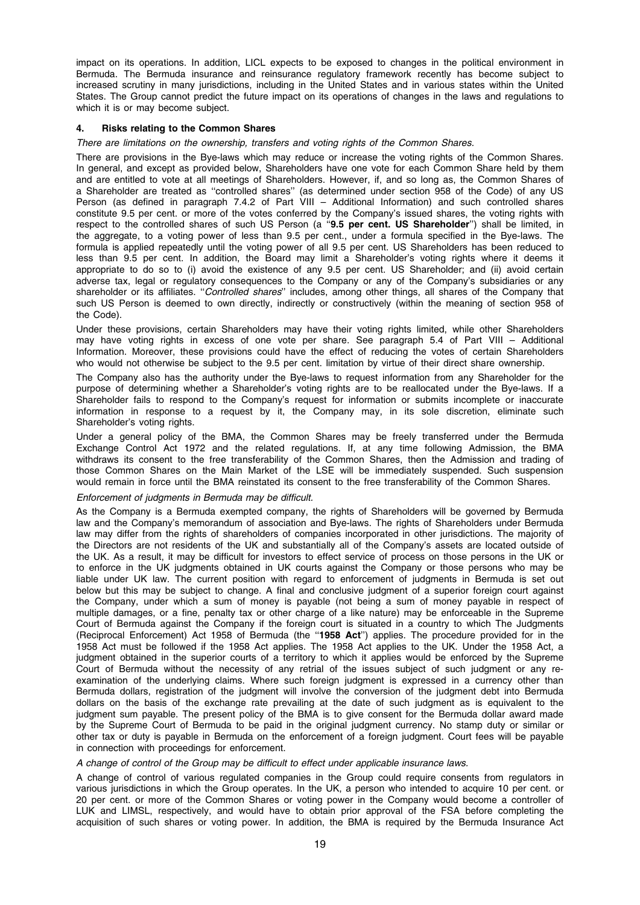impact on its operations. In addition, LICL expects to be exposed to changes in the political environment in Bermuda. The Bermuda insurance and reinsurance regulatory framework recently has become subject to increased scrutiny in many jurisdictions, including in the United States and in various states within the United States. The Group cannot predict the future impact on its operations of changes in the laws and regulations to which it is or may become subject.

### 4. Risks relating to the Common Shares

*There are limitations on the ownership, transfers and voting rights of the Common Shares.*

There are provisions in the Bye-laws which may reduce or increase the voting rights of the Common Shares. In general, and except as provided below, Shareholders have one vote for each Common Share held by them and are entitled to vote at all meetings of Shareholders. However, if, and so long as, the Common Shares of a Shareholder are treated as ''controlled shares'' (as determined under section 958 of the Code) of any US Person (as defined in paragraph 7.4.2 of Part VIII – Additional Information) and such controlled shares constitute 9.5 per cent. or more of the votes conferred by the Company's issued shares, the voting rights with respect to the controlled shares of such US Person (a ''**9.5 per cent. US Shareholder**'') shall be limited, in the aggregate, to a voting power of less than 9.5 per cent., under a formula specified in the Bye-laws. The formula is applied repeatedly until the voting power of all 9.5 per cent. US Shareholders has been reduced to less than 9.5 per cent. In addition, the Board may limit a Shareholder's voting rights where it deems it appropriate to do so to (i) avoid the existence of any 9.5 per cent. US Shareholder; and (ii) avoid certain adverse tax, legal or regulatory consequences to the Company or any of the Company's subsidiaries or any shareholder or its affiliates. ''*Controlled shares*'' includes, among other things, all shares of the Company that such US Person is deemed to own directly, indirectly or constructively (within the meaning of section 958 of the Code).

Under these provisions, certain Shareholders may have their voting rights limited, while other Shareholders may have voting rights in excess of one vote per share. See paragraph 5.4 of Part VIII – Additional Information. Moreover, these provisions could have the effect of reducing the votes of certain Shareholders who would not otherwise be subject to the 9.5 per cent. limitation by virtue of their direct share ownership.

The Company also has the authority under the Bye-laws to request information from any Shareholder for the purpose of determining whether a Shareholder's voting rights are to be reallocated under the Bye-laws. If a Shareholder fails to respond to the Company's request for information or submits incomplete or inaccurate information in response to a request by it, the Company may, in its sole discretion, eliminate such Shareholder's voting rights.

Under a general policy of the BMA, the Common Shares may be freely transferred under the Bermuda Exchange Control Act 1972 and the related regulations. If, at any time following Admission, the BMA withdraws its consent to the free transferability of the Common Shares, then the Admission and trading of those Common Shares on the Main Market of the LSE will be immediately suspended. Such suspension would remain in force until the BMA reinstated its consent to the free transferability of the Common Shares.

*Enforcement of judgments in Bermuda may be difficult.*

As the Company is a Bermuda exempted company, the rights of Shareholders will be governed by Bermuda law and the Company's memorandum of association and Bye-laws. The rights of Shareholders under Bermuda law may differ from the rights of shareholders of companies incorporated in other jurisdictions. The majority of the Directors are not residents of the UK and substantially all of the Company's assets are located outside of the UK. As a result, it may be difficult for investors to effect service of process on those persons in the UK or to enforce in the UK judgments obtained in UK courts against the Company or those persons who may be liable under UK law. The current position with regard to enforcement of judgments in Bermuda is set out below but this may be subject to change. A final and conclusive judgment of a superior foreign court against the Company, under which a sum of money is payable (not being a sum of money payable in respect of multiple damages, or a fine, penalty tax or other charge of a like nature) may be enforceable in the Supreme Court of Bermuda against the Company if the foreign court is situated in a country to which The Judgments (Reciprocal Enforcement) Act 1958 of Bermuda (the ''**1958 Act**'') applies. The procedure provided for in the 1958 Act must be followed if the 1958 Act applies. The 1958 Act applies to the UK. Under the 1958 Act, a judgment obtained in the superior courts of a territory to which it applies would be enforced by the Supreme Court of Bermuda without the necessity of any retrial of the issues subject of such judgment or any re-examination of the underlying claims. Where such foreign judgment is expressed in a currency other than Bermuda dollars, registration of the judgment will involve the conversion of the judgment debt into Bermuda dollars on the basis of the exchange rate prevailing at the date of such judgment as is equivalent to the judgment sum payable. The present policy of the BMA is to give consent for the Bermuda dollar award made by the Supreme Court of Bermuda to be paid in the original judgment currency. No stamp duty or similar or other tax or duty is payable in Bermuda on the enforcement of a foreign judgment. Court fees will be payable in connection with proceedings for enforcement.

*A change of control of the Group may be difficult to effect under applicable insurance laws.*

A change of control of various regulated companies in the Group could require consents from regulators in various jurisdictions in which the Group operates. In the UK, a person who intended to acquire 10 per cent. or 20 per cent. or more of the Common Shares or voting power in the Company would become a controller of LUK and LIMSL, respectively, and would have to obtain prior approval of the FSA before completing the acquisition of such shares or voting power. In addition, the BMA is required by the Bermuda Insurance Act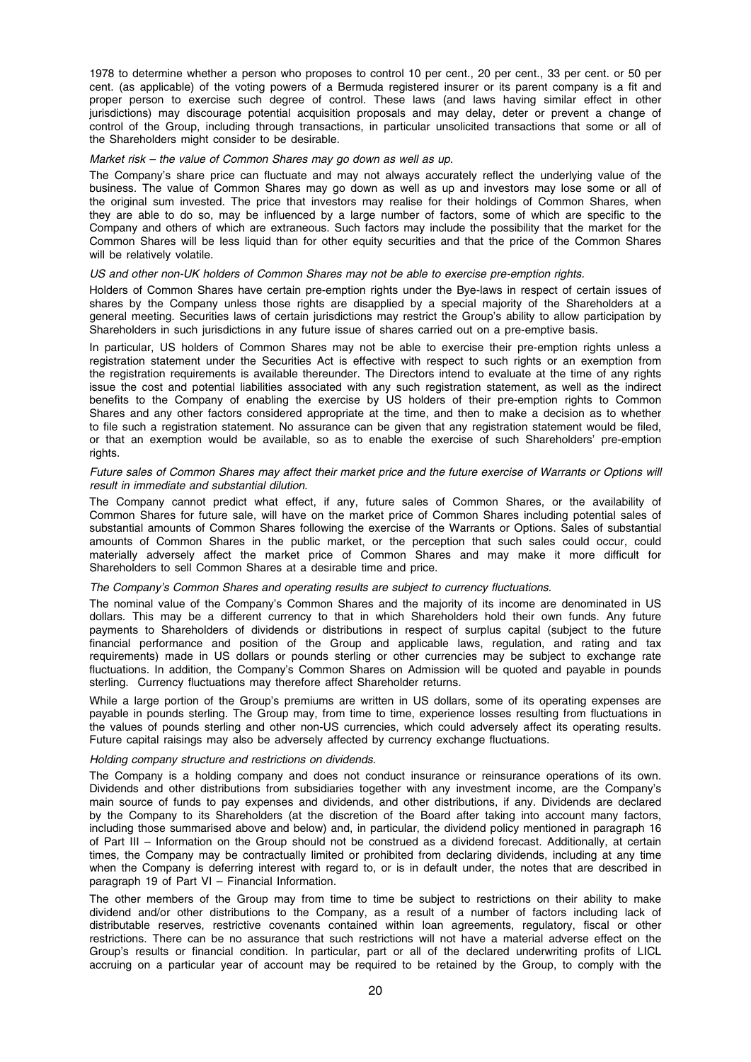1978 to determine whether a person who proposes to control 10 per cent., 20 per cent., 33 per cent. or 50 per cent. (as applicable) of the voting powers of a Bermuda registered insurer or its parent company is a fit and proper person to exercise such degree of control. These laws (and laws having similar effect in other jurisdictions) may discourage potential acquisition proposals and may delay, deter or prevent a change of control of the Group, including through transactions, in particular unsolicited transactions that some or all of the Shareholders might consider to be desirable.

*Market risk – the value of Common Shares may go down as well as up.*

The Company's share price can fluctuate and may not always accurately reflect the underlying value of the business. The value of Common Shares may go down as well as up and investors may lose some or all of the original sum invested. The price that investors may realise for their holdings of Common Shares, when they are able to do so, may be influenced by a large number of factors, some of which are specific to the Company and others of which are extraneous. Such factors may include the possibility that the market for the Common Shares will be less liquid than for other equity securities and that the price of the Common Shares will be relatively volatile.

*US and other non-UK holders of Common Shares may not be able to exercise pre-emption rights.*

Holders of Common Shares have certain pre-emption rights under the Bye-laws in respect of certain issues of shares by the Company unless those rights are disapplied by a special majority of the Shareholders at a general meeting. Securities laws of certain jurisdictions may restrict the Group's ability to allow participation by Shareholders in such jurisdictions in any future issue of shares carried out on a pre-emptive basis.

In particular, US holders of Common Shares may not be able to exercise their pre-emption rights unless a registration statement under the Securities Act is effective with respect to such rights or an exemption from the registration requirements is available thereunder. The Directors intend to evaluate at the time of any rights issue the cost and potential liabilities associated with any such registration statement, as well as the indirect benefits to the Company of enabling the exercise by US holders of their pre-emption rights to Common Shares and any other factors considered appropriate at the time, and then to make a decision as to whether to file such a registration statement. No assurance can be given that any registration statement would be filed, or that an exemption would be available, so as to enable the exercise of such Shareholders' pre-emption rights.

*Future sales of Common Shares may affect their market price and the future exercise of Warrants or Options will result in immediate and substantial dilution.*

The Company cannot predict what effect, if any, future sales of Common Shares, or the availability of Common Shares for future sale, will have on the market price of Common Shares including potential sales of substantial amounts of Common Shares following the exercise of the Warrants or Options. Sales of substantial amounts of Common Shares in the public market, or the perception that such sales could occur, could materially adversely affect the market price of Common Shares and may make it more difficult for Shareholders to sell Common Shares at a desirable time and price.

*The Company's Common Shares and operating results are subject to currency fluctuations.*

The nominal value of the Company's Common Shares and the majority of its income are denominated in US dollars. This may be a different currency to that in which Shareholders hold their own funds. Any future payments to Shareholders of dividends or distributions in respect of surplus capital (subject to the future financial performance and position of the Group and applicable laws, regulation, and rating and tax requirements) made in US dollars or pounds sterling or other currencies may be subject to exchange rate fluctuations. In addition, the Company's Common Shares on Admission will be quoted and payable in pounds sterling. Currency fluctuations may therefore affect Shareholder returns.

While a large portion of the Group's premiums are written in US dollars, some of its operating expenses are payable in pounds sterling. The Group may, from time to time, experience losses resulting from fluctuations in the values of pounds sterling and other non-US currencies, which could adversely affect its operating results. Future capital raisings may also be adversely affected by currency exchange fluctuations.

*Holding company structure and restrictions on dividends.*

The Company is a holding company and does not conduct insurance or reinsurance operations of its own. Dividends and other distributions from subsidiaries together with any investment income, are the Company's main source of funds to pay expenses and dividends, and other distributions, if any. Dividends are declared by the Company to its Shareholders (at the discretion of the Board after taking into account many factors, including those summarised above and below) and, in particular, the dividend policy mentioned in paragraph 16 of Part III – Information on the Group should not be construed as a dividend forecast. Additionally, at certain times, the Company may be contractually limited or prohibited from declaring dividends, including at any time when the Company is deferring interest with regard to, or is in default under, the notes that are described in paragraph 19 of Part VI – Financial Information.

The other members of the Group may from time to time be subject to restrictions on their ability to make dividend and/or other distributions to the Company, as a result of a number of factors including lack of distributable reserves, restrictive covenants contained within loan agreements, regulatory, fiscal or other restrictions. There can be no assurance that such restrictions will not have a material adverse effect on the Group's results or financial condition. In particular, part or all of the declared underwriting profits of LICL accruing on a particular year of account may be required to be retained by the Group, to comply with the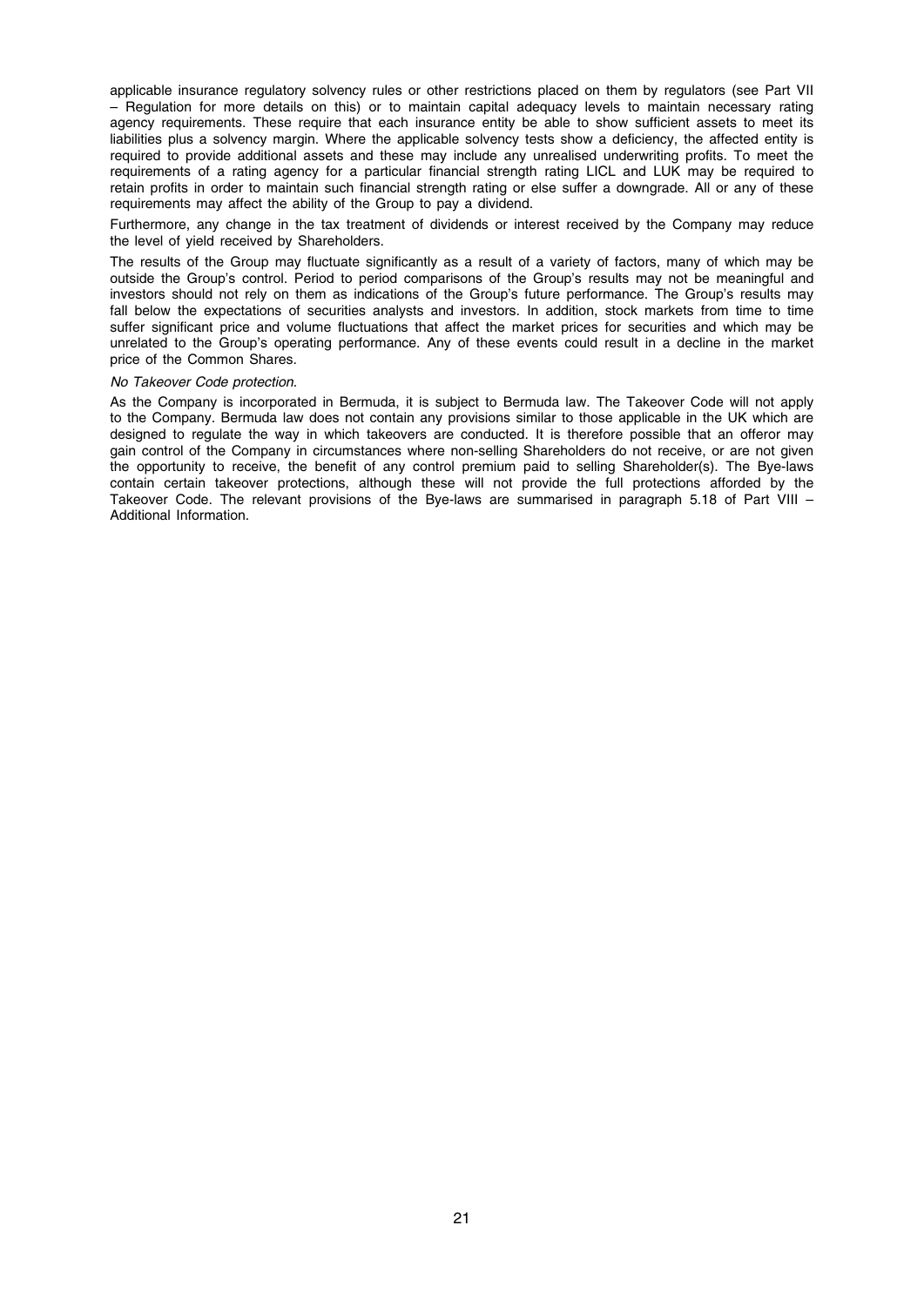applicable insurance regulatory solvency rules or other restrictions placed on them by regulators (see Part VII – Regulation for more details on this) or to maintain capital adequacy levels to maintain necessary rating agency requirements. These require that each insurance entity be able to show sufficient assets to meet its liabilities plus a solvency margin. Where the applicable solvency tests show a deficiency, the affected entity is required to provide additional assets and these may include any unrealised underwriting profits. To meet the requirements of a rating agency for a particular financial strength rating LICL and LUK may be required to retain profits in order to maintain such financial strength rating or else suffer a downgrade. All or any of these requirements may affect the ability of the Group to pay a dividend.

Furthermore, any change in the tax treatment of dividends or interest received by the Company may reduce the level of yield received by Shareholders.

The results of the Group may fluctuate significantly as a result of a variety of factors, many of which may be outside the Group's control. Period to period comparisons of the Group's results may not be meaningful and investors should not rely on them as indications of the Group's future performance. The Group's results may fall below the expectations of securities analysts and investors. In addition, stock markets from time to time suffer significant price and volume fluctuations that affect the market prices for securities and which may be unrelated to the Group's operating performance. Any of these events could result in a decline in the market price of the Common Shares.

*No Takeover Code protection.*

As the Company is incorporated in Bermuda, it is subject to Bermuda law. The Takeover Code will not apply to the Company. Bermuda law does not contain any provisions similar to those applicable in the UK which are designed to regulate the way in which takeovers are conducted. It is therefore possible that an offeror may gain control of the Company in circumstances where non-selling Shareholders do not receive, or are not given the opportunity to receive, the benefit of any control premium paid to selling Shareholder(s). The Bye-laws contain certain takeover protections, although these will not provide the full protections afforded by the Takeover Code. The relevant provisions of the Bye-laws are summarised in paragraph 5.18 of Part VIII – Additional Information.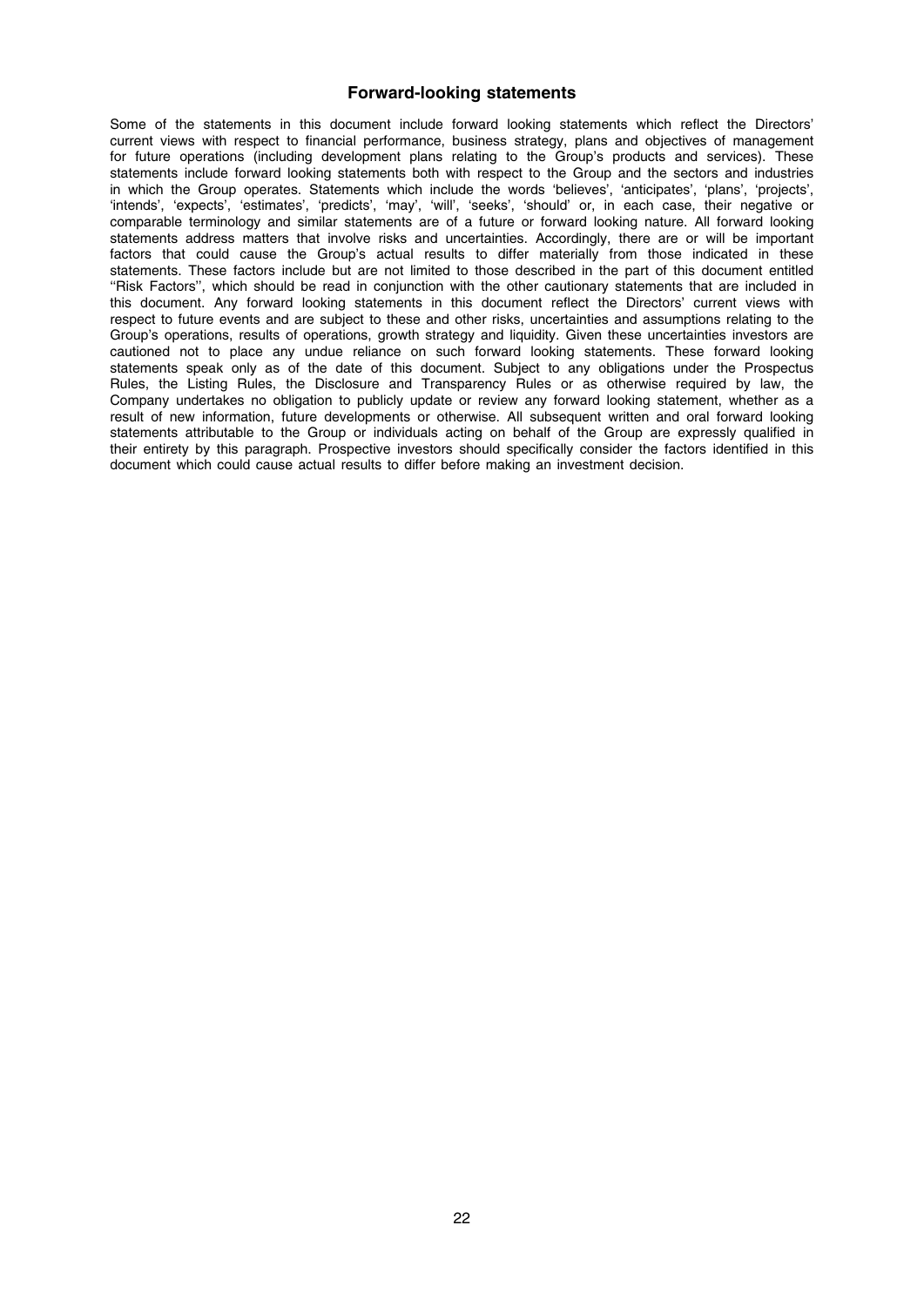## Forward-looking statements

Some of the statements in this document include forward looking statements which reflect the Directors' current views with respect to financial performance, business strategy, plans and objectives of management for future operations (including development plans relating to the Group's products and services). These statements include forward looking statements both with respect to the Group and the sectors and industries in which the Group operates. Statements which include the words 'believes', 'anticipates', 'plans', 'projects', 'intends', 'expects', 'estimates', 'predicts', 'may', 'will', 'seeks', 'should' or, in each case, their negative or comparable terminology and similar statements are of a future or forward looking nature. All forward looking statements address matters that involve risks and uncertainties. Accordingly, there are or will be important factors that could cause the Group's actual results to differ materially from those indicated in these statements. These factors include but are not limited to those described in the part of this document entitled ''Risk Factors'', which should be read in conjunction with the other cautionary statements that are included in this document. Any forward looking statements in this document reflect the Directors' current views with respect to future events and are subject to these and other risks, uncertainties and assumptions relating to the Group's operations, results of operations, growth strategy and liquidity. Given these uncertainties investors are cautioned not to place any undue reliance on such forward looking statements. These forward looking statements speak only as of the date of this document. Subject to any obligations under the Prospectus Rules, the Listing Rules, the Disclosure and Transparency Rules or as otherwise required by law, the Company undertakes no obligation to publicly update or review any forward looking statement, whether as a result of new information, future developments or otherwise. All subsequent written and oral forward looking statements attributable to the Group or individuals acting on behalf of the Group are expressly qualified in their entirety by this paragraph. Prospective investors should specifically consider the factors identified in this document which could cause actual results to differ before making an investment decision.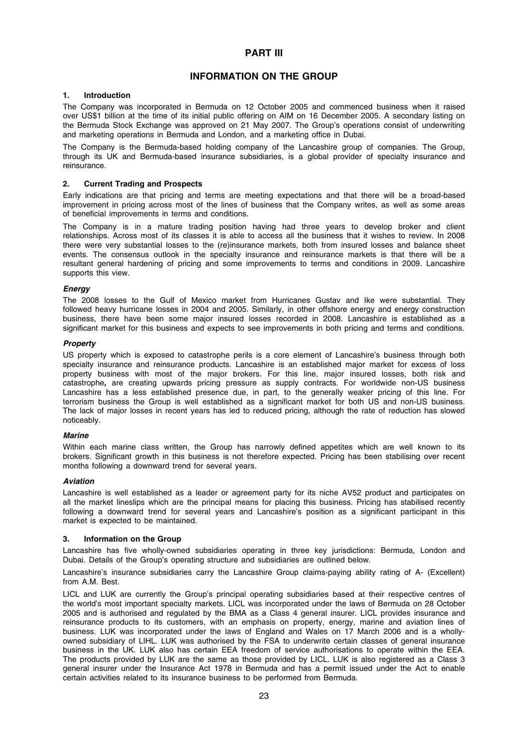# PART III

## INFORMATION ON THE GROUP

### 1. Introduction

The Company was incorporated in Bermuda on 12 October 2005 and commenced business when it raised over US$1 billion at the time of its initial public offering on AIM on 16 December 2005. A secondary listing on the Bermuda Stock Exchange was approved on 21 May 2007. The Group's operations consist of underwriting and marketing operations in Bermuda and London, and a marketing office in Dubai.

The Company is the Bermuda-based holding company of the Lancashire group of companies. The Group, through its UK and Bermuda-based insurance subsidiaries, is a global provider of specialty insurance and reinsurance.

### 2. Current Trading and Prospects

Early indications are that pricing and terms are meeting expectations and that there will be a broad-based improvement in pricing across most of the lines of business that the Company writes, as well as some areas of beneficial improvements in terms and conditions.

The Company is in a mature trading position having had three years to develop broker and client relationships. Across most of its classes it is able to access all the business that it wishes to review. In 2008 there were very substantial losses to the (re)insurance markets, both from insured losses and balance sheet events. The consensus outlook in the specialty insurance and reinsurance markets is that there will be a resultant general hardening of pricing and some improvements to terms and conditions in 2009. Lancashire supports this view.

#### *Energy*

The 2008 losses to the Gulf of Mexico market from Hurricanes Gustav and Ike were substantial. They followed heavy hurricane losses in 2004 and 2005. Similarly, in other offshore energy and energy construction business, there have been some major insured losses recorded in 2008. Lancashire is established as a significant market for this business and expects to see improvements in both pricing and terms and conditions.

#### *Property*

US property which is exposed to catastrophe perils is a core element of Lancashire's business through both specialty insurance and reinsurance products. Lancashire is an established major market for excess of loss property business with most of the major brokers. For this line, major insured losses, both risk and catastrophe, are creating upwards pricing pressure as supply contracts. For worldwide non-US business Lancashire has a less established presence due, in part, to the generally weaker pricing of this line. For terrorism business the Group is well established as a significant market for both US and non-US business. The lack of major losses in recent years has led to reduced pricing, although the rate of reduction has slowed noticeably.

#### *Marine*

Within each marine class written, the Group has narrowly defined appetites which are well known to its brokers. Significant growth in this business is not therefore expected. Pricing has been stabilising over recent months following a downward trend for several years.

#### *Aviation*

Lancashire is well established as a leader or agreement party for its niche AV52 product and participates on all the market lineslips which are the principal means for placing this business. Pricing has stabilised recently following a downward trend for several years and Lancashire's position as a significant participant in this market is expected to be maintained.

### 3. Information on the Group

Lancashire has five wholly-owned subsidiaries operating in three key jurisdictions: Bermuda, London and Dubai. Details of the Group's operating structure and subsidiaries are outlined below.

Lancashire's insurance subsidiaries carry the Lancashire Group claims-paying ability rating of A- (Excellent) from A.M. Best.

LICL and LUK are currently the Group's principal operating subsidiaries based at their respective centres of the world's most important specialty markets. LICL was incorporated under the laws of Bermuda on 28 October 2005 and is authorised and regulated by the BMA as a Class 4 general insurer. LICL provides insurance and reinsurance products to its customers, with an emphasis on property, energy, marine and aviation lines of business. LUK was incorporated under the laws of England and Wales on 17 March 2006 and is a wholly-owned subsidiary of LIHL. LUK was authorised by the FSA to underwrite certain classes of general insurance business in the UK. LUK also has certain EEA freedom of service authorisations to operate within the EEA. The products provided by LUK are the same as those provided by LICL. LUK is also registered as a Class 3 general insurer under the Insurance Act 1978 in Bermuda and has a permit issued under the Act to enable certain activities related to its insurance business to be performed from Bermuda.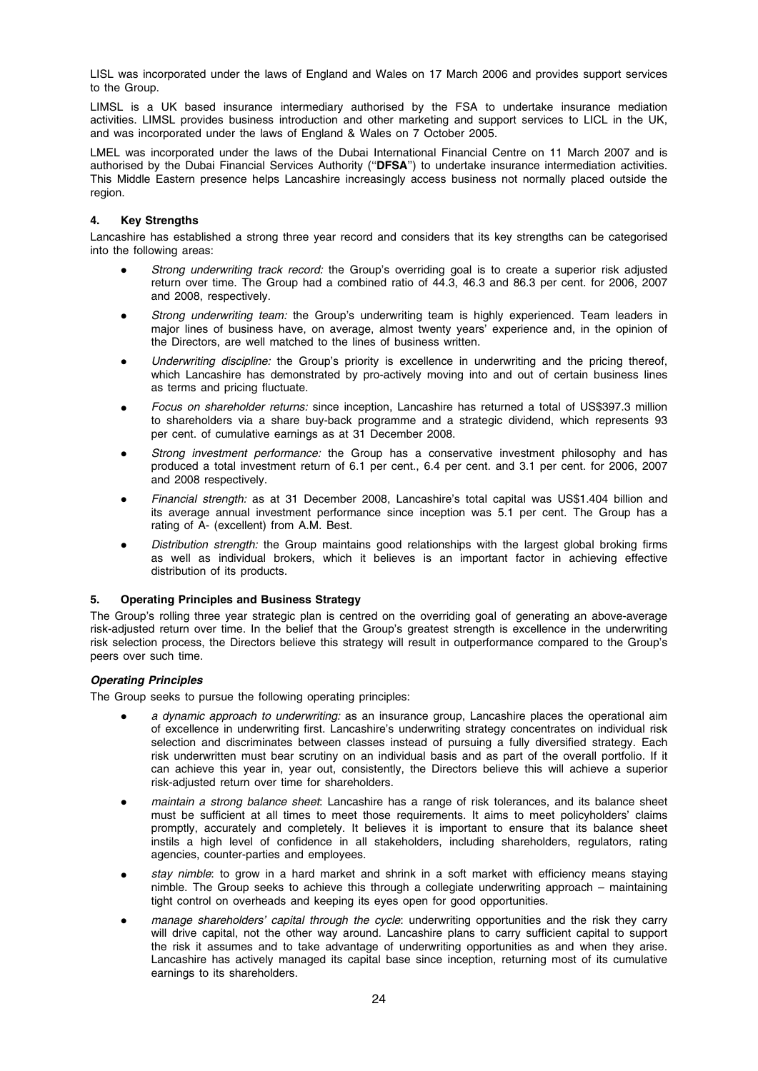LISL was incorporated under the laws of England and Wales on 17 March 2006 and provides support services to the Group.

LIMSL is a UK based insurance intermediary authorised by the FSA to undertake insurance mediation activities. LIMSL provides business introduction and other marketing and support services to LICL in the UK, and was incorporated under the laws of England & Wales on 7 October 2005.

LMEL was incorporated under the laws of the Dubai International Financial Centre on 11 March 2007 and is authorised by the Dubai Financial Services Authority (''**DFSA**'') to undertake insurance intermediation activities. This Middle Eastern presence helps Lancashire increasingly access business not normally placed outside the region.

## 4. Key Strengths

Lancashire has established a strong three year record and considers that its key strengths can be categorised into the following areas:

- *Strong underwriting track record:* the Group's overriding goal is to create a superior risk adjusted return over time. The Group had a combined ratio of 44.3, 46.3 and 86.3 per cent. for 2006, 2007 and 2008, respectively.
- *Strong underwriting team:* the Group's underwriting team is highly experienced. Team leaders in major lines of business have, on average, almost twenty years' experience and, in the opinion of the Directors, are well matched to the lines of business written.
- *Underwriting discipline:* the Group's priority is excellence in underwriting and the pricing thereof, which Lancashire has demonstrated by pro-actively moving into and out of certain business lines as terms and pricing fluctuate.
- *Focus on shareholder returns:* since inception, Lancashire has returned a total of US$397.3 million to shareholders via a share buy-back programme and a strategic dividend, which represents 93 per cent. of cumulative earnings as at 31 December 2008.
- *Strong investment performance:* the Group has a conservative investment philosophy and has produced a total investment return of 6.1 per cent., 6.4 per cent. and 3.1 per cent. for 2006, 2007 and 2008 respectively.
- *Financial strength:* as at 31 December 2008, Lancashire's total capital was US$1.404 billion and its average annual investment performance since inception was 5.1 per cent. The Group has a rating of A- (excellent) from A.M. Best.
- *Distribution strength:* the Group maintains good relationships with the largest global broking firms as well as individual brokers, which it believes is an important factor in achieving effective distribution of its products.

## 5. Operating Principles and Business Strategy

The Group's rolling three year strategic plan is centred on the overriding goal of generating an above-average risk-adjusted return over time. In the belief that the Group's greatest strength is excellence in the underwriting risk selection process, the Directors believe this strategy will result in outperformance compared to the Group's peers over such time.

### *Operating Principles*

The Group seeks to pursue the following operating principles:

- *a dynamic approach to underwriting:* as an insurance group, Lancashire places the operational aim of excellence in underwriting first. Lancashire's underwriting strategy concentrates on individual risk selection and discriminates between classes instead of pursuing a fully diversified strategy. Each risk underwritten must bear scrutiny on an individual basis and as part of the overall portfolio. If it can achieve this year in, year out, consistently, the Directors believe this will achieve a superior risk-adjusted return over time for shareholders.
- *maintain a strong balance sheet*: Lancashire has a range of risk tolerances, and its balance sheet must be sufficient at all times to meet those requirements. It aims to meet policyholders' claims promptly, accurately and completely. It believes it is important to ensure that its balance sheet instils a high level of confidence in all stakeholders, including shareholders, regulators, rating agencies, counter-parties and employees.
- *stay nimble*: to grow in a hard market and shrink in a soft market with efficiency means staying nimble. The Group seeks to achieve this through a collegiate underwriting approach – maintaining tight control on overheads and keeping its eyes open for good opportunities.
- *manage shareholders' capital through the cycle*: underwriting opportunities and the risk they carry will drive capital, not the other way around. Lancashire plans to carry sufficient capital to support the risk it assumes and to take advantage of underwriting opportunities as and when they arise. Lancashire has actively managed its capital base since inception, returning most of its cumulative earnings to its shareholders.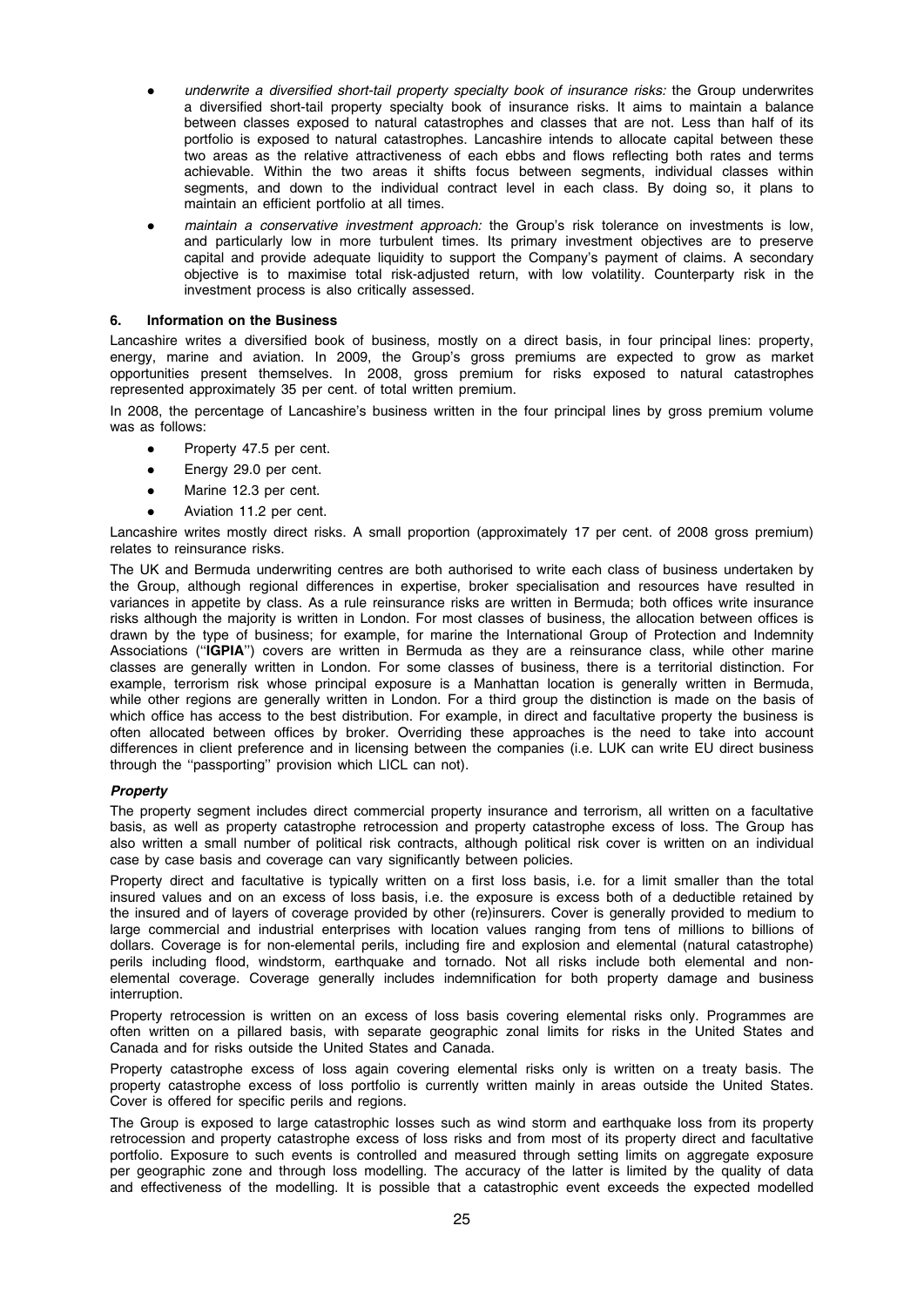- *underwrite a diversified short-tail property specialty book of insurance risks:* the Group underwrites a diversified short-tail property specialty book of insurance risks. It aims to maintain a balance between classes exposed to natural catastrophes and classes that are not. Less than half of its portfolio is exposed to natural catastrophes. Lancashire intends to allocate capital between these two areas as the relative attractiveness of each ebbs and flows reflecting both rates and terms achievable. Within the two areas it shifts focus between segments, individual classes within segments, and down to the individual contract level in each class. By doing so, it plans to maintain an efficient portfolio at all times.
- *maintain a conservative investment approach:* the Group's risk tolerance on investments is low, and particularly low in more turbulent times. Its primary investment objectives are to preserve capital and provide adequate liquidity to support the Company's payment of claims. A secondary objective is to maximise total risk-adjusted return, with low volatility. Counterparty risk in the investment process is also critically assessed.

## 6. Information on the Business

Lancashire writes a diversified book of business, mostly on a direct basis, in four principal lines: property, energy, marine and aviation. In 2009, the Group's gross premiums are expected to grow as market opportunities present themselves. In 2008, gross premium for risks exposed to natural catastrophes represented approximately 35 per cent. of total written premium.

In 2008, the percentage of Lancashire's business written in the four principal lines by gross premium volume was as follows:

- Property 47.5 per cent.
- Energy 29.0 per cent.
- Marine 12.3 per cent.
- Aviation 11.2 per cent.

Lancashire writes mostly direct risks. A small proportion (approximately 17 per cent. of 2008 gross premium) relates to reinsurance risks.

The UK and Bermuda underwriting centres are both authorised to write each class of business undertaken by the Group, although regional differences in expertise, broker specialisation and resources have resulted in variances in appetite by class. As a rule reinsurance risks are written in Bermuda; both offices write insurance risks although the majority is written in London. For most classes of business, the allocation between offices is drawn by the type of business; for example, for marine the International Group of Protection and Indemnity Associations (''**IGPIA**'') covers are written in Bermuda as they are a reinsurance class, while other marine classes are generally written in London. For some classes of business, there is a territorial distinction. For example, terrorism risk whose principal exposure is a Manhattan location is generally written in Bermuda, while other regions are generally written in London. For a third group the distinction is made on the basis of which office has access to the best distribution. For example, in direct and facultative property the business is often allocated between offices by broker. Overriding these approaches is the need to take into account differences in client preference and in licensing between the companies (i.e. LUK can write EU direct business through the ''passporting'' provision which LICL can not).

### *Property*

The property segment includes direct commercial property insurance and terrorism, all written on a facultative basis, as well as property catastrophe retrocession and property catastrophe excess of loss. The Group has also written a small number of political risk contracts, although political risk cover is written on an individual case by case basis and coverage can vary significantly between policies.

Property direct and facultative is typically written on a first loss basis, i.e. for a limit smaller than the total insured values and on an excess of loss basis, i.e. the exposure is excess both of a deductible retained by the insured and of layers of coverage provided by other (re)insurers. Cover is generally provided to medium to large commercial and industrial enterprises with location values ranging from tens of millions to billions of dollars. Coverage is for non-elemental perils, including fire and explosion and elemental (natural catastrophe) perils including flood, windstorm, earthquake and tornado. Not all risks include both elemental and non-elemental coverage. Coverage generally includes indemnification for both property damage and business interruption.

Property retrocession is written on an excess of loss basis covering elemental risks only. Programmes are often written on a pillared basis, with separate geographic zonal limits for risks in the United States and Canada and for risks outside the United States and Canada.

Property catastrophe excess of loss again covering elemental risks only is written on a treaty basis. The property catastrophe excess of loss portfolio is currently written mainly in areas outside the United States. Cover is offered for specific perils and regions.

The Group is exposed to large catastrophic losses such as wind storm and earthquake loss from its property retrocession and property catastrophe excess of loss risks and from most of its property direct and facultative portfolio. Exposure to such events is controlled and measured through setting limits on aggregate exposure per geographic zone and through loss modelling. The accuracy of the latter is limited by the quality of data and effectiveness of the modelling. It is possible that a catastrophic event exceeds the expected modelled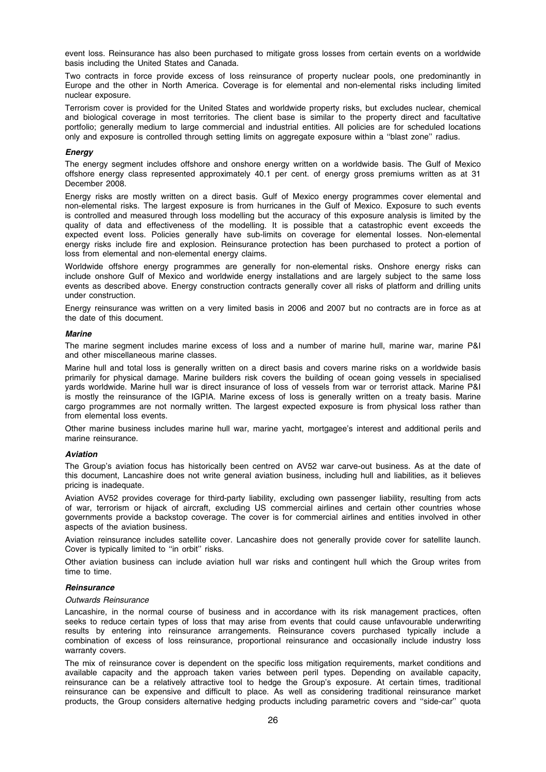event loss. Reinsurance has also been purchased to mitigate gross losses from certain events on a worldwide basis including the United States and Canada.

Two contracts in force provide excess of loss reinsurance of property nuclear pools, one predominantly in Europe and the other in North America. Coverage is for elemental and non-elemental risks including limited nuclear exposure.

Terrorism cover is provided for the United States and worldwide property risks, but excludes nuclear, chemical and biological coverage in most territories. The client base is similar to the property direct and facultative portfolio; generally medium to large commercial and industrial entities. All policies are for scheduled locations only and exposure is controlled through setting limits on aggregate exposure within a ''blast zone'' radius.

***Energy***

The energy segment includes offshore and onshore energy written on a worldwide basis. The Gulf of Mexico offshore energy class represented approximately 40.1 per cent. of energy gross premiums written as at 31 December 2008.

Energy risks are mostly written on a direct basis. Gulf of Mexico energy programmes cover elemental and non-elemental risks. The largest exposure is from hurricanes in the Gulf of Mexico. Exposure to such events is controlled and measured through loss modelling but the accuracy of this exposure analysis is limited by the quality of data and effectiveness of the modelling. It is possible that a catastrophic event exceeds the expected event loss. Policies generally have sub-limits on coverage for elemental losses. Non-elemental energy risks include fire and explosion. Reinsurance protection has been purchased to protect a portion of loss from elemental and non-elemental energy claims.

Worldwide offshore energy programmes are generally for non-elemental risks. Onshore energy risks can include onshore Gulf of Mexico and worldwide energy installations and are largely subject to the same loss events as described above. Energy construction contracts generally cover all risks of platform and drilling units under construction.

Energy reinsurance was written on a very limited basis in 2006 and 2007 but no contracts are in force as at the date of this document.

***Marine***

The marine segment includes marine excess of loss and a number of marine hull, marine war, marine P&I and other miscellaneous marine classes.

Marine hull and total loss is generally written on a direct basis and covers marine risks on a worldwide basis primarily for physical damage. Marine builders risk covers the building of ocean going vessels in specialised yards worldwide. Marine hull war is direct insurance of loss of vessels from war or terrorist attack. Marine P&I is mostly the reinsurance of the IGPIA. Marine excess of loss is generally written on a treaty basis. Marine cargo programmes are not normally written. The largest expected exposure is from physical loss rather than from elemental loss events.

Other marine business includes marine hull war, marine yacht, mortgagee's interest and additional perils and marine reinsurance.

***Aviation***

The Group's aviation focus has historically been centred on AV52 war carve-out business. As at the date of this document, Lancashire does not write general aviation business, including hull and liabilities, as it believes pricing is inadequate.

Aviation AV52 provides coverage for third-party liability, excluding own passenger liability, resulting from acts of war, terrorism or hijack of aircraft, excluding US commercial airlines and certain other countries whose governments provide a backstop coverage. The cover is for commercial airlines and entities involved in other aspects of the aviation business.

Aviation reinsurance includes satellite cover. Lancashire does not generally provide cover for satellite launch. Cover is typically limited to ''in orbit'' risks.

Other aviation business can include aviation hull war risks and contingent hull which the Group writes from time to time.

***Reinsurance***

*Outwards Reinsurance*

Lancashire, in the normal course of business and in accordance with its risk management practices, often seeks to reduce certain types of loss that may arise from events that could cause unfavourable underwriting results by entering into reinsurance arrangements. Reinsurance covers purchased typically include a combination of excess of loss reinsurance, proportional reinsurance and occasionally include industry loss warranty covers.

The mix of reinsurance cover is dependent on the specific loss mitigation requirements, market conditions and available capacity and the approach taken varies between peril types. Depending on available capacity, reinsurance can be a relatively attractive tool to hedge the Group's exposure. At certain times, traditional reinsurance can be expensive and difficult to place. As well as considering traditional reinsurance market products, the Group considers alternative hedging products including parametric covers and ''side-car'' quota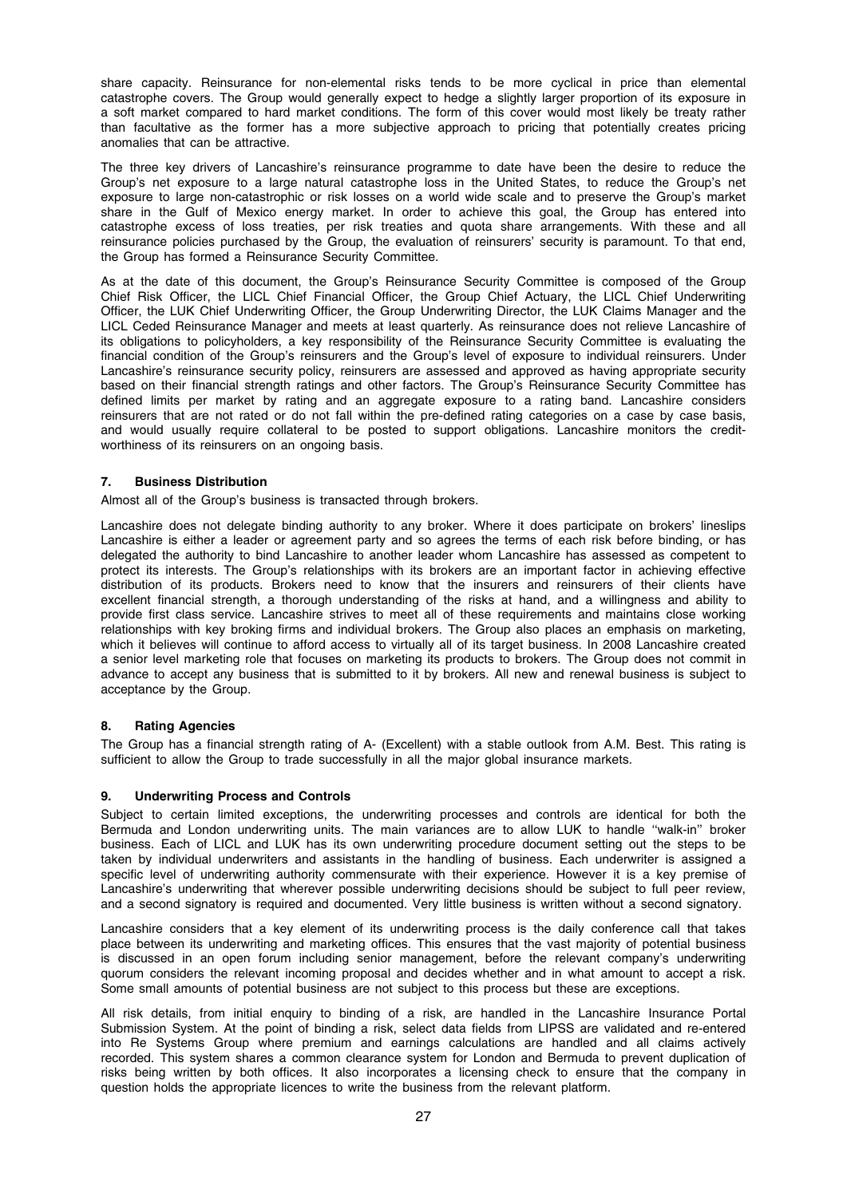share capacity. Reinsurance for non-elemental risks tends to be more cyclical in price than elemental catastrophe covers. The Group would generally expect to hedge a slightly larger proportion of its exposure in a soft market compared to hard market conditions. The form of this cover would most likely be treaty rather than facultative as the former has a more subjective approach to pricing that potentially creates pricing anomalies that can be attractive.

The three key drivers of Lancashire's reinsurance programme to date have been the desire to reduce the Group's net exposure to a large natural catastrophe loss in the United States, to reduce the Group's net exposure to large non-catastrophic or risk losses on a world wide scale and to preserve the Group's market share in the Gulf of Mexico energy market. In order to achieve this goal, the Group has entered into catastrophe excess of loss treaties, per risk treaties and quota share arrangements. With these and all reinsurance policies purchased by the Group, the evaluation of reinsurers' security is paramount. To that end, the Group has formed a Reinsurance Security Committee.

As at the date of this document, the Group's Reinsurance Security Committee is composed of the Group Chief Risk Officer, the LICL Chief Financial Officer, the Group Chief Actuary, the LICL Chief Underwriting Officer, the LUK Chief Underwriting Officer, the Group Underwriting Director, the LUK Claims Manager and the LICL Ceded Reinsurance Manager and meets at least quarterly. As reinsurance does not relieve Lancashire of its obligations to policyholders, a key responsibility of the Reinsurance Security Committee is evaluating the financial condition of the Group's reinsurers and the Group's level of exposure to individual reinsurers. Under Lancashire's reinsurance security policy, reinsurers are assessed and approved as having appropriate security based on their financial strength ratings and other factors. The Group's Reinsurance Security Committee has defined limits per market by rating and an aggregate exposure to a rating band. Lancashire considers reinsurers that are not rated or do not fall within the pre-defined rating categories on a case by case basis, and would usually require collateral to be posted to support obligations. Lancashire monitors the credit-worthiness of its reinsurers on an ongoing basis.

### 7. Business Distribution

Almost all of the Group's business is transacted through brokers.

Lancashire does not delegate binding authority to any broker. Where it does participate on brokers' lineslips Lancashire is either a leader or agreement party and so agrees the terms of each risk before binding, or has delegated the authority to bind Lancashire to another leader whom Lancashire has assessed as competent to protect its interests. The Group's relationships with its brokers are an important factor in achieving effective distribution of its products. Brokers need to know that the insurers and reinsurers of their clients have excellent financial strength, a thorough understanding of the risks at hand, and a willingness and ability to provide first class service. Lancashire strives to meet all of these requirements and maintains close working relationships with key broking firms and individual brokers. The Group also places an emphasis on marketing, which it believes will continue to afford access to virtually all of its target business. In 2008 Lancashire created a senior level marketing role that focuses on marketing its products to brokers. The Group does not commit in advance to accept any business that is submitted to it by brokers. All new and renewal business is subject to acceptance by the Group.

### 8. Rating Agencies

The Group has a financial strength rating of A- (Excellent) with a stable outlook from A.M. Best. This rating is sufficient to allow the Group to trade successfully in all the major global insurance markets.

### 9. Underwriting Process and Controls

Subject to certain limited exceptions, the underwriting processes and controls are identical for both the Bermuda and London underwriting units. The main variances are to allow LUK to handle "walk-in" broker business. Each of LICL and LUK has its own underwriting procedure document setting out the steps to be taken by individual underwriters and assistants in the handling of business. Each underwriter is assigned a specific level of underwriting authority commensurate with their experience. However it is a key premise of Lancashire's underwriting that wherever possible underwriting decisions should be subject to full peer review, and a second signatory is required and documented. Very little business is written without a second signatory.

Lancashire considers that a key element of its underwriting process is the daily conference call that takes place between its underwriting and marketing offices. This ensures that the vast majority of potential business is discussed in an open forum including senior management, before the relevant company's underwriting quorum considers the relevant incoming proposal and decides whether and in what amount to accept a risk. Some small amounts of potential business are not subject to this process but these are exceptions.

All risk details, from initial enquiry to binding of a risk, are handled in the Lancashire Insurance Portal Submission System. At the point of binding a risk, select data fields from LIPSS are validated and re-entered into Re Systems Group where premium and earnings calculations are handled and all claims actively recorded. This system shares a common clearance system for London and Bermuda to prevent duplication of risks being written by both offices. It also incorporates a licensing check to ensure that the company in question holds the appropriate licences to write the business from the relevant platform.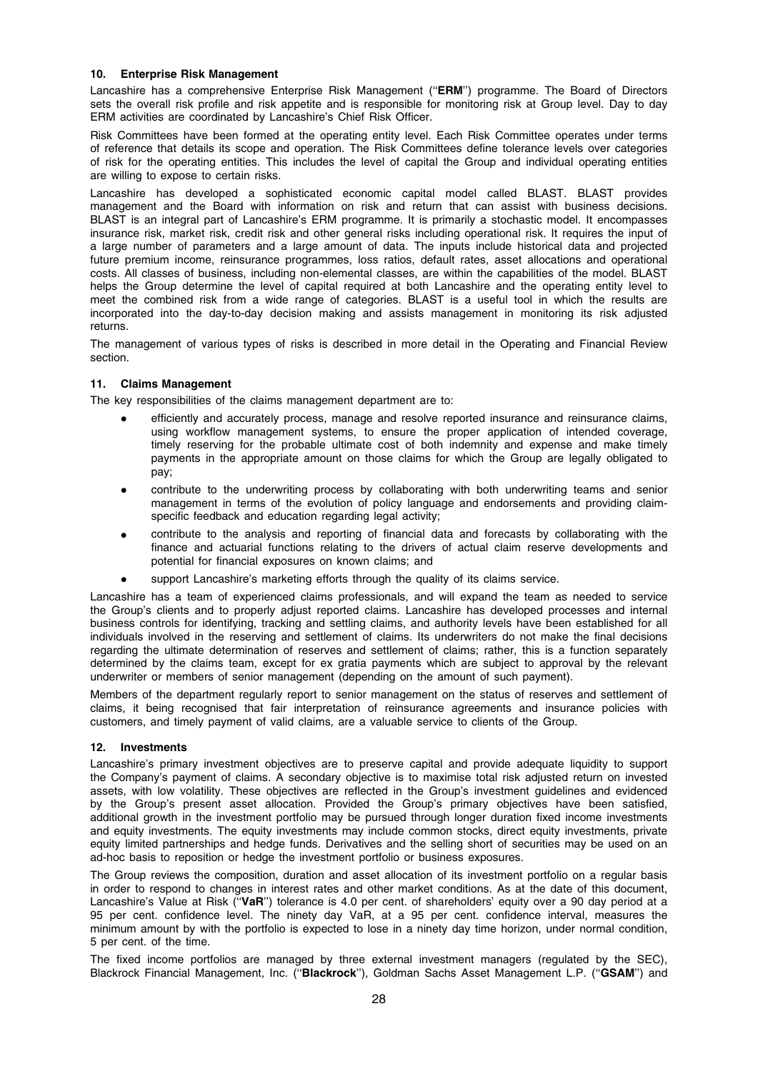### 10. Enterprise Risk Management

Lancashire has a comprehensive Enterprise Risk Management (''**ERM**'') programme. The Board of Directors sets the overall risk profile and risk appetite and is responsible for monitoring risk at Group level. Day to day ERM activities are coordinated by Lancashire's Chief Risk Officer.

Risk Committees have been formed at the operating entity level. Each Risk Committee operates under terms of reference that details its scope and operation. The Risk Committees define tolerance levels over categories of risk for the operating entities. This includes the level of capital the Group and individual operating entities are willing to expose to certain risks.

Lancashire has developed a sophisticated economic capital model called BLAST. BLAST provides management and the Board with information on risk and return that can assist with business decisions. BLAST is an integral part of Lancashire's ERM programme. It is primarily a stochastic model. It encompasses insurance risk, market risk, credit risk and other general risks including operational risk. It requires the input of a large number of parameters and a large amount of data. The inputs include historical data and projected future premium income, reinsurance programmes, loss ratios, default rates, asset allocations and operational costs. All classes of business, including non-elemental classes, are within the capabilities of the model. BLAST helps the Group determine the level of capital required at both Lancashire and the operating entity level to meet the combined risk from a wide range of categories. BLAST is a useful tool in which the results are incorporated into the day-to-day decision making and assists management in monitoring its risk adjusted returns.

The management of various types of risks is described in more detail in the Operating and Financial Review section.

### 11. Claims Management

The key responsibilities of the claims management department are to:

- efficiently and accurately process, manage and resolve reported insurance and reinsurance claims, using workflow management systems, to ensure the proper application of intended coverage, timely reserving for the probable ultimate cost of both indemnity and expense and make timely payments in the appropriate amount on those claims for which the Group are legally obligated to pay;
- contribute to the underwriting process by collaborating with both underwriting teams and senior management in terms of the evolution of policy language and endorsements and providing claim-specific feedback and education regarding legal activity;
- contribute to the analysis and reporting of financial data and forecasts by collaborating with the finance and actuarial functions relating to the drivers of actual claim reserve developments and potential for financial exposures on known claims; and
- support Lancashire's marketing efforts through the quality of its claims service.

Lancashire has a team of experienced claims professionals, and will expand the team as needed to service the Group's clients and to properly adjust reported claims. Lancashire has developed processes and internal business controls for identifying, tracking and settling claims, and authority levels have been established for all individuals involved in the reserving and settlement of claims. Its underwriters do not make the final decisions regarding the ultimate determination of reserves and settlement of claims; rather, this is a function separately determined by the claims team, except for ex gratia payments which are subject to approval by the relevant underwriter or members of senior management (depending on the amount of such payment).

Members of the department regularly report to senior management on the status of reserves and settlement of claims, it being recognised that fair interpretation of reinsurance agreements and insurance policies with customers, and timely payment of valid claims, are a valuable service to clients of the Group.

### 12. Investments

Lancashire's primary investment objectives are to preserve capital and provide adequate liquidity to support the Company's payment of claims. A secondary objective is to maximise total risk adjusted return on invested assets, with low volatility. These objectives are reflected in the Group's investment guidelines and evidenced by the Group's present asset allocation. Provided the Group's primary objectives have been satisfied, additional growth in the investment portfolio may be pursued through longer duration fixed income investments and equity investments. The equity investments may include common stocks, direct equity investments, private equity limited partnerships and hedge funds. Derivatives and the selling short of securities may be used on an ad-hoc basis to reposition or hedge the investment portfolio or business exposures.

The Group reviews the composition, duration and asset allocation of its investment portfolio on a regular basis in order to respond to changes in interest rates and other market conditions. As at the date of this document, Lancashire's Value at Risk (''**VaR**'') tolerance is 4.0 per cent. of shareholders' equity over a 90 day period at a 95 per cent. confidence level. The ninety day VaR, at a 95 per cent. confidence interval, measures the minimum amount by with the portfolio is expected to lose in a ninety day time horizon, under normal condition, 5 per cent. of the time.

The fixed income portfolios are managed by three external investment managers (regulated by the SEC), Blackrock Financial Management, Inc. (''**Blackrock**''), Goldman Sachs Asset Management L.P. (''**GSAM**'') and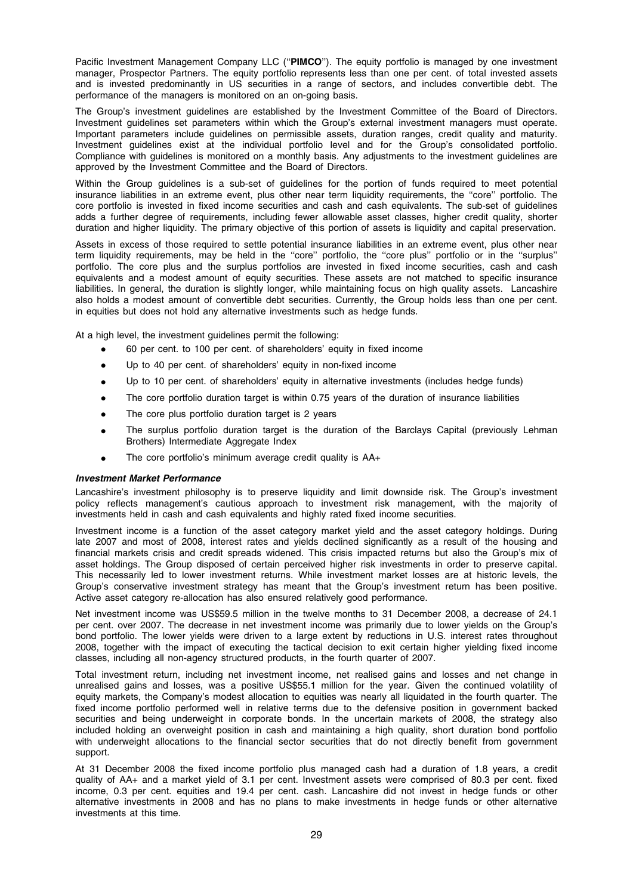Pacific Investment Management Company LLC (''**PIMCO**''). The equity portfolio is managed by one investment manager, Prospector Partners. The equity portfolio represents less than one per cent. of total invested assets and is invested predominantly in US securities in a range of sectors, and includes convertible debt. The performance of the managers is monitored on an on-going basis.

The Group's investment guidelines are established by the Investment Committee of the Board of Directors. Investment guidelines set parameters within which the Group's external investment managers must operate. Important parameters include guidelines on permissible assets, duration ranges, credit quality and maturity. Investment guidelines exist at the individual portfolio level and for the Group's consolidated portfolio. Compliance with guidelines is monitored on a monthly basis. Any adjustments to the investment guidelines are approved by the Investment Committee and the Board of Directors.

Within the Group guidelines is a sub-set of guidelines for the portion of funds required to meet potential insurance liabilities in an extreme event, plus other near term liquidity requirements, the ''core'' portfolio. The core portfolio is invested in fixed income securities and cash and cash equivalents. The sub-set of guidelines adds a further degree of requirements, including fewer allowable asset classes, higher credit quality, shorter duration and higher liquidity. The primary objective of this portion of assets is liquidity and capital preservation.

Assets in excess of those required to settle potential insurance liabilities in an extreme event, plus other near term liquidity requirements, may be held in the ''core'' portfolio, the ''core plus'' portfolio or in the ''surplus'' portfolio. The core plus and the surplus portfolios are invested in fixed income securities, cash and cash equivalents and a modest amount of equity securities. These assets are not matched to specific insurance liabilities. In general, the duration is slightly longer, while maintaining focus on high quality assets. Lancashire also holds a modest amount of convertible debt securities. Currently, the Group holds less than one per cent. in equities but does not hold any alternative investments such as hedge funds.

At a high level, the investment guidelines permit the following:

- 60 per cent. to 100 per cent. of shareholders' equity in fixed income
- Up to 40 per cent. of shareholders' equity in non-fixed income
- Up to 10 per cent. of shareholders' equity in alternative investments (includes hedge funds)
- The core portfolio duration target is within 0.75 years of the duration of insurance liabilities
- The core plus portfolio duration target is 2 years
- The surplus portfolio duration target is the duration of the Barclays Capital (previously Lehman Brothers) Intermediate Aggregate Index
- The core portfolio's minimum average credit quality is AA+

***Investment Market Performance***

Lancashire's investment philosophy is to preserve liquidity and limit downside risk. The Group's investment policy reflects management's cautious approach to investment risk management, with the majority of investments held in cash and cash equivalents and highly rated fixed income securities.

Investment income is a function of the asset category market yield and the asset category holdings. During late 2007 and most of 2008, interest rates and yields declined significantly as a result of the housing and financial markets crisis and credit spreads widened. This crisis impacted returns but also the Group's mix of asset holdings. The Group disposed of certain perceived higher risk investments in order to preserve capital. This necessarily led to lower investment returns. While investment market losses are at historic levels, the Group's conservative investment strategy has meant that the Group's investment return has been positive. Active asset category re-allocation has also ensured relatively good performance.

Net investment income was US$59.5 million in the twelve months to 31 December 2008, a decrease of 24.1 per cent. over 2007. The decrease in net investment income was primarily due to lower yields on the Group's bond portfolio. The lower yields were driven to a large extent by reductions in U.S. interest rates throughout 2008, together with the impact of executing the tactical decision to exit certain higher yielding fixed income classes, including all non-agency structured products, in the fourth quarter of 2007.

Total investment return, including net investment income, net realised gains and losses and net change in unrealised gains and losses, was a positive US$55.1 million for the year. Given the continued volatility of equity markets, the Company's modest allocation to equities was nearly all liquidated in the fourth quarter. The fixed income portfolio performed well in relative terms due to the defensive position in government backed securities and being underweight in corporate bonds. In the uncertain markets of 2008, the strategy also included holding an overweight position in cash and maintaining a high quality, short duration bond portfolio with underweight allocations to the financial sector securities that do not directly benefit from government support.

At 31 December 2008 the fixed income portfolio plus managed cash had a duration of 1.8 years, a credit quality of AA+ and a market yield of 3.1 per cent. Investment assets were comprised of 80.3 per cent. fixed income, 0.3 per cent. equities and 19.4 per cent. cash. Lancashire did not invest in hedge funds or other alternative investments in 2008 and has no plans to make investments in hedge funds or other alternative investments at this time.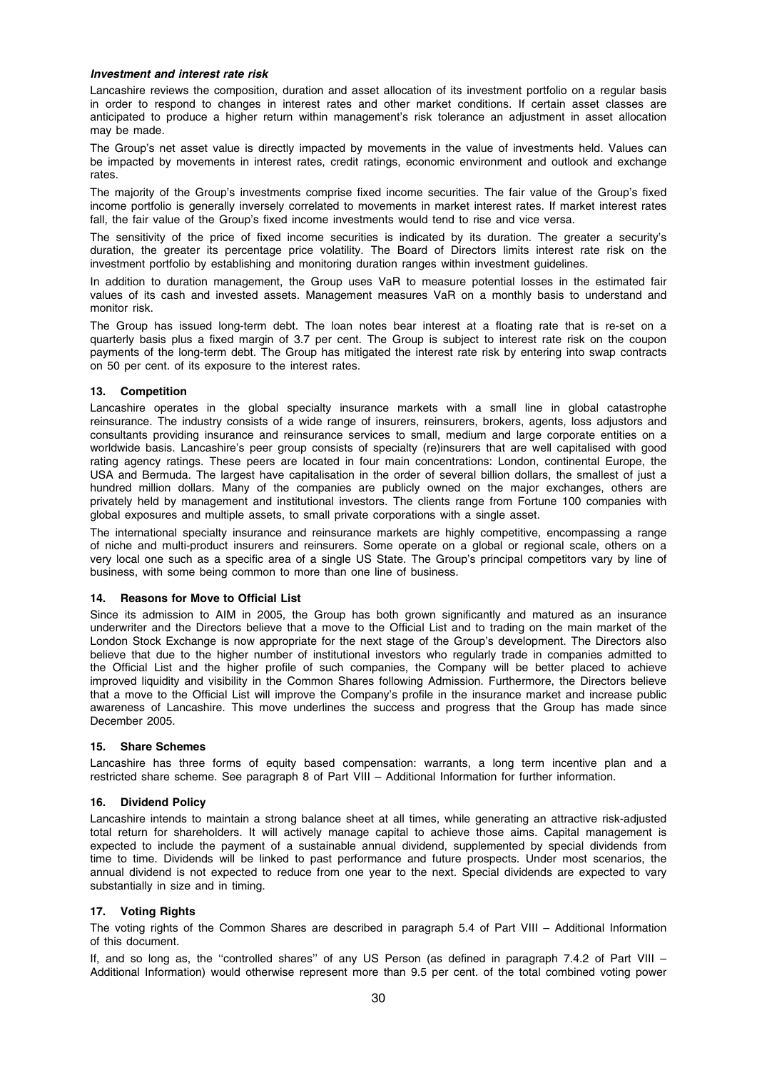***Investment and interest rate risk***

Lancashire reviews the composition, duration and asset allocation of its investment portfolio on a regular basis in order to respond to changes in interest rates and other market conditions. If certain asset classes are anticipated to produce a higher return within management's risk tolerance an adjustment in asset allocation may be made.

The Group's net asset value is directly impacted by movements in the value of investments held. Values can be impacted by movements in interest rates, credit ratings, economic environment and outlook and exchange rates.

The majority of the Group's investments comprise fixed income securities. The fair value of the Group's fixed income portfolio is generally inversely correlated to movements in market interest rates. If market interest rates fall, the fair value of the Group's fixed income investments would tend to rise and vice versa.

The sensitivity of the price of fixed income securities is indicated by its duration. The greater a security's duration, the greater its percentage price volatility. The Board of Directors limits interest rate risk on the investment portfolio by establishing and monitoring duration ranges within investment guidelines.

In addition to duration management, the Group uses VaR to measure potential losses in the estimated fair values of its cash and invested assets. Management measures VaR on a monthly basis to understand and monitor risk.

The Group has issued long-term debt. The loan notes bear interest at a floating rate that is re-set on a quarterly basis plus a fixed margin of 3.7 per cent. The Group is subject to interest rate risk on the coupon payments of the long-term debt. The Group has mitigated the interest rate risk by entering into swap contracts on 50 per cent. of its exposure to the interest rates.

### 13. Competition

Lancashire operates in the global specialty insurance markets with a small line in global catastrophe reinsurance. The industry consists of a wide range of insurers, reinsurers, brokers, agents, loss adjustors and consultants providing insurance and reinsurance services to small, medium and large corporate entities on a worldwide basis. Lancashire's peer group consists of specialty (re)insurers that are well capitalised with good rating agency ratings. These peers are located in four main concentrations: London, continental Europe, the USA and Bermuda. The largest have capitalisation in the order of several billion dollars, the smallest of just a hundred million dollars. Many of the companies are publicly owned on the major exchanges, others are privately held by management and institutional investors. The clients range from Fortune 100 companies with global exposures and multiple assets, to small private corporations with a single asset.

The international specialty insurance and reinsurance markets are highly competitive, encompassing a range of niche and multi-product insurers and reinsurers. Some operate on a global or regional scale, others on a very local one such as a specific area of a single US State. The Group's principal competitors vary by line of business, with some being common to more than one line of business.

### 14. Reasons for Move to Official List

Since its admission to AIM in 2005, the Group has both grown significantly and matured as an insurance underwriter and the Directors believe that a move to the Official List and to trading on the main market of the London Stock Exchange is now appropriate for the next stage of the Group's development. The Directors also believe that due to the higher number of institutional investors who regularly trade in companies admitted to the Official List and the higher profile of such companies, the Company will be better placed to achieve improved liquidity and visibility in the Common Shares following Admission. Furthermore, the Directors believe that a move to the Official List will improve the Company's profile in the insurance market and increase public awareness of Lancashire. This move underlines the success and progress that the Group has made since December 2005.

### 15. Share Schemes

Lancashire has three forms of equity based compensation: warrants, a long term incentive plan and a restricted share scheme. See paragraph 8 of Part VIII – Additional Information for further information.

### 16. Dividend Policy

Lancashire intends to maintain a strong balance sheet at all times, while generating an attractive risk-adjusted total return for shareholders. It will actively manage capital to achieve those aims. Capital management is expected to include the payment of a sustainable annual dividend, supplemented by special dividends from time to time. Dividends will be linked to past performance and future prospects. Under most scenarios, the annual dividend is not expected to reduce from one year to the next. Special dividends are expected to vary substantially in size and in timing.

### 17. Voting Rights

The voting rights of the Common Shares are described in paragraph 5.4 of Part VIII – Additional Information of this document.

If, and so long as, the ''controlled shares'' of any US Person (as defined in paragraph 7.4.2 of Part VIII – Additional Information) would otherwise represent more than 9.5 per cent. of the total combined voting power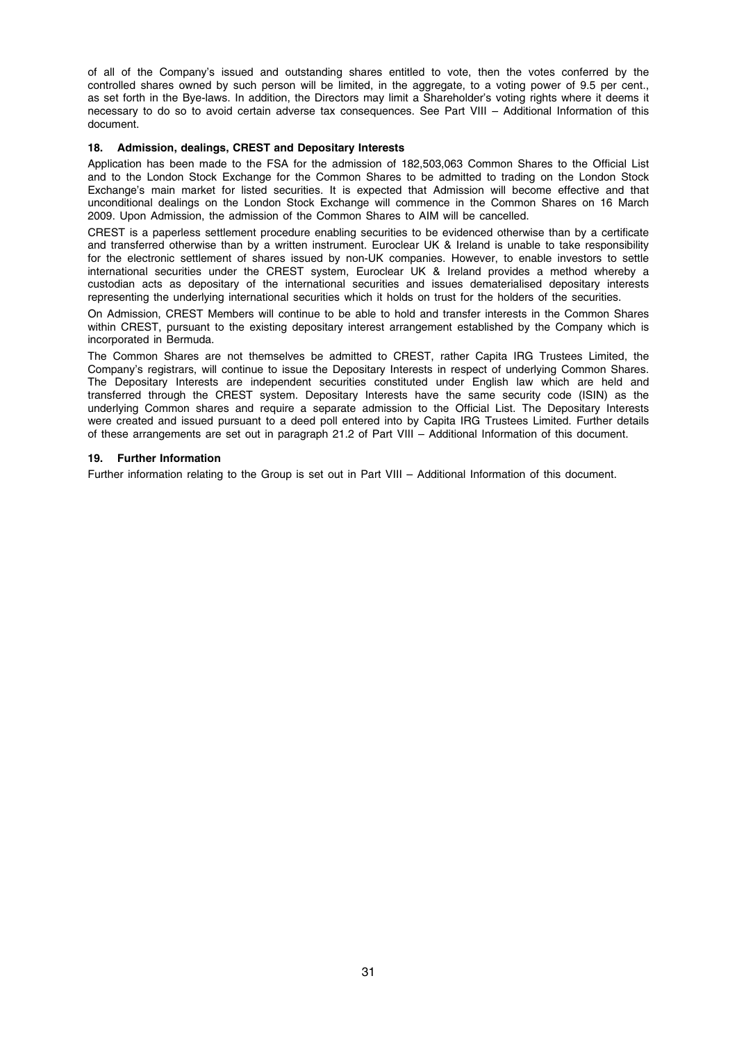of all of the Company's issued and outstanding shares entitled to vote, then the votes conferred by the controlled shares owned by such person will be limited, in the aggregate, to a voting power of 9.5 per cent., as set forth in the Bye-laws. In addition, the Directors may limit a Shareholder's voting rights where it deems it necessary to do so to avoid certain adverse tax consequences. See Part VIII – Additional Information of this document.

### 18. Admission, dealings, CREST and Depositary Interests

Application has been made to the FSA for the admission of 182,503,063 Common Shares to the Official List and to the London Stock Exchange for the Common Shares to be admitted to trading on the London Stock Exchange's main market for listed securities. It is expected that Admission will become effective and that unconditional dealings on the London Stock Exchange will commence in the Common Shares on 16 March 2009. Upon Admission, the admission of the Common Shares to AIM will be cancelled.

CREST is a paperless settlement procedure enabling securities to be evidenced otherwise than by a certificate and transferred otherwise than by a written instrument. Euroclear UK & Ireland is unable to take responsibility for the electronic settlement of shares issued by non-UK companies. However, to enable investors to settle international securities under the CREST system, Euroclear UK & Ireland provides a method whereby a custodian acts as depositary of the international securities and issues dematerialised depositary interests representing the underlying international securities which it holds on trust for the holders of the securities.

On Admission, CREST Members will continue to be able to hold and transfer interests in the Common Shares within CREST, pursuant to the existing depositary interest arrangement established by the Company which is incorporated in Bermuda.

The Common Shares are not themselves be admitted to CREST, rather Capita IRG Trustees Limited, the Company's registrars, will continue to issue the Depositary Interests in respect of underlying Common Shares. The Depositary Interests are independent securities constituted under English law which are held and transferred through the CREST system. Depositary Interests have the same security code (ISIN) as the underlying Common shares and require a separate admission to the Official List. The Depositary Interests were created and issued pursuant to a deed poll entered into by Capita IRG Trustees Limited. Further details of these arrangements are set out in paragraph 21.2 of Part VIII – Additional Information of this document.

### 19. Further Information

Further information relating to the Group is set out in Part VIII – Additional Information of this document.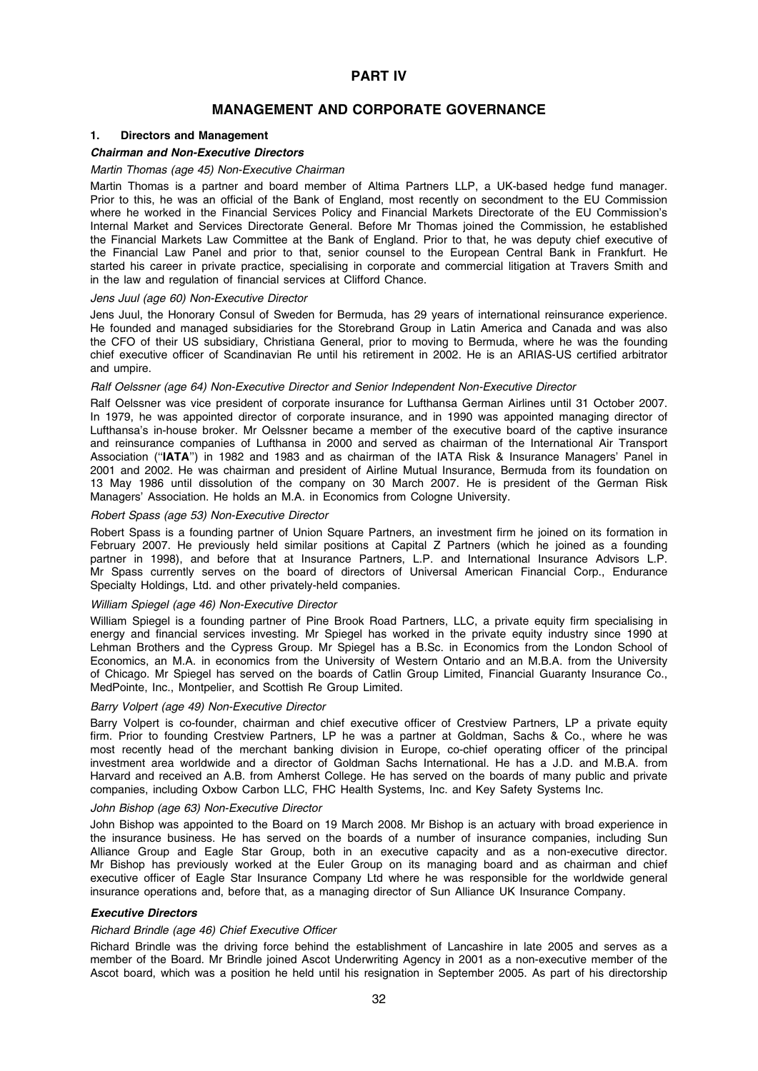# PART IV

## MANAGEMENT AND CORPORATE GOVERNANCE

### 1. Directors and Management

#### *Chairman and Non-Executive Directors*

*Martin Thomas (age 45) Non-Executive Chairman*

Martin Thomas is a partner and board member of Altima Partners LLP, a UK-based hedge fund manager. Prior to this, he was an official of the Bank of England, most recently on secondment to the EU Commission where he worked in the Financial Services Policy and Financial Markets Directorate of the EU Commission's Internal Market and Services Directorate General. Before Mr Thomas joined the Commission, he established the Financial Markets Law Committee at the Bank of England. Prior to that, he was deputy chief executive of the Financial Law Panel and prior to that, senior counsel to the European Central Bank in Frankfurt. He started his career in private practice, specialising in corporate and commercial litigation at Travers Smith and in the law and regulation of financial services at Clifford Chance.

*Jens Juul (age 60) Non-Executive Director*

Jens Juul, the Honorary Consul of Sweden for Bermuda, has 29 years of international reinsurance experience. He founded and managed subsidiaries for the Storebrand Group in Latin America and Canada and was also the CFO of their US subsidiary, Christiana General, prior to moving to Bermuda, where he was the founding chief executive officer of Scandinavian Re until his retirement in 2002. He is an ARIAS-US certified arbitrator and umpire.

*Ralf Oelssner (age 64) Non-Executive Director and Senior Independent Non-Executive Director*

Ralf Oelssner was vice president of corporate insurance for Lufthansa German Airlines until 31 October 2007. In 1979, he was appointed director of corporate insurance, and in 1990 was appointed managing director of Lufthansa's in-house broker. Mr Oelssner became a member of the executive board of the captive insurance and reinsurance companies of Lufthansa in 2000 and served as chairman of the International Air Transport Association ("**IATA**") in 1982 and 1983 and as chairman of the IATA Risk & Insurance Managers' Panel in 2001 and 2002. He was chairman and president of Airline Mutual Insurance, Bermuda from its foundation on 13 May 1986 until dissolution of the company on 30 March 2007. He is president of the German Risk Managers' Association. He holds an M.A. in Economics from Cologne University.

*Robert Spass (age 53) Non-Executive Director*

Robert Spass is a founding partner of Union Square Partners, an investment firm he joined on its formation in February 2007. He previously held similar positions at Capital Z Partners (which he joined as a founding partner in 1998), and before that at Insurance Partners, L.P. and International Insurance Advisors L.P. Mr Spass currently serves on the board of directors of Universal American Financial Corp., Endurance Specialty Holdings, Ltd. and other privately-held companies.

*William Spiegel (age 46) Non-Executive Director*

William Spiegel is a founding partner of Pine Brook Road Partners, LLC, a private equity firm specialising in energy and financial services investing. Mr Spiegel has worked in the private equity industry since 1990 at Lehman Brothers and the Cypress Group. Mr Spiegel has a B.Sc. in Economics from the London School of Economics, an M.A. in economics from the University of Western Ontario and an M.B.A. from the University of Chicago. Mr Spiegel has served on the boards of Catlin Group Limited, Financial Guaranty Insurance Co., MedPointe, Inc., Montpelier, and Scottish Re Group Limited.

*Barry Volpert (age 49) Non-Executive Director*

Barry Volpert is co-founder, chairman and chief executive officer of Crestview Partners, LP a private equity firm. Prior to founding Crestview Partners, LP he was a partner at Goldman, Sachs & Co., where he was most recently head of the merchant banking division in Europe, co-chief operating officer of the principal investment area worldwide and a director of Goldman Sachs International. He has a J.D. and M.B.A. from Harvard and received an A.B. from Amherst College. He has served on the boards of many public and private companies, including Oxbow Carbon LLC, FHC Health Systems, Inc. and Key Safety Systems Inc.

*John Bishop (age 63) Non-Executive Director*

John Bishop was appointed to the Board on 19 March 2008. Mr Bishop is an actuary with broad experience in the insurance business. He has served on the boards of a number of insurance companies, including Sun Alliance Group and Eagle Star Group, both in an executive capacity and as a non-executive director. Mr Bishop has previously worked at the Euler Group on its managing board and as chairman and chief executive officer of Eagle Star Insurance Company Ltd where he was responsible for the worldwide general insurance operations and, before that, as a managing director of Sun Alliance UK Insurance Company.

#### *Executive Directors*

*Richard Brindle (age 46) Chief Executive Officer*

Richard Brindle was the driving force behind the establishment of Lancashire in late 2005 and serves as a member of the Board. Mr Brindle joined Ascot Underwriting Agency in 2001 as a non-executive member of the Ascot board, which was a position he held until his resignation in September 2005. As part of his directorship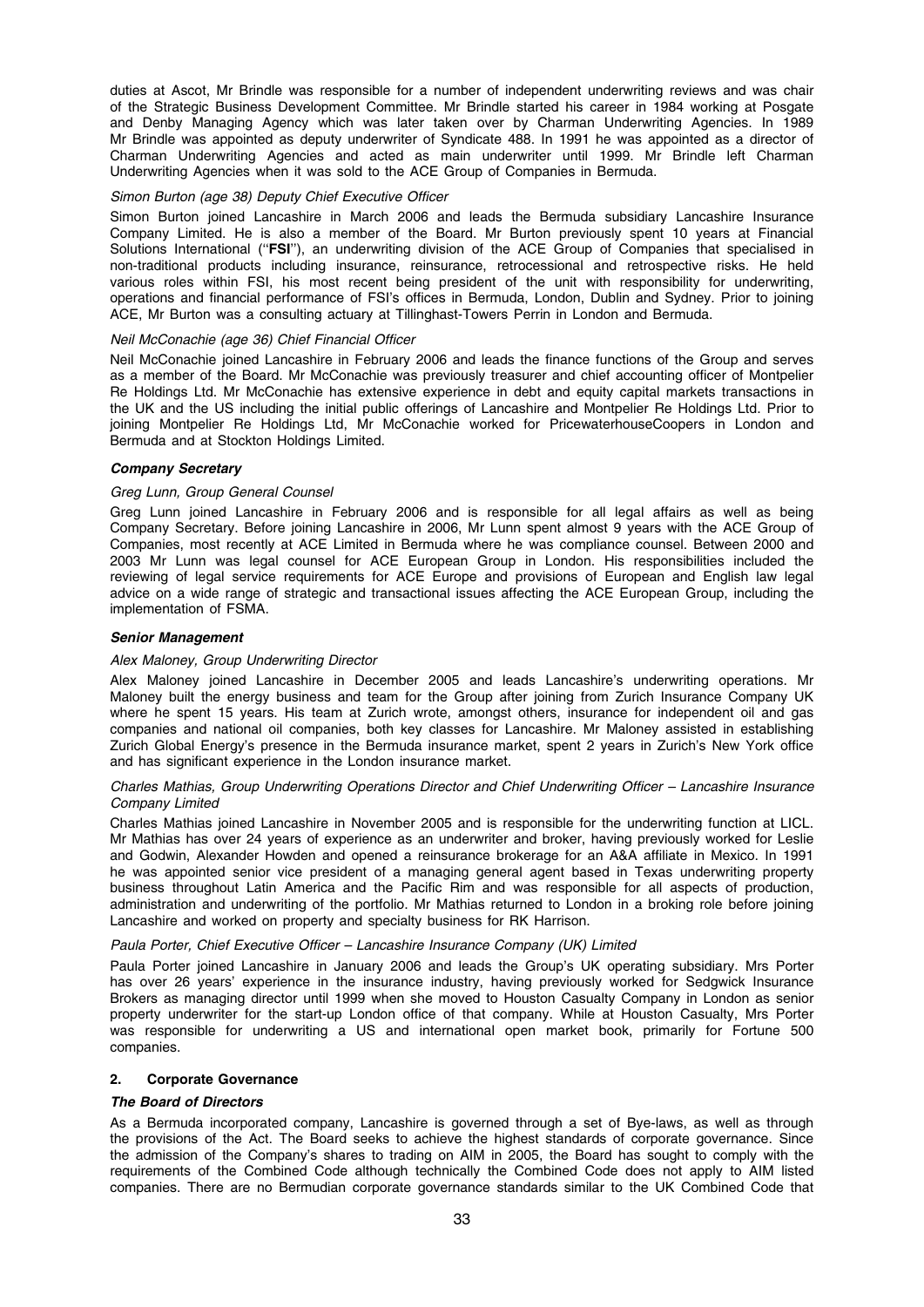duties at Ascot, Mr Brindle was responsible for a number of independent underwriting reviews and was chair of the Strategic Business Development Committee. Mr Brindle started his career in 1984 working at Posgate and Denby Managing Agency which was later taken over by Charman Underwriting Agencies. In 1989 Mr Brindle was appointed as deputy underwriter of Syndicate 488. In 1991 he was appointed as a director of Charman Underwriting Agencies and acted as main underwriter until 1999. Mr Brindle left Charman Underwriting Agencies when it was sold to the ACE Group of Companies in Bermuda.

*Simon Burton (age 38) Deputy Chief Executive Officer*

Simon Burton joined Lancashire in March 2006 and leads the Bermuda subsidiary Lancashire Insurance Company Limited. He is also a member of the Board. Mr Burton previously spent 10 years at Financial Solutions International (''**FSI**''), an underwriting division of the ACE Group of Companies that specialised in non-traditional products including insurance, reinsurance, retrocessional and retrospective risks. He held various roles within FSI, his most recent being president of the unit with responsibility for underwriting, operations and financial performance of FSI's offices in Bermuda, London, Dublin and Sydney. Prior to joining ACE, Mr Burton was a consulting actuary at Tillinghast-Towers Perrin in London and Bermuda.

*Neil McConachie (age 36) Chief Financial Officer*

Neil McConachie joined Lancashire in February 2006 and leads the finance functions of the Group and serves as a member of the Board. Mr McConachie was previously treasurer and chief accounting officer of Montpelier Re Holdings Ltd. Mr McConachie has extensive experience in debt and equity capital markets transactions in the UK and the US including the initial public offerings of Lancashire and Montpelier Re Holdings Ltd. Prior to joining Montpelier Re Holdings Ltd, Mr McConachie worked for PricewaterhouseCoopers in London and Bermuda and at Stockton Holdings Limited.

***Company Secretary***

*Greg Lunn, Group General Counsel*

Greg Lunn joined Lancashire in February 2006 and is responsible for all legal affairs as well as being Company Secretary. Before joining Lancashire in 2006, Mr Lunn spent almost 9 years with the ACE Group of Companies, most recently at ACE Limited in Bermuda where he was compliance counsel. Between 2000 and 2003 Mr Lunn was legal counsel for ACE European Group in London. His responsibilities included the reviewing of legal service requirements for ACE Europe and provisions of European and English law legal advice on a wide range of strategic and transactional issues affecting the ACE European Group, including the implementation of FSMA.

***Senior Management***

*Alex Maloney, Group Underwriting Director*

Alex Maloney joined Lancashire in December 2005 and leads Lancashire's underwriting operations. Mr Maloney built the energy business and team for the Group after joining from Zurich Insurance Company UK where he spent 15 years. His team at Zurich wrote, amongst others, insurance for independent oil and gas companies and national oil companies, both key classes for Lancashire. Mr Maloney assisted in establishing Zurich Global Energy's presence in the Bermuda insurance market, spent 2 years in Zurich's New York office and has significant experience in the London insurance market.

*Charles Mathias, Group Underwriting Operations Director and Chief Underwriting Officer – Lancashire Insurance Company Limited*

Charles Mathias joined Lancashire in November 2005 and is responsible for the underwriting function at LICL. Mr Mathias has over 24 years of experience as an underwriter and broker, having previously worked for Leslie and Godwin, Alexander Howden and opened a reinsurance brokerage for an A&A affiliate in Mexico. In 1991 he was appointed senior vice president of a managing general agent based in Texas underwriting property business throughout Latin America and the Pacific Rim and was responsible for all aspects of production, administration and underwriting of the portfolio. Mr Mathias returned to London in a broking role before joining Lancashire and worked on property and specialty business for RK Harrison.

*Paula Porter, Chief Executive Officer – Lancashire Insurance Company (UK) Limited*

Paula Porter joined Lancashire in January 2006 and leads the Group's UK operating subsidiary. Mrs Porter has over 26 years' experience in the insurance industry, having previously worked for Sedgwick Insurance Brokers as managing director until 1999 when she moved to Houston Casualty Company in London as senior property underwriter for the start-up London office of that company. While at Houston Casualty, Mrs Porter was responsible for underwriting a US and international open market book, primarily for Fortune 500 companies.

## 2. Corporate Governance

***The Board of Directors***

As a Bermuda incorporated company, Lancashire is governed through a set of Bye-laws, as well as through the provisions of the Act. The Board seeks to achieve the highest standards of corporate governance. Since the admission of the Company's shares to trading on AIM in 2005, the Board has sought to comply with the requirements of the Combined Code although technically the Combined Code does not apply to AIM listed companies. There are no Bermudian corporate governance standards similar to the UK Combined Code that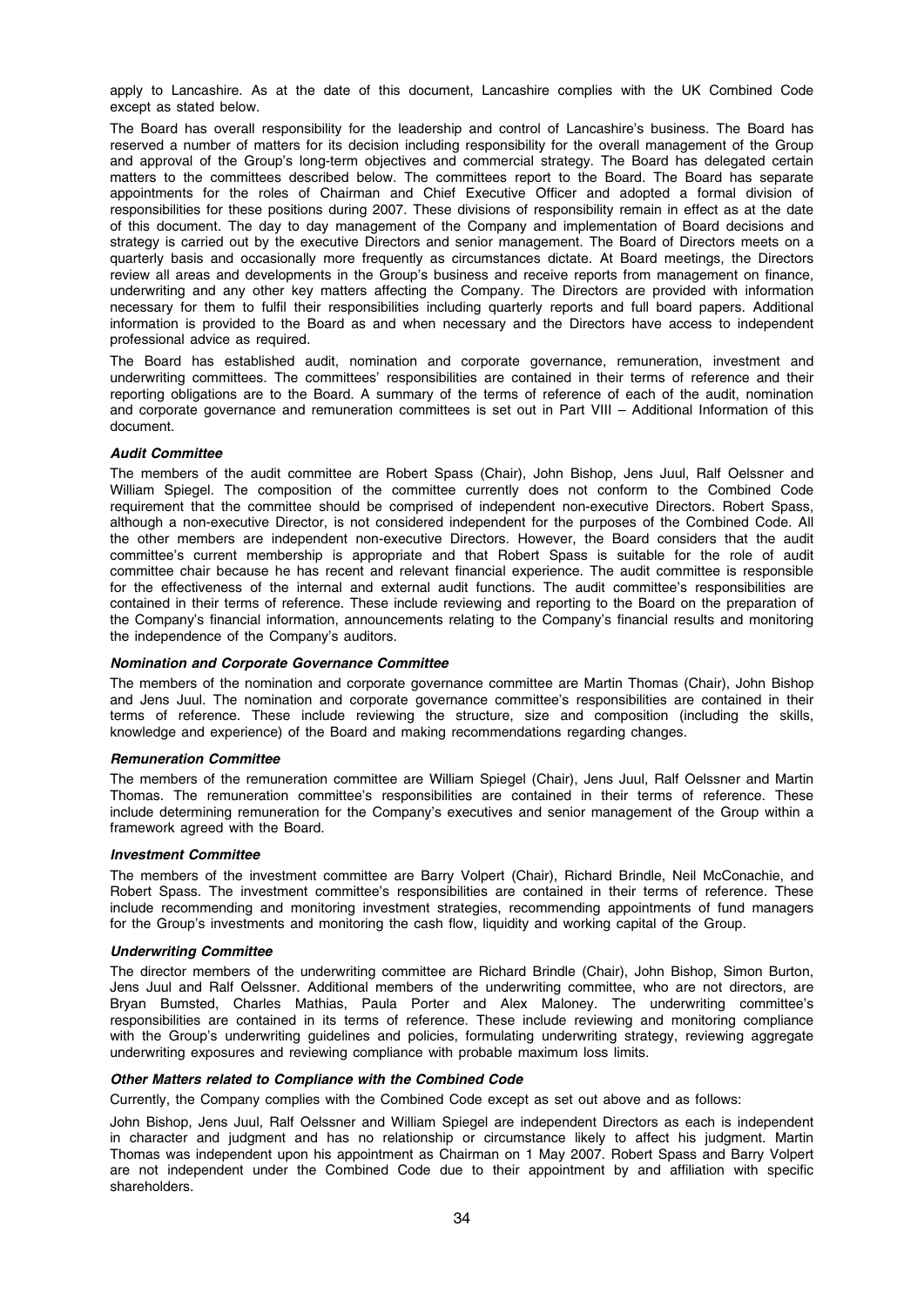apply to Lancashire. As at the date of this document, Lancashire complies with the UK Combined Code except as stated below.

The Board has overall responsibility for the leadership and control of Lancashire's business. The Board has reserved a number of matters for its decision including responsibility for the overall management of the Group and approval of the Group's long-term objectives and commercial strategy. The Board has delegated certain matters to the committees described below. The committees report to the Board. The Board has separate appointments for the roles of Chairman and Chief Executive Officer and adopted a formal division of responsibilities for these positions during 2007. These divisions of responsibility remain in effect as at the date of this document. The day to day management of the Company and implementation of Board decisions and strategy is carried out by the executive Directors and senior management. The Board of Directors meets on a quarterly basis and occasionally more frequently as circumstances dictate. At Board meetings, the Directors review all areas and developments in the Group's business and receive reports from management on finance, underwriting and any other key matters affecting the Company. The Directors are provided with information necessary for them to fulfil their responsibilities including quarterly reports and full board papers. Additional information is provided to the Board as and when necessary and the Directors have access to independent professional advice as required.

The Board has established audit, nomination and corporate governance, remuneration, investment and underwriting committees. The committees' responsibilities are contained in their terms of reference and their reporting obligations are to the Board. A summary of the terms of reference of each of the audit, nomination and corporate governance and remuneration committees is set out in Part VIII – Additional Information of this document.

### *Audit Committee*

The members of the audit committee are Robert Spass (Chair), John Bishop, Jens Juul, Ralf Oelssner and William Spiegel. The composition of the committee currently does not conform to the Combined Code requirement that the committee should be comprised of independent non-executive Directors. Robert Spass, although a non-executive Director, is not considered independent for the purposes of the Combined Code. All the other members are independent non-executive Directors. However, the Board considers that the audit committee's current membership is appropriate and that Robert Spass is suitable for the role of audit committee chair because he has recent and relevant financial experience. The audit committee is responsible for the effectiveness of the internal and external audit functions. The audit committee's responsibilities are contained in their terms of reference. These include reviewing and reporting to the Board on the preparation of the Company's financial information, announcements relating to the Company's financial results and monitoring the independence of the Company's auditors.

### *Nomination and Corporate Governance Committee*

The members of the nomination and corporate governance committee are Martin Thomas (Chair), John Bishop and Jens Juul. The nomination and corporate governance committee's responsibilities are contained in their terms of reference. These include reviewing the structure, size and composition (including the skills, knowledge and experience) of the Board and making recommendations regarding changes.

### *Remuneration Committee*

The members of the remuneration committee are William Spiegel (Chair), Jens Juul, Ralf Oelssner and Martin Thomas. The remuneration committee's responsibilities are contained in their terms of reference. These include determining remuneration for the Company's executives and senior management of the Group within a framework agreed with the Board.

### *Investment Committee*

The members of the investment committee are Barry Volpert (Chair), Richard Brindle, Neil McConachie, and Robert Spass. The investment committee's responsibilities are contained in their terms of reference. These include recommending and monitoring investment strategies, recommending appointments of fund managers for the Group's investments and monitoring the cash flow, liquidity and working capital of the Group.

### *Underwriting Committee*

The director members of the underwriting committee are Richard Brindle (Chair), John Bishop, Simon Burton, Jens Juul and Ralf Oelssner. Additional members of the underwriting committee, who are not directors, are Bryan Bumsted, Charles Mathias, Paula Porter and Alex Maloney. The underwriting committee's responsibilities are contained in its terms of reference. These include reviewing and monitoring compliance with the Group's underwriting guidelines and policies, formulating underwriting strategy, reviewing aggregate underwriting exposures and reviewing compliance with probable maximum loss limits.

### *Other Matters related to Compliance with the Combined Code*

Currently, the Company complies with the Combined Code except as set out above and as follows:

John Bishop, Jens Juul, Ralf Oelssner and William Spiegel are independent Directors as each is independent in character and judgment and has no relationship or circumstance likely to affect his judgment. Martin Thomas was independent upon his appointment as Chairman on 1 May 2007. Robert Spass and Barry Volpert are not independent under the Combined Code due to their appointment by and affiliation with specific shareholders.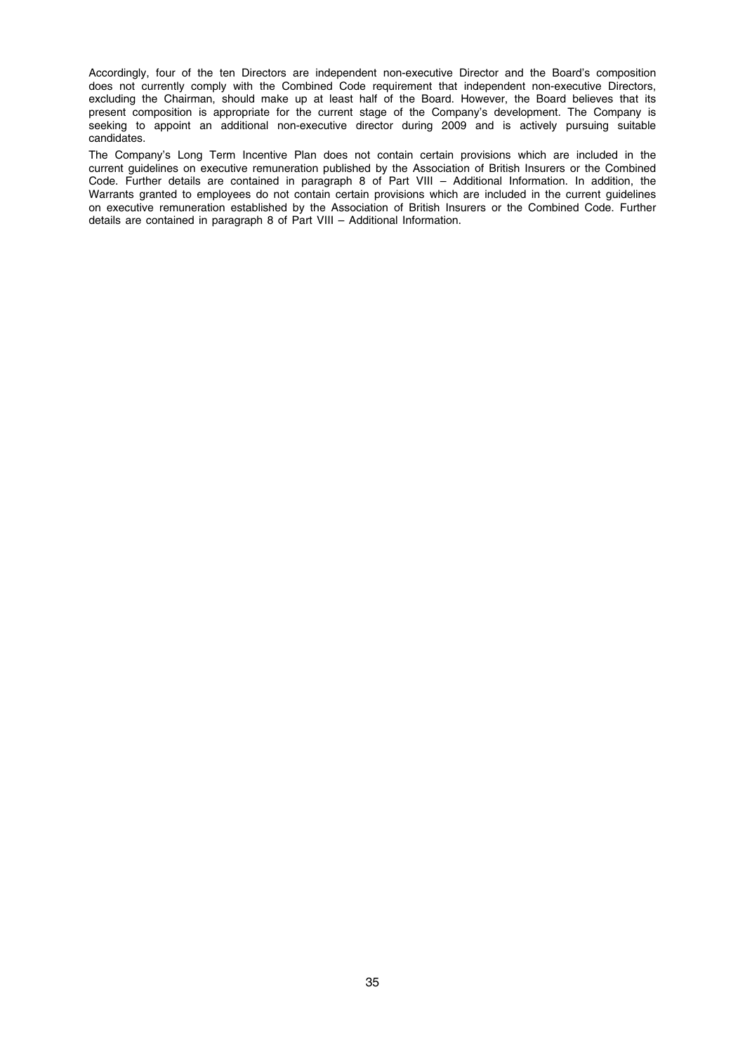Accordingly, four of the ten Directors are independent non-executive Director and the Board's composition does not currently comply with the Combined Code requirement that independent non-executive Directors, excluding the Chairman, should make up at least half of the Board. However, the Board believes that its present composition is appropriate for the current stage of the Company's development. The Company is seeking to appoint an additional non-executive director during 2009 and is actively pursuing suitable candidates.

The Company's Long Term Incentive Plan does not contain certain provisions which are included in the current guidelines on executive remuneration published by the Association of British Insurers or the Combined Code. Further details are contained in paragraph 8 of Part VIII – Additional Information. In addition, the Warrants granted to employees do not contain certain provisions which are included in the current guidelines on executive remuneration established by the Association of British Insurers or the Combined Code. Further details are contained in paragraph 8 of Part VIII – Additional Information.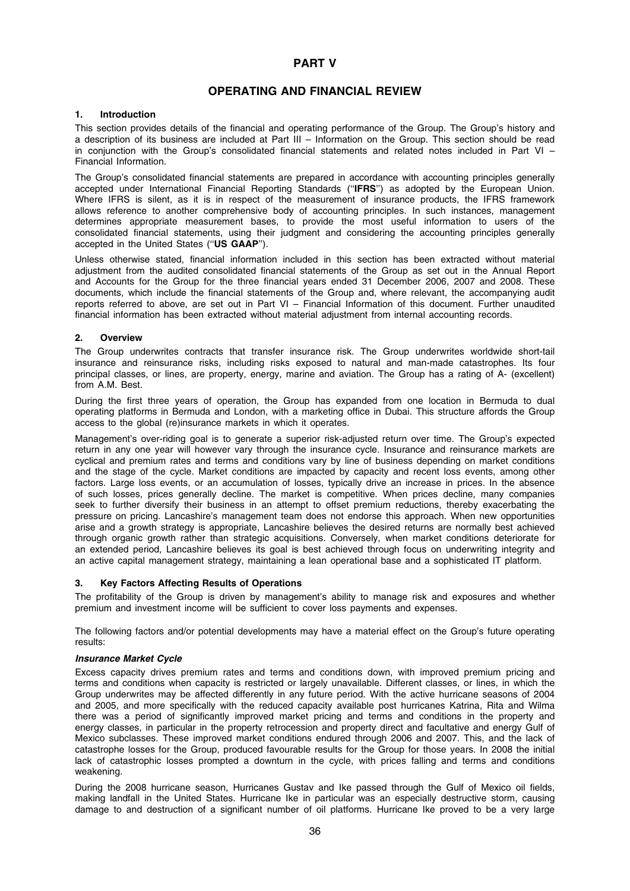# PART V

## OPERATING AND FINANCIAL REVIEW

### 1. Introduction

This section provides details of the financial and operating performance of the Group. The Group's history and a description of its business are included at Part III – Information on the Group. This section should be read in conjunction with the Group's consolidated financial statements and related notes included in Part VI – Financial Information.

The Group's consolidated financial statements are prepared in accordance with accounting principles generally accepted under International Financial Reporting Standards (''**IFRS**'') as adopted by the European Union. Where IFRS is silent, as it is in respect of the measurement of insurance products, the IFRS framework allows reference to another comprehensive body of accounting principles. In such instances, management determines appropriate measurement bases, to provide the most useful information to users of the consolidated financial statements, using their judgment and considering the accounting principles generally accepted in the United States (''**US GAAP**'').

Unless otherwise stated, financial information included in this section has been extracted without material adjustment from the audited consolidated financial statements of the Group as set out in the Annual Report and Accounts for the Group for the three financial years ended 31 December 2006, 2007 and 2008. These documents, which include the financial statements of the Group and, where relevant, the accompanying audit reports referred to above, are set out in Part VI – Financial Information of this document. Further unaudited financial information has been extracted without material adjustment from internal accounting records.

### 2. Overview

The Group underwrites contracts that transfer insurance risk. The Group underwrites worldwide short-tail insurance and reinsurance risks, including risks exposed to natural and man-made catastrophes. Its four principal classes, or lines, are property, energy, marine and aviation. The Group has a rating of A- (excellent) from A.M. Best.

During the first three years of operation, the Group has expanded from one location in Bermuda to dual operating platforms in Bermuda and London, with a marketing office in Dubai. This structure affords the Group access to the global (re)insurance markets in which it operates.

Management's over-riding goal is to generate a superior risk-adjusted return over time. The Group's expected return in any one year will however vary through the insurance cycle. Insurance and reinsurance markets are cyclical and premium rates and terms and conditions vary by line of business depending on market conditions and the stage of the cycle. Market conditions are impacted by capacity and recent loss events, among other factors. Large loss events, or an accumulation of losses, typically drive an increase in prices. In the absence of such losses, prices generally decline. The market is competitive. When prices decline, many companies seek to further diversify their business in an attempt to offset premium reductions, thereby exacerbating the pressure on pricing. Lancashire's management team does not endorse this approach. When new opportunities arise and a growth strategy is appropriate, Lancashire believes the desired returns are normally best achieved through organic growth rather than strategic acquisitions. Conversely, when market conditions deteriorate for an extended period, Lancashire believes its goal is best achieved through focus on underwriting integrity and an active capital management strategy, maintaining a lean operational base and a sophisticated IT platform.

### 3. Key Factors Affecting Results of Operations

The profitability of the Group is driven by management's ability to manage risk and exposures and whether premium and investment income will be sufficient to cover loss payments and expenses.

The following factors and/or potential developments may have a material effect on the Group's future operating results:

***Insurance Market Cycle***

Excess capacity drives premium rates and terms and conditions down, with improved premium pricing and terms and conditions when capacity is restricted or largely unavailable. Different classes, or lines, in which the Group underwrites may be affected differently in any future period. With the active hurricane seasons of 2004 and 2005, and more specifically with the reduced capacity available post hurricanes Katrina, Rita and Wilma there was a period of significantly improved market pricing and terms and conditions in the property and energy classes, in particular in the property retrocession and property direct and facultative and energy Gulf of Mexico subclasses. These improved market conditions endured through 2006 and 2007. This, and the lack of catastrophe losses for the Group, produced favourable results for the Group for those years. In 2008 the initial lack of catastrophic losses prompted a downturn in the cycle, with prices falling and terms and conditions weakening.

During the 2008 hurricane season, Hurricanes Gustav and Ike passed through the Gulf of Mexico oil fields, making landfall in the United States. Hurricane Ike in particular was an especially destructive storm, causing damage to and destruction of a significant number of oil platforms. Hurricane Ike proved to be a very large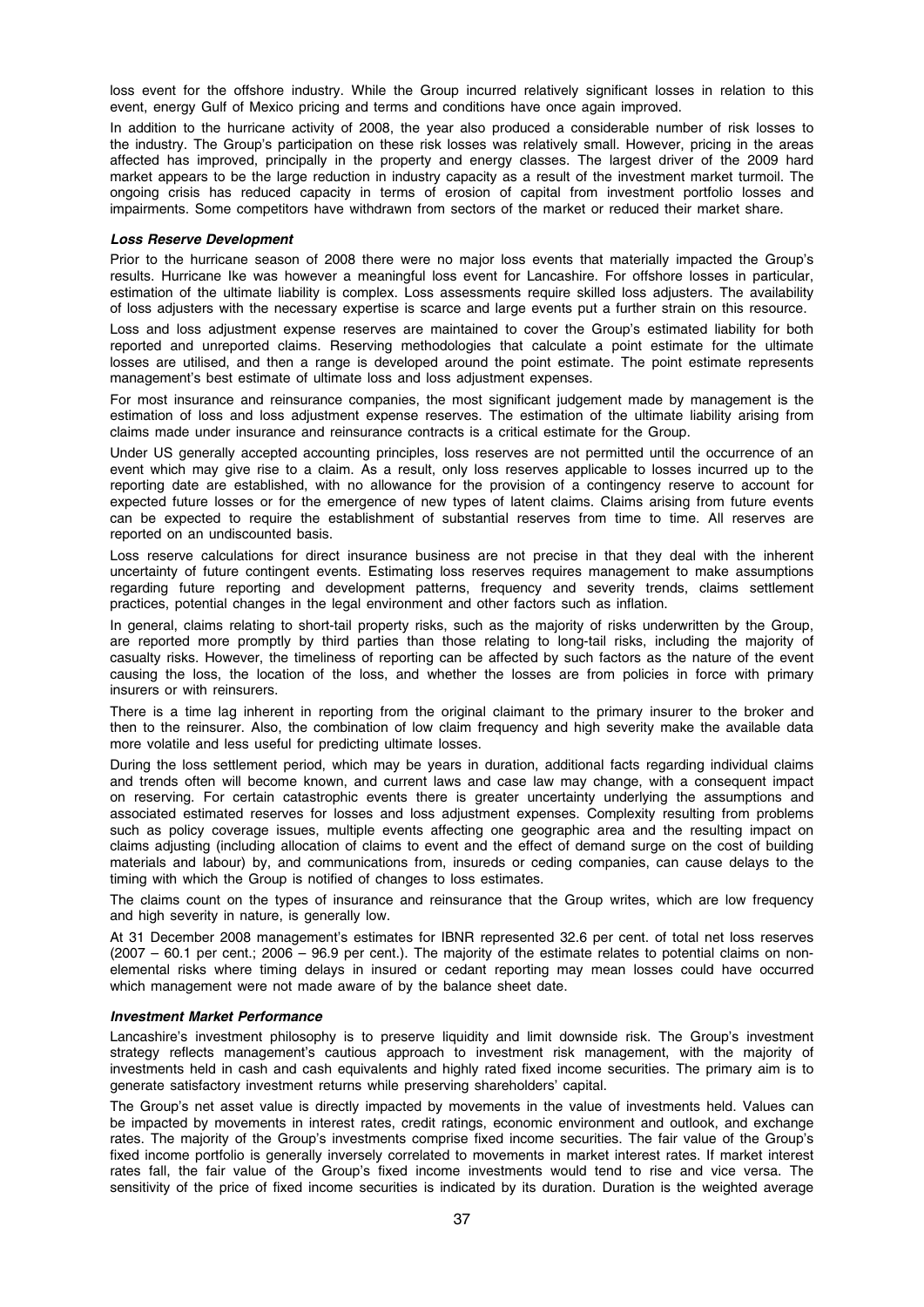loss event for the offshore industry. While the Group incurred relatively significant losses in relation to this event, energy Gulf of Mexico pricing and terms and conditions have once again improved.

In addition to the hurricane activity of 2008, the year also produced a considerable number of risk losses to the industry. The Group's participation on these risk losses was relatively small. However, pricing in the areas affected has improved, principally in the property and energy classes. The largest driver of the 2009 hard market appears to be the large reduction in industry capacity as a result of the investment market turmoil. The ongoing crisis has reduced capacity in terms of erosion of capital from investment portfolio losses and impairments. Some competitors have withdrawn from sectors of the market or reduced their market share.

#### *Loss Reserve Development*

Prior to the hurricane season of 2008 there were no major loss events that materially impacted the Group's results. Hurricane Ike was however a meaningful loss event for Lancashire. For offshore losses in particular, estimation of the ultimate liability is complex. Loss assessments require skilled loss adjusters. The availability of loss adjusters with the necessary expertise is scarce and large events put a further strain on this resource.

Loss and loss adjustment expense reserves are maintained to cover the Group's estimated liability for both reported and unreported claims. Reserving methodologies that calculate a point estimate for the ultimate losses are utilised, and then a range is developed around the point estimate. The point estimate represents management's best estimate of ultimate loss and loss adjustment expenses.

For most insurance and reinsurance companies, the most significant judgement made by management is the estimation of loss and loss adjustment expense reserves. The estimation of the ultimate liability arising from claims made under insurance and reinsurance contracts is a critical estimate for the Group.

Under US generally accepted accounting principles, loss reserves are not permitted until the occurrence of an event which may give rise to a claim. As a result, only loss reserves applicable to losses incurred up to the reporting date are established, with no allowance for the provision of a contingency reserve to account for expected future losses or for the emergence of new types of latent claims. Claims arising from future events can be expected to require the establishment of substantial reserves from time to time. All reserves are reported on an undiscounted basis.

Loss reserve calculations for direct insurance business are not precise in that they deal with the inherent uncertainty of future contingent events. Estimating loss reserves requires management to make assumptions regarding future reporting and development patterns, frequency and severity trends, claims settlement practices, potential changes in the legal environment and other factors such as inflation.

In general, claims relating to short-tail property risks, such as the majority of risks underwritten by the Group, are reported more promptly by third parties than those relating to long-tail risks, including the majority of casualty risks. However, the timeliness of reporting can be affected by such factors as the nature of the event causing the loss, the location of the loss, and whether the losses are from policies in force with primary insurers or with reinsurers.

There is a time lag inherent in reporting from the original claimant to the primary insurer to the broker and then to the reinsurer. Also, the combination of low claim frequency and high severity make the available data more volatile and less useful for predicting ultimate losses.

During the loss settlement period, which may be years in duration, additional facts regarding individual claims and trends often will become known, and current laws and case law may change, with a consequent impact on reserving. For certain catastrophic events there is greater uncertainty underlying the assumptions and associated estimated reserves for losses and loss adjustment expenses. Complexity resulting from problems such as policy coverage issues, multiple events affecting one geographic area and the resulting impact on claims adjusting (including allocation of claims to event and the effect of demand surge on the cost of building materials and labour) by, and communications from, insureds or ceding companies, can cause delays to the timing with which the Group is notified of changes to loss estimates.

The claims count on the types of insurance and reinsurance that the Group writes, which are low frequency and high severity in nature, is generally low.

At 31 December 2008 management's estimates for IBNR represented 32.6 per cent. of total net loss reserves (2007 – 60.1 per cent.; 2006 – 96.9 per cent.). The majority of the estimate relates to potential claims on non-elemental risks where timing delays in insured or cedant reporting may mean losses could have occurred which management were not made aware of by the balance sheet date.

#### *Investment Market Performance*

Lancashire's investment philosophy is to preserve liquidity and limit downside risk. The Group's investment strategy reflects management's cautious approach to investment risk management, with the majority of investments held in cash and cash equivalents and highly rated fixed income securities. The primary aim is to generate satisfactory investment returns while preserving shareholders' capital.

The Group's net asset value is directly impacted by movements in the value of investments held. Values can be impacted by movements in interest rates, credit ratings, economic environment and outlook, and exchange rates. The majority of the Group's investments comprise fixed income securities. The fair value of the Group's fixed income portfolio is generally inversely correlated to movements in market interest rates. If market interest rates fall, the fair value of the Group's fixed income investments would tend to rise and vice versa. The sensitivity of the price of fixed income securities is indicated by its duration. Duration is the weighted average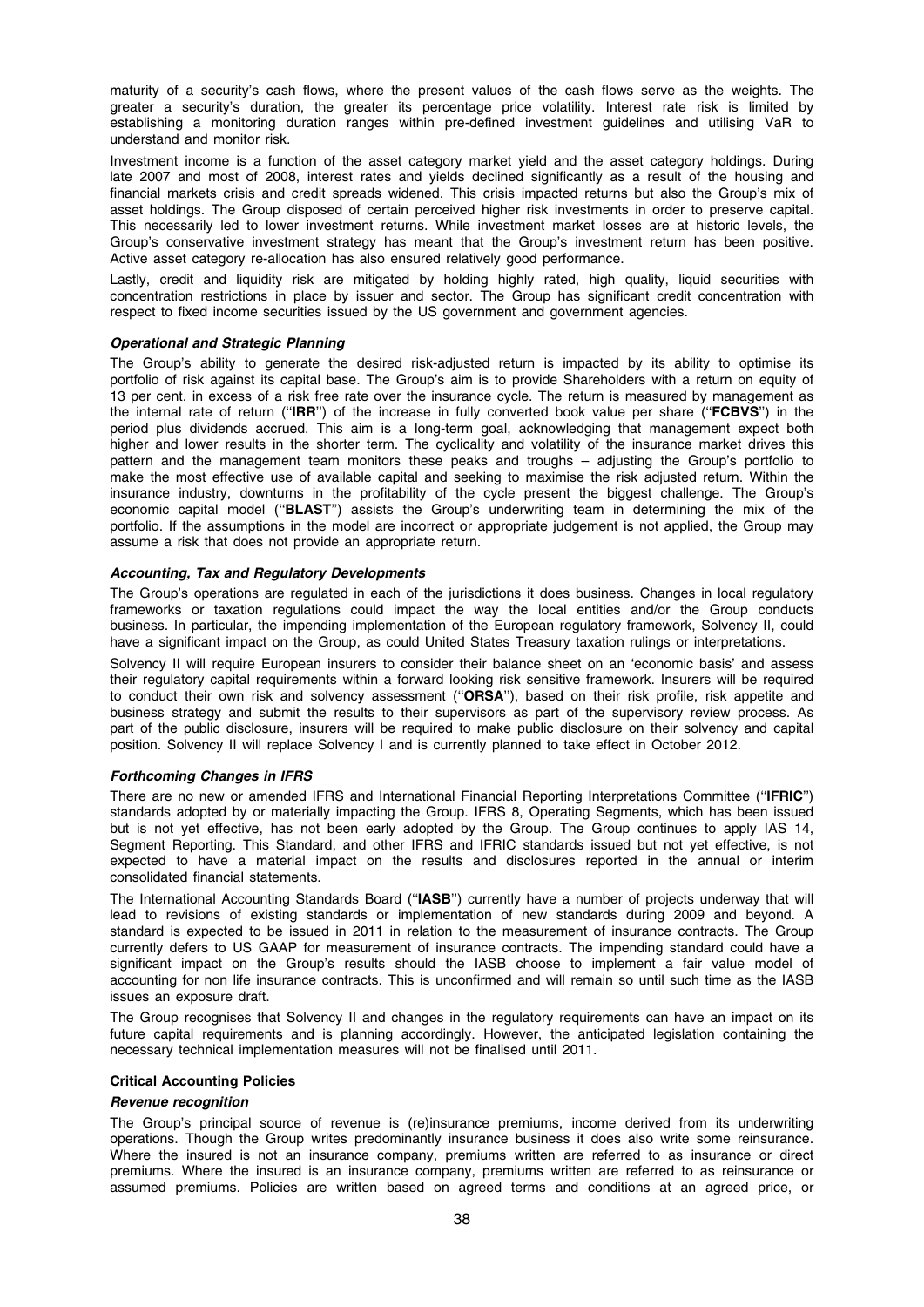maturity of a security's cash flows, where the present values of the cash flows serve as the weights. The greater a security's duration, the greater its percentage price volatility. Interest rate risk is limited by establishing a monitoring duration ranges within pre-defined investment guidelines and utilising VaR to understand and monitor risk.

Investment income is a function of the asset category market yield and the asset category holdings. During late 2007 and most of 2008, interest rates and yields declined significantly as a result of the housing and financial markets crisis and credit spreads widened. This crisis impacted returns but also the Group's mix of asset holdings. The Group disposed of certain perceived higher risk investments in order to preserve capital. This necessarily led to lower investment returns. While investment market losses are at historic levels, the Group's conservative investment strategy has meant that the Group's investment return has been positive. Active asset category re-allocation has also ensured relatively good performance.

Lastly, credit and liquidity risk are mitigated by holding highly rated, high quality, liquid securities with concentration restrictions in place by issuer and sector. The Group has significant credit concentration with respect to fixed income securities issued by the US government and government agencies.

***Operational and Strategic Planning***

The Group's ability to generate the desired risk-adjusted return is impacted by its ability to optimise its portfolio of risk against its capital base. The Group's aim is to provide Shareholders with a return on equity of 13 per cent. in excess of a risk free rate over the insurance cycle. The return is measured by management as the internal rate of return (''**IRR**'') of the increase in fully converted book value per share (''**FCBVS**'') in the period plus dividends accrued. This aim is a long-term goal, acknowledging that management expect both higher and lower results in the shorter term. The cyclicality and volatility of the insurance market drives this pattern and the management team monitors these peaks and troughs – adjusting the Group's portfolio to make the most effective use of available capital and seeking to maximise the risk adjusted return. Within the insurance industry, downturns in the profitability of the cycle present the biggest challenge. The Group's economic capital model (''**BLAST**'') assists the Group's underwriting team in determining the mix of the portfolio. If the assumptions in the model are incorrect or appropriate judgement is not applied, the Group may assume a risk that does not provide an appropriate return.

***Accounting, Tax and Regulatory Developments***

The Group's operations are regulated in each of the jurisdictions it does business. Changes in local regulatory frameworks or taxation regulations could impact the way the local entities and/or the Group conducts business. In particular, the impending implementation of the European regulatory framework, Solvency II, could have a significant impact on the Group, as could United States Treasury taxation rulings or interpretations.

Solvency II will require European insurers to consider their balance sheet on an 'economic basis' and assess their regulatory capital requirements within a forward looking risk sensitive framework. Insurers will be required to conduct their own risk and solvency assessment (''**ORSA**''), based on their risk profile, risk appetite and business strategy and submit the results to their supervisors as part of the supervisory review process. As part of the public disclosure, insurers will be required to make public disclosure on their solvency and capital position. Solvency II will replace Solvency I and is currently planned to take effect in October 2012.

***Forthcoming Changes in IFRS***

There are no new or amended IFRS and International Financial Reporting Interpretations Committee (''**IFRIC**'') standards adopted by or materially impacting the Group. IFRS 8, Operating Segments, which has been issued but is not yet effective, has not been early adopted by the Group. The Group continues to apply IAS 14, Segment Reporting. This Standard, and other IFRS and IFRIC standards issued but not yet effective, is not expected to have a material impact on the results and disclosures reported in the annual or interim consolidated financial statements.

The International Accounting Standards Board (''**IASB**'') currently have a number of projects underway that will lead to revisions of existing standards or implementation of new standards during 2009 and beyond. A standard is expected to be issued in 2011 in relation to the measurement of insurance contracts. The Group currently defers to US GAAP for measurement of insurance contracts. The impending standard could have a significant impact on the Group's results should the IASB choose to implement a fair value model of accounting for non life insurance contracts. This is unconfirmed and will remain so until such time as the IASB issues an exposure draft.

The Group recognises that Solvency II and changes in the regulatory requirements can have an impact on its future capital requirements and is planning accordingly. However, the anticipated legislation containing the necessary technical implementation measures will not be finalised until 2011.

**Critical Accounting Policies**

***Revenue recognition***

The Group's principal source of revenue is (re)insurance premiums, income derived from its underwriting operations. Though the Group writes predominantly insurance business it does also write some reinsurance. Where the insured is not an insurance company, premiums written are referred to as insurance or direct premiums. Where the insured is an insurance company, premiums written are referred to as reinsurance or assumed premiums. Policies are written based on agreed terms and conditions at an agreed price, or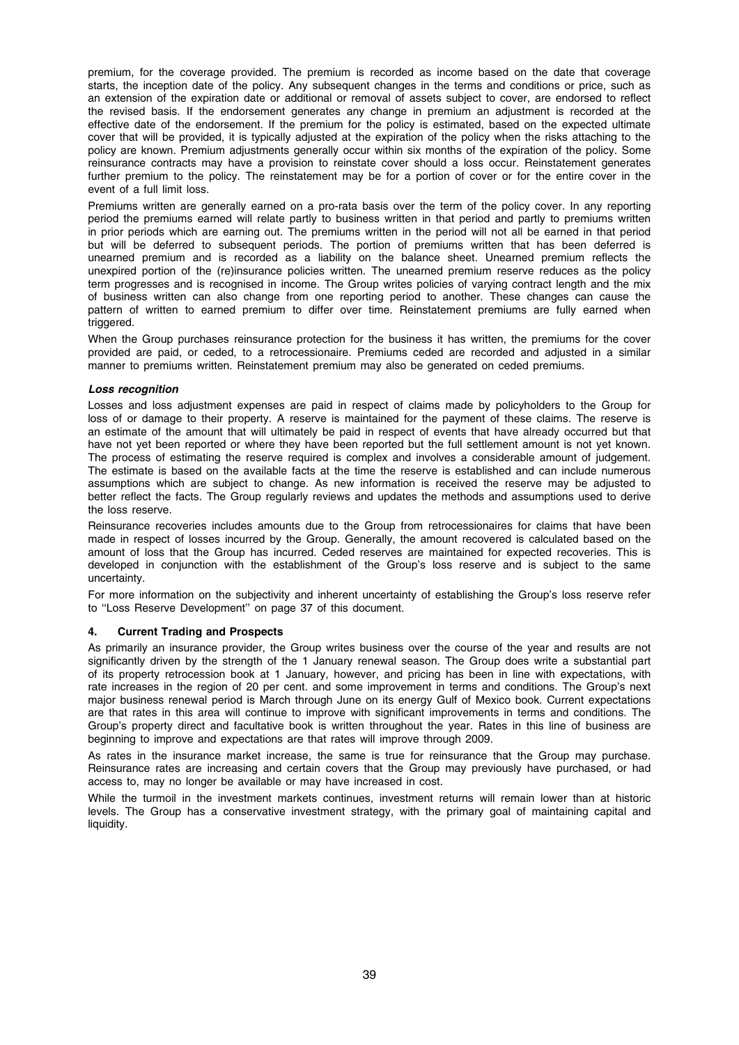premium, for the coverage provided. The premium is recorded as income based on the date that coverage starts, the inception date of the policy. Any subsequent changes in the terms and conditions or price, such as an extension of the expiration date or additional or removal of assets subject to cover, are endorsed to reflect the revised basis. If the endorsement generates any change in premium an adjustment is recorded at the effective date of the endorsement. If the premium for the policy is estimated, based on the expected ultimate cover that will be provided, it is typically adjusted at the expiration of the policy when the risks attaching to the policy are known. Premium adjustments generally occur within six months of the expiration of the policy. Some reinsurance contracts may have a provision to reinstate cover should a loss occur. Reinstatement generates further premium to the policy. The reinstatement may be for a portion of cover or for the entire cover in the event of a full limit loss.

Premiums written are generally earned on a pro-rata basis over the term of the policy cover. In any reporting period the premiums earned will relate partly to business written in that period and partly to premiums written in prior periods which are earning out. The premiums written in the period will not all be earned in that period but will be deferred to subsequent periods. The portion of premiums written that has been deferred is unearned premium and is recorded as a liability on the balance sheet. Unearned premium reflects the unexpired portion of the (re)insurance policies written. The unearned premium reserve reduces as the policy term progresses and is recognised in income. The Group writes policies of varying contract length and the mix of business written can also change from one reporting period to another. These changes can cause the pattern of written to earned premium to differ over time. Reinstatement premiums are fully earned when triggered.

When the Group purchases reinsurance protection for the business it has written, the premiums for the cover provided are paid, or ceded, to a retrocessionaire. Premiums ceded are recorded and adjusted in a similar manner to premiums written. Reinstatement premium may also be generated on ceded premiums.

***Loss recognition***

Losses and loss adjustment expenses are paid in respect of claims made by policyholders to the Group for loss of or damage to their property. A reserve is maintained for the payment of these claims. The reserve is an estimate of the amount that will ultimately be paid in respect of events that have already occurred but that have not yet been reported or where they have been reported but the full settlement amount is not yet known. The process of estimating the reserve required is complex and involves a considerable amount of judgement. The estimate is based on the available facts at the time the reserve is established and can include numerous assumptions which are subject to change. As new information is received the reserve may be adjusted to better reflect the facts. The Group regularly reviews and updates the methods and assumptions used to derive the loss reserve.

Reinsurance recoveries includes amounts due to the Group from retrocessionaires for claims that have been made in respect of losses incurred by the Group. Generally, the amount recovered is calculated based on the amount of loss that the Group has incurred. Ceded reserves are maintained for expected recoveries. This is developed in conjunction with the establishment of the Group's loss reserve and is subject to the same uncertainty.

For more information on the subjectivity and inherent uncertainty of establishing the Group's loss reserve refer to ''Loss Reserve Development'' on page 37 of this document.

## 4. Current Trading and Prospects

As primarily an insurance provider, the Group writes business over the course of the year and results are not significantly driven by the strength of the 1 January renewal season. The Group does write a substantial part of its property retrocession book at 1 January, however, and pricing has been in line with expectations, with rate increases in the region of 20 per cent. and some improvement in terms and conditions. The Group's next major business renewal period is March through June on its energy Gulf of Mexico book. Current expectations are that rates in this area will continue to improve with significant improvements in terms and conditions. The Group's property direct and facultative book is written throughout the year. Rates in this line of business are beginning to improve and expectations are that rates will improve through 2009.

As rates in the insurance market increase, the same is true for reinsurance that the Group may purchase. Reinsurance rates are increasing and certain covers that the Group may previously have purchased, or had access to, may no longer be available or may have increased in cost.

While the turmoil in the investment markets continues, investment returns will remain lower than at historic levels. The Group has a conservative investment strategy, with the primary goal of maintaining capital and liquidity.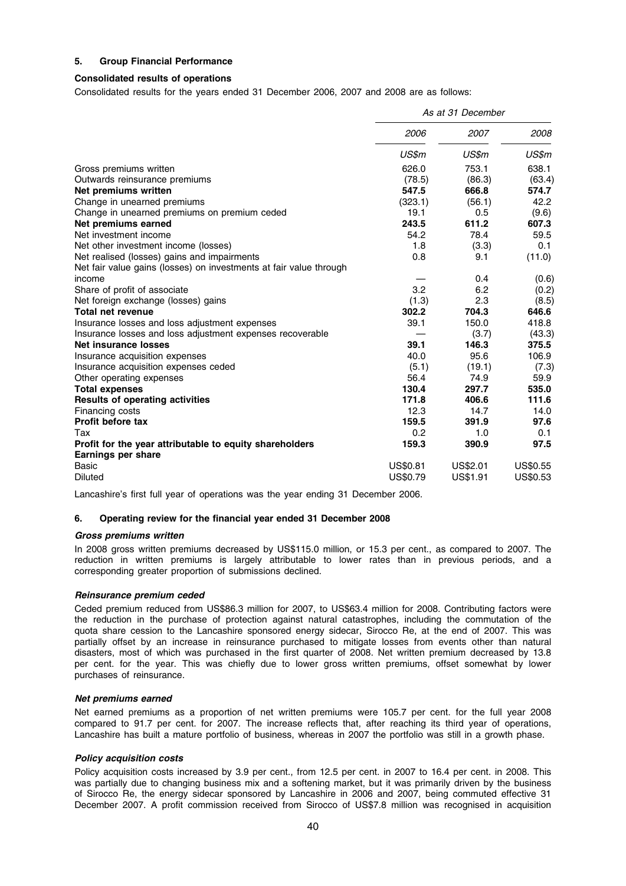### 5. Group Financial Performance

**Consolidated results of operations**

Consolidated results for the years ended 31 December 2006, 2007 and 2008 are as follows:

| | *As at 31 December* | | |
|---|---|---|---|
| | *2006* | *2007* | *2008* |
| | *US$m* | *US$m* | *US$m* |
| Gross premiums written | 626.0 | 753.1 | 638.1 |
| Outwards reinsurance premiums | (78.5) | (86.3) | (63.4) |
| **Net premiums written** | **547.5** | **666.8** | **574.7** |
| Change in unearned premiums | (323.1) | (56.1) | 42.2 |
| Change in unearned premiums on premium ceded | 19.1 | 0.5 | (9.6) |
| **Net premiums earned** | **243.5** | **611.2** | **607.3** |
| Net investment income | 54.2 | 78.4 | 59.5 |
| Net other investment income (losses) | 1.8 | (3.3) | 0.1 |
| Net realised (losses) gains and impairments | 0.8 | 9.1 | (11.0) |
| Net fair value gains (losses) on investments at fair value through income | — | 0.4 | (0.6) |
| Share of profit of associate | 3.2 | 6.2 | (0.2) |
| Net foreign exchange (losses) gains | (1.3) | 2.3 | (8.5) |
| **Total net revenue** | **302.2** | **704.3** | **646.6** |
| Insurance losses and loss adjustment expenses | 39.1 | 150.0 | 418.8 |
| Insurance losses and loss adjustment expenses recoverable | — | (3.7) | (43.3) |
| **Net insurance losses** | **39.1** | **146.3** | **375.5** |
| Insurance acquisition expenses | 40.0 | 95.6 | 106.9 |
| Insurance acquisition expenses ceded | (5.1) | (19.1) | (7.3) |
| Other operating expenses | 56.4 | 74.9 | 59.9 |
| **Total expenses** | **130.4** | **297.7** | **535.0** |
| **Results of operating activities** | **171.8** | **406.6** | **111.6** |
| Financing costs | 12.3 | 14.7 | 14.0 |
| **Profit before tax** | **159.5** | **391.9** | **97.6** |
| Tax | 0.2 | 1.0 | 0.1 |
| **Profit for the year attributable to equity shareholders** | **159.3** | **390.9** | **97.5** |
| **Earnings per share** | | | |
| Basic | US$0.81 | US$2.01 | US$0.55 |
| Diluted | US$0.79 | US$1.91 | US$0.53 |

Lancashire's first full year of operations was the year ending 31 December 2006.

### 6. Operating review for the financial year ended 31 December 2008

***Gross premiums written***

In 2008 gross written premiums decreased by US$115.0 million, or 15.3 per cent., as compared to 2007. The reduction in written premiums is largely attributable to lower rates than in previous periods, and a corresponding greater proportion of submissions declined.

***Reinsurance premium ceded***

Ceded premium reduced from US$86.3 million for 2007, to US$63.4 million for 2008. Contributing factors were the reduction in the purchase of protection against natural catastrophes, including the commutation of the quota share cession to the Lancashire sponsored energy sidecar, Sirocco Re, at the end of 2007. This was partially offset by an increase in reinsurance purchased to mitigate losses from events other than natural disasters, most of which was purchased in the first quarter of 2008. Net written premium decreased by 13.8 per cent. for the year. This was chiefly due to lower gross written premiums, offset somewhat by lower purchases of reinsurance.

***Net premiums earned***

Net earned premiums as a proportion of net written premiums were 105.7 per cent. for the full year 2008 compared to 91.7 per cent. for 2007. The increase reflects that, after reaching its third year of operations, Lancashire has built a mature portfolio of business, whereas in 2007 the portfolio was still in a growth phase.

***Policy acquisition costs***

Policy acquisition costs increased by 3.9 per cent., from 12.5 per cent. in 2007 to 16.4 per cent. in 2008. This was partially due to changing business mix and a softening market, but it was primarily driven by the business of Sirocco Re, the energy sidecar sponsored by Lancashire in 2006 and 2007, being commuted effective 31 December 2007. A profit commission received from Sirocco of US$7.8 million was recognised in acquisition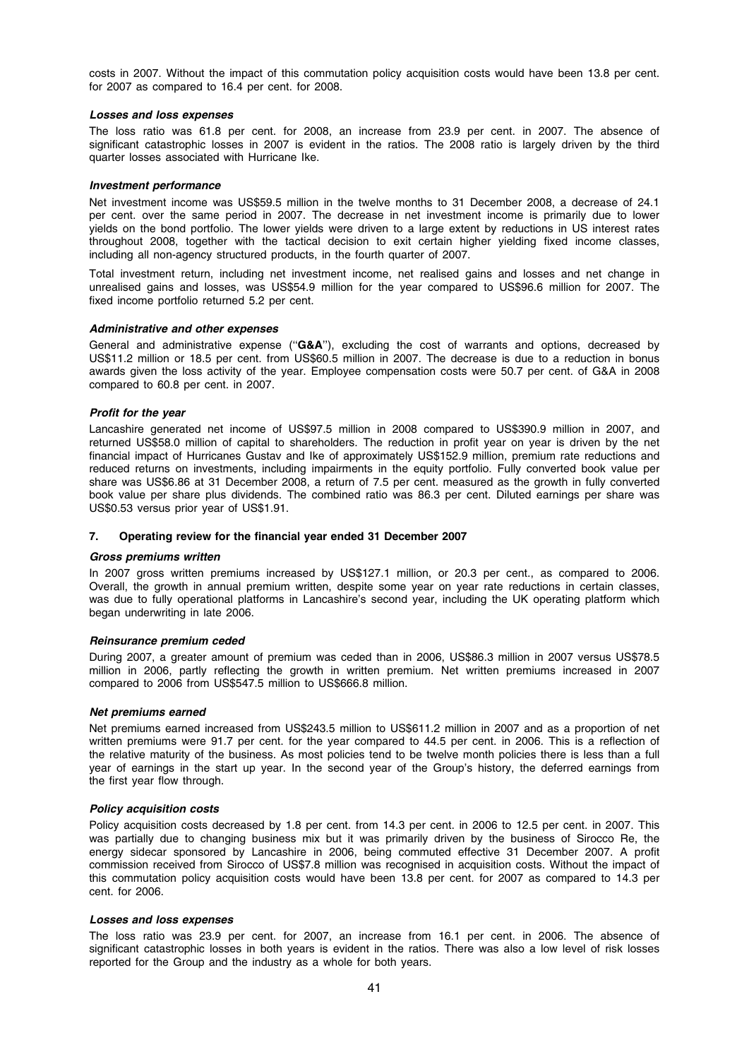costs in 2007. Without the impact of this commutation policy acquisition costs would have been 13.8 per cent. for 2007 as compared to 16.4 per cent. for 2008.

***Losses and loss expenses***

The loss ratio was 61.8 per cent. for 2008, an increase from 23.9 per cent. in 2007. The absence of significant catastrophic losses in 2007 is evident in the ratios. The 2008 ratio is largely driven by the third quarter losses associated with Hurricane Ike.

***Investment performance***

Net investment income was US$59.5 million in the twelve months to 31 December 2008, a decrease of 24.1 per cent. over the same period in 2007. The decrease in net investment income is primarily due to lower yields on the bond portfolio. The lower yields were driven to a large extent by reductions in US interest rates throughout 2008, together with the tactical decision to exit certain higher yielding fixed income classes, including all non-agency structured products, in the fourth quarter of 2007.

Total investment return, including net investment income, net realised gains and losses and net change in unrealised gains and losses, was US$54.9 million for the year compared to US$96.6 million for 2007. The fixed income portfolio returned 5.2 per cent.

***Administrative and other expenses***

General and administrative expense (''**G&A**''), excluding the cost of warrants and options, decreased by US$11.2 million or 18.5 per cent. from US$60.5 million in 2007. The decrease is due to a reduction in bonus awards given the loss activity of the year. Employee compensation costs were 50.7 per cent. of G&A in 2008 compared to 60.8 per cent. in 2007.

***Profit for the year***

Lancashire generated net income of US$97.5 million in 2008 compared to US$390.9 million in 2007, and returned US$58.0 million of capital to shareholders. The reduction in profit year on year is driven by the net financial impact of Hurricanes Gustav and Ike of approximately US$152.9 million, premium rate reductions and reduced returns on investments, including impairments in the equity portfolio. Fully converted book value per share was US$6.86 at 31 December 2008, a return of 7.5 per cent. measured as the growth in fully converted book value per share plus dividends. The combined ratio was 86.3 per cent. Diluted earnings per share was US$0.53 versus prior year of US$1.91.

### 7. Operating review for the financial year ended 31 December 2007

***Gross premiums written***

In 2007 gross written premiums increased by US$127.1 million, or 20.3 per cent., as compared to 2006. Overall, the growth in annual premium written, despite some year on year rate reductions in certain classes, was due to fully operational platforms in Lancashire's second year, including the UK operating platform which began underwriting in late 2006.

***Reinsurance premium ceded***

During 2007, a greater amount of premium was ceded than in 2006, US$86.3 million in 2007 versus US$78.5 million in 2006, partly reflecting the growth in written premium. Net written premiums increased in 2007 compared to 2006 from US$547.5 million to US$666.8 million.

***Net premiums earned***

Net premiums earned increased from US$243.5 million to US$611.2 million in 2007 and as a proportion of net written premiums were 91.7 per cent. for the year compared to 44.5 per cent. in 2006. This is a reflection of the relative maturity of the business. As most policies tend to be twelve month policies there is less than a full year of earnings in the start up year. In the second year of the Group's history, the deferred earnings from the first year flow through.

***Policy acquisition costs***

Policy acquisition costs decreased by 1.8 per cent. from 14.3 per cent. in 2006 to 12.5 per cent. in 2007. This was partially due to changing business mix but it was primarily driven by the business of Sirocco Re, the energy sidecar sponsored by Lancashire in 2006, being commuted effective 31 December 2007. A profit commission received from Sirocco of US$7.8 million was recognised in acquisition costs. Without the impact of this commutation policy acquisition costs would have been 13.8 per cent. for 2007 as compared to 14.3 per cent. for 2006.

***Losses and loss expenses***

The loss ratio was 23.9 per cent. for 2007, an increase from 16.1 per cent. in 2006. The absence of significant catastrophic losses in both years is evident in the ratios. There was also a low level of risk losses reported for the Group and the industry as a whole for both years.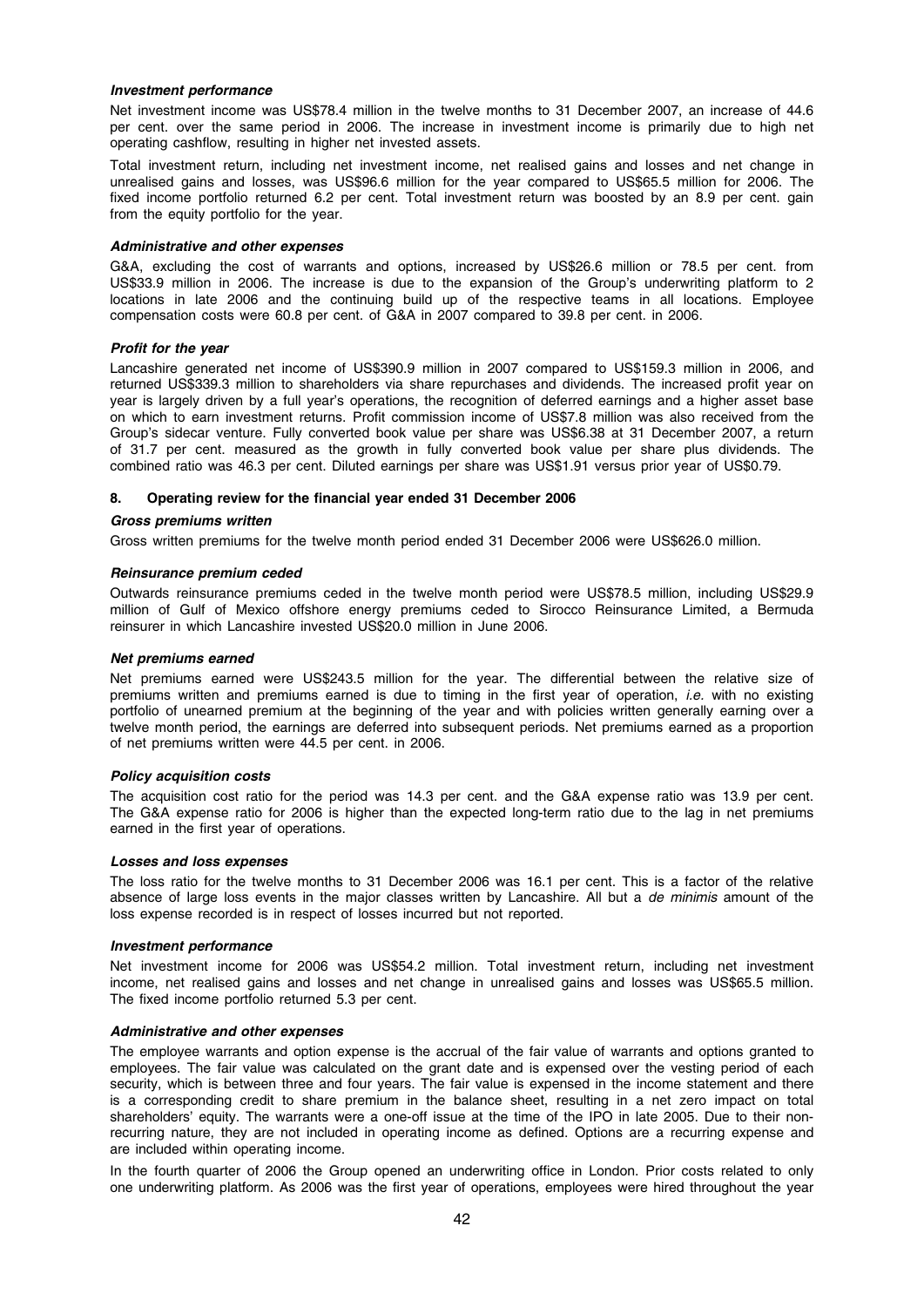***Investment performance***

Net investment income was US$78.4 million in the twelve months to 31 December 2007, an increase of 44.6 per cent. over the same period in 2006. The increase in investment income is primarily due to high net operating cashflow, resulting in higher net invested assets.

Total investment return, including net investment income, net realised gains and losses and net change in unrealised gains and losses, was US$96.6 million for the year compared to US$65.5 million for 2006. The fixed income portfolio returned 6.2 per cent. Total investment return was boosted by an 8.9 per cent. gain from the equity portfolio for the year.

***Administrative and other expenses***

G&A, excluding the cost of warrants and options, increased by US$26.6 million or 78.5 per cent. from US$33.9 million in 2006. The increase is due to the expansion of the Group's underwriting platform to 2 locations in late 2006 and the continuing build up of the respective teams in all locations. Employee compensation costs were 60.8 per cent. of G&A in 2007 compared to 39.8 per cent. in 2006.

***Profit for the year***

Lancashire generated net income of US$390.9 million in 2007 compared to US$159.3 million in 2006, and returned US$339.3 million to shareholders via share repurchases and dividends. The increased profit year on year is largely driven by a full year's operations, the recognition of deferred earnings and a higher asset base on which to earn investment returns. Profit commission income of US$7.8 million was also received from the Group's sidecar venture. Fully converted book value per share was US$6.38 at 31 December 2007, a return of 31.7 per cent. measured as the growth in fully converted book value per share plus dividends. The combined ratio was 46.3 per cent. Diluted earnings per share was US$1.91 versus prior year of US$0.79.

## 8. Operating review for the financial year ended 31 December 2006

***Gross premiums written***

Gross written premiums for the twelve month period ended 31 December 2006 were US$626.0 million.

***Reinsurance premium ceded***

Outwards reinsurance premiums ceded in the twelve month period were US$78.5 million, including US$29.9 million of Gulf of Mexico offshore energy premiums ceded to Sirocco Reinsurance Limited, a Bermuda reinsurer in which Lancashire invested US$20.0 million in June 2006.

***Net premiums earned***

Net premiums earned were US$243.5 million for the year. The differential between the relative size of premiums written and premiums earned is due to timing in the first year of operation, *i.e.* with no existing portfolio of unearned premium at the beginning of the year and with policies written generally earning over a twelve month period, the earnings are deferred into subsequent periods. Net premiums earned as a proportion of net premiums written were 44.5 per cent. in 2006.

***Policy acquisition costs***

The acquisition cost ratio for the period was 14.3 per cent. and the G&A expense ratio was 13.9 per cent. The G&A expense ratio for 2006 is higher than the expected long-term ratio due to the lag in net premiums earned in the first year of operations.

***Losses and loss expenses***

The loss ratio for the twelve months to 31 December 2006 was 16.1 per cent. This is a factor of the relative absence of large loss events in the major classes written by Lancashire. All but a *de minimis* amount of the loss expense recorded is in respect of losses incurred but not reported.

***Investment performance***

Net investment income for 2006 was US$54.2 million. Total investment return, including net investment income, net realised gains and losses and net change in unrealised gains and losses was US$65.5 million. The fixed income portfolio returned 5.3 per cent.

***Administrative and other expenses***

The employee warrants and option expense is the accrual of the fair value of warrants and options granted to employees. The fair value was calculated on the grant date and is expensed over the vesting period of each security, which is between three and four years. The fair value is expensed in the income statement and there is a corresponding credit to share premium in the balance sheet, resulting in a net zero impact on total shareholders' equity. The warrants were a one-off issue at the time of the IPO in late 2005. Due to their non-recurring nature, they are not included in operating income as defined. Options are a recurring expense and are included within operating income.

In the fourth quarter of 2006 the Group opened an underwriting office in London. Prior costs related to only one underwriting platform. As 2006 was the first year of operations, employees were hired throughout the year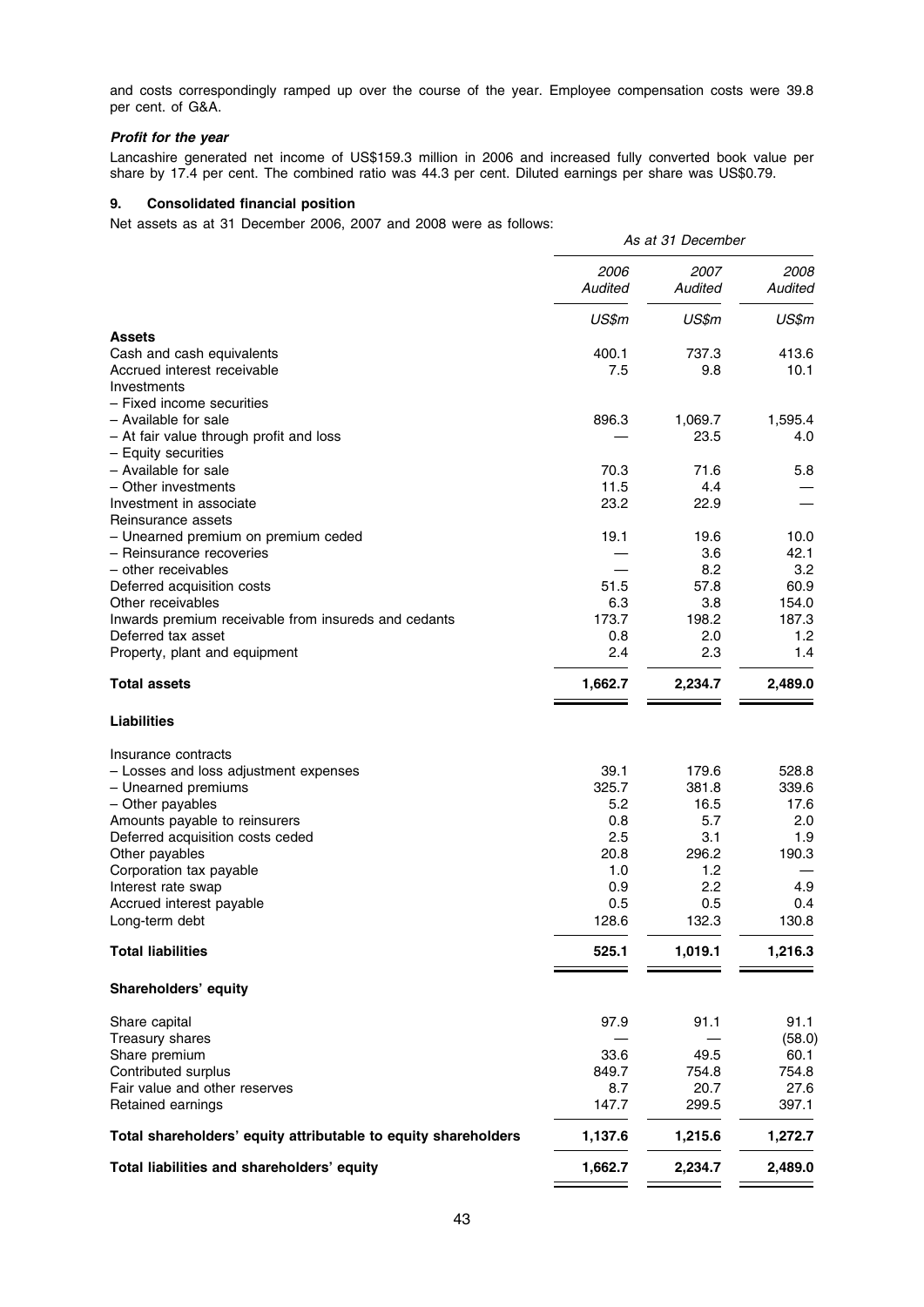and costs correspondingly ramped up over the course of the year. Employee compensation costs were 39.8 per cent. of G&A.

***Profit for the year***

Lancashire generated net income of US$159.3 million in 2006 and increased fully converted book value per share by 17.4 per cent. The combined ratio was 44.3 per cent. Diluted earnings per share was US$0.79.

### 9. Consolidated financial position

Net assets as at 31 December 2006, 2007 and 2008 were as follows:

| | *As at 31 December* | | |
|---|---|---|---|
| | *2006 Audited* | *2007 Audited* | *2008 Audited* |
| | *US$m* | *US$m* | *US$m* |
| **Assets** | | | |
| Cash and cash equivalents | 400.1 | 737.3 | 413.6 |
| Accrued interest receivable | 7.5 | 9.8 | 10.1 |
| Investments | | | |
| – Fixed income securities | | | |
| – Available for sale | 896.3 | 1,069.7 | 1,595.4 |
| – At fair value through profit and loss | — | 23.5 | 4.0 |
| – Equity securities | | | |
| – Available for sale | 70.3 | 71.6 | 5.8 |
| – Other investments | 11.5 | 4.4 | — |
| Investment in associate | 23.2 | 22.9 | — |
| Reinsurance assets | | | |
| – Unearned premium on premium ceded | 19.1 | 19.6 | 10.0 |
| – Reinsurance recoveries | — | 3.6 | 42.1 |
| – other receivables | — | 8.2 | 3.2 |
| Deferred acquisition costs | 51.5 | 57.8 | 60.9 |
| Other receivables | 6.3 | 3.8 | 154.0 |
| Inwards premium receivable from insureds and cedants | 173.7 | 198.2 | 187.3 |
| Deferred tax asset | 0.8 | 2.0 | 1.2 |
| Property, plant and equipment | 2.4 | 2.3 | 1.4 |
| **Total assets** | **1,662.7** | **2,234.7** | **2,489.0** |
| **Liabilities** | | | |
| Insurance contracts | | | |
| – Losses and loss adjustment expenses | 39.1 | 179.6 | 528.8 |
| – Unearned premiums | 325.7 | 381.8 | 339.6 |
| – Other payables | 5.2 | 16.5 | 17.6 |
| Amounts payable to reinsurers | 0.8 | 5.7 | 2.0 |
| Deferred acquisition costs ceded | 2.5 | 3.1 | 1.9 |
| Other payables | 20.8 | 296.2 | 190.3 |
| Corporation tax payable | 1.0 | 1.2 | — |
| Interest rate swap | 0.9 | 2.2 | 4.9 |
| Accrued interest payable | 0.5 | 0.5 | 0.4 |
| Long-term debt | 128.6 | 132.3 | 130.8 |
| **Total liabilities** | **525.1** | **1,019.1** | **1,216.3** |
| **Shareholders' equity** | | | |
| Share capital | 97.9 | 91.1 | 91.1 |
| Treasury shares | — | — | (58.0) |
| Share premium | 33.6 | 49.5 | 60.1 |
| Contributed surplus | 849.7 | 754.8 | 754.8 |
| Fair value and other reserves | 8.7 | 20.7 | 27.6 |
| Retained earnings | 147.7 | 299.5 | 397.1 |
| **Total shareholders' equity attributable to equity shareholders** | **1,137.6** | **1,215.6** | **1,272.7** |
| **Total liabilities and shareholders' equity** | **1,662.7** | **2,234.7** | **2,489.0** |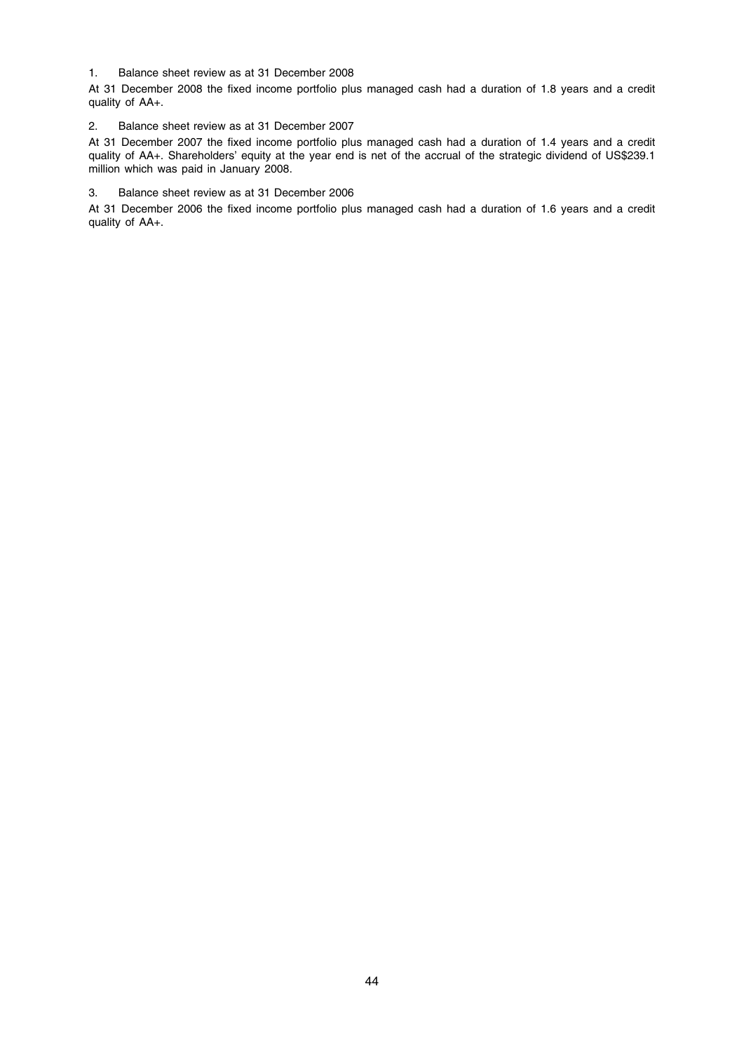1. Balance sheet review as at 31 December 2008

At 31 December 2008 the fixed income portfolio plus managed cash had a duration of 1.8 years and a credit quality of AA+.

2. Balance sheet review as at 31 December 2007

At 31 December 2007 the fixed income portfolio plus managed cash had a duration of 1.4 years and a credit quality of AA+. Shareholders' equity at the year end is net of the accrual of the strategic dividend of US$239.1 million which was paid in January 2008.

3. Balance sheet review as at 31 December 2006

At 31 December 2006 the fixed income portfolio plus managed cash had a duration of 1.6 years and a credit quality of AA+.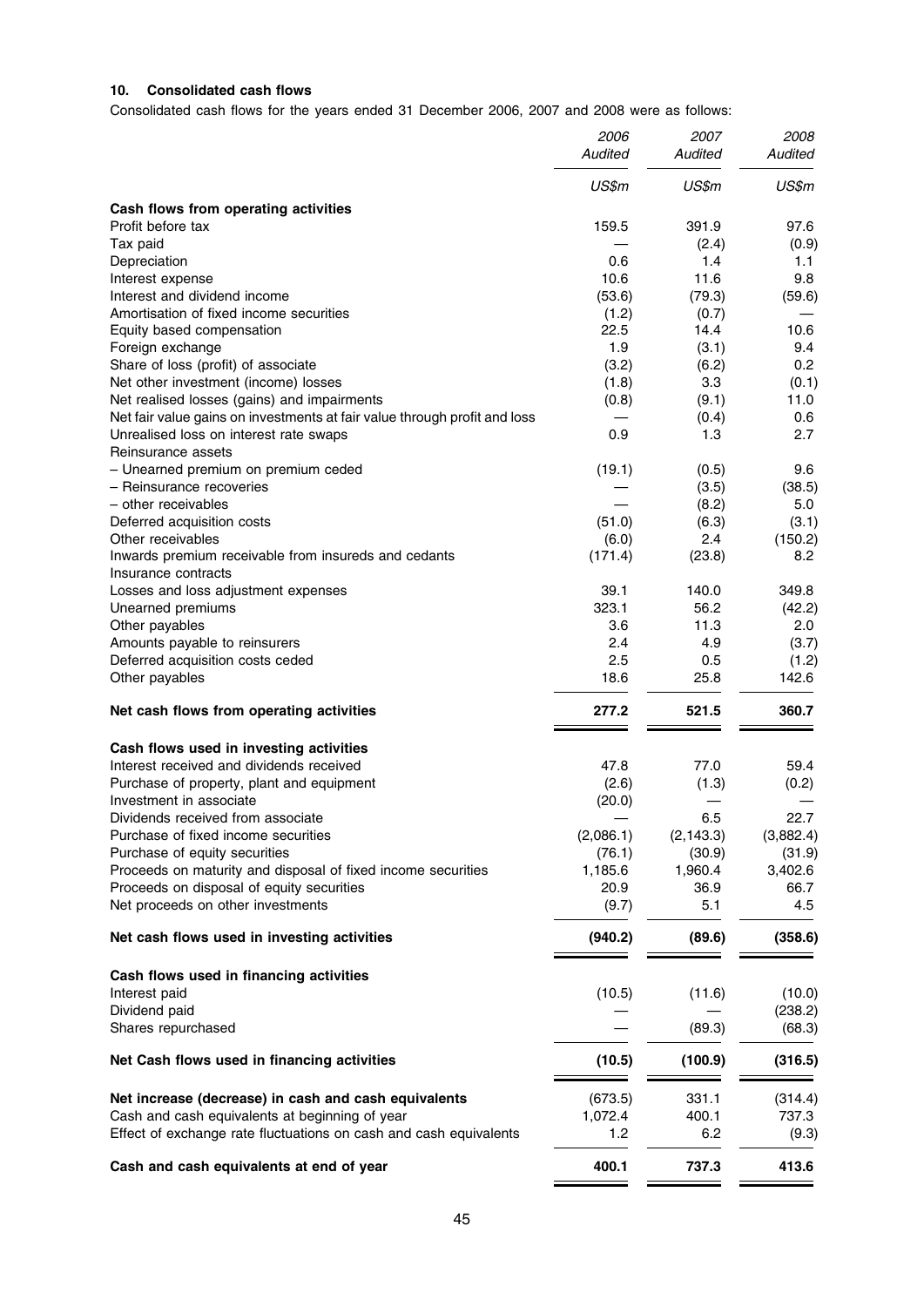## 10. Consolidated cash flows

Consolidated cash flows for the years ended 31 December 2006, 2007 and 2008 were as follows:

| | *2006 Audited* | *2007 Audited* | *2008 Audited* |
|---|---|---|---|
| | *US$m* | *US$m* | *US$m* |
| **Cash flows from operating activities** | | | |
| Profit before tax | 159.5 | 391.9 | 97.6 |
| Tax paid | — | (2.4) | (0.9) |
| Depreciation | 0.6 | 1.4 | 1.1 |
| Interest expense | 10.6 | 11.6 | 9.8 |
| Interest and dividend income | (53.6) | (79.3) | (59.6) |
| Amortisation of fixed income securities | (1.2) | (0.7) | — |
| Equity based compensation | 22.5 | 14.4 | 10.6 |
| Foreign exchange | 1.9 | (3.1) | 9.4 |
| Share of loss (profit) of associate | (3.2) | (6.2) | 0.2 |
| Net other investment (income) losses | (1.8) | 3.3 | (0.1) |
| Net realised losses (gains) and impairments | (0.8) | (9.1) | 11.0 |
| Net fair value gains on investments at fair value through profit and loss | — | (0.4) | 0.6 |
| Unrealised loss on interest rate swaps | 0.9 | 1.3 | 2.7 |
| Reinsurance assets | | | |
| – Unearned premium on premium ceded | (19.1) | (0.5) | 9.6 |
| – Reinsurance recoveries | — | (3.5) | (38.5) |
| – other receivables | — | (8.2) | 5.0 |
| Deferred acquisition costs | (51.0) | (6.3) | (3.1) |
| Other receivables | (6.0) | 2.4 | (150.2) |
| Inwards premium receivable from insureds and cedants | (171.4) | (23.8) | 8.2 |
| Insurance contracts | | | |
| Losses and loss adjustment expenses | 39.1 | 140.0 | 349.8 |
| Unearned premiums | 323.1 | 56.2 | (42.2) |
| Other payables | 3.6 | 11.3 | 2.0 |
| Amounts payable to reinsurers | 2.4 | 4.9 | (3.7) |
| Deferred acquisition costs ceded | 2.5 | 0.5 | (1.2) |
| Other payables | 18.6 | 25.8 | 142.6 |
| **Net cash flows from operating activities** | **277.2** | **521.5** | **360.7** |
| **Cash flows used in investing activities** | | | |
| Interest received and dividends received | 47.8 | 77.0 | 59.4 |
| Purchase of property, plant and equipment | (2.6) | (1.3) | (0.2) |
| Investment in associate | (20.0) | — | — |
| Dividends received from associate | — | 6.5 | 22.7 |
| Purchase of fixed income securities | (2,086.1) | (2,143.3) | (3,882.4) |
| Purchase of equity securities | (76.1) | (30.9) | (31.9) |
| Proceeds on maturity and disposal of fixed income securities | 1,185.6 | 1,960.4 | 3,402.6 |
| Proceeds on disposal of equity securities | 20.9 | 36.9 | 66.7 |
| Net proceeds on other investments | (9.7) | 5.1 | 4.5 |
| **Net cash flows used in investing activities** | **(940.2)** | **(89.6)** | **(358.6)** |
| **Cash flows used in financing activities** | | | |
| Interest paid | (10.5) | (11.6) | (10.0) |
| Dividend paid | — | — | (238.2) |
| Shares repurchased | — | (89.3) | (68.3) |
| **Net Cash flows used in financing activities** | **(10.5)** | **(100.9)** | **(316.5)** |
| **Net increase (decrease) in cash and cash equivalents** | (673.5) | 331.1 | (314.4) |
| Cash and cash equivalents at beginning of year | 1,072.4 | 400.1 | 737.3 |
| Effect of exchange rate fluctuations on cash and cash equivalents | 1.2 | 6.2 | (9.3) |
| **Cash and cash equivalents at end of year** | **400.1** | **737.3** | **413.6** |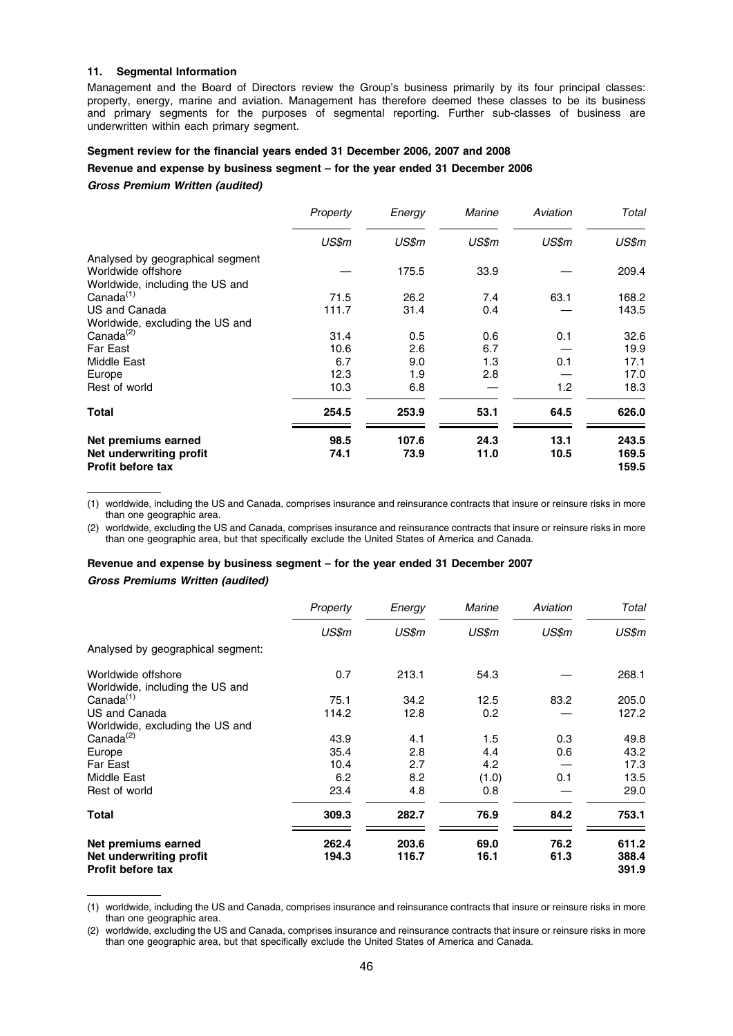### 11. Segmental Information

Management and the Board of Directors review the Group's business primarily by its four principal classes: property, energy, marine and aviation. Management has therefore deemed these classes to be its business and primary segments for the purposes of segmental reporting. Further sub-classes of business are underwritten within each primary segment.

**Segment review for the financial years ended 31 December 2006, 2007 and 2008**

**Revenue and expense by business segment – for the year ended 31 December 2006**

***Gross Premium Written (audited)***

| | *Property* | *Energy* | *Marine* | *Aviation* | *Total* |
|---|---|---|---|---|---|
| | *US$m* | *US$m* | *US$m* | *US$m* | *US$m* |
| Analysed by geographical segment | | | | | |
| Worldwide offshore | — | 175.5 | 33.9 | — | 209.4 |
| Worldwide, including the US and Canada[(1)] | 71.5 | 26.2 | 7.4 | 63.1 | 168.2 |
| US and Canada | 111.7 | 31.4 | 0.4 | — | 143.5 |
| Worldwide, excluding the US and Canada[(2)] | 31.4 | 0.5 | 0.6 | 0.1 | 32.6 |
| Far East | 10.6 | 2.6 | 6.7 | — | 19.9 |
| Middle East | 6.7 | 9.0 | 1.3 | 0.1 | 17.1 |
| Europe | 12.3 | 1.9 | 2.8 | — | 17.0 |
| Rest of world | 10.3 | 6.8 | — | 1.2 | 18.3 |
| **Total** | **254.5** | **253.9** | **53.1** | **64.5** | **626.0** |
| **Net premiums earned** | **98.5** | **107.6** | **24.3** | **13.1** | **243.5** |
| **Net underwriting profit** | **74.1** | **73.9** | **11.0** | **10.5** | **169.5** |
| **Profit before tax** | | | | | **159.5** |

(1) worldwide, including the US and Canada, comprises insurance and reinsurance contracts that insure or reinsure risks in more than one geographic area.

(2) worldwide, excluding the US and Canada, comprises insurance and reinsurance contracts that insure or reinsure risks in more than one geographic area, but that specifically exclude the United States of America and Canada.

**Revenue and expense by business segment – for the year ended 31 December 2007**

***Gross Premiums Written (audited)***

| | *Property* | *Energy* | *Marine* | *Aviation* | *Total* |
|---|---|---|---|---|---|
| | *US$m* | *US$m* | *US$m* | *US$m* | *US$m* |
| Analysed by geographical segment: | | | | | |
| Worldwide offshore | 0.7 | 213.1 | 54.3 | — | 268.1 |
| Worldwide, including the US and Canada[(1)] | 75.1 | 34.2 | 12.5 | 83.2 | 205.0 |
| US and Canada | 114.2 | 12.8 | 0.2 | — | 127.2 |
| Worldwide, excluding the US and Canada[(2)] | 43.9 | 4.1 | 1.5 | 0.3 | 49.8 |
| Europe | 35.4 | 2.8 | 4.4 | 0.6 | 43.2 |
| Far East | 10.4 | 2.7 | 4.2 | — | 17.3 |
| Middle East | 6.2 | 8.2 | (1.0) | 0.1 | 13.5 |
| Rest of world | 23.4 | 4.8 | 0.8 | — | 29.0 |
| **Total** | **309.3** | **282.7** | **76.9** | **84.2** | **753.1** |
| **Net premiums earned** | **262.4** | **203.6** | **69.0** | **76.2** | **611.2** |
| **Net underwriting profit** | **194.3** | **116.7** | **16.1** | **61.3** | **388.4** |
| **Profit before tax** | | | | | **391.9** |

(1) worldwide, including the US and Canada, comprises insurance and reinsurance contracts that insure or reinsure risks in more than one geographic area.

(2) worldwide, excluding the US and Canada, comprises insurance and reinsurance contracts that insure or reinsure risks in more than one geographic area, but that specifically exclude the United States of America and Canada.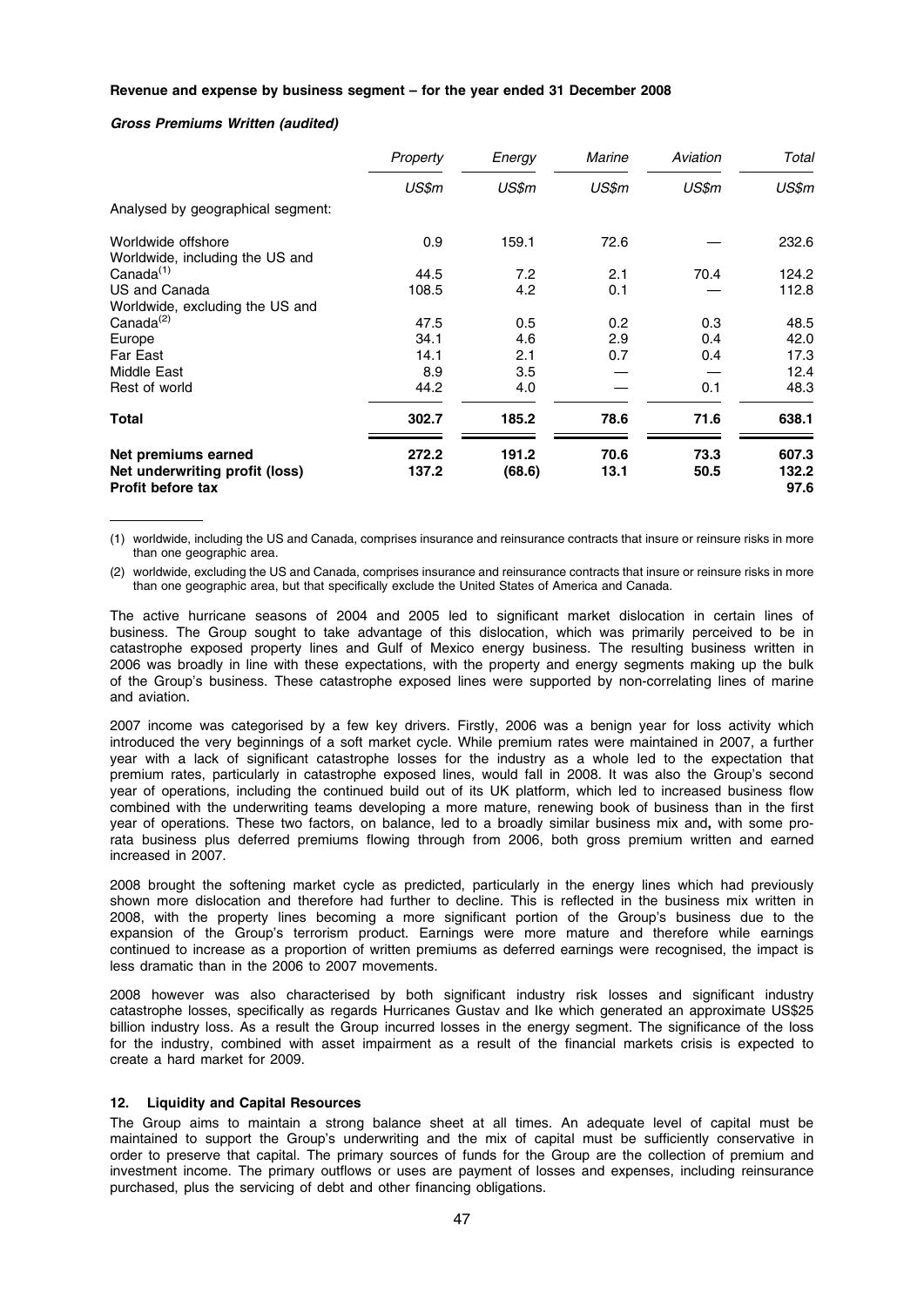**Revenue and expense by business segment – for the year ended 31 December 2008**

***Gross Premiums Written (audited)***

| | Property | Energy | Marine | Aviation | Total |
|---|---|---|---|---|---|
| | *US$m* | *US$m* | *US$m* | *US$m* | *US$m* |
| Analysed by geographical segment: | | | | | |
| Worldwide offshore | 0.9 | 159.1 | 72.6 | — | 232.6 |
| Worldwide, including the US and Canada[(1)] | 44.5 | 7.2 | 2.1 | 70.4 | 124.2 |
| US and Canada | 108.5 | 4.2 | 0.1 | — | 112.8 |
| Worldwide, excluding the US and Canada[(2)] | 47.5 | 0.5 | 0.2 | 0.3 | 48.5 |
| Europe | 34.1 | 4.6 | 2.9 | 0.4 | 42.0 |
| Far East | 14.1 | 2.1 | 0.7 | 0.4 | 17.3 |
| Middle East | 8.9 | 3.5 | — | — | 12.4 |
| Rest of world | 44.2 | 4.0 | — | 0.1 | 48.3 |
| **Total** | **302.7** | **185.2** | **78.6** | **71.6** | **638.1** |
| **Net premiums earned** | **272.2** | **191.2** | **70.6** | **73.3** | **607.3** |
| **Net underwriting profit (loss)** | **137.2** | **(68.6)** | **13.1** | **50.5** | **132.2** |
| **Profit before tax** | | | | | **97.6** |

(1) worldwide, including the US and Canada, comprises insurance and reinsurance contracts that insure or reinsure risks in more than one geographic area.

(2) worldwide, excluding the US and Canada, comprises insurance and reinsurance contracts that insure or reinsure risks in more than one geographic area, but that specifically exclude the United States of America and Canada.

The active hurricane seasons of 2004 and 2005 led to significant market dislocation in certain lines of business. The Group sought to take advantage of this dislocation, which was primarily perceived to be in catastrophe exposed property lines and Gulf of Mexico energy business. The resulting business written in 2006 was broadly in line with these expectations, with the property and energy segments making up the bulk of the Group's business. These catastrophe exposed lines were supported by non-correlating lines of marine and aviation.

2007 income was categorised by a few key drivers. Firstly, 2006 was a benign year for loss activity which introduced the very beginnings of a soft market cycle. While premium rates were maintained in 2007, a further year with a lack of significant catastrophe losses for the industry as a whole led to the expectation that premium rates, particularly in catastrophe exposed lines, would fall in 2008. It was also the Group's second year of operations, including the continued build out of its UK platform, which led to increased business flow combined with the underwriting teams developing a more mature, renewing book of business than in the first year of operations. These two factors, on balance, led to a broadly similar business mix and**,** with some pro-rata business plus deferred premiums flowing through from 2006, both gross premium written and earned increased in 2007.

2008 brought the softening market cycle as predicted, particularly in the energy lines which had previously shown more dislocation and therefore had further to decline. This is reflected in the business mix written in 2008, with the property lines becoming a more significant portion of the Group's business due to the expansion of the Group's terrorism product. Earnings were more mature and therefore while earnings continued to increase as a proportion of written premiums as deferred earnings were recognised, the impact is less dramatic than in the 2006 to 2007 movements.

2008 however was also characterised by both significant industry risk losses and significant industry catastrophe losses, specifically as regards Hurricanes Gustav and Ike which generated an approximate US$25 billion industry loss. As a result the Group incurred losses in the energy segment. The significance of the loss for the industry, combined with asset impairment as a result of the financial markets crisis is expected to create a hard market for 2009.

#### 12. Liquidity and Capital Resources

The Group aims to maintain a strong balance sheet at all times. An adequate level of capital must be maintained to support the Group's underwriting and the mix of capital must be sufficiently conservative in order to preserve that capital. The primary sources of funds for the Group are the collection of premium and investment income. The primary outflows or uses are payment of losses and expenses, including reinsurance purchased, plus the servicing of debt and other financing obligations.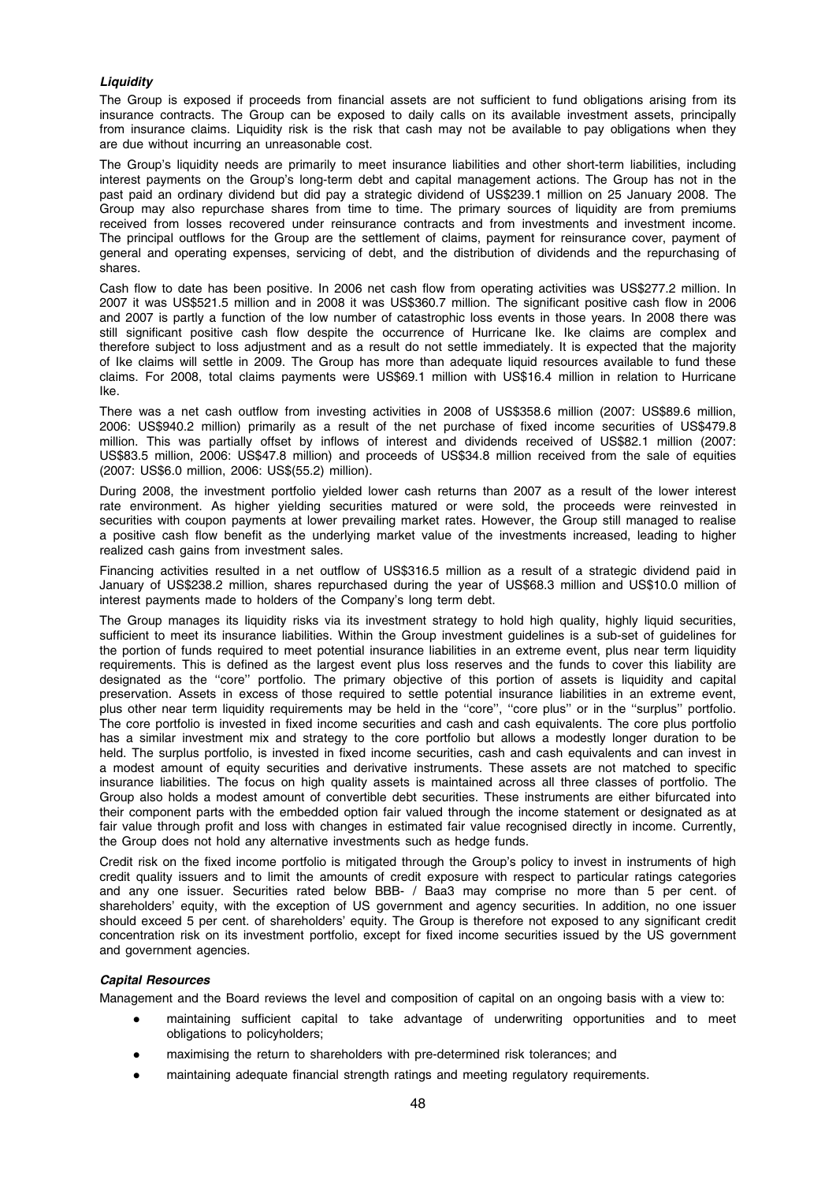### *Liquidity*

The Group is exposed if proceeds from financial assets are not sufficient to fund obligations arising from its insurance contracts. The Group can be exposed to daily calls on its available investment assets, principally from insurance claims. Liquidity risk is the risk that cash may not be available to pay obligations when they are due without incurring an unreasonable cost.

The Group's liquidity needs are primarily to meet insurance liabilities and other short-term liabilities, including interest payments on the Group's long-term debt and capital management actions. The Group has not in the past paid an ordinary dividend but did pay a strategic dividend of US$239.1 million on 25 January 2008. The Group may also repurchase shares from time to time. The primary sources of liquidity are from premiums received from losses recovered under reinsurance contracts and from investments and investment income. The principal outflows for the Group are the settlement of claims, payment for reinsurance cover, payment of general and operating expenses, servicing of debt, and the distribution of dividends and the repurchasing of shares.

Cash flow to date has been positive. In 2006 net cash flow from operating activities was US$277.2 million. In 2007 it was US$521.5 million and in 2008 it was US$360.7 million. The significant positive cash flow in 2006 and 2007 is partly a function of the low number of catastrophic loss events in those years. In 2008 there was still significant positive cash flow despite the occurrence of Hurricane Ike. Ike claims are complex and therefore subject to loss adjustment and as a result do not settle immediately. It is expected that the majority of Ike claims will settle in 2009. The Group has more than adequate liquid resources available to fund these claims. For 2008, total claims payments were US$69.1 million with US$16.4 million in relation to Hurricane Ike.

There was a net cash outflow from investing activities in 2008 of US$358.6 million (2007: US$89.6 million, 2006: US$940.2 million) primarily as a result of the net purchase of fixed income securities of US$479.8 million. This was partially offset by inflows of interest and dividends received of US$82.1 million (2007: US$83.5 million, 2006: US$47.8 million) and proceeds of US$34.8 million received from the sale of equities (2007: US$6.0 million, 2006: US$(55.2) million).

During 2008, the investment portfolio yielded lower cash returns than 2007 as a result of the lower interest rate environment. As higher yielding securities matured or were sold, the proceeds were reinvested in securities with coupon payments at lower prevailing market rates. However, the Group still managed to realise a positive cash flow benefit as the underlying market value of the investments increased, leading to higher realized cash gains from investment sales.

Financing activities resulted in a net outflow of US$316.5 million as a result of a strategic dividend paid in January of US$238.2 million, shares repurchased during the year of US$68.3 million and US$10.0 million of interest payments made to holders of the Company's long term debt.

The Group manages its liquidity risks via its investment strategy to hold high quality, highly liquid securities, sufficient to meet its insurance liabilities. Within the Group investment guidelines is a sub-set of guidelines for the portion of funds required to meet potential insurance liabilities in an extreme event, plus near term liquidity requirements. This is defined as the largest event plus loss reserves and the funds to cover this liability are designated as the ''core'' portfolio. The primary objective of this portion of assets is liquidity and capital preservation. Assets in excess of those required to settle potential insurance liabilities in an extreme event, plus other near term liquidity requirements may be held in the ''core'', ''core plus'' or in the ''surplus'' portfolio. The core portfolio is invested in fixed income securities and cash and cash equivalents. The core plus portfolio has a similar investment mix and strategy to the core portfolio but allows a modestly longer duration to be held. The surplus portfolio, is invested in fixed income securities, cash and cash equivalents and can invest in a modest amount of equity securities and derivative instruments. These assets are not matched to specific insurance liabilities. The focus on high quality assets is maintained across all three classes of portfolio. The Group also holds a modest amount of convertible debt securities. These instruments are either bifurcated into their component parts with the embedded option fair valued through the income statement or designated as at fair value through profit and loss with changes in estimated fair value recognised directly in income. Currently, the Group does not hold any alternative investments such as hedge funds.

Credit risk on the fixed income portfolio is mitigated through the Group's policy to invest in instruments of high credit quality issuers and to limit the amounts of credit exposure with respect to particular ratings categories and any one issuer. Securities rated below BBB- / Baa3 may comprise no more than 5 per cent. of shareholders' equity, with the exception of US government and agency securities. In addition, no one issuer should exceed 5 per cent. of shareholders' equity. The Group is therefore not exposed to any significant credit concentration risk on its investment portfolio, except for fixed income securities issued by the US government and government agencies.

### *Capital Resources*

Management and the Board reviews the level and composition of capital on an ongoing basis with a view to:

- maintaining sufficient capital to take advantage of underwriting opportunities and to meet obligations to policyholders;
- maximising the return to shareholders with pre-determined risk tolerances; and
- maintaining adequate financial strength ratings and meeting regulatory requirements.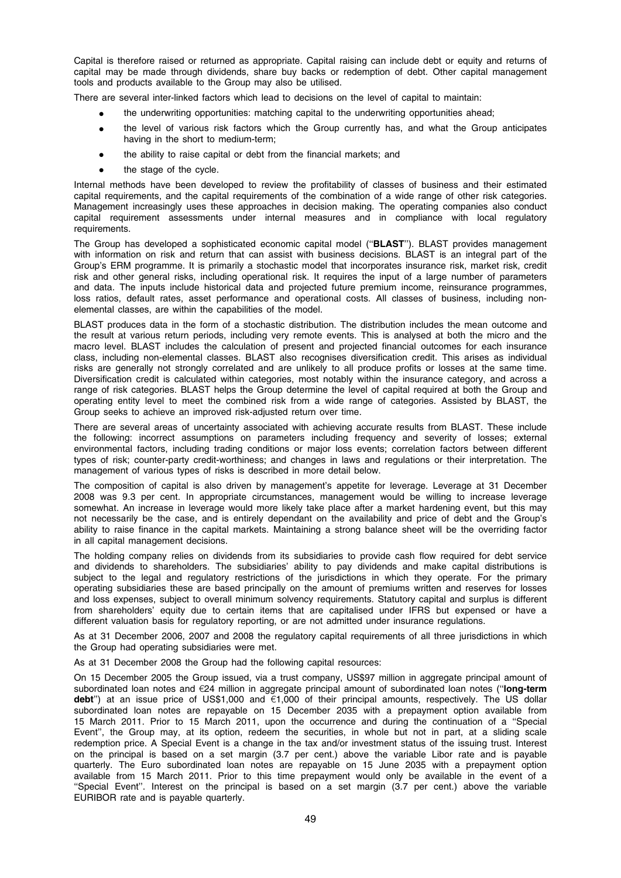Capital is therefore raised or returned as appropriate. Capital raising can include debt or equity and returns of capital may be made through dividends, share buy backs or redemption of debt. Other capital management tools and products available to the Group may also be utilised.

There are several inter-linked factors which lead to decisions on the level of capital to maintain:

- the underwriting opportunities: matching capital to the underwriting opportunities ahead;
- the level of various risk factors which the Group currently has, and what the Group anticipates having in the short to medium-term;
- the ability to raise capital or debt from the financial markets; and
- the stage of the cycle.

Internal methods have been developed to review the profitability of classes of business and their estimated capital requirements, and the capital requirements of the combination of a wide range of other risk categories. Management increasingly uses these approaches in decision making. The operating companies also conduct capital requirement assessments under internal measures and in compliance with local regulatory requirements.

The Group has developed a sophisticated economic capital model (''**BLAST**''). BLAST provides management with information on risk and return that can assist with business decisions. BLAST is an integral part of the Group's ERM programme. It is primarily a stochastic model that incorporates insurance risk, market risk, credit risk and other general risks, including operational risk. It requires the input of a large number of parameters and data. The inputs include historical data and projected future premium income, reinsurance programmes, loss ratios, default rates, asset performance and operational costs. All classes of business, including non-elemental classes, are within the capabilities of the model.

BLAST produces data in the form of a stochastic distribution. The distribution includes the mean outcome and the result at various return periods, including very remote events. This is analysed at both the micro and the macro level. BLAST includes the calculation of present and projected financial outcomes for each insurance class, including non-elemental classes. BLAST also recognises diversification credit. This arises as individual risks are generally not strongly correlated and are unlikely to all produce profits or losses at the same time. Diversification credit is calculated within categories, most notably within the insurance category, and across a range of risk categories. BLAST helps the Group determine the level of capital required at both the Group and operating entity level to meet the combined risk from a wide range of categories. Assisted by BLAST, the Group seeks to achieve an improved risk-adjusted return over time.

There are several areas of uncertainty associated with achieving accurate results from BLAST. These include the following: incorrect assumptions on parameters including frequency and severity of losses; external environmental factors, including trading conditions or major loss events; correlation factors between different types of risk; counter-party credit-worthiness; and changes in laws and regulations or their interpretation. The management of various types of risks is described in more detail below.

The composition of capital is also driven by management's appetite for leverage. Leverage at 31 December 2008 was 9.3 per cent. In appropriate circumstances, management would be willing to increase leverage somewhat. An increase in leverage would more likely take place after a market hardening event, but this may not necessarily be the case, and is entirely dependant on the availability and price of debt and the Group's ability to raise finance in the capital markets. Maintaining a strong balance sheet will be the overriding factor in all capital management decisions.

The holding company relies on dividends from its subsidiaries to provide cash flow required for debt service and dividends to shareholders. The subsidiaries' ability to pay dividends and make capital distributions is subject to the legal and regulatory restrictions of the jurisdictions in which they operate. For the primary operating subsidiaries these are based principally on the amount of premiums written and reserves for losses and loss expenses, subject to overall minimum solvency requirements. Statutory capital and surplus is different from shareholders' equity due to certain items that are capitalised under IFRS but expensed or have a different valuation basis for regulatory reporting, or are not admitted under insurance regulations.

As at 31 December 2006, 2007 and 2008 the regulatory capital requirements of all three jurisdictions in which the Group had operating subsidiaries were met.

As at 31 December 2008 the Group had the following capital resources:

On 15 December 2005 the Group issued, via a trust company, US$97 million in aggregate principal amount of subordinated loan notes and €24 million in aggregate principal amount of subordinated loan notes (''**long-term debt**'') at an issue price of US$1,000 and €1,000 of their principal amounts, respectively. The US dollar subordinated loan notes are repayable on 15 December 2035 with a prepayment option available from 15 March 2011. Prior to 15 March 2011, upon the occurrence and during the continuation of a ''Special Event'', the Group may, at its option, redeem the securities, in whole but not in part, at a sliding scale redemption price. A Special Event is a change in the tax and/or investment status of the issuing trust. Interest on the principal is based on a set margin (3.7 per cent.) above the variable Libor rate and is payable quarterly. The Euro subordinated loan notes are repayable on 15 June 2035 with a prepayment option available from 15 March 2011. Prior to this time prepayment would only be available in the event of a ''Special Event''. Interest on the principal is based on a set margin (3.7 per cent.) above the variable EURIBOR rate and is payable quarterly.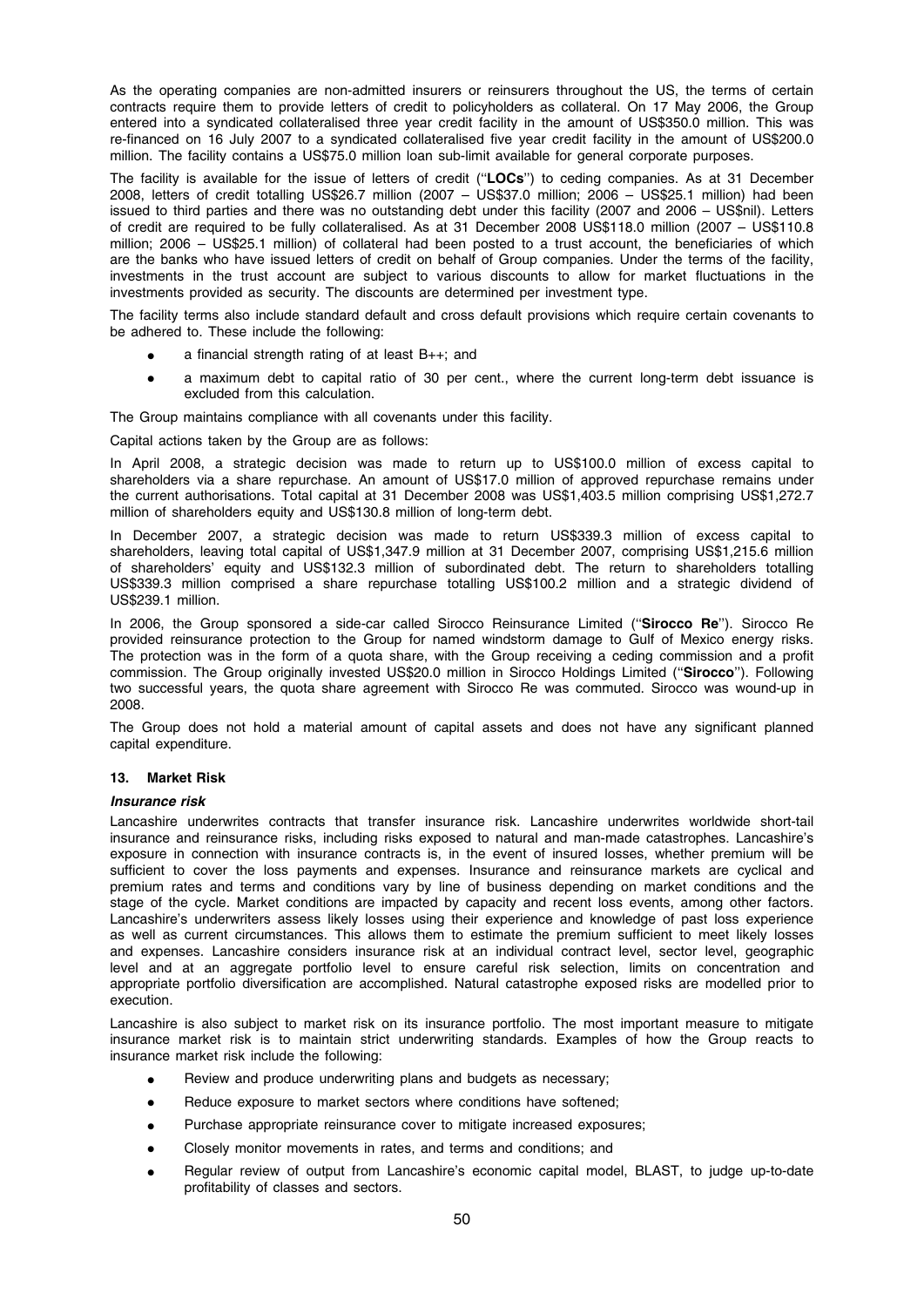As the operating companies are non-admitted insurers or reinsurers throughout the US, the terms of certain contracts require them to provide letters of credit to policyholders as collateral. On 17 May 2006, the Group entered into a syndicated collateralised three year credit facility in the amount of US$350.0 million. This was re-financed on 16 July 2007 to a syndicated collateralised five year credit facility in the amount of US$200.0 million. The facility contains a US$75.0 million loan sub-limit available for general corporate purposes.

The facility is available for the issue of letters of credit (''**LOCs**'') to ceding companies. As at 31 December 2008, letters of credit totalling US$26.7 million (2007 – US$37.0 million; 2006 – US$25.1 million) had been issued to third parties and there was no outstanding debt under this facility (2007 and 2006 – US$nil). Letters of credit are required to be fully collateralised. As at 31 December 2008 US$118.0 million (2007 – US$110.8 million; 2006 – US$25.1 million) of collateral had been posted to a trust account, the beneficiaries of which are the banks who have issued letters of credit on behalf of Group companies. Under the terms of the facility, investments in the trust account are subject to various discounts to allow for market fluctuations in the investments provided as security. The discounts are determined per investment type.

The facility terms also include standard default and cross default provisions which require certain covenants to be adhered to. These include the following:

- a financial strength rating of at least B++; and
- a maximum debt to capital ratio of 30 per cent., where the current long-term debt issuance is excluded from this calculation.

The Group maintains compliance with all covenants under this facility.

Capital actions taken by the Group are as follows:

In April 2008, a strategic decision was made to return up to US$100.0 million of excess capital to shareholders via a share repurchase. An amount of US$17.0 million of approved repurchase remains under the current authorisations. Total capital at 31 December 2008 was US$1,403.5 million comprising US$1,272.7 million of shareholders equity and US$130.8 million of long-term debt.

In December 2007, a strategic decision was made to return US$339.3 million of excess capital to shareholders, leaving total capital of US$1,347.9 million at 31 December 2007, comprising US$1,215.6 million of shareholders' equity and US$132.3 million of subordinated debt. The return to shareholders totalling US$339.3 million comprised a share repurchase totalling US$100.2 million and a strategic dividend of US$239.1 million.

In 2006, the Group sponsored a side-car called Sirocco Reinsurance Limited (''**Sirocco Re**''). Sirocco Re provided reinsurance protection to the Group for named windstorm damage to Gulf of Mexico energy risks. The protection was in the form of a quota share, with the Group receiving a ceding commission and a profit commission. The Group originally invested US$20.0 million in Sirocco Holdings Limited (''**Sirocco**''). Following two successful years, the quota share agreement with Sirocco Re was commuted. Sirocco was wound-up in 2008.

The Group does not hold a material amount of capital assets and does not have any significant planned capital expenditure.

## 13. Market Risk

### *Insurance risk*

Lancashire underwrites contracts that transfer insurance risk. Lancashire underwrites worldwide short-tail insurance and reinsurance risks, including risks exposed to natural and man-made catastrophes. Lancashire's exposure in connection with insurance contracts is, in the event of insured losses, whether premium will be sufficient to cover the loss payments and expenses. Insurance and reinsurance markets are cyclical and premium rates and terms and conditions vary by line of business depending on market conditions and the stage of the cycle. Market conditions are impacted by capacity and recent loss events, among other factors. Lancashire's underwriters assess likely losses using their experience and knowledge of past loss experience as well as current circumstances. This allows them to estimate the premium sufficient to meet likely losses and expenses. Lancashire considers insurance risk at an individual contract level, sector level, geographic level and at an aggregate portfolio level to ensure careful risk selection, limits on concentration and appropriate portfolio diversification are accomplished. Natural catastrophe exposed risks are modelled prior to execution.

Lancashire is also subject to market risk on its insurance portfolio. The most important measure to mitigate insurance market risk is to maintain strict underwriting standards. Examples of how the Group reacts to insurance market risk include the following:

- Review and produce underwriting plans and budgets as necessary;
- Reduce exposure to market sectors where conditions have softened;
- Purchase appropriate reinsurance cover to mitigate increased exposures;
- Closely monitor movements in rates, and terms and conditions; and
- Regular review of output from Lancashire's economic capital model, BLAST, to judge up-to-date profitability of classes and sectors.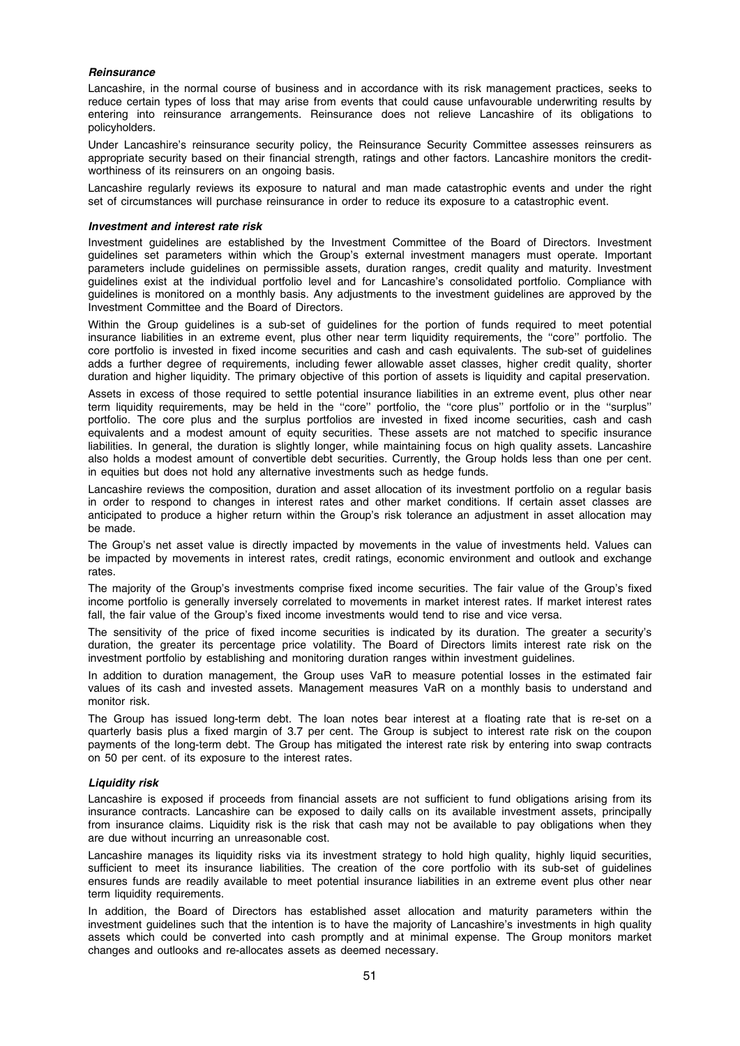### *Reinsurance*

Lancashire, in the normal course of business and in accordance with its risk management practices, seeks to reduce certain types of loss that may arise from events that could cause unfavourable underwriting results by entering into reinsurance arrangements. Reinsurance does not relieve Lancashire of its obligations to policyholders.

Under Lancashire's reinsurance security policy, the Reinsurance Security Committee assesses reinsurers as appropriate security based on their financial strength, ratings and other factors. Lancashire monitors the credit-worthiness of its reinsurers on an ongoing basis.

Lancashire regularly reviews its exposure to natural and man made catastrophic events and under the right set of circumstances will purchase reinsurance in order to reduce its exposure to a catastrophic event.

### *Investment and interest rate risk*

Investment guidelines are established by the Investment Committee of the Board of Directors. Investment guidelines set parameters within which the Group's external investment managers must operate. Important parameters include guidelines on permissible assets, duration ranges, credit quality and maturity. Investment guidelines exist at the individual portfolio level and for Lancashire's consolidated portfolio. Compliance with guidelines is monitored on a monthly basis. Any adjustments to the investment guidelines are approved by the Investment Committee and the Board of Directors.

Within the Group guidelines is a sub-set of guidelines for the portion of funds required to meet potential insurance liabilities in an extreme event, plus other near term liquidity requirements, the ''core'' portfolio. The core portfolio is invested in fixed income securities and cash and cash equivalents. The sub-set of guidelines adds a further degree of requirements, including fewer allowable asset classes, higher credit quality, shorter duration and higher liquidity. The primary objective of this portion of assets is liquidity and capital preservation.

Assets in excess of those required to settle potential insurance liabilities in an extreme event, plus other near term liquidity requirements, may be held in the ''core'' portfolio, the ''core plus'' portfolio or in the ''surplus'' portfolio. The core plus and the surplus portfolios are invested in fixed income securities, cash and cash equivalents and a modest amount of equity securities. These assets are not matched to specific insurance liabilities. In general, the duration is slightly longer, while maintaining focus on high quality assets. Lancashire also holds a modest amount of convertible debt securities. Currently, the Group holds less than one per cent. in equities but does not hold any alternative investments such as hedge funds.

Lancashire reviews the composition, duration and asset allocation of its investment portfolio on a regular basis in order to respond to changes in interest rates and other market conditions. If certain asset classes are anticipated to produce a higher return within the Group's risk tolerance an adjustment in asset allocation may be made.

The Group's net asset value is directly impacted by movements in the value of investments held. Values can be impacted by movements in interest rates, credit ratings, economic environment and outlook and exchange rates.

The majority of the Group's investments comprise fixed income securities. The fair value of the Group's fixed income portfolio is generally inversely correlated to movements in market interest rates. If market interest rates fall, the fair value of the Group's fixed income investments would tend to rise and vice versa.

The sensitivity of the price of fixed income securities is indicated by its duration. The greater a security's duration, the greater its percentage price volatility. The Board of Directors limits interest rate risk on the investment portfolio by establishing and monitoring duration ranges within investment guidelines.

In addition to duration management, the Group uses VaR to measure potential losses in the estimated fair values of its cash and invested assets. Management measures VaR on a monthly basis to understand and monitor risk.

The Group has issued long-term debt. The loan notes bear interest at a floating rate that is re-set on a quarterly basis plus a fixed margin of 3.7 per cent. The Group is subject to interest rate risk on the coupon payments of the long-term debt. The Group has mitigated the interest rate risk by entering into swap contracts on 50 per cent. of its exposure to the interest rates.

### *Liquidity risk*

Lancashire is exposed if proceeds from financial assets are not sufficient to fund obligations arising from its insurance contracts. Lancashire can be exposed to daily calls on its available investment assets, principally from insurance claims. Liquidity risk is the risk that cash may not be available to pay obligations when they are due without incurring an unreasonable cost.

Lancashire manages its liquidity risks via its investment strategy to hold high quality, highly liquid securities, sufficient to meet its insurance liabilities. The creation of the core portfolio with its sub-set of guidelines ensures funds are readily available to meet potential insurance liabilities in an extreme event plus other near term liquidity requirements.

In addition, the Board of Directors has established asset allocation and maturity parameters within the investment guidelines such that the intention is to have the majority of Lancashire's investments in high quality assets which could be converted into cash promptly and at minimal expense. The Group monitors market changes and outlooks and re-allocates assets as deemed necessary.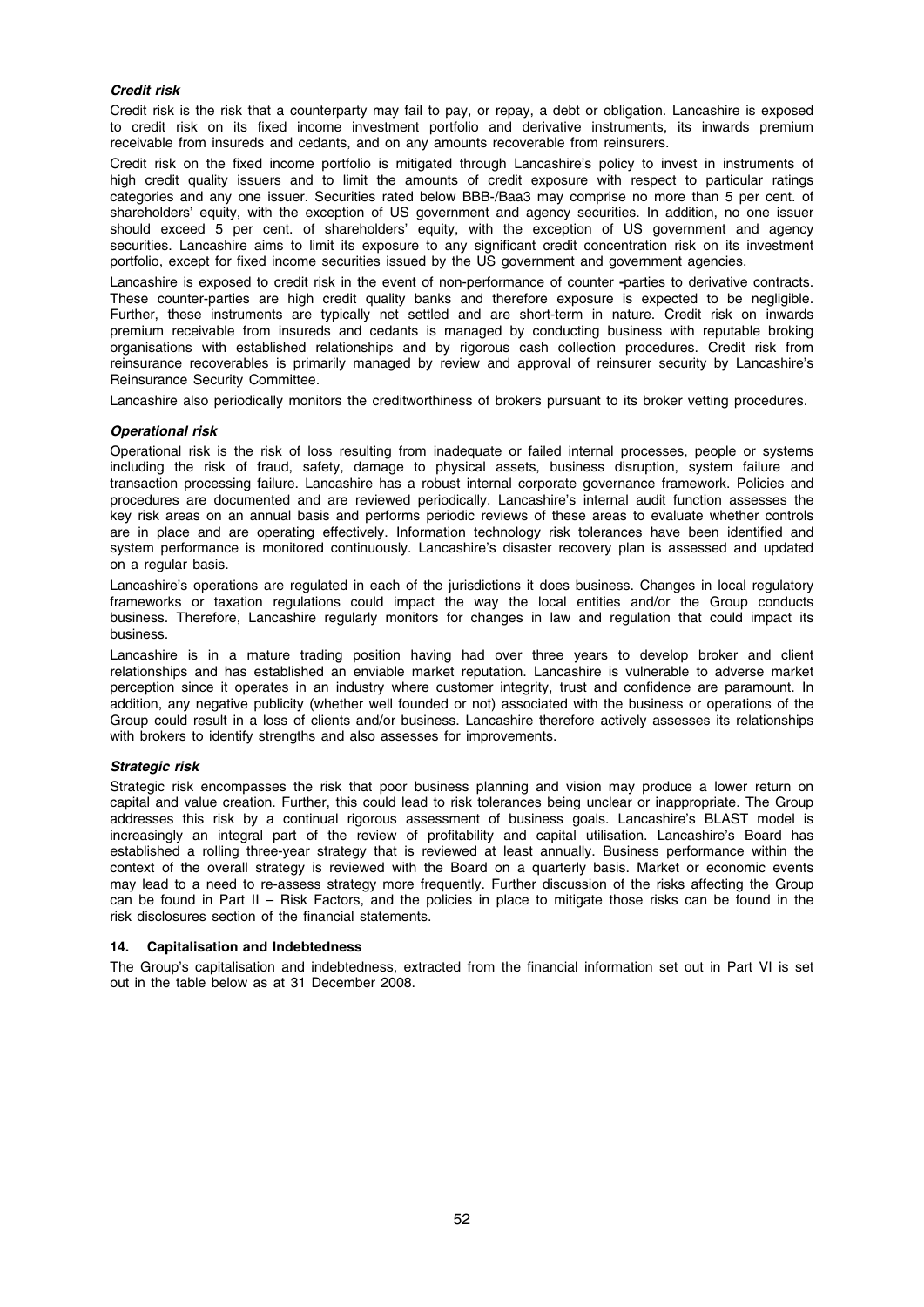***Credit risk***

Credit risk is the risk that a counterparty may fail to pay, or repay, a debt or obligation. Lancashire is exposed to credit risk on its fixed income investment portfolio and derivative instruments, its inwards premium receivable from insureds and cedants, and on any amounts recoverable from reinsurers.

Credit risk on the fixed income portfolio is mitigated through Lancashire's policy to invest in instruments of high credit quality issuers and to limit the amounts of credit exposure with respect to particular ratings categories and any one issuer. Securities rated below BBB-/Baa3 may comprise no more than 5 per cent. of shareholders' equity, with the exception of US government and agency securities. In addition, no one issuer should exceed 5 per cent. of shareholders' equity, with the exception of US government and agency securities. Lancashire aims to limit its exposure to any significant credit concentration risk on its investment portfolio, except for fixed income securities issued by the US government and government agencies.

Lancashire is exposed to credit risk in the event of non-performance of counter -parties to derivative contracts. These counter-parties are high credit quality banks and therefore exposure is expected to be negligible. Further, these instruments are typically net settled and are short-term in nature. Credit risk on inwards premium receivable from insureds and cedants is managed by conducting business with reputable broking organisations with established relationships and by rigorous cash collection procedures. Credit risk from reinsurance recoverables is primarily managed by review and approval of reinsurer security by Lancashire's Reinsurance Security Committee.

Lancashire also periodically monitors the creditworthiness of brokers pursuant to its broker vetting procedures.

***Operational risk***

Operational risk is the risk of loss resulting from inadequate or failed internal processes, people or systems including the risk of fraud, safety, damage to physical assets, business disruption, system failure and transaction processing failure. Lancashire has a robust internal corporate governance framework. Policies and procedures are documented and are reviewed periodically. Lancashire's internal audit function assesses the key risk areas on an annual basis and performs periodic reviews of these areas to evaluate whether controls are in place and are operating effectively. Information technology risk tolerances have been identified and system performance is monitored continuously. Lancashire's disaster recovery plan is assessed and updated on a regular basis.

Lancashire's operations are regulated in each of the jurisdictions it does business. Changes in local regulatory frameworks or taxation regulations could impact the way the local entities and/or the Group conducts business. Therefore, Lancashire regularly monitors for changes in law and regulation that could impact its business.

Lancashire is in a mature trading position having had over three years to develop broker and client relationships and has established an enviable market reputation. Lancashire is vulnerable to adverse market perception since it operates in an industry where customer integrity, trust and confidence are paramount. In addition, any negative publicity (whether well founded or not) associated with the business or operations of the Group could result in a loss of clients and/or business. Lancashire therefore actively assesses its relationships with brokers to identify strengths and also assesses for improvements.

***Strategic risk***

Strategic risk encompasses the risk that poor business planning and vision may produce a lower return on capital and value creation. Further, this could lead to risk tolerances being unclear or inappropriate. The Group addresses this risk by a continual rigorous assessment of business goals. Lancashire's BLAST model is increasingly an integral part of the review of profitability and capital utilisation. Lancashire's Board has established a rolling three-year strategy that is reviewed at least annually. Business performance within the context of the overall strategy is reviewed with the Board on a quarterly basis. Market or economic events may lead to a need to re-assess strategy more frequently. Further discussion of the risks affecting the Group can be found in Part II – Risk Factors, and the policies in place to mitigate those risks can be found in the risk disclosures section of the financial statements.

**14. Capitalisation and Indebtedness**

The Group's capitalisation and indebtedness, extracted from the financial information set out in Part VI is set out in the table below as at 31 December 2008.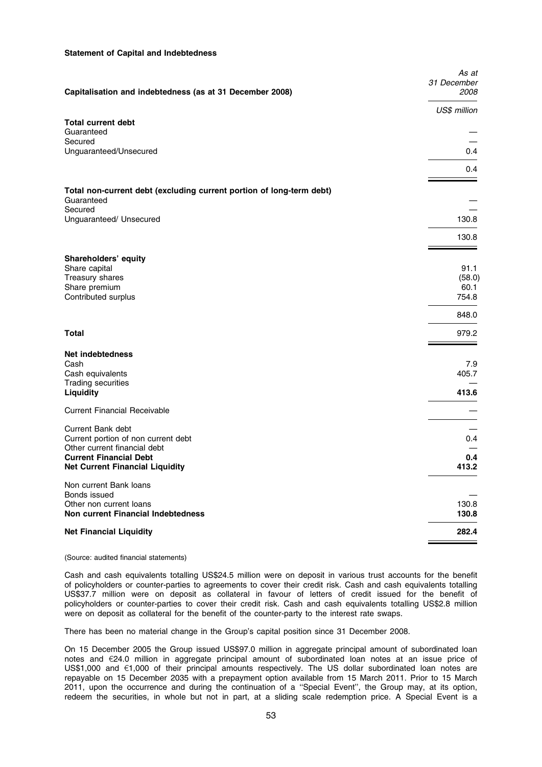**Statement of Capital and Indebtedness**

| Capitalisation and indebtedness (as at 31 December 2008) | *As at 31 December 2008* |
|---|---|
| | *US$ million* |
| **Total current debt** | |
| Guaranteed | — |
| Secured | — |
| Unguaranteed/Unsecured | 0.4 |
| | 0.4 |
| **Total non-current debt (excluding current portion of long-term debt)** | |
| Guaranteed | — |
| Secured | — |
| Unguaranteed/ Unsecured | 130.8 |
| | 130.8 |
| **Shareholders' equity** | |
| Share capital | 91.1 |
| Treasury shares | (58.0) |
| Share premium | 60.1 |
| Contributed surplus | 754.8 |
| | 848.0 |
| **Total** | 979.2 |
| **Net indebtedness** | |
| Cash | 7.9 |
| Cash equivalents | 405.7 |
| Trading securities | — |
| **Liquidity** | **413.6** |
| Current Financial Receivable | — |
| Current Bank debt | — |
| Current portion of non current debt | 0.4 |
| Other current financial debt | — |
| **Current Financial Debt** | **0.4** |
| **Net Current Financial Liquidity** | **413.2** |
| Non current Bank loans | |
| Bonds issued | — |
| Other non current loans | 130.8 |
| **Non current Financial Indebtedness** | **130.8** |
| **Net Financial Liquidity** | **282.4** |

(Source: audited financial statements)

Cash and cash equivalents totalling US$24.5 million were on deposit in various trust accounts for the benefit of policyholders or counter-parties to agreements to cover their credit risk. Cash and cash equivalents totalling US$37.7 million were on deposit as collateral in favour of letters of credit issued for the benefit of policyholders or counter-parties to cover their credit risk. Cash and cash equivalents totalling US$2.8 million were on deposit as collateral for the benefit of the counter-party to the interest rate swaps.

There has been no material change in the Group's capital position since 31 December 2008.

On 15 December 2005 the Group issued US$97.0 million in aggregate principal amount of subordinated loan notes and €24.0 million in aggregate principal amount of subordinated loan notes at an issue price of US$1,000 and €1,000 of their principal amounts respectively. The US dollar subordinated loan notes are repayable on 15 December 2035 with a prepayment option available from 15 March 2011. Prior to 15 March 2011, upon the occurrence and during the continuation of a "Special Event", the Group may, at its option, redeem the securities, in whole but not in part, at a sliding scale redemption price. A Special Event is a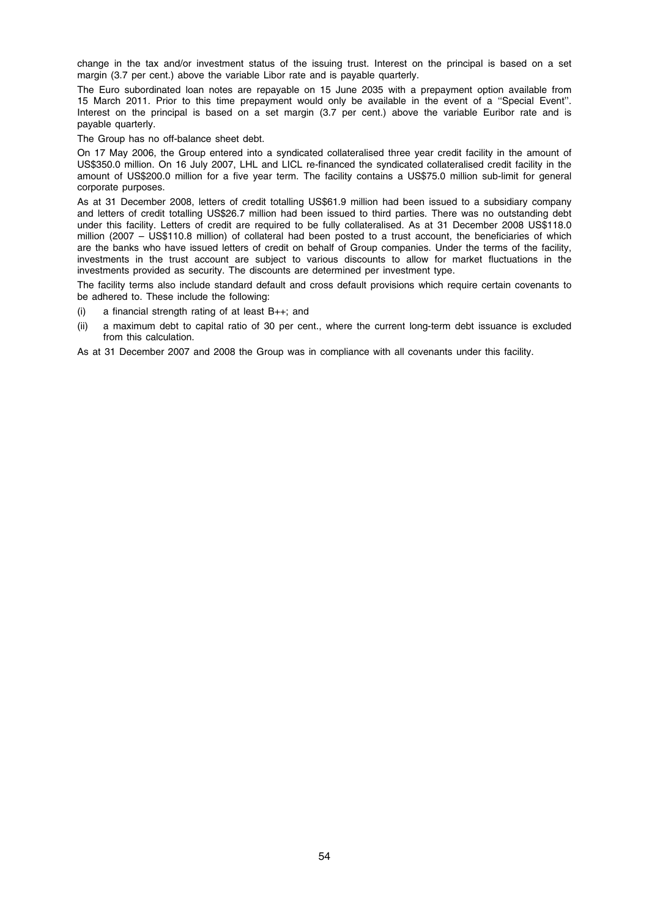change in the tax and/or investment status of the issuing trust. Interest on the principal is based on a set margin (3.7 per cent.) above the variable Libor rate and is payable quarterly.

The Euro subordinated loan notes are repayable on 15 June 2035 with a prepayment option available from 15 March 2011. Prior to this time prepayment would only be available in the event of a ''Special Event''. Interest on the principal is based on a set margin (3.7 per cent.) above the variable Euribor rate and is payable quarterly.

The Group has no off-balance sheet debt.

On 17 May 2006, the Group entered into a syndicated collateralised three year credit facility in the amount of US$350.0 million. On 16 July 2007, LHL and LICL re-financed the syndicated collateralised credit facility in the amount of US$200.0 million for a five year term. The facility contains a US$75.0 million sub-limit for general corporate purposes.

As at 31 December 2008, letters of credit totalling US$61.9 million had been issued to a subsidiary company and letters of credit totalling US$26.7 million had been issued to third parties. There was no outstanding debt under this facility. Letters of credit are required to be fully collateralised. As at 31 December 2008 US$118.0 million (2007 – US$110.8 million) of collateral had been posted to a trust account, the beneficiaries of which are the banks who have issued letters of credit on behalf of Group companies. Under the terms of the facility, investments in the trust account are subject to various discounts to allow for market fluctuations in the investments provided as security. The discounts are determined per investment type.

The facility terms also include standard default and cross default provisions which require certain covenants to be adhered to. These include the following:

(i) a financial strength rating of at least B++; and

(ii) a maximum debt to capital ratio of 30 per cent., where the current long-term debt issuance is excluded from this calculation.

As at 31 December 2007 and 2008 the Group was in compliance with all covenants under this facility.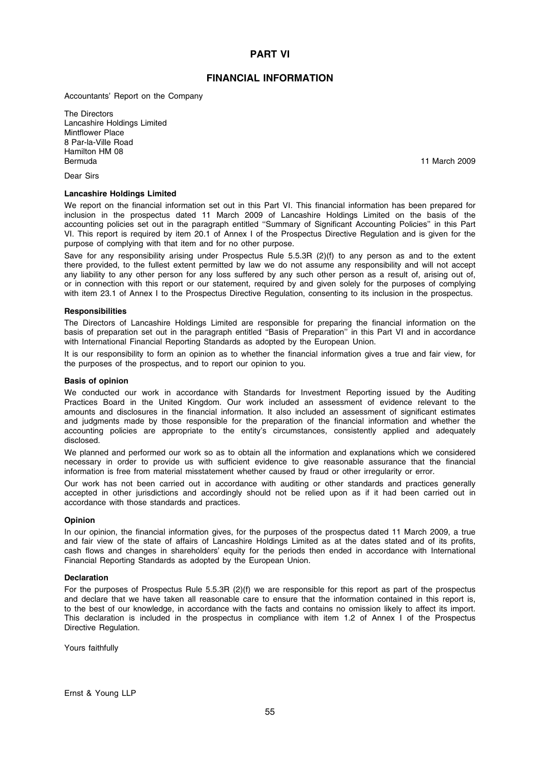# PART VI

## FINANCIAL INFORMATION

Accountants' Report on the Company

The Directors
Lancashire Holdings Limited
Mintflower Place
8 Par-la-Ville Road
Hamilton HM 08
Bermuda

11 March 2009

Dear Sirs

**Lancashire Holdings Limited**

We report on the financial information set out in this Part VI. This financial information has been prepared for inclusion in the prospectus dated 11 March 2009 of Lancashire Holdings Limited on the basis of the accounting policies set out in the paragraph entitled ''Summary of Significant Accounting Policies'' in this Part VI. This report is required by item 20.1 of Annex I of the Prospectus Directive Regulation and is given for the purpose of complying with that item and for no other purpose.

Save for any responsibility arising under Prospectus Rule 5.5.3R (2)(f) to any person as and to the extent there provided, to the fullest extent permitted by law we do not assume any responsibility and will not accept any liability to any other person for any loss suffered by any such other person as a result of, arising out of, or in connection with this report or our statement, required by and given solely for the purposes of complying with item 23.1 of Annex I to the Prospectus Directive Regulation, consenting to its inclusion in the prospectus.

**Responsibilities**

The Directors of Lancashire Holdings Limited are responsible for preparing the financial information on the basis of preparation set out in the paragraph entitled ''Basis of Preparation'' in this Part VI and in accordance with International Financial Reporting Standards as adopted by the European Union.

It is our responsibility to form an opinion as to whether the financial information gives a true and fair view, for the purposes of the prospectus, and to report our opinion to you.

**Basis of opinion**

We conducted our work in accordance with Standards for Investment Reporting issued by the Auditing Practices Board in the United Kingdom. Our work included an assessment of evidence relevant to the amounts and disclosures in the financial information. It also included an assessment of significant estimates and judgments made by those responsible for the preparation of the financial information and whether the accounting policies are appropriate to the entity's circumstances, consistently applied and adequately disclosed.

We planned and performed our work so as to obtain all the information and explanations which we considered necessary in order to provide us with sufficient evidence to give reasonable assurance that the financial information is free from material misstatement whether caused by fraud or other irregularity or error.

Our work has not been carried out in accordance with auditing or other standards and practices generally accepted in other jurisdictions and accordingly should not be relied upon as if it had been carried out in accordance with those standards and practices.

**Opinion**

In our opinion, the financial information gives, for the purposes of the prospectus dated 11 March 2009, a true and fair view of the state of affairs of Lancashire Holdings Limited as at the dates stated and of its profits, cash flows and changes in shareholders' equity for the periods then ended in accordance with International Financial Reporting Standards as adopted by the European Union.

**Declaration**

For the purposes of Prospectus Rule 5.5.3R (2)(f) we are responsible for this report as part of the prospectus and declare that we have taken all reasonable care to ensure that the information contained in this report is, to the best of our knowledge, in accordance with the facts and contains no omission likely to affect its import. This declaration is included in the prospectus in compliance with item 1.2 of Annex I of the Prospectus Directive Regulation.

Yours faithfully

Ernst & Young LLP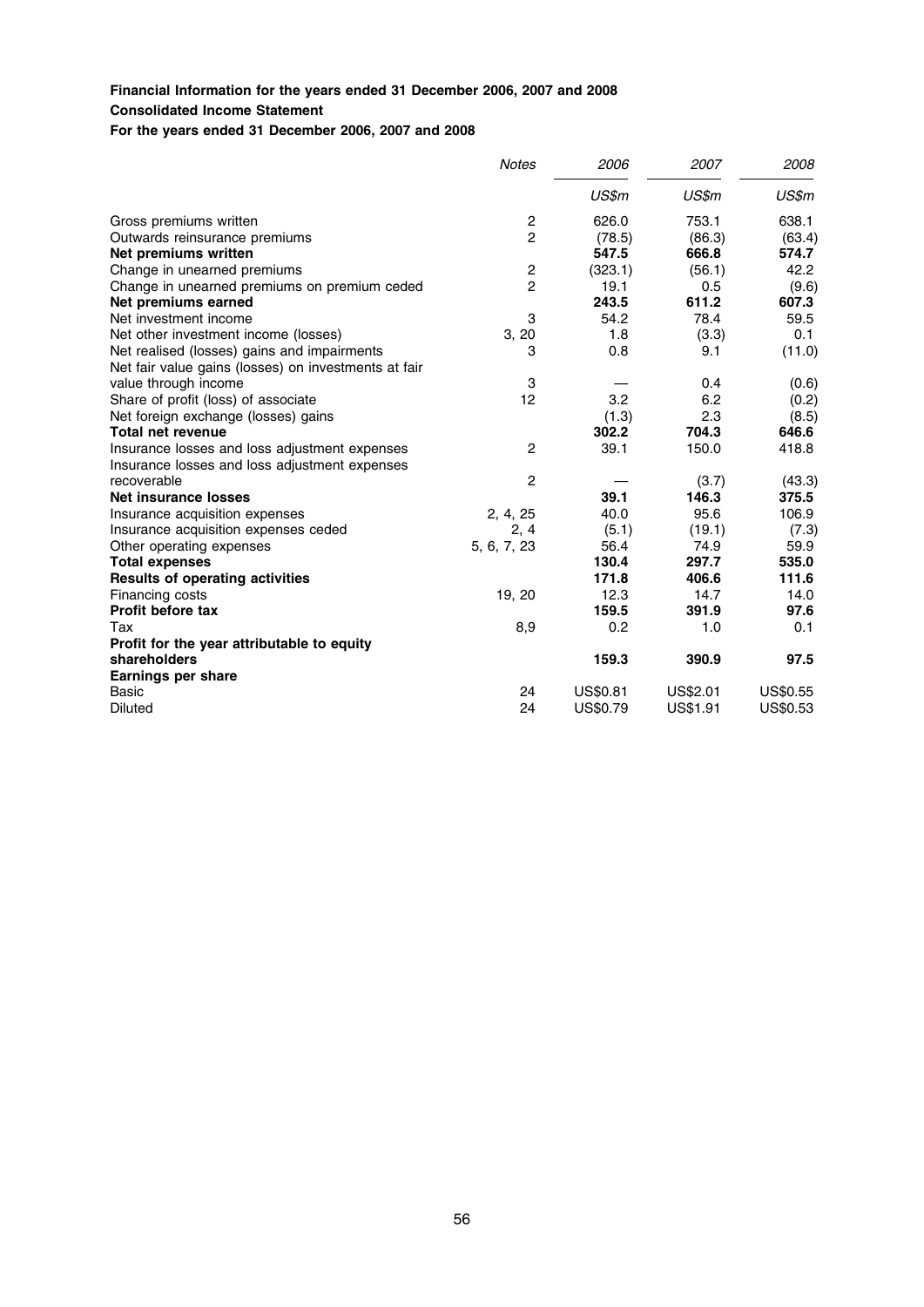**Financial Information for the years ended 31 December 2006, 2007 and 2008**

**Consolidated Income Statement**

**For the years ended 31 December 2006, 2007 and 2008**

| | *Notes* | *2006* | *2007* | *2008* |
|---|---|---|---|---|
| | | *US$m* | *US$m* | *US$m* |
| Gross premiums written | 2 | 626.0 | 753.1 | 638.1 |
| Outwards reinsurance premiums | 2 | (78.5) | (86.3) | (63.4) |
| **Net premiums written** | | **547.5** | **666.8** | **574.7** |
| Change in unearned premiums | 2 | (323.1) | (56.1) | 42.2 |
| Change in unearned premiums on premium ceded | 2 | 19.1 | 0.5 | (9.6) |
| **Net premiums earned** | | **243.5** | **611.2** | **607.3** |
| Net investment income | 3 | 54.2 | 78.4 | 59.5 |
| Net other investment income (losses) | 3, 20 | 1.8 | (3.3) | 0.1 |
| Net realised (losses) gains and impairments | 3 | 0.8 | 9.1 | (11.0) |
| Net fair value gains (losses) on investments at fair value through income | 3 | — | 0.4 | (0.6) |
| Share of profit (loss) of associate | 12 | 3.2 | 6.2 | (0.2) |
| Net foreign exchange (losses) gains | | (1.3) | 2.3 | (8.5) |
| **Total net revenue** | | **302.2** | **704.3** | **646.6** |
| Insurance losses and loss adjustment expenses | 2 | 39.1 | 150.0 | 418.8 |
| Insurance losses and loss adjustment expenses recoverable | 2 | — | (3.7) | (43.3) |
| **Net insurance losses** | | **39.1** | **146.3** | **375.5** |
| Insurance acquisition expenses | 2, 4, 25 | 40.0 | 95.6 | 106.9 |
| Insurance acquisition expenses ceded | 2, 4 | (5.1) | (19.1) | (7.3) |
| Other operating expenses | 5, 6, 7, 23 | 56.4 | 74.9 | 59.9 |
| **Total expenses** | | **130.4** | **297.7** | **535.0** |
| **Results of operating activities** | | **171.8** | **406.6** | **111.6** |
| Financing costs | 19, 20 | 12.3 | 14.7 | 14.0 |
| **Profit before tax** | | **159.5** | **391.9** | **97.6** |
| Tax | 8,9 | 0.2 | 1.0 | 0.1 |
| **Profit for the year attributable to equity shareholders** | | **159.3** | **390.9** | **97.5** |
| **Earnings per share** | | | | |
| Basic | 24 | US$0.81 | US$2.01 | US$0.55 |
| Diluted | 24 | US$0.79 | US$1.91 | US$0.53 |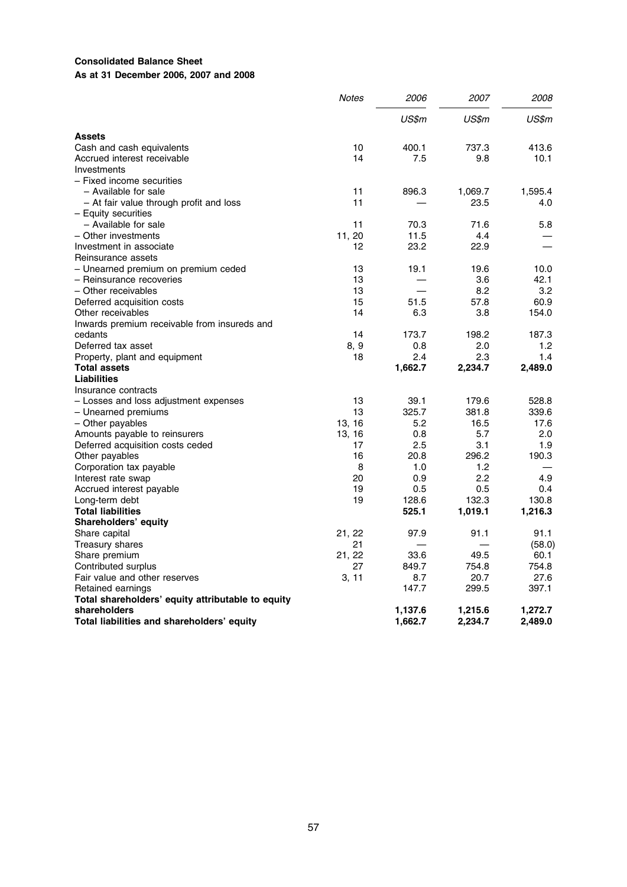**Consolidated Balance Sheet**
**As at 31 December 2006, 2007 and 2008**

| | Notes | 2006 | 2007 | 2008 |
|---|---|---|---|---|
| | | US$m | US$m | US$m |
| **Assets** | | | | |
| Cash and cash equivalents | 10 | 400.1 | 737.3 | 413.6 |
| Accrued interest receivable | 14 | 7.5 | 9.8 | 10.1 |
| Investments | | | | |
| – Fixed income securities | | | | |
| – Available for sale | 11 | 896.3 | 1,069.7 | 1,595.4 |
| – At fair value through profit and loss | 11 | — | 23.5 | 4.0 |
| – Equity securities | | | | |
| – Available for sale | 11 | 70.3 | 71.6 | 5.8 |
| – Other investments | 11, 20 | 11.5 | 4.4 | — |
| Investment in associate | 12 | 23.2 | 22.9 | — |
| Reinsurance assets | | | | |
| – Unearned premium on premium ceded | 13 | 19.1 | 19.6 | 10.0 |
| – Reinsurance recoveries | 13 | — | 3.6 | 42.1 |
| – Other receivables | 13 | — | 8.2 | 3.2 |
| Deferred acquisition costs | 15 | 51.5 | 57.8 | 60.9 |
| Other receivables | 14 | 6.3 | 3.8 | 154.0 |
| Inwards premium receivable from insureds and cedants | 14 | 173.7 | 198.2 | 187.3 |
| Deferred tax asset | 8, 9 | 0.8 | 2.0 | 1.2 |
| Property, plant and equipment | 18 | 2.4 | 2.3 | 1.4 |
| **Total assets** | | **1,662.7** | **2,234.7** | **2,489.0** |
| **Liabilities** | | | | |
| Insurance contracts | | | | |
| – Losses and loss adjustment expenses | 13 | 39.1 | 179.6 | 528.8 |
| – Unearned premiums | 13 | 325.7 | 381.8 | 339.6 |
| – Other payables | 13, 16 | 5.2 | 16.5 | 17.6 |
| Amounts payable to reinsurers | 13, 16 | 0.8 | 5.7 | 2.0 |
| Deferred acquisition costs ceded | 17 | 2.5 | 3.1 | 1.9 |
| Other payables | 16 | 20.8 | 296.2 | 190.3 |
| Corporation tax payable | 8 | 1.0 | 1.2 | — |
| Interest rate swap | 20 | 0.9 | 2.2 | 4.9 |
| Accrued interest payable | 19 | 0.5 | 0.5 | 0.4 |
| Long-term debt | 19 | 128.6 | 132.3 | 130.8 |
| **Total liabilities** | | **525.1** | **1,019.1** | **1,216.3** |
| **Shareholders' equity** | | | | |
| Share capital | 21, 22 | 97.9 | 91.1 | 91.1 |
| Treasury shares | 21 | — | — | (58.0) |
| Share premium | 21, 22 | 33.6 | 49.5 | 60.1 |
| Contributed surplus | 27 | 849.7 | 754.8 | 754.8 |
| Fair value and other reserves | 3, 11 | 8.7 | 20.7 | 27.6 |
| Retained earnings | | 147.7 | 299.5 | 397.1 |
| **Total shareholders' equity attributable to equity shareholders** | | **1,137.6** | **1,215.6** | **1,272.7** |
| **Total liabilities and shareholders' equity** | | **1,662.7** | **2,234.7** | **2,489.0** |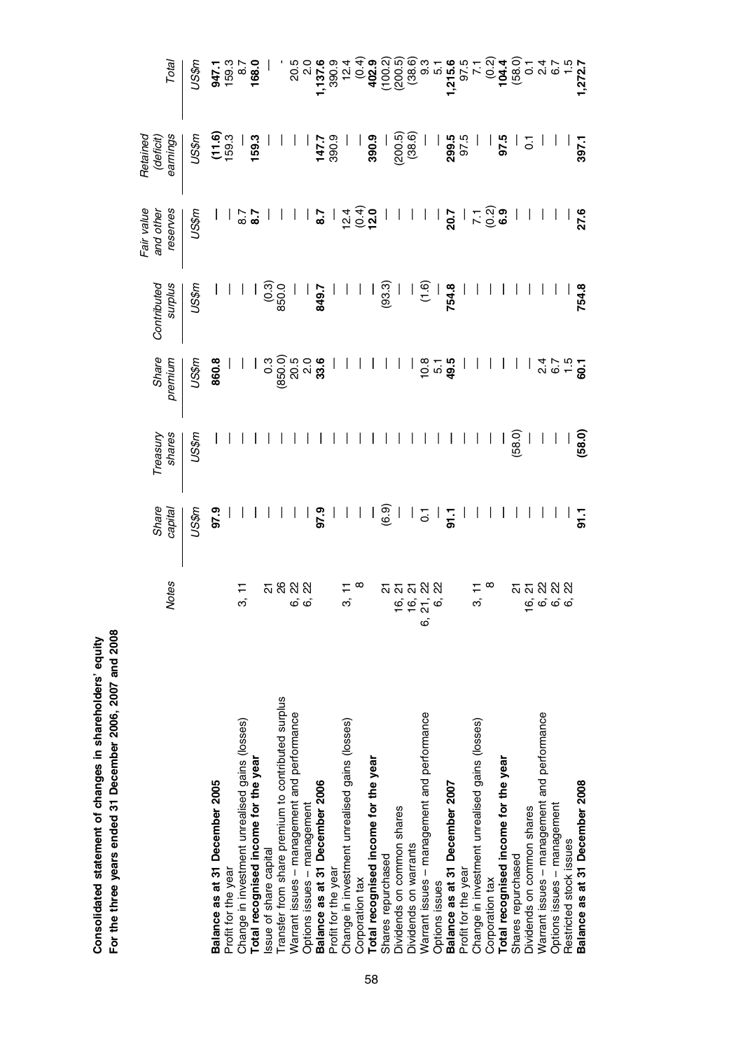**Consolidated statement of changes in shareholders' equity**
**For the three years ended 31 December 2006, 2007 and 2008**

| | Notes | Share capital | Treasury shares | Share premium | Contributed surplus | Fair value and other reserves | Retained (deficit) earnings | Total |
|---|---|---|---|---|---|---|---|---|
| | | US$m | US$m | US$m | US$m | US$m | US$m | US$m |
| **Balance as at 31 December 2005** | | **97.9** | **—** | **860.8** | **—** | **—** | **(11.6)** | **947.1** |
| Profit for the year | | — | — | — | — | — | 159.3 | 159.3 |
| Change in investment unrealised gains (losses) | 3, 11 | — | — | — | — | 8.7 | — | 8.7 |
| **Total recognised income for the year** | | **—** | **—** | **—** | **—** | **8.7** | **159.3** | **168.0** |
| Issue of share capital | 21 | — | — | 0.3 | (0.3) | — | — | — |
| Transfer from share premium to contributed surplus | 26 | — | — | (850.0) | 850.0 | — | — | - |
| Warrant issues – management and performance | 6, 22 | — | — | 20.5 | — | — | — | 20.5 |
| Options issues – management | 6, 22 | — | — | 2.0 | — | — | — | 2.0 |
| **Balance as at 31 December 2006** | | **97.9** | **—** | **33.6** | **849.7** | **8.7** | **147.7** | **1,137.6** |
| Profit for the year | | — | — | — | — | — | 390.9 | 390.9 |
| Change in investment unrealised gains (losses) | 3, 11 | — | — | — | — | 12.4 | — | 12.4 |
| Corporation tax | 8 | — | — | — | — | (0.4) | — | (0.4) |
| **Total recognised income for the year** | | **—** | **—** | **—** | **—** | **12.0** | **390.9** | **402.9** |
| Shares repurchased | 21 | (6.9) | — | — | (93.3) | — | — | (100.2) |
| Dividends on common shares | 16, 21 | — | — | — | — | — | (200.5) | (200.5) |
| Dividends on warrants | 16, 21 | — | — | — | — | — | (38.6) | (38.6) |
| Warrant issues – management and performance | 6, 21, 22 | 0.1 | — | 10.8 | (1.6) | — | — | 9.3 |
| Options issues | 6, 22 | — | — | 5.1 | — | — | — | 5.1 |
| **Balance as at 31 December 2007** | | **91.1** | **—** | **49.5** | **754.8** | **20.7** | **299.5** | **1,215.6** |
| Profit for the year | | — | — | — | — | — | 97.5 | 97.5 |
| Change in investment unrealised gains (losses) | 3, 11 | — | — | — | — | 7.1 | — | 7.1 |
| Corporation tax | 8 | — | — | — | — | (0.2) | — | (0.2) |
| **Total recognised income for the year** | | **—** | **—** | **—** | **—** | **6.9** | **97.5** | **104.4** |
| Shares repurchased | 21 | — | (58.0) | — | — | — | — | (58.0) |
| Dividends on common shares | 16, 21 | — | — | — | — | — | 0.1 | 0.1 |
| Warrant issues – management and performance | 6, 22 | — | — | 2.4 | — | — | — | 2.4 |
| Options issues – management | 6, 22 | — | — | 6.7 | — | — | — | 6.7 |
| Restricted stock issues | 6, 22 | — | — | 1.5 | — | — | — | 1.5 |
| **Balance as at 31 December 2008** | | **91.1** | **(58.0)** | **60.1** | **754.8** | **27.6** | **397.1** | **1,272.7** |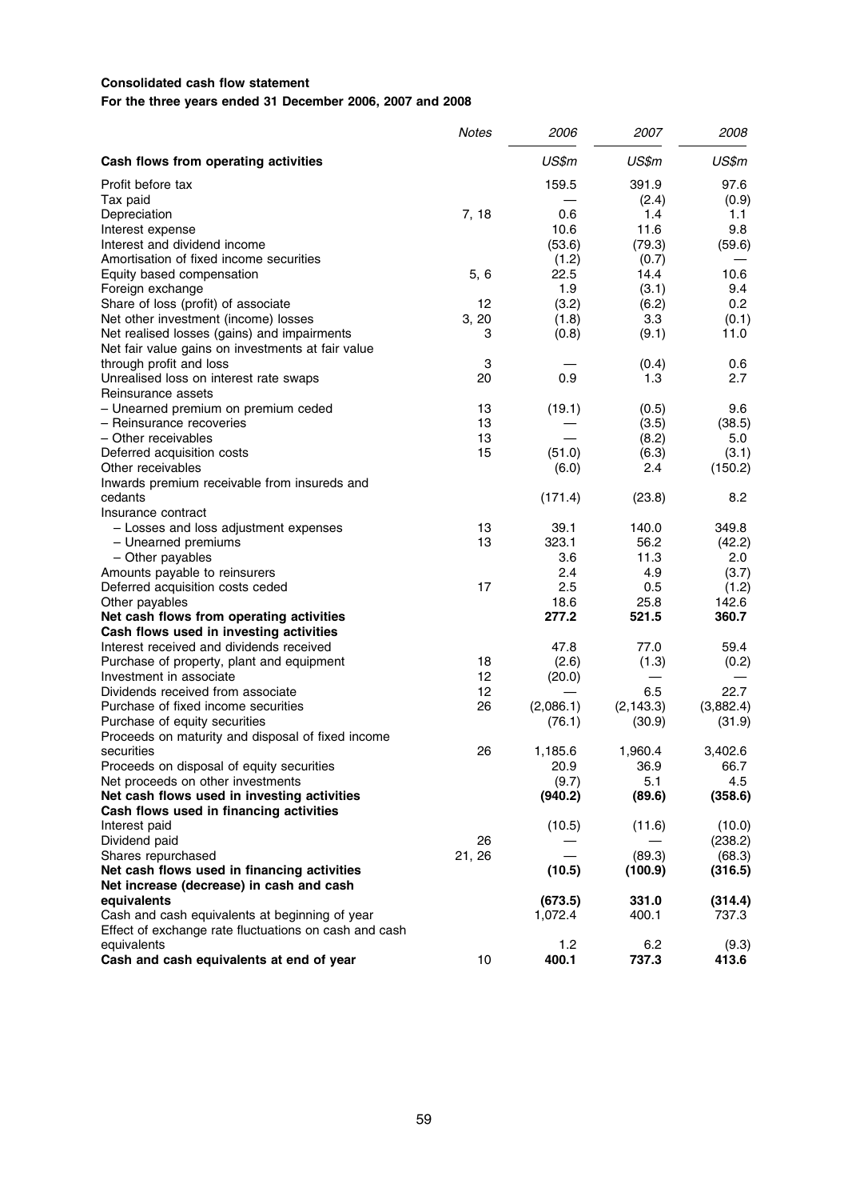**Consolidated cash flow statement**

**For the three years ended 31 December 2006, 2007 and 2008**

| | *Notes* | *2006* | *2007* | *2008* |
|---|---|---|---|---|
| **Cash flows from operating activities** | | *US$m* | *US$m* | *US$m* |
| Profit before tax | | 159.5 | 391.9 | 97.6 |
| Tax paid | | — | (2.4) | (0.9) |
| Depreciation | 7, 18 | 0.6 | 1.4 | 1.1 |
| Interest expense | | 10.6 | 11.6 | 9.8 |
| Interest and dividend income | | (53.6) | (79.3) | (59.6) |
| Amortisation of fixed income securities | | (1.2) | (0.7) | — |
| Equity based compensation | 5, 6 | 22.5 | 14.4 | 10.6 |
| Foreign exchange | | 1.9 | (3.1) | 9.4 |
| Share of loss (profit) of associate | 12 | (3.2) | (6.2) | 0.2 |
| Net other investment (income) losses | 3, 20 | (1.8) | 3.3 | (0.1) |
| Net realised losses (gains) and impairments | 3 | (0.8) | (9.1) | 11.0 |
| Net fair value gains on investments at fair value through profit and loss | 3 | — | (0.4) | 0.6 |
| Unrealised loss on interest rate swaps | 20 | 0.9 | 1.3 | 2.7 |
| Reinsurance assets | | | | |
| – Unearned premium on premium ceded | 13 | (19.1) | (0.5) | 9.6 |
| – Reinsurance recoveries | 13 | — | (3.5) | (38.5) |
| – Other receivables | 13 | — | (8.2) | 5.0 |
| Deferred acquisition costs | 15 | (51.0) | (6.3) | (3.1) |
| Other receivables | | (6.0) | 2.4 | (150.2) |
| Inwards premium receivable from insureds and cedants | | (171.4) | (23.8) | 8.2 |
| Insurance contract | | | | |
| – Losses and loss adjustment expenses | 13 | 39.1 | 140.0 | 349.8 |
| – Unearned premiums | 13 | 323.1 | 56.2 | (42.2) |
| – Other payables | | 3.6 | 11.3 | 2.0 |
| Amounts payable to reinsurers | | 2.4 | 4.9 | (3.7) |
| Deferred acquisition costs ceded | 17 | 2.5 | 0.5 | (1.2) |
| Other payables | | 18.6 | 25.8 | 142.6 |
| **Net cash flows from operating activities** | | **277.2** | **521.5** | **360.7** |
| **Cash flows used in investing activities** | | | | |
| Interest received and dividends received | | 47.8 | 77.0 | 59.4 |
| Purchase of property, plant and equipment | 18 | (2.6) | (1.3) | (0.2) |
| Investment in associate | 12 | (20.0) | — | — |
| Dividends received from associate | 12 | — | 6.5 | 22.7 |
| Purchase of fixed income securities | 26 | (2,086.1) | (2,143.3) | (3,882.4) |
| Purchase of equity securities | | (76.1) | (30.9) | (31.9) |
| Proceeds on maturity and disposal of fixed income securities | 26 | 1,185.6 | 1,960.4 | 3,402.6 |
| Proceeds on disposal of equity securities | | 20.9 | 36.9 | 66.7 |
| Net proceeds on other investments | | (9.7) | 5.1 | 4.5 |
| **Net cash flows used in investing activities** | | **(940.2)** | **(89.6)** | **(358.6)** |
| **Cash flows used in financing activities** | | | | |
| Interest paid | | (10.5) | (11.6) | (10.0) |
| Dividend paid | 26 | — | — | (238.2) |
| Shares repurchased | 21, 26 | — | (89.3) | (68.3) |
| **Net cash flows used in financing activities** | | **(10.5)** | **(100.9)** | **(316.5)** |
| **Net increase (decrease) in cash and cash equivalents** | | **(673.5)** | **331.0** | **(314.4)** |
| Cash and cash equivalents at beginning of year | | 1,072.4 | 400.1 | 737.3 |
| Effect of exchange rate fluctuations on cash and cash equivalents | | 1.2 | 6.2 | (9.3) |
| **Cash and cash equivalents at end of year** | 10 | **400.1** | **737.3** | **413.6** |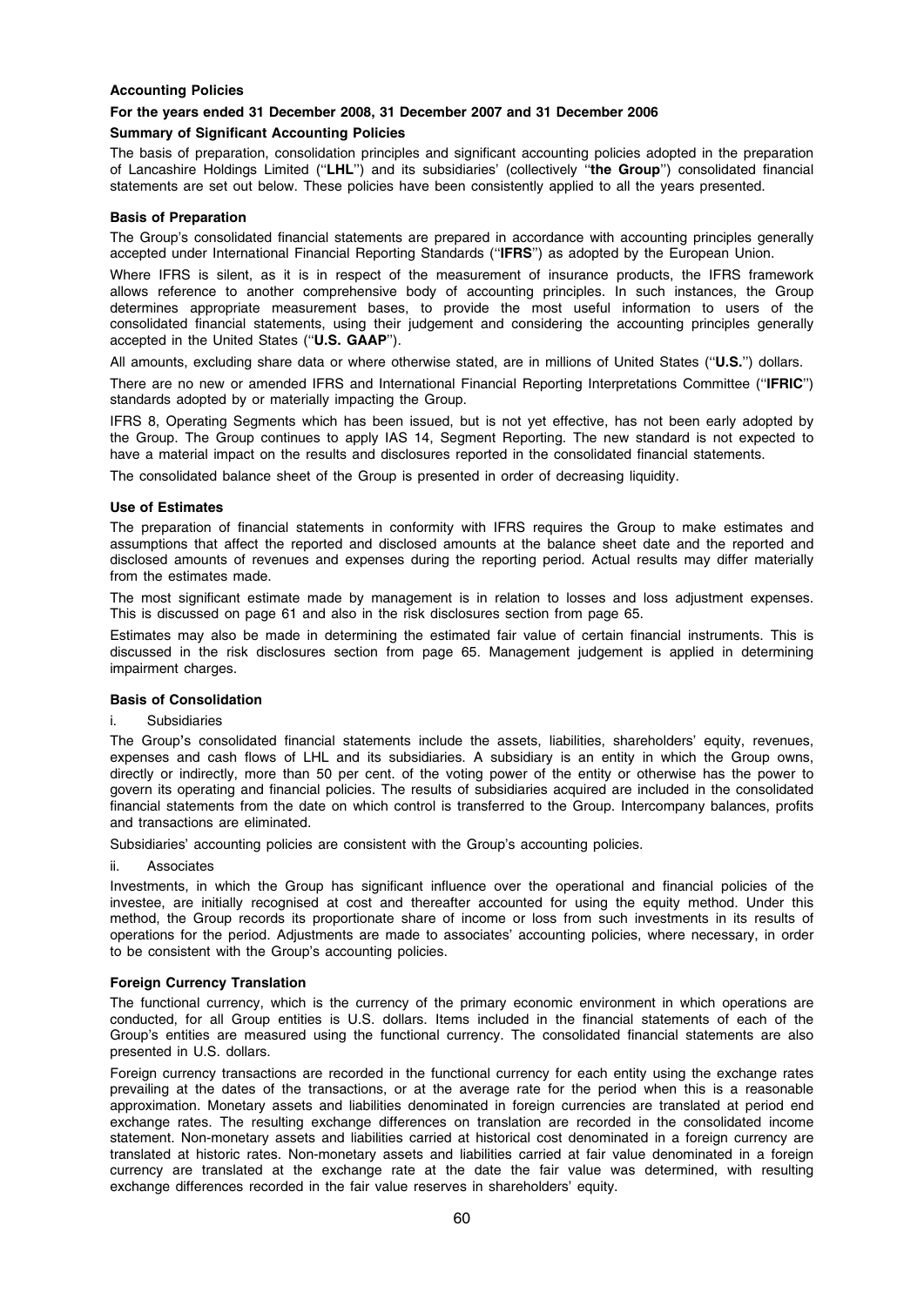**Accounting Policies**

**For the years ended 31 December 2008, 31 December 2007 and 31 December 2006**

**Summary of Significant Accounting Policies**

The basis of preparation, consolidation principles and significant accounting policies adopted in the preparation of Lancashire Holdings Limited (''**LHL**'') and its subsidiaries' (collectively ''**the Group**'') consolidated financial statements are set out below. These policies have been consistently applied to all the years presented.

**Basis of Preparation**

The Group's consolidated financial statements are prepared in accordance with accounting principles generally accepted under International Financial Reporting Standards (''**IFRS**'') as adopted by the European Union.

Where IFRS is silent, as it is in respect of the measurement of insurance products, the IFRS framework allows reference to another comprehensive body of accounting principles. In such instances, the Group determines appropriate measurement bases, to provide the most useful information to users of the consolidated financial statements, using their judgement and considering the accounting principles generally accepted in the United States (''**U.S. GAAP**'').

All amounts, excluding share data or where otherwise stated, are in millions of United States (''**U.S.**'') dollars.

There are no new or amended IFRS and International Financial Reporting Interpretations Committee (''**IFRIC**'') standards adopted by or materially impacting the Group.

IFRS 8, Operating Segments which has been issued, but is not yet effective, has not been early adopted by the Group. The Group continues to apply IAS 14, Segment Reporting. The new standard is not expected to have a material impact on the results and disclosures reported in the consolidated financial statements.

The consolidated balance sheet of the Group is presented in order of decreasing liquidity.

**Use of Estimates**

The preparation of financial statements in conformity with IFRS requires the Group to make estimates and assumptions that affect the reported and disclosed amounts at the balance sheet date and the reported and disclosed amounts of revenues and expenses during the reporting period. Actual results may differ materially from the estimates made.

The most significant estimate made by management is in relation to losses and loss adjustment expenses. This is discussed on page 61 and also in the risk disclosures section from page 65.

Estimates may also be made in determining the estimated fair value of certain financial instruments. This is discussed in the risk disclosures section from page 65. Management judgement is applied in determining impairment charges.

**Basis of Consolidation**

i. Subsidiaries

The Group's consolidated financial statements include the assets, liabilities, shareholders' equity, revenues, expenses and cash flows of LHL and its subsidiaries. A subsidiary is an entity in which the Group owns, directly or indirectly, more than 50 per cent. of the voting power of the entity or otherwise has the power to govern its operating and financial policies. The results of subsidiaries acquired are included in the consolidated financial statements from the date on which control is transferred to the Group. Intercompany balances, profits and transactions are eliminated.

Subsidiaries' accounting policies are consistent with the Group's accounting policies.

ii. Associates

Investments, in which the Group has significant influence over the operational and financial policies of the investee, are initially recognised at cost and thereafter accounted for using the equity method. Under this method, the Group records its proportionate share of income or loss from such investments in its results of operations for the period. Adjustments are made to associates' accounting policies, where necessary, in order to be consistent with the Group's accounting policies.

**Foreign Currency Translation**

The functional currency, which is the currency of the primary economic environment in which operations are conducted, for all Group entities is U.S. dollars. Items included in the financial statements of each of the Group's entities are measured using the functional currency. The consolidated financial statements are also presented in U.S. dollars.

Foreign currency transactions are recorded in the functional currency for each entity using the exchange rates prevailing at the dates of the transactions, or at the average rate for the period when this is a reasonable approximation. Monetary assets and liabilities denominated in foreign currencies are translated at period end exchange rates. The resulting exchange differences on translation are recorded in the consolidated income statement. Non-monetary assets and liabilities carried at historical cost denominated in a foreign currency are translated at historic rates. Non-monetary assets and liabilities carried at fair value denominated in a foreign currency are translated at the exchange rate at the date the fair value was determined, with resulting exchange differences recorded in the fair value reserves in shareholders' equity.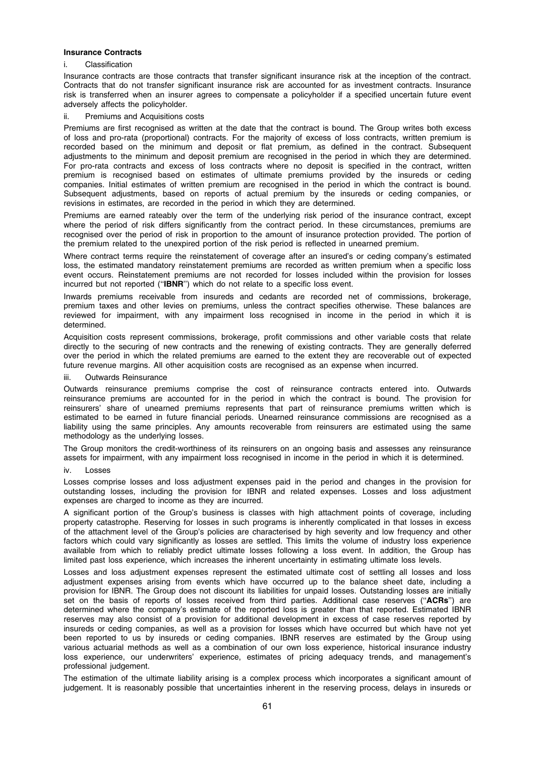**Insurance Contracts**

i. Classification

Insurance contracts are those contracts that transfer significant insurance risk at the inception of the contract. Contracts that do not transfer significant insurance risk are accounted for as investment contracts. Insurance risk is transferred when an insurer agrees to compensate a policyholder if a specified uncertain future event adversely affects the policyholder.

ii. Premiums and Acquisitions costs

Premiums are first recognised as written at the date that the contract is bound. The Group writes both excess of loss and pro-rata (proportional) contracts. For the majority of excess of loss contracts, written premium is recorded based on the minimum and deposit or flat premium, as defined in the contract. Subsequent adjustments to the minimum and deposit premium are recognised in the period in which they are determined. For pro-rata contracts and excess of loss contracts where no deposit is specified in the contract, written premium is recognised based on estimates of ultimate premiums provided by the insureds or ceding companies. Initial estimates of written premium are recognised in the period in which the contract is bound. Subsequent adjustments, based on reports of actual premium by the insureds or ceding companies, or revisions in estimates, are recorded in the period in which they are determined.

Premiums are earned rateably over the term of the underlying risk period of the insurance contract, except where the period of risk differs significantly from the contract period. In these circumstances, premiums are recognised over the period of risk in proportion to the amount of insurance protection provided. The portion of the premium related to the unexpired portion of the risk period is reflected in unearned premium.

Where contract terms require the reinstatement of coverage after an insured's or ceding company's estimated loss, the estimated mandatory reinstatement premiums are recorded as written premium when a specific loss event occurs. Reinstatement premiums are not recorded for losses included within the provision for losses incurred but not reported (''**IBNR**'') which do not relate to a specific loss event.

Inwards premiums receivable from insureds and cedants are recorded net of commissions, brokerage, premium taxes and other levies on premiums, unless the contract specifies otherwise. These balances are reviewed for impairment, with any impairment loss recognised in income in the period in which it is determined.

Acquisition costs represent commissions, brokerage, profit commissions and other variable costs that relate directly to the securing of new contracts and the renewing of existing contracts. They are generally deferred over the period in which the related premiums are earned to the extent they are recoverable out of expected future revenue margins. All other acquisition costs are recognised as an expense when incurred.

iii. Outwards Reinsurance

Outwards reinsurance premiums comprise the cost of reinsurance contracts entered into. Outwards reinsurance premiums are accounted for in the period in which the contract is bound. The provision for reinsurers' share of unearned premiums represents that part of reinsurance premiums written which is estimated to be earned in future financial periods. Unearned reinsurance commissions are recognised as a liability using the same principles. Any amounts recoverable from reinsurers are estimated using the same methodology as the underlying losses.

The Group monitors the credit-worthiness of its reinsurers on an ongoing basis and assesses any reinsurance assets for impairment, with any impairment loss recognised in income in the period in which it is determined.

iv. Losses

Losses comprise losses and loss adjustment expenses paid in the period and changes in the provision for outstanding losses, including the provision for IBNR and related expenses. Losses and loss adjustment expenses are charged to income as they are incurred.

A significant portion of the Group's business is classes with high attachment points of coverage, including property catastrophe. Reserving for losses in such programs is inherently complicated in that losses in excess of the attachment level of the Group's policies are characterised by high severity and low frequency and other factors which could vary significantly as losses are settled. This limits the volume of industry loss experience available from which to reliably predict ultimate losses following a loss event. In addition, the Group has limited past loss experience, which increases the inherent uncertainty in estimating ultimate loss levels.

Losses and loss adjustment expenses represent the estimated ultimate cost of settling all losses and loss adjustment expenses arising from events which have occurred up to the balance sheet date, including a provision for IBNR. The Group does not discount its liabilities for unpaid losses. Outstanding losses are initially set on the basis of reports of losses received from third parties. Additional case reserves (''**ACRs**'') are determined where the company's estimate of the reported loss is greater than that reported. Estimated IBNR reserves may also consist of a provision for additional development in excess of case reserves reported by insureds or ceding companies, as well as a provision for losses which have occurred but which have not yet been reported to us by insureds or ceding companies. IBNR reserves are estimated by the Group using various actuarial methods as well as a combination of our own loss experience, historical insurance industry loss experience, our underwriters' experience, estimates of pricing adequacy trends, and management's professional judgement.

The estimation of the ultimate liability arising is a complex process which incorporates a significant amount of judgement. It is reasonably possible that uncertainties inherent in the reserving process, delays in insureds or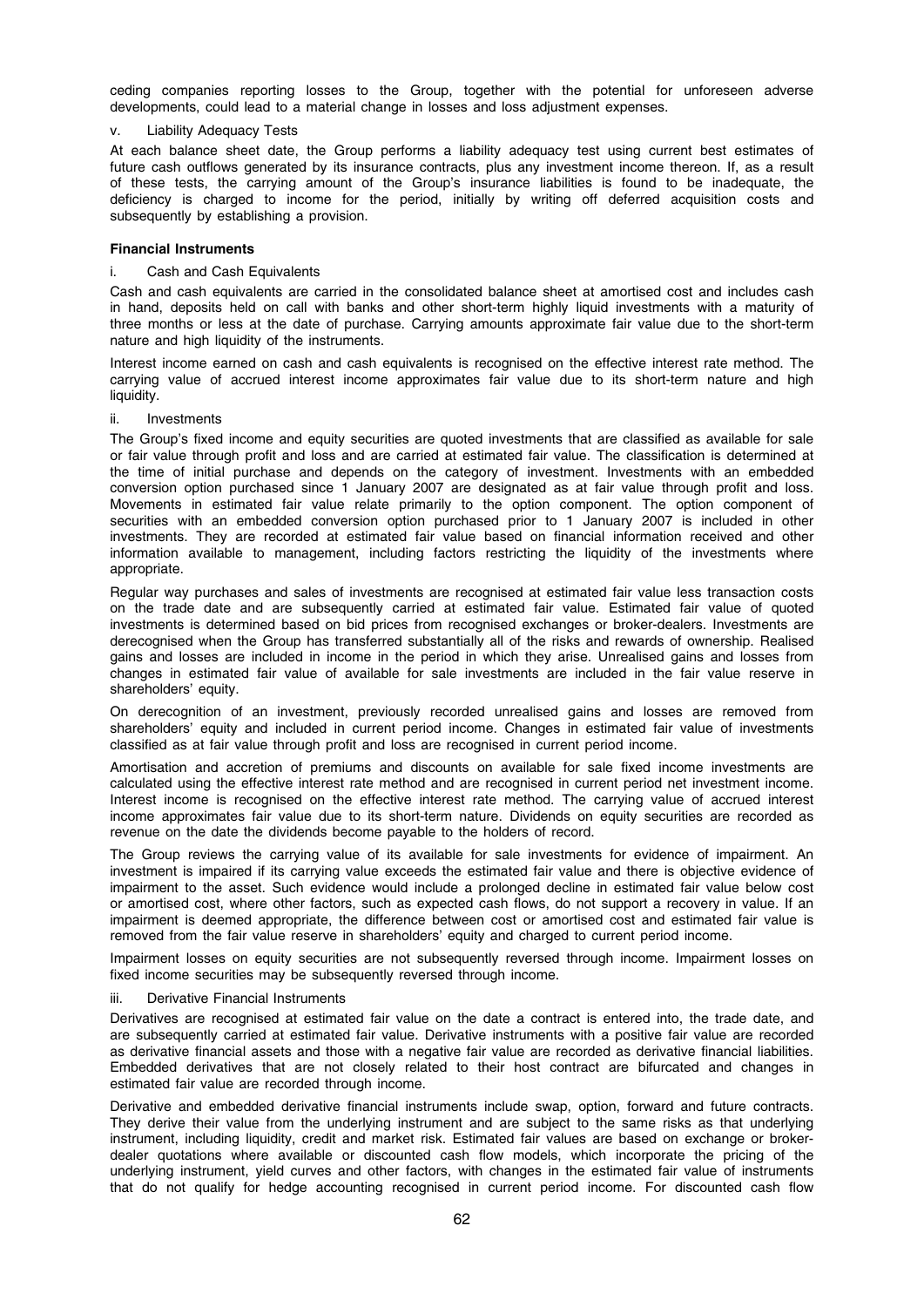ceding companies reporting losses to the Group, together with the potential for unforeseen adverse developments, could lead to a material change in losses and loss adjustment expenses.

v. Liability Adequacy Tests

At each balance sheet date, the Group performs a liability adequacy test using current best estimates of future cash outflows generated by its insurance contracts, plus any investment income thereon. If, as a result of these tests, the carrying amount of the Group's insurance liabilities is found to be inadequate, the deficiency is charged to income for the period, initially by writing off deferred acquisition costs and subsequently by establishing a provision.

**Financial Instruments**

i. Cash and Cash Equivalents

Cash and cash equivalents are carried in the consolidated balance sheet at amortised cost and includes cash in hand, deposits held on call with banks and other short-term highly liquid investments with a maturity of three months or less at the date of purchase. Carrying amounts approximate fair value due to the short-term nature and high liquidity of the instruments.

Interest income earned on cash and cash equivalents is recognised on the effective interest rate method. The carrying value of accrued interest income approximates fair value due to its short-term nature and high liquidity.

ii. Investments

The Group's fixed income and equity securities are quoted investments that are classified as available for sale or fair value through profit and loss and are carried at estimated fair value. The classification is determined at the time of initial purchase and depends on the category of investment. Investments with an embedded conversion option purchased since 1 January 2007 are designated as at fair value through profit and loss. Movements in estimated fair value relate primarily to the option component. The option component of securities with an embedded conversion option purchased prior to 1 January 2007 is included in other investments. They are recorded at estimated fair value based on financial information received and other information available to management, including factors restricting the liquidity of the investments where appropriate.

Regular way purchases and sales of investments are recognised at estimated fair value less transaction costs on the trade date and are subsequently carried at estimated fair value. Estimated fair value of quoted investments is determined based on bid prices from recognised exchanges or broker-dealers. Investments are derecognised when the Group has transferred substantially all of the risks and rewards of ownership. Realised gains and losses are included in income in the period in which they arise. Unrealised gains and losses from changes in estimated fair value of available for sale investments are included in the fair value reserve in shareholders' equity.

On derecognition of an investment, previously recorded unrealised gains and losses are removed from shareholders' equity and included in current period income. Changes in estimated fair value of investments classified as at fair value through profit and loss are recognised in current period income.

Amortisation and accretion of premiums and discounts on available for sale fixed income investments are calculated using the effective interest rate method and are recognised in current period net investment income. Interest income is recognised on the effective interest rate method. The carrying value of accrued interest income approximates fair value due to its short-term nature. Dividends on equity securities are recorded as revenue on the date the dividends become payable to the holders of record.

The Group reviews the carrying value of its available for sale investments for evidence of impairment. An investment is impaired if its carrying value exceeds the estimated fair value and there is objective evidence of impairment to the asset. Such evidence would include a prolonged decline in estimated fair value below cost or amortised cost, where other factors, such as expected cash flows, do not support a recovery in value. If an impairment is deemed appropriate, the difference between cost or amortised cost and estimated fair value is removed from the fair value reserve in shareholders' equity and charged to current period income.

Impairment losses on equity securities are not subsequently reversed through income. Impairment losses on fixed income securities may be subsequently reversed through income.

iii. Derivative Financial Instruments

Derivatives are recognised at estimated fair value on the date a contract is entered into, the trade date, and are subsequently carried at estimated fair value. Derivative instruments with a positive fair value are recorded as derivative financial assets and those with a negative fair value are recorded as derivative financial liabilities. Embedded derivatives that are not closely related to their host contract are bifurcated and changes in estimated fair value are recorded through income.

Derivative and embedded derivative financial instruments include swap, option, forward and future contracts. They derive their value from the underlying instrument and are subject to the same risks as that underlying instrument, including liquidity, credit and market risk. Estimated fair values are based on exchange or broker-dealer quotations where available or discounted cash flow models, which incorporate the pricing of the underlying instrument, yield curves and other factors, with changes in the estimated fair value of instruments that do not qualify for hedge accounting recognised in current period income. For discounted cash flow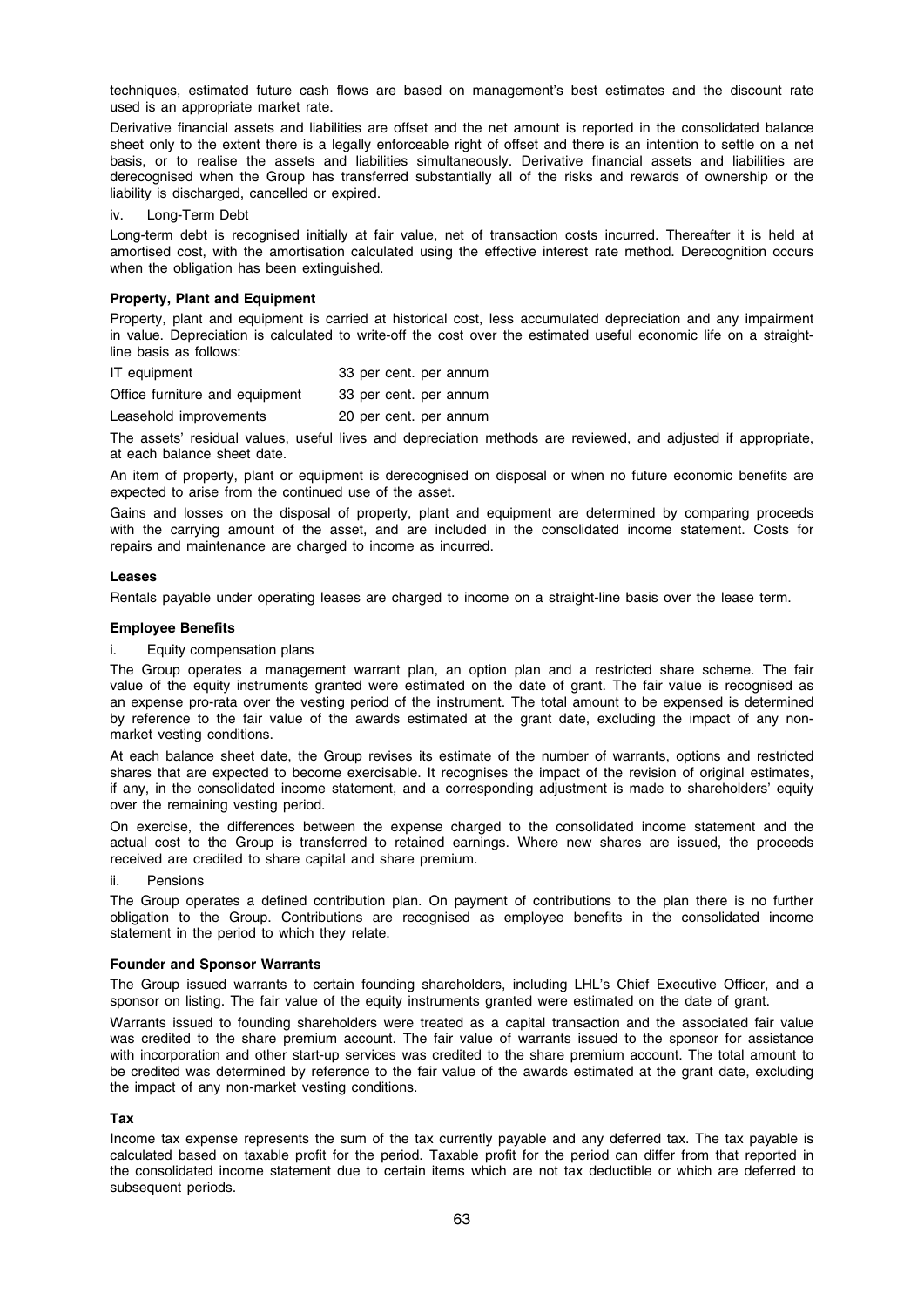techniques, estimated future cash flows are based on management's best estimates and the discount rate used is an appropriate market rate.

Derivative financial assets and liabilities are offset and the net amount is reported in the consolidated balance sheet only to the extent there is a legally enforceable right of offset and there is an intention to settle on a net basis, or to realise the assets and liabilities simultaneously. Derivative financial assets and liabilities are derecognised when the Group has transferred substantially all of the risks and rewards of ownership or the liability is discharged, cancelled or expired.

iv. Long-Term Debt

Long-term debt is recognised initially at fair value, net of transaction costs incurred. Thereafter it is held at amortised cost, with the amortisation calculated using the effective interest rate method. Derecognition occurs when the obligation has been extinguished.

**Property, Plant and Equipment**

Property, plant and equipment is carried at historical cost, less accumulated depreciation and any impairment in value. Depreciation is calculated to write-off the cost over the estimated useful economic life on a straight-line basis as follows:

| | |
|---|---|
| IT equipment | 33 per cent. per annum |
| Office furniture and equipment | 33 per cent. per annum |
| Leasehold improvements | 20 per cent. per annum |

The assets' residual values, useful lives and depreciation methods are reviewed, and adjusted if appropriate, at each balance sheet date.

An item of property, plant or equipment is derecognised on disposal or when no future economic benefits are expected to arise from the continued use of the asset.

Gains and losses on the disposal of property, plant and equipment are determined by comparing proceeds with the carrying amount of the asset, and are included in the consolidated income statement. Costs for repairs and maintenance are charged to income as incurred.

**Leases**

Rentals payable under operating leases are charged to income on a straight-line basis over the lease term.

**Employee Benefits**

i. Equity compensation plans

The Group operates a management warrant plan, an option plan and a restricted share scheme. The fair value of the equity instruments granted were estimated on the date of grant. The fair value is recognised as an expense pro-rata over the vesting period of the instrument. The total amount to be expensed is determined by reference to the fair value of the awards estimated at the grant date, excluding the impact of any non-market vesting conditions.

At each balance sheet date, the Group revises its estimate of the number of warrants, options and restricted shares that are expected to become exercisable. It recognises the impact of the revision of original estimates, if any, in the consolidated income statement, and a corresponding adjustment is made to shareholders' equity over the remaining vesting period.

On exercise, the differences between the expense charged to the consolidated income statement and the actual cost to the Group is transferred to retained earnings. Where new shares are issued, the proceeds received are credited to share capital and share premium.

ii. Pensions

The Group operates a defined contribution plan. On payment of contributions to the plan there is no further obligation to the Group. Contributions are recognised as employee benefits in the consolidated income statement in the period to which they relate.

**Founder and Sponsor Warrants**

The Group issued warrants to certain founding shareholders, including LHL's Chief Executive Officer, and a sponsor on listing. The fair value of the equity instruments granted were estimated on the date of grant.

Warrants issued to founding shareholders were treated as a capital transaction and the associated fair value was credited to the share premium account. The fair value of warrants issued to the sponsor for assistance with incorporation and other start-up services was credited to the share premium account. The total amount to be credited was determined by reference to the fair value of the awards estimated at the grant date, excluding the impact of any non-market vesting conditions.

**Tax**

Income tax expense represents the sum of the tax currently payable and any deferred tax. The tax payable is calculated based on taxable profit for the period. Taxable profit for the period can differ from that reported in the consolidated income statement due to certain items which are not tax deductible or which are deferred to subsequent periods.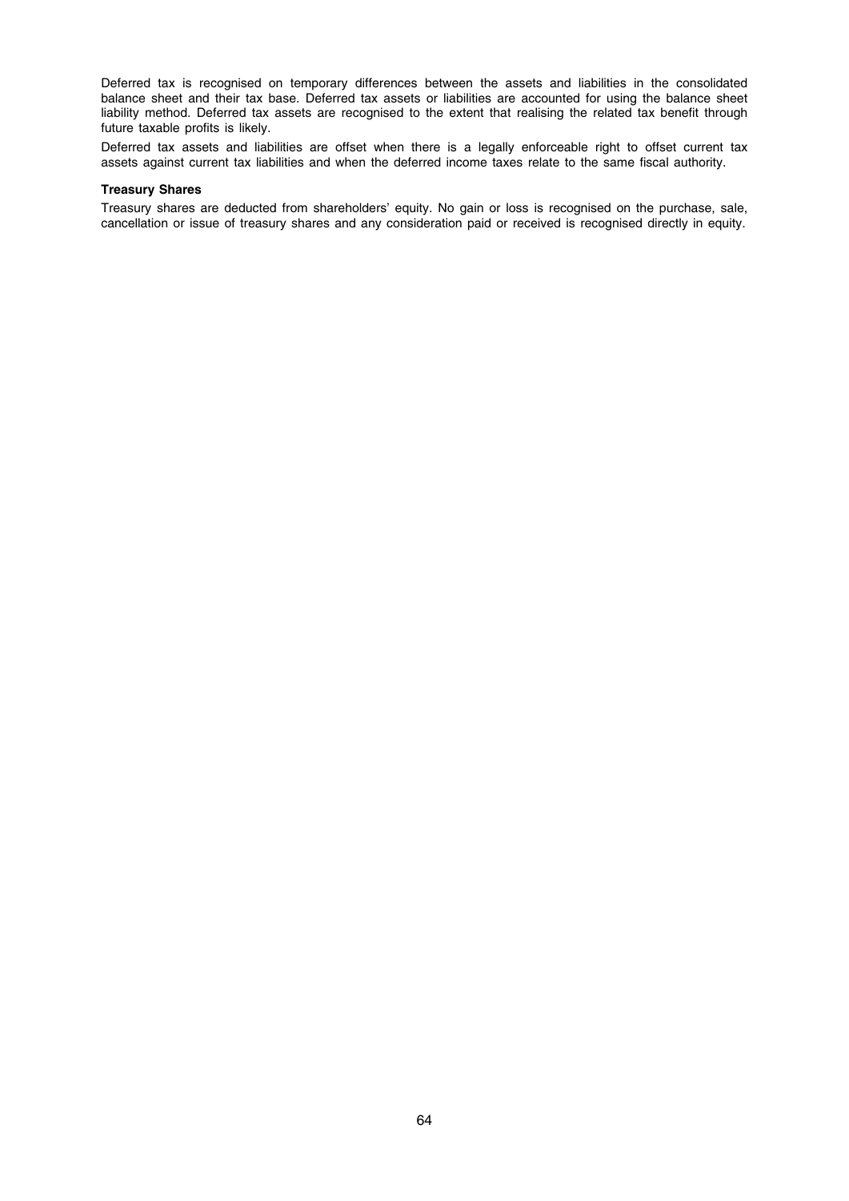Deferred tax is recognised on temporary differences between the assets and liabilities in the consolidated balance sheet and their tax base. Deferred tax assets or liabilities are accounted for using the balance sheet liability method. Deferred tax assets are recognised to the extent that realising the related tax benefit through future taxable profits is likely.

Deferred tax assets and liabilities are offset when there is a legally enforceable right to offset current tax assets against current tax liabilities and when the deferred income taxes relate to the same fiscal authority.

**Treasury Shares**

Treasury shares are deducted from shareholders' equity. No gain or loss is recognised on the purchase, sale, cancellation or issue of treasury shares and any consideration paid or received is recognised directly in equity.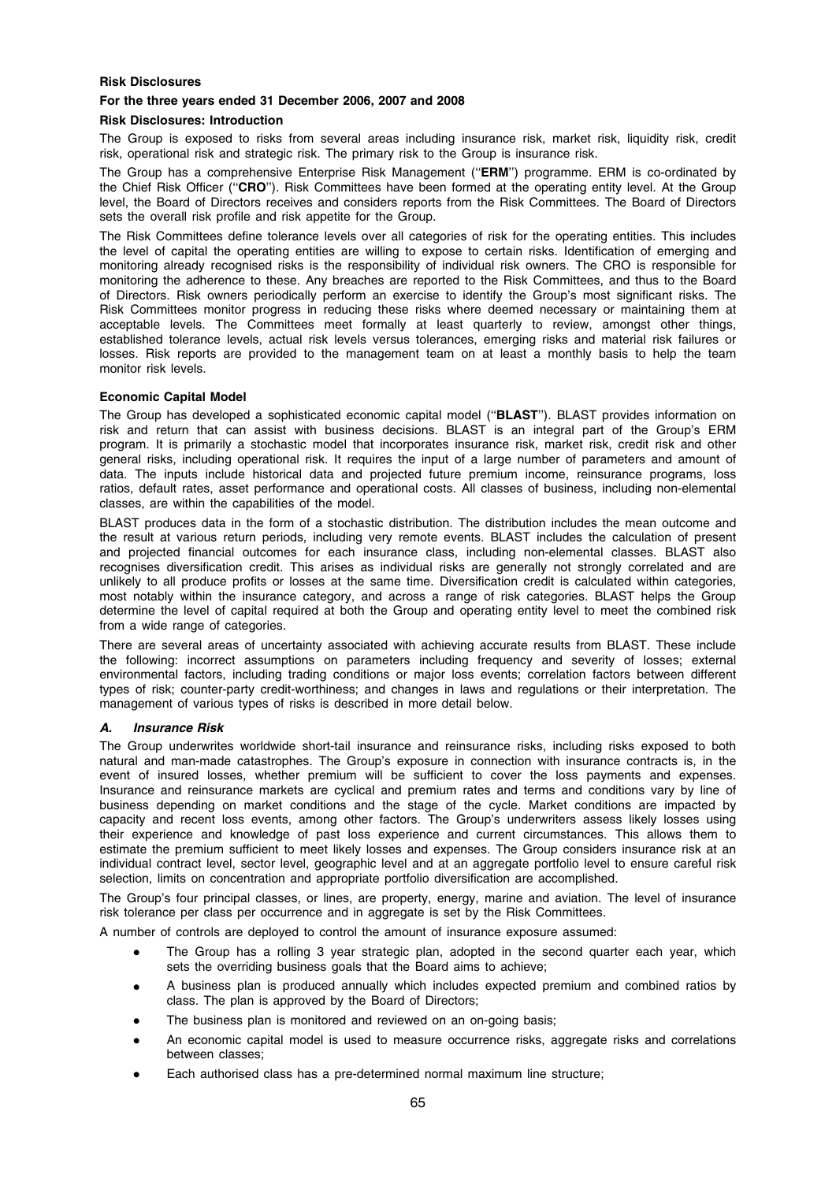**Risk Disclosures**

**For the three years ended 31 December 2006, 2007 and 2008**

**Risk Disclosures: Introduction**

The Group is exposed to risks from several areas including insurance risk, market risk, liquidity risk, credit risk, operational risk and strategic risk. The primary risk to the Group is insurance risk.

The Group has a comprehensive Enterprise Risk Management (''**ERM**'') programme. ERM is co-ordinated by the Chief Risk Officer (''**CRO**''). Risk Committees have been formed at the operating entity level. At the Group level, the Board of Directors receives and considers reports from the Risk Committees. The Board of Directors sets the overall risk profile and risk appetite for the Group.

The Risk Committees define tolerance levels over all categories of risk for the operating entities. This includes the level of capital the operating entities are willing to expose to certain risks. Identification of emerging and monitoring already recognised risks is the responsibility of individual risk owners. The CRO is responsible for monitoring the adherence to these. Any breaches are reported to the Risk Committees, and thus to the Board of Directors. Risk owners periodically perform an exercise to identify the Group's most significant risks. The Risk Committees monitor progress in reducing these risks where deemed necessary or maintaining them at acceptable levels. The Committees meet formally at least quarterly to review, amongst other things, established tolerance levels, actual risk levels versus tolerances, emerging risks and material risk failures or losses. Risk reports are provided to the management team on at least a monthly basis to help the team monitor risk levels.

**Economic Capital Model**

The Group has developed a sophisticated economic capital model (''**BLAST**''). BLAST provides information on risk and return that can assist with business decisions. BLAST is an integral part of the Group's ERM program. It is primarily a stochastic model that incorporates insurance risk, market risk, credit risk and other general risks, including operational risk. It requires the input of a large number of parameters and amount of data. The inputs include historical data and projected future premium income, reinsurance programs, loss ratios, default rates, asset performance and operational costs. All classes of business, including non-elemental classes, are within the capabilities of the model.

BLAST produces data in the form of a stochastic distribution. The distribution includes the mean outcome and the result at various return periods, including very remote events. BLAST includes the calculation of present and projected financial outcomes for each insurance class, including non-elemental classes. BLAST also recognises diversification credit. This arises as individual risks are generally not strongly correlated and are unlikely to all produce profits or losses at the same time. Diversification credit is calculated within categories, most notably within the insurance category, and across a range of risk categories. BLAST helps the Group determine the level of capital required at both the Group and operating entity level to meet the combined risk from a wide range of categories.

There are several areas of uncertainty associated with achieving accurate results from BLAST. These include the following: incorrect assumptions on parameters including frequency and severity of losses; external environmental factors, including trading conditions or major loss events; correlation factors between different types of risk; counter-party credit-worthiness; and changes in laws and regulations or their interpretation. The management of various types of risks is described in more detail below.

***A. Insurance Risk***

The Group underwrites worldwide short-tail insurance and reinsurance risks, including risks exposed to both natural and man-made catastrophes. The Group's exposure in connection with insurance contracts is, in the event of insured losses, whether premium will be sufficient to cover the loss payments and expenses. Insurance and reinsurance markets are cyclical and premium rates and terms and conditions vary by line of business depending on market conditions and the stage of the cycle. Market conditions are impacted by capacity and recent loss events, among other factors. The Group's underwriters assess likely losses using their experience and knowledge of past loss experience and current circumstances. This allows them to estimate the premium sufficient to meet likely losses and expenses. The Group considers insurance risk at an individual contract level, sector level, geographic level and at an aggregate portfolio level to ensure careful risk selection, limits on concentration and appropriate portfolio diversification are accomplished.

The Group's four principal classes, or lines, are property, energy, marine and aviation. The level of insurance risk tolerance per class per occurrence and in aggregate is set by the Risk Committees.

A number of controls are deployed to control the amount of insurance exposure assumed:

- The Group has a rolling 3 year strategic plan, adopted in the second quarter each year, which sets the overriding business goals that the Board aims to achieve;
- A business plan is produced annually which includes expected premium and combined ratios by class. The plan is approved by the Board of Directors;
- The business plan is monitored and reviewed on an on-going basis;
- An economic capital model is used to measure occurrence risks, aggregate risks and correlations between classes;
- Each authorised class has a pre-determined normal maximum line structure;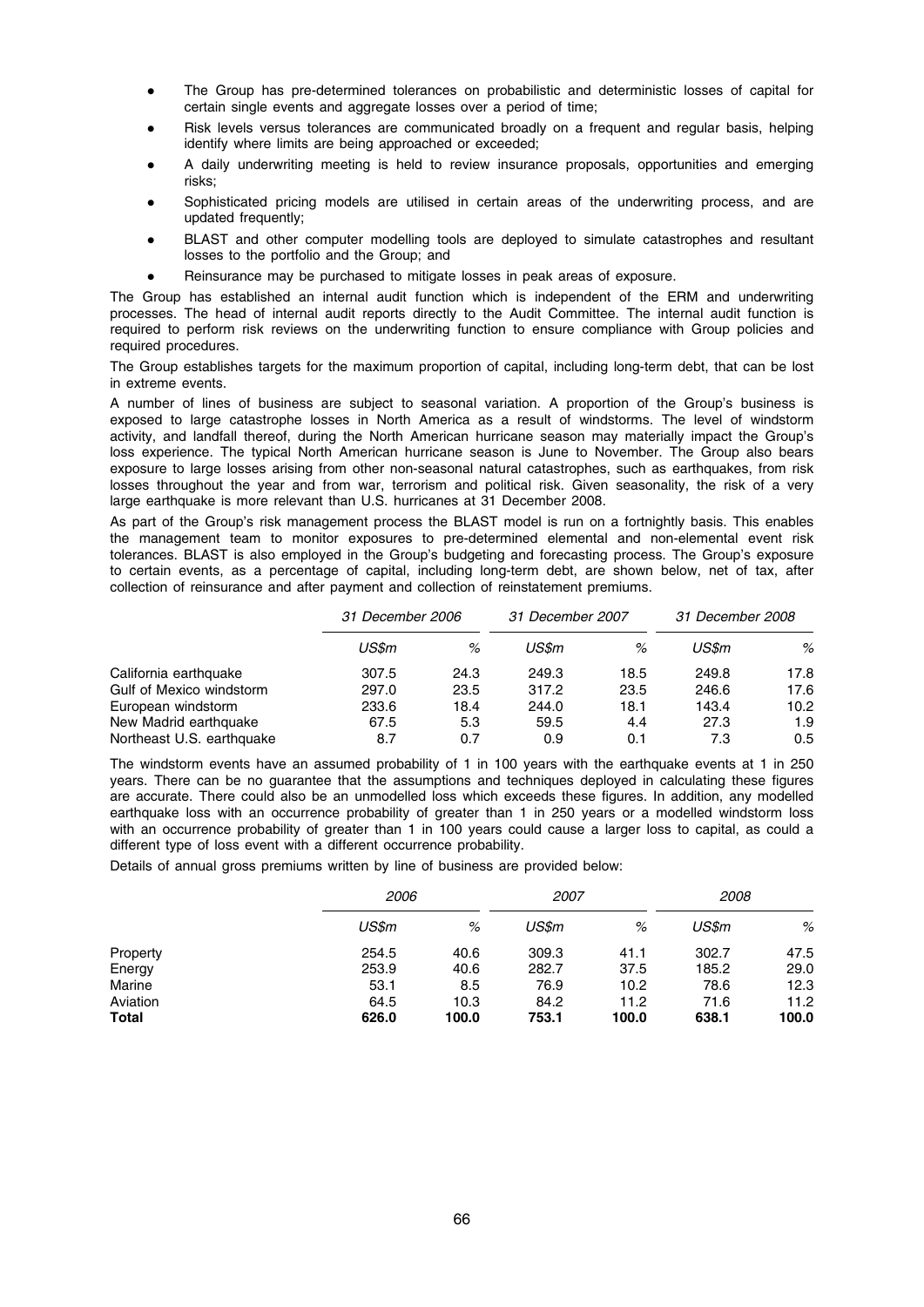- The Group has pre-determined tolerances on probabilistic and deterministic losses of capital for certain single events and aggregate losses over a period of time;
- Risk levels versus tolerances are communicated broadly on a frequent and regular basis, helping identify where limits are being approached or exceeded;
- A daily underwriting meeting is held to review insurance proposals, opportunities and emerging risks;
- Sophisticated pricing models are utilised in certain areas of the underwriting process, and are updated frequently;
- BLAST and other computer modelling tools are deployed to simulate catastrophes and resultant losses to the portfolio and the Group; and
- Reinsurance may be purchased to mitigate losses in peak areas of exposure.

The Group has established an internal audit function which is independent of the ERM and underwriting processes. The head of internal audit reports directly to the Audit Committee. The internal audit function is required to perform risk reviews on the underwriting function to ensure compliance with Group policies and required procedures.

The Group establishes targets for the maximum proportion of capital, including long-term debt, that can be lost in extreme events.

A number of lines of business are subject to seasonal variation. A proportion of the Group's business is exposed to large catastrophe losses in North America as a result of windstorms. The level of windstorm activity, and landfall thereof, during the North American hurricane season may materially impact the Group's loss experience. The typical North American hurricane season is June to November. The Group also bears exposure to large losses arising from other non-seasonal natural catastrophes, such as earthquakes, from risk losses throughout the year and from war, terrorism and political risk. Given seasonality, the risk of a very large earthquake is more relevant than U.S. hurricanes at 31 December 2008.

As part of the Group's risk management process the BLAST model is run on a fortnightly basis. This enables the management team to monitor exposures to pre-determined elemental and non-elemental event risk tolerances. BLAST is also employed in the Group's budgeting and forecasting process. The Group's exposure to certain events, as a percentage of capital, including long-term debt, are shown below, net of tax, after collection of reinsurance and after payment and collection of reinstatement premiums.

| | *31 December 2006* | | *31 December 2007* | | *31 December 2008* | |
|---|---|---|---|---|---|---|
| | *US$m* | *%* | *US$m* | *%* | *US$m* | *%* |
| California earthquake | 307.5 | 24.3 | 249.3 | 18.5 | 249.8 | 17.8 |
| Gulf of Mexico windstorm | 297.0 | 23.5 | 317.2 | 23.5 | 246.6 | 17.6 |
| European windstorm | 233.6 | 18.4 | 244.0 | 18.1 | 143.4 | 10.2 |
| New Madrid earthquake | 67.5 | 5.3 | 59.5 | 4.4 | 27.3 | 1.9 |
| Northeast U.S. earthquake | 8.7 | 0.7 | 0.9 | 0.1 | 7.3 | 0.5 |

The windstorm events have an assumed probability of 1 in 100 years with the earthquake events at 1 in 250 years. There can be no guarantee that the assumptions and techniques deployed in calculating these figures are accurate. There could also be an unmodelled loss which exceeds these figures. In addition, any modelled earthquake loss with an occurrence probability of greater than 1 in 250 years or a modelled windstorm loss with an occurrence probability of greater than 1 in 100 years could cause a larger loss to capital, as could a different type of loss event with a different occurrence probability.

Details of annual gross premiums written by line of business are provided below:

| | *2006* | | *2007* | | *2008* | |
|---|---|---|---|---|---|---|
| | *US$m* | *%* | *US$m* | *%* | *US$m* | *%* |
| Property | 254.5 | 40.6 | 309.3 | 41.1 | 302.7 | 47.5 |
| Energy | 253.9 | 40.6 | 282.7 | 37.5 | 185.2 | 29.0 |
| Marine | 53.1 | 8.5 | 76.9 | 10.2 | 78.6 | 12.3 |
| Aviation | 64.5 | 10.3 | 84.2 | 11.2 | 71.6 | 11.2 |
| **Total** | **626.0** | **100.0** | **753.1** | **100.0** | **638.1** | **100.0** |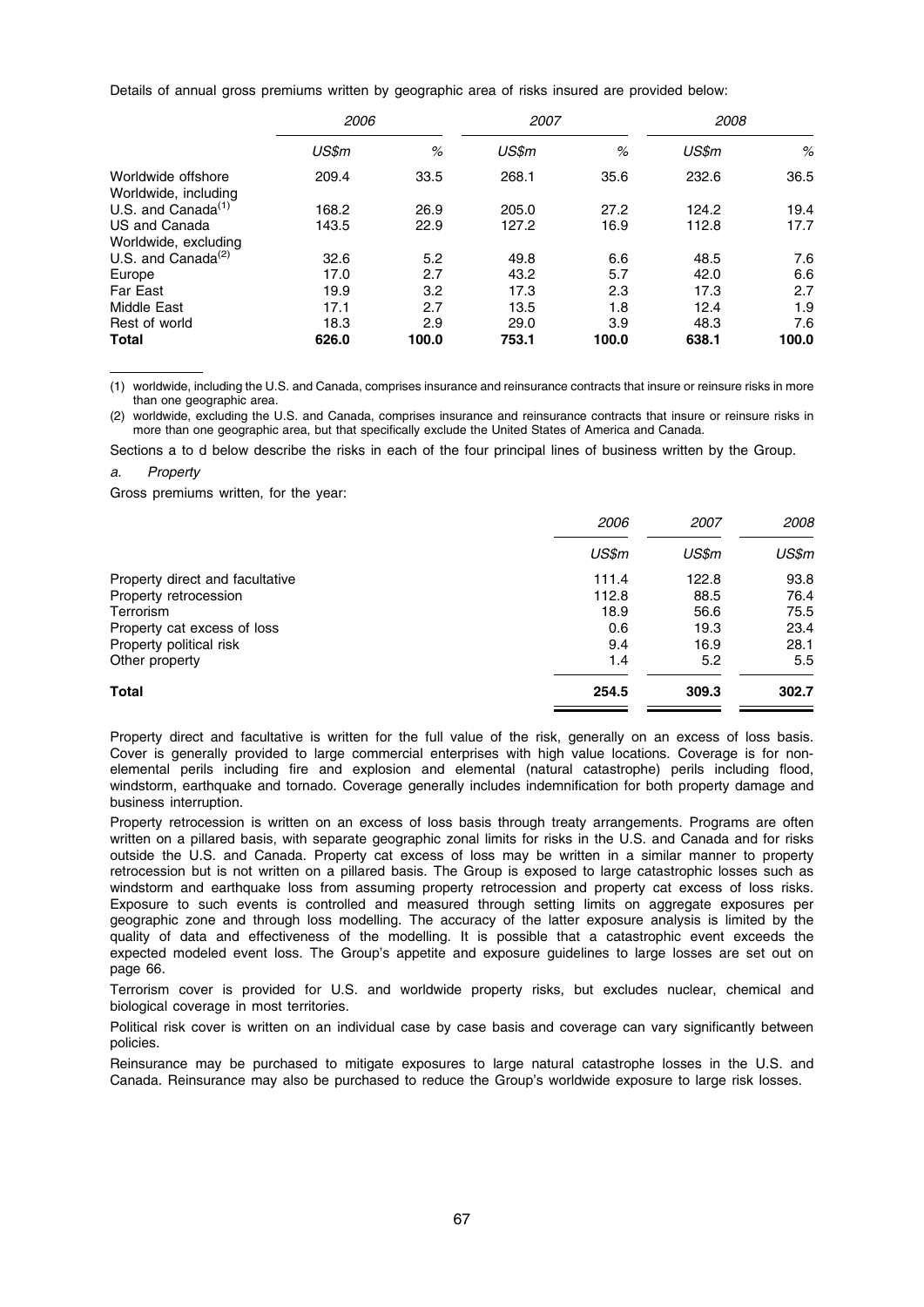Details of annual gross premiums written by geographic area of risks insured are provided below:

| | 2006 | | 2007 | | 2008 | |
|---|---|---|---|---|---|---|
| | *US$m* | *%* | *US$m* | *%* | *US$m* | *%* |
| Worldwide offshore | 209.4 | 33.5 | 268.1 | 35.6 | 232.6 | 36.5 |
| Worldwide, including U.S. and Canada[(1)] | 168.2 | 26.9 | 205.0 | 27.2 | 124.2 | 19.4 |
| US and Canada | 143.5 | 22.9 | 127.2 | 16.9 | 112.8 | 17.7 |
| Worldwide, excluding U.S. and Canada[(2)] | 32.6 | 5.2 | 49.8 | 6.6 | 48.5 | 7.6 |
| Europe | 17.0 | 2.7 | 43.2 | 5.7 | 42.0 | 6.6 |
| Far East | 19.9 | 3.2 | 17.3 | 2.3 | 17.3 | 2.7 |
| Middle East | 17.1 | 2.7 | 13.5 | 1.8 | 12.4 | 1.9 |
| Rest of world | 18.3 | 2.9 | 29.0 | 3.9 | 48.3 | 7.6 |
| **Total** | **626.0** | **100.0** | **753.1** | **100.0** | **638.1** | **100.0** |

(1) worldwide, including the U.S. and Canada, comprises insurance and reinsurance contracts that insure or reinsure risks in more than one geographic area.

(2) worldwide, excluding the U.S. and Canada, comprises insurance and reinsurance contracts that insure or reinsure risks in more than one geographic area, but that specifically exclude the United States of America and Canada.

Sections a to d below describe the risks in each of the four principal lines of business written by the Group.

*a. Property*

Gross premiums written, for the year:

| | 2006 | 2007 | 2008 |
|---|---|---|---|
| | *US$m* | *US$m* | *US$m* |
| Property direct and facultative | 111.4 | 122.8 | 93.8 |
| Property retrocession | 112.8 | 88.5 | 76.4 |
| Terrorism | 18.9 | 56.6 | 75.5 |
| Property cat excess of loss | 0.6 | 19.3 | 23.4 |
| Property political risk | 9.4 | 16.9 | 28.1 |
| Other property | 1.4 | 5.2 | 5.5 |
| **Total** | **254.5** | **309.3** | **302.7** |

Property direct and facultative is written for the full value of the risk, generally on an excess of loss basis. Cover is generally provided to large commercial enterprises with high value locations. Coverage is for non-elemental perils including fire and explosion and elemental (natural catastrophe) perils including flood, windstorm, earthquake and tornado. Coverage generally includes indemnification for both property damage and business interruption.

Property retrocession is written on an excess of loss basis through treaty arrangements. Programs are often written on a pillared basis, with separate geographic zonal limits for risks in the U.S. and Canada and for risks outside the U.S. and Canada. Property cat excess of loss may be written in a similar manner to property retrocession but is not written on a pillared basis. The Group is exposed to large catastrophic losses such as windstorm and earthquake loss from assuming property retrocession and property cat excess of loss risks. Exposure to such events is controlled and measured through setting limits on aggregate exposures per geographic zone and through loss modelling. The accuracy of the latter exposure analysis is limited by the quality of data and effectiveness of the modelling. It is possible that a catastrophic event exceeds the expected modeled event loss. The Group's appetite and exposure guidelines to large losses are set out on page 66.

Terrorism cover is provided for U.S. and worldwide property risks, but excludes nuclear, chemical and biological coverage in most territories.

Political risk cover is written on an individual case by case basis and coverage can vary significantly between policies.

Reinsurance may be purchased to mitigate exposures to large natural catastrophe losses in the U.S. and Canada. Reinsurance may also be purchased to reduce the Group's worldwide exposure to large risk losses.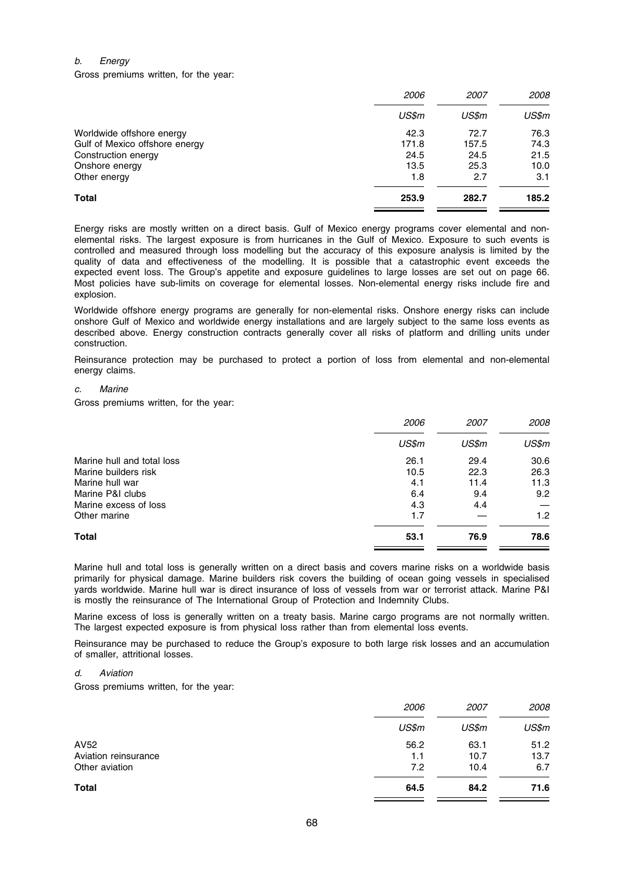*b. Energy*

Gross premiums written, for the year:

| | 2006 | 2007 | 2008 |
|---|---|---|---|
| | *US$m* | *US$m* | *US$m* |
| Worldwide offshore energy | 42.3 | 72.7 | 76.3 |
| Gulf of Mexico offshore energy | 171.8 | 157.5 | 74.3 |
| Construction energy | 24.5 | 24.5 | 21.5 |
| Onshore energy | 13.5 | 25.3 | 10.0 |
| Other energy | 1.8 | 2.7 | 3.1 |
| **Total** | **253.9** | **282.7** | **185.2** |

Energy risks are mostly written on a direct basis. Gulf of Mexico energy programs cover elemental and non-elemental risks. The largest exposure is from hurricanes in the Gulf of Mexico. Exposure to such events is controlled and measured through loss modelling but the accuracy of this exposure analysis is limited by the quality of data and effectiveness of the modelling. It is possible that a catastrophic event exceeds the expected event loss. The Group's appetite and exposure guidelines to large losses are set out on page 66. Most policies have sub-limits on coverage for elemental losses. Non-elemental energy risks include fire and explosion.

Worldwide offshore energy programs are generally for non-elemental risks. Onshore energy risks can include onshore Gulf of Mexico and worldwide energy installations and are largely subject to the same loss events as described above. Energy construction contracts generally cover all risks of platform and drilling units under construction.

Reinsurance protection may be purchased to protect a portion of loss from elemental and non-elemental energy claims.

*c. Marine*

Gross premiums written, for the year:

| | 2006 | 2007 | 2008 |
|---|---|---|---|
| | *US$m* | *US$m* | *US$m* |
| Marine hull and total loss | 26.1 | 29.4 | 30.6 |
| Marine builders risk | 10.5 | 22.3 | 26.3 |
| Marine hull war | 4.1 | 11.4 | 11.3 |
| Marine P&I clubs | 6.4 | 9.4 | 9.2 |
| Marine excess of loss | 4.3 | 4.4 | — |
| Other marine | 1.7 | — | 1.2 |
| **Total** | **53.1** | **76.9** | **78.6** |

Marine hull and total loss is generally written on a direct basis and covers marine risks on a worldwide basis primarily for physical damage. Marine builders risk covers the building of ocean going vessels in specialised yards worldwide. Marine hull war is direct insurance of loss of vessels from war or terrorist attack. Marine P&I is mostly the reinsurance of The International Group of Protection and Indemnity Clubs.

Marine excess of loss is generally written on a treaty basis. Marine cargo programs are not normally written. The largest expected exposure is from physical loss rather than from elemental loss events.

Reinsurance may be purchased to reduce the Group's exposure to both large risk losses and an accumulation of smaller, attritional losses.

*d. Aviation*

Gross premiums written, for the year:

| | 2006 | 2007 | 2008 |
|---|---|---|---|
| | *US$m* | *US$m* | *US$m* |
| AV52 | 56.2 | 63.1 | 51.2 |
| Aviation reinsurance | 1.1 | 10.7 | 13.7 |
| Other aviation | 7.2 | 10.4 | 6.7 |
| **Total** | **64.5** | **84.2** | **71.6** |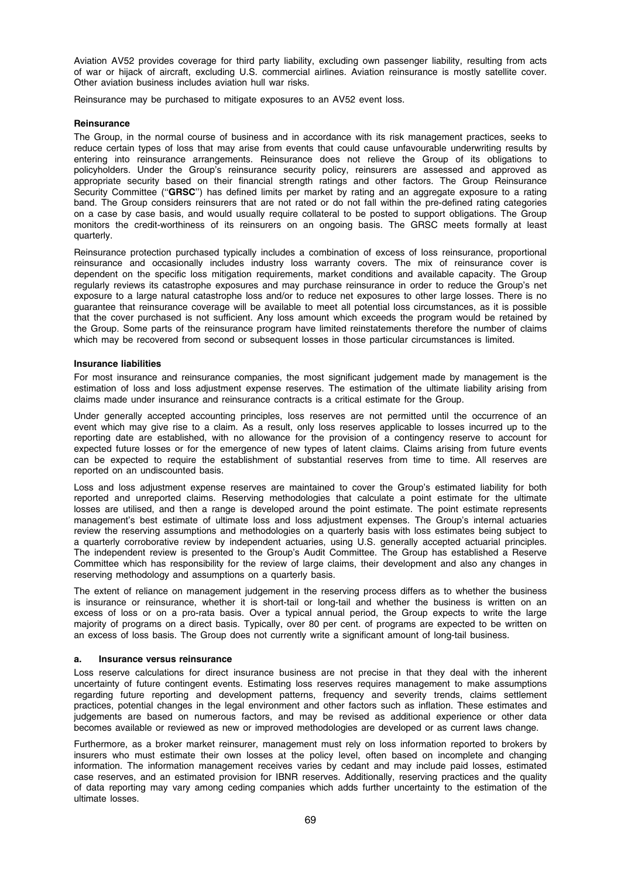Aviation AV52 provides coverage for third party liability, excluding own passenger liability, resulting from acts of war or hijack of aircraft, excluding U.S. commercial airlines. Aviation reinsurance is mostly satellite cover. Other aviation business includes aviation hull war risks.

Reinsurance may be purchased to mitigate exposures to an AV52 event loss.

**Reinsurance**

The Group, in the normal course of business and in accordance with its risk management practices, seeks to reduce certain types of loss that may arise from events that could cause unfavourable underwriting results by entering into reinsurance arrangements. Reinsurance does not relieve the Group of its obligations to policyholders. Under the Group's reinsurance security policy, reinsurers are assessed and approved as appropriate security based on their financial strength ratings and other factors. The Group Reinsurance Security Committee (''**GRSC**'') has defined limits per market by rating and an aggregate exposure to a rating band. The Group considers reinsurers that are not rated or do not fall within the pre-defined rating categories on a case by case basis, and would usually require collateral to be posted to support obligations. The Group monitors the credit-worthiness of its reinsurers on an ongoing basis. The GRSC meets formally at least quarterly.

Reinsurance protection purchased typically includes a combination of excess of loss reinsurance, proportional reinsurance and occasionally includes industry loss warranty covers. The mix of reinsurance cover is dependent on the specific loss mitigation requirements, market conditions and available capacity. The Group regularly reviews its catastrophe exposures and may purchase reinsurance in order to reduce the Group's net exposure to a large natural catastrophe loss and/or to reduce net exposures to other large losses. There is no guarantee that reinsurance coverage will be available to meet all potential loss circumstances, as it is possible that the cover purchased is not sufficient. Any loss amount which exceeds the program would be retained by the Group. Some parts of the reinsurance program have limited reinstatements therefore the number of claims which may be recovered from second or subsequent losses in those particular circumstances is limited.

**Insurance liabilities**

For most insurance and reinsurance companies, the most significant judgement made by management is the estimation of loss and loss adjustment expense reserves. The estimation of the ultimate liability arising from claims made under insurance and reinsurance contracts is a critical estimate for the Group.

Under generally accepted accounting principles, loss reserves are not permitted until the occurrence of an event which may give rise to a claim. As a result, only loss reserves applicable to losses incurred up to the reporting date are established, with no allowance for the provision of a contingency reserve to account for expected future losses or for the emergence of new types of latent claims. Claims arising from future events can be expected to require the establishment of substantial reserves from time to time. All reserves are reported on an undiscounted basis.

Loss and loss adjustment expense reserves are maintained to cover the Group's estimated liability for both reported and unreported claims. Reserving methodologies that calculate a point estimate for the ultimate losses are utilised, and then a range is developed around the point estimate. The point estimate represents management's best estimate of ultimate loss and loss adjustment expenses. The Group's internal actuaries review the reserving assumptions and methodologies on a quarterly basis with loss estimates being subject to a quarterly corroborative review by independent actuaries, using U.S. generally accepted actuarial principles. The independent review is presented to the Group's Audit Committee. The Group has established a Reserve Committee which has responsibility for the review of large claims, their development and also any changes in reserving methodology and assumptions on a quarterly basis.

The extent of reliance on management judgement in the reserving process differs as to whether the business is insurance or reinsurance, whether it is short-tail or long-tail and whether the business is written on an excess of loss or on a pro-rata basis. Over a typical annual period, the Group expects to write the large majority of programs on a direct basis. Typically, over 80 per cent. of programs are expected to be written on an excess of loss basis. The Group does not currently write a significant amount of long-tail business.

**a. Insurance versus reinsurance**

Loss reserve calculations for direct insurance business are not precise in that they deal with the inherent uncertainty of future contingent events. Estimating loss reserves requires management to make assumptions regarding future reporting and development patterns, frequency and severity trends, claims settlement practices, potential changes in the legal environment and other factors such as inflation. These estimates and judgements are based on numerous factors, and may be revised as additional experience or other data becomes available or reviewed as new or improved methodologies are developed or as current laws change.

Furthermore, as a broker market reinsurer, management must rely on loss information reported to brokers by insurers who must estimate their own losses at the policy level, often based on incomplete and changing information. The information management receives varies by cedant and may include paid losses, estimated case reserves, and an estimated provision for IBNR reserves. Additionally, reserving practices and the quality of data reporting may vary among ceding companies which adds further uncertainty to the estimation of the ultimate losses.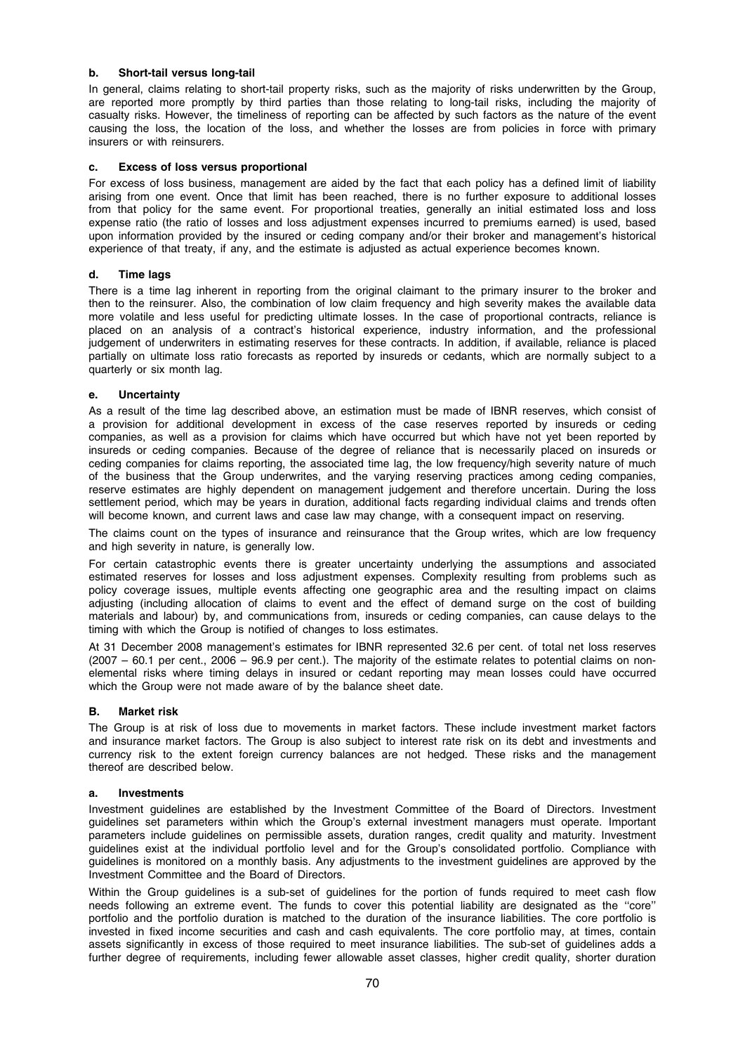#### b. Short-tail versus long-tail

In general, claims relating to short-tail property risks, such as the majority of risks underwritten by the Group, are reported more promptly by third parties than those relating to long-tail risks, including the majority of casualty risks. However, the timeliness of reporting can be affected by such factors as the nature of the event causing the loss, the location of the loss, and whether the losses are from policies in force with primary insurers or with reinsurers.

#### c. Excess of loss versus proportional

For excess of loss business, management are aided by the fact that each policy has a defined limit of liability arising from one event. Once that limit has been reached, there is no further exposure to additional losses from that policy for the same event. For proportional treaties, generally an initial estimated loss and loss expense ratio (the ratio of losses and loss adjustment expenses incurred to premiums earned) is used, based upon information provided by the insured or ceding company and/or their broker and management's historical experience of that treaty, if any, and the estimate is adjusted as actual experience becomes known.

#### d. Time lags

There is a time lag inherent in reporting from the original claimant to the primary insurer to the broker and then to the reinsurer. Also, the combination of low claim frequency and high severity makes the available data more volatile and less useful for predicting ultimate losses. In the case of proportional contracts, reliance is placed on an analysis of a contract's historical experience, industry information, and the professional judgement of underwriters in estimating reserves for these contracts. In addition, if available, reliance is placed partially on ultimate loss ratio forecasts as reported by insureds or cedants, which are normally subject to a quarterly or six month lag.

#### e. Uncertainty

As a result of the time lag described above, an estimation must be made of IBNR reserves, which consist of a provision for additional development in excess of the case reserves reported by insureds or ceding companies, as well as a provision for claims which have occurred but which have not yet been reported by insureds or ceding companies. Because of the degree of reliance that is necessarily placed on insureds or ceding companies for claims reporting, the associated time lag, the low frequency/high severity nature of much of the business that the Group underwrites, and the varying reserving practices among ceding companies, reserve estimates are highly dependent on management judgement and therefore uncertain. During the loss settlement period, which may be years in duration, additional facts regarding individual claims and trends often will become known, and current laws and case law may change, with a consequent impact on reserving.

The claims count on the types of insurance and reinsurance that the Group writes, which are low frequency and high severity in nature, is generally low.

For certain catastrophic events there is greater uncertainty underlying the assumptions and associated estimated reserves for losses and loss adjustment expenses. Complexity resulting from problems such as policy coverage issues, multiple events affecting one geographic area and the resulting impact on claims adjusting (including allocation of claims to event and the effect of demand surge on the cost of building materials and labour) by, and communications from, insureds or ceding companies, can cause delays to the timing with which the Group is notified of changes to loss estimates.

At 31 December 2008 management's estimates for IBNR represented 32.6 per cent. of total net loss reserves (2007 – 60.1 per cent., 2006 – 96.9 per cent.). The majority of the estimate relates to potential claims on non-elemental risks where timing delays in insured or cedant reporting may mean losses could have occurred which the Group were not made aware of by the balance sheet date.

### B. Market risk

The Group is at risk of loss due to movements in market factors. These include investment market factors and insurance market factors. The Group is also subject to interest rate risk on its debt and investments and currency risk to the extent foreign currency balances are not hedged. These risks and the management thereof are described below.

#### a. Investments

Investment guidelines are established by the Investment Committee of the Board of Directors. Investment guidelines set parameters within which the Group's external investment managers must operate. Important parameters include guidelines on permissible assets, duration ranges, credit quality and maturity. Investment guidelines exist at the individual portfolio level and for the Group's consolidated portfolio. Compliance with guidelines is monitored on a monthly basis. Any adjustments to the investment guidelines are approved by the Investment Committee and the Board of Directors.

Within the Group guidelines is a sub-set of guidelines for the portion of funds required to meet cash flow needs following an extreme event. The funds to cover this potential liability are designated as the ''core'' portfolio and the portfolio duration is matched to the duration of the insurance liabilities. The core portfolio is invested in fixed income securities and cash and cash equivalents. The core portfolio may, at times, contain assets significantly in excess of those required to meet insurance liabilities. The sub-set of guidelines adds a further degree of requirements, including fewer allowable asset classes, higher credit quality, shorter duration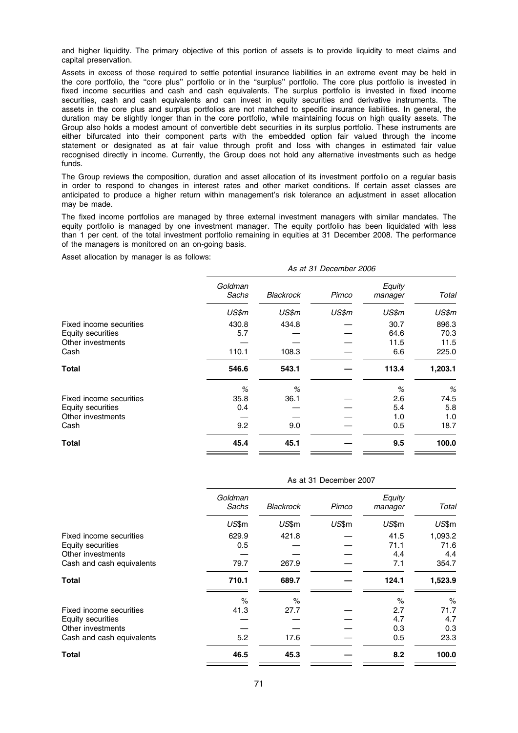and higher liquidity. The primary objective of this portion of assets is to provide liquidity to meet claims and capital preservation.

Assets in excess of those required to settle potential insurance liabilities in an extreme event may be held in the core portfolio, the ''core plus'' portfolio or in the ''surplus'' portfolio. The core plus portfolio is invested in fixed income securities and cash and cash equivalents. The surplus portfolio is invested in fixed income securities, cash and cash equivalents and can invest in equity securities and derivative instruments. The assets in the core plus and surplus portfolios are not matched to specific insurance liabilities. In general, the duration may be slightly longer than in the core portfolio, while maintaining focus on high quality assets. The Group also holds a modest amount of convertible debt securities in its surplus portfolio. These instruments are either bifurcated into their component parts with the embedded option fair valued through the income statement or designated as at fair value through profit and loss with changes in estimated fair value recognised directly in income. Currently, the Group does not hold any alternative investments such as hedge funds.

The Group reviews the composition, duration and asset allocation of its investment portfolio on a regular basis in order to respond to changes in interest rates and other market conditions. If certain asset classes are anticipated to produce a higher return within management's risk tolerance an adjustment in asset allocation may be made.

The fixed income portfolios are managed by three external investment managers with similar mandates. The equity portfolio is managed by one investment manager. The equity portfolio has been liquidated with less than 1 per cent. of the total investment portfolio remaining in equities at 31 December 2008. The performance of the managers is monitored on an on-going basis.

Asset allocation by manager is as follows:

| | *As at 31 December 2006* | | | | |
|---|---|---|---|---|---|
| | *Goldman Sachs* | *Blackrock* | *Pimco* | *Equity manager* | *Total* |
| | *US$m* | *US$m* | *US$m* | *US$m* | *US$m* |
| Fixed income securities | 430.8 | 434.8 | — | 30.7 | 896.3 |
| Equity securities | 5.7 | — | — | 64.6 | 70.3 |
| Other investments | — | — | — | 11.5 | 11.5 |
| Cash | 110.1 | 108.3 | — | 6.6 | 225.0 |
| **Total** | **546.6** | **543.1** | **—** | **113.4** | **1,203.1** |
| | *%* | *%* | | *%* | *%* |
| Fixed income securities | 35.8 | 36.1 | — | 2.6 | 74.5 |
| Equity securities | 0.4 | — | — | 5.4 | 5.8 |
| Other investments | — | — | — | 1.0 | 1.0 |
| Cash | 9.2 | 9.0 | — | 0.5 | 18.7 |
| **Total** | **45.4** | **45.1** | **—** | **9.5** | **100.0** |

| | As at 31 December 2007 | | | | |
|---|---|---|---|---|---|
| | *Goldman Sachs* | *Blackrock* | *Pimco* | *Equity manager* | *Total* |
| | *US$m* | *US$m* | *US$m* | *US$m* | *US$m* |
| Fixed income securities | 629.9 | 421.8 | — | 41.5 | 1,093.2 |
| Equity securities | 0.5 | — | — | 71.1 | 71.6 |
| Other investments | — | — | — | 4.4 | 4.4 |
| Cash and cash equivalents | 79.7 | 267.9 | — | 7.1 | 354.7 |
| **Total** | **710.1** | **689.7** | **—** | **124.1** | **1,523.9** |
| | % | % | | % | % |
| Fixed income securities | 41.3 | 27.7 | — | 2.7 | 71.7 |
| Equity securities | — | — | — | 4.7 | 4.7 |
| Other investments | — | — | — | 0.3 | 0.3 |
| Cash and cash equivalents | 5.2 | 17.6 | — | 0.5 | 23.3 |
| **Total** | **46.5** | **45.3** | **—** | **8.2** | **100.0** |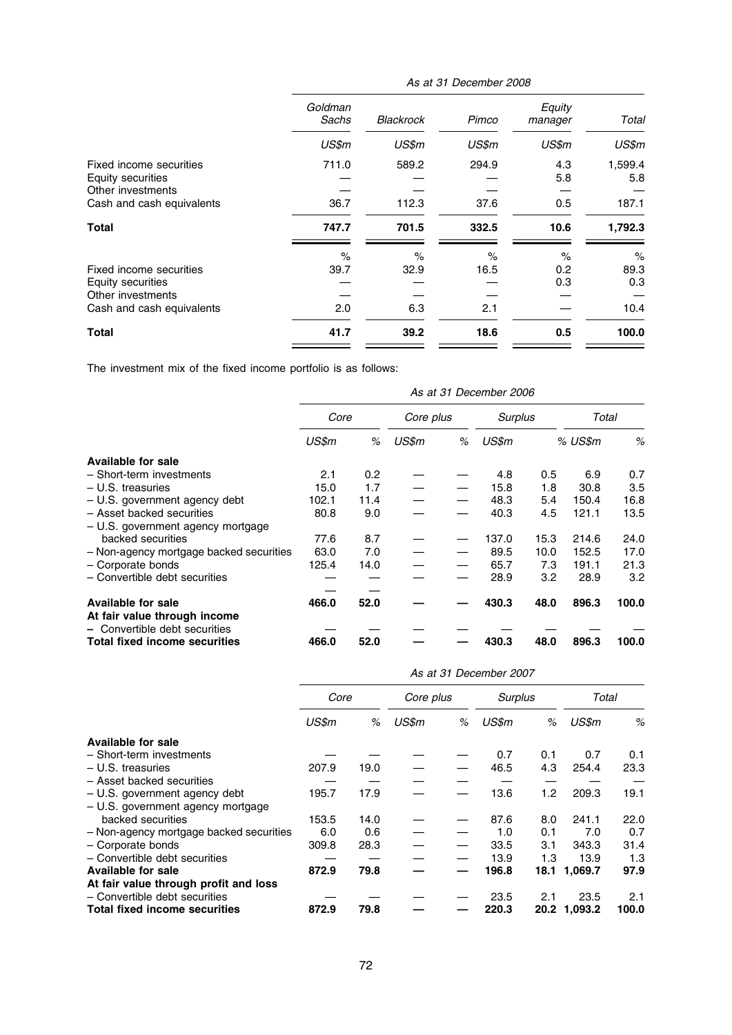| | As at 31 December 2008 | | | | |
|---|---|---|---|---|---|
| | *Goldman Sachs* | *Blackrock* | *Pimco* | *Equity manager* | *Total* |
| | *US$m* | *US$m* | *US$m* | *US$m* | *US$m* |
| Fixed income securities | 711.0 | 589.2 | 294.9 | 4.3 | 1,599.4 |
| Equity securities | — | — | — | 5.8 | 5.8 |
| Other investments | — | — | — | — | — |
| Cash and cash equivalents | 36.7 | 112.3 | 37.6 | 0.5 | 187.1 |
| **Total** | **747.7** | **701.5** | **332.5** | **10.6** | **1,792.3** |
| | % | % | % | % | % |
| Fixed income securities | 39.7 | 32.9 | 16.5 | 0.2 | 89.3 |
| Equity securities | — | — | — | 0.3 | 0.3 |
| Other investments | — | — | — | — | — |
| Cash and cash equivalents | 2.0 | 6.3 | 2.1 | — | 10.4 |
| **Total** | **41.7** | **39.2** | **18.6** | **0.5** | **100.0** |

The investment mix of the fixed income portfolio is as follows:

| | As at 31 December 2006 | | | | | | | |
|---|---|---|---|---|---|---|---|---|
| | *Core* | | *Core plus* | | *Surplus* | | *Total* | |
| | *US$m* | *%* | *US$m* | *%* | *US$m* | *%* | *US$m* | *%* |
| **Available for sale** | | | | | | | | |
| – Short-term investments | 2.1 | 0.2 | — | — | 4.8 | 0.5 | 6.9 | 0.7 |
| – U.S. treasuries | 15.0 | 1.7 | — | — | 15.8 | 1.8 | 30.8 | 3.5 |
| – U.S. government agency debt | 102.1 | 11.4 | — | — | 48.3 | 5.4 | 150.4 | 16.8 |
| – Asset backed securities | 80.8 | 9.0 | — | — | 40.3 | 4.5 | 121.1 | 13.5 |
| – U.S. government agency mortgage backed securities | 77.6 | 8.7 | — | — | 137.0 | 15.3 | 214.6 | 24.0 |
| – Non-agency mortgage backed securities | 63.0 | 7.0 | — | — | 89.5 | 10.0 | 152.5 | 17.0 |
| – Corporate bonds | 125.4 | 14.0 | — | — | 65.7 | 7.3 | 191.1 | 21.3 |
| – Convertible debt securities | — | — | — | — | 28.9 | 3.2 | 28.9 | 3.2 |
| **Available for sale** | **466.0** | **52.0** | **—** | **—** | **430.3** | **48.0** | **896.3** | **100.0** |
| **At fair value through income** | | | | | | | | |
| – Convertible debt securities | — | — | — | — | — | — | — | — |
| **Total fixed income securities** | **466.0** | **52.0** | **—** | **—** | **430.3** | **48.0** | **896.3** | **100.0** |

| | As at 31 December 2007 | | | | | | | |
|---|---|---|---|---|---|---|---|---|
| | *Core* | | *Core plus* | | *Surplus* | | *Total* | |
| | *US$m* | *%* | *US$m* | *%* | *US$m* | *%* | *US$m* | *%* |
| **Available for sale** | | | | | | | | |
| – Short-term investments | — | — | — | — | 0.7 | 0.1 | 0.7 | 0.1 |
| – U.S. treasuries | 207.9 | 19.0 | — | — | 46.5 | 4.3 | 254.4 | 23.3 |
| – Asset backed securities | — | — | — | — | — | — | — | — |
| – U.S. government agency debt | 195.7 | 17.9 | — | — | 13.6 | 1.2 | 209.3 | 19.1 |
| – U.S. government agency mortgage backed securities | 153.5 | 14.0 | — | — | 87.6 | 8.0 | 241.1 | 22.0 |
| – Non-agency mortgage backed securities | 6.0 | 0.6 | — | — | 1.0 | 0.1 | 7.0 | 0.7 |
| – Corporate bonds | 309.8 | 28.3 | — | — | 33.5 | 3.1 | 343.3 | 31.4 |
| – Convertible debt securities | — | — | — | — | 13.9 | 1.3 | 13.9 | 1.3 |
| **Available for sale** | **872.9** | **79.8** | **—** | **—** | **196.8** | **18.1** | **1,069.7** | **97.9** |
| **At fair value through profit and loss** | | | | | | | | |
| – Convertible debt securities | — | — | — | — | 23.5 | 2.1 | 23.5 | 2.1 |
| **Total fixed income securities** | **872.9** | **79.8** | **—** | **—** | **220.3** | **20.2** | **1,093.2** | **100.0** |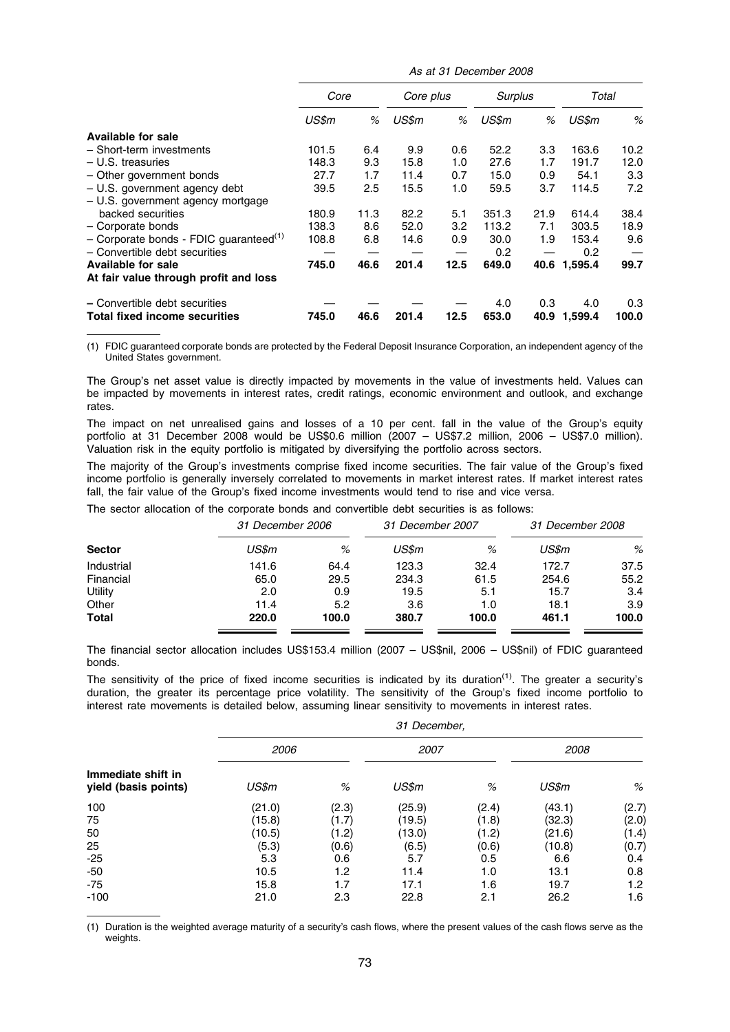| | As at 31 December 2008 | | | | | | | |
|---|---|---|---|---|---|---|---|---|
| | Core | | Core plus | | Surplus | | Total | |
| | US$m | % | US$m | % | US$m | % | US$m | % |
| **Available for sale** | | | | | | | | |
| – Short-term investments | 101.5 | 6.4 | 9.9 | 0.6 | 52.2 | 3.3 | 163.6 | 10.2 |
| – U.S. treasuries | 148.3 | 9.3 | 15.8 | 1.0 | 27.6 | 1.7 | 191.7 | 12.0 |
| – Other government bonds | 27.7 | 1.7 | 11.4 | 0.7 | 15.0 | 0.9 | 54.1 | 3.3 |
| – U.S. government agency debt | 39.5 | 2.5 | 15.5 | 1.0 | 59.5 | 3.7 | 114.5 | 7.2 |
| – U.S. government agency mortgage backed securities | 180.9 | 11.3 | 82.2 | 5.1 | 351.3 | 21.9 | 614.4 | 38.4 |
| – Corporate bonds | 138.3 | 8.6 | 52.0 | 3.2 | 113.2 | 7.1 | 303.5 | 18.9 |
| – Corporate bonds - FDIC guaranteed[(1)] | 108.8 | 6.8 | 14.6 | 0.9 | 30.0 | 1.9 | 153.4 | 9.6 |
| – Convertible debt securities | — | — | — | — | 0.2 | — | 0.2 | — |
| **Available for sale** | **745.0** | **46.6** | **201.4** | **12.5** | **649.0** | **40.6** | **1,595.4** | **99.7** |
| **At fair value through profit and loss** | | | | | | | | |
| – Convertible debt securities | — | — | — | — | 4.0 | 0.3 | 4.0 | 0.3 |
| **Total fixed income securities** | **745.0** | **46.6** | **201.4** | **12.5** | **653.0** | **40.9** | **1,599.4** | **100.0** |

(1) FDIC guaranteed corporate bonds are protected by the Federal Deposit Insurance Corporation, an independent agency of the United States government.

The Group's net asset value is directly impacted by movements in the value of investments held. Values can be impacted by movements in interest rates, credit ratings, economic environment and outlook, and exchange rates.

The impact on net unrealised gains and losses of a 10 per cent. fall in the value of the Group's equity portfolio at 31 December 2008 would be US$0.6 million (2007 – US$7.2 million, 2006 – US$7.0 million). Valuation risk in the equity portfolio is mitigated by diversifying the portfolio across sectors.

The majority of the Group's investments comprise fixed income securities. The fair value of the Group's fixed income portfolio is generally inversely correlated to movements in market interest rates. If market interest rates fall, the fair value of the Group's fixed income investments would tend to rise and vice versa.

The sector allocation of the corporate bonds and convertible debt securities is as follows:

| | 31 December 2006 | | 31 December 2007 | | 31 December 2008 | |
|---|---|---|---|---|---|---|
| **Sector** | US$m | % | US$m | % | US$m | % |
| Industrial | 141.6 | 64.4 | 123.3 | 32.4 | 172.7 | 37.5 |
| Financial | 65.0 | 29.5 | 234.3 | 61.5 | 254.6 | 55.2 |
| Utility | 2.0 | 0.9 | 19.5 | 5.1 | 15.7 | 3.4 |
| Other | 11.4 | 5.2 | 3.6 | 1.0 | 18.1 | 3.9 |
| **Total** | **220.0** | **100.0** | **380.7** | **100.0** | **461.1** | **100.0** |

The financial sector allocation includes US$153.4 million (2007 – US$nil, 2006 – US$nil) of FDIC guaranteed bonds.

The sensitivity of the price of fixed income securities is indicated by its duration[(1)]. The greater a security's duration, the greater its percentage price volatility. The sensitivity of the Group's fixed income portfolio to interest rate movements is detailed below, assuming linear sensitivity to movements in interest rates.

| | 31 December, | | | | | |
|---|---|---|---|---|---|---|
| | 2006 | | 2007 | | 2008 | |
| **Immediate shift in yield (basis points)** | US$m | % | US$m | % | US$m | % |
| 100 | (21.0) | (2.3) | (25.9) | (2.4) | (43.1) | (2.7) |
| 75 | (15.8) | (1.7) | (19.5) | (1.8) | (32.3) | (2.0) |
| 50 | (10.5) | (1.2) | (13.0) | (1.2) | (21.6) | (1.4) |
| 25 | (5.3) | (0.6) | (6.5) | (0.6) | (10.8) | (0.7) |
| -25 | 5.3 | 0.6 | 5.7 | 0.5 | 6.6 | 0.4 |
| -50 | 10.5 | 1.2 | 11.4 | 1.0 | 13.1 | 0.8 |
| -75 | 15.8 | 1.7 | 17.1 | 1.6 | 19.7 | 1.2 |
| -100 | 21.0 | 2.3 | 22.8 | 2.1 | 26.2 | 1.6 |

(1) Duration is the weighted average maturity of a security's cash flows, where the present values of the cash flows serve as the weights.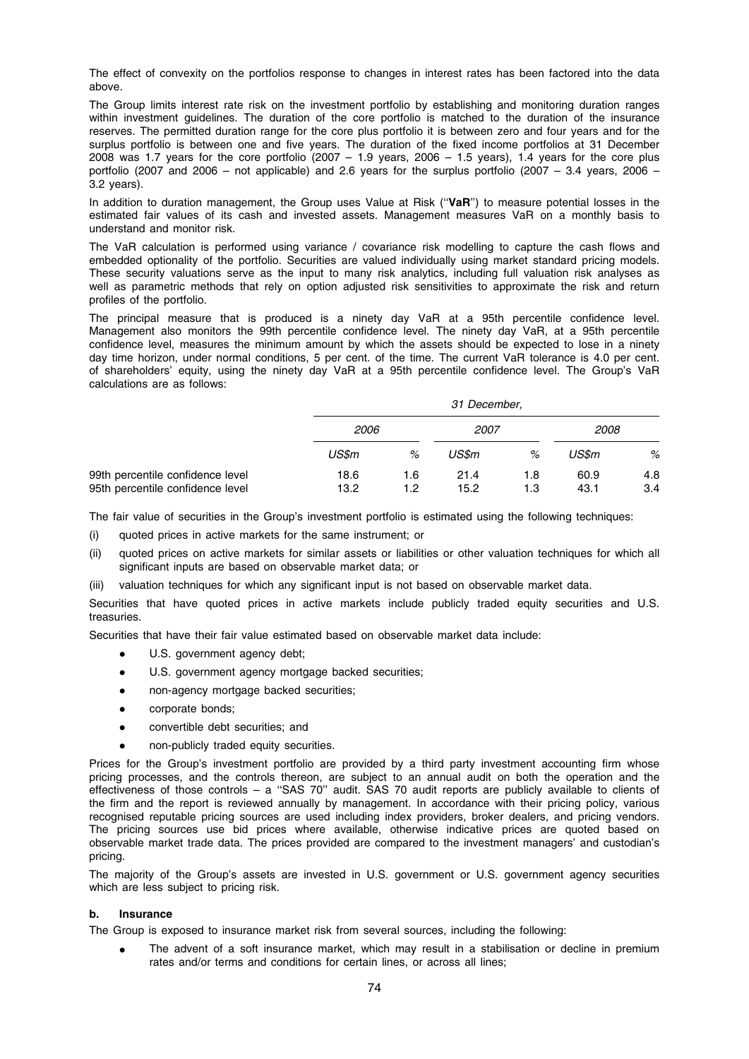The effect of convexity on the portfolios response to changes in interest rates has been factored into the data above.

The Group limits interest rate risk on the investment portfolio by establishing and monitoring duration ranges within investment guidelines. The duration of the core portfolio is matched to the duration of the insurance reserves. The permitted duration range for the core plus portfolio it is between zero and four years and for the surplus portfolio is between one and five years. The duration of the fixed income portfolios at 31 December 2008 was 1.7 years for the core portfolio (2007 – 1.9 years, 2006 – 1.5 years), 1.4 years for the core plus portfolio (2007 and 2006 – not applicable) and 2.6 years for the surplus portfolio (2007 – 3.4 years, 2006 – 3.2 years).

In addition to duration management, the Group uses Value at Risk (''**VaR**'') to measure potential losses in the estimated fair values of its cash and invested assets. Management measures VaR on a monthly basis to understand and monitor risk.

The VaR calculation is performed using variance / covariance risk modelling to capture the cash flows and embedded optionality of the portfolio. Securities are valued individually using market standard pricing models. These security valuations serve as the input to many risk analytics, including full valuation risk analyses as well as parametric methods that rely on option adjusted risk sensitivities to approximate the risk and return profiles of the portfolio.

The principal measure that is produced is a ninety day VaR at a 95th percentile confidence level. Management also monitors the 99th percentile confidence level. The ninety day VaR, at a 95th percentile confidence level, measures the minimum amount by which the assets should be expected to lose in a ninety day time horizon, under normal conditions, 5 per cent. of the time. The current VaR tolerance is 4.0 per cent. of shareholders' equity, using the ninety day VaR at a 95th percentile confidence level. The Group's VaR calculations are as follows:

| | *31 December,* | | | | | |
|---|---|---|---|---|---|---|
| | *2006* | | *2007* | | *2008* | |
| | *US$m* | *%* | *US$m* | *%* | *US$m* | *%* |
| 99th percentile confidence level | 18.6 | 1.6 | 21.4 | 1.8 | 60.9 | 4.8 |
| 95th percentile confidence level | 13.2 | 1.2 | 15.2 | 1.3 | 43.1 | 3.4 |

The fair value of securities in the Group's investment portfolio is estimated using the following techniques:

(i) quoted prices in active markets for the same instrument; or

(ii) quoted prices on active markets for similar assets or liabilities or other valuation techniques for which all significant inputs are based on observable market data; or

(iii) valuation techniques for which any significant input is not based on observable market data.

Securities that have quoted prices in active markets include publicly traded equity securities and U.S. treasuries.

Securities that have their fair value estimated based on observable market data include:

- U.S. government agency debt;
- U.S. government agency mortgage backed securities;
- non-agency mortgage backed securities;
- corporate bonds;
- convertible debt securities; and
- non-publicly traded equity securities.

Prices for the Group's investment portfolio are provided by a third party investment accounting firm whose pricing processes, and the controls thereon, are subject to an annual audit on both the operation and the effectiveness of those controls – a ''SAS 70'' audit. SAS 70 audit reports are publicly available to clients of the firm and the report is reviewed annually by management. In accordance with their pricing policy, various recognised reputable pricing sources are used including index providers, broker dealers, and pricing vendors. The pricing sources use bid prices where available, otherwise indicative prices are quoted based on observable market trade data. The prices provided are compared to the investment managers' and custodian's pricing.

The majority of the Group's assets are invested in U.S. government or U.S. government agency securities which are less subject to pricing risk.

**b. Insurance**

The Group is exposed to insurance market risk from several sources, including the following:

- The advent of a soft insurance market, which may result in a stabilisation or decline in premium rates and/or terms and conditions for certain lines, or across all lines;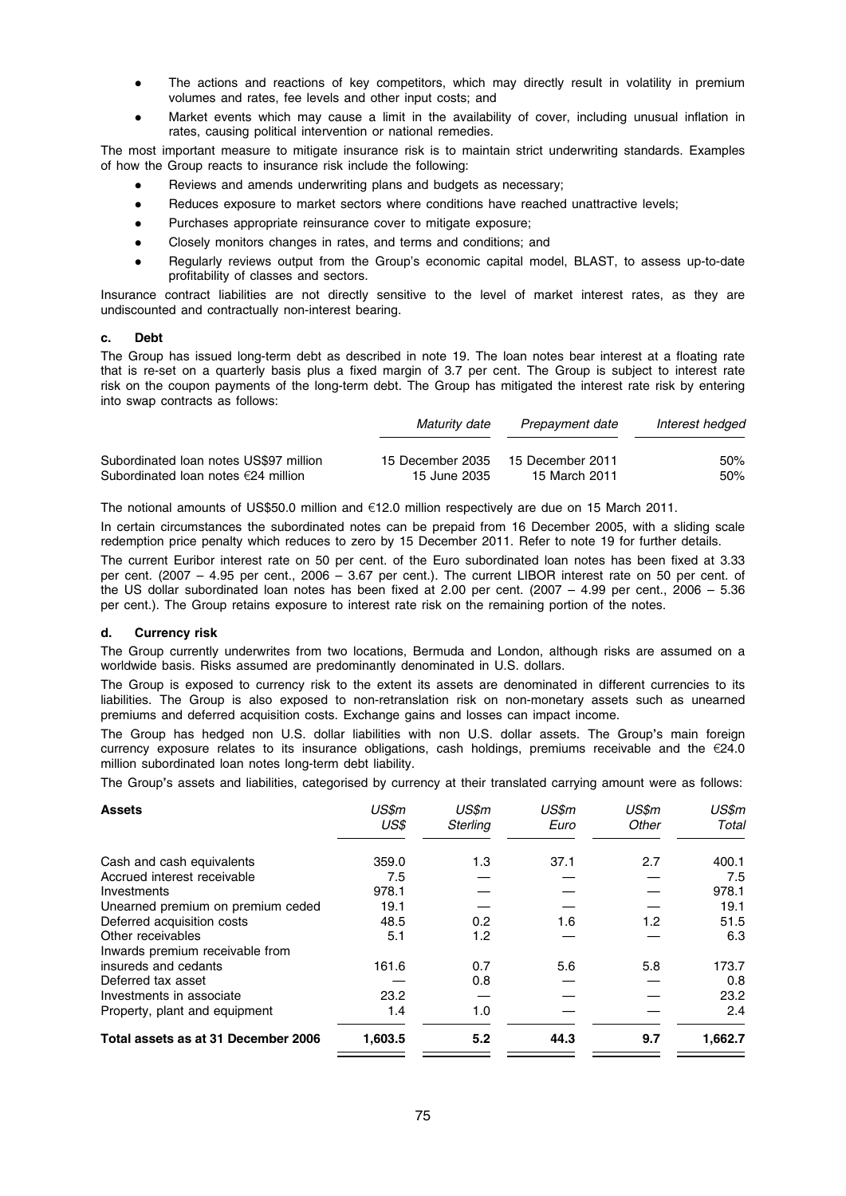- The actions and reactions of key competitors, which may directly result in volatility in premium volumes and rates, fee levels and other input costs; and
- Market events which may cause a limit in the availability of cover, including unusual inflation in rates, causing political intervention or national remedies.

The most important measure to mitigate insurance risk is to maintain strict underwriting standards. Examples of how the Group reacts to insurance risk include the following:

- Reviews and amends underwriting plans and budgets as necessary;
- Reduces exposure to market sectors where conditions have reached unattractive levels;
- Purchases appropriate reinsurance cover to mitigate exposure;
- Closely monitors changes in rates, and terms and conditions; and
- Regularly reviews output from the Group's economic capital model, BLAST, to assess up-to-date profitability of classes and sectors.

Insurance contract liabilities are not directly sensitive to the level of market interest rates, as they are undiscounted and contractually non-interest bearing.

### c. Debt

The Group has issued long-term debt as described in note 19. The loan notes bear interest at a floating rate that is re-set on a quarterly basis plus a fixed margin of 3.7 per cent. The Group is subject to interest rate risk on the coupon payments of the long-term debt. The Group has mitigated the interest rate risk by entering into swap contracts as follows:

| | *Maturity date* | *Prepayment date* | *Interest hedged* |
|---|---|---|---|
| Subordinated loan notes US$97 million | 15 December 2035 | 15 December 2011 | 50% |
| Subordinated loan notes €24 million | 15 June 2035 | 15 March 2011 | 50% |

The notional amounts of US$50.0 million and €12.0 million respectively are due on 15 March 2011.

In certain circumstances the subordinated notes can be prepaid from 16 December 2005, with a sliding scale redemption price penalty which reduces to zero by 15 December 2011. Refer to note 19 for further details.

The current Euribor interest rate on 50 per cent. of the Euro subordinated loan notes has been fixed at 3.33 per cent. (2007 – 4.95 per cent., 2006 – 3.67 per cent.). The current LIBOR interest rate on 50 per cent. of the US dollar subordinated loan notes has been fixed at 2.00 per cent. (2007 – 4.99 per cent., 2006 – 5.36 per cent.). The Group retains exposure to interest rate risk on the remaining portion of the notes.

### d. Currency risk

The Group currently underwrites from two locations, Bermuda and London, although risks are assumed on a worldwide basis. Risks assumed are predominantly denominated in U.S. dollars.

The Group is exposed to currency risk to the extent its assets are denominated in different currencies to its liabilities. The Group is also exposed to non-retranslation risk on non-monetary assets such as unearned premiums and deferred acquisition costs. Exchange gains and losses can impact income.

The Group has hedged non U.S. dollar liabilities with non U.S. dollar assets. The Group's main foreign currency exposure relates to its insurance obligations, cash holdings, premiums receivable and the €24.0 million subordinated loan notes long-term debt liability.

The Group's assets and liabilities, categorised by currency at their translated carrying amount were as follows:

| **Assets** | *US$m* *US$* | *US$m* *Sterling* | *US$m* *Euro* | *US$m* *Other* | *US$m* *Total* |
|---|---|---|---|---|---|
| Cash and cash equivalents | 359.0 | 1.3 | 37.1 | 2.7 | 400.1 |
| Accrued interest receivable | 7.5 | — | — | — | 7.5 |
| Investments | 978.1 | — | — | — | 978.1 |
| Unearned premium on premium ceded | 19.1 | — | — | — | 19.1 |
| Deferred acquisition costs | 48.5 | 0.2 | 1.6 | 1.2 | 51.5 |
| Other receivables | 5.1 | 1.2 | — | — | 6.3 |
| Inwards premium receivable from insureds and cedants | 161.6 | 0.7 | 5.6 | 5.8 | 173.7 |
| Deferred tax asset | — | 0.8 | — | — | 0.8 |
| Investments in associate | 23.2 | — | — | — | 23.2 |
| Property, plant and equipment | 1.4 | 1.0 | — | — | 2.4 |
| **Total assets as at 31 December 2006** | **1,603.5** | **5.2** | **44.3** | **9.7** | **1,662.7** |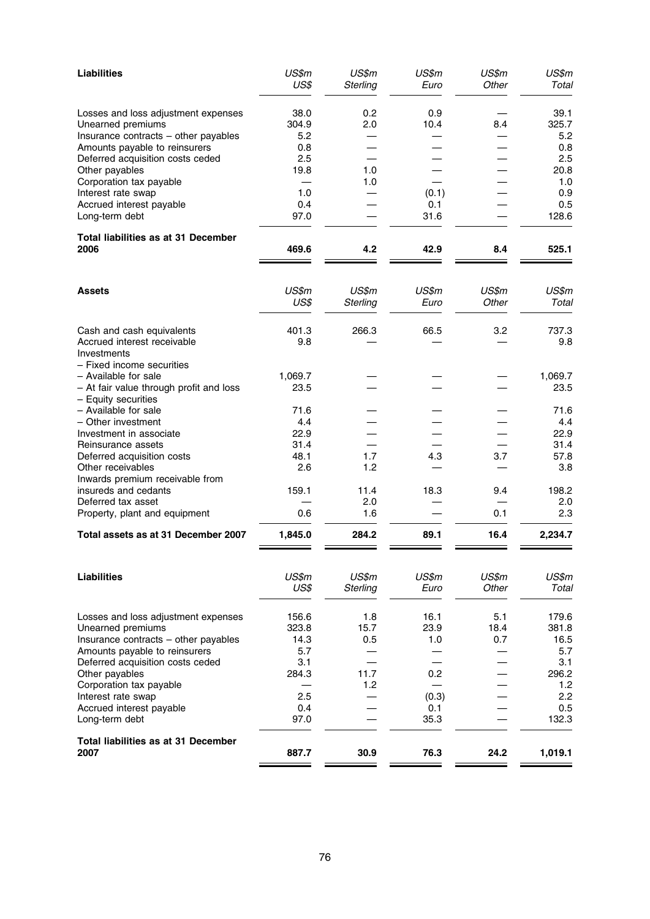| Liabilities | US$m<br>US$ | US$m<br>Sterling | US$m<br>Euro | US$m<br>Other | US$m<br>Total |
|---|---|---|---|---|---|
| Losses and loss adjustment expenses | 38.0 | 0.2 | 0.9 | — | 39.1 |
| Unearned premiums | 304.9 | 2.0 | 10.4 | 8.4 | 325.7 |
| Insurance contracts – other payables | 5.2 | — | — | — | 5.2 |
| Amounts payable to reinsurers | 0.8 | — | — | — | 0.8 |
| Deferred acquisition costs ceded | 2.5 | — | — | — | 2.5 |
| Other payables | 19.8 | 1.0 | — | — | 20.8 |
| Corporation tax payable | — | 1.0 | — | — | 1.0 |
| Interest rate swap | 1.0 | — | (0.1) | — | 0.9 |
| Accrued interest payable | 0.4 | — | 0.1 | — | 0.5 |
| Long-term debt | 97.0 | — | 31.6 | — | 128.6 |
| **Total liabilities as at 31 December 2006** | **469.6** | **4.2** | **42.9** | **8.4** | **525.1** |

| Assets | US$m<br>US$ | US$m<br>Sterling | US$m<br>Euro | US$m<br>Other | US$m<br>Total |
|---|---|---|---|---|---|
| Cash and cash equivalents | 401.3 | 266.3 | 66.5 | 3.2 | 737.3 |
| Accrued interest receivable | 9.8 | — | — | — | 9.8 |
| Investments | | | | | |
| – Fixed income securities | | | | | |
| – Available for sale | 1,069.7 | — | — | — | 1,069.7 |
| – At fair value through profit and loss | 23.5 | — | — | — | 23.5 |
| – Equity securities | | | | | |
| – Available for sale | 71.6 | — | — | — | 71.6 |
| – Other investment | 4.4 | — | — | — | 4.4 |
| Investment in associate | 22.9 | — | — | — | 22.9 |
| Reinsurance assets | 31.4 | — | — | — | 31.4 |
| Deferred acquisition costs | 48.1 | 1.7 | 4.3 | 3.7 | 57.8 |
| Other receivables | 2.6 | 1.2 | — | — | 3.8 |
| Inwards premium receivable from insureds and cedants | 159.1 | 11.4 | 18.3 | 9.4 | 198.2 |
| Deferred tax asset | — | 2.0 | — | — | 2.0 |
| Property, plant and equipment | 0.6 | 1.6 | — | 0.1 | 2.3 |
| **Total assets as at 31 December 2007** | **1,845.0** | **284.2** | **89.1** | **16.4** | **2,234.7** |

| Liabilities | US$m<br>US$ | US$m<br>Sterling | US$m<br>Euro | US$m<br>Other | US$m<br>Total |
|---|---|---|---|---|---|
| Losses and loss adjustment expenses | 156.6 | 1.8 | 16.1 | 5.1 | 179.6 |
| Unearned premiums | 323.8 | 15.7 | 23.9 | 18.4 | 381.8 |
| Insurance contracts – other payables | 14.3 | 0.5 | 1.0 | 0.7 | 16.5 |
| Amounts payable to reinsurers | 5.7 | — | — | — | 5.7 |
| Deferred acquisition costs ceded | 3.1 | — | — | — | 3.1 |
| Other payables | 284.3 | 11.7 | 0.2 | — | 296.2 |
| Corporation tax payable | — | 1.2 | — | — | 1.2 |
| Interest rate swap | 2.5 | — | (0.3) | — | 2.2 |
| Accrued interest payable | 0.4 | — | 0.1 | — | 0.5 |
| Long-term debt | 97.0 | — | 35.3 | — | 132.3 |
| **Total liabilities as at 31 December 2007** | **887.7** | **30.9** | **76.3** | **24.2** | **1,019.1** |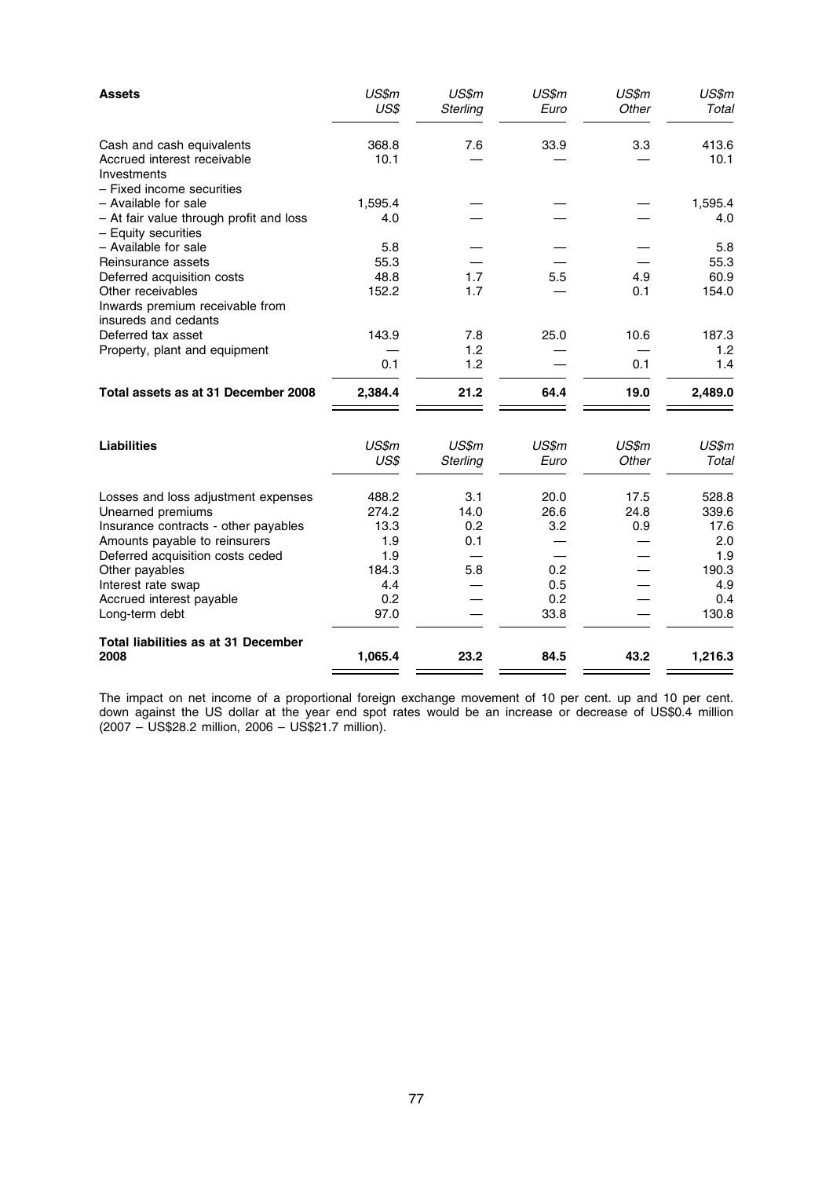| **Assets** | *US$m* *US$* | *US$m* *Sterling* | *US$m* *Euro* | *US$m* *Other* | *US$m* *Total* |
|---|---|---|---|---|---|
| Cash and cash equivalents | 368.8 | 7.6 | 33.9 | 3.3 | 413.6 |
| Accrued interest receivable | 10.1 | — | — | — | 10.1 |
| Investments | | | | | |
| – Fixed income securities | | | | | |
| – Available for sale | 1,595.4 | — | — | — | 1,595.4 |
| – At fair value through profit and loss | 4.0 | — | — | — | 4.0 |
| – Equity securities | | | | | |
| – Available for sale | 5.8 | — | — | — | 5.8 |
| Reinsurance assets | 55.3 | — | — | — | 55.3 |
| Deferred acquisition costs | 48.8 | 1.7 | 5.5 | 4.9 | 60.9 |
| Other receivables | 152.2 | 1.7 | — | 0.1 | 154.0 |
| Inwards premium receivable from insureds and cedants | | | | | |
| Deferred tax asset | 143.9 | 7.8 | 25.0 | 10.6 | 187.3 |
| Property, plant and equipment | — | 1.2 | — | — | 1.2 |
| | 0.1 | 1.2 | — | 0.1 | 1.4 |
| **Total assets as at 31 December 2008** | **2,384.4** | **21.2** | **64.4** | **19.0** | **2,489.0** |

| **Liabilities** | *US$m* *US$* | *US$m* *Sterling* | *US$m* *Euro* | *US$m* *Other* | *US$m* *Total* |
|---|---|---|---|---|---|
| Losses and loss adjustment expenses | 488.2 | 3.1 | 20.0 | 17.5 | 528.8 |
| Unearned premiums | 274.2 | 14.0 | 26.6 | 24.8 | 339.6 |
| Insurance contracts - other payables | 13.3 | 0.2 | 3.2 | 0.9 | 17.6 |
| Amounts payable to reinsurers | 1.9 | 0.1 | — | — | 2.0 |
| Deferred acquisition costs ceded | 1.9 | — | — | — | 1.9 |
| Other payables | 184.3 | 5.8 | 0.2 | — | 190.3 |
| Interest rate swap | 4.4 | — | 0.5 | — | 4.9 |
| Accrued interest payable | 0.2 | — | 0.2 | — | 0.4 |
| Long-term debt | 97.0 | — | 33.8 | — | 130.8 |
| **Total liabilities as at 31 December 2008** | **1,065.4** | **23.2** | **84.5** | **43.2** | **1,216.3** |

The impact on net income of a proportional foreign exchange movement of 10 per cent. up and 10 per cent. down against the US dollar at the year end spot rates would be an increase or decrease of US$0.4 million (2007 – US$28.2 million, 2006 – US$21.7 million).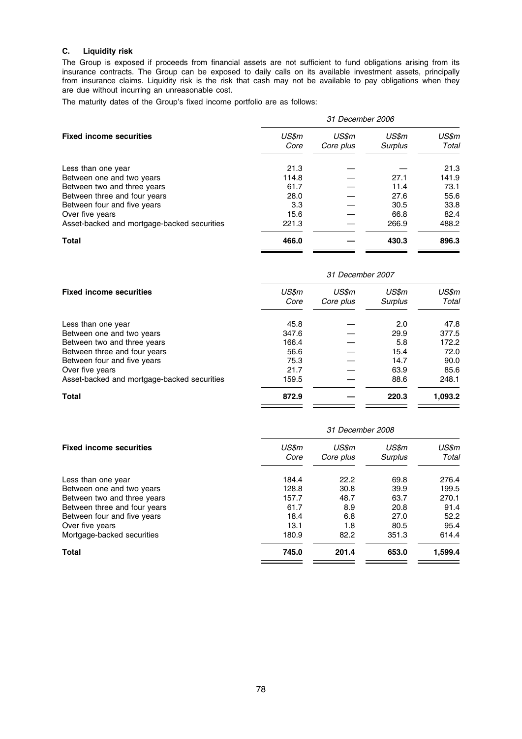### C. Liquidity risk

The Group is exposed if proceeds from financial assets are not sufficient to fund obligations arising from its insurance contracts. The Group can be exposed to daily calls on its available investment assets, principally from insurance claims. Liquidity risk is the risk that cash may not be available to pay obligations when they are due without incurring an unreasonable cost.

The maturity dates of the Group's fixed income portfolio are as follows:

| | *31 December 2006* | | | |
|---|---|---|---|---|
| **Fixed income securities** | *US$m Core* | *US$m Core plus* | *US$m Surplus* | *US$m Total* |
| Less than one year | 21.3 | — | — | 21.3 |
| Between one and two years | 114.8 | — | 27.1 | 141.9 |
| Between two and three years | 61.7 | — | 11.4 | 73.1 |
| Between three and four years | 28.0 | — | 27.6 | 55.6 |
| Between four and five years | 3.3 | — | 30.5 | 33.8 |
| Over five years | 15.6 | — | 66.8 | 82.4 |
| Asset-backed and mortgage-backed securities | 221.3 | — | 266.9 | 488.2 |
| **Total** | **466.0** | **—** | **430.3** | **896.3** |

| | *31 December 2007* | | | |
|---|---|---|---|---|
| **Fixed income securities** | *US$m Core* | *US$m Core plus* | *US$m Surplus* | *US$m Total* |
| Less than one year | 45.8 | — | 2.0 | 47.8 |
| Between one and two years | 347.6 | — | 29.9 | 377.5 |
| Between two and three years | 166.4 | — | 5.8 | 172.2 |
| Between three and four years | 56.6 | — | 15.4 | 72.0 |
| Between four and five years | 75.3 | — | 14.7 | 90.0 |
| Over five years | 21.7 | — | 63.9 | 85.6 |
| Asset-backed and mortgage-backed securities | 159.5 | — | 88.6 | 248.1 |
| **Total** | **872.9** | **—** | **220.3** | **1,093.2** |

| | *31 December 2008* | | | |
|---|---|---|---|---|
| **Fixed income securities** | *US$m Core* | *US$m Core plus* | *US$m Surplus* | *US$m Total* |
| Less than one year | 184.4 | 22.2 | 69.8 | 276.4 |
| Between one and two years | 128.8 | 30.8 | 39.9 | 199.5 |
| Between two and three years | 157.7 | 48.7 | 63.7 | 270.1 |
| Between three and four years | 61.7 | 8.9 | 20.8 | 91.4 |
| Between four and five years | 18.4 | 6.8 | 27.0 | 52.2 |
| Over five years | 13.1 | 1.8 | 80.5 | 95.4 |
| Mortgage-backed securities | 180.9 | 82.2 | 351.3 | 614.4 |
| **Total** | **745.0** | **201.4** | **653.0** | **1,599.4** |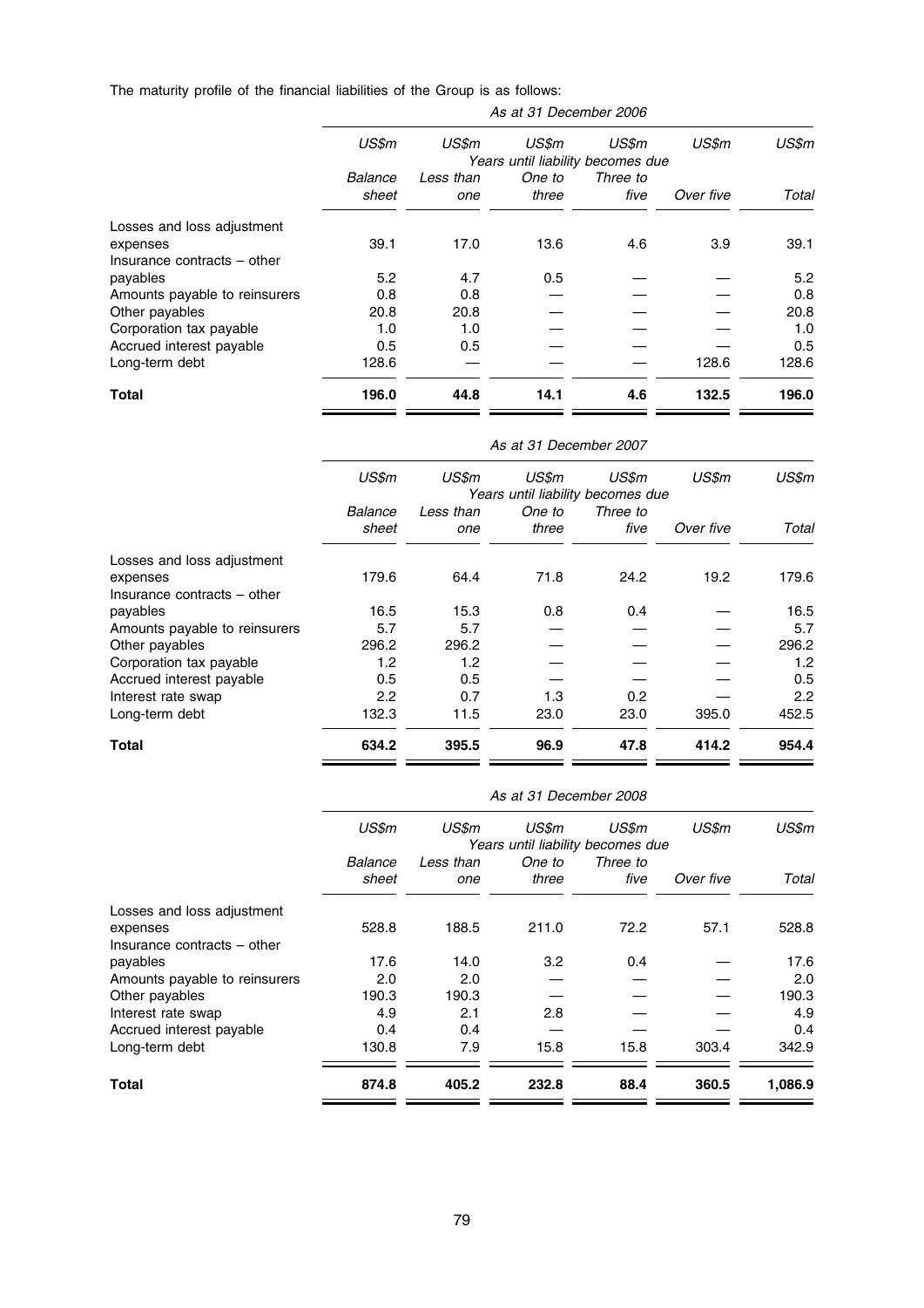The maturity profile of the financial liabilities of the Group is as follows:

| | As at 31 December 2006 | | | | | |
|---|---|---|---|---|---|---|
| | *US\$m* | *US\$m* | *US\$m* | *US\$m* | *US\$m* | *US\$m* |
| | | *Years until liability becomes due* | | | | |
| | *Balance sheet* | *Less than one* | *One to three* | *Three to five* | *Over five* | *Total* |
| Losses and loss adjustment expenses | 39.1 | 17.0 | 13.6 | 4.6 | 3.9 | 39.1 |
| Insurance contracts – other payables | 5.2 | 4.7 | 0.5 | — | — | 5.2 |
| Amounts payable to reinsurers | 0.8 | 0.8 | — | — | — | 0.8 |
| Other payables | 20.8 | 20.8 | — | — | — | 20.8 |
| Corporation tax payable | 1.0 | 1.0 | — | — | — | 1.0 |
| Accrued interest payable | 0.5 | 0.5 | — | — | — | 0.5 |
| Long-term debt | 128.6 | — | — | — | 128.6 | 128.6 |
| **Total** | **196.0** | **44.8** | **14.1** | **4.6** | **132.5** | **196.0** |

| | As at 31 December 2007 | | | | | |
|---|---|---|---|---|---|---|
| | *US\$m* | *US\$m* | *US\$m* | *US\$m* | *US\$m* | *US\$m* |
| | | *Years until liability becomes due* | | | | |
| | *Balance sheet* | *Less than one* | *One to three* | *Three to five* | *Over five* | *Total* |
| Losses and loss adjustment expenses | 179.6 | 64.4 | 71.8 | 24.2 | 19.2 | 179.6 |
| Insurance contracts – other payables | 16.5 | 15.3 | 0.8 | 0.4 | — | 16.5 |
| Amounts payable to reinsurers | 5.7 | 5.7 | — | — | — | 5.7 |
| Other payables | 296.2 | 296.2 | — | — | — | 296.2 |
| Corporation tax payable | 1.2 | 1.2 | — | — | — | 1.2 |
| Accrued interest payable | 0.5 | 0.5 | — | — | — | 0.5 |
| Interest rate swap | 2.2 | 0.7 | 1.3 | 0.2 | — | 2.2 |
| Long-term debt | 132.3 | 11.5 | 23.0 | 23.0 | 395.0 | 452.5 |
| **Total** | **634.2** | **395.5** | **96.9** | **47.8** | **414.2** | **954.4** |

| | As at 31 December 2008 | | | | | |
|---|---|---|---|---|---|---|
| | *US\$m* | *US\$m* | *US\$m* | *US\$m* | *US\$m* | *US\$m* |
| | | *Years until liability becomes due* | | | | |
| | *Balance sheet* | *Less than one* | *One to three* | *Three to five* | *Over five* | *Total* |
| Losses and loss adjustment expenses | 528.8 | 188.5 | 211.0 | 72.2 | 57.1 | 528.8 |
| Insurance contracts – other payables | 17.6 | 14.0 | 3.2 | 0.4 | — | 17.6 |
| Amounts payable to reinsurers | 2.0 | 2.0 | — | — | — | 2.0 |
| Other payables | 190.3 | 190.3 | — | — | — | 190.3 |
| Interest rate swap | 4.9 | 2.1 | 2.8 | — | — | 4.9 |
| Accrued interest payable | 0.4 | 0.4 | — | — | — | 0.4 |
| Long-term debt | 130.8 | 7.9 | 15.8 | 15.8 | 303.4 | 342.9 |
| **Total** | **874.8** | **405.2** | **232.8** | **88.4** | **360.5** | **1,086.9** |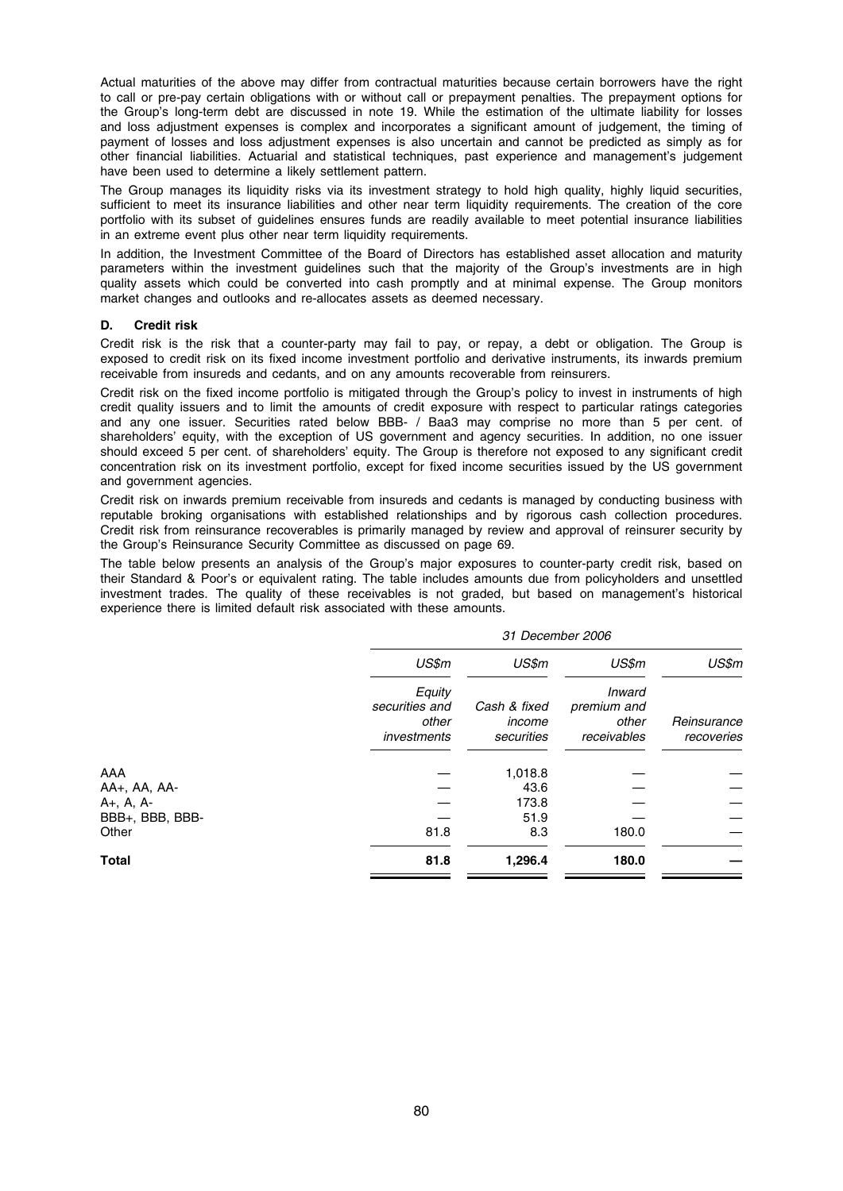Actual maturities of the above may differ from contractual maturities because certain borrowers have the right to call or pre-pay certain obligations with or without call or prepayment penalties. The prepayment options for the Group's long-term debt are discussed in note 19. While the estimation of the ultimate liability for losses and loss adjustment expenses is complex and incorporates a significant amount of judgement, the timing of payment of losses and loss adjustment expenses is also uncertain and cannot be predicted as simply as for other financial liabilities. Actuarial and statistical techniques, past experience and management's judgement have been used to determine a likely settlement pattern.

The Group manages its liquidity risks via its investment strategy to hold high quality, highly liquid securities, sufficient to meet its insurance liabilities and other near term liquidity requirements. The creation of the core portfolio with its subset of guidelines ensures funds are readily available to meet potential insurance liabilities in an extreme event plus other near term liquidity requirements.

In addition, the Investment Committee of the Board of Directors has established asset allocation and maturity parameters within the investment guidelines such that the majority of the Group's investments are in high quality assets which could be converted into cash promptly and at minimal expense. The Group monitors market changes and outlooks and re-allocates assets as deemed necessary.

#### D. Credit risk

Credit risk is the risk that a counter-party may fail to pay, or repay, a debt or obligation. The Group is exposed to credit risk on its fixed income investment portfolio and derivative instruments, its inwards premium receivable from insureds and cedants, and on any amounts recoverable from reinsurers.

Credit risk on the fixed income portfolio is mitigated through the Group's policy to invest in instruments of high credit quality issuers and to limit the amounts of credit exposure with respect to particular ratings categories and any one issuer. Securities rated below BBB- / Baa3 may comprise no more than 5 per cent. of shareholders' equity, with the exception of US government and agency securities. In addition, no one issuer should exceed 5 per cent. of shareholders' equity. The Group is therefore not exposed to any significant credit concentration risk on its investment portfolio, except for fixed income securities issued by the US government and government agencies.

Credit risk on inwards premium receivable from insureds and cedants is managed by conducting business with reputable broking organisations with established relationships and by rigorous cash collection procedures. Credit risk from reinsurance recoverables is primarily managed by review and approval of reinsurer security by the Group's Reinsurance Security Committee as discussed on page 69.

The table below presents an analysis of the Group's major exposures to counter-party credit risk, based on their Standard & Poor's or equivalent rating. The table includes amounts due from policyholders and unsettled investment trades. The quality of these receivables is not graded, but based on management's historical experience there is limited default risk associated with these amounts.

| | *31 December 2006* | | | |
|---|---|---|---|---|
| | *US$m* | *US$m* | *US$m* | *US$m* |
| | *Equity securities and other investments* | *Cash & fixed income securities* | *Inward premium and other receivables* | *Reinsurance recoveries* |
| AAA | — | 1,018.8 | — | — |
| AA+, AA, AA- | — | 43.6 | — | — |
| A+, A, A- | — | 173.8 | — | — |
| BBB+, BBB, BBB- | — | 51.9 | — | — |
| Other | 81.8 | 8.3 | 180.0 | — |
| **Total** | **81.8** | **1,296.4** | **180.0** | **—** |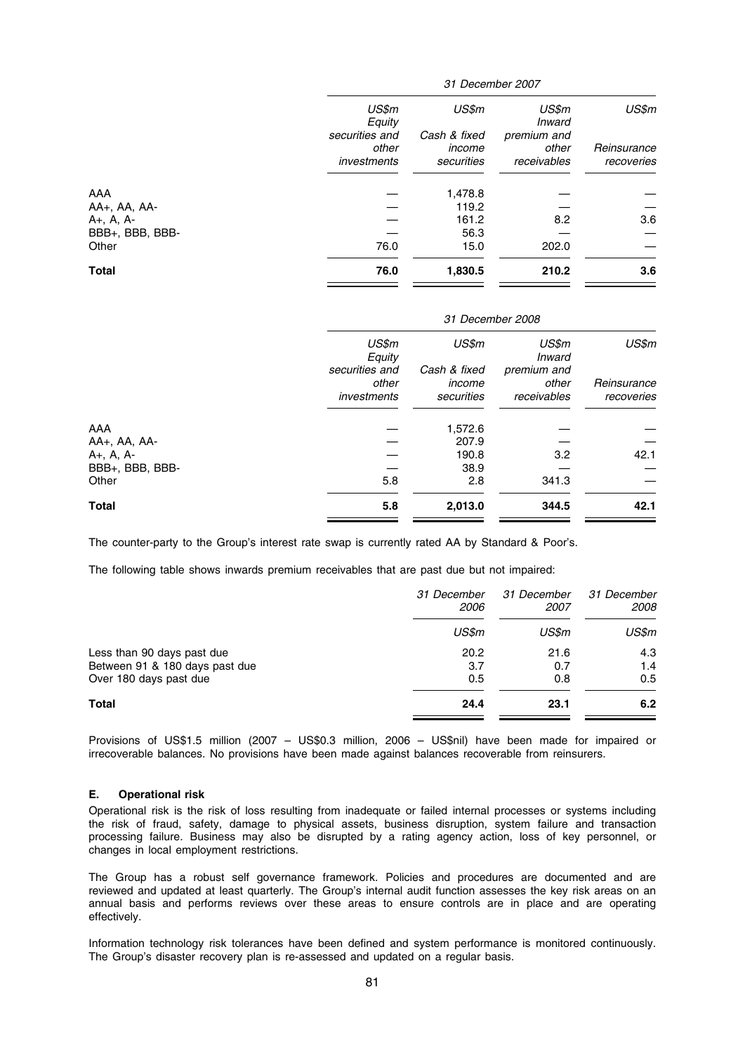| | 31 December 2007 | | | |
|---|---|---|---|---|
| | US$m | US$m | US$m | US$m |
| | Equity securities and other investments | Cash & fixed income securities | Inward premium and other receivables | Reinsurance recoveries |
| AAA | — | 1,478.8 | — | — |
| AA+, AA, AA- | — | 119.2 | — | — |
| A+, A, A- | — | 161.2 | 8.2 | 3.6 |
| BBB+, BBB, BBB- | — | 56.3 | — | — |
| Other | 76.0 | 15.0 | 202.0 | — |
| **Total** | **76.0** | **1,830.5** | **210.2** | **3.6** |

| | 31 December 2008 | | | |
|---|---|---|---|---|
| | US$m | US$m | US$m | US$m |
| | Equity securities and other investments | Cash & fixed income securities | Inward premium and other receivables | Reinsurance recoveries |
| AAA | — | 1,572.6 | — | — |
| AA+, AA, AA- | — | 207.9 | — | — |
| A+, A, A- | — | 190.8 | 3.2 | 42.1 |
| BBB+, BBB, BBB- | — | 38.9 | — | — |
| Other | 5.8 | 2.8 | 341.3 | — |
| **Total** | **5.8** | **2,013.0** | **344.5** | **42.1** |

The counter-party to the Group's interest rate swap is currently rated AA by Standard & Poor's.

The following table shows inwards premium receivables that are past due but not impaired:

| | 31 December 2006 | 31 December 2007 | 31 December 2008 |
|---|---|---|---|
| | US$m | US$m | US$m |
| Less than 90 days past due | 20.2 | 21.6 | 4.3 |
| Between 91 & 180 days past due | 3.7 | 0.7 | 1.4 |
| Over 180 days past due | 0.5 | 0.8 | 0.5 |
| **Total** | **24.4** | **23.1** | **6.2** |

Provisions of US$1.5 million (2007 – US$0.3 million, 2006 – US$nil) have been made for impaired or irrecoverable balances. No provisions have been made against balances recoverable from reinsurers.

### E. Operational risk

Operational risk is the risk of loss resulting from inadequate or failed internal processes or systems including the risk of fraud, safety, damage to physical assets, business disruption, system failure and transaction processing failure. Business may also be disrupted by a rating agency action, loss of key personnel, or changes in local employment restrictions.

The Group has a robust self governance framework. Policies and procedures are documented and are reviewed and updated at least quarterly. The Group's internal audit function assesses the key risk areas on an annual basis and performs reviews over these areas to ensure controls are in place and are operating effectively.

Information technology risk tolerances have been defined and system performance is monitored continuously. The Group's disaster recovery plan is re-assessed and updated on a regular basis.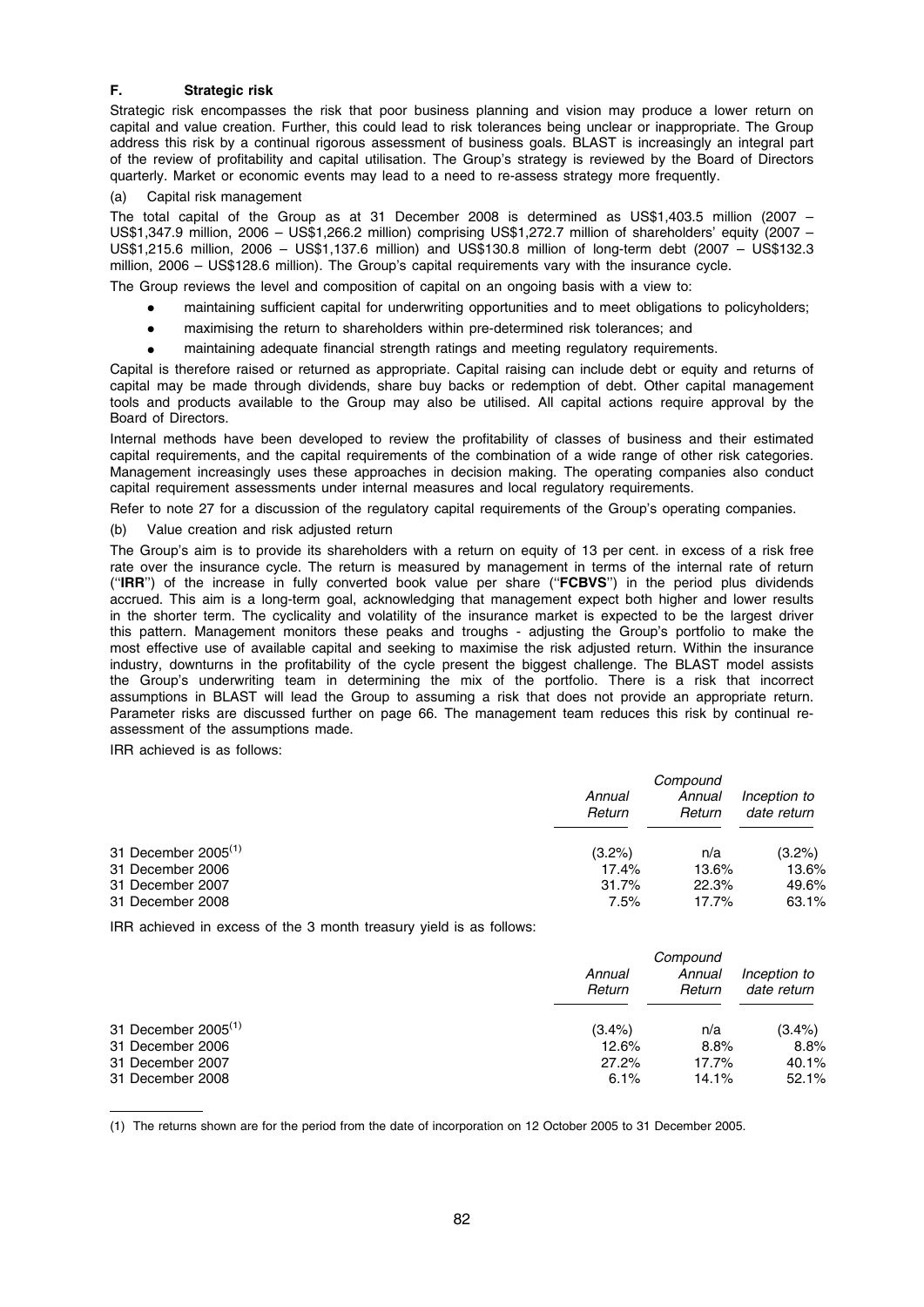## F. Strategic risk

Strategic risk encompasses the risk that poor business planning and vision may produce a lower return on capital and value creation. Further, this could lead to risk tolerances being unclear or inappropriate. The Group address this risk by a continual rigorous assessment of business goals. BLAST is increasingly an integral part of the review of profitability and capital utilisation. The Group's strategy is reviewed by the Board of Directors quarterly. Market or economic events may lead to a need to re-assess strategy more frequently.

### (a) Capital risk management

The total capital of the Group as at 31 December 2008 is determined as US$1,403.5 million (2007 – US$1,347.9 million, 2006 – US$1,266.2 million) comprising US$1,272.7 million of shareholders' equity (2007 – US$1,215.6 million, 2006 – US$1,137.6 million) and US$130.8 million of long-term debt (2007 – US$132.3 million, 2006 – US$128.6 million). The Group's capital requirements vary with the insurance cycle.

The Group reviews the level and composition of capital on an ongoing basis with a view to:

- maintaining sufficient capital for underwriting opportunities and to meet obligations to policyholders;
- maximising the return to shareholders within pre-determined risk tolerances; and
- maintaining adequate financial strength ratings and meeting regulatory requirements.

Capital is therefore raised or returned as appropriate. Capital raising can include debt or equity and returns of capital may be made through dividends, share buy backs or redemption of debt. Other capital management tools and products available to the Group may also be utilised. All capital actions require approval by the Board of Directors.

Internal methods have been developed to review the profitability of classes of business and their estimated capital requirements, and the capital requirements of the combination of a wide range of other risk categories. Management increasingly uses these approaches in decision making. The operating companies also conduct capital requirement assessments under internal measures and local regulatory requirements.

Refer to note 27 for a discussion of the regulatory capital requirements of the Group's operating companies.

### (b) Value creation and risk adjusted return

The Group's aim is to provide its shareholders with a return on equity of 13 per cent. in excess of a risk free rate over the insurance cycle. The return is measured by management in terms of the internal rate of return (''**IRR**'') of the increase in fully converted book value per share (''**FCBVS**'') in the period plus dividends accrued. This aim is a long-term goal, acknowledging that management expect both higher and lower results in the shorter term. The cyclicality and volatility of the insurance market is expected to be the largest driver this pattern. Management monitors these peaks and troughs - adjusting the Group's portfolio to make the most effective use of available capital and seeking to maximise the risk adjusted return. Within the insurance industry, downturns in the profitability of the cycle present the biggest challenge. The BLAST model assists the Group's underwriting team in determining the mix of the portfolio. There is a risk that incorrect assumptions in BLAST will lead the Group to assuming a risk that does not provide an appropriate return. Parameter risks are discussed further on page 66. The management team reduces this risk by continual re-assessment of the assumptions made.

IRR achieved is as follows:

| | *Annual Return* | *Compound Annual Return* | *Inception to date return* |
|---|---|---|---|
| 31 December 2005[(1)] | (3.2%) | n/a | (3.2%) |
| 31 December 2006 | 17.4% | 13.6% | 13.6% |
| 31 December 2007 | 31.7% | 22.3% | 49.6% |
| 31 December 2008 | 7.5% | 17.7% | 63.1% |

IRR achieved in excess of the 3 month treasury yield is as follows:

| | *Annual Return* | *Compound Annual Return* | *Inception to date return* |
|---|---|---|---|
| 31 December 2005[(1)] | (3.4%) | n/a | (3.4%) |
| 31 December 2006 | 12.6% | 8.8% | 8.8% |
| 31 December 2007 | 27.2% | 17.7% | 40.1% |
| 31 December 2008 | 6.1% | 14.1% | 52.1% |

(1) The returns shown are for the period from the date of incorporation on 12 October 2005 to 31 December 2005.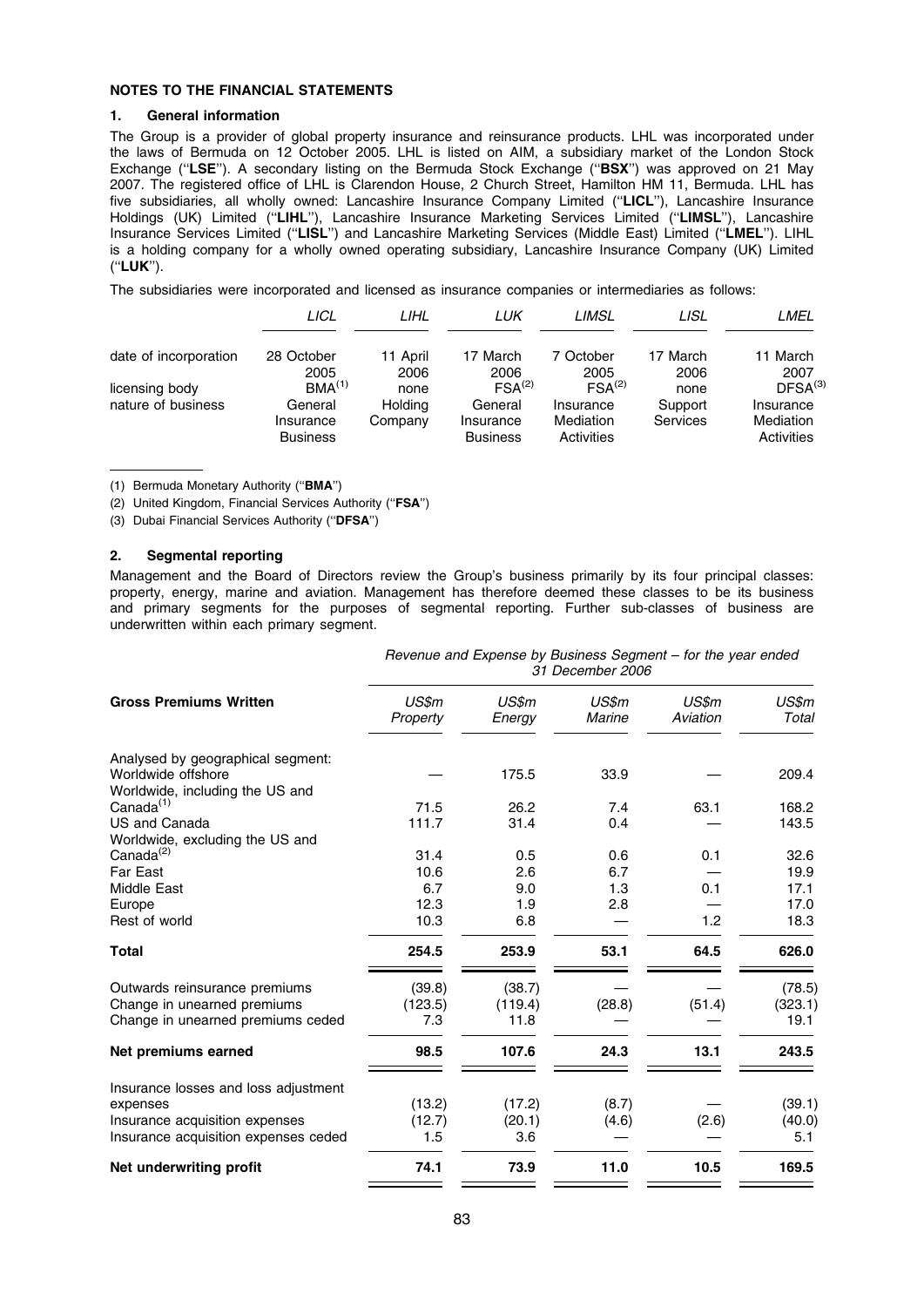## NOTES TO THE FINANCIAL STATEMENTS

### 1. General information

The Group is a provider of global property insurance and reinsurance products. LHL was incorporated under the laws of Bermuda on 12 October 2005. LHL is listed on AIM, a subsidiary market of the London Stock Exchange (''**LSE**''). A secondary listing on the Bermuda Stock Exchange (''**BSX**'') was approved on 21 May 2007. The registered office of LHL is Clarendon House, 2 Church Street, Hamilton HM 11, Bermuda. LHL has five subsidiaries, all wholly owned: Lancashire Insurance Company Limited (''**LICL**''), Lancashire Insurance Holdings (UK) Limited (''**LIHL**''), Lancashire Insurance Marketing Services Limited (''**LIMSL**''), Lancashire Insurance Services Limited (''**LISL**'') and Lancashire Marketing Services (Middle East) Limited (''**LMEL**''). LIHL is a holding company for a wholly owned operating subsidiary, Lancashire Insurance Company (UK) Limited (''**LUK**'').

The subsidiaries were incorporated and licensed as insurance companies or intermediaries as follows:

| | *LICL* | *LIHL* | *LUK* | *LIMSL* | *LISL* | *LMEL* |
|---|---|---|---|---|---|---|
| date of incorporation | 28 October 2005 | 11 April 2006 | 17 March 2006 | 7 October 2005 | 17 March 2006 | 11 March 2007 |
| licensing body | BMA[(1)] | none | FSA[(2)] | FSA[(2)] | none | DFSA[(3)] |
| nature of business | General Insurance Business | Holding Company | General Insurance Business | Insurance Mediation Activities | Support Services | Insurance Mediation Activities |

(1) Bermuda Monetary Authority (''**BMA**'')

(2) United Kingdom, Financial Services Authority (''**FSA**'')

(3) Dubai Financial Services Authority (''**DFSA**'')

### 2. Segmental reporting

Management and the Board of Directors review the Group's business primarily by its four principal classes: property, energy, marine and aviation. Management has therefore deemed these classes to be its business and primary segments for the purposes of segmental reporting. Further sub-classes of business are underwritten within each primary segment.

| | *Revenue and Expense by Business Segment – for the year ended 31 December 2006* | | | | |
|---|---|---|---|---|---|
| **Gross Premiums Written** | *US$m Property* | *US$m Energy* | *US$m Marine* | *US$m Aviation* | *US$m Total* |
| Analysed by geographical segment: | | | | | |
| Worldwide offshore | — | 175.5 | 33.9 | — | 209.4 |
| Worldwide, including the US and Canada[(1)] | 71.5 | 26.2 | 7.4 | 63.1 | 168.2 |
| US and Canada | 111.7 | 31.4 | 0.4 | — | 143.5 |
| Worldwide, excluding the US and Canada[(2)] | 31.4 | 0.5 | 0.6 | 0.1 | 32.6 |
| Far East | 10.6 | 2.6 | 6.7 | — | 19.9 |
| Middle East | 6.7 | 9.0 | 1.3 | 0.1 | 17.1 |
| Europe | 12.3 | 1.9 | 2.8 | — | 17.0 |
| Rest of world | 10.3 | 6.8 | — | 1.2 | 18.3 |
| **Total** | **254.5** | **253.9** | **53.1** | **64.5** | **626.0** |
| Outwards reinsurance premiums | (39.8) | (38.7) | — | — | (78.5) |
| Change in unearned premiums | (123.5) | (119.4) | (28.8) | (51.4) | (323.1) |
| Change in unearned premiums ceded | 7.3 | 11.8 | — | — | 19.1 |
| **Net premiums earned** | **98.5** | **107.6** | **24.3** | **13.1** | **243.5** |
| Insurance losses and loss adjustment expenses | (13.2) | (17.2) | (8.7) | — | (39.1) |
| Insurance acquisition expenses | (12.7) | (20.1) | (4.6) | (2.6) | (40.0) |
| Insurance acquisition expenses ceded | 1.5 | 3.6 | — | — | 5.1 |
| **Net underwriting profit** | **74.1** | **73.9** | **11.0** | **10.5** | **169.5** |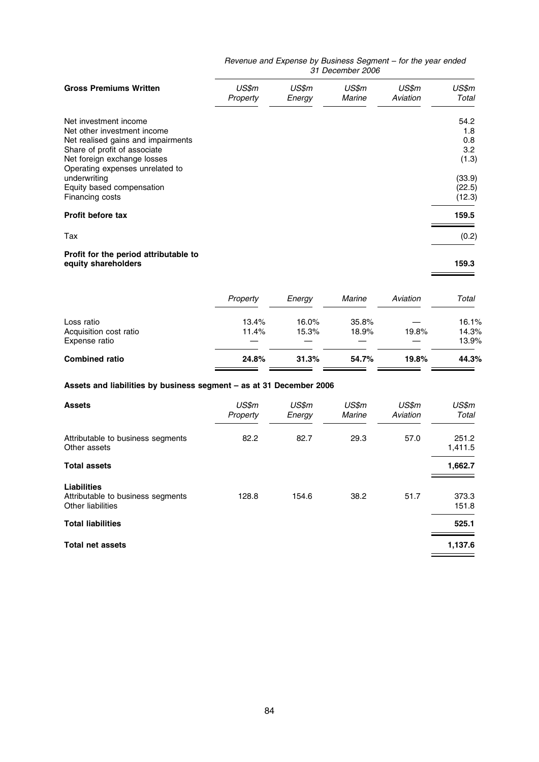*Revenue and Expense by Business Segment – for the year ended 31 December 2006*

| **Gross Premiums Written** | *US$m Property* | *US$m Energy* | *US$m Marine* | *US$m Aviation* | *US$m Total* |
|---|---|---|---|---|---|
| Net investment income | | | | | 54.2 |
| Net other investment income | | | | | 1.8 |
| Net realised gains and impairments | | | | | 0.8 |
| Share of profit of associate | | | | | 3.2 |
| Net foreign exchange losses | | | | | (1.3) |
| Operating expenses unrelated to underwriting | | | | | (33.9) |
| Equity based compensation | | | | | (22.5) |
| Financing costs | | | | | (12.3) |
| **Profit before tax** | | | | | **159.5** |
| Tax | | | | | (0.2) |
| **Profit for the period attributable to equity shareholders** | | | | | **159.3** |

| | *Property* | *Energy* | *Marine* | *Aviation* | *Total* |
|---|---|---|---|---|---|
| Loss ratio | 13.4% | 16.0% | 35.8% | — | 16.1% |
| Acquisition cost ratio | 11.4% | 15.3% | 18.9% | 19.8% | 14.3% |
| Expense ratio | — | — | — | — | 13.9% |
| **Combined ratio** | **24.8%** | **31.3%** | **54.7%** | **19.8%** | **44.3%** |

**Assets and liabilities by business segment – as at 31 December 2006**

| **Assets** | *US$m Property* | *US$m Energy* | *US$m Marine* | *US$m Aviation* | *US$m Total* |
|---|---|---|---|---|---|
| Attributable to business segments | 82.2 | 82.7 | 29.3 | 57.0 | 251.2 |
| Other assets | | | | | 1,411.5 |
| **Total assets** | | | | | **1,662.7** |
| **Liabilities** | | | | | |
| Attributable to business segments | 128.8 | 154.6 | 38.2 | 51.7 | 373.3 |
| Other liabilities | | | | | 151.8 |
| **Total liabilities** | | | | | **525.1** |
| **Total net assets** | | | | | **1,137.6** |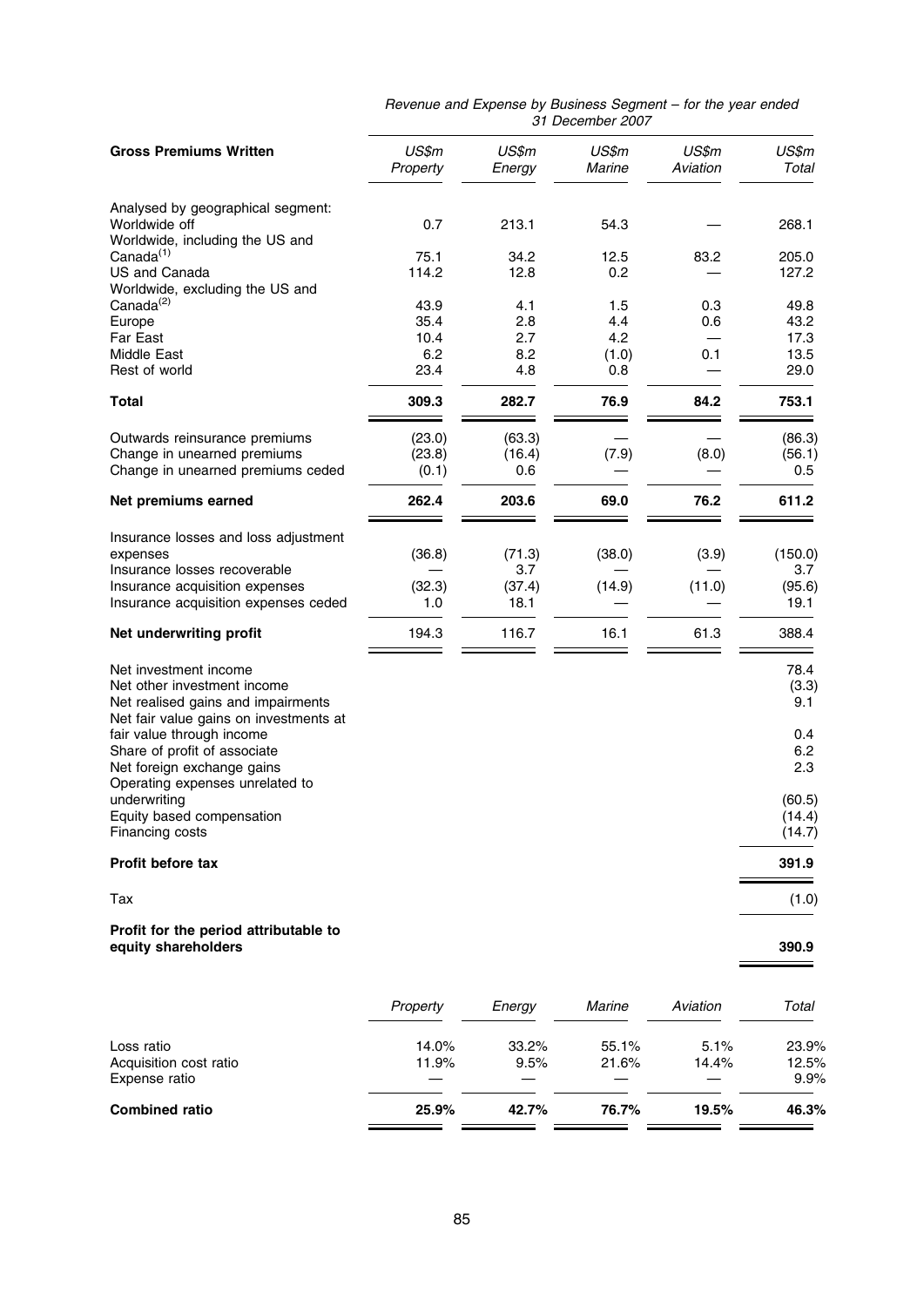*Revenue and Expense by Business Segment – for the year ended 31 December 2007*

| Gross Premiums Written | US$m Property | US$m Energy | US$m Marine | US$m Aviation | US$m Total |
|---|---|---|---|---|---|
| Analysed by geographical segment: | | | | | |
| Worldwide off | 0.7 | 213.1 | 54.3 | — | 268.1 |
| Worldwide, including the US and Canada[(1)] | 75.1 | 34.2 | 12.5 | 83.2 | 205.0 |
| US and Canada | 114.2 | 12.8 | 0.2 | — | 127.2 |
| Worldwide, excluding the US and Canada[(2)] | 43.9 | 4.1 | 1.5 | 0.3 | 49.8 |
| Europe | 35.4 | 2.8 | 4.4 | 0.6 | 43.2 |
| Far East | 10.4 | 2.7 | 4.2 | — | 17.3 |
| Middle East | 6.2 | 8.2 | (1.0) | 0.1 | 13.5 |
| Rest of world | 23.4 | 4.8 | 0.8 | — | 29.0 |
| **Total** | **309.3** | **282.7** | **76.9** | **84.2** | **753.1** |
| Outwards reinsurance premiums | (23.0) | (63.3) | — | — | (86.3) |
| Change in unearned premiums | (23.8) | (16.4) | (7.9) | (8.0) | (56.1) |
| Change in unearned premiums ceded | (0.1) | 0.6 | — | — | 0.5 |
| **Net premiums earned** | **262.4** | **203.6** | **69.0** | **76.2** | **611.2** |
| Insurance losses and loss adjustment expenses | (36.8) | (71.3) | (38.0) | (3.9) | (150.0) |
| Insurance losses recoverable | — | 3.7 | — | — | 3.7 |
| Insurance acquisition expenses | (32.3) | (37.4) | (14.9) | (11.0) | (95.6) |
| Insurance acquisition expenses ceded | 1.0 | 18.1 | — | — | 19.1 |
| **Net underwriting profit** | 194.3 | 116.7 | 16.1 | 61.3 | 388.4 |
| Net investment income | | | | | 78.4 |
| Net other investment income | | | | | (3.3) |
| Net realised gains and impairments | | | | | 9.1 |
| Net fair value gains on investments at fair value through income | | | | | 0.4 |
| Share of profit of associate | | | | | 6.2 |
| Net foreign exchange gains | | | | | 2.3 |
| Operating expenses unrelated to underwriting | | | | | (60.5) |
| Equity based compensation | | | | | (14.4) |
| Financing costs | | | | | (14.7) |
| **Profit before tax** | | | | | **391.9** |
| Tax | | | | | (1.0) |
| **Profit for the period attributable to equity shareholders** | | | | | **390.9** |

| | Property | Energy | Marine | Aviation | Total |
|---|---|---|---|---|---|
| Loss ratio | 14.0% | 33.2% | 55.1% | 5.1% | 23.9% |
| Acquisition cost ratio | 11.9% | 9.5% | 21.6% | 14.4% | 12.5% |
| Expense ratio | — | — | — | — | 9.9% |
| **Combined ratio** | **25.9%** | **42.7%** | **76.7%** | **19.5%** | **46.3%** |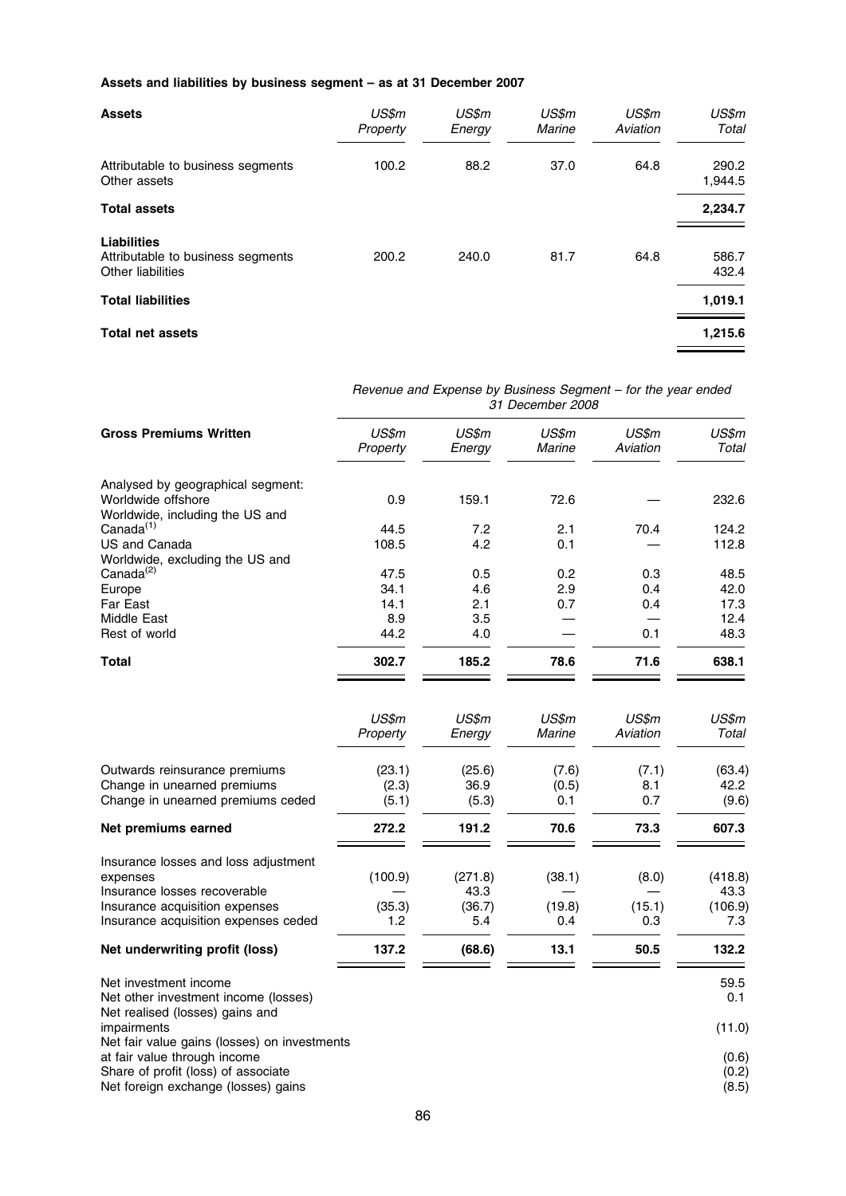**Assets and liabilities by business segment – as at 31 December 2007**

| **Assets** | *US\$m Property* | *US\$m Energy* | *US\$m Marine* | *US\$m Aviation* | *US\$m Total* |
|---|---|---|---|---|---|
| Attributable to business segments | 100.2 | 88.2 | 37.0 | 64.8 | 290.2 |
| Other assets | | | | | 1,944.5 |
| **Total assets** | | | | | **2,234.7** |
| **Liabilities** | | | | | |
| Attributable to business segments | 200.2 | 240.0 | 81.7 | 64.8 | 586.7 |
| Other liabilities | | | | | 432.4 |
| **Total liabilities** | | | | | **1,019.1** |
| **Total net assets** | | | | | **1,215.6** |

*Revenue and Expense by Business Segment – for the year ended 31 December 2008*

| **Gross Premiums Written** | *US\$m Property* | *US\$m Energy* | *US\$m Marine* | *US\$m Aviation* | *US\$m Total* |
|---|---|---|---|---|---|
| Analysed by geographical segment: | | | | | |
| Worldwide offshore | 0.9 | 159.1 | 72.6 | — | 232.6 |
| Worldwide, including the US and Canada[1] | 44.5 | 7.2 | 2.1 | 70.4 | 124.2 |
| US and Canada | 108.5 | 4.2 | 0.1 | — | 112.8 |
| Worldwide, excluding the US and Canada[2] | 47.5 | 0.5 | 0.2 | 0.3 | 48.5 |
| Europe | 34.1 | 4.6 | 2.9 | 0.4 | 42.0 |
| Far East | 14.1 | 2.1 | 0.7 | 0.4 | 17.3 |
| Middle East | 8.9 | 3.5 | — | — | 12.4 |
| Rest of world | 44.2 | 4.0 | — | 0.1 | 48.3 |
| **Total** | **302.7** | **185.2** | **78.6** | **71.6** | **638.1** |

| | *US\$m Property* | *US\$m Energy* | *US\$m Marine* | *US\$m Aviation* | *US\$m Total* |
|---|---|---|---|---|---|
| Outwards reinsurance premiums | (23.1) | (25.6) | (7.6) | (7.1) | (63.4) |
| Change in unearned premiums | (2.3) | 36.9 | (0.5) | 8.1 | 42.2 |
| Change in unearned premiums ceded | (5.1) | (5.3) | 0.1 | 0.7 | (9.6) |
| **Net premiums earned** | **272.2** | **191.2** | **70.6** | **73.3** | **607.3** |
| Insurance losses and loss adjustment expenses | (100.9) | (271.8) | (38.1) | (8.0) | (418.8) |
| Insurance losses recoverable | — | 43.3 | — | — | 43.3 |
| Insurance acquisition expenses | (35.3) | (36.7) | (19.8) | (15.1) | (106.9) |
| Insurance acquisition expenses ceded | 1.2 | 5.4 | 0.4 | 0.3 | 7.3 |
| **Net underwriting profit (loss)** | **137.2** | **(68.6)** | **13.1** | **50.5** | **132.2** |
| Net investment income | | | | | 59.5 |
| Net other investment income (losses) | | | | | 0.1 |
| Net realised (losses) gains and impairments | | | | | (11.0) |
| Net fair value gains (losses) on investments at fair value through income | | | | | (0.6) |
| Share of profit (loss) of associate | | | | | (0.2) |
| Net foreign exchange (losses) gains | | | | | (8.5) |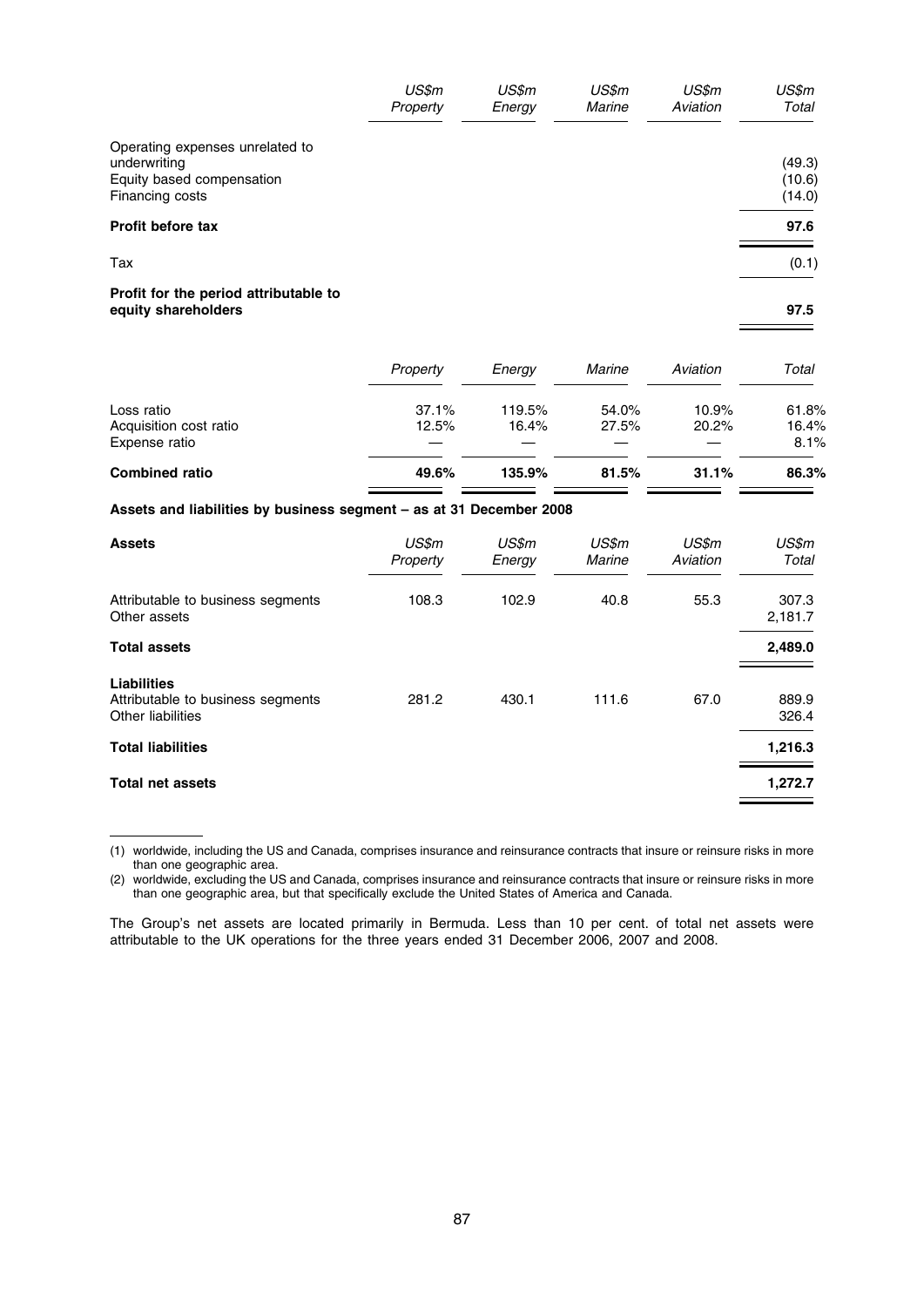| | US$m Property | US$m Energy | US$m Marine | US$m Aviation | US$m Total |
|---|---|---|---|---|---|
| Operating expenses unrelated to underwriting | | | | | (49.3) |
| Equity based compensation | | | | | (10.6) |
| Financing costs | | | | | (14.0) |
| **Profit before tax** | | | | | **97.6** |
| Tax | | | | | (0.1) |
| **Profit for the period attributable to equity shareholders** | | | | | **97.5** |

| | Property | Energy | Marine | Aviation | Total |
|---|---|---|---|---|---|
| Loss ratio | 37.1% | 119.5% | 54.0% | 10.9% | 61.8% |
| Acquisition cost ratio | 12.5% | 16.4% | 27.5% | 20.2% | 16.4% |
| Expense ratio | — | — | — | — | 8.1% |
| **Combined ratio** | **49.6%** | **135.9%** | **81.5%** | **31.1%** | **86.3%** |

**Assets and liabilities by business segment – as at 31 December 2008**

| **Assets** | US$m Property | US$m Energy | US$m Marine | US$m Aviation | US$m Total |
|---|---|---|---|---|---|
| Attributable to business segments | 108.3 | 102.9 | 40.8 | 55.3 | 307.3 |
| Other assets | | | | | 2,181.7 |
| **Total assets** | | | | | **2,489.0** |
| **Liabilities** | | | | | |
| Attributable to business segments | 281.2 | 430.1 | 111.6 | 67.0 | 889.9 |
| Other liabilities | | | | | 326.4 |
| **Total liabilities** | | | | | **1,216.3** |
| **Total net assets** | | | | | **1,272.7** |

(1) worldwide, including the US and Canada, comprises insurance and reinsurance contracts that insure or reinsure risks in more than one geographic area.

(2) worldwide, excluding the US and Canada, comprises insurance and reinsurance contracts that insure or reinsure risks in more than one geographic area, but that specifically exclude the United States of America and Canada.

The Group's net assets are located primarily in Bermuda. Less than 10 per cent. of total net assets were attributable to the UK operations for the three years ended 31 December 2006, 2007 and 2008.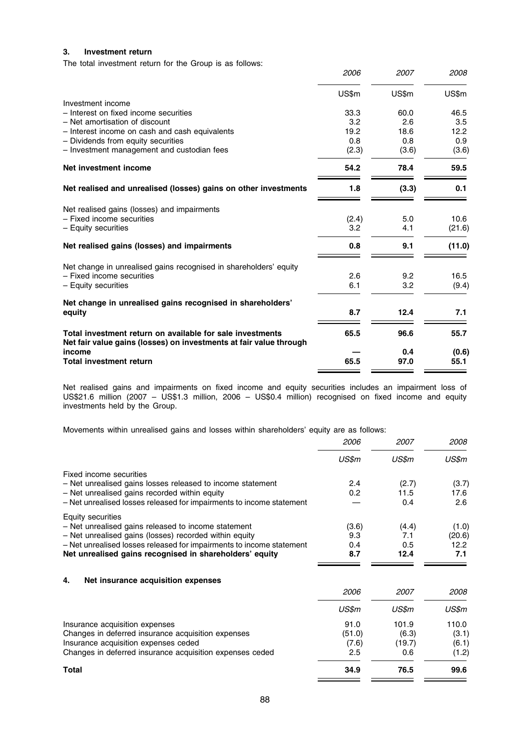### 3. Investment return

The total investment return for the Group is as follows:

| | 2006 | 2007 | 2008 |
|---|---|---|---|
| | US$m | US$m | US$m |
| Investment income | | | |
| – Interest on fixed income securities | 33.3 | 60.0 | 46.5 |
| – Net amortisation of discount | 3.2 | 2.6 | 3.5 |
| – Interest income on cash and cash equivalents | 19.2 | 18.6 | 12.2 |
| – Dividends from equity securities | 0.8 | 0.8 | 0.9 |
| – Investment management and custodian fees | (2.3) | (3.6) | (3.6) |
| **Net investment income** | **54.2** | **78.4** | **59.5** |
| **Net realised and unrealised (losses) gains on other investments** | **1.8** | **(3.3)** | **0.1** |
| Net realised gains (losses) and impairments | | | |
| – Fixed income securities | (2.4) | 5.0 | 10.6 |
| – Equity securities | 3.2 | 4.1 | (21.6) |
| **Net realised gains (losses) and impairments** | **0.8** | **9.1** | **(11.0)** |
| Net change in unrealised gains recognised in shareholders' equity | | | |
| – Fixed income securities | 2.6 | 9.2 | 16.5 |
| – Equity securities | 6.1 | 3.2 | (9.4) |
| **Net change in unrealised gains recognised in shareholders' equity** | **8.7** | **12.4** | **7.1** |
| **Total investment return on available for sale investments** | **65.5** | **96.6** | **55.7** |
| **Net fair value gains (losses) on investments at fair value through income** | **—** | **0.4** | **(0.6)** |
| **Total investment return** | **65.5** | **97.0** | **55.1** |

Net realised gains and impairments on fixed income and equity securities includes an impairment loss of US$21.6 million (2007 – US$1.3 million, 2006 – US$0.4 million) recognised on fixed income and equity investments held by the Group.

Movements within unrealised gains and losses within shareholders' equity are as follows:

| | 2006 | 2007 | 2008 |
|---|---|---|---|
| | *US$m* | *US$m* | *US$m* |
| Fixed income securities | | | |
| – Net unrealised gains losses released to income statement | 2.4 | (2.7) | (3.7) |
| – Net unrealised gains recorded within equity | 0.2 | 11.5 | 17.6 |
| – Net unrealised losses released for impairments to income statement | — | 0.4 | 2.6 |
| Equity securities | | | |
| – Net unrealised gains released to income statement | (3.6) | (4.4) | (1.0) |
| – Net unrealised gains (losses) recorded within equity | 9.3 | 7.1 | (20.6) |
| – Net unrealised losses released for impairments to income statement | 0.4 | 0.5 | 12.2 |
| **Net unrealised gains recognised in shareholders' equity** | **8.7** | **12.4** | **7.1** |

### 4. Net insurance acquisition expenses

| | 2006 | 2007 | 2008 |
|---|---|---|---|
| | *US$m* | *US$m* | *US$m* |
| Insurance acquisition expenses | 91.0 | 101.9 | 110.0 |
| Changes in deferred insurance acquisition expenses | (51.0) | (6.3) | (3.1) |
| Insurance acquisition expenses ceded | (7.6) | (19.7) | (6.1) |
| Changes in deferred insurance acquisition expenses ceded | 2.5 | 0.6 | (1.2) |
| **Total** | **34.9** | **76.5** | **99.6** |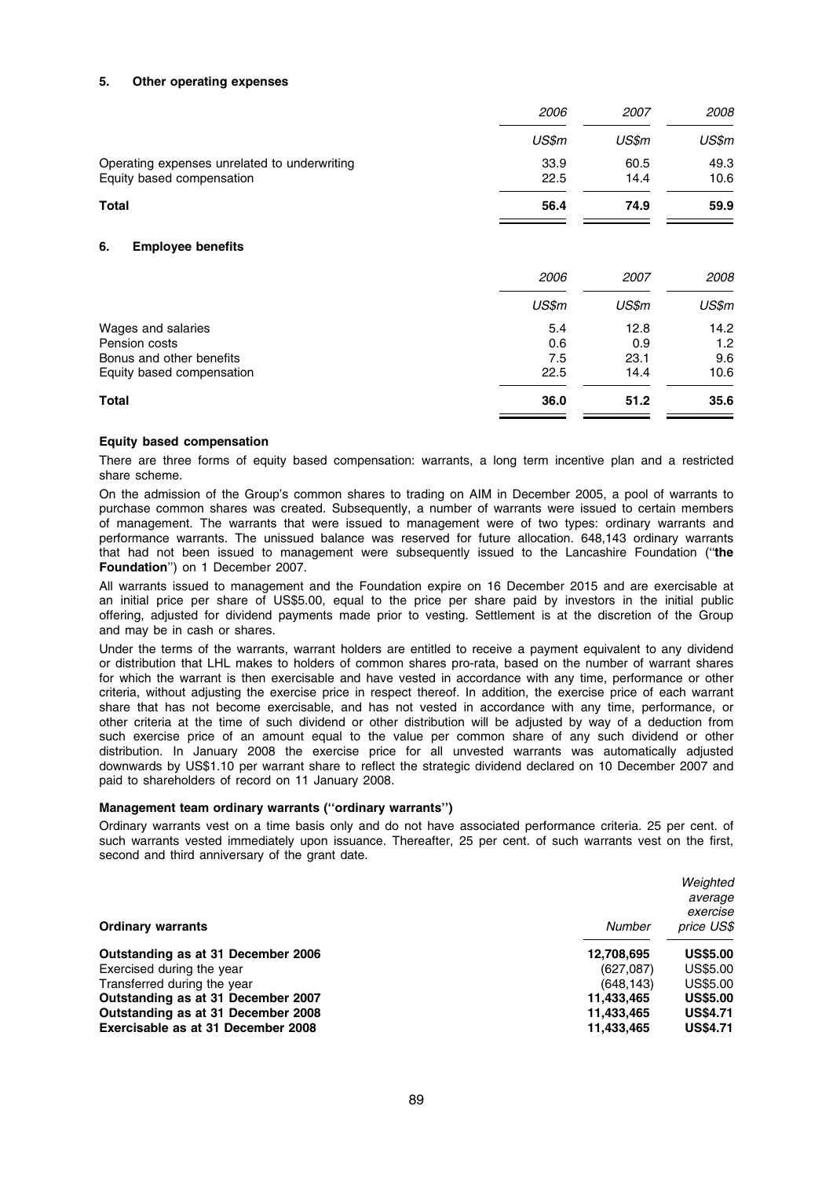## 5. Other operating expenses

| | 2006 | 2007 | 2008 |
|---|---|---|---|
| | US$m | US$m | US$m |
| Operating expenses unrelated to underwriting | 33.9 | 60.5 | 49.3 |
| Equity based compensation | 22.5 | 14.4 | 10.6 |
| **Total** | **56.4** | **74.9** | **59.9** |

## 6. Employee benefits

| | 2006 | 2007 | 2008 |
|---|---|---|---|
| | US$m | US$m | US$m |
| Wages and salaries | 5.4 | 12.8 | 14.2 |
| Pension costs | 0.6 | 0.9 | 1.2 |
| Bonus and other benefits | 7.5 | 23.1 | 9.6 |
| Equity based compensation | 22.5 | 14.4 | 10.6 |
| **Total** | **36.0** | **51.2** | **35.6** |

### Equity based compensation

There are three forms of equity based compensation: warrants, a long term incentive plan and a restricted share scheme.

On the admission of the Group's common shares to trading on AIM in December 2005, a pool of warrants to purchase common shares was created. Subsequently, a number of warrants were issued to certain members of management. The warrants that were issued to management were of two types: ordinary warrants and performance warrants. The unissued balance was reserved for future allocation. 648,143 ordinary warrants that had not been issued to management were subsequently issued to the Lancashire Foundation (''**the Foundation**'') on 1 December 2007.

All warrants issued to management and the Foundation expire on 16 December 2015 and are exercisable at an initial price per share of US$5.00, equal to the price per share paid by investors in the initial public offering, adjusted for dividend payments made prior to vesting. Settlement is at the discretion of the Group and may be in cash or shares.

Under the terms of the warrants, warrant holders are entitled to receive a payment equivalent to any dividend or distribution that LHL makes to holders of common shares pro-rata, based on the number of warrant shares for which the warrant is then exercisable and have vested in accordance with any time, performance or other criteria, without adjusting the exercise price in respect thereof. In addition, the exercise price of each warrant share that has not become exercisable, and has not vested in accordance with any time, performance, or other criteria at the time of such dividend or other distribution will be adjusted by way of a deduction from such exercise price of an amount equal to the value per common share of any such dividend or other distribution. In January 2008 the exercise price for all unvested warrants was automatically adjusted downwards by US$1.10 per warrant share to reflect the strategic dividend declared on 10 December 2007 and paid to shareholders of record on 11 January 2008.

### Management team ordinary warrants (''ordinary warrants'')

Ordinary warrants vest on a time basis only and do not have associated performance criteria. 25 per cent. of such warrants vested immediately upon issuance. Thereafter, 25 per cent. of such warrants vest on the first, second and third anniversary of the grant date.

| **Ordinary warrants** | *Number* | *Weighted average exercise price US$* |
|---|---|---|
| **Outstanding as at 31 December 2006** | **12,708,695** | **US$5.00** |
| Exercised during the year | (627,087) | US$5.00 |
| Transferred during the year | (648,143) | US$5.00 |
| **Outstanding as at 31 December 2007** | **11,433,465** | **US$5.00** |
| **Outstanding as at 31 December 2008** | **11,433,465** | **US$4.71** |
| **Exercisable as at 31 December 2008** | **11,433,465** | **US$4.71** |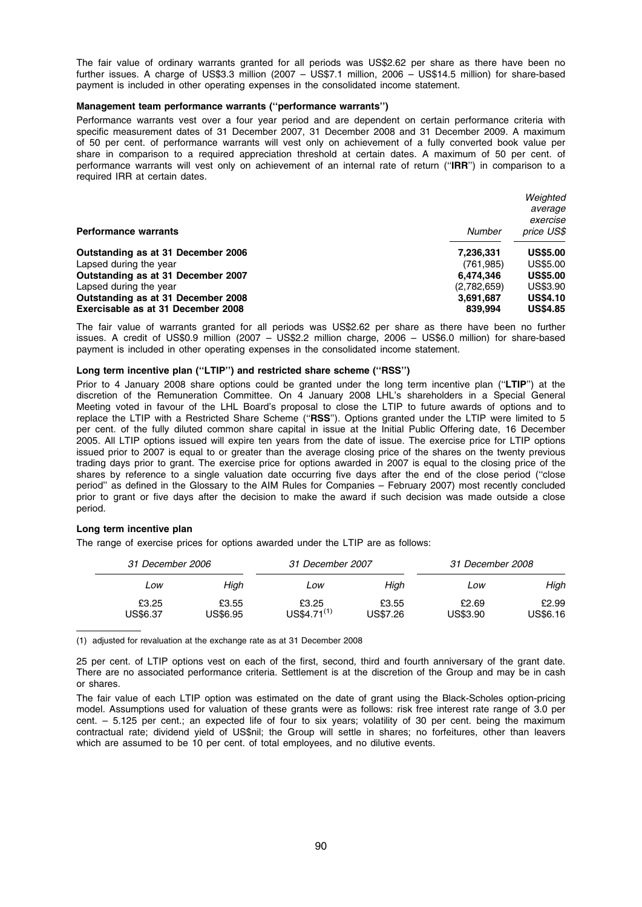The fair value of ordinary warrants granted for all periods was US$2.62 per share as there have been no further issues. A charge of US$3.3 million (2007 – US$7.1 million, 2006 – US$14.5 million) for share-based payment is included in other operating expenses in the consolidated income statement.

### Management team performance warrants (''performance warrants'')

Performance warrants vest over a four year period and are dependent on certain performance criteria with specific measurement dates of 31 December 2007, 31 December 2008 and 31 December 2009. A maximum of 50 per cent. of performance warrants will vest only on achievement of a fully converted book value per share in comparison to a required appreciation threshold at certain dates. A maximum of 50 per cent. of performance warrants will vest only on achievement of an internal rate of return (''**IRR**'') in comparison to a required IRR at certain dates.

| **Performance warrants** | *Number* | *Weighted average exercise price US$* |
|---|---|---|
| **Outstanding as at 31 December 2006** | **7,236,331** | **US$5.00** |
| Lapsed during the year | (761,985) | US$5.00 |
| **Outstanding as at 31 December 2007** | **6,474,346** | **US$5.00** |
| Lapsed during the year | (2,782,659) | US$3.90 |
| **Outstanding as at 31 December 2008** | **3,691,687** | **US$4.10** |
| **Exercisable as at 31 December 2008** | **839,994** | **US$4.85** |

The fair value of warrants granted for all periods was US$2.62 per share as there have been no further issues. A credit of US$0.9 million (2007 – US$2.2 million charge, 2006 – US$6.0 million) for share-based payment is included in other operating expenses in the consolidated income statement.

### Long term incentive plan (''LTIP'') and restricted share scheme (''RSS'')

Prior to 4 January 2008 share options could be granted under the long term incentive plan (''**LTIP**'') at the discretion of the Remuneration Committee. On 4 January 2008 LHL's shareholders in a Special General Meeting voted in favour of the LHL Board's proposal to close the LTIP to future awards of options and to replace the LTIP with a Restricted Share Scheme (''**RSS**''). Options granted under the LTIP were limited to 5 per cent. of the fully diluted common share capital in issue at the Initial Public Offering date, 16 December 2005. All LTIP options issued will expire ten years from the date of issue. The exercise price for LTIP options issued prior to 2007 is equal to or greater than the average closing price of the shares on the twenty previous trading days prior to grant. The exercise price for options awarded in 2007 is equal to the closing price of the shares by reference to a single valuation date occurring five days after the end of the close period (''close period'' as defined in the Glossary to the AIM Rules for Companies – February 2007) most recently concluded prior to grant or five days after the decision to make the award if such decision was made outside a close period.

### Long term incentive plan

The range of exercise prices for options awarded under the LTIP are as follows:

| *31 December 2006* | | *31 December 2007* | | *31 December 2008* | |
|---|---|---|---|---|---|
| *Low* | *High* | *Low* | *High* | *Low* | *High* |
| £3.25 | £3.55 | £3.25 | £3.55 | £2.69 | £2.99 |
| US$6.37 | US$6.95 | US$4.71(1) | US$7.26 | US$3.90 | US$6.16 |

(1) adjusted for revaluation at the exchange rate as at 31 December 2008

25 per cent. of LTIP options vest on each of the first, second, third and fourth anniversary of the grant date. There are no associated performance criteria. Settlement is at the discretion of the Group and may be in cash or shares.

The fair value of each LTIP option was estimated on the date of grant using the Black-Scholes option-pricing model. Assumptions used for valuation of these grants were as follows: risk free interest rate range of 3.0 per cent. – 5.125 per cent.; an expected life of four to six years; volatility of 30 per cent. being the maximum contractual rate; dividend yield of US$nil; the Group will settle in shares; no forfeitures, other than leavers which are assumed to be 10 per cent. of total employees, and no dilutive events.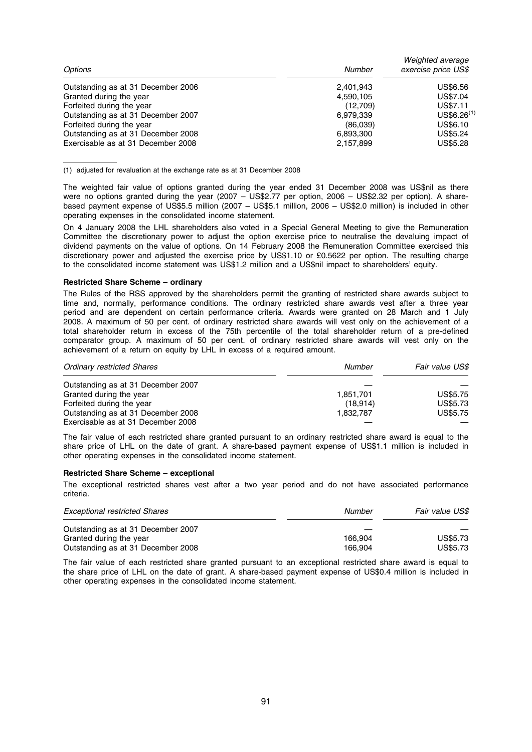| *Options* | *Number* | *Weighted average exercise price US$* |
|---|---|---|
| Outstanding as at 31 December 2006 | 2,401,943 | US$6.56 |
| Granted during the year | 4,590,105 | US$7.04 |
| Forfeited during the year | (12,709) | US$7.11 |
| Outstanding as at 31 December 2007 | 6,979,339 | US$6.26[(1)] |
| Forfeited during the year | (86,039) | US$6.10 |
| Outstanding as at 31 December 2008 | 6,893,300 | US$5.24 |
| Exercisable as at 31 December 2008 | 2,157,899 | US$5.28 |

(1) adjusted for revaluation at the exchange rate as at 31 December 2008

The weighted fair value of options granted during the year ended 31 December 2008 was US$nil as there were no options granted during the year (2007 – US$2.77 per option, 2006 – US$2.32 per option). A share-based payment expense of US$5.5 million (2007 – US$5.1 million, 2006 – US$2.0 million) is included in other operating expenses in the consolidated income statement.

On 4 January 2008 the LHL shareholders also voted in a Special General Meeting to give the Remuneration Committee the discretionary power to adjust the option exercise price to neutralise the devaluing impact of dividend payments on the value of options. On 14 February 2008 the Remuneration Committee exercised this discretionary power and adjusted the exercise price by US$1.10 or £0.5622 per option. The resulting charge to the consolidated income statement was US$1.2 million and a US$nil impact to shareholders' equity.

**Restricted Share Scheme – ordinary**

The Rules of the RSS approved by the shareholders permit the granting of restricted share awards subject to time and, normally, performance conditions. The ordinary restricted share awards vest after a three year period and are dependent on certain performance criteria. Awards were granted on 28 March and 1 July 2008. A maximum of 50 per cent. of ordinary restricted share awards will vest only on the achievement of a total shareholder return in excess of the 75th percentile of the total shareholder return of a pre-defined comparator group. A maximum of 50 per cent. of ordinary restricted share awards will vest only on the achievement of a return on equity by LHL in excess of a required amount.

| *Ordinary restricted Shares* | *Number* | *Fair value US$* |
|---|---|---|
| Outstanding as at 31 December 2007 | — | — |
| Granted during the year | 1,851,701 | US$5.75 |
| Forfeited during the year | (18,914) | US$5.73 |
| Outstanding as at 31 December 2008 | 1,832,787 | US$5.75 |
| Exercisable as at 31 December 2008 | — | — |

The fair value of each restricted share granted pursuant to an ordinary restricted share award is equal to the share price of LHL on the date of grant. A share-based payment expense of US$1.1 million is included in other operating expenses in the consolidated income statement.

**Restricted Share Scheme – exceptional**

The exceptional restricted shares vest after a two year period and do not have associated performance criteria.

| *Exceptional restricted Shares* | *Number* | *Fair value US$* |
|---|---|---|
| Outstanding as at 31 December 2007 | — | — |
| Granted during the year | 166,904 | US$5.73 |
| Outstanding as at 31 December 2008 | 166,904 | US$5.73 |

The fair value of each restricted share granted pursuant to an exceptional restricted share award is equal to the share price of LHL on the date of grant. A share-based payment expense of US$0.4 million is included in other operating expenses in the consolidated income statement.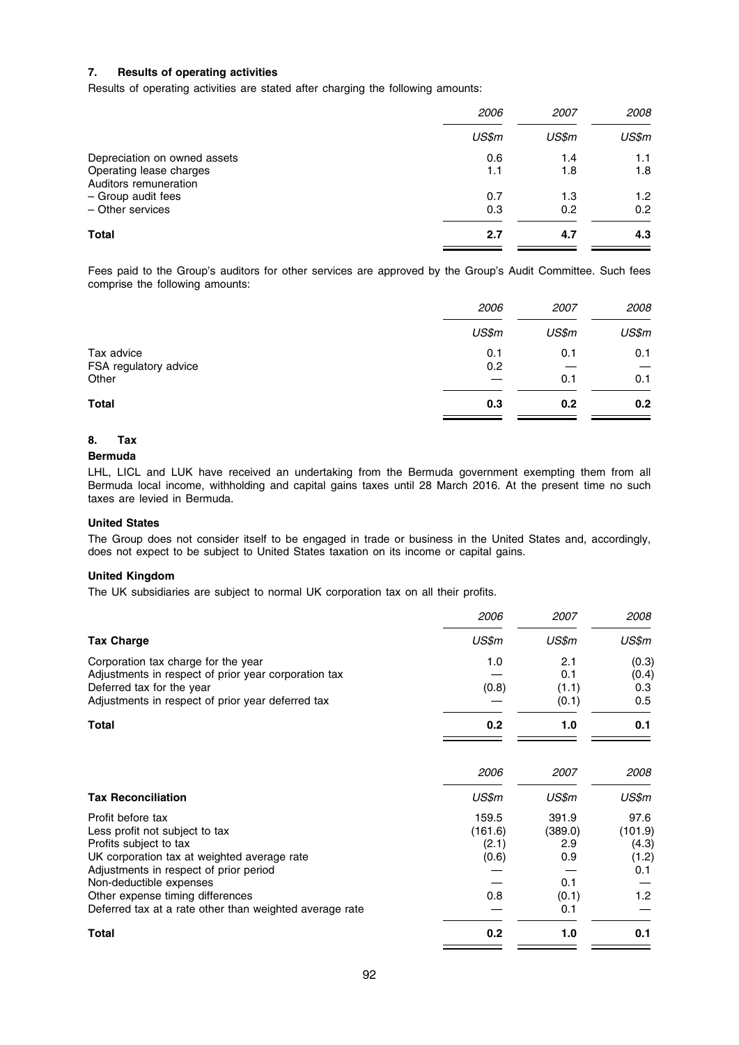### 7. Results of operating activities

Results of operating activities are stated after charging the following amounts:

| | 2006 | 2007 | 2008 |
|---|---|---|---|
| | *US$m* | *US$m* | *US$m* |
| Depreciation on owned assets | 0.6 | 1.4 | 1.1 |
| Operating lease charges | 1.1 | 1.8 | 1.8 |
| Auditors remuneration | | | |
| – Group audit fees | 0.7 | 1.3 | 1.2 |
| – Other services | 0.3 | 0.2 | 0.2 |
| **Total** | **2.7** | **4.7** | **4.3** |

Fees paid to the Group's auditors for other services are approved by the Group's Audit Committee. Such fees comprise the following amounts:

| | 2006 | 2007 | 2008 |
|---|---|---|---|
| | *US$m* | *US$m* | *US$m* |
| Tax advice | 0.1 | 0.1 | 0.1 |
| FSA regulatory advice | 0.2 | — | — |
| Other | — | 0.1 | 0.1 |
| **Total** | **0.3** | **0.2** | **0.2** |

### 8. Tax

**Bermuda**

LHL, LICL and LUK have received an undertaking from the Bermuda government exempting them from all Bermuda local income, withholding and capital gains taxes until 28 March 2016. At the present time no such taxes are levied in Bermuda.

**United States**

The Group does not consider itself to be engaged in trade or business in the United States and, accordingly, does not expect to be subject to United States taxation on its income or capital gains.

**United Kingdom**

The UK subsidiaries are subject to normal UK corporation tax on all their profits.

| | 2006 | 2007 | 2008 |
|---|---|---|---|
| **Tax Charge** | *US$m* | *US$m* | *US$m* |
| Corporation tax charge for the year | 1.0 | 2.1 | (0.3) |
| Adjustments in respect of prior year corporation tax | — | 0.1 | (0.4) |
| Deferred tax for the year | (0.8) | (1.1) | 0.3 |
| Adjustments in respect of prior year deferred tax | — | (0.1) | 0.5 |
| **Total** | **0.2** | **1.0** | **0.1** |

| | 2006 | 2007 | 2008 |
|---|---|---|---|
| **Tax Reconciliation** | *US$m* | *US$m* | *US$m* |
| Profit before tax | 159.5 | 391.9 | 97.6 |
| Less profit not subject to tax | (161.6) | (389.0) | (101.9) |
| Profits subject to tax | (2.1) | 2.9 | (4.3) |
| UK corporation tax at weighted average rate | (0.6) | 0.9 | (1.2) |
| Adjustments in respect of prior period | — | — | 0.1 |
| Non-deductible expenses | — | 0.1 | — |
| Other expense timing differences | 0.8 | (0.1) | 1.2 |
| Deferred tax at a rate other than weighted average rate | — | 0.1 | — |
| **Total** | **0.2** | **1.0** | **0.1** |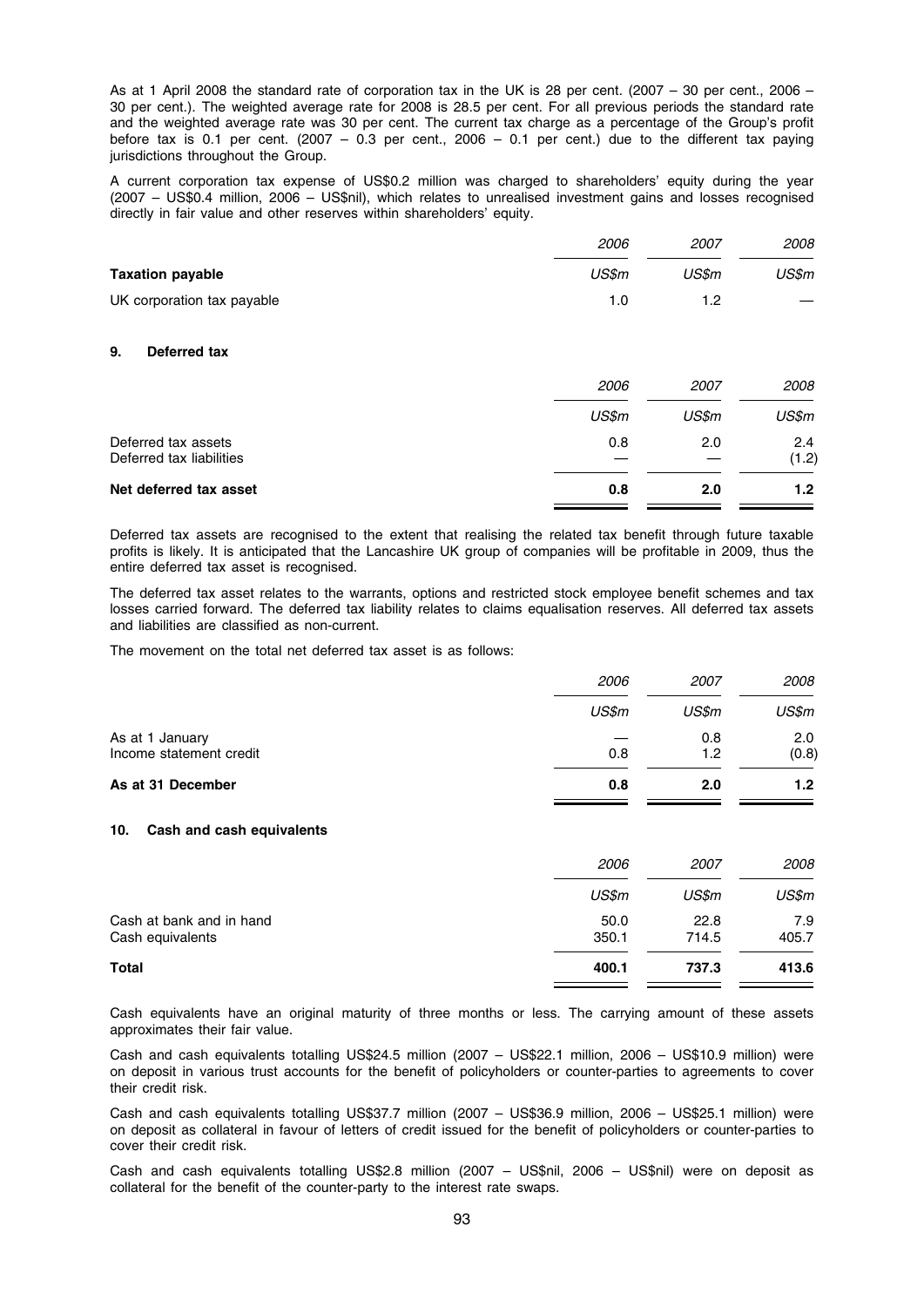As at 1 April 2008 the standard rate of corporation tax in the UK is 28 per cent. (2007 – 30 per cent., 2006 – 30 per cent.). The weighted average rate for 2008 is 28.5 per cent. For all previous periods the standard rate and the weighted average rate was 30 per cent. The current tax charge as a percentage of the Group's profit before tax is 0.1 per cent. (2007 – 0.3 per cent., 2006 – 0.1 per cent.) due to the different tax paying jurisdictions throughout the Group.

A current corporation tax expense of US$0.2 million was charged to shareholders' equity during the year (2007 – US$0.4 million, 2006 – US$nil), which relates to unrealised investment gains and losses recognised directly in fair value and other reserves within shareholders' equity.

| | *2006* | *2007* | *2008* |
|---|---|---|---|
| **Taxation payable** | *US$m* | *US$m* | *US$m* |
| UK corporation tax payable | 1.0 | 1.2 | — |

## 9. Deferred tax

| | *2006* | *2007* | *2008* |
|---|---|---|---|
| | *US$m* | *US$m* | *US$m* |
| Deferred tax assets | 0.8 | 2.0 | 2.4 |
| Deferred tax liabilities | — | — | (1.2) |
| **Net deferred tax asset** | **0.8** | **2.0** | **1.2** |

Deferred tax assets are recognised to the extent that realising the related tax benefit through future taxable profits is likely. It is anticipated that the Lancashire UK group of companies will be profitable in 2009, thus the entire deferred tax asset is recognised.

The deferred tax asset relates to the warrants, options and restricted stock employee benefit schemes and tax losses carried forward. The deferred tax liability relates to claims equalisation reserves. All deferred tax assets and liabilities are classified as non-current.

The movement on the total net deferred tax asset is as follows:

| | *2006* | *2007* | *2008* |
|---|---|---|---|
| | *US$m* | *US$m* | *US$m* |
| As at 1 January | — | 0.8 | 2.0 |
| Income statement credit | 0.8 | 1.2 | (0.8) |
| **As at 31 December** | **0.8** | **2.0** | **1.2** |

## 10. Cash and cash equivalents

| | *2006* | *2007* | *2008* |
|---|---|---|---|
| | *US$m* | *US$m* | *US$m* |
| Cash at bank and in hand | 50.0 | 22.8 | 7.9 |
| Cash equivalents | 350.1 | 714.5 | 405.7 |
| **Total** | **400.1** | **737.3** | **413.6** |

Cash equivalents have an original maturity of three months or less. The carrying amount of these assets approximates their fair value.

Cash and cash equivalents totalling US$24.5 million (2007 – US$22.1 million, 2006 – US$10.9 million) were on deposit in various trust accounts for the benefit of policyholders or counter-parties to agreements to cover their credit risk.

Cash and cash equivalents totalling US$37.7 million (2007 – US$36.9 million, 2006 – US$25.1 million) were on deposit as collateral in favour of letters of credit issued for the benefit of policyholders or counter-parties to cover their credit risk.

Cash and cash equivalents totalling US$2.8 million (2007 – US$nil, 2006 – US$nil) were on deposit as collateral for the benefit of the counter-party to the interest rate swaps.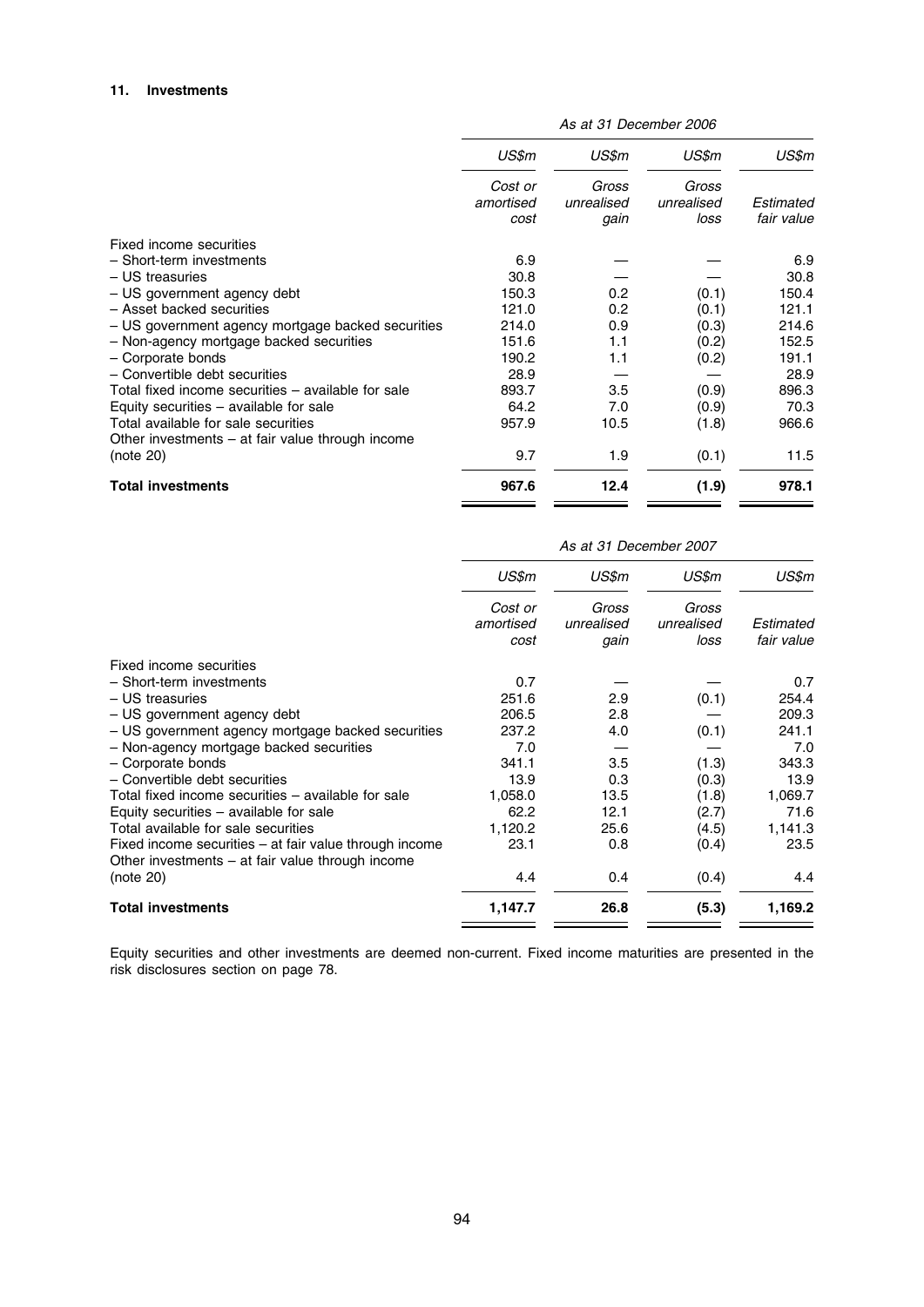#### 11. Investments

| | *As at 31 December 2006* | | | |
|---|---|---|---|---|
| | *US$m* | *US$m* | *US$m* | *US$m* |
| | *Cost or amortised cost* | *Gross unrealised gain* | *Gross unrealised loss* | *Estimated fair value* |
| Fixed income securities | | | | |
| – Short-term investments | 6.9 | — | — | 6.9 |
| – US treasuries | 30.8 | — | — | 30.8 |
| – US government agency debt | 150.3 | 0.2 | (0.1) | 150.4 |
| – Asset backed securities | 121.0 | 0.2 | (0.1) | 121.1 |
| – US government agency mortgage backed securities | 214.0 | 0.9 | (0.3) | 214.6 |
| – Non-agency mortgage backed securities | 151.6 | 1.1 | (0.2) | 152.5 |
| – Corporate bonds | 190.2 | 1.1 | (0.2) | 191.1 |
| – Convertible debt securities | 28.9 | — | — | 28.9 |
| Total fixed income securities – available for sale | 893.7 | 3.5 | (0.9) | 896.3 |
| Equity securities – available for sale | 64.2 | 7.0 | (0.9) | 70.3 |
| Total available for sale securities | 957.9 | 10.5 | (1.8) | 966.6 |
| Other investments – at fair value through income (note 20) | 9.7 | 1.9 | (0.1) | 11.5 |
| **Total investments** | **967.6** | **12.4** | **(1.9)** | **978.1** |

| | *As at 31 December 2007* | | | |
|---|---|---|---|---|
| | *US$m* | *US$m* | *US$m* | *US$m* |
| | *Cost or amortised cost* | *Gross unrealised gain* | *Gross unrealised loss* | *Estimated fair value* |
| Fixed income securities | | | | |
| – Short-term investments | 0.7 | — | — | 0.7 |
| – US treasuries | 251.6 | 2.9 | (0.1) | 254.4 |
| – US government agency debt | 206.5 | 2.8 | — | 209.3 |
| – US government agency mortgage backed securities | 237.2 | 4.0 | (0.1) | 241.1 |
| – Non-agency mortgage backed securities | 7.0 | — | — | 7.0 |
| – Corporate bonds | 341.1 | 3.5 | (1.3) | 343.3 |
| – Convertible debt securities | 13.9 | 0.3 | (0.3) | 13.9 |
| Total fixed income securities – available for sale | 1,058.0 | 13.5 | (1.8) | 1,069.7 |
| Equity securities – available for sale | 62.2 | 12.1 | (2.7) | 71.6 |
| Total available for sale securities | 1,120.2 | 25.6 | (4.5) | 1,141.3 |
| Fixed income securities – at fair value through income | 23.1 | 0.8 | (0.4) | 23.5 |
| Other investments – at fair value through income (note 20) | 4.4 | 0.4 | (0.4) | 4.4 |
| **Total investments** | **1,147.7** | **26.8** | **(5.3)** | **1,169.2** |

Equity securities and other investments are deemed non-current. Fixed income maturities are presented in the risk disclosures section on page 78.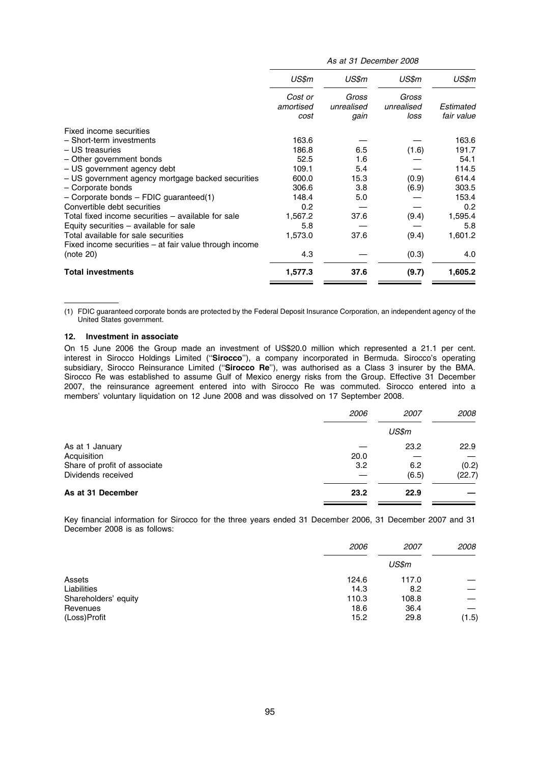| | As at 31 December 2008 | | | |
|---|---|---|---|---|
| | US$m | US$m | US$m | US$m |
| | Cost or amortised cost | Gross unrealised gain | Gross unrealised loss | Estimated fair value |
| Fixed income securities | | | | |
| – Short-term investments | 163.6 | — | — | 163.6 |
| – US treasuries | 186.8 | 6.5 | (1.6) | 191.7 |
| – Other government bonds | 52.5 | 1.6 | — | 54.1 |
| – US government agency debt | 109.1 | 5.4 | — | 114.5 |
| – US government agency mortgage backed securities | 600.0 | 15.3 | (0.9) | 614.4 |
| – Corporate bonds | 306.6 | 3.8 | (6.9) | 303.5 |
| – Corporate bonds – FDIC guaranteed(1) | 148.4 | 5.0 | — | 153.4 |
| Convertible debt securities | 0.2 | — | — | 0.2 |
| Total fixed income securities – available for sale | 1,567.2 | 37.6 | (9.4) | 1,595.4 |
| Equity securities – available for sale | 5.8 | — | — | 5.8 |
| Total available for sale securities | 1,573.0 | 37.6 | (9.4) | 1,601.2 |
| Fixed income securities – at fair value through income (note 20) | 4.3 | — | (0.3) | 4.0 |
| **Total investments** | **1,577.3** | **37.6** | **(9.7)** | **1,605.2** |

(1) FDIC guaranteed corporate bonds are protected by the Federal Deposit Insurance Corporation, an independent agency of the United States government.

### 12. Investment in associate

On 15 June 2006 the Group made an investment of US$20.0 million which represented a 21.1 per cent. interest in Sirocco Holdings Limited (''**Sirocco**''), a company incorporated in Bermuda. Sirocco's operating subsidiary, Sirocco Reinsurance Limited (''**Sirocco Re**''), was authorised as a Class 3 insurer by the BMA. Sirocco Re was established to assume Gulf of Mexico energy risks from the Group. Effective 31 December 2007, the reinsurance agreement entered into with Sirocco Re was commuted. Sirocco entered into a members' voluntary liquidation on 12 June 2008 and was dissolved on 17 September 2008.

| | 2006 | 2007 | 2008 |
|---|---|---|---|
| | | US$m | |
| As at 1 January | — | 23.2 | 22.9 |
| Acquisition | 20.0 | — | — |
| Share of profit of associate | 3.2 | 6.2 | (0.2) |
| Dividends received | — | (6.5) | (22.7) |
| **As at 31 December** | **23.2** | **22.9** | **—** |

Key financial information for Sirocco for the three years ended 31 December 2006, 31 December 2007 and 31 December 2008 is as follows:

| | 2006 | 2007 | 2008 |
|---|---|---|---|
| | | US$m | |
| Assets | 124.6 | 117.0 | — |
| Liabilities | 14.3 | 8.2 | — |
| Shareholders' equity | 110.3 | 108.8 | — |
| Revenues | 18.6 | 36.4 | — |
| (Loss)Profit | 15.2 | 29.8 | (1.5) |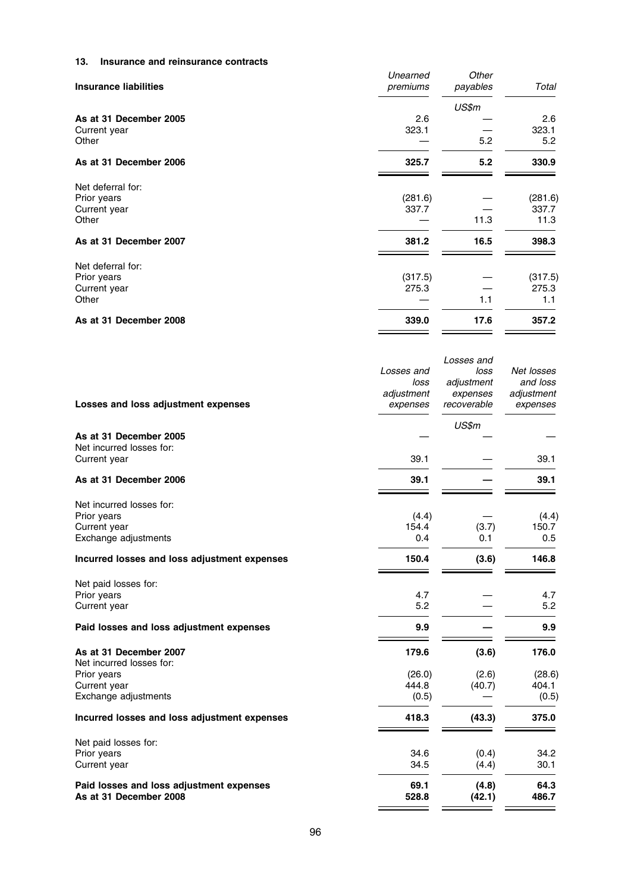### 13. Insurance and reinsurance contracts

| Insurance liabilities | *Unearned premiums* | *Other payables* | *Total* |
|---|---|---|---|
| | | *US$m* | |
| **As at 31 December 2005** | 2.6 | — | 2.6 |
| Current year | 323.1 | — | 323.1 |
| Other | — | 5.2 | 5.2 |
| **As at 31 December 2006** | **325.7** | **5.2** | **330.9** |
| Net deferral for: | | | |
| Prior years | (281.6) | — | (281.6) |
| Current year | 337.7 | — | 337.7 |
| Other | — | 11.3 | 11.3 |
| **As at 31 December 2007** | **381.2** | **16.5** | **398.3** |
| Net deferral for: | | | |
| Prior years | (317.5) | — | (317.5) |
| Current year | 275.3 | — | 275.3 |
| Other | — | 1.1 | 1.1 |
| **As at 31 December 2008** | **339.0** | **17.6** | **357.2** |

| Losses and loss adjustment expenses | *Losses and loss adjustment expenses* | *Losses and loss adjustment expenses recoverable* | *Net losses and loss adjustment expenses* |
|---|---|---|---|
| | | *US$m* | |
| **As at 31 December 2005** | — | — | — |
| Net incurred losses for: | | | |
| Current year | 39.1 | — | 39.1 |
| **As at 31 December 2006** | **39.1** | **—** | **39.1** |
| Net incurred losses for: | | | |
| Prior years | (4.4) | — | (4.4) |
| Current year | 154.4 | (3.7) | 150.7 |
| Exchange adjustments | 0.4 | 0.1 | 0.5 |
| **Incurred losses and loss adjustment expenses** | **150.4** | **(3.6)** | **146.8** |
| Net paid losses for: | | | |
| Prior years | 4.7 | — | 4.7 |
| Current year | 5.2 | — | 5.2 |
| **Paid losses and loss adjustment expenses** | **9.9** | **—** | **9.9** |
| **As at 31 December 2007** | **179.6** | **(3.6)** | **176.0** |
| Net incurred losses for: | | | |
| Prior years | (26.0) | (2.6) | (28.6) |
| Current year | 444.8 | (40.7) | 404.1 |
| Exchange adjustments | (0.5) | — | (0.5) |
| **Incurred losses and loss adjustment expenses** | **418.3** | **(43.3)** | **375.0** |
| Net paid losses for: | | | |
| Prior years | 34.6 | (0.4) | 34.2 |
| Current year | 34.5 | (4.4) | 30.1 |
| **Paid losses and loss adjustment expenses** | **69.1** | **(4.8)** | **64.3** |
| **As at 31 December 2008** | **528.8** | **(42.1)** | **486.7** |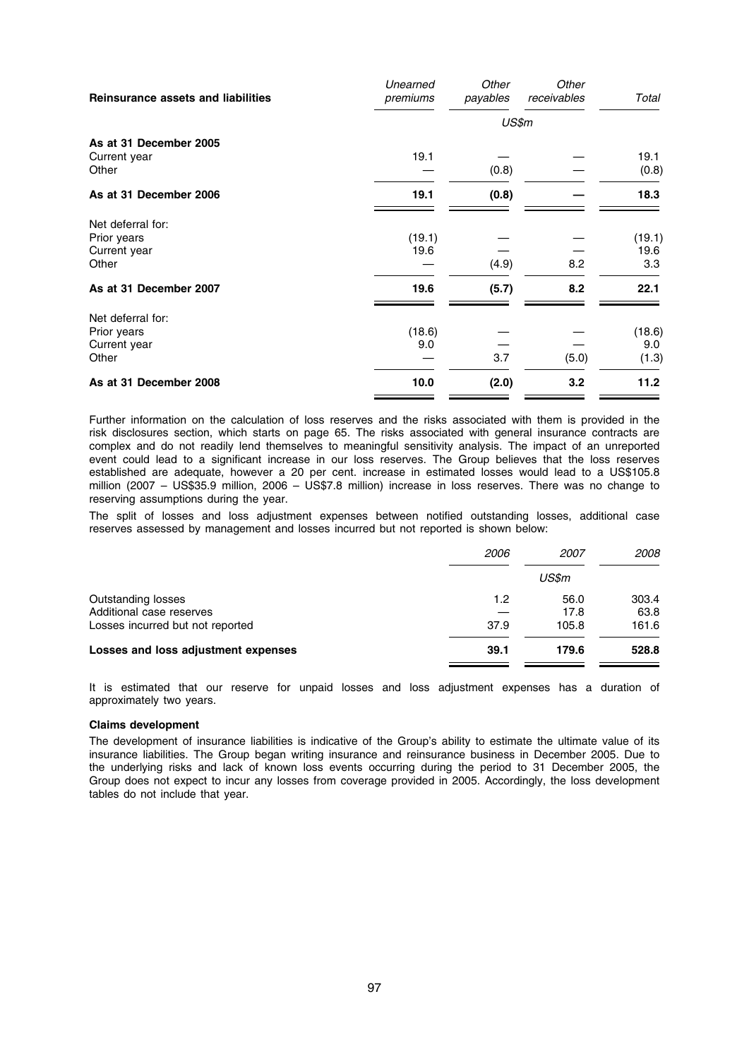| **Reinsurance assets and liabilities** | *Unearned premiums* | *Other payables* | *Other receivables* | *Total* |
|---|---|---|---|---|
| | | *US$m* | | |
| **As at 31 December 2005** | | | | |
| Current year | 19.1 | — | — | 19.1 |
| Other | — | (0.8) | — | (0.8) |
| **As at 31 December 2006** | **19.1** | **(0.8)** | **—** | **18.3** |
| Net deferral for: | | | | |
| Prior years | (19.1) | — | — | (19.1) |
| Current year | 19.6 | — | — | 19.6 |
| Other | — | (4.9) | 8.2 | 3.3 |
| **As at 31 December 2007** | **19.6** | **(5.7)** | **8.2** | **22.1** |
| Net deferral for: | | | | |
| Prior years | (18.6) | — | — | (18.6) |
| Current year | 9.0 | — | — | 9.0 |
| Other | — | 3.7 | (5.0) | (1.3) |
| **As at 31 December 2008** | **10.0** | **(2.0)** | **3.2** | **11.2** |

Further information on the calculation of loss reserves and the risks associated with them is provided in the risk disclosures section, which starts on page 65. The risks associated with general insurance contracts are complex and do not readily lend themselves to meaningful sensitivity analysis. The impact of an unreported event could lead to a significant increase in our loss reserves. The Group believes that the loss reserves established are adequate, however a 20 per cent. increase in estimated losses would lead to a US$105.8 million (2007 – US$35.9 million, 2006 – US$7.8 million) increase in loss reserves. There was no change to reserving assumptions during the year.

The split of losses and loss adjustment expenses between notified outstanding losses, additional case reserves assessed by management and losses incurred but not reported is shown below:

| | *2006* | *2007* | *2008* |
|---|---|---|---|
| | | *US$m* | |
| Outstanding losses | 1.2 | 56.0 | 303.4 |
| Additional case reserves | — | 17.8 | 63.8 |
| Losses incurred but not reported | 37.9 | 105.8 | 161.6 |
| **Losses and loss adjustment expenses** | **39.1** | **179.6** | **528.8** |

It is estimated that our reserve for unpaid losses and loss adjustment expenses has a duration of approximately two years.

**Claims development**

The development of insurance liabilities is indicative of the Group's ability to estimate the ultimate value of its insurance liabilities. The Group began writing insurance and reinsurance business in December 2005. Due to the underlying risks and lack of known loss events occurring during the period to 31 December 2005, the Group does not expect to incur any losses from coverage provided in 2005. Accordingly, the loss development tables do not include that year.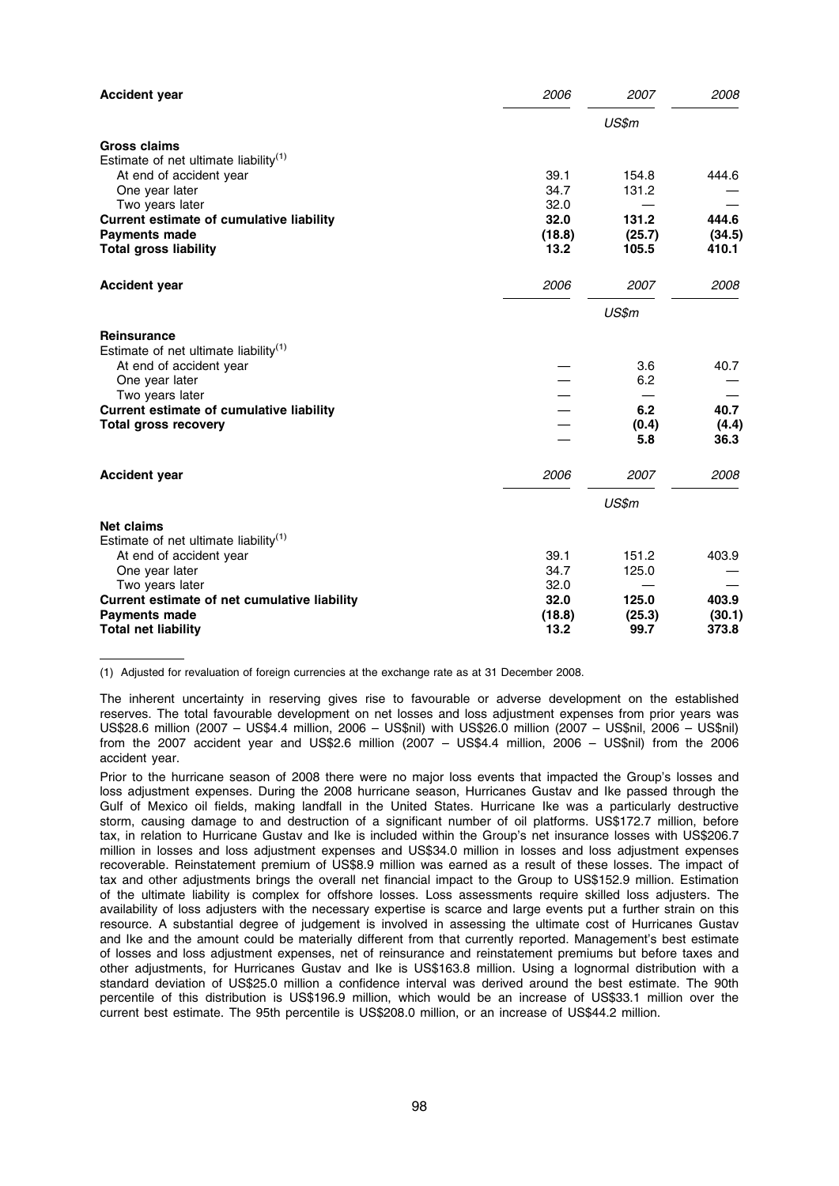| **Accident year** | *2006* | *2007* | *2008* |
|---|---|---|---|
| | | *US$m* | |
| **Gross claims** | | | |
| Estimate of net ultimate liability(1) | | | |
| At end of accident year | 39.1 | 154.8 | 444.6 |
| One year later | 34.7 | 131.2 | — |
| Two years later | 32.0 | — | — |
| **Current estimate of cumulative liability** | **32.0** | **131.2** | **444.6** |
| **Payments made** | **(18.8)** | **(25.7)** | **(34.5)** |
| **Total gross liability** | **13.2** | **105.5** | **410.1** |

| **Accident year** | *2006* | *2007* | *2008* |
|---|---|---|---|
| | | *US$m* | |
| **Reinsurance** | | | |
| Estimate of net ultimate liability(1) | | | |
| At end of accident year | — | 3.6 | 40.7 |
| One year later | — | 6.2 | — |
| Two years later | — | — | — |
| **Current estimate of cumulative liability** | — | **6.2** | **40.7** |
| **Total gross recovery** | — | **(0.4)** | **(4.4)** |
| | — | **5.8** | **36.3** |

| **Accident year** | *2006* | *2007* | *2008* |
|---|---|---|---|
| | | *US$m* | |
| **Net claims** | | | |
| Estimate of net ultimate liability(1) | | | |
| At end of accident year | 39.1 | 151.2 | 403.9 |
| One year later | 34.7 | 125.0 | — |
| Two years later | 32.0 | — | — |
| **Current estimate of net cumulative liability** | **32.0** | **125.0** | **403.9** |
| **Payments made** | **(18.8)** | **(25.3)** | **(30.1)** |
| **Total net liability** | **13.2** | **99.7** | **373.8** |

(1) Adjusted for revaluation of foreign currencies at the exchange rate as at 31 December 2008.

The inherent uncertainty in reserving gives rise to favourable or adverse development on the established reserves. The total favourable development on net losses and loss adjustment expenses from prior years was US$28.6 million (2007 – US$4.4 million, 2006 – US$nil) with US$26.0 million (2007 – US$nil, 2006 – US$nil) from the 2007 accident year and US$2.6 million (2007 – US$4.4 million, 2006 – US$nil) from the 2006 accident year.

Prior to the hurricane season of 2008 there were no major loss events that impacted the Group's losses and loss adjustment expenses. During the 2008 hurricane season, Hurricanes Gustav and Ike passed through the Gulf of Mexico oil fields, making landfall in the United States. Hurricane Ike was a particularly destructive storm, causing damage to and destruction of a significant number of oil platforms. US$172.7 million, before tax, in relation to Hurricane Gustav and Ike is included within the Group's net insurance losses with US$206.7 million in losses and loss adjustment expenses and US$34.0 million in losses and loss adjustment expenses recoverable. Reinstatement premium of US$8.9 million was earned as a result of these losses. The impact of tax and other adjustments brings the overall net financial impact to the Group to US$152.9 million. Estimation of the ultimate liability is complex for offshore losses. Loss assessments require skilled loss adjusters. The availability of loss adjusters with the necessary expertise is scarce and large events put a further strain on this resource. A substantial degree of judgement is involved in assessing the ultimate cost of Hurricanes Gustav and Ike and the amount could be materially different from that currently reported. Management's best estimate of losses and loss adjustment expenses, net of reinsurance and reinstatement premiums but before taxes and other adjustments, for Hurricanes Gustav and Ike is US$163.8 million. Using a lognormal distribution with a standard deviation of US$25.0 million a confidence interval was derived around the best estimate. The 90th percentile of this distribution is US$196.9 million, which would be an increase of US$33.1 million over the current best estimate. The 95th percentile is US$208.0 million, or an increase of US$44.2 million.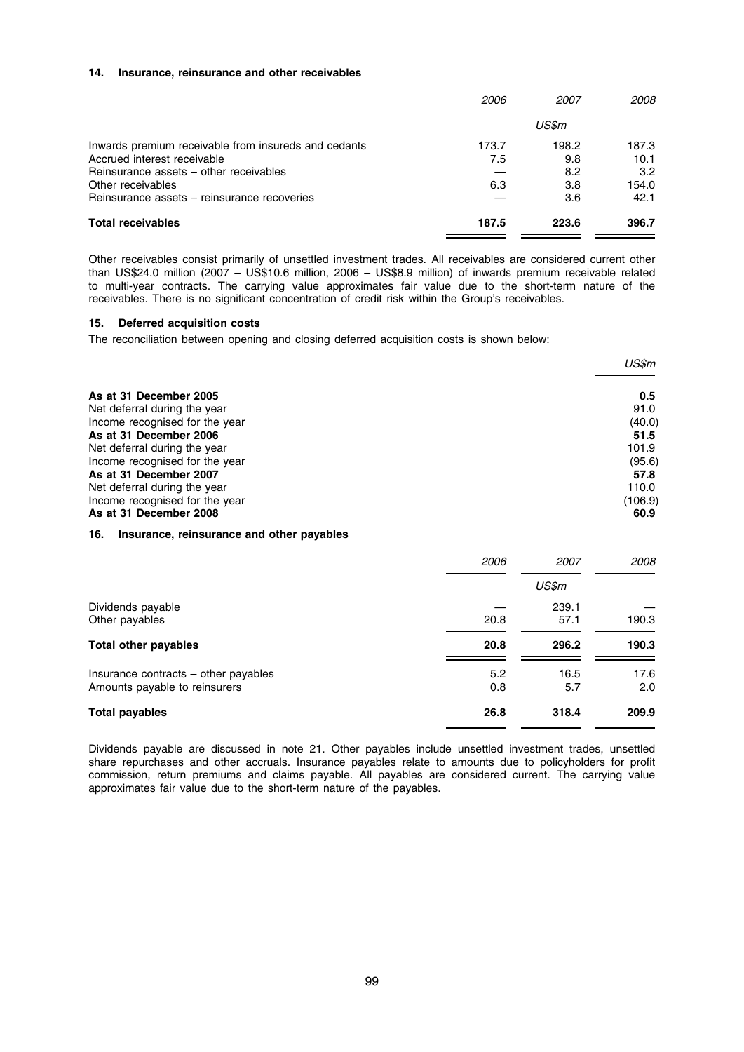### 14. Insurance, reinsurance and other receivables

| | 2006 | 2007 | 2008 |
|---|---|---|---|
| | | US$m | |
| Inwards premium receivable from insureds and cedants | 173.7 | 198.2 | 187.3 |
| Accrued interest receivable | 7.5 | 9.8 | 10.1 |
| Reinsurance assets – other receivables | — | 8.2 | 3.2 |
| Other receivables | 6.3 | 3.8 | 154.0 |
| Reinsurance assets – reinsurance recoveries | — | 3.6 | 42.1 |
| **Total receivables** | **187.5** | **223.6** | **396.7** |

Other receivables consist primarily of unsettled investment trades. All receivables are considered current other than US$24.0 million (2007 – US$10.6 million, 2006 – US$8.9 million) of inwards premium receivable related to multi-year contracts. The carrying value approximates fair value due to the short-term nature of the receivables. There is no significant concentration of credit risk within the Group's receivables.

### 15. Deferred acquisition costs

The reconciliation between opening and closing deferred acquisition costs is shown below:

| | US$m |
|---|---|
| **As at 31 December 2005** | **0.5** |
| Net deferral during the year | 91.0 |
| Income recognised for the year | (40.0) |
| **As at 31 December 2006** | **51.5** |
| Net deferral during the year | 101.9 |
| Income recognised for the year | (95.6) |
| **As at 31 December 2007** | **57.8** |
| Net deferral during the year | 110.0 |
| Income recognised for the year | (106.9) |
| **As at 31 December 2008** | **60.9** |

### 16. Insurance, reinsurance and other payables

| | 2006 | 2007 | 2008 |
|---|---|---|---|
| | | US$m | |
| Dividends payable | — | 239.1 | — |
| Other payables | 20.8 | 57.1 | 190.3 |
| **Total other payables** | **20.8** | **296.2** | **190.3** |
| Insurance contracts – other payables | 5.2 | 16.5 | 17.6 |
| Amounts payable to reinsurers | 0.8 | 5.7 | 2.0 |
| **Total payables** | **26.8** | **318.4** | **209.9** |

Dividends payable are discussed in note 21. Other payables include unsettled investment trades, unsettled share repurchases and other accruals. Insurance payables relate to amounts due to policyholders for profit commission, return premiums and claims payable. All payables are considered current. The carrying value approximates fair value due to the short-term nature of the payables.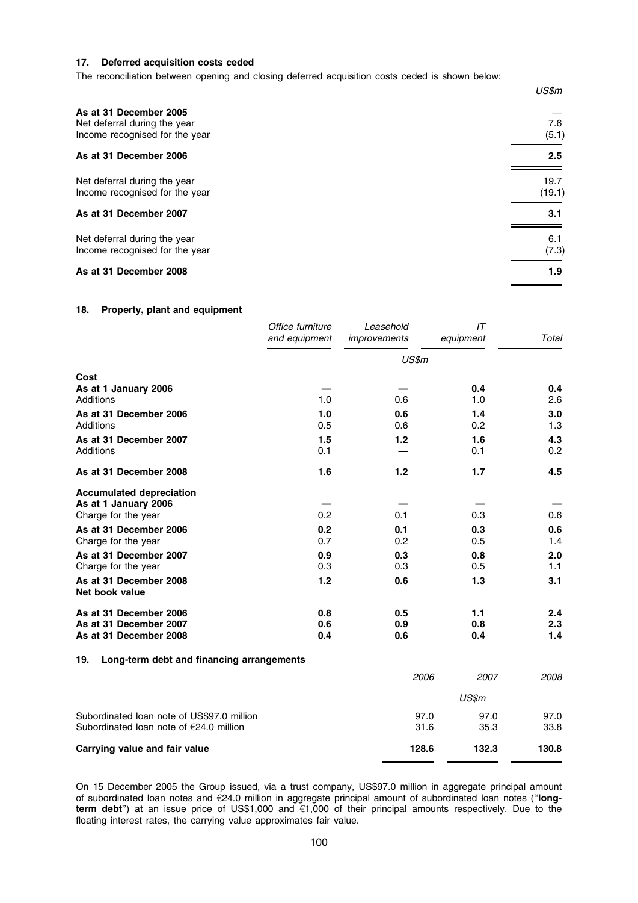### 17. Deferred acquisition costs ceded

The reconciliation between opening and closing deferred acquisition costs ceded is shown below:

| | *US$m* |
|---|---|
| **As at 31 December 2005** | — |
| Net deferral during the year | 7.6 |
| Income recognised for the year | (5.1) |
| **As at 31 December 2006** | **2.5** |
| Net deferral during the year | 19.7 |
| Income recognised for the year | (19.1) |
| **As at 31 December 2007** | **3.1** |
| Net deferral during the year | 6.1 |
| Income recognised for the year | (7.3) |
| **As at 31 December 2008** | **1.9** |

### 18. Property, plant and equipment

| | *Office furniture and equipment* | *Leasehold improvements* | *IT equipment* | *Total* |
|---|---|---|---|---|
| | | *US$m* | | |
| **Cost** | | | | |
| **As at 1 January 2006** | — | — | **0.4** | **0.4** |
| Additions | 1.0 | 0.6 | 1.0 | 2.6 |
| **As at 31 December 2006** | **1.0** | **0.6** | **1.4** | **3.0** |
| Additions | 0.5 | 0.6 | 0.2 | 1.3 |
| **As at 31 December 2007** | **1.5** | **1.2** | **1.6** | **4.3** |
| Additions | 0.1 | — | 0.1 | 0.2 |
| **As at 31 December 2008** | **1.6** | **1.2** | **1.7** | **4.5** |
| **Accumulated depreciation** | | | | |
| **As at 1 January 2006** | — | — | — | — |
| Charge for the year | 0.2 | 0.1 | 0.3 | 0.6 |
| **As at 31 December 2006** | **0.2** | **0.1** | **0.3** | **0.6** |
| Charge for the year | 0.7 | 0.2 | 0.5 | 1.4 |
| **As at 31 December 2007** | **0.9** | **0.3** | **0.8** | **2.0** |
| Charge for the year | 0.3 | 0.3 | 0.5 | 1.1 |
| **As at 31 December 2008** | **1.2** | **0.6** | **1.3** | **3.1** |
| **Net book value** | | | | |
| **As at 31 December 2006** | **0.8** | **0.5** | **1.1** | **2.4** |
| **As at 31 December 2007** | **0.6** | **0.9** | **0.8** | **2.3** |
| **As at 31 December 2008** | **0.4** | **0.6** | **0.4** | **1.4** |

### 19. Long-term debt and financing arrangements

| | *2006* | *2007* | *2008* |
|---|---|---|---|
| | | *US$m* | |
| Subordinated loan note of US$97.0 million | 97.0 | 97.0 | 97.0 |
| Subordinated loan note of €24.0 million | 31.6 | 35.3 | 33.8 |
| **Carrying value and fair value** | **128.6** | **132.3** | **130.8** |

On 15 December 2005 the Group issued, via a trust company, US$97.0 million in aggregate principal amount of subordinated loan notes and €24.0 million in aggregate principal amount of subordinated loan notes (''**long-term debt**'') at an issue price of US$1,000 and €1,000 of their principal amounts respectively. Due to the floating interest rates, the carrying value approximates fair value.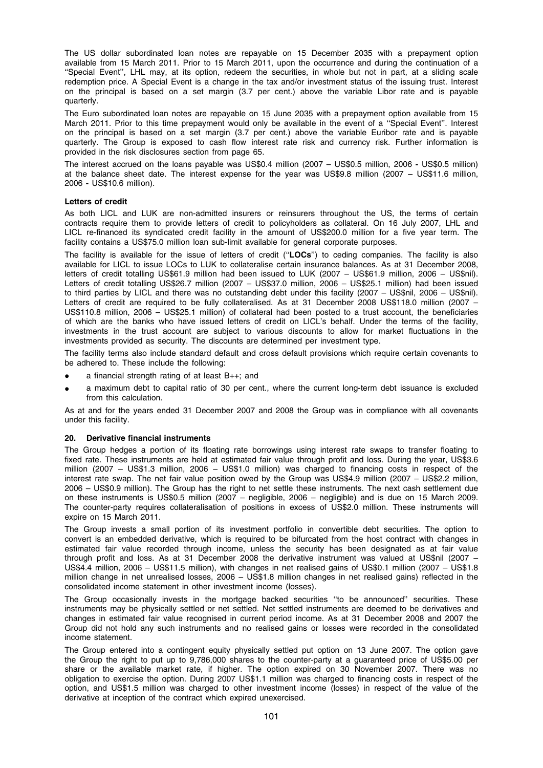The US dollar subordinated loan notes are repayable on 15 December 2035 with a prepayment option available from 15 March 2011. Prior to 15 March 2011, upon the occurrence and during the continuation of a ''Special Event'', LHL may, at its option, redeem the securities, in whole but not in part, at a sliding scale redemption price. A Special Event is a change in the tax and/or investment status of the issuing trust. Interest on the principal is based on a set margin (3.7 per cent.) above the variable Libor rate and is payable quarterly.

The Euro subordinated loan notes are repayable on 15 June 2035 with a prepayment option available from 15 March 2011. Prior to this time prepayment would only be available in the event of a ''Special Event''. Interest on the principal is based on a set margin (3.7 per cent.) above the variable Euribor rate and is payable quarterly. The Group is exposed to cash flow interest rate risk and currency risk. Further information is provided in the risk disclosures section from page 65.

The interest accrued on the loans payable was US$0.4 million (2007 – US$0.5 million, 2006 - US$0.5 million) at the balance sheet date. The interest expense for the year was US$9.8 million (2007 – US$11.6 million, 2006 - US$10.6 million).

**Letters of credit**

As both LICL and LUK are non-admitted insurers or reinsurers throughout the US, the terms of certain contracts require them to provide letters of credit to policyholders as collateral. On 16 July 2007, LHL and LICL re-financed its syndicated credit facility in the amount of US$200.0 million for a five year term. The facility contains a US$75.0 million loan sub-limit available for general corporate purposes.

The facility is available for the issue of letters of credit (''**LOCs**'') to ceding companies. The facility is also available for LICL to issue LOCs to LUK to collateralise certain insurance balances. As at 31 December 2008, letters of credit totalling US$61.9 million had been issued to LUK (2007 – US$61.9 million, 2006 – US$nil). Letters of credit totalling US$26.7 million (2007 – US$37.0 million, 2006 – US$25.1 million) had been issued to third parties by LICL and there was no outstanding debt under this facility (2007 – US$nil, 2006 – US$nil). Letters of credit are required to be fully collateralised. As at 31 December 2008 US$118.0 million (2007 – US$110.8 million, 2006 – US$25.1 million) of collateral had been posted to a trust account, the beneficiaries of which are the banks who have issued letters of credit on LICL's behalf. Under the terms of the facility, investments in the trust account are subject to various discounts to allow for market fluctuations in the investments provided as security. The discounts are determined per investment type.

The facility terms also include standard default and cross default provisions which require certain covenants to be adhered to. These include the following:

- a financial strength rating of at least B++; and
- a maximum debt to capital ratio of 30 per cent., where the current long-term debt issuance is excluded from this calculation.

As at and for the years ended 31 December 2007 and 2008 the Group was in compliance with all covenants under this facility.

## 20. Derivative financial instruments

The Group hedges a portion of its floating rate borrowings using interest rate swaps to transfer floating to fixed rate. These instruments are held at estimated fair value through profit and loss. During the year, US$3.6 million (2007 – US$1.3 million, 2006 – US$1.0 million) was charged to financing costs in respect of the interest rate swap. The net fair value position owed by the Group was US$4.9 million (2007 – US$2.2 million, 2006 – US$0.9 million). The Group has the right to net settle these instruments. The next cash settlement due on these instruments is US$0.5 million (2007 – negligible, 2006 – negligible) and is due on 15 March 2009. The counter-party requires collateralisation of positions in excess of US$2.0 million. These instruments will expire on 15 March 2011.

The Group invests a small portion of its investment portfolio in convertible debt securities. The option to convert is an embedded derivative, which is required to be bifurcated from the host contract with changes in estimated fair value recorded through income, unless the security has been designated as at fair value through profit and loss. As at 31 December 2008 the derivative instrument was valued at US$nil (2007 – US$4.4 million, 2006 – US$11.5 million), with changes in net realised gains of US$0.1 million (2007 – US$1.8 million change in net unrealised losses, 2006 – US$1.8 million changes in net realised gains) reflected in the consolidated income statement in other investment income (losses).

The Group occasionally invests in the mortgage backed securities ''to be announced'' securities. These instruments may be physically settled or net settled. Net settled instruments are deemed to be derivatives and changes in estimated fair value recognised in current period income. As at 31 December 2008 and 2007 the Group did not hold any such instruments and no realised gains or losses were recorded in the consolidated income statement.

The Group entered into a contingent equity physically settled put option on 13 June 2007. The option gave the Group the right to put up to 9,786,000 shares to the counter-party at a guaranteed price of US$5.00 per share or the available market rate, if higher. The option expired on 30 November 2007. There was no obligation to exercise the option. During 2007 US$1.1 million was charged to financing costs in respect of the option, and US$1.5 million was charged to other investment income (losses) in respect of the value of the derivative at inception of the contract which expired unexercised.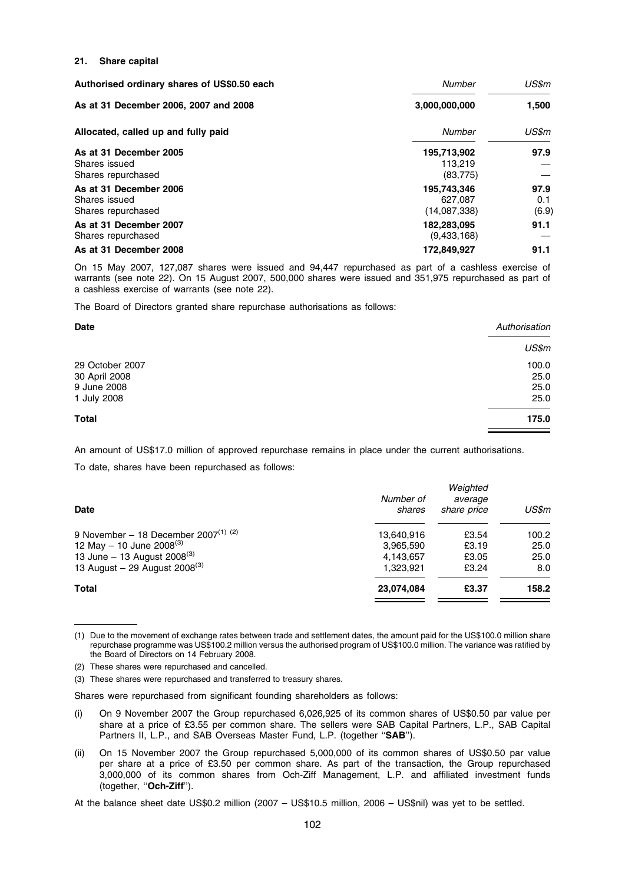## 21. Share capital

| Authorised ordinary shares of US$0.50 each | *Number* | *US$m* |
|---|---|---|
| **As at 31 December 2006, 2007 and 2008** | **3,000,000,000** | **1,500** |

| Allocated, called up and fully paid | *Number* | *US$m* |
|---|---|---|
| **As at 31 December 2005** | **195,713,902** | **97.9** |
| Shares issued | 113,219 | — |
| Shares repurchased | (83,775) | — |
| **As at 31 December 2006** | **195,743,346** | **97.9** |
| Shares issued | 627,087 | 0.1 |
| Shares repurchased | (14,087,338) | (6.9) |
| **As at 31 December 2007** | **182,283,095** | **91.1** |
| Shares repurchased | (9,433,168) | — |
| **As at 31 December 2008** | **172,849,927** | **91.1** |

On 15 May 2007, 127,087 shares were issued and 94,447 repurchased as part of a cashless exercise of warrants (see note 22). On 15 August 2007, 500,000 shares were issued and 351,975 repurchased as part of a cashless exercise of warrants (see note 22).

The Board of Directors granted share repurchase authorisations as follows:

| Date | *Authorisation* |
|---|---|
| | *US$m* |
| 29 October 2007 | 100.0 |
| 30 April 2008 | 25.0 |
| 9 June 2008 | 25.0 |
| 1 July 2008 | 25.0 |
| **Total** | **175.0** |

An amount of US$17.0 million of approved repurchase remains in place under the current authorisations.

To date, shares have been repurchased as follows:

| Date | *Number of shares* | *Weighted average share price* | *US$m* |
|---|---|---|---|
| 9 November – 18 December 2007[(1)] [(2)] | 13,640,916 | £3.54 | 100.2 |
| 12 May – 10 June 2008[(3)] | 3,965,590 | £3.19 | 25.0 |
| 13 June – 13 August 2008[(3)] | 4,143,657 | £3.05 | 25.0 |
| 13 August – 29 August 2008[(3)] | 1,323,921 | £3.24 | 8.0 |
| **Total** | **23,074,084** | **£3.37** | **158.2** |

(1) Due to the movement of exchange rates between trade and settlement dates, the amount paid for the US$100.0 million share repurchase programme was US$100.2 million versus the authorised program of US$100.0 million. The variance was ratified by the Board of Directors on 14 February 2008.

(2) These shares were repurchased and cancelled.

(3) These shares were repurchased and transferred to treasury shares.

Shares were repurchased from significant founding shareholders as follows:

(i) On 9 November 2007 the Group repurchased 6,026,925 of its common shares of US$0.50 par value per share at a price of £3.55 per common share. The sellers were SAB Capital Partners, L.P., SAB Capital Partners II, L.P., and SAB Overseas Master Fund, L.P. (together "**SAB**").

(ii) On 15 November 2007 the Group repurchased 5,000,000 of its common shares of US$0.50 par value per share at a price of £3.50 per common share. As part of the transaction, the Group repurchased 3,000,000 of its common shares from Och-Ziff Management, L.P. and affiliated investment funds (together, "**Och-Ziff**").

At the balance sheet date US$0.2 million (2007 – US$10.5 million, 2006 – US$nil) was yet to be settled.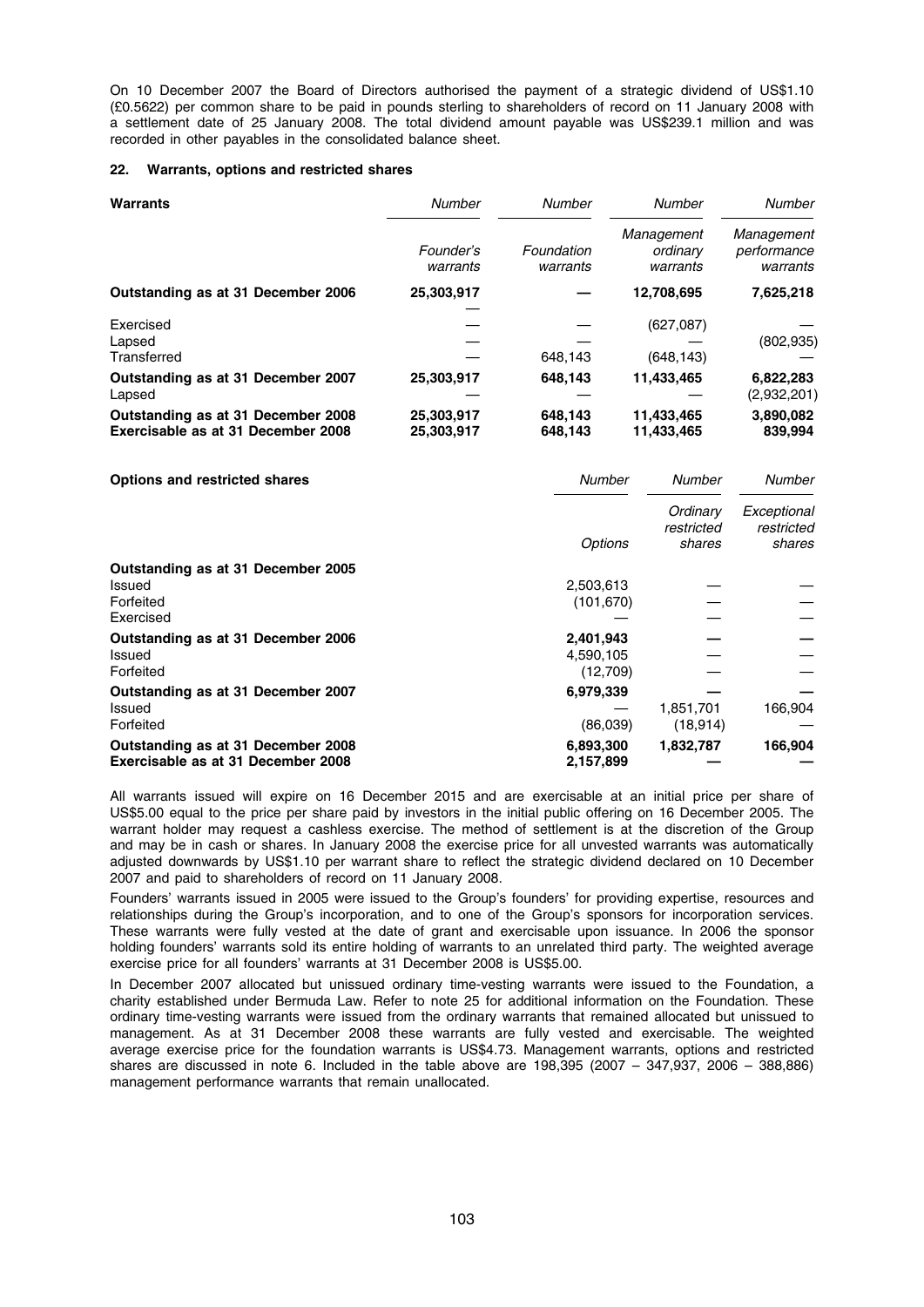On 10 December 2007 the Board of Directors authorised the payment of a strategic dividend of US$1.10 (£0.5622) per common share to be paid in pounds sterling to shareholders of record on 11 January 2008 with a settlement date of 25 January 2008. The total dividend amount payable was US$239.1 million and was recorded in other payables in the consolidated balance sheet.

### 22. Warrants, options and restricted shares

| **Warrants** | *Number* | *Number* | *Number* | *Number* |
|---|---|---|---|---|
| | *Founder's warrants* | *Foundation warrants* | *Management ordinary warrants* | *Management performance warrants* |
| **Outstanding as at 31 December 2006** | **25,303,917** | **—** | **12,708,695** | **7,625,218** |
| Exercised | — | — | (627,087) | — |
| Lapsed | — | — | — | (802,935) |
| Transferred | — | 648,143 | (648,143) | — |
| **Outstanding as at 31 December 2007** | **25,303,917** | **648,143** | **11,433,465** | **6,822,283** |
| Lapsed | — | — | — | (2,932,201) |
| **Outstanding as at 31 December 2008** | **25,303,917** | **648,143** | **11,433,465** | **3,890,082** |
| **Exercisable as at 31 December 2008** | **25,303,917** | **648,143** | **11,433,465** | **839,994** |

| **Options and restricted shares** | *Number* | *Number* | *Number* |
|---|---|---|---|
| | *Options* | *Ordinary restricted shares* | *Exceptional restricted shares* |
| **Outstanding as at 31 December 2005** | | | |
| Issued | 2,503,613 | — | — |
| Forfeited | (101,670) | — | — |
| Exercised | — | — | — |
| **Outstanding as at 31 December 2006** | **2,401,943** | **—** | **—** |
| Issued | 4,590,105 | — | — |
| Forfeited | (12,709) | — | — |
| **Outstanding as at 31 December 2007** | **6,979,339** | **—** | **—** |
| Issued | — | 1,851,701 | 166,904 |
| Forfeited | (86,039) | (18,914) | — |
| **Outstanding as at 31 December 2008** | **6,893,300** | **1,832,787** | **166,904** |
| **Exercisable as at 31 December 2008** | **2,157,899** | **—** | **—** |

All warrants issued will expire on 16 December 2015 and are exercisable at an initial price per share of US$5.00 equal to the price per share paid by investors in the initial public offering on 16 December 2005. The warrant holder may request a cashless exercise. The method of settlement is at the discretion of the Group and may be in cash or shares. In January 2008 the exercise price for all unvested warrants was automatically adjusted downwards by US$1.10 per warrant share to reflect the strategic dividend declared on 10 December 2007 and paid to shareholders of record on 11 January 2008.

Founders' warrants issued in 2005 were issued to the Group's founders' for providing expertise, resources and relationships during the Group's incorporation, and to one of the Group's sponsors for incorporation services. These warrants were fully vested at the date of grant and exercisable upon issuance. In 2006 the sponsor holding founders' warrants sold its entire holding of warrants to an unrelated third party. The weighted average exercise price for all founders' warrants at 31 December 2008 is US$5.00.

In December 2007 allocated but unissued ordinary time-vesting warrants were issued to the Foundation, a charity established under Bermuda Law. Refer to note 25 for additional information on the Foundation. These ordinary time-vesting warrants were issued from the ordinary warrants that remained allocated but unissued to management. As at 31 December 2008 these warrants are fully vested and exercisable. The weighted average exercise price for the foundation warrants is US$4.73. Management warrants, options and restricted shares are discussed in note 6. Included in the table above are 198,395 (2007 – 347,937, 2006 – 388,886) management performance warrants that remain unallocated.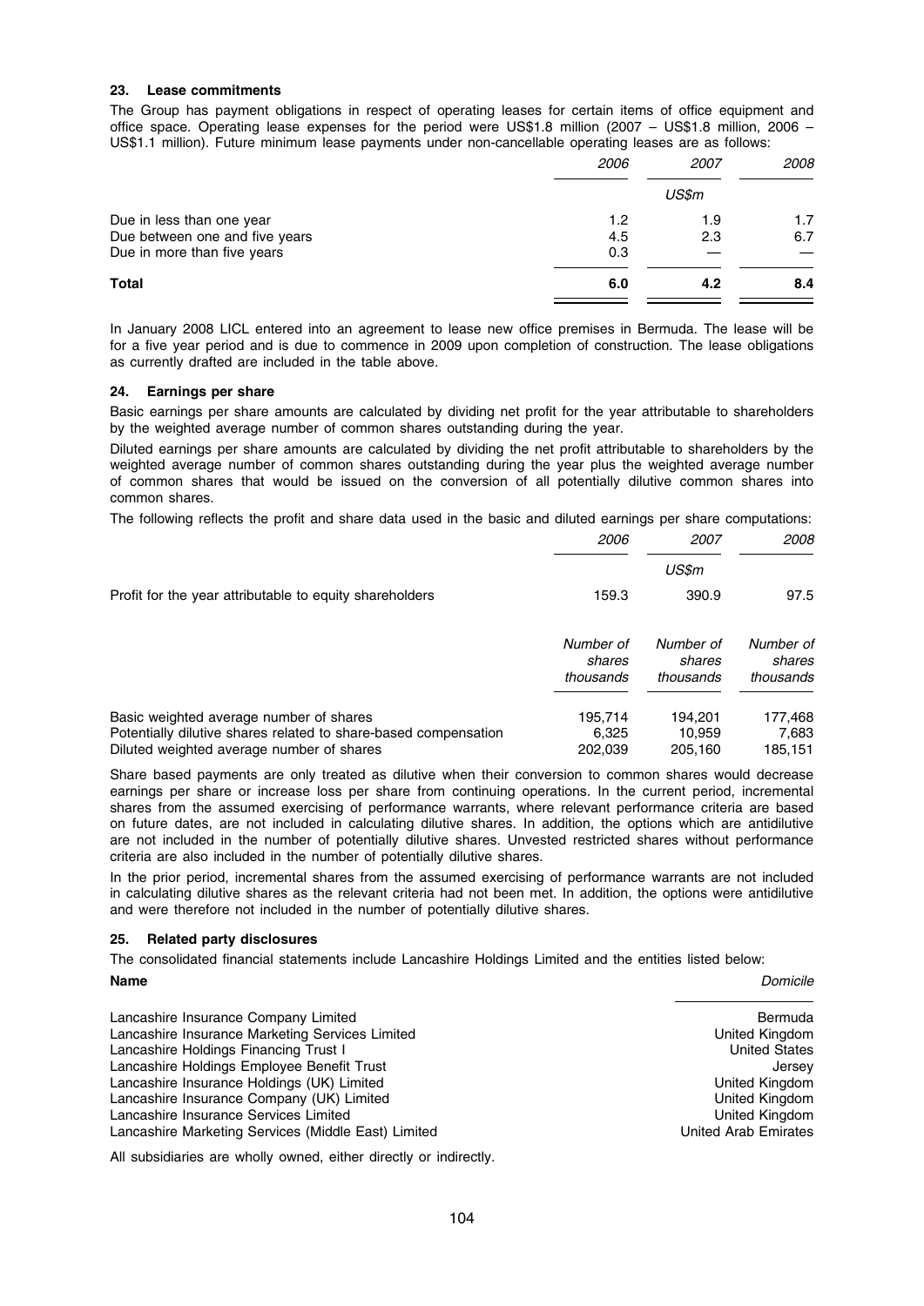### 23. Lease commitments

The Group has payment obligations in respect of operating leases for certain items of office equipment and office space. Operating lease expenses for the period were US$1.8 million (2007 – US$1.8 million, 2006 – US$1.1 million). Future minimum lease payments under non-cancellable operating leases are as follows:

| | *2006* | *2007* | *2008* |
|---|---|---|---|
| | | *US$m* | |
| Due in less than one year | 1.2 | 1.9 | 1.7 |
| Due between one and five years | 4.5 | 2.3 | 6.7 |
| Due in more than five years | 0.3 | — | — |
| **Total** | **6.0** | **4.2** | **8.4** |

In January 2008 LICL entered into an agreement to lease new office premises in Bermuda. The lease will be for a five year period and is due to commence in 2009 upon completion of construction. The lease obligations as currently drafted are included in the table above.

### 24. Earnings per share

Basic earnings per share amounts are calculated by dividing net profit for the year attributable to shareholders by the weighted average number of common shares outstanding during the year.

Diluted earnings per share amounts are calculated by dividing the net profit attributable to shareholders by the weighted average number of common shares outstanding during the year plus the weighted average number of common shares that would be issued on the conversion of all potentially dilutive common shares into common shares.

The following reflects the profit and share data used in the basic and diluted earnings per share computations:

| | *2006* | *2007* | *2008* |
|---|---|---|---|
| | | *US$m* | |
| Profit for the year attributable to equity shareholders | 159.3 | 390.9 | 97.5 |
| | *Number of shares thousands* | *Number of shares thousands* | *Number of shares thousands* |
| Basic weighted average number of shares | 195,714 | 194,201 | 177,468 |
| Potentially dilutive shares related to share-based compensation | 6,325 | 10,959 | 7,683 |
| Diluted weighted average number of shares | 202,039 | 205,160 | 185,151 |

Share based payments are only treated as dilutive when their conversion to common shares would decrease earnings per share or increase loss per share from continuing operations. In the current period, incremental shares from the assumed exercising of performance warrants, where relevant performance criteria are based on future dates, are not included in calculating dilutive shares. In addition, the options which are antidilutive are not included in the number of potentially dilutive shares. Unvested restricted shares without performance criteria are also included in the number of potentially dilutive shares.

In the prior period, incremental shares from the assumed exercising of performance warrants are not included in calculating dilutive shares as the relevant criteria had not been met. In addition, the options were antidilutive and were therefore not included in the number of potentially dilutive shares.

### 25. Related party disclosures

The consolidated financial statements include Lancashire Holdings Limited and the entities listed below:

| **Name** | *Domicile* |
|---|---|
| Lancashire Insurance Company Limited | Bermuda |
| Lancashire Insurance Marketing Services Limited | United Kingdom |
| Lancashire Holdings Financing Trust I | United States |
| Lancashire Holdings Employee Benefit Trust | Jersey |
| Lancashire Insurance Holdings (UK) Limited | United Kingdom |
| Lancashire Insurance Company (UK) Limited | United Kingdom |
| Lancashire Insurance Services Limited | United Kingdom |
| Lancashire Marketing Services (Middle East) Limited | United Arab Emirates |

All subsidiaries are wholly owned, either directly or indirectly.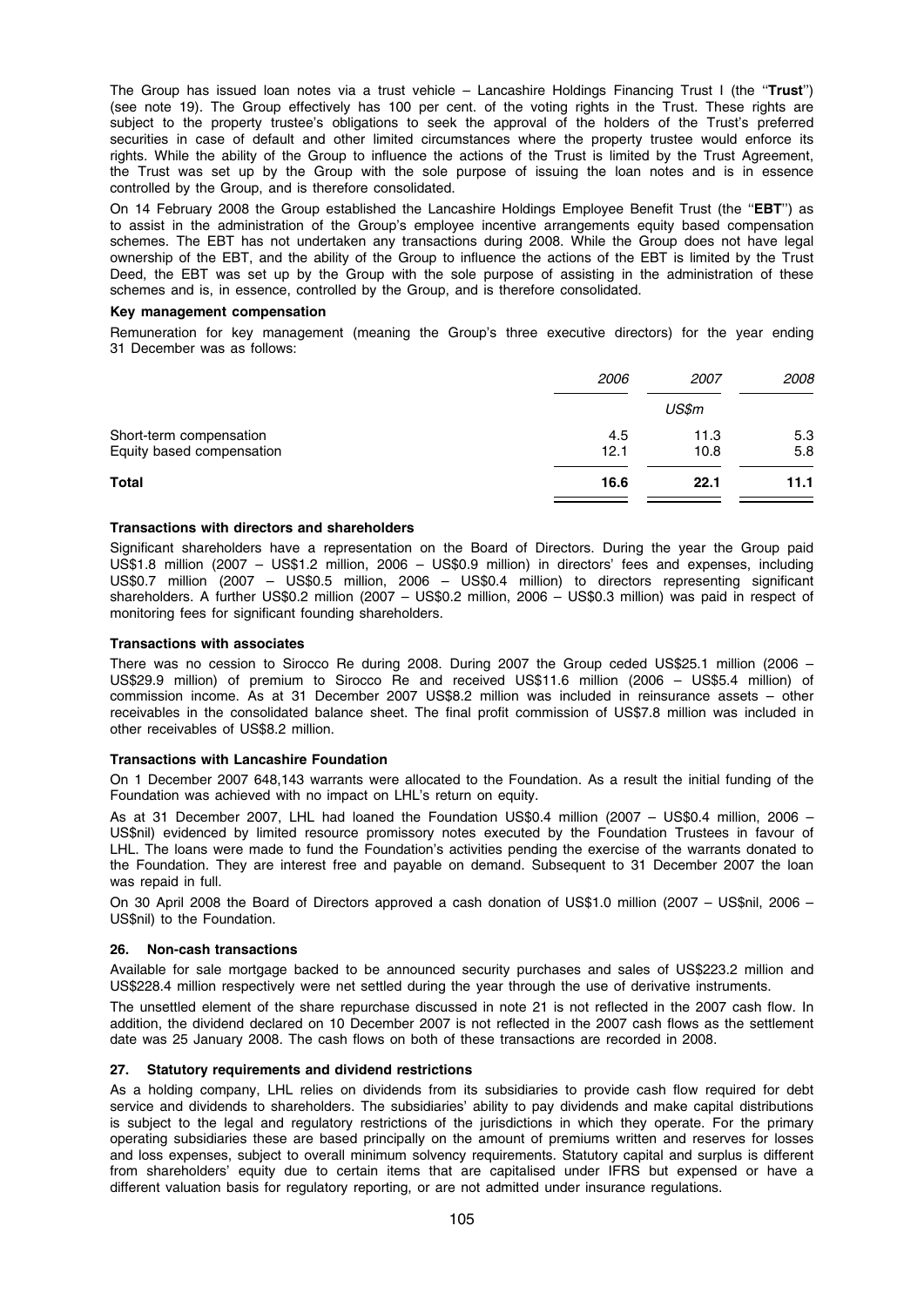The Group has issued loan notes via a trust vehicle – Lancashire Holdings Financing Trust I (the "**Trust**") (see note 19). The Group effectively has 100 per cent. of the voting rights in the Trust. These rights are subject to the property trustee's obligations to seek the approval of the holders of the Trust's preferred securities in case of default and other limited circumstances where the property trustee would enforce its rights. While the ability of the Group to influence the actions of the Trust is limited by the Trust Agreement, the Trust was set up by the Group with the sole purpose of issuing the loan notes and is in essence controlled by the Group, and is therefore consolidated.

On 14 February 2008 the Group established the Lancashire Holdings Employee Benefit Trust (the "**EBT**") as to assist in the administration of the Group's employee incentive arrangements equity based compensation schemes. The EBT has not undertaken any transactions during 2008. While the Group does not have legal ownership of the EBT, and the ability of the Group to influence the actions of the EBT is limited by the Trust Deed, the EBT was set up by the Group with the sole purpose of assisting in the administration of these schemes and is, in essence, controlled by the Group, and is therefore consolidated.

**Key management compensation**

Remuneration for key management (meaning the Group's three executive directors) for the year ending 31 December was as follows:

| | *2006* | *2007* | *2008* |
|---|---|---|---|
| | | *US$m* | |
| Short-term compensation | 4.5 | 11.3 | 5.3 |
| Equity based compensation | 12.1 | 10.8 | 5.8 |
| **Total** | **16.6** | **22.1** | **11.1** |

**Transactions with directors and shareholders**

Significant shareholders have a representation on the Board of Directors. During the year the Group paid US$1.8 million (2007 – US$1.2 million, 2006 – US$0.9 million) in directors' fees and expenses, including US$0.7 million (2007 – US$0.5 million, 2006 – US$0.4 million) to directors representing significant shareholders. A further US$0.2 million (2007 – US$0.2 million, 2006 – US$0.3 million) was paid in respect of monitoring fees for significant founding shareholders.

**Transactions with associates**

There was no cession to Sirocco Re during 2008. During 2007 the Group ceded US$25.1 million (2006 – US$29.9 million) of premium to Sirocco Re and received US$11.6 million (2006 – US$5.4 million) of commission income. As at 31 December 2007 US$8.2 million was included in reinsurance assets – other receivables in the consolidated balance sheet. The final profit commission of US$7.8 million was included in other receivables of US$8.2 million.

**Transactions with Lancashire Foundation**

On 1 December 2007 648,143 warrants were allocated to the Foundation. As a result the initial funding of the Foundation was achieved with no impact on LHL's return on equity.

As at 31 December 2007, LHL had loaned the Foundation US$0.4 million (2007 – US$0.4 million, 2006 – US$nil) evidenced by limited resource promissory notes executed by the Foundation Trustees in favour of LHL. The loans were made to fund the Foundation's activities pending the exercise of the warrants donated to the Foundation. They are interest free and payable on demand. Subsequent to 31 December 2007 the loan was repaid in full.

On 30 April 2008 the Board of Directors approved a cash donation of US$1.0 million (2007 – US$nil, 2006 – US$nil) to the Foundation.

## 26. Non-cash transactions

Available for sale mortgage backed to be announced security purchases and sales of US$223.2 million and US$228.4 million respectively were net settled during the year through the use of derivative instruments.

The unsettled element of the share repurchase discussed in note 21 is not reflected in the 2007 cash flow. In addition, the dividend declared on 10 December 2007 is not reflected in the 2007 cash flows as the settlement date was 25 January 2008. The cash flows on both of these transactions are recorded in 2008.

## 27. Statutory requirements and dividend restrictions

As a holding company, LHL relies on dividends from its subsidiaries to provide cash flow required for debt service and dividends to shareholders. The subsidiaries' ability to pay dividends and make capital distributions is subject to the legal and regulatory restrictions of the jurisdictions in which they operate. For the primary operating subsidiaries these are based principally on the amount of premiums written and reserves for losses and loss expenses, subject to overall minimum solvency requirements. Statutory capital and surplus is different from shareholders' equity due to certain items that are capitalised under IFRS but expensed or have a different valuation basis for regulatory reporting, or are not admitted under insurance regulations.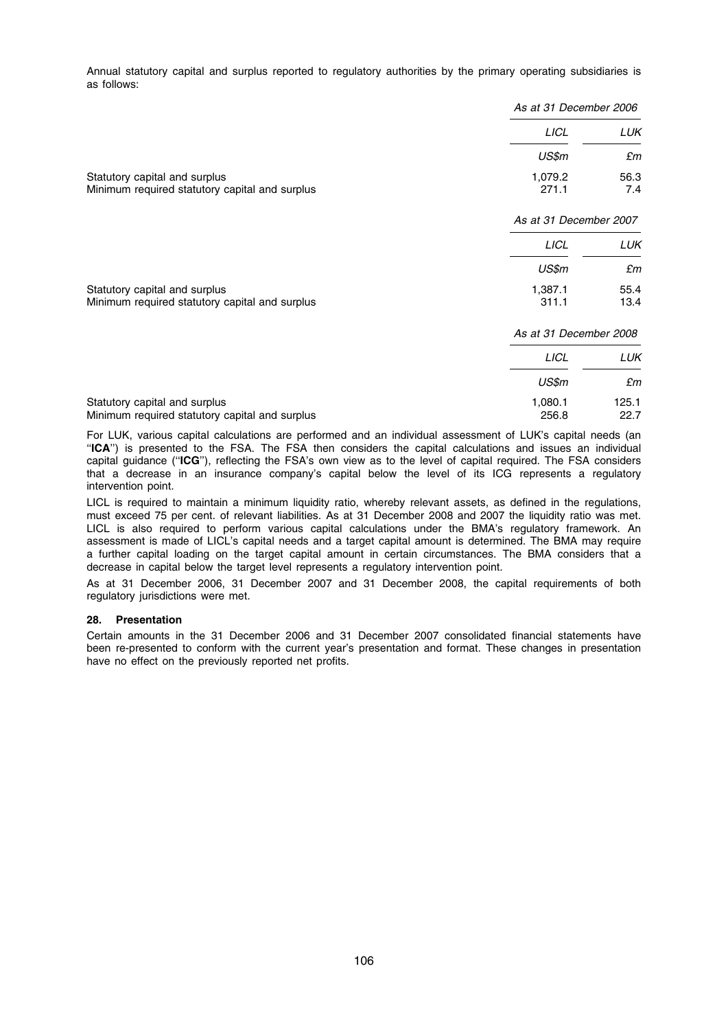Annual statutory capital and surplus reported to regulatory authorities by the primary operating subsidiaries is as follows:

| | *As at 31 December 2006* | |
|---|---|---|
| | *LICL* | *LUK* |
| | *US$m* | *£m* |
| Statutory capital and surplus | 1,079.2 | 56.3 |
| Minimum required statutory capital and surplus | 271.1 | 7.4 |
| | *As at 31 December 2007* | |
| | *LICL* | *LUK* |
| | *US$m* | *£m* |
| Statutory capital and surplus | 1,387.1 | 55.4 |
| Minimum required statutory capital and surplus | 311.1 | 13.4 |
| | *As at 31 December 2008* | |
| | *LICL* | *LUK* |
| | *US$m* | *£m* |
| Statutory capital and surplus | 1,080.1 | 125.1 |
| Minimum required statutory capital and surplus | 256.8 | 22.7 |

For LUK, various capital calculations are performed and an individual assessment of LUK's capital needs (an ''**ICA**'') is presented to the FSA. The FSA then considers the capital calculations and issues an individual capital guidance (''**ICG**''), reflecting the FSA's own view as to the level of capital required. The FSA considers that a decrease in an insurance company's capital below the level of its ICG represents a regulatory intervention point.

LICL is required to maintain a minimum liquidity ratio, whereby relevant assets, as defined in the regulations, must exceed 75 per cent. of relevant liabilities. As at 31 December 2008 and 2007 the liquidity ratio was met. LICL is also required to perform various capital calculations under the BMA's regulatory framework. An assessment is made of LICL's capital needs and a target capital amount is determined. The BMA may require a further capital loading on the target capital amount in certain circumstances. The BMA considers that a decrease in capital below the target level represents a regulatory intervention point.

As at 31 December 2006, 31 December 2007 and 31 December 2008, the capital requirements of both regulatory jurisdictions were met.

## 28. Presentation

Certain amounts in the 31 December 2006 and 31 December 2007 consolidated financial statements have been re-presented to conform with the current year's presentation and format. These changes in presentation have no effect on the previously reported net profits.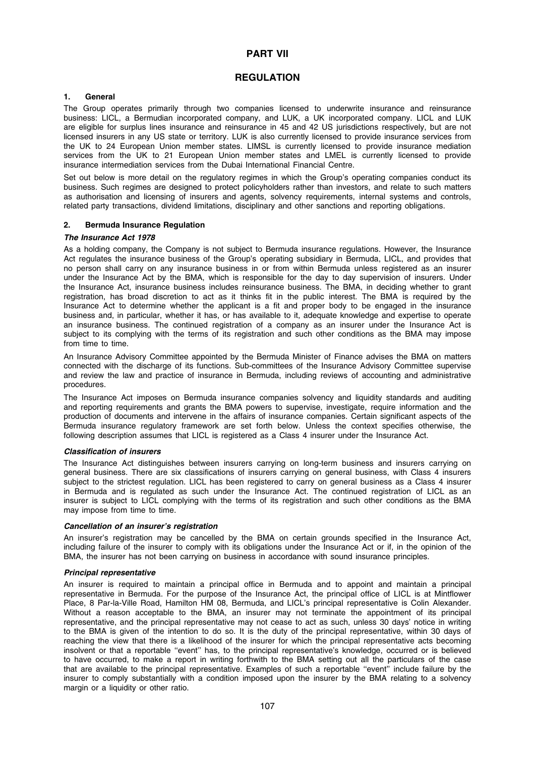# PART VII

# REGULATION

## 1. General

The Group operates primarily through two companies licensed to underwrite insurance and reinsurance business: LICL, a Bermudian incorporated company, and LUK, a UK incorporated company. LICL and LUK are eligible for surplus lines insurance and reinsurance in 45 and 42 US jurisdictions respectively, but are not licensed insurers in any US state or territory. LUK is also currently licensed to provide insurance services from the UK to 24 European Union member states. LIMSL is currently licensed to provide insurance mediation services from the UK to 21 European Union member states and LMEL is currently licensed to provide insurance intermediation services from the Dubai International Financial Centre.

Set out below is more detail on the regulatory regimes in which the Group's operating companies conduct its business. Such regimes are designed to protect policyholders rather than investors, and relate to such matters as authorisation and licensing of insurers and agents, solvency requirements, internal systems and controls, related party transactions, dividend limitations, disciplinary and other sanctions and reporting obligations.

## 2. Bermuda Insurance Regulation

### *The Insurance Act 1978*

As a holding company, the Company is not subject to Bermuda insurance regulations. However, the Insurance Act regulates the insurance business of the Group's operating subsidiary in Bermuda, LICL, and provides that no person shall carry on any insurance business in or from within Bermuda unless registered as an insurer under the Insurance Act by the BMA, which is responsible for the day to day supervision of insurers. Under the Insurance Act, insurance business includes reinsurance business. The BMA, in deciding whether to grant registration, has broad discretion to act as it thinks fit in the public interest. The BMA is required by the Insurance Act to determine whether the applicant is a fit and proper body to be engaged in the insurance business and, in particular, whether it has, or has available to it, adequate knowledge and expertise to operate an insurance business. The continued registration of a company as an insurer under the Insurance Act is subject to its complying with the terms of its registration and such other conditions as the BMA may impose from time to time.

An Insurance Advisory Committee appointed by the Bermuda Minister of Finance advises the BMA on matters connected with the discharge of its functions. Sub-committees of the Insurance Advisory Committee supervise and review the law and practice of insurance in Bermuda, including reviews of accounting and administrative procedures.

The Insurance Act imposes on Bermuda insurance companies solvency and liquidity standards and auditing and reporting requirements and grants the BMA powers to supervise, investigate, require information and the production of documents and intervene in the affairs of insurance companies. Certain significant aspects of the Bermuda insurance regulatory framework are set forth below. Unless the context specifies otherwise, the following description assumes that LICL is registered as a Class 4 insurer under the Insurance Act.

### *Classification of insurers*

The Insurance Act distinguishes between insurers carrying on long-term business and insurers carrying on general business. There are six classifications of insurers carrying on general business, with Class 4 insurers subject to the strictest regulation. LICL has been registered to carry on general business as a Class 4 insurer in Bermuda and is regulated as such under the Insurance Act. The continued registration of LICL as an insurer is subject to LICL complying with the terms of its registration and such other conditions as the BMA may impose from time to time.

### *Cancellation of an insurer's registration*

An insurer's registration may be cancelled by the BMA on certain grounds specified in the Insurance Act, including failure of the insurer to comply with its obligations under the Insurance Act or if, in the opinion of the BMA, the insurer has not been carrying on business in accordance with sound insurance principles.

### *Principal representative*

An insurer is required to maintain a principal office in Bermuda and to appoint and maintain a principal representative in Bermuda. For the purpose of the Insurance Act, the principal office of LICL is at Mintflower Place, 8 Par-la-Ville Road, Hamilton HM 08, Bermuda, and LICL's principal representative is Colin Alexander. Without a reason acceptable to the BMA, an insurer may not terminate the appointment of its principal representative, and the principal representative may not cease to act as such, unless 30 days' notice in writing to the BMA is given of the intention to do so. It is the duty of the principal representative, within 30 days of reaching the view that there is a likelihood of the insurer for which the principal representative acts becoming insolvent or that a reportable ''event'' has, to the principal representative's knowledge, occurred or is believed to have occurred, to make a report in writing forthwith to the BMA setting out all the particulars of the case that are available to the principal representative. Examples of such a reportable ''event'' include failure by the insurer to comply substantially with a condition imposed upon the insurer by the BMA relating to a solvency margin or a liquidity or other ratio.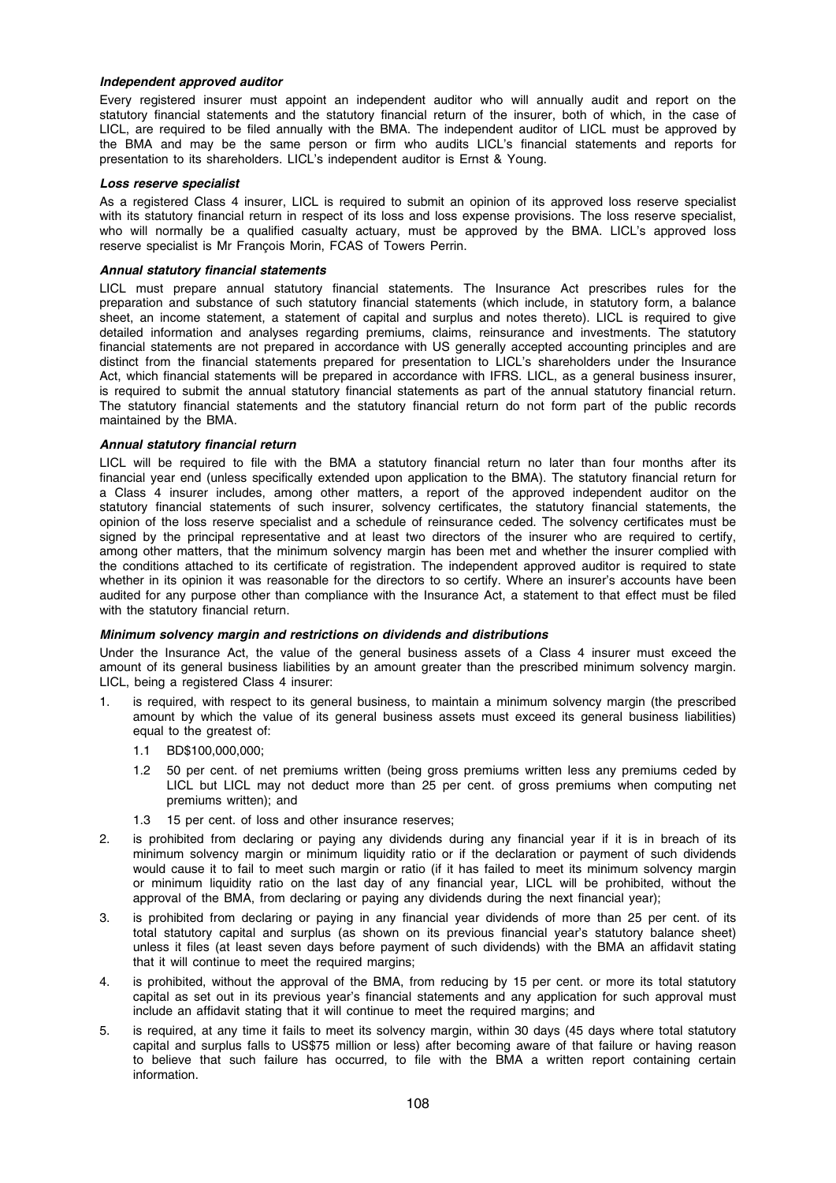***Independent approved auditor***

Every registered insurer must appoint an independent auditor who will annually audit and report on the statutory financial statements and the statutory financial return of the insurer, both of which, in the case of LICL, are required to be filed annually with the BMA. The independent auditor of LICL must be approved by the BMA and may be the same person or firm who audits LICL's financial statements and reports for presentation to its shareholders. LICL's independent auditor is Ernst & Young.

***Loss reserve specialist***

As a registered Class 4 insurer, LICL is required to submit an opinion of its approved loss reserve specialist with its statutory financial return in respect of its loss and loss expense provisions. The loss reserve specialist, who will normally be a qualified casualty actuary, must be approved by the BMA. LICL's approved loss reserve specialist is Mr François Morin, FCAS of Towers Perrin.

***Annual statutory financial statements***

LICL must prepare annual statutory financial statements. The Insurance Act prescribes rules for the preparation and substance of such statutory financial statements (which include, in statutory form, a balance sheet, an income statement, a statement of capital and surplus and notes thereto). LICL is required to give detailed information and analyses regarding premiums, claims, reinsurance and investments. The statutory financial statements are not prepared in accordance with US generally accepted accounting principles and are distinct from the financial statements prepared for presentation to LICL's shareholders under the Insurance Act, which financial statements will be prepared in accordance with IFRS. LICL, as a general business insurer, is required to submit the annual statutory financial statements as part of the annual statutory financial return. The statutory financial statements and the statutory financial return do not form part of the public records maintained by the BMA.

***Annual statutory financial return***

LICL will be required to file with the BMA a statutory financial return no later than four months after its financial year end (unless specifically extended upon application to the BMA). The statutory financial return for a Class 4 insurer includes, among other matters, a report of the approved independent auditor on the statutory financial statements of such insurer, solvency certificates, the statutory financial statements, the opinion of the loss reserve specialist and a schedule of reinsurance ceded. The solvency certificates must be signed by the principal representative and at least two directors of the insurer who are required to certify, among other matters, that the minimum solvency margin has been met and whether the insurer complied with the conditions attached to its certificate of registration. The independent approved auditor is required to state whether in its opinion it was reasonable for the directors to so certify. Where an insurer's accounts have been audited for any purpose other than compliance with the Insurance Act, a statement to that effect must be filed with the statutory financial return.

***Minimum solvency margin and restrictions on dividends and distributions***

Under the Insurance Act, the value of the general business assets of a Class 4 insurer must exceed the amount of its general business liabilities by an amount greater than the prescribed minimum solvency margin. LICL, being a registered Class 4 insurer:

1. is required, with respect to its general business, to maintain a minimum solvency margin (the prescribed amount by which the value of its general business assets must exceed its general business liabilities) equal to the greatest of:
   - 1.1 BD$100,000,000;
   - 1.2 50 per cent. of net premiums written (being gross premiums written less any premiums ceded by LICL but LICL may not deduct more than 25 per cent. of gross premiums when computing net premiums written); and
   - 1.3 15 per cent. of loss and other insurance reserves;
2. is prohibited from declaring or paying any dividends during any financial year if it is in breach of its minimum solvency margin or minimum liquidity ratio or if the declaration or payment of such dividends would cause it to fail to meet such margin or ratio (if it has failed to meet its minimum solvency margin or minimum liquidity ratio on the last day of any financial year, LICL will be prohibited, without the approval of the BMA, from declaring or paying any dividends during the next financial year);
3. is prohibited from declaring or paying in any financial year dividends of more than 25 per cent. of its total statutory capital and surplus (as shown on its previous financial year's statutory balance sheet) unless it files (at least seven days before payment of such dividends) with the BMA an affidavit stating that it will continue to meet the required margins;
4. is prohibited, without the approval of the BMA, from reducing by 15 per cent. or more its total statutory capital as set out in its previous year's financial statements and any application for such approval must include an affidavit stating that it will continue to meet the required margins; and
5. is required, at any time it fails to meet its solvency margin, within 30 days (45 days where total statutory capital and surplus falls to US$75 million or less) after becoming aware of that failure or having reason to believe that such failure has occurred, to file with the BMA a written report containing certain information.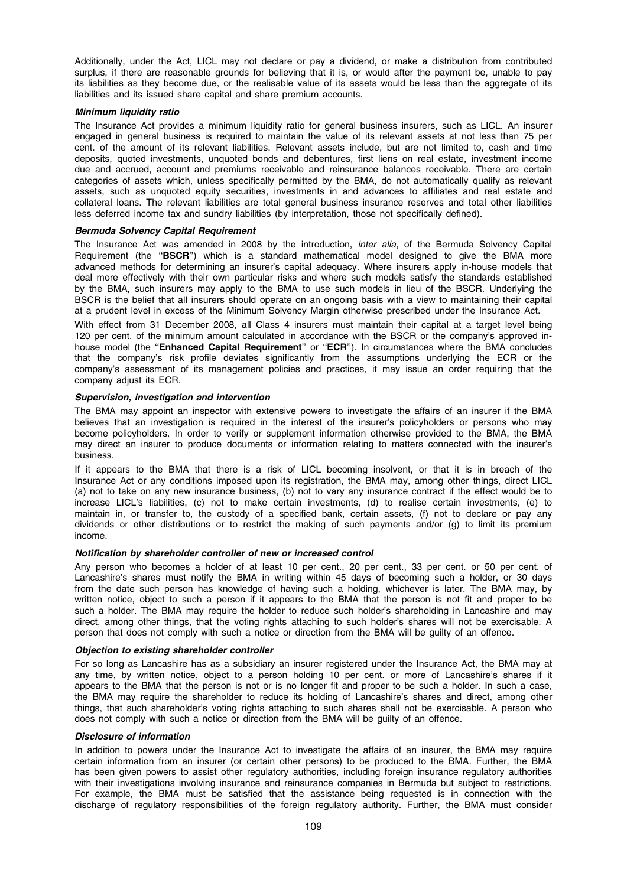Additionally, under the Act, LICL may not declare or pay a dividend, or make a distribution from contributed surplus, if there are reasonable grounds for believing that it is, or would after the payment be, unable to pay its liabilities as they become due, or the realisable value of its assets would be less than the aggregate of its liabilities and its issued share capital and share premium accounts.

***Minimum liquidity ratio***

The Insurance Act provides a minimum liquidity ratio for general business insurers, such as LICL. An insurer engaged in general business is required to maintain the value of its relevant assets at not less than 75 per cent. of the amount of its relevant liabilities. Relevant assets include, but are not limited to, cash and time deposits, quoted investments, unquoted bonds and debentures, first liens on real estate, investment income due and accrued, account and premiums receivable and reinsurance balances receivable. There are certain categories of assets which, unless specifically permitted by the BMA, do not automatically qualify as relevant assets, such as unquoted equity securities, investments in and advances to affiliates and real estate and collateral loans. The relevant liabilities are total general business insurance reserves and total other liabilities less deferred income tax and sundry liabilities (by interpretation, those not specifically defined).

***Bermuda Solvency Capital Requirement***

The Insurance Act was amended in 2008 by the introduction, *inter alia*, of the Bermuda Solvency Capital Requirement (the "**BSCR**") which is a standard mathematical model designed to give the BMA more advanced methods for determining an insurer's capital adequacy. Where insurers apply in-house models that deal more effectively with their own particular risks and where such models satisfy the standards established by the BMA, such insurers may apply to the BMA to use such models in lieu of the BSCR. Underlying the BSCR is the belief that all insurers should operate on an ongoing basis with a view to maintaining their capital at a prudent level in excess of the Minimum Solvency Margin otherwise prescribed under the Insurance Act.

With effect from 31 December 2008, all Class 4 insurers must maintain their capital at a target level being 120 per cent. of the minimum amount calculated in accordance with the BSCR or the company's approved in-house model (the "**Enhanced Capital Requirement**" or "**ECR**"). In circumstances where the BMA concludes that the company's risk profile deviates significantly from the assumptions underlying the ECR or the company's assessment of its management policies and practices, it may issue an order requiring that the company adjust its ECR.

***Supervision, investigation and intervention***

The BMA may appoint an inspector with extensive powers to investigate the affairs of an insurer if the BMA believes that an investigation is required in the interest of the insurer's policyholders or persons who may become policyholders. In order to verify or supplement information otherwise provided to the BMA, the BMA may direct an insurer to produce documents or information relating to matters connected with the insurer's business.

If it appears to the BMA that there is a risk of LICL becoming insolvent, or that it is in breach of the Insurance Act or any conditions imposed upon its registration, the BMA may, among other things, direct LICL (a) not to take on any new insurance business, (b) not to vary any insurance contract if the effect would be to increase LICL's liabilities, (c) not to make certain investments, (d) to realise certain investments, (e) to maintain in, or transfer to, the custody of a specified bank, certain assets, (f) not to declare or pay any dividends or other distributions or to restrict the making of such payments and/or (g) to limit its premium income.

***Notification by shareholder controller of new or increased control***

Any person who becomes a holder of at least 10 per cent., 20 per cent., 33 per cent. or 50 per cent. of Lancashire's shares must notify the BMA in writing within 45 days of becoming such a holder, or 30 days from the date such person has knowledge of having such a holding, whichever is later. The BMA may, by written notice, object to such a person if it appears to the BMA that the person is not fit and proper to be such a holder. The BMA may require the holder to reduce such holder's shareholding in Lancashire and may direct, among other things, that the voting rights attaching to such holder's shares will not be exercisable. A person that does not comply with such a notice or direction from the BMA will be guilty of an offence.

***Objection to existing shareholder controller***

For so long as Lancashire has as a subsidiary an insurer registered under the Insurance Act, the BMA may at any time, by written notice, object to a person holding 10 per cent. or more of Lancashire's shares if it appears to the BMA that the person is not or is no longer fit and proper to be such a holder. In such a case, the BMA may require the shareholder to reduce its holding of Lancashire's shares and direct, among other things, that such shareholder's voting rights attaching to such shares shall not be exercisable. A person who does not comply with such a notice or direction from the BMA will be guilty of an offence.

***Disclosure of information***

In addition to powers under the Insurance Act to investigate the affairs of an insurer, the BMA may require certain information from an insurer (or certain other persons) to be produced to the BMA. Further, the BMA has been given powers to assist other regulatory authorities, including foreign insurance regulatory authorities with their investigations involving insurance and reinsurance companies in Bermuda but subject to restrictions. For example, the BMA must be satisfied that the assistance being requested is in connection with the discharge of regulatory responsibilities of the foreign regulatory authority. Further, the BMA must consider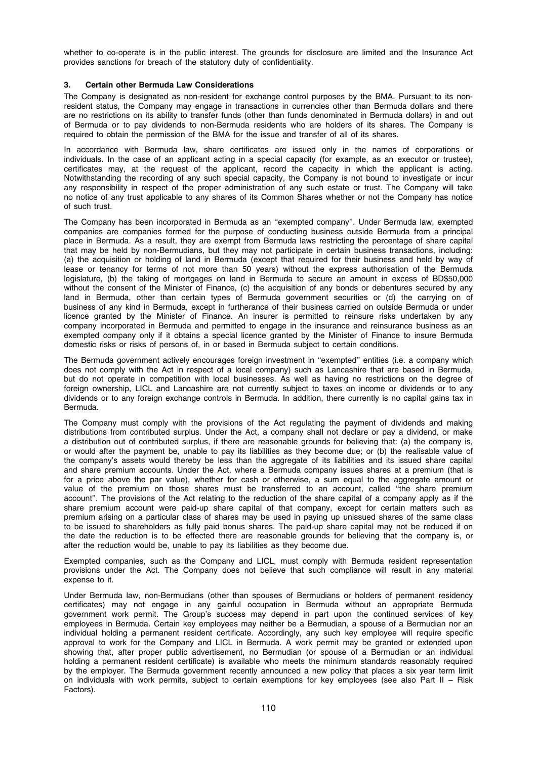whether to co-operate is in the public interest. The grounds for disclosure are limited and the Insurance Act provides sanctions for breach of the statutory duty of confidentiality.

### 3. Certain other Bermuda Law Considerations

The Company is designated as non-resident for exchange control purposes by the BMA. Pursuant to its non-resident status, the Company may engage in transactions in currencies other than Bermuda dollars and there are no restrictions on its ability to transfer funds (other than funds denominated in Bermuda dollars) in and out of Bermuda or to pay dividends to non-Bermuda residents who are holders of its shares. The Company is required to obtain the permission of the BMA for the issue and transfer of all of its shares.

In accordance with Bermuda law, share certificates are issued only in the names of corporations or individuals. In the case of an applicant acting in a special capacity (for example, as an executor or trustee), certificates may, at the request of the applicant, record the capacity in which the applicant is acting. Notwithstanding the recording of any such special capacity, the Company is not bound to investigate or incur any responsibility in respect of the proper administration of any such estate or trust. The Company will take no notice of any trust applicable to any shares of its Common Shares whether or not the Company has notice of such trust.

The Company has been incorporated in Bermuda as an ''exempted company''. Under Bermuda law, exempted companies are companies formed for the purpose of conducting business outside Bermuda from a principal place in Bermuda. As a result, they are exempt from Bermuda laws restricting the percentage of share capital that may be held by non-Bermudians, but they may not participate in certain business transactions, including: (a) the acquisition or holding of land in Bermuda (except that required for their business and held by way of lease or tenancy for terms of not more than 50 years) without the express authorisation of the Bermuda legislature, (b) the taking of mortgages on land in Bermuda to secure an amount in excess of BD$50,000 without the consent of the Minister of Finance, (c) the acquisition of any bonds or debentures secured by any land in Bermuda, other than certain types of Bermuda government securities or (d) the carrying on of business of any kind in Bermuda, except in furtherance of their business carried on outside Bermuda or under licence granted by the Minister of Finance. An insurer is permitted to reinsure risks undertaken by any company incorporated in Bermuda and permitted to engage in the insurance and reinsurance business as an exempted company only if it obtains a special licence granted by the Minister of Finance to insure Bermuda domestic risks or risks of persons of, in or based in Bermuda subject to certain conditions.

The Bermuda government actively encourages foreign investment in ''exempted'' entities (i.e. a company which does not comply with the Act in respect of a local company) such as Lancashire that are based in Bermuda, but do not operate in competition with local businesses. As well as having no restrictions on the degree of foreign ownership, LICL and Lancashire are not currently subject to taxes on income or dividends or to any dividends or to any foreign exchange controls in Bermuda. In addition, there currently is no capital gains tax in Bermuda.

The Company must comply with the provisions of the Act regulating the payment of dividends and making distributions from contributed surplus. Under the Act, a company shall not declare or pay a dividend, or make a distribution out of contributed surplus, if there are reasonable grounds for believing that: (a) the company is, or would after the payment be, unable to pay its liabilities as they become due; or (b) the realisable value of the company's assets would thereby be less than the aggregate of its liabilities and its issued share capital and share premium accounts. Under the Act, where a Bermuda company issues shares at a premium (that is for a price above the par value), whether for cash or otherwise, a sum equal to the aggregate amount or value of the premium on those shares must be transferred to an account, called ''the share premium account''. The provisions of the Act relating to the reduction of the share capital of a company apply as if the share premium account were paid-up share capital of that company, except for certain matters such as premium arising on a particular class of shares may be used in paying up unissued shares of the same class to be issued to shareholders as fully paid bonus shares. The paid-up share capital may not be reduced if on the date the reduction is to be effected there are reasonable grounds for believing that the company is, or after the reduction would be, unable to pay its liabilities as they become due.

Exempted companies, such as the Company and LICL, must comply with Bermuda resident representation provisions under the Act. The Company does not believe that such compliance will result in any material expense to it.

Under Bermuda law, non-Bermudians (other than spouses of Bermudians or holders of permanent residency certificates) may not engage in any gainful occupation in Bermuda without an appropriate Bermuda government work permit. The Group's success may depend in part upon the continued services of key employees in Bermuda. Certain key employees may neither be a Bermudian, a spouse of a Bermudian nor an individual holding a permanent resident certificate. Accordingly, any such key employee will require specific approval to work for the Company and LICL in Bermuda. A work permit may be granted or extended upon showing that, after proper public advertisement, no Bermudian (or spouse of a Bermudian or an individual holding a permanent resident certificate) is available who meets the minimum standards reasonably required by the employer. The Bermuda government recently announced a new policy that places a six year term limit on individuals with work permits, subject to certain exemptions for key employees (see also Part II – Risk Factors).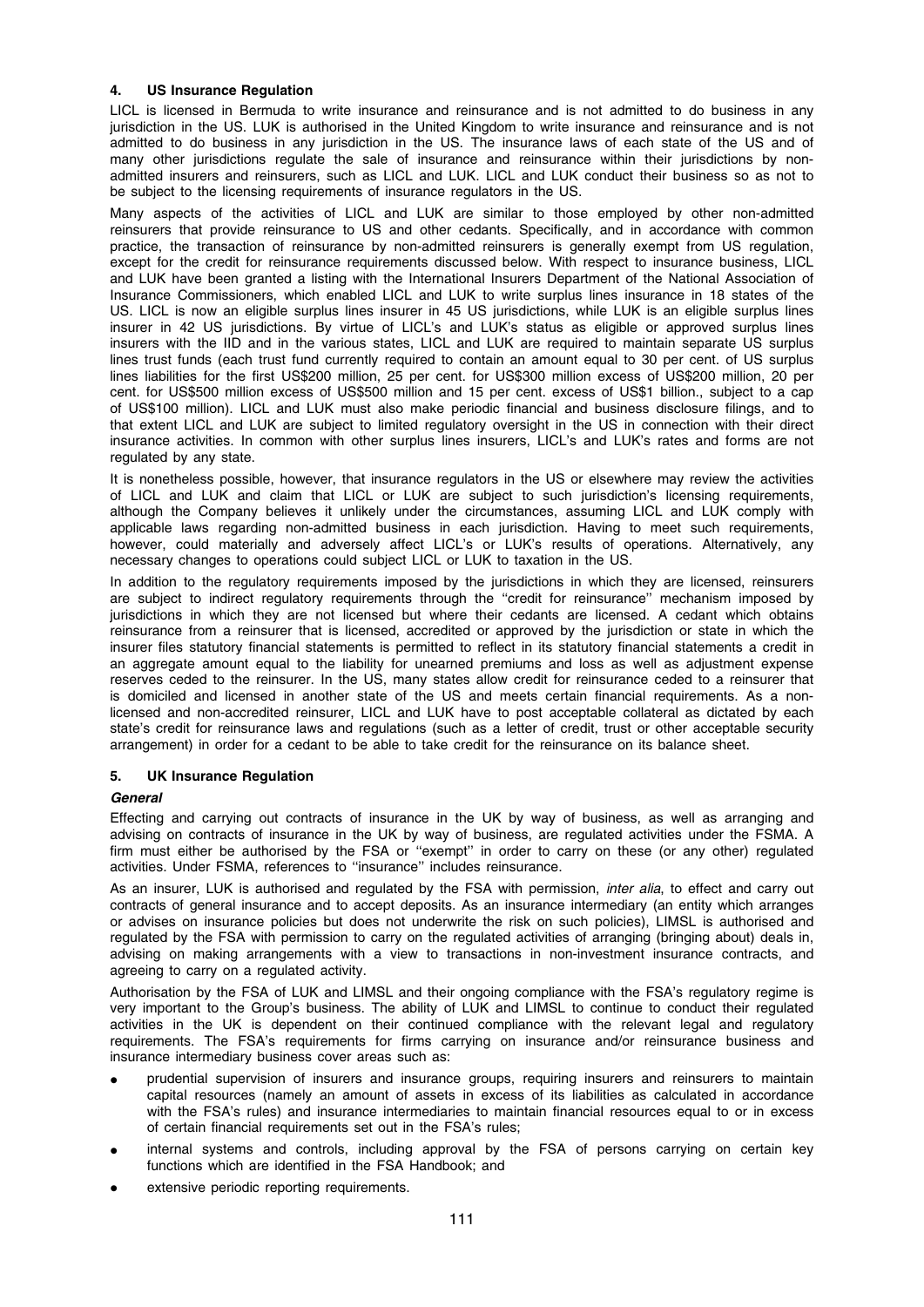## 4. US Insurance Regulation

LICL is licensed in Bermuda to write insurance and reinsurance and is not admitted to do business in any jurisdiction in the US. LUK is authorised in the United Kingdom to write insurance and reinsurance and is not admitted to do business in any jurisdiction in the US. The insurance laws of each state of the US and of many other jurisdictions regulate the sale of insurance and reinsurance within their jurisdictions by non-admitted insurers and reinsurers, such as LICL and LUK. LICL and LUK conduct their business so as not to be subject to the licensing requirements of insurance regulators in the US.

Many aspects of the activities of LICL and LUK are similar to those employed by other non-admitted reinsurers that provide reinsurance to US and other cedants. Specifically, and in accordance with common practice, the transaction of reinsurance by non-admitted reinsurers is generally exempt from US regulation, except for the credit for reinsurance requirements discussed below. With respect to insurance business, LICL and LUK have been granted a listing with the International Insurers Department of the National Association of Insurance Commissioners, which enabled LICL and LUK to write surplus lines insurance in 18 states of the US. LICL is now an eligible surplus lines insurer in 45 US jurisdictions, while LUK is an eligible surplus lines insurer in 42 US jurisdictions. By virtue of LICL's and LUK's status as eligible or approved surplus lines insurers with the IID and in the various states, LICL and LUK are required to maintain separate US surplus lines trust funds (each trust fund currently required to contain an amount equal to 30 per cent. of US surplus lines liabilities for the first US$200 million, 25 per cent. for US$300 million excess of US$200 million, 20 per cent. for US$500 million excess of US$500 million and 15 per cent. excess of US$1 billion., subject to a cap of US$100 million). LICL and LUK must also make periodic financial and business disclosure filings, and to that extent LICL and LUK are subject to limited regulatory oversight in the US in connection with their direct insurance activities. In common with other surplus lines insurers, LICL's and LUK's rates and forms are not regulated by any state.

It is nonetheless possible, however, that insurance regulators in the US or elsewhere may review the activities of LICL and LUK and claim that LICL or LUK are subject to such jurisdiction's licensing requirements, although the Company believes it unlikely under the circumstances, assuming LICL and LUK comply with applicable laws regarding non-admitted business in each jurisdiction. Having to meet such requirements, however, could materially and adversely affect LICL's or LUK's results of operations. Alternatively, any necessary changes to operations could subject LICL or LUK to taxation in the US.

In addition to the regulatory requirements imposed by the jurisdictions in which they are licensed, reinsurers are subject to indirect regulatory requirements through the ''credit for reinsurance'' mechanism imposed by jurisdictions in which they are not licensed but where their cedants are licensed. A cedant which obtains reinsurance from a reinsurer that is licensed, accredited or approved by the jurisdiction or state in which the insurer files statutory financial statements is permitted to reflect in its statutory financial statements a credit in an aggregate amount equal to the liability for unearned premiums and loss as well as adjustment expense reserves ceded to the reinsurer. In the US, many states allow credit for reinsurance ceded to a reinsurer that is domiciled and licensed in another state of the US and meets certain financial requirements. As a non-licensed and non-accredited reinsurer, LICL and LUK have to post acceptable collateral as dictated by each state's credit for reinsurance laws and regulations (such as a letter of credit, trust or other acceptable security arrangement) in order for a cedant to be able to take credit for the reinsurance on its balance sheet.

## 5. UK Insurance Regulation

***General***

Effecting and carrying out contracts of insurance in the UK by way of business, as well as arranging and advising on contracts of insurance in the UK by way of business, are regulated activities under the FSMA. A firm must either be authorised by the FSA or ''exempt'' in order to carry on these (or any other) regulated activities. Under FSMA, references to ''insurance'' includes reinsurance.

As an insurer, LUK is authorised and regulated by the FSA with permission, *inter alia*, to effect and carry out contracts of general insurance and to accept deposits. As an insurance intermediary (an entity which arranges or advises on insurance policies but does not underwrite the risk on such policies), LIMSL is authorised and regulated by the FSA with permission to carry on the regulated activities of arranging (bringing about) deals in, advising on making arrangements with a view to transactions in non-investment insurance contracts, and agreeing to carry on a regulated activity.

Authorisation by the FSA of LUK and LIMSL and their ongoing compliance with the FSA's regulatory regime is very important to the Group's business. The ability of LUK and LIMSL to continue to conduct their regulated activities in the UK is dependent on their continued compliance with the relevant legal and regulatory requirements. The FSA's requirements for firms carrying on insurance and/or reinsurance business and insurance intermediary business cover areas such as:

- prudential supervision of insurers and insurance groups, requiring insurers and reinsurers to maintain capital resources (namely an amount of assets in excess of its liabilities as calculated in accordance with the FSA's rules) and insurance intermediaries to maintain financial resources equal to or in excess of certain financial requirements set out in the FSA's rules;
- internal systems and controls, including approval by the FSA of persons carrying on certain key functions which are identified in the FSA Handbook; and
- extensive periodic reporting requirements.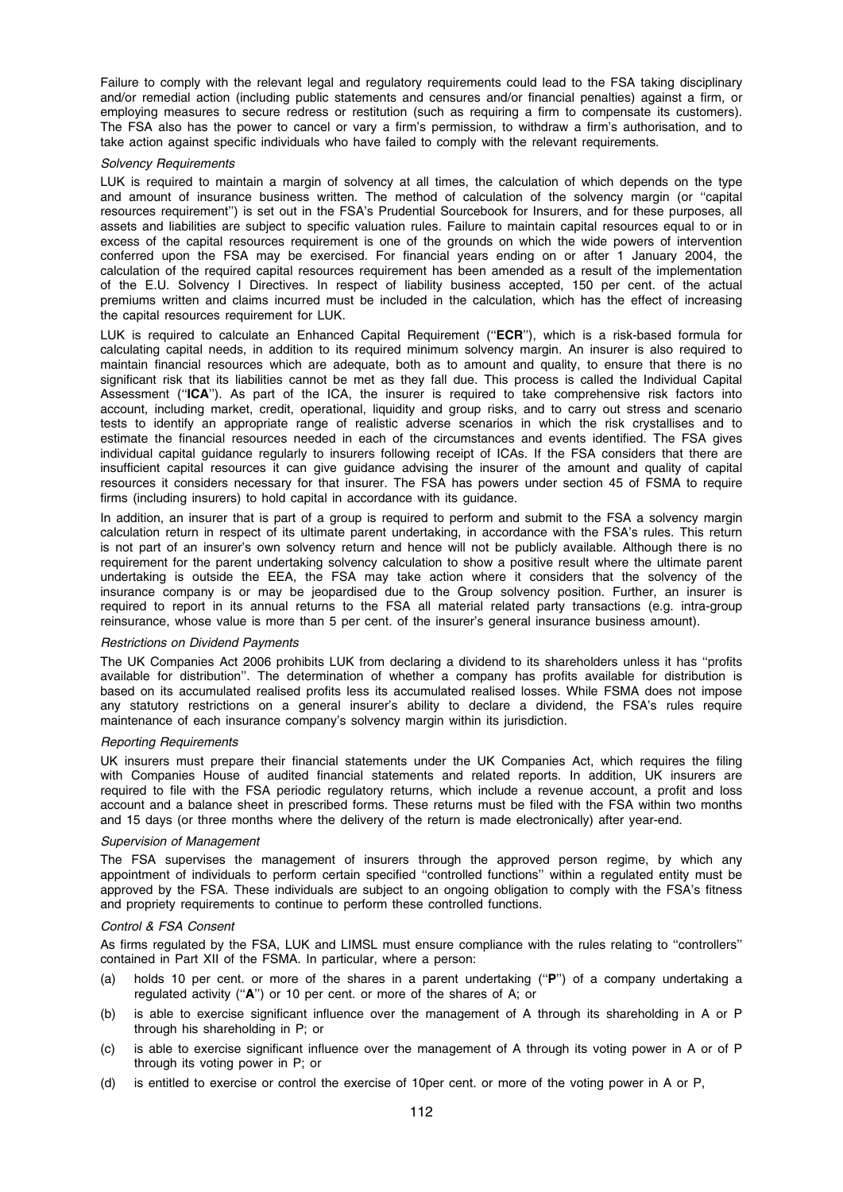Failure to comply with the relevant legal and regulatory requirements could lead to the FSA taking disciplinary and/or remedial action (including public statements and censures and/or financial penalties) against a firm, or employing measures to secure redress or restitution (such as requiring a firm to compensate its customers). The FSA also has the power to cancel or vary a firm's permission, to withdraw a firm's authorisation, and to take action against specific individuals who have failed to comply with the relevant requirements.

*Solvency Requirements*

LUK is required to maintain a margin of solvency at all times, the calculation of which depends on the type and amount of insurance business written. The method of calculation of the solvency margin (or ''capital resources requirement'') is set out in the FSA's Prudential Sourcebook for Insurers, and for these purposes, all assets and liabilities are subject to specific valuation rules. Failure to maintain capital resources equal to or in excess of the capital resources requirement is one of the grounds on which the wide powers of intervention conferred upon the FSA may be exercised. For financial years ending on or after 1 January 2004, the calculation of the required capital resources requirement has been amended as a result of the implementation of the E.U. Solvency I Directives. In respect of liability business accepted, 150 per cent. of the actual premiums written and claims incurred must be included in the calculation, which has the effect of increasing the capital resources requirement for LUK.

LUK is required to calculate an Enhanced Capital Requirement (''**ECR**''), which is a risk-based formula for calculating capital needs, in addition to its required minimum solvency margin. An insurer is also required to maintain financial resources which are adequate, both as to amount and quality, to ensure that there is no significant risk that its liabilities cannot be met as they fall due. This process is called the Individual Capital Assessment (''**ICA**''). As part of the ICA, the insurer is required to take comprehensive risk factors into account, including market, credit, operational, liquidity and group risks, and to carry out stress and scenario tests to identify an appropriate range of realistic adverse scenarios in which the risk crystallises and to estimate the financial resources needed in each of the circumstances and events identified. The FSA gives individual capital guidance regularly to insurers following receipt of ICAs. If the FSA considers that there are insufficient capital resources it can give guidance advising the insurer of the amount and quality of capital resources it considers necessary for that insurer. The FSA has powers under section 45 of FSMA to require firms (including insurers) to hold capital in accordance with its guidance.

In addition, an insurer that is part of a group is required to perform and submit to the FSA a solvency margin calculation return in respect of its ultimate parent undertaking, in accordance with the FSA's rules. This return is not part of an insurer's own solvency return and hence will not be publicly available. Although there is no requirement for the parent undertaking solvency calculation to show a positive result where the ultimate parent undertaking is outside the EEA, the FSA may take action where it considers that the solvency of the insurance company is or may be jeopardised due to the Group solvency position. Further, an insurer is required to report in its annual returns to the FSA all material related party transactions (e.g. intra-group reinsurance, whose value is more than 5 per cent. of the insurer's general insurance business amount).

*Restrictions on Dividend Payments*

The UK Companies Act 2006 prohibits LUK from declaring a dividend to its shareholders unless it has ''profits available for distribution''. The determination of whether a company has profits available for distribution is based on its accumulated realised profits less its accumulated realised losses. While FSMA does not impose any statutory restrictions on a general insurer's ability to declare a dividend, the FSA's rules require maintenance of each insurance company's solvency margin within its jurisdiction.

*Reporting Requirements*

UK insurers must prepare their financial statements under the UK Companies Act, which requires the filing with Companies House of audited financial statements and related reports. In addition, UK insurers are required to file with the FSA periodic regulatory returns, which include a revenue account, a profit and loss account and a balance sheet in prescribed forms. These returns must be filed with the FSA within two months and 15 days (or three months where the delivery of the return is made electronically) after year-end.

*Supervision of Management*

The FSA supervises the management of insurers through the approved person regime, by which any appointment of individuals to perform certain specified ''controlled functions'' within a regulated entity must be approved by the FSA. These individuals are subject to an ongoing obligation to comply with the FSA's fitness and propriety requirements to continue to perform these controlled functions.

*Control & FSA Consent*

As firms regulated by the FSA, LUK and LIMSL must ensure compliance with the rules relating to ''controllers'' contained in Part XII of the FSMA. In particular, where a person:

(a) holds 10 per cent. or more of the shares in a parent undertaking (''**P**'') of a company undertaking a regulated activity (''**A**'') or 10 per cent. or more of the shares of A; or

(b) is able to exercise significant influence over the management of A through its shareholding in A or P through his shareholding in P; or

(c) is able to exercise significant influence over the management of A through its voting power in A or of P through its voting power in P; or

(d) is entitled to exercise or control the exercise of 10per cent. or more of the voting power in A or P,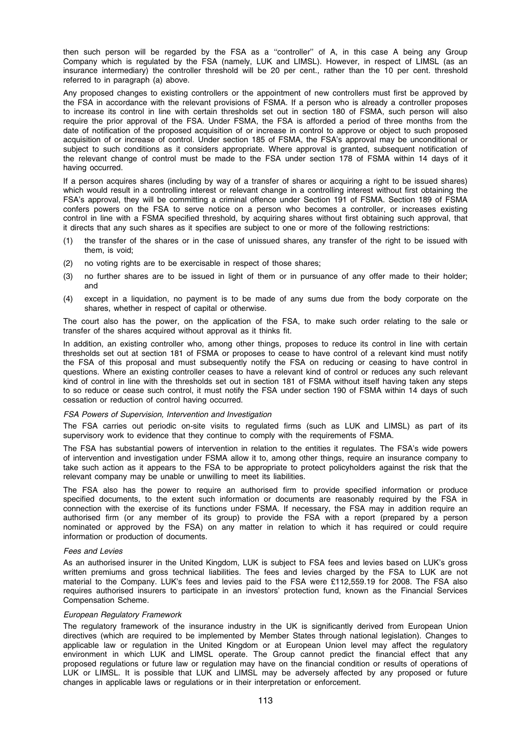then such person will be regarded by the FSA as a ''controller'' of A, in this case A being any Group Company which is regulated by the FSA (namely, LUK and LIMSL). However, in respect of LIMSL (as an insurance intermediary) the controller threshold will be 20 per cent., rather than the 10 per cent. threshold referred to in paragraph (a) above.

Any proposed changes to existing controllers or the appointment of new controllers must first be approved by the FSA in accordance with the relevant provisions of FSMA. If a person who is already a controller proposes to increase its control in line with certain thresholds set out in section 180 of FSMA, such person will also require the prior approval of the FSA. Under FSMA, the FSA is afforded a period of three months from the date of notification of the proposed acquisition of or increase in control to approve or object to such proposed acquisition of or increase of control. Under section 185 of FSMA, the FSA's approval may be unconditional or subject to such conditions as it considers appropriate. Where approval is granted, subsequent notification of the relevant change of control must be made to the FSA under section 178 of FSMA within 14 days of it having occurred.

If a person acquires shares (including by way of a transfer of shares or acquiring a right to be issued shares) which would result in a controlling interest or relevant change in a controlling interest without first obtaining the FSA's approval, they will be committing a criminal offence under Section 191 of FSMA. Section 189 of FSMA confers powers on the FSA to serve notice on a person who becomes a controller, or increases existing control in line with a FSMA specified threshold, by acquiring shares without first obtaining such approval, that it directs that any such shares as it specifies are subject to one or more of the following restrictions:

(1) the transfer of the shares or in the case of unissued shares, any transfer of the right to be issued with them, is void;

(2) no voting rights are to be exercisable in respect of those shares;

(3) no further shares are to be issued in light of them or in pursuance of any offer made to their holder; and

(4) except in a liquidation, no payment is to be made of any sums due from the body corporate on the shares, whether in respect of capital or otherwise.

The court also has the power, on the application of the FSA, to make such order relating to the sale or transfer of the shares acquired without approval as it thinks fit.

In addition, an existing controller who, among other things, proposes to reduce its control in line with certain thresholds set out at section 181 of FSMA or proposes to cease to have control of a relevant kind must notify the FSA of this proposal and must subsequently notify the FSA on reducing or ceasing to have control in questions. Where an existing controller ceases to have a relevant kind of control or reduces any such relevant kind of control in line with the thresholds set out in section 181 of FSMA without itself having taken any steps to so reduce or cease such control, it must notify the FSA under section 190 of FSMA within 14 days of such cessation or reduction of control having occurred.

*FSA Powers of Supervision, Intervention and Investigation*

The FSA carries out periodic on-site visits to regulated firms (such as LUK and LIMSL) as part of its supervisory work to evidence that they continue to comply with the requirements of FSMA.

The FSA has substantial powers of intervention in relation to the entities it regulates. The FSA's wide powers of intervention and investigation under FSMA allow it to, among other things, require an insurance company to take such action as it appears to the FSA to be appropriate to protect policyholders against the risk that the relevant company may be unable or unwilling to meet its liabilities.

The FSA also has the power to require an authorised firm to provide specified information or produce specified documents, to the extent such information or documents are reasonably required by the FSA in connection with the exercise of its functions under FSMA. If necessary, the FSA may in addition require an authorised firm (or any member of its group) to provide the FSA with a report (prepared by a person nominated or approved by the FSA) on any matter in relation to which it has required or could require information or production of documents.

*Fees and Levies*

As an authorised insurer in the United Kingdom, LUK is subject to FSA fees and levies based on LUK's gross written premiums and gross technical liabilities. The fees and levies charged by the FSA to LUK are not material to the Company. LUK's fees and levies paid to the FSA were £112,559.19 for 2008. The FSA also requires authorised insurers to participate in an investors' protection fund, known as the Financial Services Compensation Scheme.

*European Regulatory Framework*

The regulatory framework of the insurance industry in the UK is significantly derived from European Union directives (which are required to be implemented by Member States through national legislation). Changes to applicable law or regulation in the United Kingdom or at European Union level may affect the regulatory environment in which LUK and LIMSL operate. The Group cannot predict the financial effect that any proposed regulations or future law or regulation may have on the financial condition or results of operations of LUK or LIMSL. It is possible that LUK and LIMSL may be adversely affected by any proposed or future changes in applicable laws or regulations or in their interpretation or enforcement.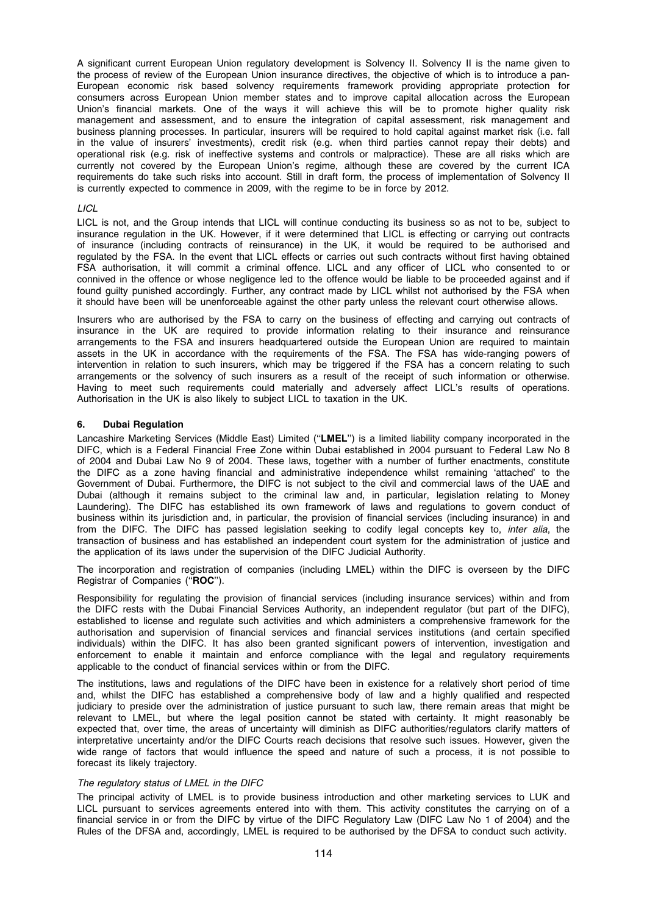A significant current European Union regulatory development is Solvency II. Solvency II is the name given to the process of review of the European Union insurance directives, the objective of which is to introduce a pan-European economic risk based solvency requirements framework providing appropriate protection for consumers across European Union member states and to improve capital allocation across the European Union's financial markets. One of the ways it will achieve this will be to promote higher quality risk management and assessment, and to ensure the integration of capital assessment, risk management and business planning processes. In particular, insurers will be required to hold capital against market risk (i.e. fall in the value of insurers' investments), credit risk (e.g. when third parties cannot repay their debts) and operational risk (e.g. risk of ineffective systems and controls or malpractice). These are all risks which are currently not covered by the European Union's regime, although these are covered by the current ICA requirements do take such risks into account. Still in draft form, the process of implementation of Solvency II is currently expected to commence in 2009, with the regime to be in force by 2012.

*LICL*

LICL is not, and the Group intends that LICL will continue conducting its business so as not to be, subject to insurance regulation in the UK. However, if it were determined that LICL is effecting or carrying out contracts of insurance (including contracts of reinsurance) in the UK, it would be required to be authorised and regulated by the FSA. In the event that LICL effects or carries out such contracts without first having obtained FSA authorisation, it will commit a criminal offence. LICL and any officer of LICL who consented to or connived in the offence or whose negligence led to the offence would be liable to be proceeded against and if found guilty punished accordingly. Further, any contract made by LICL whilst not authorised by the FSA when it should have been will be unenforceable against the other party unless the relevant court otherwise allows.

Insurers who are authorised by the FSA to carry on the business of effecting and carrying out contracts of insurance in the UK are required to provide information relating to their insurance and reinsurance arrangements to the FSA and insurers headquartered outside the European Union are required to maintain assets in the UK in accordance with the requirements of the FSA. The FSA has wide-ranging powers of intervention in relation to such insurers, which may be triggered if the FSA has a concern relating to such arrangements or the solvency of such insurers as a result of the receipt of such information or otherwise. Having to meet such requirements could materially and adversely affect LICL's results of operations. Authorisation in the UK is also likely to subject LICL to taxation in the UK.

## 6. Dubai Regulation

Lancashire Marketing Services (Middle East) Limited (''**LMEL**'') is a limited liability company incorporated in the DIFC, which is a Federal Financial Free Zone within Dubai established in 2004 pursuant to Federal Law No 8 of 2004 and Dubai Law No 9 of 2004. These laws, together with a number of further enactments, constitute the DIFC as a zone having financial and administrative independence whilst remaining 'attached' to the Government of Dubai. Furthermore, the DIFC is not subject to the civil and commercial laws of the UAE and Dubai (although it remains subject to the criminal law and, in particular, legislation relating to Money Laundering). The DIFC has established its own framework of laws and regulations to govern conduct of business within its jurisdiction and, in particular, the provision of financial services (including insurance) in and from the DIFC. The DIFC has passed legislation seeking to codify legal concepts key to, *inter alia*, the transaction of business and has established an independent court system for the administration of justice and the application of its laws under the supervision of the DIFC Judicial Authority.

The incorporation and registration of companies (including LMEL) within the DIFC is overseen by the DIFC Registrar of Companies (''**ROC**'').

Responsibility for regulating the provision of financial services (including insurance services) within and from the DIFC rests with the Dubai Financial Services Authority, an independent regulator (but part of the DIFC), established to license and regulate such activities and which administers a comprehensive framework for the authorisation and supervision of financial services and financial services institutions (and certain specified individuals) within the DIFC. It has also been granted significant powers of intervention, investigation and enforcement to enable it maintain and enforce compliance with the legal and regulatory requirements applicable to the conduct of financial services within or from the DIFC.

The institutions, laws and regulations of the DIFC have been in existence for a relatively short period of time and, whilst the DIFC has established a comprehensive body of law and a highly qualified and respected judiciary to preside over the administration of justice pursuant to such law, there remain areas that might be relevant to LMEL, but where the legal position cannot be stated with certainty. It might reasonably be expected that, over time, the areas of uncertainty will diminish as DIFC authorities/regulators clarify matters of interpretative uncertainty and/or the DIFC Courts reach decisions that resolve such issues. However, given the wide range of factors that would influence the speed and nature of such a process, it is not possible to forecast its likely trajectory.

*The regulatory status of LMEL in the DIFC*

The principal activity of LMEL is to provide business introduction and other marketing services to LUK and LICL pursuant to services agreements entered into with them. This activity constitutes the carrying on of a financial service in or from the DIFC by virtue of the DIFC Regulatory Law (DIFC Law No 1 of 2004) and the Rules of the DFSA and, accordingly, LMEL is required to be authorised by the DFSA to conduct such activity.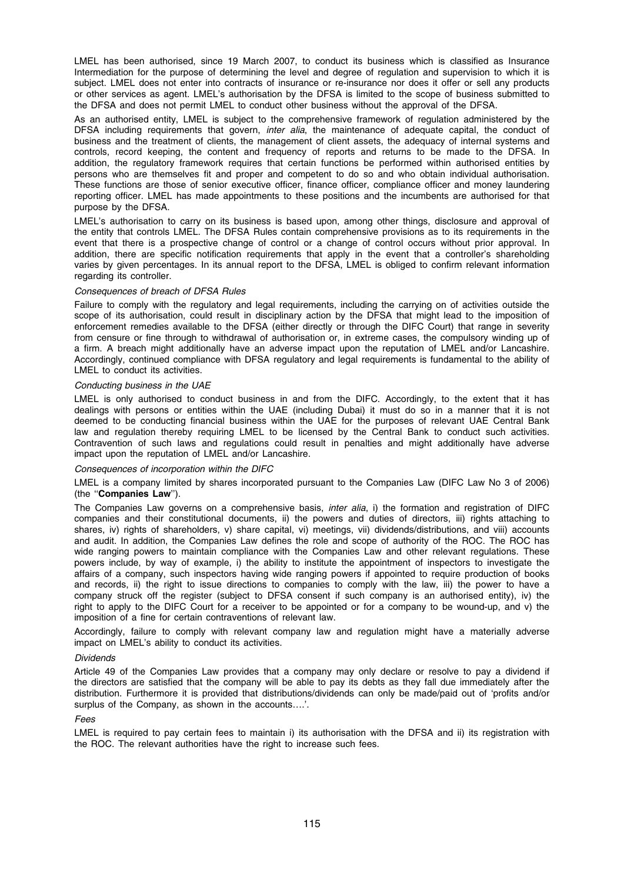LMEL has been authorised, since 19 March 2007, to conduct its business which is classified as Insurance Intermediation for the purpose of determining the level and degree of regulation and supervision to which it is subject. LMEL does not enter into contracts of insurance or re-insurance nor does it offer or sell any products or other services as agent. LMEL's authorisation by the DFSA is limited to the scope of business submitted to the DFSA and does not permit LMEL to conduct other business without the approval of the DFSA.

As an authorised entity, LMEL is subject to the comprehensive framework of regulation administered by the DFSA including requirements that govern, *inter alia*, the maintenance of adequate capital, the conduct of business and the treatment of clients, the management of client assets, the adequacy of internal systems and controls, record keeping, the content and frequency of reports and returns to be made to the DFSA. In addition, the regulatory framework requires that certain functions be performed within authorised entities by persons who are themselves fit and proper and competent to do so and who obtain individual authorisation. These functions are those of senior executive officer, finance officer, compliance officer and money laundering reporting officer. LMEL has made appointments to these positions and the incumbents are authorised for that purpose by the DFSA.

LMEL's authorisation to carry on its business is based upon, among other things, disclosure and approval of the entity that controls LMEL. The DFSA Rules contain comprehensive provisions as to its requirements in the event that there is a prospective change of control or a change of control occurs without prior approval. In addition, there are specific notification requirements that apply in the event that a controller's shareholding varies by given percentages. In its annual report to the DFSA, LMEL is obliged to confirm relevant information regarding its controller.

*Consequences of breach of DFSA Rules*

Failure to comply with the regulatory and legal requirements, including the carrying on of activities outside the scope of its authorisation, could result in disciplinary action by the DFSA that might lead to the imposition of enforcement remedies available to the DFSA (either directly or through the DIFC Court) that range in severity from censure or fine through to withdrawal of authorisation or, in extreme cases, the compulsory winding up of a firm. A breach might additionally have an adverse impact upon the reputation of LMEL and/or Lancashire. Accordingly, continued compliance with DFSA regulatory and legal requirements is fundamental to the ability of LMEL to conduct its activities.

*Conducting business in the UAE*

LMEL is only authorised to conduct business in and from the DIFC. Accordingly, to the extent that it has dealings with persons or entities within the UAE (including Dubai) it must do so in a manner that it is not deemed to be conducting financial business within the UAE for the purposes of relevant UAE Central Bank law and regulation thereby requiring LMEL to be licensed by the Central Bank to conduct such activities. Contravention of such laws and regulations could result in penalties and might additionally have adverse impact upon the reputation of LMEL and/or Lancashire.

*Consequences of incorporation within the DIFC*

LMEL is a company limited by shares incorporated pursuant to the Companies Law (DIFC Law No 3 of 2006) (the ''**Companies Law**'').

The Companies Law governs on a comprehensive basis, *inter alia*, i) the formation and registration of DIFC companies and their constitutional documents, ii) the powers and duties of directors, iii) rights attaching to shares, iv) rights of shareholders, v) share capital, vi) meetings, vii) dividends/distributions, and viii) accounts and audit. In addition, the Companies Law defines the role and scope of authority of the ROC. The ROC has wide ranging powers to maintain compliance with the Companies Law and other relevant regulations. These powers include, by way of example, i) the ability to institute the appointment of inspectors to investigate the affairs of a company, such inspectors having wide ranging powers if appointed to require production of books and records, ii) the right to issue directions to companies to comply with the law, iii) the power to have a company struck off the register (subject to DFSA consent if such company is an authorised entity), iv) the right to apply to the DIFC Court for a receiver to be appointed or for a company to be wound-up, and v) the imposition of a fine for certain contraventions of relevant law.

Accordingly, failure to comply with relevant company law and regulation might have a materially adverse impact on LMEL's ability to conduct its activities.

*Dividends*

Article 49 of the Companies Law provides that a company may only declare or resolve to pay a dividend if the directors are satisfied that the company will be able to pay its debts as they fall due immediately after the distribution. Furthermore it is provided that distributions/dividends can only be made/paid out of 'profits and/or surplus of the Company, as shown in the accounts….'.

*Fees*

LMEL is required to pay certain fees to maintain i) its authorisation with the DFSA and ii) its registration with the ROC. The relevant authorities have the right to increase such fees.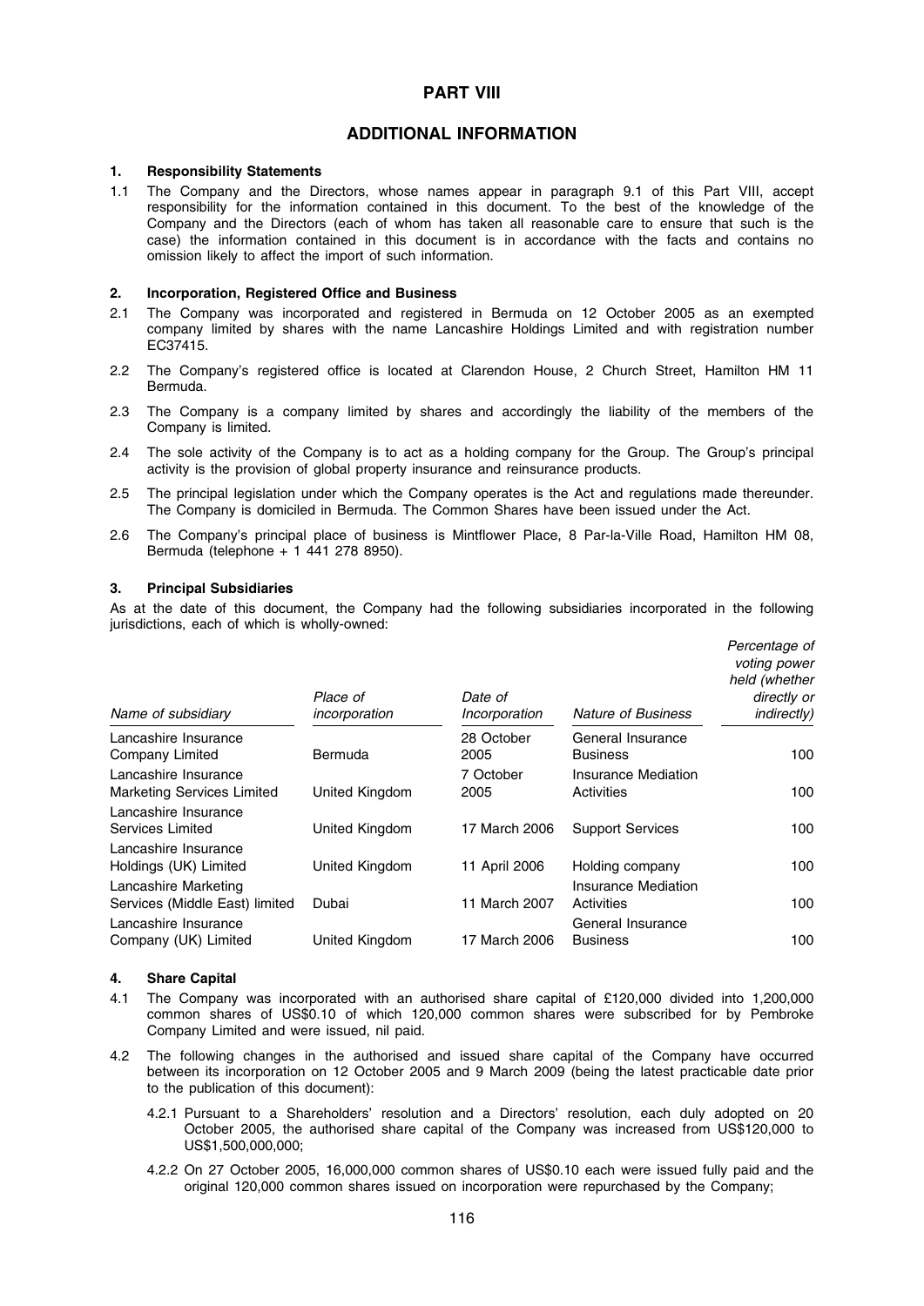# PART VIII

## ADDITIONAL INFORMATION

### 1. Responsibility Statements

1.1 The Company and the Directors, whose names appear in paragraph 9.1 of this Part VIII, accept responsibility for the information contained in this document. To the best of the knowledge of the Company and the Directors (each of whom has taken all reasonable care to ensure that such is the case) the information contained in this document is in accordance with the facts and contains no omission likely to affect the import of such information.

### 2. Incorporation, Registered Office and Business

2.1 The Company was incorporated and registered in Bermuda on 12 October 2005 as an exempted company limited by shares with the name Lancashire Holdings Limited and with registration number EC37415.

2.2 The Company's registered office is located at Clarendon House, 2 Church Street, Hamilton HM 11 Bermuda.

2.3 The Company is a company limited by shares and accordingly the liability of the members of the Company is limited.

2.4 The sole activity of the Company is to act as a holding company for the Group. The Group's principal activity is the provision of global property insurance and reinsurance products.

2.5 The principal legislation under which the Company operates is the Act and regulations made thereunder. The Company is domiciled in Bermuda. The Common Shares have been issued under the Act.

2.6 The Company's principal place of business is Mintflower Place, 8 Par-la-Ville Road, Hamilton HM 08, Bermuda (telephone + 1 441 278 8950).

### 3. Principal Subsidiaries

As at the date of this document, the Company had the following subsidiaries incorporated in the following jurisdictions, each of which is wholly-owned:

| *Name of subsidiary* | *Place of incorporation* | *Date of Incorporation* | *Nature of Business* | *Percentage of voting power held (whether directly or indirectly)* |
|---|---|---|---|---|
| Lancashire Insurance Company Limited | Bermuda | 28 October 2005 | General Insurance Business | 100 |
| Lancashire Insurance Marketing Services Limited | United Kingdom | 7 October 2005 | Insurance Mediation Activities | 100 |
| Lancashire Insurance Services Limited | United Kingdom | 17 March 2006 | Support Services | 100 |
| Lancashire Insurance Holdings (UK) Limited | United Kingdom | 11 April 2006 | Holding company | 100 |
| Lancashire Marketing Services (Middle East) limited | Dubai | 11 March 2007 | Insurance Mediation Activities | 100 |
| Lancashire Insurance Company (UK) Limited | United Kingdom | 17 March 2006 | General Insurance Business | 100 |

### 4. Share Capital

4.1 The Company was incorporated with an authorised share capital of £120,000 divided into 1,200,000 common shares of US$0.10 of which 120,000 common shares were subscribed for by Pembroke Company Limited and were issued, nil paid.

4.2 The following changes in the authorised and issued share capital of the Company have occurred between its incorporation on 12 October 2005 and 9 March 2009 (being the latest practicable date prior to the publication of this document):

4.2.1 Pursuant to a Shareholders' resolution and a Directors' resolution, each duly adopted on 20 October 2005, the authorised share capital of the Company was increased from US$120,000 to US$1,500,000,000;

4.2.2 On 27 October 2005, 16,000,000 common shares of US$0.10 each were issued fully paid and the original 120,000 common shares issued on incorporation were repurchased by the Company;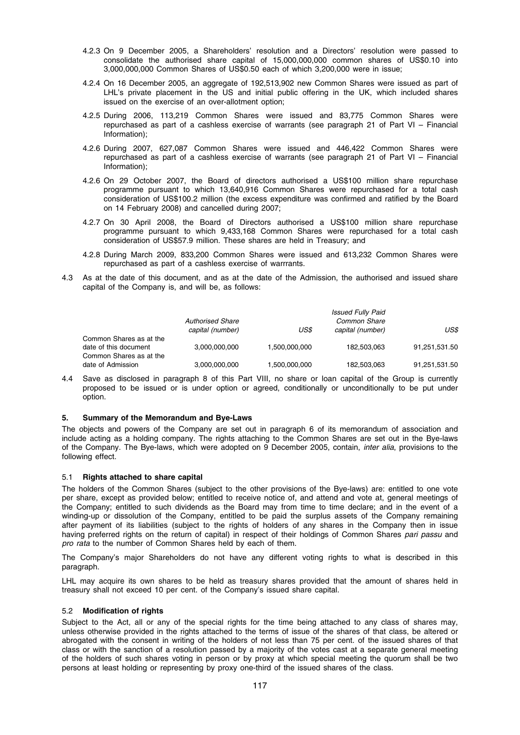4.2.3 On 9 December 2005, a Shareholders' resolution and a Directors' resolution were passed to consolidate the authorised share capital of 15,000,000,000 common shares of US$0.10 into 3,000,000,000 Common Shares of US$0.50 each of which 3,200,000 were in issue;

4.2.4 On 16 December 2005, an aggregate of 192,513,902 new Common Shares were issued as part of LHL's private placement in the US and initial public offering in the UK, which included shares issued on the exercise of an over-allotment option;

4.2.5 During 2006, 113,219 Common Shares were issued and 83,775 Common Shares were repurchased as part of a cashless exercise of warrants (see paragraph 21 of Part VI – Financial Information);

4.2.6 During 2007, 627,087 Common Shares were issued and 446,422 Common Shares were repurchased as part of a cashless exercise of warrants (see paragraph 21 of Part VI – Financial Information);

4.2.6 On 29 October 2007, the Board of directors authorised a US$100 million share repurchase programme pursuant to which 13,640,916 Common Shares were repurchased for a total cash consideration of US$100.2 million (the excess expenditure was confirmed and ratified by the Board on 14 February 2008) and cancelled during 2007;

4.2.7 On 30 April 2008, the Board of Directors authorised a US$100 million share repurchase programme pursuant to which 9,433,168 Common Shares were repurchased for a total cash consideration of US$57.9 million. These shares are held in Treasury; and

4.2.8 During March 2009, 833,200 Common Shares were issued and 613,232 Common Shares were repurchased as part of a cashless exercise of warrrants.

4.3 As at the date of this document, and as at the date of the Admission, the authorised and issued share capital of the Company is, and will be, as follows:

| | *Authorised Share capital (number)* | *US$* | *Issued Fully Paid Common Share capital (number)* | *US$* |
|---|---|---|---|---|
| Common Shares as at the date of this document | 3,000,000,000 | 1,500,000,000 | 182,503,063 | 91,251,531.50 |
| Common Shares as at the date of Admission | 3,000,000,000 | 1,500,000,000 | 182,503,063 | 91,251,531.50 |

4.4 Save as disclosed in paragraph 8 of this Part VIII, no share or loan capital of the Group is currently proposed to be issued or is under option or agreed, conditionally or unconditionally to be put under option.

### 5. Summary of the Memorandum and Bye-Laws

The objects and powers of the Company are set out in paragraph 6 of its memorandum of association and include acting as a holding company. The rights attaching to the Common Shares are set out in the Bye-laws of the Company. The Bye-laws, which were adopted on 9 December 2005, contain, *inter alia*, provisions to the following effect.

#### 5.1 Rights attached to share capital

The holders of the Common Shares (subject to the other provisions of the Bye-laws) are: entitled to one vote per share, except as provided below; entitled to receive notice of, and attend and vote at, general meetings of the Company; entitled to such dividends as the Board may from time to time declare; and in the event of a winding-up or dissolution of the Company, entitled to be paid the surplus assets of the Company remaining after payment of its liabilities (subject to the rights of holders of any shares in the Company then in issue having preferred rights on the return of capital) in respect of their holdings of Common Shares *pari passu* and *pro rata* to the number of Common Shares held by each of them.

The Company's major Shareholders do not have any different voting rights to what is described in this paragraph.

LHL may acquire its own shares to be held as treasury shares provided that the amount of shares held in treasury shall not exceed 10 per cent. of the Company's issued share capital.

#### 5.2 Modification of rights

Subject to the Act, all or any of the special rights for the time being attached to any class of shares may, unless otherwise provided in the rights attached to the terms of issue of the shares of that class, be altered or abrogated with the consent in writing of the holders of not less than 75 per cent. of the issued shares of that class or with the sanction of a resolution passed by a majority of the votes cast at a separate general meeting of the holders of such shares voting in person or by proxy at which special meeting the quorum shall be two persons at least holding or representing by proxy one-third of the issued shares of the class.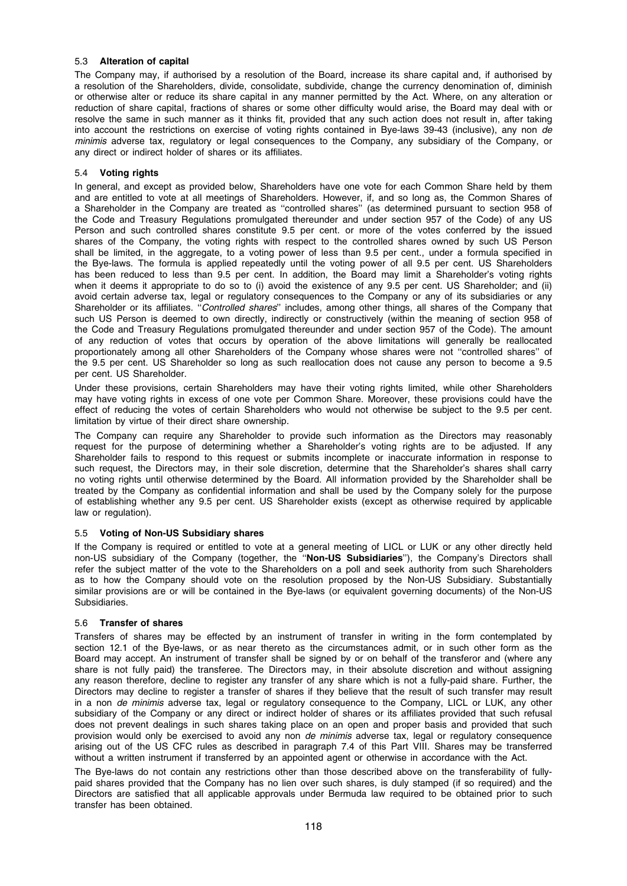### 5.3 Alteration of capital

The Company may, if authorised by a resolution of the Board, increase its share capital and, if authorised by a resolution of the Shareholders, divide, consolidate, subdivide, change the currency denomination of, diminish or otherwise alter or reduce its share capital in any manner permitted by the Act. Where, on any alteration or reduction of share capital, fractions of shares or some other difficulty would arise, the Board may deal with or resolve the same in such manner as it thinks fit, provided that any such action does not result in, after taking into account the restrictions on exercise of voting rights contained in Bye-laws 39-43 (inclusive), any non *de minimis* adverse tax, regulatory or legal consequences to the Company, any subsidiary of the Company, or any direct or indirect holder of shares or its affiliates.

### 5.4 Voting rights

In general, and except as provided below, Shareholders have one vote for each Common Share held by them and are entitled to vote at all meetings of Shareholders. However, if, and so long as, the Common Shares of a Shareholder in the Company are treated as "controlled shares" (as determined pursuant to section 958 of the Code and Treasury Regulations promulgated thereunder and under section 957 of the Code) of any US Person and such controlled shares constitute 9.5 per cent. or more of the votes conferred by the issued shares of the Company, the voting rights with respect to the controlled shares owned by such US Person shall be limited, in the aggregate, to a voting power of less than 9.5 per cent., under a formula specified in the Bye-laws. The formula is applied repeatedly until the voting power of all 9.5 per cent. US Shareholders has been reduced to less than 9.5 per cent. In addition, the Board may limit a Shareholder's voting rights when it deems it appropriate to do so to (i) avoid the existence of any 9.5 per cent. US Shareholder; and (ii) avoid certain adverse tax, legal or regulatory consequences to the Company or any of its subsidiaries or any Shareholder or its affiliates. "*Controlled shares*" includes, among other things, all shares of the Company that such US Person is deemed to own directly, indirectly or constructively (within the meaning of section 958 of the Code and Treasury Regulations promulgated thereunder and under section 957 of the Code). The amount of any reduction of votes that occurs by operation of the above limitations will generally be reallocated proportionately among all other Shareholders of the Company whose shares were not "controlled shares" of the 9.5 per cent. US Shareholder so long as such reallocation does not cause any person to become a 9.5 per cent. US Shareholder.

Under these provisions, certain Shareholders may have their voting rights limited, while other Shareholders may have voting rights in excess of one vote per Common Share. Moreover, these provisions could have the effect of reducing the votes of certain Shareholders who would not otherwise be subject to the 9.5 per cent. limitation by virtue of their direct share ownership.

The Company can require any Shareholder to provide such information as the Directors may reasonably request for the purpose of determining whether a Shareholder's voting rights are to be adjusted. If any Shareholder fails to respond to this request or submits incomplete or inaccurate information in response to such request, the Directors may, in their sole discretion, determine that the Shareholder's shares shall carry no voting rights until otherwise determined by the Board. All information provided by the Shareholder shall be treated by the Company as confidential information and shall be used by the Company solely for the purpose of establishing whether any 9.5 per cent. US Shareholder exists (except as otherwise required by applicable law or regulation).

### 5.5 Voting of Non-US Subsidiary shares

If the Company is required or entitled to vote at a general meeting of LICL or LUK or any other directly held non-US subsidiary of the Company (together, the "**Non-US Subsidiaries**"), the Company's Directors shall refer the subject matter of the vote to the Shareholders on a poll and seek authority from such Shareholders as to how the Company should vote on the resolution proposed by the Non-US Subsidiary. Substantially similar provisions are or will be contained in the Bye-laws (or equivalent governing documents) of the Non-US Subsidiaries.

### 5.6 Transfer of shares

Transfers of shares may be effected by an instrument of transfer in writing in the form contemplated by section 12.1 of the Bye-laws, or as near thereto as the circumstances admit, or in such other form as the Board may accept. An instrument of transfer shall be signed by or on behalf of the transferor and (where any share is not fully paid) the transferee. The Directors may, in their absolute discretion and without assigning any reason therefore, decline to register any transfer of any share which is not a fully-paid share. Further, the Directors may decline to register a transfer of shares if they believe that the result of such transfer may result in a non *de minimis* adverse tax, legal or regulatory consequence to the Company, LICL or LUK, any other subsidiary of the Company or any direct or indirect holder of shares or its affiliates provided that such refusal does not prevent dealings in such shares taking place on an open and proper basis and provided that such provision would only be exercised to avoid any non *de minimis* adverse tax, legal or regulatory consequence arising out of the US CFC rules as described in paragraph 7.4 of this Part VIII. Shares may be transferred without a written instrument if transferred by an appointed agent or otherwise in accordance with the Act.

The Bye-laws do not contain any restrictions other than those described above on the transferability of fully-paid shares provided that the Company has no lien over such shares, is duly stamped (if so required) and the Directors are satisfied that all applicable approvals under Bermuda law required to be obtained prior to such transfer has been obtained.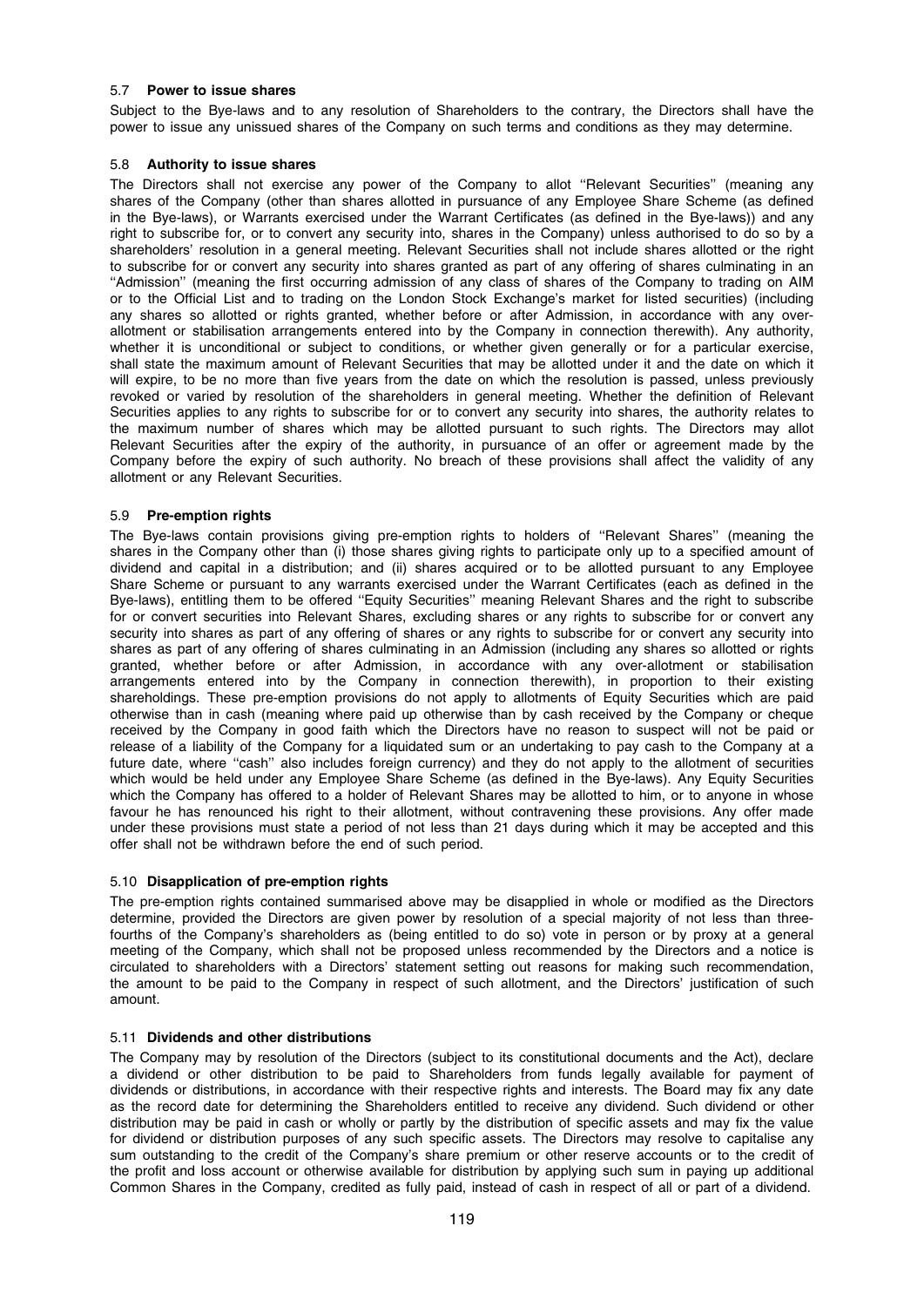#### 5.7 Power to issue shares

Subject to the Bye-laws and to any resolution of Shareholders to the contrary, the Directors shall have the power to issue any unissued shares of the Company on such terms and conditions as they may determine.

#### 5.8 Authority to issue shares

The Directors shall not exercise any power of the Company to allot ''Relevant Securities'' (meaning any shares of the Company (other than shares allotted in pursuance of any Employee Share Scheme (as defined in the Bye-laws), or Warrants exercised under the Warrant Certificates (as defined in the Bye-laws)) and any right to subscribe for, or to convert any security into, shares in the Company) unless authorised to do so by a shareholders' resolution in a general meeting. Relevant Securities shall not include shares allotted or the right to subscribe for or convert any security into shares granted as part of any offering of shares culminating in an ''Admission'' (meaning the first occurring admission of any class of shares of the Company to trading on AIM or to the Official List and to trading on the London Stock Exchange's market for listed securities) (including any shares so allotted or rights granted, whether before or after Admission, in accordance with any over-allotment or stabilisation arrangements entered into by the Company in connection therewith). Any authority, whether it is unconditional or subject to conditions, or whether given generally or for a particular exercise, shall state the maximum amount of Relevant Securities that may be allotted under it and the date on which it will expire, to be no more than five years from the date on which the resolution is passed, unless previously revoked or varied by resolution of the shareholders in general meeting. Whether the definition of Relevant Securities applies to any rights to subscribe for or to convert any security into shares, the authority relates to the maximum number of shares which may be allotted pursuant to such rights. The Directors may allot Relevant Securities after the expiry of the authority, in pursuance of an offer or agreement made by the Company before the expiry of such authority. No breach of these provisions shall affect the validity of any allotment or any Relevant Securities.

#### 5.9 Pre-emption rights

The Bye-laws contain provisions giving pre-emption rights to holders of ''Relevant Shares'' (meaning the shares in the Company other than (i) those shares giving rights to participate only up to a specified amount of dividend and capital in a distribution; and (ii) shares acquired or to be allotted pursuant to any Employee Share Scheme or pursuant to any warrants exercised under the Warrant Certificates (each as defined in the Bye-laws), entitling them to be offered ''Equity Securities'' meaning Relevant Shares and the right to subscribe for or convert securities into Relevant Shares, excluding shares or any rights to subscribe for or convert any security into shares as part of any offering of shares or any rights to subscribe for or convert any security into shares as part of any offering of shares culminating in an Admission (including any shares so allotted or rights granted, whether before or after Admission, in accordance with any over-allotment or stabilisation arrangements entered into by the Company in connection therewith), in proportion to their existing shareholdings. These pre-emption provisions do not apply to allotments of Equity Securities which are paid otherwise than in cash (meaning where paid up otherwise than by cash received by the Company or cheque received by the Company in good faith which the Directors have no reason to suspect will not be paid or release of a liability of the Company for a liquidated sum or an undertaking to pay cash to the Company at a future date, where ''cash'' also includes foreign currency) and they do not apply to the allotment of securities which would be held under any Employee Share Scheme (as defined in the Bye-laws). Any Equity Securities which the Company has offered to a holder of Relevant Shares may be allotted to him, or to anyone in whose favour he has renounced his right to their allotment, without contravening these provisions. Any offer made under these provisions must state a period of not less than 21 days during which it may be accepted and this offer shall not be withdrawn before the end of such period.

#### 5.10 Disapplication of pre-emption rights

The pre-emption rights contained summarised above may be disapplied in whole or modified as the Directors determine, provided the Directors are given power by resolution of a special majority of not less than three-fourths of the Company's shareholders as (being entitled to do so) vote in person or by proxy at a general meeting of the Company, which shall not be proposed unless recommended by the Directors and a notice is circulated to shareholders with a Directors' statement setting out reasons for making such recommendation, the amount to be paid to the Company in respect of such allotment, and the Directors' justification of such amount.

#### 5.11 Dividends and other distributions

The Company may by resolution of the Directors (subject to its constitutional documents and the Act), declare a dividend or other distribution to be paid to Shareholders from funds legally available for payment of dividends or distributions, in accordance with their respective rights and interests. The Board may fix any date as the record date for determining the Shareholders entitled to receive any dividend. Such dividend or other distribution may be paid in cash or wholly or partly by the distribution of specific assets and may fix the value for dividend or distribution purposes of any such specific assets. The Directors may resolve to capitalise any sum outstanding to the credit of the Company's share premium or other reserve accounts or to the credit of the profit and loss account or otherwise available for distribution by applying such sum in paying up additional Common Shares in the Company, credited as fully paid, instead of cash in respect of all or part of a dividend.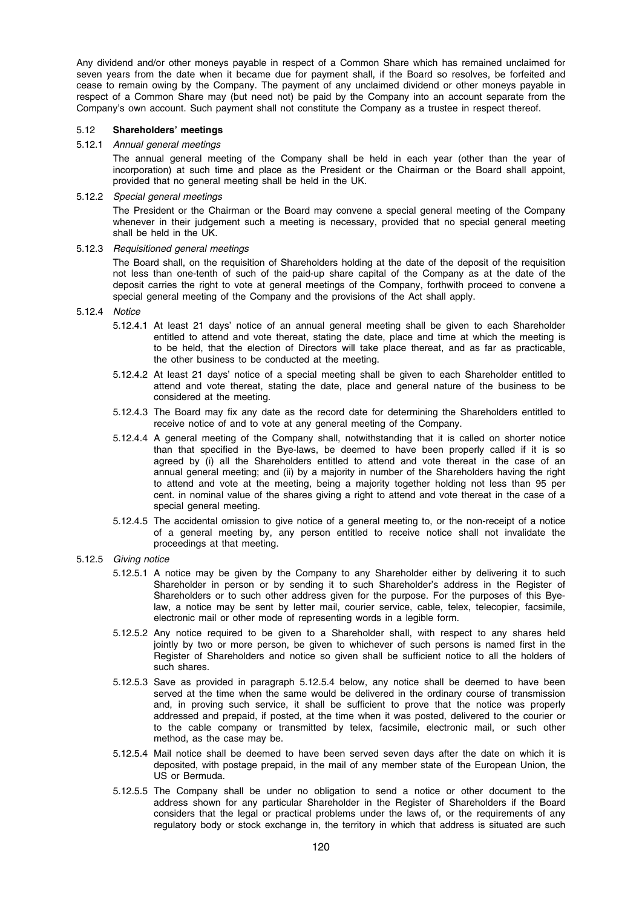Any dividend and/or other moneys payable in respect of a Common Share which has remained unclaimed for seven years from the date when it became due for payment shall, if the Board so resolves, be forfeited and cease to remain owing by the Company. The payment of any unclaimed dividend or other moneys payable in respect of a Common Share may (but need not) be paid by the Company into an account separate from the Company's own account. Such payment shall not constitute the Company as a trustee in respect thereof.

### 5.12 **Shareholders' meetings**

#### 5.12.1 *Annual general meetings*

The annual general meeting of the Company shall be held in each year (other than the year of incorporation) at such time and place as the President or the Chairman or the Board shall appoint, provided that no general meeting shall be held in the UK.

#### 5.12.2 *Special general meetings*

The President or the Chairman or the Board may convene a special general meeting of the Company whenever in their judgement such a meeting is necessary, provided that no special general meeting shall be held in the UK.

#### 5.12.3 *Requisitioned general meetings*

The Board shall, on the requisition of Shareholders holding at the date of the deposit of the requisition not less than one-tenth of such of the paid-up share capital of the Company as at the date of the deposit carries the right to vote at general meetings of the Company, forthwith proceed to convene a special general meeting of the Company and the provisions of the Act shall apply.

#### 5.12.4 *Notice*

5.12.4.1 At least 21 days' notice of an annual general meeting shall be given to each Shareholder entitled to attend and vote thereat, stating the date, place and time at which the meeting is to be held, that the election of Directors will take place thereat, and as far as practicable, the other business to be conducted at the meeting.

5.12.4.2 At least 21 days' notice of a special meeting shall be given to each Shareholder entitled to attend and vote thereat, stating the date, place and general nature of the business to be considered at the meeting.

5.12.4.3 The Board may fix any date as the record date for determining the Shareholders entitled to receive notice of and to vote at any general meeting of the Company.

5.12.4.4 A general meeting of the Company shall, notwithstanding that it is called on shorter notice than that specified in the Bye-laws, be deemed to have been properly called if it is so agreed by (i) all the Shareholders entitled to attend and vote thereat in the case of an annual general meeting; and (ii) by a majority in number of the Shareholders having the right to attend and vote at the meeting, being a majority together holding not less than 95 per cent. in nominal value of the shares giving a right to attend and vote thereat in the case of a special general meeting.

5.12.4.5 The accidental omission to give notice of a general meeting to, or the non-receipt of a notice of a general meeting by, any person entitled to receive notice shall not invalidate the proceedings at that meeting.

#### 5.12.5 *Giving notice*

5.12.5.1 A notice may be given by the Company to any Shareholder either by delivering it to such Shareholder in person or by sending it to such Shareholder's address in the Register of Shareholders or to such other address given for the purpose. For the purposes of this Bye-law, a notice may be sent by letter mail, courier service, cable, telex, telecopier, facsimile, electronic mail or other mode of representing words in a legible form.

5.12.5.2 Any notice required to be given to a Shareholder shall, with respect to any shares held jointly by two or more person, be given to whichever of such persons is named first in the Register of Shareholders and notice so given shall be sufficient notice to all the holders of such shares.

5.12.5.3 Save as provided in paragraph 5.12.5.4 below, any notice shall be deemed to have been served at the time when the same would be delivered in the ordinary course of transmission and, in proving such service, it shall be sufficient to prove that the notice was properly addressed and prepaid, if posted, at the time when it was posted, delivered to the courier or to the cable company or transmitted by telex, facsimile, electronic mail, or such other method, as the case may be.

5.12.5.4 Mail notice shall be deemed to have been served seven days after the date on which it is deposited, with postage prepaid, in the mail of any member state of the European Union, the US or Bermuda.

5.12.5.5 The Company shall be under no obligation to send a notice or other document to the address shown for any particular Shareholder in the Register of Shareholders if the Board considers that the legal or practical problems under the laws of, or the requirements of any regulatory body or stock exchange in, the territory in which that address is situated are such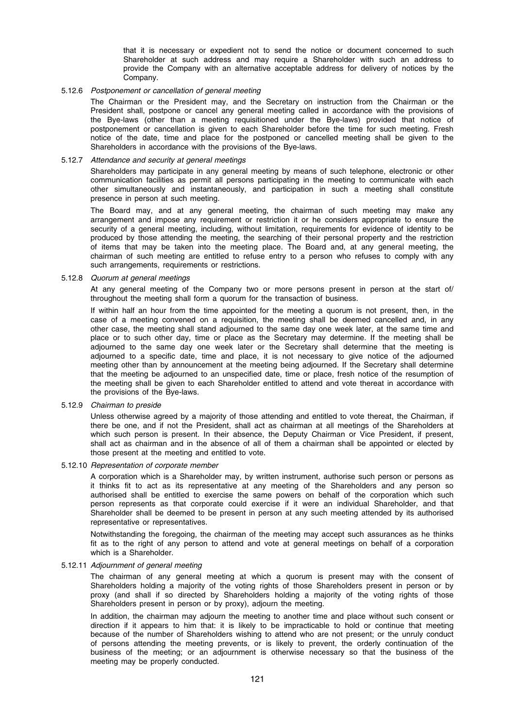that it is necessary or expedient not to send the notice or document concerned to such Shareholder at such address and may require a Shareholder with such an address to provide the Company with an alternative acceptable address for delivery of notices by the Company.

5.12.6 *Postponement or cancellation of general meeting*

The Chairman or the President may, and the Secretary on instruction from the Chairman or the President shall, postpone or cancel any general meeting called in accordance with the provisions of the Bye-laws (other than a meeting requisitioned under the Bye-laws) provided that notice of postponement or cancellation is given to each Shareholder before the time for such meeting. Fresh notice of the date, time and place for the postponed or cancelled meeting shall be given to the Shareholders in accordance with the provisions of the Bye-laws.

5.12.7 *Attendance and security at general meetings*

Shareholders may participate in any general meeting by means of such telephone, electronic or other communication facilities as permit all persons participating in the meeting to communicate with each other simultaneously and instantaneously, and participation in such a meeting shall constitute presence in person at such meeting.

The Board may, and at any general meeting, the chairman of such meeting may make any arrangement and impose any requirement or restriction it or he considers appropriate to ensure the security of a general meeting, including, without limitation, requirements for evidence of identity to be produced by those attending the meeting, the searching of their personal property and the restriction of items that may be taken into the meeting place. The Board and, at any general meeting, the chairman of such meeting are entitled to refuse entry to a person who refuses to comply with any such arrangements, requirements or restrictions.

5.12.8 *Quorum at general meetings*

At any general meeting of the Company two or more persons present in person at the start of/ throughout the meeting shall form a quorum for the transaction of business.

If within half an hour from the time appointed for the meeting a quorum is not present, then, in the case of a meeting convened on a requisition, the meeting shall be deemed cancelled and, in any other case, the meeting shall stand adjourned to the same day one week later, at the same time and place or to such other day, time or place as the Secretary may determine. If the meeting shall be adjourned to the same day one week later or the Secretary shall determine that the meeting is adjourned to a specific date, time and place, it is not necessary to give notice of the adjourned meeting other than by announcement at the meeting being adjourned. If the Secretary shall determine that the meeting be adjourned to an unspecified date, time or place, fresh notice of the resumption of the meeting shall be given to each Shareholder entitled to attend and vote thereat in accordance with the provisions of the Bye-laws.

5.12.9 *Chairman to preside*

Unless otherwise agreed by a majority of those attending and entitled to vote thereat, the Chairman, if there be one, and if not the President, shall act as chairman at all meetings of the Shareholders at which such person is present. In their absence, the Deputy Chairman or Vice President, if present, shall act as chairman and in the absence of all of them a chairman shall be appointed or elected by those present at the meeting and entitled to vote.

5.12.10 *Representation of corporate member*

A corporation which is a Shareholder may, by written instrument, authorise such person or persons as it thinks fit to act as its representative at any meeting of the Shareholders and any person so authorised shall be entitled to exercise the same powers on behalf of the corporation which such person represents as that corporate could exercise if it were an individual Shareholder, and that Shareholder shall be deemed to be present in person at any such meeting attended by its authorised representative or representatives.

Notwithstanding the foregoing, the chairman of the meeting may accept such assurances as he thinks fit as to the right of any person to attend and vote at general meetings on behalf of a corporation which is a Shareholder.

5.12.11 *Adjournment of general meeting*

The chairman of any general meeting at which a quorum is present may with the consent of Shareholders holding a majority of the voting rights of those Shareholders present in person or by proxy (and shall if so directed by Shareholders holding a majority of the voting rights of those Shareholders present in person or by proxy), adjourn the meeting.

In addition, the chairman may adjourn the meeting to another time and place without such consent or direction if it appears to him that: it is likely to be impracticable to hold or continue that meeting because of the number of Shareholders wishing to attend who are not present; or the unruly conduct of persons attending the meeting prevents, or is likely to prevent, the orderly continuation of the business of the meeting; or an adjournment is otherwise necessary so that the business of the meeting may be properly conducted.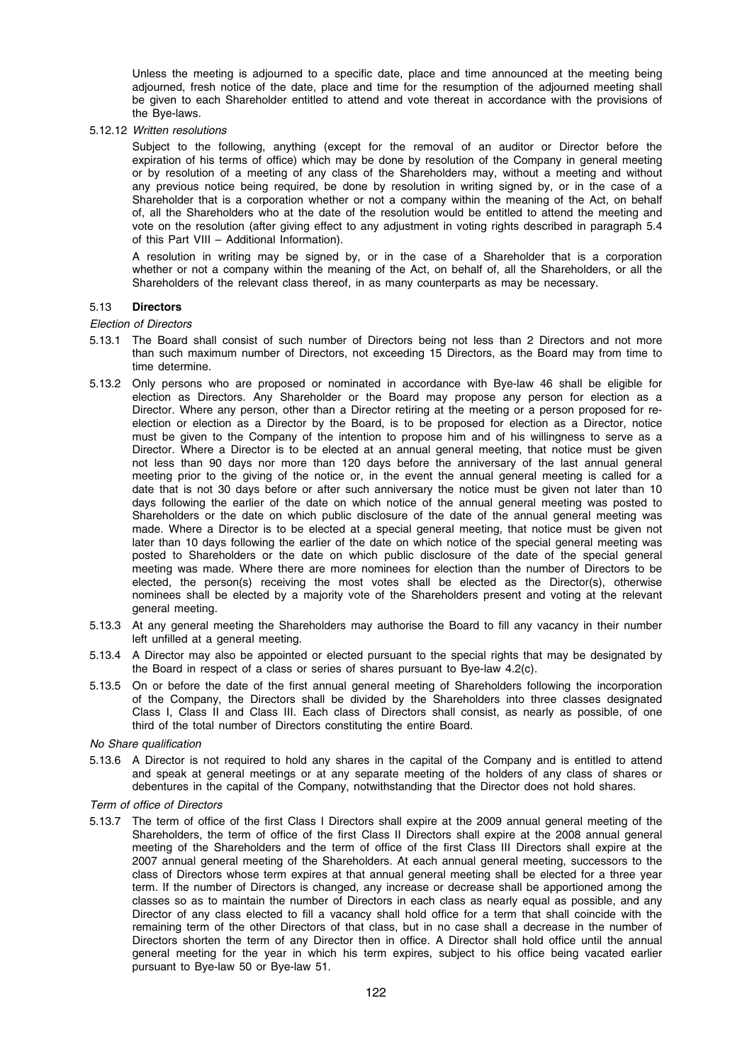Unless the meeting is adjourned to a specific date, place and time announced at the meeting being adjourned, fresh notice of the date, place and time for the resumption of the adjourned meeting shall be given to each Shareholder entitled to attend and vote thereat in accordance with the provisions of the Bye-laws.

5.12.12 *Written resolutions*

Subject to the following, anything (except for the removal of an auditor or Director before the expiration of his terms of office) which may be done by resolution of the Company in general meeting or by resolution of a meeting of any class of the Shareholders may, without a meeting and without any previous notice being required, be done by resolution in writing signed by, or in the case of a Shareholder that is a corporation whether or not a company within the meaning of the Act, on behalf of, all the Shareholders who at the date of the resolution would be entitled to attend the meeting and vote on the resolution (after giving effect to any adjustment in voting rights described in paragraph 5.4 of this Part VIII – Additional Information).

A resolution in writing may be signed by, or in the case of a Shareholder that is a corporation whether or not a company within the meaning of the Act, on behalf of, all the Shareholders, or all the Shareholders of the relevant class thereof, in as many counterparts as may be necessary.

5.13 **Directors**

*Election of Directors*

5.13.1 The Board shall consist of such number of Directors being not less than 2 Directors and not more than such maximum number of Directors, not exceeding 15 Directors, as the Board may from time to time determine.

5.13.2 Only persons who are proposed or nominated in accordance with Bye-law 46 shall be eligible for election as Directors. Any Shareholder or the Board may propose any person for election as a Director. Where any person, other than a Director retiring at the meeting or a person proposed for re-election or election as a Director by the Board, is to be proposed for election as a Director, notice must be given to the Company of the intention to propose him and of his willingness to serve as a Director. Where a Director is to be elected at an annual general meeting, that notice must be given not less than 90 days nor more than 120 days before the anniversary of the last annual general meeting prior to the giving of the notice or, in the event the annual general meeting is called for a date that is not 30 days before or after such anniversary the notice must be given not later than 10 days following the earlier of the date on which notice of the annual general meeting was posted to Shareholders or the date on which public disclosure of the date of the annual general meeting was made. Where a Director is to be elected at a special general meeting, that notice must be given not later than 10 days following the earlier of the date on which notice of the special general meeting was posted to Shareholders or the date on which public disclosure of the date of the special general meeting was made. Where there are more nominees for election than the number of Directors to be elected, the person(s) receiving the most votes shall be elected as the Director(s), otherwise nominees shall be elected by a majority vote of the Shareholders present and voting at the relevant general meeting.

5.13.3 At any general meeting the Shareholders may authorise the Board to fill any vacancy in their number left unfilled at a general meeting.

5.13.4 A Director may also be appointed or elected pursuant to the special rights that may be designated by the Board in respect of a class or series of shares pursuant to Bye-law 4.2(c).

5.13.5 On or before the date of the first annual general meeting of Shareholders following the incorporation of the Company, the Directors shall be divided by the Shareholders into three classes designated Class I, Class II and Class III. Each class of Directors shall consist, as nearly as possible, of one third of the total number of Directors constituting the entire Board.

*No Share qualification*

5.13.6 A Director is not required to hold any shares in the capital of the Company and is entitled to attend and speak at general meetings or at any separate meeting of the holders of any class of shares or debentures in the capital of the Company, notwithstanding that the Director does not hold shares.

*Term of office of Directors*

5.13.7 The term of office of the first Class I Directors shall expire at the 2009 annual general meeting of the Shareholders, the term of office of the first Class II Directors shall expire at the 2008 annual general meeting of the Shareholders and the term of office of the first Class III Directors shall expire at the 2007 annual general meeting of the Shareholders. At each annual general meeting, successors to the class of Directors whose term expires at that annual general meeting shall be elected for a three year term. If the number of Directors is changed, any increase or decrease shall be apportioned among the classes so as to maintain the number of Directors in each class as nearly equal as possible, and any Director of any class elected to fill a vacancy shall hold office for a term that shall coincide with the remaining term of the other Directors of that class, but in no case shall a decrease in the number of Directors shorten the term of any Director then in office. A Director shall hold office until the annual general meeting for the year in which his term expires, subject to his office being vacated earlier pursuant to Bye-law 50 or Bye-law 51.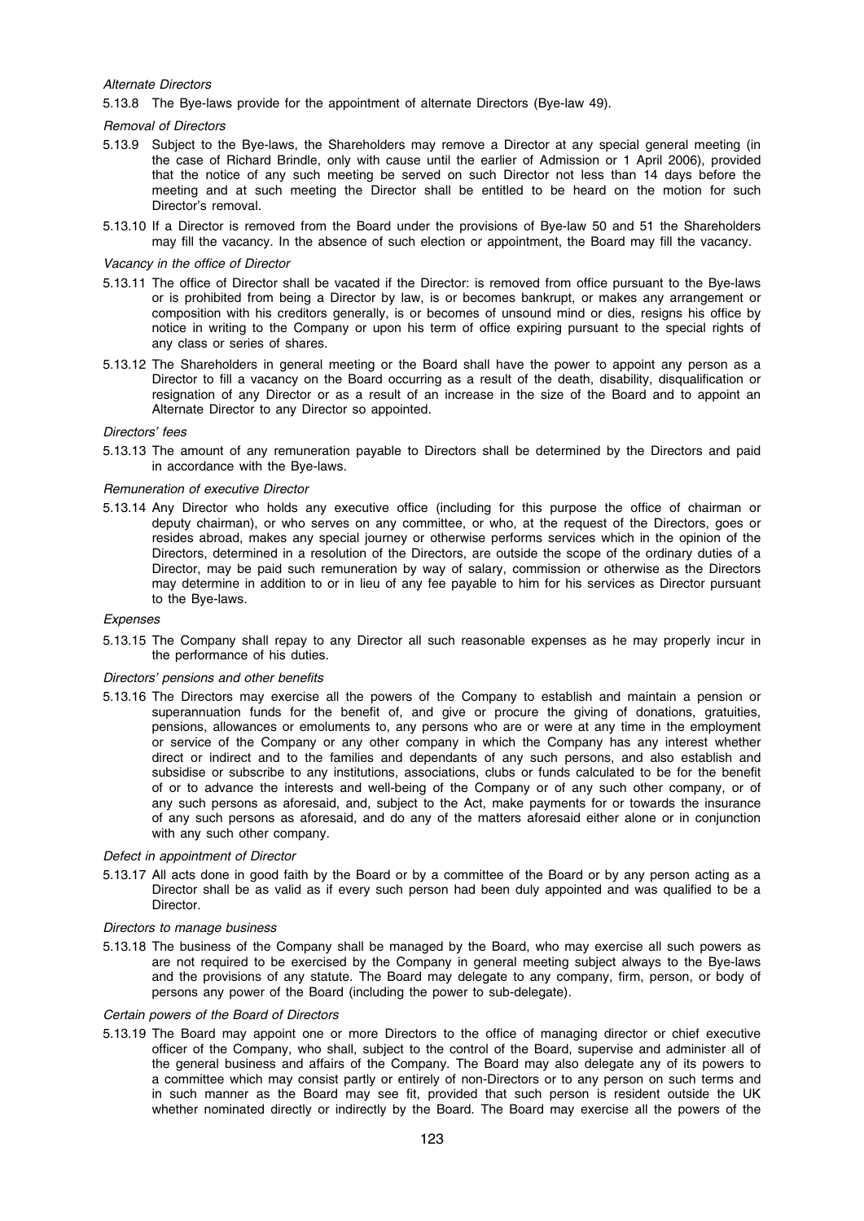*Alternate Directors*

5.13.8 The Bye-laws provide for the appointment of alternate Directors (Bye-law 49).

*Removal of Directors*

5.13.9 Subject to the Bye-laws, the Shareholders may remove a Director at any special general meeting (in the case of Richard Brindle, only with cause until the earlier of Admission or 1 April 2006), provided that the notice of any such meeting be served on such Director not less than 14 days before the meeting and at such meeting the Director shall be entitled to be heard on the motion for such Director's removal.

5.13.10 If a Director is removed from the Board under the provisions of Bye-law 50 and 51 the Shareholders may fill the vacancy. In the absence of such election or appointment, the Board may fill the vacancy.

*Vacancy in the office of Director*

5.13.11 The office of Director shall be vacated if the Director: is removed from office pursuant to the Bye-laws or is prohibited from being a Director by law, is or becomes bankrupt, or makes any arrangement or composition with his creditors generally, is or becomes of unsound mind or dies, resigns his office by notice in writing to the Company or upon his term of office expiring pursuant to the special rights of any class or series of shares.

5.13.12 The Shareholders in general meeting or the Board shall have the power to appoint any person as a Director to fill a vacancy on the Board occurring as a result of the death, disability, disqualification or resignation of any Director or as a result of an increase in the size of the Board and to appoint an Alternate Director to any Director so appointed.

*Directors' fees*

5.13.13 The amount of any remuneration payable to Directors shall be determined by the Directors and paid in accordance with the Bye-laws.

*Remuneration of executive Director*

5.13.14 Any Director who holds any executive office (including for this purpose the office of chairman or deputy chairman), or who serves on any committee, or who, at the request of the Directors, goes or resides abroad, makes any special journey or otherwise performs services which in the opinion of the Directors, determined in a resolution of the Directors, are outside the scope of the ordinary duties of a Director, may be paid such remuneration by way of salary, commission or otherwise as the Directors may determine in addition to or in lieu of any fee payable to him for his services as Director pursuant to the Bye-laws.

*Expenses*

5.13.15 The Company shall repay to any Director all such reasonable expenses as he may properly incur in the performance of his duties.

*Directors' pensions and other benefits*

5.13.16 The Directors may exercise all the powers of the Company to establish and maintain a pension or superannuation funds for the benefit of, and give or procure the giving of donations, gratuities, pensions, allowances or emoluments to, any persons who are or were at any time in the employment or service of the Company or any other company in which the Company has any interest whether direct or indirect and to the families and dependants of any such persons, and also establish and subsidise or subscribe to any institutions, associations, clubs or funds calculated to be for the benefit of or to advance the interests and well-being of the Company or of any such other company, or of any such persons as aforesaid, and, subject to the Act, make payments for or towards the insurance of any such persons as aforesaid, and do any of the matters aforesaid either alone or in conjunction with any such other company.

*Defect in appointment of Director*

5.13.17 All acts done in good faith by the Board or by a committee of the Board or by any person acting as a Director shall be as valid as if every such person had been duly appointed and was qualified to be a Director.

*Directors to manage business*

5.13.18 The business of the Company shall be managed by the Board, who may exercise all such powers as are not required to be exercised by the Company in general meeting subject always to the Bye-laws and the provisions of any statute. The Board may delegate to any company, firm, person, or body of persons any power of the Board (including the power to sub-delegate).

*Certain powers of the Board of Directors*

5.13.19 The Board may appoint one or more Directors to the office of managing director or chief executive officer of the Company, who shall, subject to the control of the Board, supervise and administer all of the general business and affairs of the Company. The Board may also delegate any of its powers to a committee which may consist partly or entirely of non-Directors or to any person on such terms and in such manner as the Board may see fit, provided that such person is resident outside the UK whether nominated directly or indirectly by the Board. The Board may exercise all the powers of the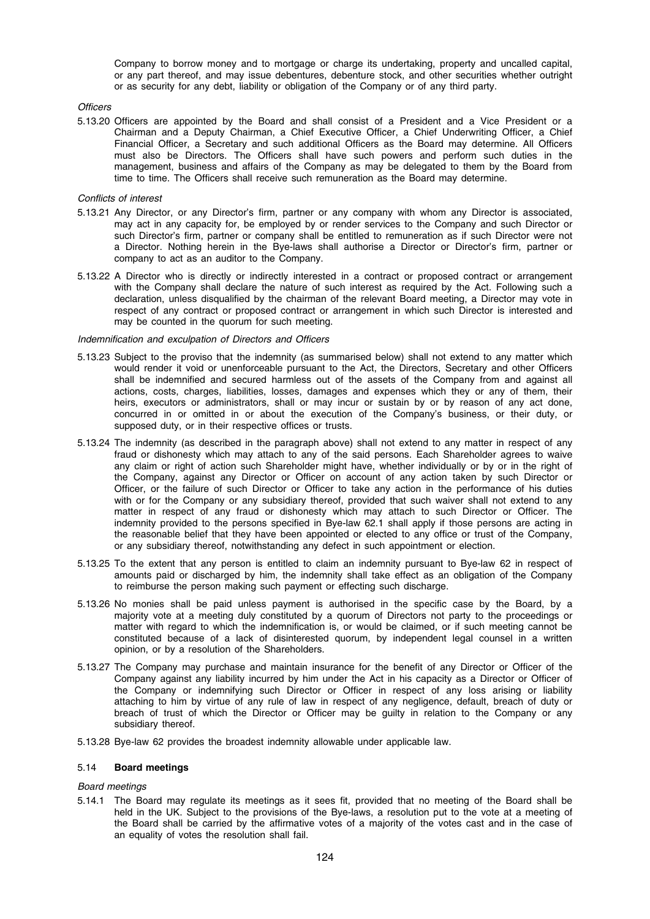Company to borrow money and to mortgage or charge its undertaking, property and uncalled capital, or any part thereof, and may issue debentures, debenture stock, and other securities whether outright or as security for any debt, liability or obligation of the Company or of any third party.

*Officers*

5.13.20 Officers are appointed by the Board and shall consist of a President and a Vice President or a Chairman and a Deputy Chairman, a Chief Executive Officer, a Chief Underwriting Officer, a Chief Financial Officer, a Secretary and such additional Officers as the Board may determine. All Officers must also be Directors. The Officers shall have such powers and perform such duties in the management, business and affairs of the Company as may be delegated to them by the Board from time to time. The Officers shall receive such remuneration as the Board may determine.

*Conflicts of interest*

5.13.21 Any Director, or any Director's firm, partner or any company with whom any Director is associated, may act in any capacity for, be employed by or render services to the Company and such Director or such Director's firm, partner or company shall be entitled to remuneration as if such Director were not a Director. Nothing herein in the Bye-laws shall authorise a Director or Director's firm, partner or company to act as an auditor to the Company.

5.13.22 A Director who is directly or indirectly interested in a contract or proposed contract or arrangement with the Company shall declare the nature of such interest as required by the Act. Following such a declaration, unless disqualified by the chairman of the relevant Board meeting, a Director may vote in respect of any contract or proposed contract or arrangement in which such Director is interested and may be counted in the quorum for such meeting.

*Indemnification and exculpation of Directors and Officers*

5.13.23 Subject to the proviso that the indemnity (as summarised below) shall not extend to any matter which would render it void or unenforceable pursuant to the Act, the Directors, Secretary and other Officers shall be indemnified and secured harmless out of the assets of the Company from and against all actions, costs, charges, liabilities, losses, damages and expenses which they or any of them, their heirs, executors or administrators, shall or may incur or sustain by or by reason of any act done, concurred in or omitted in or about the execution of the Company's business, or their duty, or supposed duty, or in their respective offices or trusts.

5.13.24 The indemnity (as described in the paragraph above) shall not extend to any matter in respect of any fraud or dishonesty which may attach to any of the said persons. Each Shareholder agrees to waive any claim or right of action such Shareholder might have, whether individually or by or in the right of the Company, against any Director or Officer on account of any action taken by such Director or Officer, or the failure of such Director or Officer to take any action in the performance of his duties with or for the Company or any subsidiary thereof, provided that such waiver shall not extend to any matter in respect of any fraud or dishonesty which may attach to such Director or Officer. The indemnity provided to the persons specified in Bye-law 62.1 shall apply if those persons are acting in the reasonable belief that they have been appointed or elected to any office or trust of the Company, or any subsidiary thereof, notwithstanding any defect in such appointment or election.

5.13.25 To the extent that any person is entitled to claim an indemnity pursuant to Bye-law 62 in respect of amounts paid or discharged by him, the indemnity shall take effect as an obligation of the Company to reimburse the person making such payment or effecting such discharge.

5.13.26 No monies shall be paid unless payment is authorised in the specific case by the Board, by a majority vote at a meeting duly constituted by a quorum of Directors not party to the proceedings or matter with regard to which the indemnification is, or would be claimed, or if such meeting cannot be constituted because of a lack of disinterested quorum, by independent legal counsel in a written opinion, or by a resolution of the Shareholders.

5.13.27 The Company may purchase and maintain insurance for the benefit of any Director or Officer of the Company against any liability incurred by him under the Act in his capacity as a Director or Officer of the Company or indemnifying such Director or Officer in respect of any loss arising or liability attaching to him by virtue of any rule of law in respect of any negligence, default, breach of duty or breach of trust of which the Director or Officer may be guilty in relation to the Company or any subsidiary thereof.

5.13.28 Bye-law 62 provides the broadest indemnity allowable under applicable law.

## 5.14 Board meetings

*Board meetings*

5.14.1 The Board may regulate its meetings as it sees fit, provided that no meeting of the Board shall be held in the UK. Subject to the provisions of the Bye-laws, a resolution put to the vote at a meeting of the Board shall be carried by the affirmative votes of a majority of the votes cast and in the case of an equality of votes the resolution shall fail.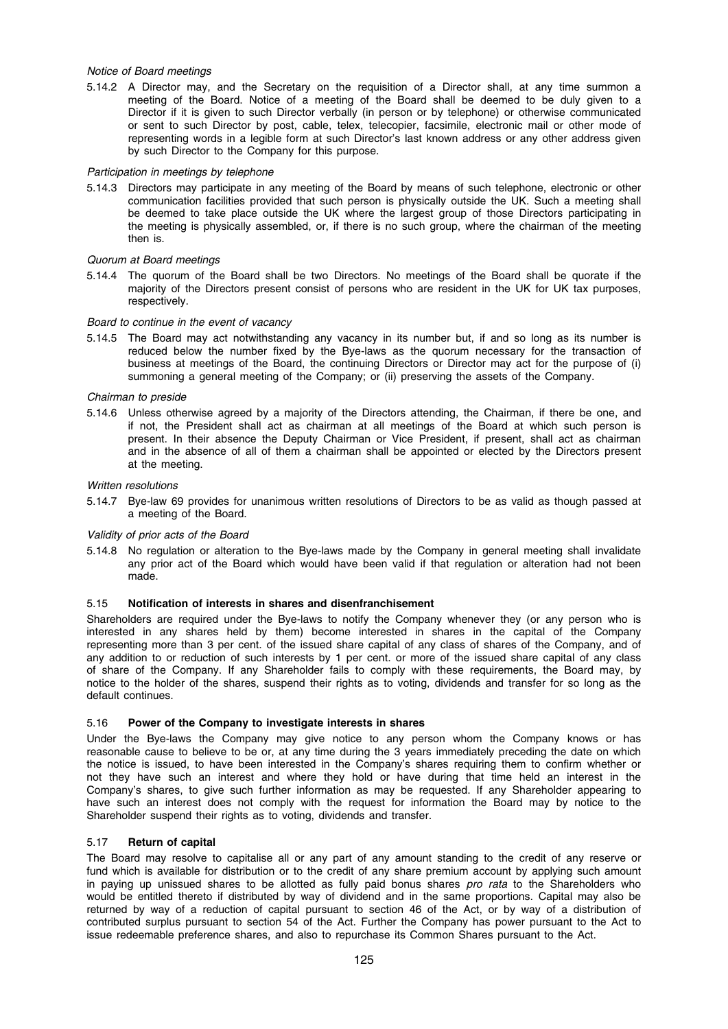*Notice of Board meetings*

5.14.2 A Director may, and the Secretary on the requisition of a Director shall, at any time summon a meeting of the Board. Notice of a meeting of the Board shall be deemed to be duly given to a Director if it is given to such Director verbally (in person or by telephone) or otherwise communicated or sent to such Director by post, cable, telex, telecopier, facsimile, electronic mail or other mode of representing words in a legible form at such Director's last known address or any other address given by such Director to the Company for this purpose.

*Participation in meetings by telephone*

5.14.3 Directors may participate in any meeting of the Board by means of such telephone, electronic or other communication facilities provided that such person is physically outside the UK. Such a meeting shall be deemed to take place outside the UK where the largest group of those Directors participating in the meeting is physically assembled, or, if there is no such group, where the chairman of the meeting then is.

*Quorum at Board meetings*

5.14.4 The quorum of the Board shall be two Directors. No meetings of the Board shall be quorate if the majority of the Directors present consist of persons who are resident in the UK for UK tax purposes, respectively.

*Board to continue in the event of vacancy*

5.14.5 The Board may act notwithstanding any vacancy in its number but, if and so long as its number is reduced below the number fixed by the Bye-laws as the quorum necessary for the transaction of business at meetings of the Board, the continuing Directors or Director may act for the purpose of (i) summoning a general meeting of the Company; or (ii) preserving the assets of the Company.

*Chairman to preside*

5.14.6 Unless otherwise agreed by a majority of the Directors attending, the Chairman, if there be one, and if not, the President shall act as chairman at all meetings of the Board at which such person is present. In their absence the Deputy Chairman or Vice President, if present, shall act as chairman and in the absence of all of them a chairman shall be appointed or elected by the Directors present at the meeting.

*Written resolutions*

5.14.7 Bye-law 69 provides for unanimous written resolutions of Directors to be as valid as though passed at a meeting of the Board.

*Validity of prior acts of the Board*

5.14.8 No regulation or alteration to the Bye-laws made by the Company in general meeting shall invalidate any prior act of the Board which would have been valid if that regulation or alteration had not been made.

### 5.15 Notification of interests in shares and disenfranchisement

Shareholders are required under the Bye-laws to notify the Company whenever they (or any person who is interested in any shares held by them) become interested in shares in the capital of the Company representing more than 3 per cent. of the issued share capital of any class of shares of the Company, and of any addition to or reduction of such interests by 1 per cent. or more of the issued share capital of any class of share of the Company. If any Shareholder fails to comply with these requirements, the Board may, by notice to the holder of the shares, suspend their rights as to voting, dividends and transfer for so long as the default continues.

### 5.16 Power of the Company to investigate interests in shares

Under the Bye-laws the Company may give notice to any person whom the Company knows or has reasonable cause to believe to be or, at any time during the 3 years immediately preceding the date on which the notice is issued, to have been interested in the Company's shares requiring them to confirm whether or not they have such an interest and where they hold or have during that time held an interest in the Company's shares, to give such further information as may be requested. If any Shareholder appearing to have such an interest does not comply with the request for information the Board may by notice to the Shareholder suspend their rights as to voting, dividends and transfer.

### 5.17 Return of capital

The Board may resolve to capitalise all or any part of any amount standing to the credit of any reserve or fund which is available for distribution or to the credit of any share premium account by applying such amount in paying up unissued shares to be allotted as fully paid bonus shares *pro rata* to the Shareholders who would be entitled thereto if distributed by way of dividend and in the same proportions. Capital may also be returned by way of a reduction of capital pursuant to section 46 of the Act, or by way of a distribution of contributed surplus pursuant to section 54 of the Act. Further the Company has power pursuant to the Act to issue redeemable preference shares, and also to repurchase its Common Shares pursuant to the Act.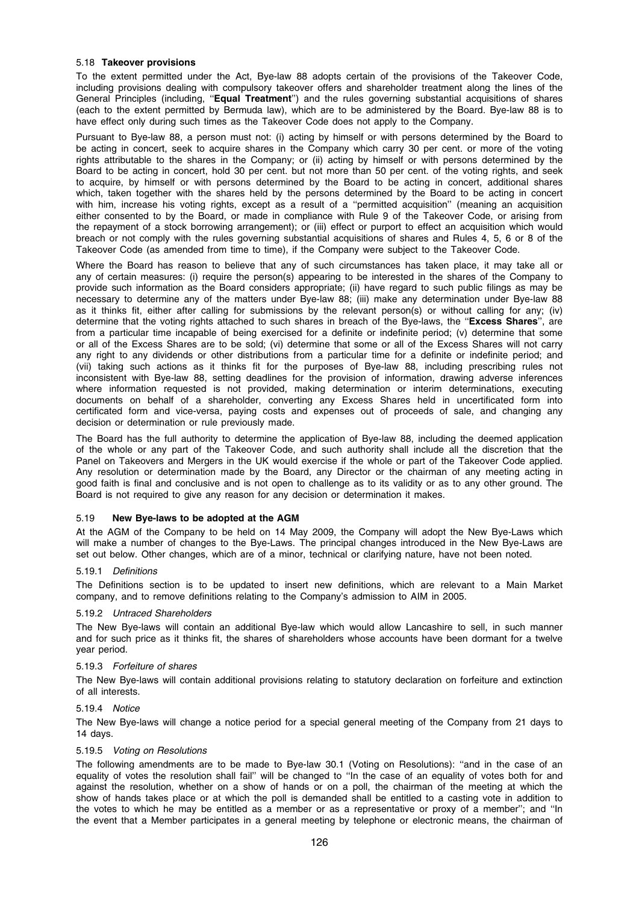### 5.18 **Takeover provisions**

To the extent permitted under the Act, Bye-law 88 adopts certain of the provisions of the Takeover Code, including provisions dealing with compulsory takeover offers and shareholder treatment along the lines of the General Principles (including, ''**Equal Treatment**'') and the rules governing substantial acquisitions of shares (each to the extent permitted by Bermuda law), which are to be administered by the Board. Bye-law 88 is to have effect only during such times as the Takeover Code does not apply to the Company.

Pursuant to Bye-law 88, a person must not: (i) acting by himself or with persons determined by the Board to be acting in concert, seek to acquire shares in the Company which carry 30 per cent. or more of the voting rights attributable to the shares in the Company; or (ii) acting by himself or with persons determined by the Board to be acting in concert, hold 30 per cent. but not more than 50 per cent. of the voting rights, and seek to acquire, by himself or with persons determined by the Board to be acting in concert, additional shares which, taken together with the shares held by the persons determined by the Board to be acting in concert with him, increase his voting rights, except as a result of a ''permitted acquisition'' (meaning an acquisition either consented to by the Board, or made in compliance with Rule 9 of the Takeover Code, or arising from the repayment of a stock borrowing arrangement); or (iii) effect or purport to effect an acquisition which would breach or not comply with the rules governing substantial acquisitions of shares and Rules 4, 5, 6 or 8 of the Takeover Code (as amended from time to time), if the Company were subject to the Takeover Code.

Where the Board has reason to believe that any of such circumstances has taken place, it may take all or any of certain measures: (i) require the person(s) appearing to be interested in the shares of the Company to provide such information as the Board considers appropriate; (ii) have regard to such public filings as may be necessary to determine any of the matters under Bye-law 88; (iii) make any determination under Bye-law 88 as it thinks fit, either after calling for submissions by the relevant person(s) or without calling for any; (iv) determine that the voting rights attached to such shares in breach of the Bye-laws, the ''**Excess Shares**'', are from a particular time incapable of being exercised for a definite or indefinite period; (v) determine that some or all of the Excess Shares are to be sold; (vi) determine that some or all of the Excess Shares will not carry any right to any dividends or other distributions from a particular time for a definite or indefinite period; and (vii) taking such actions as it thinks fit for the purposes of Bye-law 88, including prescribing rules not inconsistent with Bye-law 88, setting deadlines for the provision of information, drawing adverse inferences where information requested is not provided, making determination or interim determinations, executing documents on behalf of a shareholder, converting any Excess Shares held in uncertificated form into certificated form and vice-versa, paying costs and expenses out of proceeds of sale, and changing any decision or determination or rule previously made.

The Board has the full authority to determine the application of Bye-law 88, including the deemed application of the whole or any part of the Takeover Code, and such authority shall include all the discretion that the Panel on Takeovers and Mergers in the UK would exercise if the whole or part of the Takeover Code applied. Any resolution or determination made by the Board, any Director or the chairman of any meeting acting in good faith is final and conclusive and is not open to challenge as to its validity or as to any other ground. The Board is not required to give any reason for any decision or determination it makes.

### 5.19 **New Bye-laws to be adopted at the AGM**

At the AGM of the Company to be held on 14 May 2009, the Company will adopt the New Bye-Laws which will make a number of changes to the Bye-Laws. The principal changes introduced in the New Bye-Laws are set out below. Other changes, which are of a minor, technical or clarifying nature, have not been noted.

#### 5.19.1 *Definitions*

The Definitions section is to be updated to insert new definitions, which are relevant to a Main Market company, and to remove definitions relating to the Company's admission to AIM in 2005.

#### 5.19.2 *Untraced Shareholders*

The New Bye-laws will contain an additional Bye-law which would allow Lancashire to sell, in such manner and for such price as it thinks fit, the shares of shareholders whose accounts have been dormant for a twelve year period.

#### 5.19.3 *Forfeiture of shares*

The New Bye-laws will contain additional provisions relating to statutory declaration on forfeiture and extinction of all interests.

#### 5.19.4 *Notice*

The New Bye-laws will change a notice period for a special general meeting of the Company from 21 days to 14 days.

#### 5.19.5 *Voting on Resolutions*

The following amendments are to be made to Bye-law 30.1 (Voting on Resolutions): ''and in the case of an equality of votes the resolution shall fail'' will be changed to ''In the case of an equality of votes both for and against the resolution, whether on a show of hands or on a poll, the chairman of the meeting at which the show of hands takes place or at which the poll is demanded shall be entitled to a casting vote in addition to the votes to which he may be entitled as a member or as a representative or proxy of a member''; and ''In the event that a Member participates in a general meeting by telephone or electronic means, the chairman of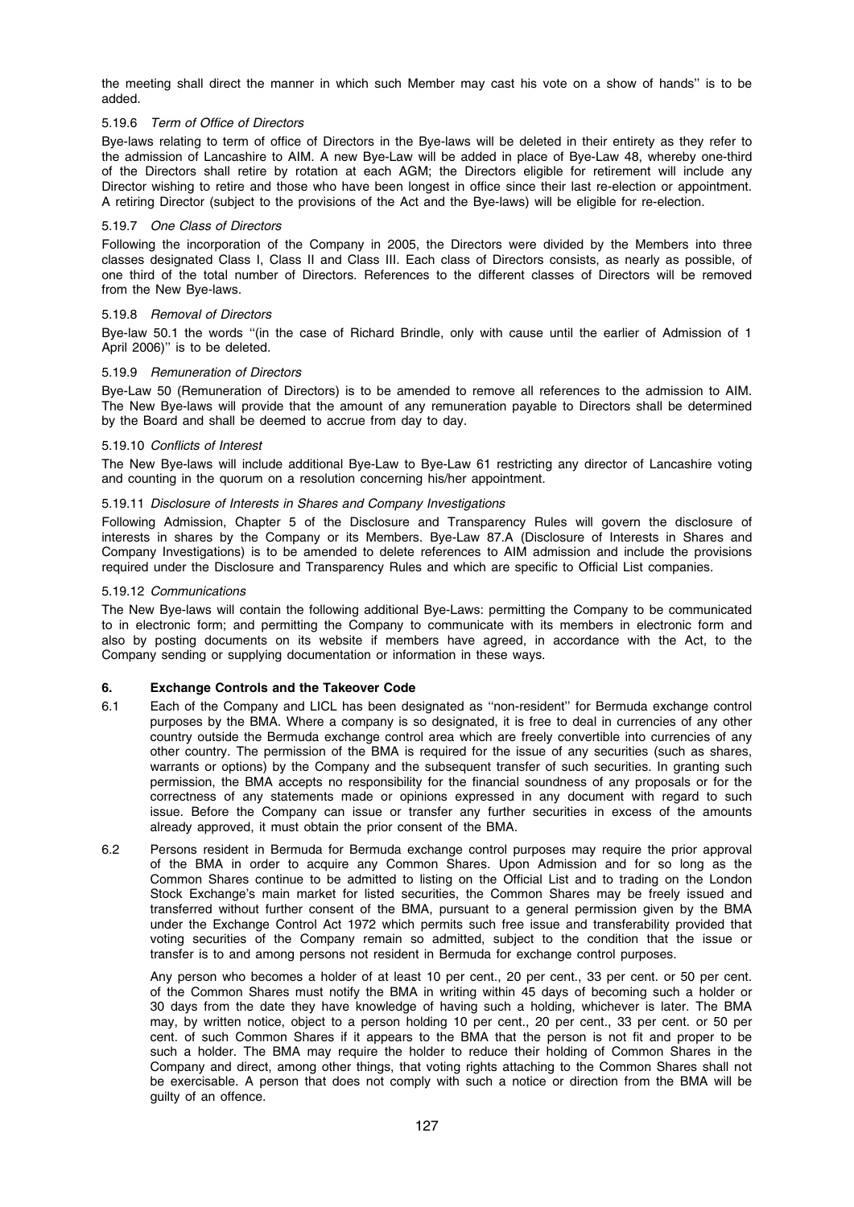the meeting shall direct the manner in which such Member may cast his vote on a show of hands'' is to be added.

#### 5.19.6 *Term of Office of Directors*

Bye-laws relating to term of office of Directors in the Bye-laws will be deleted in their entirety as they refer to the admission of Lancashire to AIM. A new Bye-Law will be added in place of Bye-Law 48, whereby one-third of the Directors shall retire by rotation at each AGM; the Directors eligible for retirement will include any Director wishing to retire and those who have been longest in office since their last re-election or appointment. A retiring Director (subject to the provisions of the Act and the Bye-laws) will be eligible for re-election.

#### 5.19.7 *One Class of Directors*

Following the incorporation of the Company in 2005, the Directors were divided by the Members into three classes designated Class I, Class II and Class III. Each class of Directors consists, as nearly as possible, of one third of the total number of Directors. References to the different classes of Directors will be removed from the New Bye-laws.

#### 5.19.8 *Removal of Directors*

Bye-law 50.1 the words ''(in the case of Richard Brindle, only with cause until the earlier of Admission of 1 April 2006)'' is to be deleted.

#### 5.19.9 *Remuneration of Directors*

Bye-Law 50 (Remuneration of Directors) is to be amended to remove all references to the admission to AIM. The New Bye-laws will provide that the amount of any remuneration payable to Directors shall be determined by the Board and shall be deemed to accrue from day to day.

#### 5.19.10 *Conflicts of Interest*

The New Bye-laws will include additional Bye-Law to Bye-Law 61 restricting any director of Lancashire voting and counting in the quorum on a resolution concerning his/her appointment.

#### 5.19.11 *Disclosure of Interests in Shares and Company Investigations*

Following Admission, Chapter 5 of the Disclosure and Transparency Rules will govern the disclosure of interests in shares by the Company or its Members. Bye-Law 87.A (Disclosure of Interests in Shares and Company Investigations) is to be amended to delete references to AIM admission and include the provisions required under the Disclosure and Transparency Rules and which are specific to Official List companies.

#### 5.19.12 *Communications*

The New Bye-laws will contain the following additional Bye-Laws: permitting the Company to be communicated to in electronic form; and permitting the Company to communicate with its members in electronic form and also by posting documents on its website if members have agreed, in accordance with the Act, to the Company sending or supplying documentation or information in these ways.

## 6. Exchange Controls and the Takeover Code

6.1 Each of the Company and LICL has been designated as ''non-resident'' for Bermuda exchange control purposes by the BMA. Where a company is so designated, it is free to deal in currencies of any other country outside the Bermuda exchange control area which are freely convertible into currencies of any other country. The permission of the BMA is required for the issue of any securities (such as shares, warrants or options) by the Company and the subsequent transfer of such securities. In granting such permission, the BMA accepts no responsibility for the financial soundness of any proposals or for the correctness of any statements made or opinions expressed in any document with regard to such issue. Before the Company can issue or transfer any further securities in excess of the amounts already approved, it must obtain the prior consent of the BMA.

6.2 Persons resident in Bermuda for Bermuda exchange control purposes may require the prior approval of the BMA in order to acquire any Common Shares. Upon Admission and for so long as the Common Shares continue to be admitted to listing on the Official List and to trading on the London Stock Exchange's main market for listed securities, the Common Shares may be freely issued and transferred without further consent of the BMA, pursuant to a general permission given by the BMA under the Exchange Control Act 1972 which permits such free issue and transferability provided that voting securities of the Company remain so admitted, subject to the condition that the issue or transfer is to and among persons not resident in Bermuda for exchange control purposes.

Any person who becomes a holder of at least 10 per cent., 20 per cent., 33 per cent. or 50 per cent. of the Common Shares must notify the BMA in writing within 45 days of becoming such a holder or 30 days from the date they have knowledge of having such a holding, whichever is later. The BMA may, by written notice, object to a person holding 10 per cent., 20 per cent., 33 per cent. or 50 per cent. of such Common Shares if it appears to the BMA that the person is not fit and proper to be such a holder. The BMA may require the holder to reduce their holding of Common Shares in the Company and direct, among other things, that voting rights attaching to the Common Shares shall not be exercisable. A person that does not comply with such a notice or direction from the BMA will be guilty of an offence.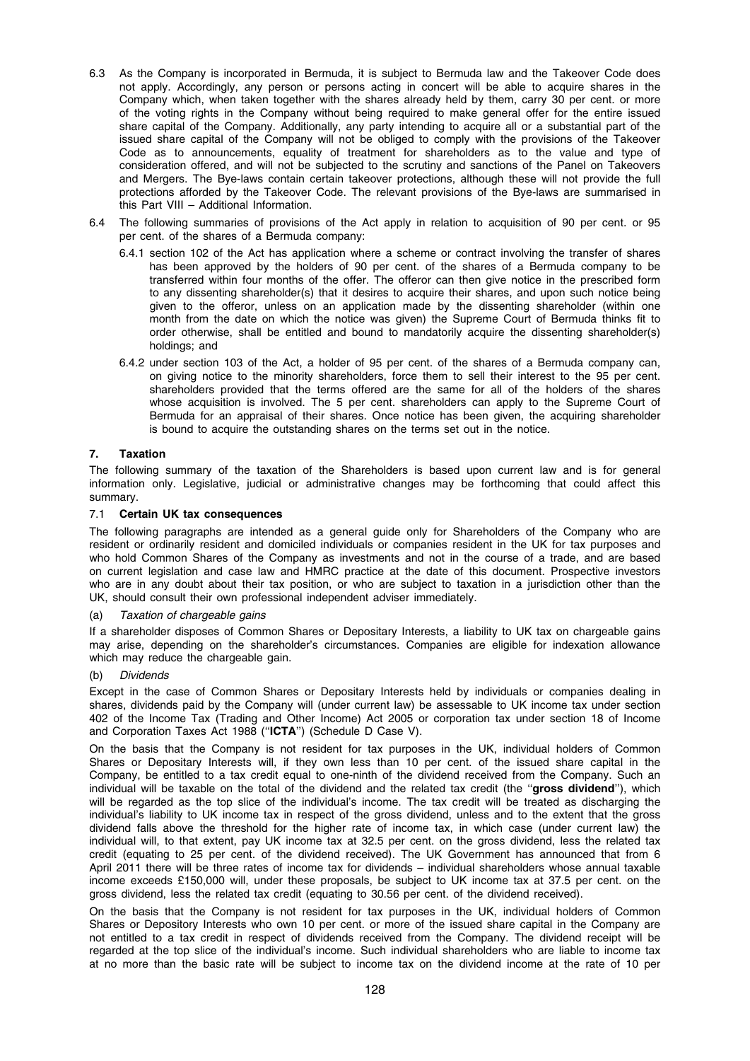6.3 As the Company is incorporated in Bermuda, it is subject to Bermuda law and the Takeover Code does not apply. Accordingly, any person or persons acting in concert will be able to acquire shares in the Company which, when taken together with the shares already held by them, carry 30 per cent. or more of the voting rights in the Company without being required to make general offer for the entire issued share capital of the Company. Additionally, any party intending to acquire all or a substantial part of the issued share capital of the Company will not be obliged to comply with the provisions of the Takeover Code as to announcements, equality of treatment for shareholders as to the value and type of consideration offered, and will not be subjected to the scrutiny and sanctions of the Panel on Takeovers and Mergers. The Bye-laws contain certain takeover protections, although these will not provide the full protections afforded by the Takeover Code. The relevant provisions of the Bye-laws are summarised in this Part VIII – Additional Information.

6.4 The following summaries of provisions of the Act apply in relation to acquisition of 90 per cent. or 95 per cent. of the shares of a Bermuda company:

6.4.1 section 102 of the Act has application where a scheme or contract involving the transfer of shares has been approved by the holders of 90 per cent. of the shares of a Bermuda company to be transferred within four months of the offer. The offeror can then give notice in the prescribed form to any dissenting shareholder(s) that it desires to acquire their shares, and upon such notice being given to the offeror, unless on an application made by the dissenting shareholder (within one month from the date on which the notice was given) the Supreme Court of Bermuda thinks fit to order otherwise, shall be entitled and bound to mandatorily acquire the dissenting shareholder(s) holdings; and

6.4.2 under section 103 of the Act, a holder of 95 per cent. of the shares of a Bermuda company can, on giving notice to the minority shareholders, force them to sell their interest to the 95 per cent. shareholders provided that the terms offered are the same for all of the holders of the shares whose acquisition is involved. The 5 per cent. shareholders can apply to the Supreme Court of Bermuda for an appraisal of their shares. Once notice has been given, the acquiring shareholder is bound to acquire the outstanding shares on the terms set out in the notice.

## 7. Taxation

The following summary of the taxation of the Shareholders is based upon current law and is for general information only. Legislative, judicial or administrative changes may be forthcoming that could affect this summary.

### 7.1 Certain UK tax consequences

The following paragraphs are intended as a general guide only for Shareholders of the Company who are resident or ordinarily resident and domiciled individuals or companies resident in the UK for tax purposes and who hold Common Shares of the Company as investments and not in the course of a trade, and are based on current legislation and case law and HMRC practice at the date of this document. Prospective investors who are in any doubt about their tax position, or who are subject to taxation in a jurisdiction other than the UK, should consult their own professional independent adviser immediately.

(a) *Taxation of chargeable gains*

If a shareholder disposes of Common Shares or Depositary Interests, a liability to UK tax on chargeable gains may arise, depending on the shareholder's circumstances. Companies are eligible for indexation allowance which may reduce the chargeable gain.

(b) *Dividends*

Except in the case of Common Shares or Depositary Interests held by individuals or companies dealing in shares, dividends paid by the Company will (under current law) be assessable to UK income tax under section 402 of the Income Tax (Trading and Other Income) Act 2005 or corporation tax under section 18 of Income and Corporation Taxes Act 1988 (''**ICTA**'') (Schedule D Case V).

On the basis that the Company is not resident for tax purposes in the UK, individual holders of Common Shares or Depositary Interests will, if they own less than 10 per cent. of the issued share capital in the Company, be entitled to a tax credit equal to one-ninth of the dividend received from the Company. Such an individual will be taxable on the total of the dividend and the related tax credit (the ''**gross dividend**''), which will be regarded as the top slice of the individual's income. The tax credit will be treated as discharging the individual's liability to UK income tax in respect of the gross dividend, unless and to the extent that the gross dividend falls above the threshold for the higher rate of income tax, in which case (under current law) the individual will, to that extent, pay UK income tax at 32.5 per cent. on the gross dividend, less the related tax credit (equating to 25 per cent. of the dividend received). The UK Government has announced that from 6 April 2011 there will be three rates of income tax for dividends – individual shareholders whose annual taxable income exceeds £150,000 will, under these proposals, be subject to UK income tax at 37.5 per cent. on the gross dividend, less the related tax credit (equating to 30.56 per cent. of the dividend received).

On the basis that the Company is not resident for tax purposes in the UK, individual holders of Common Shares or Depository Interests who own 10 per cent. or more of the issued share capital in the Company are not entitled to a tax credit in respect of dividends received from the Company. The dividend receipt will be regarded at the top slice of the individual's income. Such individual shareholders who are liable to income tax at no more than the basic rate will be subject to income tax on the dividend income at the rate of 10 per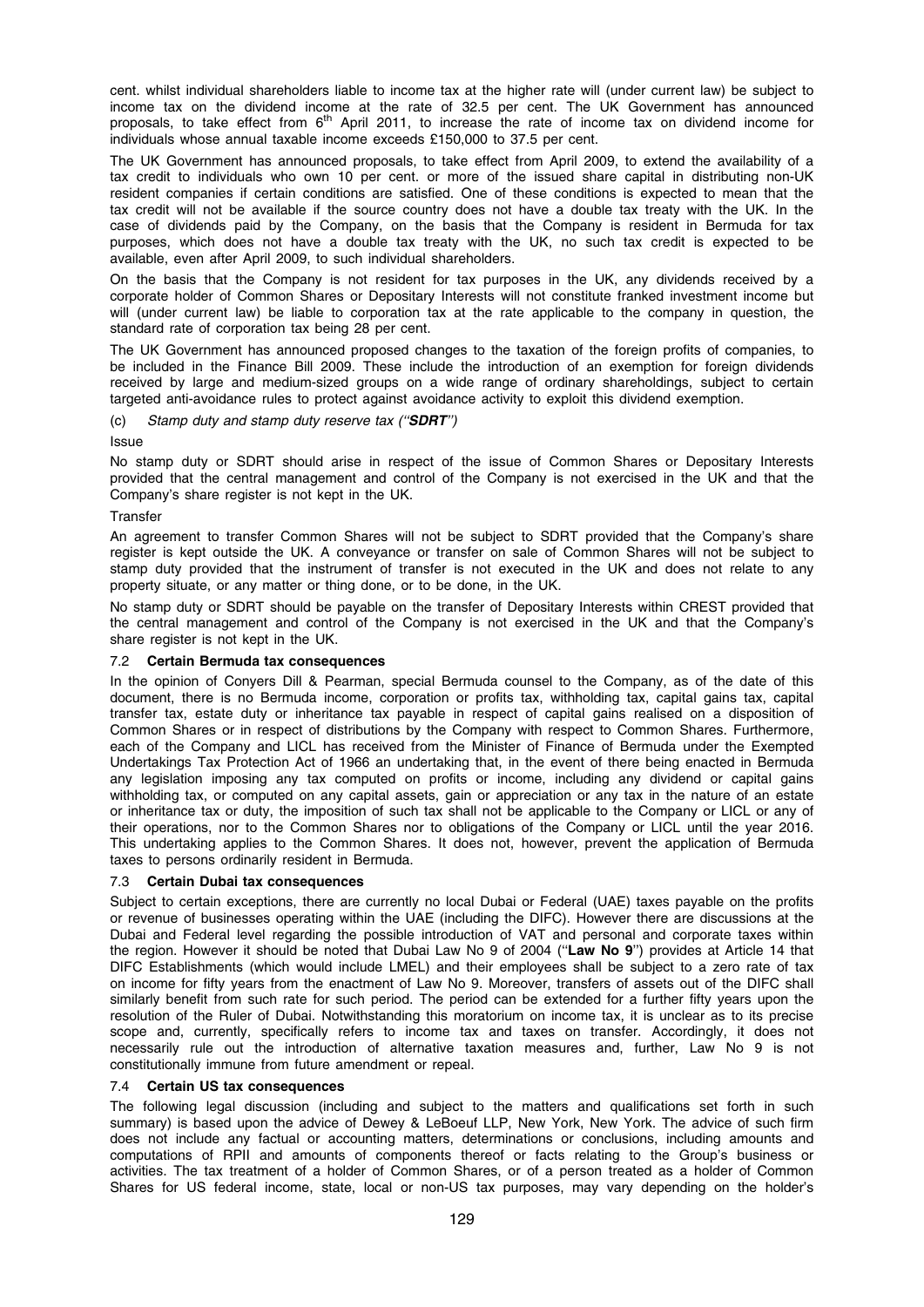cent. whilst individual shareholders liable to income tax at the higher rate will (under current law) be subject to income tax on the dividend income at the rate of 32.5 per cent. The UK Government has announced proposals, to take effect from 6th April 2011, to increase the rate of income tax on dividend income for individuals whose annual taxable income exceeds £150,000 to 37.5 per cent.

The UK Government has announced proposals, to take effect from April 2009, to extend the availability of a tax credit to individuals who own 10 per cent. or more of the issued share capital in distributing non-UK resident companies if certain conditions are satisfied. One of these conditions is expected to mean that the tax credit will not be available if the source country does not have a double tax treaty with the UK. In the case of dividends paid by the Company, on the basis that the Company is resident in Bermuda for tax purposes, which does not have a double tax treaty with the UK, no such tax credit is expected to be available, even after April 2009, to such individual shareholders.

On the basis that the Company is not resident for tax purposes in the UK, any dividends received by a corporate holder of Common Shares or Depositary Interests will not constitute franked investment income but will (under current law) be liable to corporation tax at the rate applicable to the company in question, the standard rate of corporation tax being 28 per cent.

The UK Government has announced proposed changes to the taxation of the foreign profits of companies, to be included in the Finance Bill 2009. These include the introduction of an exemption for foreign dividends received by large and medium-sized groups on a wide range of ordinary shareholdings, subject to certain targeted anti-avoidance rules to protect against avoidance activity to exploit this dividend exemption.

(c) *Stamp duty and stamp duty reserve tax ("**SDRT**")*

Issue

No stamp duty or SDRT should arise in respect of the issue of Common Shares or Depositary Interests provided that the central management and control of the Company is not exercised in the UK and that the Company's share register is not kept in the UK.

Transfer

An agreement to transfer Common Shares will not be subject to SDRT provided that the Company's share register is kept outside the UK. A conveyance or transfer on sale of Common Shares will not be subject to stamp duty provided that the instrument of transfer is not executed in the UK and does not relate to any property situate, or any matter or thing done, or to be done, in the UK.

No stamp duty or SDRT should be payable on the transfer of Depositary Interests within CREST provided that the central management and control of the Company is not exercised in the UK and that the Company's share register is not kept in the UK.

### 7.2 Certain Bermuda tax consequences

In the opinion of Conyers Dill & Pearman, special Bermuda counsel to the Company, as of the date of this document, there is no Bermuda income, corporation or profits tax, withholding tax, capital gains tax, capital transfer tax, estate duty or inheritance tax payable in respect of capital gains realised on a disposition of Common Shares or in respect of distributions by the Company with respect to Common Shares. Furthermore, each of the Company and LICL has received from the Minister of Finance of Bermuda under the Exempted Undertakings Tax Protection Act of 1966 an undertaking that, in the event of there being enacted in Bermuda any legislation imposing any tax computed on profits or income, including any dividend or capital gains withholding tax, or computed on any capital assets, gain or appreciation or any tax in the nature of an estate or inheritance tax or duty, the imposition of such tax shall not be applicable to the Company or LICL or any of their operations, nor to the Common Shares nor to obligations of the Company or LICL until the year 2016. This undertaking applies to the Common Shares. It does not, however, prevent the application of Bermuda taxes to persons ordinarily resident in Bermuda.

### 7.3 Certain Dubai tax consequences

Subject to certain exceptions, there are currently no local Dubai or Federal (UAE) taxes payable on the profits or revenue of businesses operating within the UAE (including the DIFC). However there are discussions at the Dubai and Federal level regarding the possible introduction of VAT and personal and corporate taxes within the region. However it should be noted that Dubai Law No 9 of 2004 ("**Law No 9**") provides at Article 14 that DIFC Establishments (which would include LMEL) and their employees shall be subject to a zero rate of tax on income for fifty years from the enactment of Law No 9. Moreover, transfers of assets out of the DIFC shall similarly benefit from such rate for such period. The period can be extended for a further fifty years upon the resolution of the Ruler of Dubai. Notwithstanding this moratorium on income tax, it is unclear as to its precise scope and, currently, specifically refers to income tax and taxes on transfer. Accordingly, it does not necessarily rule out the introduction of alternative taxation measures and, further, Law No 9 is not constitutionally immune from future amendment or repeal.

### 7.4 Certain US tax consequences

The following legal discussion (including and subject to the matters and qualifications set forth in such summary) is based upon the advice of Dewey & LeBoeuf LLP, New York, New York. The advice of such firm does not include any factual or accounting matters, determinations or conclusions, including amounts and computations of RPII and amounts of components thereof or facts relating to the Group's business or activities. The tax treatment of a holder of Common Shares, or of a person treated as a holder of Common Shares for US federal income, state, local or non-US tax purposes, may vary depending on the holder's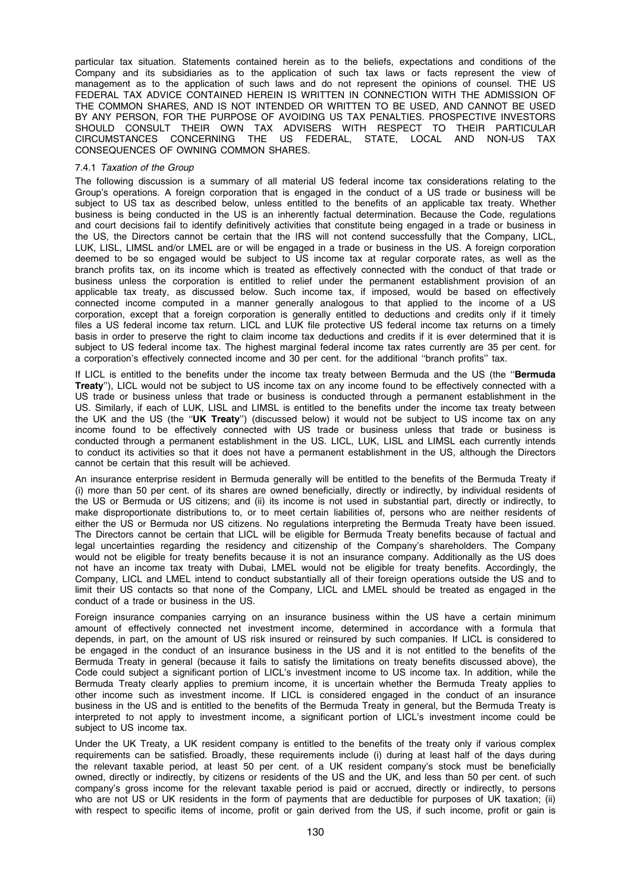particular tax situation. Statements contained herein as to the beliefs, expectations and conditions of the Company and its subsidiaries as to the application of such tax laws or facts represent the view of management as to the application of such laws and do not represent the opinions of counsel. THE US FEDERAL TAX ADVICE CONTAINED HEREIN IS WRITTEN IN CONNECTION WITH THE ADMISSION OF THE COMMON SHARES, AND IS NOT INTENDED OR WRITTEN TO BE USED, AND CANNOT BE USED BY ANY PERSON, FOR THE PURPOSE OF AVOIDING US TAX PENALTIES. PROSPECTIVE INVESTORS SHOULD CONSULT THEIR OWN TAX ADVISERS WITH RESPECT TO THEIR PARTICULAR CIRCUMSTANCES CONCERNING THE US FEDERAL, STATE, LOCAL AND NON-US TAX CONSEQUENCES OF OWNING COMMON SHARES.

#### 7.4.1 *Taxation of the Group*

The following discussion is a summary of all material US federal income tax considerations relating to the Group's operations. A foreign corporation that is engaged in the conduct of a US trade or business will be subject to US tax as described below, unless entitled to the benefits of an applicable tax treaty. Whether business is being conducted in the US is an inherently factual determination. Because the Code, regulations and court decisions fail to identify definitively activities that constitute being engaged in a trade or business in the US, the Directors cannot be certain that the IRS will not contend successfully that the Company, LICL, LUK, LISL, LIMSL and/or LMEL are or will be engaged in a trade or business in the US. A foreign corporation deemed to be so engaged would be subject to US income tax at regular corporate rates, as well as the branch profits tax, on its income which is treated as effectively connected with the conduct of that trade or business unless the corporation is entitled to relief under the permanent establishment provision of an applicable tax treaty, as discussed below. Such income tax, if imposed, would be based on effectively connected income computed in a manner generally analogous to that applied to the income of a US corporation, except that a foreign corporation is generally entitled to deductions and credits only if it timely files a US federal income tax return. LICL and LUK file protective US federal income tax returns on a timely basis in order to preserve the right to claim income tax deductions and credits if it is ever determined that it is subject to US federal income tax. The highest marginal federal income tax rates currently are 35 per cent. for a corporation's effectively connected income and 30 per cent. for the additional ''branch profits'' tax.

If LICL is entitled to the benefits under the income tax treaty between Bermuda and the US (the ''**Bermuda Treaty**''), LICL would not be subject to US income tax on any income found to be effectively connected with a US trade or business unless that trade or business is conducted through a permanent establishment in the US. Similarly, if each of LUK, LISL and LIMSL is entitled to the benefits under the income tax treaty between the UK and the US (the ''**UK Treaty**'') (discussed below) it would not be subject to US income tax on any income found to be effectively connected with US trade or business unless that trade or business is conducted through a permanent establishment in the US. LICL, LUK, LISL and LIMSL each currently intends to conduct its activities so that it does not have a permanent establishment in the US, although the Directors cannot be certain that this result will be achieved.

An insurance enterprise resident in Bermuda generally will be entitled to the benefits of the Bermuda Treaty if (i) more than 50 per cent. of its shares are owned beneficially, directly or indirectly, by individual residents of the US or Bermuda or US citizens; and (ii) its income is not used in substantial part, directly or indirectly, to make disproportionate distributions to, or to meet certain liabilities of, persons who are neither residents of either the US or Bermuda nor US citizens. No regulations interpreting the Bermuda Treaty have been issued. The Directors cannot be certain that LICL will be eligible for Bermuda Treaty benefits because of factual and legal uncertainties regarding the residency and citizenship of the Company's shareholders. The Company would not be eligible for treaty benefits because it is not an insurance company. Additionally as the US does not have an income tax treaty with Dubai, LMEL would not be eligible for treaty benefits. Accordingly, the Company, LICL and LMEL intend to conduct substantially all of their foreign operations outside the US and to limit their US contacts so that none of the Company, LICL and LMEL should be treated as engaged in the conduct of a trade or business in the US.

Foreign insurance companies carrying on an insurance business within the US have a certain minimum amount of effectively connected net investment income, determined in accordance with a formula that depends, in part, on the amount of US risk insured or reinsured by such companies. If LICL is considered to be engaged in the conduct of an insurance business in the US and it is not entitled to the benefits of the Bermuda Treaty in general (because it fails to satisfy the limitations on treaty benefits discussed above), the Code could subject a significant portion of LICL's investment income to US income tax. In addition, while the Bermuda Treaty clearly applies to premium income, it is uncertain whether the Bermuda Treaty applies to other income such as investment income. If LICL is considered engaged in the conduct of an insurance business in the US and is entitled to the benefits of the Bermuda Treaty in general, but the Bermuda Treaty is interpreted to not apply to investment income, a significant portion of LICL's investment income could be subject to US income tax.

Under the UK Treaty, a UK resident company is entitled to the benefits of the treaty only if various complex requirements can be satisfied. Broadly, these requirements include (i) during at least half of the days during the relevant taxable period, at least 50 per cent. of a UK resident company's stock must be beneficially owned, directly or indirectly, by citizens or residents of the US and the UK, and less than 50 per cent. of such company's gross income for the relevant taxable period is paid or accrued, directly or indirectly, to persons who are not US or UK residents in the form of payments that are deductible for purposes of UK taxation; (ii) with respect to specific items of income, profit or gain derived from the US, if such income, profit or gain is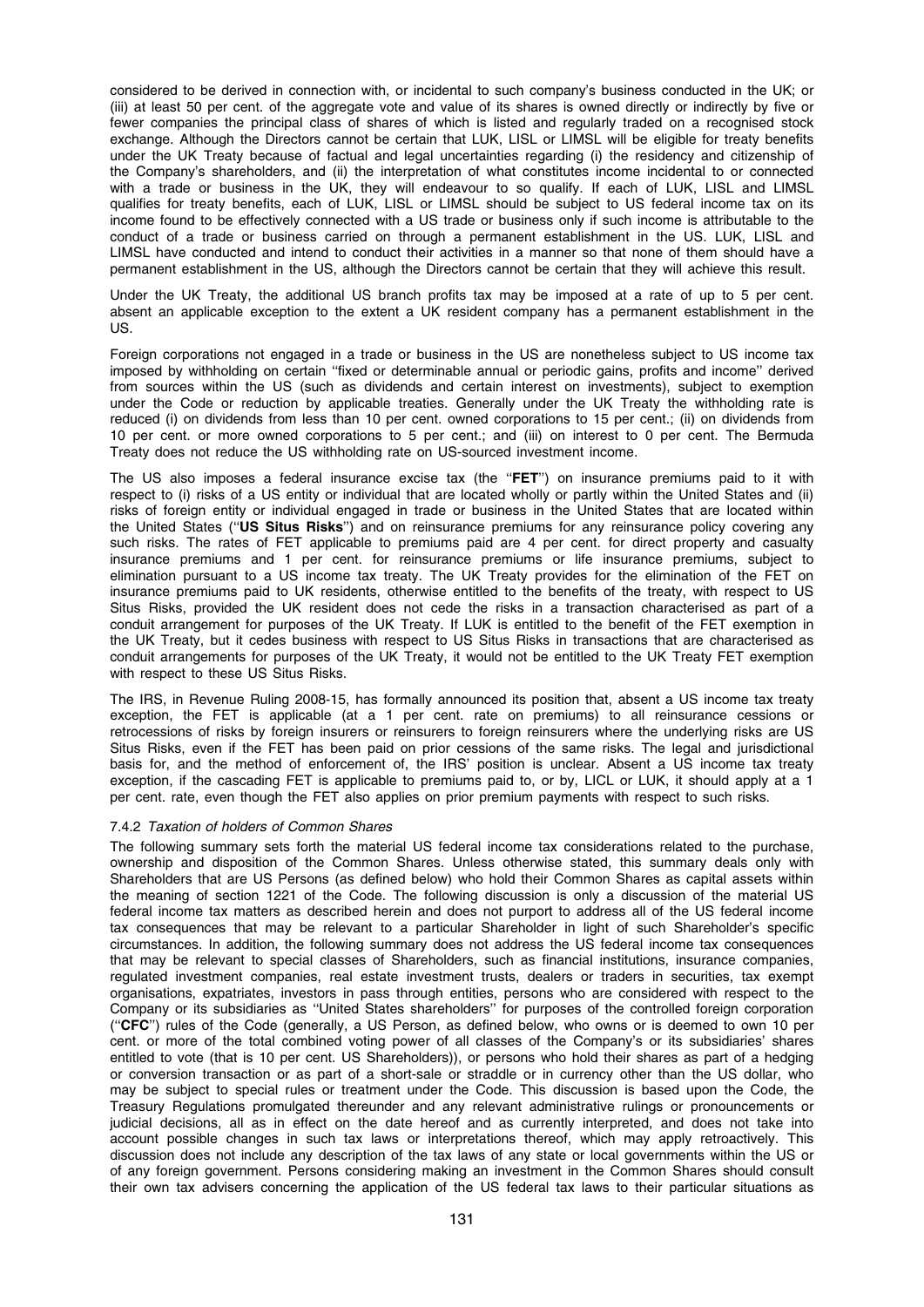considered to be derived in connection with, or incidental to such company's business conducted in the UK; or (iii) at least 50 per cent. of the aggregate vote and value of its shares is owned directly or indirectly by five or fewer companies the principal class of shares of which is listed and regularly traded on a recognised stock exchange. Although the Directors cannot be certain that LUK, LISL or LIMSL will be eligible for treaty benefits under the UK Treaty because of factual and legal uncertainties regarding (i) the residency and citizenship of the Company's shareholders, and (ii) the interpretation of what constitutes income incidental to or connected with a trade or business in the UK, they will endeavour to so qualify. If each of LUK, LISL and LIMSL qualifies for treaty benefits, each of LUK, LISL or LIMSL should be subject to US federal income tax on its income found to be effectively connected with a US trade or business only if such income is attributable to the conduct of a trade or business carried on through a permanent establishment in the US. LUK, LISL and LIMSL have conducted and intend to conduct their activities in a manner so that none of them should have a permanent establishment in the US, although the Directors cannot be certain that they will achieve this result.

Under the UK Treaty, the additional US branch profits tax may be imposed at a rate of up to 5 per cent. absent an applicable exception to the extent a UK resident company has a permanent establishment in the US.

Foreign corporations not engaged in a trade or business in the US are nonetheless subject to US income tax imposed by withholding on certain ''fixed or determinable annual or periodic gains, profits and income'' derived from sources within the US (such as dividends and certain interest on investments), subject to exemption under the Code or reduction by applicable treaties. Generally under the UK Treaty the withholding rate is reduced (i) on dividends from less than 10 per cent. owned corporations to 15 per cent.; (ii) on dividends from 10 per cent. or more owned corporations to 5 per cent.; and (iii) on interest to 0 per cent. The Bermuda Treaty does not reduce the US withholding rate on US-sourced investment income.

The US also imposes a federal insurance excise tax (the ''**FET**'') on insurance premiums paid to it with respect to (i) risks of a US entity or individual that are located wholly or partly within the United States and (ii) risks of foreign entity or individual engaged in trade or business in the United States that are located within the United States (''**US Situs Risks**'') and on reinsurance premiums for any reinsurance policy covering any such risks. The rates of FET applicable to premiums paid are 4 per cent. for direct property and casualty insurance premiums and 1 per cent. for reinsurance premiums or life insurance premiums, subject to elimination pursuant to a US income tax treaty. The UK Treaty provides for the elimination of the FET on insurance premiums paid to UK residents, otherwise entitled to the benefits of the treaty, with respect to US Situs Risks, provided the UK resident does not cede the risks in a transaction characterised as part of a conduit arrangement for purposes of the UK Treaty. If LUK is entitled to the benefit of the FET exemption in the UK Treaty, but it cedes business with respect to US Situs Risks in transactions that are characterised as conduit arrangements for purposes of the UK Treaty, it would not be entitled to the UK Treaty FET exemption with respect to these US Situs Risks.

The IRS, in Revenue Ruling 2008-15, has formally announced its position that, absent a US income tax treaty exception, the FET is applicable (at a 1 per cent. rate on premiums) to all reinsurance cessions or retrocessions of risks by foreign insurers or reinsurers to foreign reinsurers where the underlying risks are US Situs Risks, even if the FET has been paid on prior cessions of the same risks. The legal and jurisdictional basis for, and the method of enforcement of, the IRS' position is unclear. Absent a US income tax treaty exception, if the cascading FET is applicable to premiums paid to, or by, LICL or LUK, it should apply at a 1 per cent. rate, even though the FET also applies on prior premium payments with respect to such risks.

#### 7.4.2 *Taxation of holders of Common Shares*

The following summary sets forth the material US federal income tax considerations related to the purchase, ownership and disposition of the Common Shares. Unless otherwise stated, this summary deals only with Shareholders that are US Persons (as defined below) who hold their Common Shares as capital assets within the meaning of section 1221 of the Code. The following discussion is only a discussion of the material US federal income tax matters as described herein and does not purport to address all of the US federal income tax consequences that may be relevant to a particular Shareholder in light of such Shareholder's specific circumstances. In addition, the following summary does not address the US federal income tax consequences that may be relevant to special classes of Shareholders, such as financial institutions, insurance companies, regulated investment companies, real estate investment trusts, dealers or traders in securities, tax exempt organisations, expatriates, investors in pass through entities, persons who are considered with respect to the Company or its subsidiaries as ''United States shareholders'' for purposes of the controlled foreign corporation (''**CFC**'') rules of the Code (generally, a US Person, as defined below, who owns or is deemed to own 10 per cent. or more of the total combined voting power of all classes of the Company's or its subsidiaries' shares entitled to vote (that is 10 per cent. US Shareholders)), or persons who hold their shares as part of a hedging or conversion transaction or as part of a short-sale or straddle or in currency other than the US dollar, who may be subject to special rules or treatment under the Code. This discussion is based upon the Code, the Treasury Regulations promulgated thereunder and any relevant administrative rulings or pronouncements or judicial decisions, all as in effect on the date hereof and as currently interpreted, and does not take into account possible changes in such tax laws or interpretations thereof, which may apply retroactively. This discussion does not include any description of the tax laws of any state or local governments within the US or of any foreign government. Persons considering making an investment in the Common Shares should consult their own tax advisers concerning the application of the US federal tax laws to their particular situations as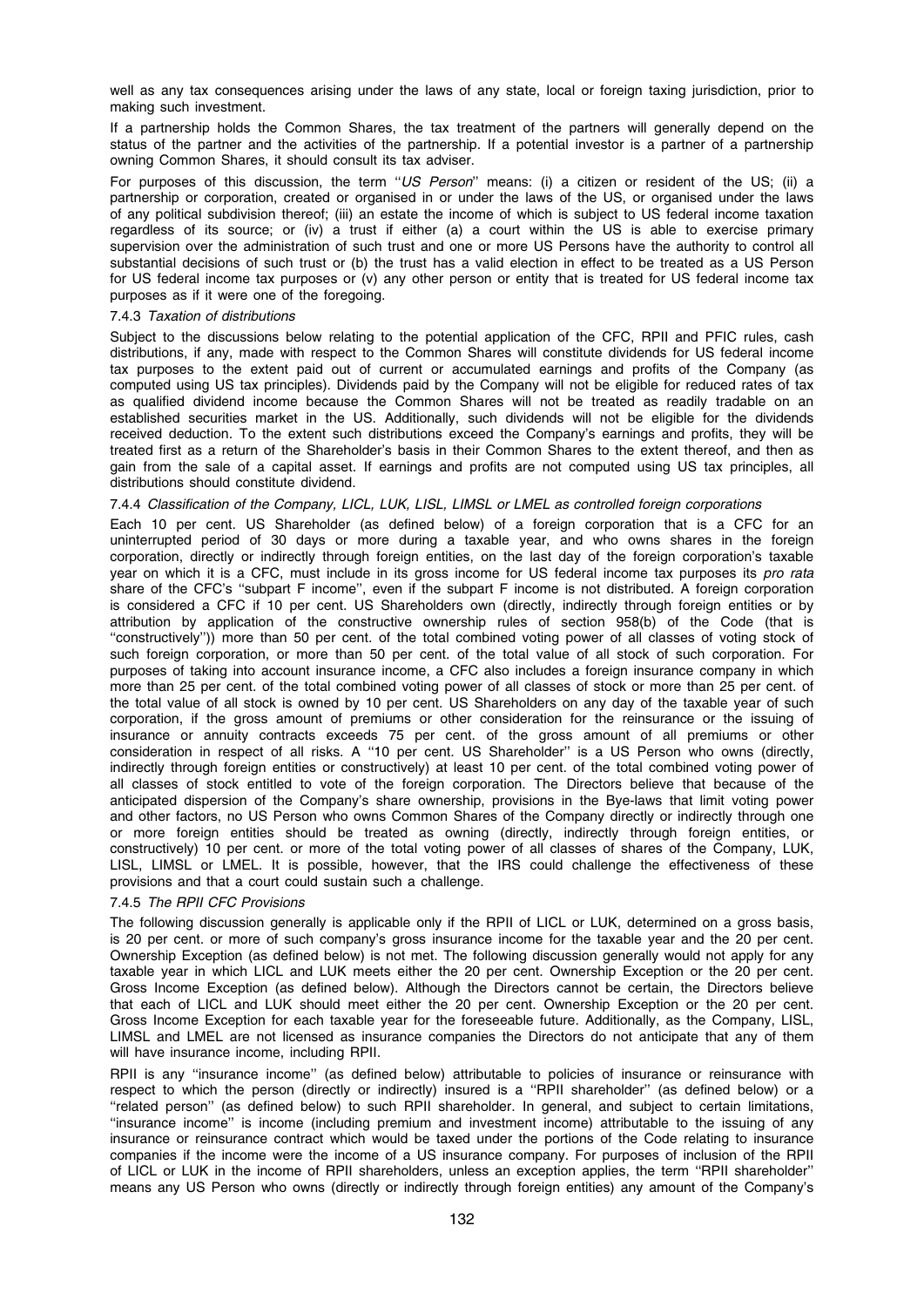well as any tax consequences arising under the laws of any state, local or foreign taxing jurisdiction, prior to making such investment.

If a partnership holds the Common Shares, the tax treatment of the partners will generally depend on the status of the partner and the activities of the partnership. If a potential investor is a partner of a partnership owning Common Shares, it should consult its tax adviser.

For purposes of this discussion, the term ''*US Person*'' means: (i) a citizen or resident of the US; (ii) a partnership or corporation, created or organised in or under the laws of the US, or organised under the laws of any political subdivision thereof; (iii) an estate the income of which is subject to US federal income taxation regardless of its source; or (iv) a trust if either (a) a court within the US is able to exercise primary supervision over the administration of such trust and one or more US Persons have the authority to control all substantial decisions of such trust or (b) the trust has a valid election in effect to be treated as a US Person for US federal income tax purposes or (v) any other person or entity that is treated for US federal income tax purposes as if it were one of the foregoing.

#### 7.4.3 *Taxation of distributions*

Subject to the discussions below relating to the potential application of the CFC, RPII and PFIC rules, cash distributions, if any, made with respect to the Common Shares will constitute dividends for US federal income tax purposes to the extent paid out of current or accumulated earnings and profits of the Company (as computed using US tax principles). Dividends paid by the Company will not be eligible for reduced rates of tax as qualified dividend income because the Common Shares will not be treated as readily tradable on an established securities market in the US. Additionally, such dividends will not be eligible for the dividends received deduction. To the extent such distributions exceed the Company's earnings and profits, they will be treated first as a return of the Shareholder's basis in their Common Shares to the extent thereof, and then as gain from the sale of a capital asset. If earnings and profits are not computed using US tax principles, all distributions should constitute dividend.

#### 7.4.4 *Classification of the Company, LICL, LUK, LISL, LIMSL or LMEL as controlled foreign corporations*

Each 10 per cent. US Shareholder (as defined below) of a foreign corporation that is a CFC for an uninterrupted period of 30 days or more during a taxable year, and who owns shares in the foreign corporation, directly or indirectly through foreign entities, on the last day of the foreign corporation's taxable year on which it is a CFC, must include in its gross income for US federal income tax purposes its *pro rata* share of the CFC's ''subpart F income'', even if the subpart F income is not distributed. A foreign corporation is considered a CFC if 10 per cent. US Shareholders own (directly, indirectly through foreign entities or by attribution by application of the constructive ownership rules of section 958(b) of the Code (that is ''constructively'')) more than 50 per cent. of the total combined voting power of all classes of voting stock of such foreign corporation, or more than 50 per cent. of the total value of all stock of such corporation. For purposes of taking into account insurance income, a CFC also includes a foreign insurance company in which more than 25 per cent. of the total combined voting power of all classes of stock or more than 25 per cent. of the total value of all stock is owned by 10 per cent. US Shareholders on any day of the taxable year of such corporation, if the gross amount of premiums or other consideration for the reinsurance or the issuing of insurance or annuity contracts exceeds 75 per cent. of the gross amount of all premiums or other consideration in respect of all risks. A ''10 per cent. US Shareholder'' is a US Person who owns (directly, indirectly through foreign entities or constructively) at least 10 per cent. of the total combined voting power of all classes of stock entitled to vote of the foreign corporation. The Directors believe that because of the anticipated dispersion of the Company's share ownership, provisions in the Bye-laws that limit voting power and other factors, no US Person who owns Common Shares of the Company directly or indirectly through one or more foreign entities should be treated as owning (directly, indirectly through foreign entities, or constructively) 10 per cent. or more of the total voting power of all classes of shares of the Company, LUK, LISL, LIMSL or LMEL. It is possible, however, that the IRS could challenge the effectiveness of these provisions and that a court could sustain such a challenge.

#### 7.4.5 *The RPII CFC Provisions*

The following discussion generally is applicable only if the RPII of LICL or LUK, determined on a gross basis, is 20 per cent. or more of such company's gross insurance income for the taxable year and the 20 per cent. Ownership Exception (as defined below) is not met. The following discussion generally would not apply for any taxable year in which LICL and LUK meets either the 20 per cent. Ownership Exception or the 20 per cent. Gross Income Exception (as defined below). Although the Directors cannot be certain, the Directors believe that each of LICL and LUK should meet either the 20 per cent. Ownership Exception or the 20 per cent. Gross Income Exception for each taxable year for the foreseeable future. Additionally, as the Company, LISL, LIMSL and LMEL are not licensed as insurance companies the Directors do not anticipate that any of them will have insurance income, including RPII.

RPII is any ''insurance income'' (as defined below) attributable to policies of insurance or reinsurance with respect to which the person (directly or indirectly) insured is a ''RPII shareholder'' (as defined below) or a ''related person'' (as defined below) to such RPII shareholder. In general, and subject to certain limitations, ''insurance income'' is income (including premium and investment income) attributable to the issuing of any insurance or reinsurance contract which would be taxed under the portions of the Code relating to insurance companies if the income were the income of a US insurance company. For purposes of inclusion of the RPII of LICL or LUK in the income of RPII shareholders, unless an exception applies, the term ''RPII shareholder'' means any US Person who owns (directly or indirectly through foreign entities) any amount of the Company's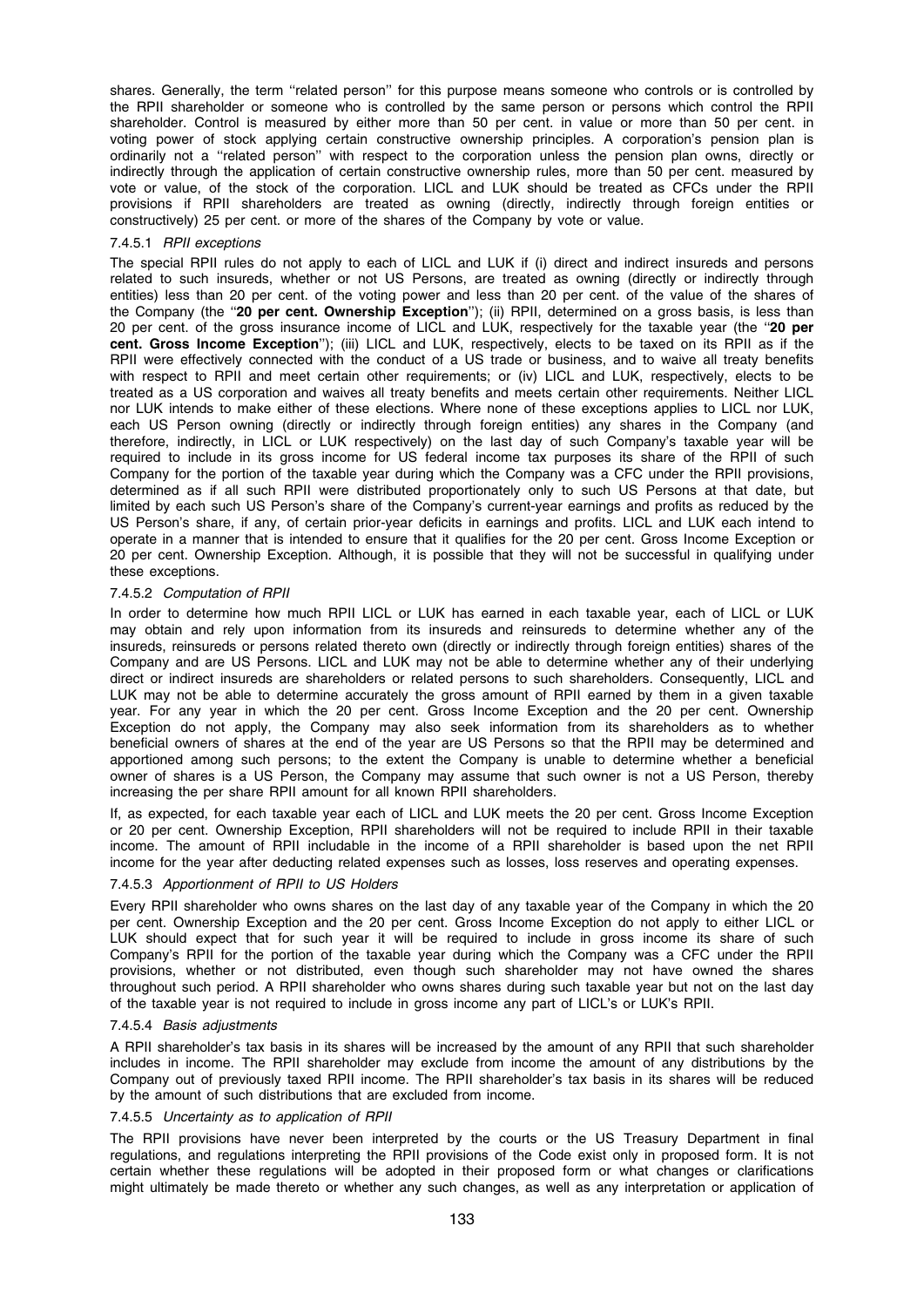shares. Generally, the term ''related person'' for this purpose means someone who controls or is controlled by the RPII shareholder or someone who is controlled by the same person or persons which control the RPII shareholder. Control is measured by either more than 50 per cent. in value or more than 50 per cent. in voting power of stock applying certain constructive ownership principles. A corporation's pension plan is ordinarily not a ''related person'' with respect to the corporation unless the pension plan owns, directly or indirectly through the application of certain constructive ownership rules, more than 50 per cent. measured by vote or value, of the stock of the corporation. LICL and LUK should be treated as CFCs under the RPII provisions if RPII shareholders are treated as owning (directly, indirectly through foreign entities or constructively) 25 per cent. or more of the shares of the Company by vote or value.

#### 7.4.5.1 *RPII exceptions*

The special RPII rules do not apply to each of LICL and LUK if (i) direct and indirect insureds and persons related to such insureds, whether or not US Persons, are treated as owning (directly or indirectly through entities) less than 20 per cent. of the voting power and less than 20 per cent. of the value of the shares of the Company (the ''**20 per cent. Ownership Exception**''); (ii) RPII, determined on a gross basis, is less than 20 per cent. of the gross insurance income of LICL and LUK, respectively for the taxable year (the ''**20 per cent. Gross Income Exception**''); (iii) LICL and LUK, respectively, elects to be taxed on its RPII as if the RPII were effectively connected with the conduct of a US trade or business, and to waive all treaty benefits with respect to RPII and meet certain other requirements; or (iv) LICL and LUK, respectively, elects to be treated as a US corporation and waives all treaty benefits and meets certain other requirements. Neither LICL nor LUK intends to make either of these elections. Where none of these exceptions applies to LICL nor LUK, each US Person owning (directly or indirectly through foreign entities) any shares in the Company (and therefore, indirectly, in LICL or LUK respectively) on the last day of such Company's taxable year will be required to include in its gross income for US federal income tax purposes its share of the RPII of such Company for the portion of the taxable year during which the Company was a CFC under the RPII provisions, determined as if all such RPII were distributed proportionately only to such US Persons at that date, but limited by each such US Person's share of the Company's current-year earnings and profits as reduced by the US Person's share, if any, of certain prior-year deficits in earnings and profits. LICL and LUK each intend to operate in a manner that is intended to ensure that it qualifies for the 20 per cent. Gross Income Exception or 20 per cent. Ownership Exception. Although, it is possible that they will not be successful in qualifying under these exceptions.

#### 7.4.5.2 *Computation of RPII*

In order to determine how much RPII LICL or LUK has earned in each taxable year, each of LICL or LUK may obtain and rely upon information from its insureds and reinsureds to determine whether any of the insureds, reinsureds or persons related thereto own (directly or indirectly through foreign entities) shares of the Company and are US Persons. LICL and LUK may not be able to determine whether any of their underlying direct or indirect insureds are shareholders or related persons to such shareholders. Consequently, LICL and LUK may not be able to determine accurately the gross amount of RPII earned by them in a given taxable year. For any year in which the 20 per cent. Gross Income Exception and the 20 per cent. Ownership Exception do not apply, the Company may also seek information from its shareholders as to whether beneficial owners of shares at the end of the year are US Persons so that the RPII may be determined and apportioned among such persons; to the extent the Company is unable to determine whether a beneficial owner of shares is a US Person, the Company may assume that such owner is not a US Person, thereby increasing the per share RPII amount for all known RPII shareholders.

If, as expected, for each taxable year each of LICL and LUK meets the 20 per cent. Gross Income Exception or 20 per cent. Ownership Exception, RPII shareholders will not be required to include RPII in their taxable income. The amount of RPII includable in the income of a RPII shareholder is based upon the net RPII income for the year after deducting related expenses such as losses, loss reserves and operating expenses.

#### 7.4.5.3 *Apportionment of RPII to US Holders*

Every RPII shareholder who owns shares on the last day of any taxable year of the Company in which the 20 per cent. Ownership Exception and the 20 per cent. Gross Income Exception do not apply to either LICL or LUK should expect that for such year it will be required to include in gross income its share of such Company's RPII for the portion of the taxable year during which the Company was a CFC under the RPII provisions, whether or not distributed, even though such shareholder may not have owned the shares throughout such period. A RPII shareholder who owns shares during such taxable year but not on the last day of the taxable year is not required to include in gross income any part of LICL's or LUK's RPII.

#### 7.4.5.4 *Basis adjustments*

A RPII shareholder's tax basis in its shares will be increased by the amount of any RPII that such shareholder includes in income. The RPII shareholder may exclude from income the amount of any distributions by the Company out of previously taxed RPII income. The RPII shareholder's tax basis in its shares will be reduced by the amount of such distributions that are excluded from income.

#### 7.4.5.5 *Uncertainty as to application of RPII*

The RPII provisions have never been interpreted by the courts or the US Treasury Department in final regulations, and regulations interpreting the RPII provisions of the Code exist only in proposed form. It is not certain whether these regulations will be adopted in their proposed form or what changes or clarifications might ultimately be made thereto or whether any such changes, as well as any interpretation or application of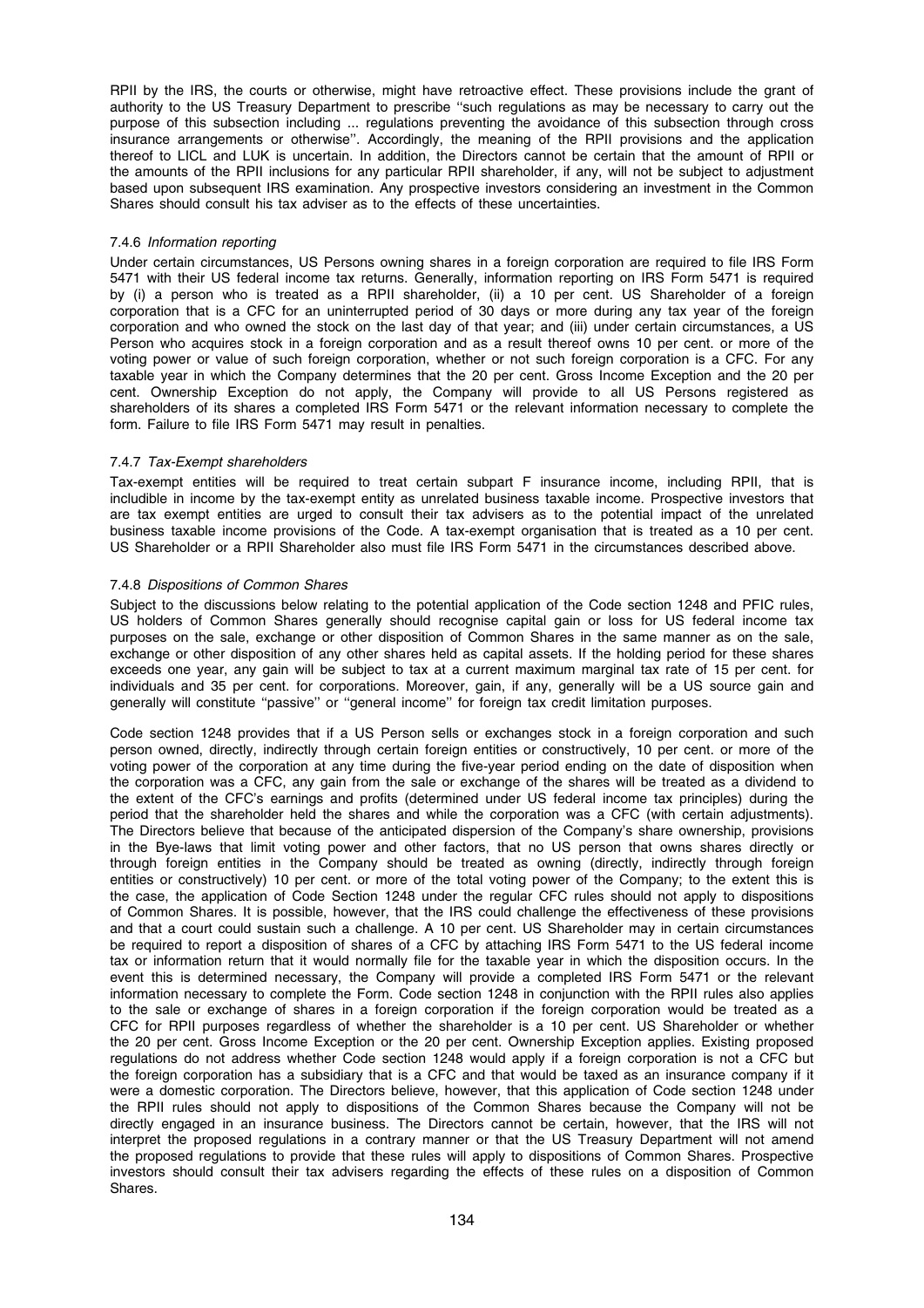RPII by the IRS, the courts or otherwise, might have retroactive effect. These provisions include the grant of authority to the US Treasury Department to prescribe ''such regulations as may be necessary to carry out the purpose of this subsection including ... regulations preventing the avoidance of this subsection through cross insurance arrangements or otherwise''. Accordingly, the meaning of the RPII provisions and the application thereof to LICL and LUK is uncertain. In addition, the Directors cannot be certain that the amount of RPII or the amounts of the RPII inclusions for any particular RPII shareholder, if any, will not be subject to adjustment based upon subsequent IRS examination. Any prospective investors considering an investment in the Common Shares should consult his tax adviser as to the effects of these uncertainties.

#### 7.4.6 *Information reporting*

Under certain circumstances, US Persons owning shares in a foreign corporation are required to file IRS Form 5471 with their US federal income tax returns. Generally, information reporting on IRS Form 5471 is required by (i) a person who is treated as a RPII shareholder, (ii) a 10 per cent. US Shareholder of a foreign corporation that is a CFC for an uninterrupted period of 30 days or more during any tax year of the foreign corporation and who owned the stock on the last day of that year; and (iii) under certain circumstances, a US Person who acquires stock in a foreign corporation and as a result thereof owns 10 per cent. or more of the voting power or value of such foreign corporation, whether or not such foreign corporation is a CFC. For any taxable year in which the Company determines that the 20 per cent. Gross Income Exception and the 20 per cent. Ownership Exception do not apply, the Company will provide to all US Persons registered as shareholders of its shares a completed IRS Form 5471 or the relevant information necessary to complete the form. Failure to file IRS Form 5471 may result in penalties.

#### 7.4.7 *Tax-Exempt shareholders*

Tax-exempt entities will be required to treat certain subpart F insurance income, including RPII, that is includible in income by the tax-exempt entity as unrelated business taxable income. Prospective investors that are tax exempt entities are urged to consult their tax advisers as to the potential impact of the unrelated business taxable income provisions of the Code. A tax-exempt organisation that is treated as a 10 per cent. US Shareholder or a RPII Shareholder also must file IRS Form 5471 in the circumstances described above.

#### 7.4.8 *Dispositions of Common Shares*

Subject to the discussions below relating to the potential application of the Code section 1248 and PFIC rules, US holders of Common Shares generally should recognise capital gain or loss for US federal income tax purposes on the sale, exchange or other disposition of Common Shares in the same manner as on the sale, exchange or other disposition of any other shares held as capital assets. If the holding period for these shares exceeds one year, any gain will be subject to tax at a current maximum marginal tax rate of 15 per cent. for individuals and 35 per cent. for corporations. Moreover, gain, if any, generally will be a US source gain and generally will constitute ''passive'' or ''general income'' for foreign tax credit limitation purposes.

Code section 1248 provides that if a US Person sells or exchanges stock in a foreign corporation and such person owned, directly, indirectly through certain foreign entities or constructively, 10 per cent. or more of the voting power of the corporation at any time during the five-year period ending on the date of disposition when the corporation was a CFC, any gain from the sale or exchange of the shares will be treated as a dividend to the extent of the CFC's earnings and profits (determined under US federal income tax principles) during the period that the shareholder held the shares and while the corporation was a CFC (with certain adjustments). The Directors believe that because of the anticipated dispersion of the Company's share ownership, provisions in the Bye-laws that limit voting power and other factors, that no US person that owns shares directly or through foreign entities in the Company should be treated as owning (directly, indirectly through foreign entities or constructively) 10 per cent. or more of the total voting power of the Company; to the extent this is the case, the application of Code Section 1248 under the regular CFC rules should not apply to dispositions of Common Shares. It is possible, however, that the IRS could challenge the effectiveness of these provisions and that a court could sustain such a challenge. A 10 per cent. US Shareholder may in certain circumstances be required to report a disposition of shares of a CFC by attaching IRS Form 5471 to the US federal income tax or information return that it would normally file for the taxable year in which the disposition occurs. In the event this is determined necessary, the Company will provide a completed IRS Form 5471 or the relevant information necessary to complete the Form. Code section 1248 in conjunction with the RPII rules also applies to the sale or exchange of shares in a foreign corporation if the foreign corporation would be treated as a CFC for RPII purposes regardless of whether the shareholder is a 10 per cent. US Shareholder or whether the 20 per cent. Gross Income Exception or the 20 per cent. Ownership Exception applies. Existing proposed regulations do not address whether Code section 1248 would apply if a foreign corporation is not a CFC but the foreign corporation has a subsidiary that is a CFC and that would be taxed as an insurance company if it were a domestic corporation. The Directors believe, however, that this application of Code section 1248 under the RPII rules should not apply to dispositions of the Common Shares because the Company will not be directly engaged in an insurance business. The Directors cannot be certain, however, that the IRS will not interpret the proposed regulations in a contrary manner or that the US Treasury Department will not amend the proposed regulations to provide that these rules will apply to dispositions of Common Shares. Prospective investors should consult their tax advisers regarding the effects of these rules on a disposition of Common Shares.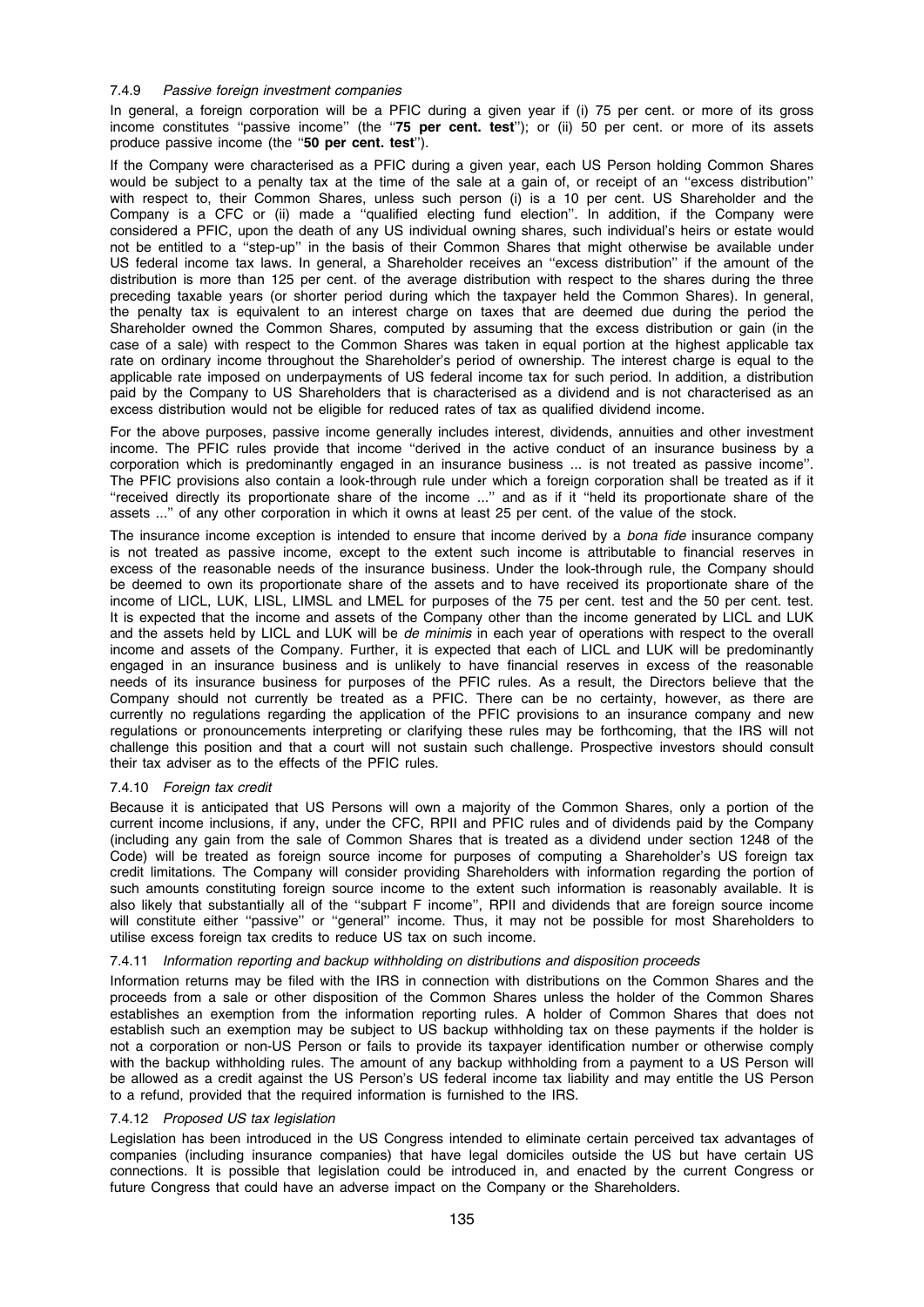#### 7.4.9 *Passive foreign investment companies*

In general, a foreign corporation will be a PFIC during a given year if (i) 75 per cent. or more of its gross income constitutes ''passive income'' (the ''**75 per cent. test**''); or (ii) 50 per cent. or more of its assets produce passive income (the ''**50 per cent. test**'').

If the Company were characterised as a PFIC during a given year, each US Person holding Common Shares would be subject to a penalty tax at the time of the sale at a gain of, or receipt of an ''excess distribution'' with respect to, their Common Shares, unless such person (i) is a 10 per cent. US Shareholder and the Company is a CFC or (ii) made a ''qualified electing fund election''. In addition, if the Company were considered a PFIC, upon the death of any US individual owning shares, such individual's heirs or estate would not be entitled to a ''step-up'' in the basis of their Common Shares that might otherwise be available under US federal income tax laws. In general, a Shareholder receives an ''excess distribution'' if the amount of the distribution is more than 125 per cent. of the average distribution with respect to the shares during the three preceding taxable years (or shorter period during which the taxpayer held the Common Shares). In general, the penalty tax is equivalent to an interest charge on taxes that are deemed due during the period the Shareholder owned the Common Shares, computed by assuming that the excess distribution or gain (in the case of a sale) with respect to the Common Shares was taken in equal portion at the highest applicable tax rate on ordinary income throughout the Shareholder's period of ownership. The interest charge is equal to the applicable rate imposed on underpayments of US federal income tax for such period. In addition, a distribution paid by the Company to US Shareholders that is characterised as a dividend and is not characterised as an excess distribution would not be eligible for reduced rates of tax as qualified dividend income.

For the above purposes, passive income generally includes interest, dividends, annuities and other investment income. The PFIC rules provide that income ''derived in the active conduct of an insurance business by a corporation which is predominantly engaged in an insurance business ... is not treated as passive income''. The PFIC provisions also contain a look-through rule under which a foreign corporation shall be treated as if it ''received directly its proportionate share of the income ...'' and as if it ''held its proportionate share of the assets ...'' of any other corporation in which it owns at least 25 per cent. of the value of the stock.

The insurance income exception is intended to ensure that income derived by a *bona fide* insurance company is not treated as passive income, except to the extent such income is attributable to financial reserves in excess of the reasonable needs of the insurance business. Under the look-through rule, the Company should be deemed to own its proportionate share of the assets and to have received its proportionate share of the income of LICL, LUK, LISL, LIMSL and LMEL for purposes of the 75 per cent. test and the 50 per cent. test. It is expected that the income and assets of the Company other than the income generated by LICL and LUK and the assets held by LICL and LUK will be *de minimis* in each year of operations with respect to the overall income and assets of the Company. Further, it is expected that each of LICL and LUK will be predominantly engaged in an insurance business and is unlikely to have financial reserves in excess of the reasonable needs of its insurance business for purposes of the PFIC rules. As a result, the Directors believe that the Company should not currently be treated as a PFIC. There can be no certainty, however, as there are currently no regulations regarding the application of the PFIC provisions to an insurance company and new regulations or pronouncements interpreting or clarifying these rules may be forthcoming, that the IRS will not challenge this position and that a court will not sustain such challenge. Prospective investors should consult their tax adviser as to the effects of the PFIC rules.

#### 7.4.10 *Foreign tax credit*

Because it is anticipated that US Persons will own a majority of the Common Shares, only a portion of the current income inclusions, if any, under the CFC, RPII and PFIC rules and of dividends paid by the Company (including any gain from the sale of Common Shares that is treated as a dividend under section 1248 of the Code) will be treated as foreign source income for purposes of computing a Shareholder's US foreign tax credit limitations. The Company will consider providing Shareholders with information regarding the portion of such amounts constituting foreign source income to the extent such information is reasonably available. It is also likely that substantially all of the ''subpart F income'', RPII and dividends that are foreign source income will constitute either ''passive'' or ''general'' income. Thus, it may not be possible for most Shareholders to utilise excess foreign tax credits to reduce US tax on such income.

#### 7.4.11 *Information reporting and backup withholding on distributions and disposition proceeds*

Information returns may be filed with the IRS in connection with distributions on the Common Shares and the proceeds from a sale or other disposition of the Common Shares unless the holder of the Common Shares establishes an exemption from the information reporting rules. A holder of Common Shares that does not establish such an exemption may be subject to US backup withholding tax on these payments if the holder is not a corporation or non-US Person or fails to provide its taxpayer identification number or otherwise comply with the backup withholding rules. The amount of any backup withholding from a payment to a US Person will be allowed as a credit against the US Person's US federal income tax liability and may entitle the US Person to a refund, provided that the required information is furnished to the IRS.

#### 7.4.12 *Proposed US tax legislation*

Legislation has been introduced in the US Congress intended to eliminate certain perceived tax advantages of companies (including insurance companies) that have legal domiciles outside the US but have certain US connections. It is possible that legislation could be introduced in, and enacted by the current Congress or future Congress that could have an adverse impact on the Company or the Shareholders.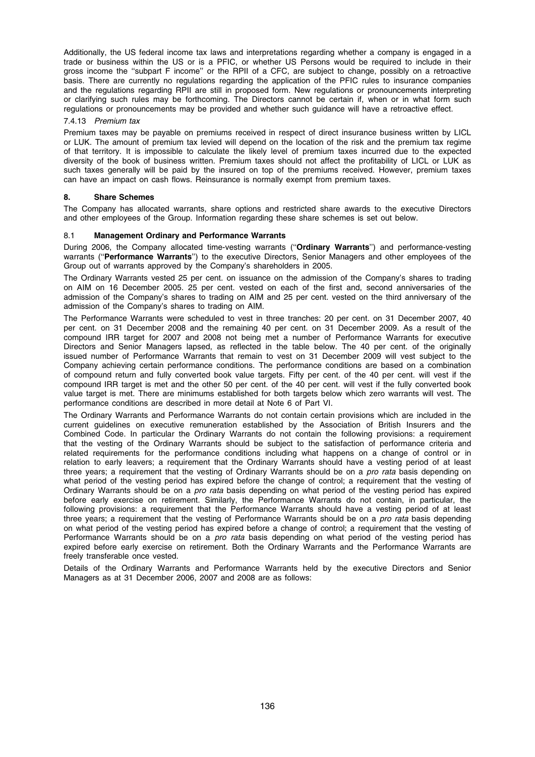Additionally, the US federal income tax laws and interpretations regarding whether a company is engaged in a trade or business within the US or is a PFIC, or whether US Persons would be required to include in their gross income the ''subpart F income'' or the RPII of a CFC, are subject to change, possibly on a retroactive basis. There are currently no regulations regarding the application of the PFIC rules to insurance companies and the regulations regarding RPII are still in proposed form. New regulations or pronouncements interpreting or clarifying such rules may be forthcoming. The Directors cannot be certain if, when or in what form such regulations or pronouncements may be provided and whether such guidance will have a retroactive effect.

#### 7.4.13 *Premium tax*

Premium taxes may be payable on premiums received in respect of direct insurance business written by LICL or LUK. The amount of premium tax levied will depend on the location of the risk and the premium tax regime of that territory. It is impossible to calculate the likely level of premium taxes incurred due to the expected diversity of the book of business written. Premium taxes should not affect the profitability of LICL or LUK as such taxes generally will be paid by the insured on top of the premiums received. However, premium taxes can have an impact on cash flows. Reinsurance is normally exempt from premium taxes.

## 8. Share Schemes

The Company has allocated warrants, share options and restricted share awards to the executive Directors and other employees of the Group. Information regarding these share schemes is set out below.

### 8.1 Management Ordinary and Performance Warrants

During 2006, the Company allocated time-vesting warrants (''**Ordinary Warrants**'') and performance-vesting warrants (''**Performance Warrants**'') to the executive Directors, Senior Managers and other employees of the Group out of warrants approved by the Company's shareholders in 2005.

The Ordinary Warrants vested 25 per cent. on issuance on the admission of the Company's shares to trading on AIM on 16 December 2005. 25 per cent. vested on each of the first and, second anniversaries of the admission of the Company's shares to trading on AIM and 25 per cent. vested on the third anniversary of the admission of the Company's shares to trading on AIM.

The Performance Warrants were scheduled to vest in three tranches: 20 per cent. on 31 December 2007, 40 per cent. on 31 December 2008 and the remaining 40 per cent. on 31 December 2009. As a result of the compound IRR target for 2007 and 2008 not being met a number of Performance Warrants for executive Directors and Senior Managers lapsed, as reflected in the table below. The 40 per cent. of the originally issued number of Performance Warrants that remain to vest on 31 December 2009 will vest subject to the Company achieving certain performance conditions. The performance conditions are based on a combination of compound return and fully converted book value targets. Fifty per cent. of the 40 per cent. will vest if the compound IRR target is met and the other 50 per cent. of the 40 per cent. will vest if the fully converted book value target is met. There are minimums established for both targets below which zero warrants will vest. The performance conditions are described in more detail at Note 6 of Part VI.

The Ordinary Warrants and Performance Warrants do not contain certain provisions which are included in the current guidelines on executive remuneration established by the Association of British Insurers and the Combined Code. In particular the Ordinary Warrants do not contain the following provisions: a requirement that the vesting of the Ordinary Warrants should be subject to the satisfaction of performance criteria and related requirements for the performance conditions including what happens on a change of control or in relation to early leavers; a requirement that the Ordinary Warrants should have a vesting period of at least three years; a requirement that the vesting of Ordinary Warrants should be on a *pro rata* basis depending on what period of the vesting period has expired before the change of control; a requirement that the vesting of Ordinary Warrants should be on a *pro rata* basis depending on what period of the vesting period has expired before early exercise on retirement. Similarly, the Performance Warrants do not contain, in particular, the following provisions: a requirement that the Performance Warrants should have a vesting period of at least three years; a requirement that the vesting of Performance Warrants should be on a *pro rata* basis depending on what period of the vesting period has expired before a change of control; a requirement that the vesting of Performance Warrants should be on a *pro rata* basis depending on what period of the vesting period has expired before early exercise on retirement. Both the Ordinary Warrants and the Performance Warrants are freely transferable once vested.

Details of the Ordinary Warrants and Performance Warrants held by the executive Directors and Senior Managers as at 31 December 2006, 2007 and 2008 are as follows: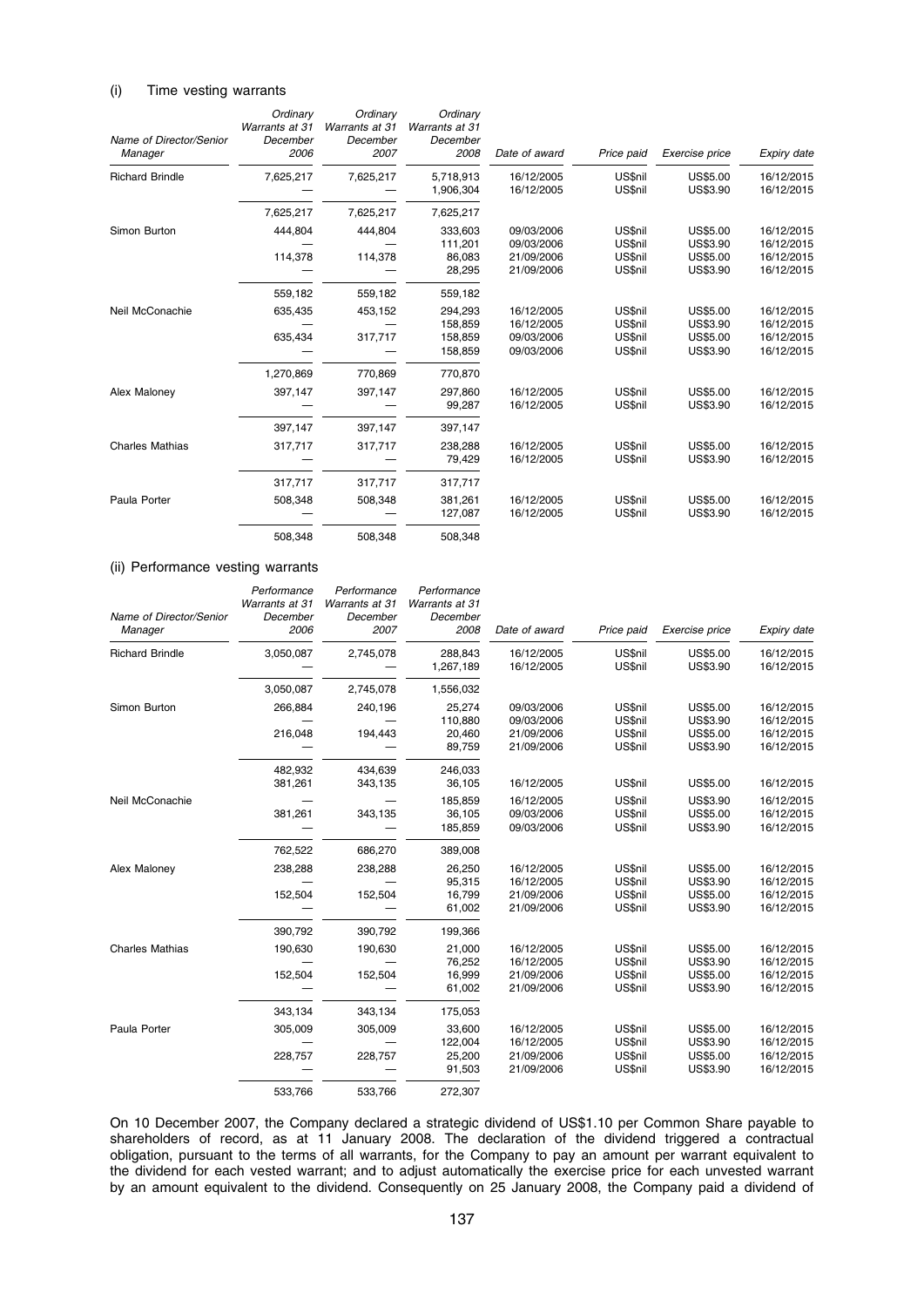(i) Time vesting warrants

| Name of Director/Senior Manager | Ordinary Warrants at 31 December 2006 | Ordinary Warrants at 31 December 2007 | Ordinary Warrants at 31 December 2008 | Date of award | Price paid | Exercise price | Expiry date |
|---|---|---|---|---|---|---|---|
| Richard Brindle | 7,625,217 | 7,625,217 | 5,718,913 | 16/12/2005 | US$nil | US$5.00 | 16/12/2015 |
| | — | — | 1,906,304 | 16/12/2005 | US$nil | US$3.90 | 16/12/2015 |
| | 7,625,217 | 7,625,217 | 7,625,217 | | | | |
| Simon Burton | 444,804 | 444,804 | 333,603 | 09/03/2006 | US$nil | US$5.00 | 16/12/2015 |
| | — | — | 111,201 | 09/03/2006 | US$nil | US$3.90 | 16/12/2015 |
| | 114,378 | 114,378 | 86,083 | 21/09/2006 | US$nil | US$5.00 | 16/12/2015 |
| | — | — | 28,295 | 21/09/2006 | US$nil | US$3.90 | 16/12/2015 |
| | 559,182 | 559,182 | 559,182 | | | | |
| Neil McConachie | 635,435 | 453,152 | 294,293 | 16/12/2005 | US$nil | US$5.00 | 16/12/2015 |
| | — | — | 158,859 | 16/12/2005 | US$nil | US$3.90 | 16/12/2015 |
| | 635,434 | 317,717 | 158,859 | 09/03/2006 | US$nil | US$5.00 | 16/12/2015 |
| | — | — | 158,859 | 09/03/2006 | US$nil | US$3.90 | 16/12/2015 |
| | 1,270,869 | 770,869 | 770,870 | | | | |
| Alex Maloney | 397,147 | 397,147 | 297,860 | 16/12/2005 | US$nil | US$5.00 | 16/12/2015 |
| | — | — | 99,287 | 16/12/2005 | US$nil | US$3.90 | 16/12/2015 |
| | 397,147 | 397,147 | 397,147 | | | | |
| Charles Mathias | 317,717 | 317,717 | 238,288 | 16/12/2005 | US$nil | US$5.00 | 16/12/2015 |
| | — | — | 79,429 | 16/12/2005 | US$nil | US$3.90 | 16/12/2015 |
| | 317,717 | 317,717 | 317,717 | | | | |
| Paula Porter | 508,348 | 508,348 | 381,261 | 16/12/2005 | US$nil | US$5.00 | 16/12/2015 |
| | — | — | 127,087 | 16/12/2005 | US$nil | US$3.90 | 16/12/2015 |
| | 508,348 | 508,348 | 508,348 | | | | |

(ii) Performance vesting warrants

| Name of Director/Senior Manager | Performance Warrants at 31 December 2006 | Performance Warrants at 31 December 2007 | Performance Warrants at 31 December 2008 | Date of award | Price paid | Exercise price | Expiry date |
|---|---|---|---|---|---|---|---|
| Richard Brindle | 3,050,087 | 2,745,078 | 288,843 | 16/12/2005 | US$nil | US$5.00 | 16/12/2015 |
| | — | — | 1,267,189 | 16/12/2005 | US$nil | US$3.90 | 16/12/2015 |
| | 3,050,087 | 2,745,078 | 1,556,032 | | | | |
| Simon Burton | 266,884 | 240,196 | 25,274 | 09/03/2006 | US$nil | US$5.00 | 16/12/2015 |
| | — | — | 110,880 | 09/03/2006 | US$nil | US$3.90 | 16/12/2015 |
| | 216,048 | 194,443 | 20,460 | 21/09/2006 | US$nil | US$5.00 | 16/12/2015 |
| | — | — | 89,759 | 21/09/2006 | US$nil | US$3.90 | 16/12/2015 |
| | 482,932 | 434,639 | 246,033 | | | | |
| | 381,261 | 343,135 | 36,105 | 16/12/2005 | US$nil | US$5.00 | 16/12/2015 |
| Neil McConachie | — | — | 185,859 | 16/12/2005 | US$nil | US$3.90 | 16/12/2015 |
| | 381,261 | 343,135 | 36,105 | 09/03/2006 | US$nil | US$5.00 | 16/12/2015 |
| | — | — | 185,859 | 09/03/2006 | US$nil | US$3.90 | 16/12/2015 |
| | 762,522 | 686,270 | 389,008 | | | | |
| Alex Maloney | 238,288 | 238,288 | 26,250 | 16/12/2005 | US$nil | US$5.00 | 16/12/2015 |
| | — | — | 95,315 | 16/12/2005 | US$nil | US$3.90 | 16/12/2015 |
| | 152,504 | 152,504 | 16,799 | 21/09/2006 | US$nil | US$5.00 | 16/12/2015 |
| | — | — | 61,002 | 21/09/2006 | US$nil | US$3.90 | 16/12/2015 |
| | 390,792 | 390,792 | 199,366 | | | | |
| Charles Mathias | 190,630 | 190,630 | 21,000 | 16/12/2005 | US$nil | US$5.00 | 16/12/2015 |
| | — | — | 76,252 | 16/12/2005 | US$nil | US$3.90 | 16/12/2015 |
| | 152,504 | 152,504 | 16,999 | 21/09/2006 | US$nil | US$5.00 | 16/12/2015 |
| | — | — | 61,002 | 21/09/2006 | US$nil | US$3.90 | 16/12/2015 |
| | 343,134 | 343,134 | 175,053 | | | | |
| Paula Porter | 305,009 | 305,009 | 33,600 | 16/12/2005 | US$nil | US$5.00 | 16/12/2015 |
| | — | — | 122,004 | 16/12/2005 | US$nil | US$3.90 | 16/12/2015 |
| | 228,757 | 228,757 | 25,200 | 21/09/2006 | US$nil | US$5.00 | 16/12/2015 |
| | — | — | 91,503 | 21/09/2006 | US$nil | US$3.90 | 16/12/2015 |
| | 533,766 | 533,766 | 272,307 | | | | |

On 10 December 2007, the Company declared a strategic dividend of US$1.10 per Common Share payable to shareholders of record, as at 11 January 2008. The declaration of the dividend triggered a contractual obligation, pursuant to the terms of all warrants, for the Company to pay an amount per warrant equivalent to the dividend for each vested warrant; and to adjust automatically the exercise price for each unvested warrant by an amount equivalent to the dividend. Consequently on 25 January 2008, the Company paid a dividend of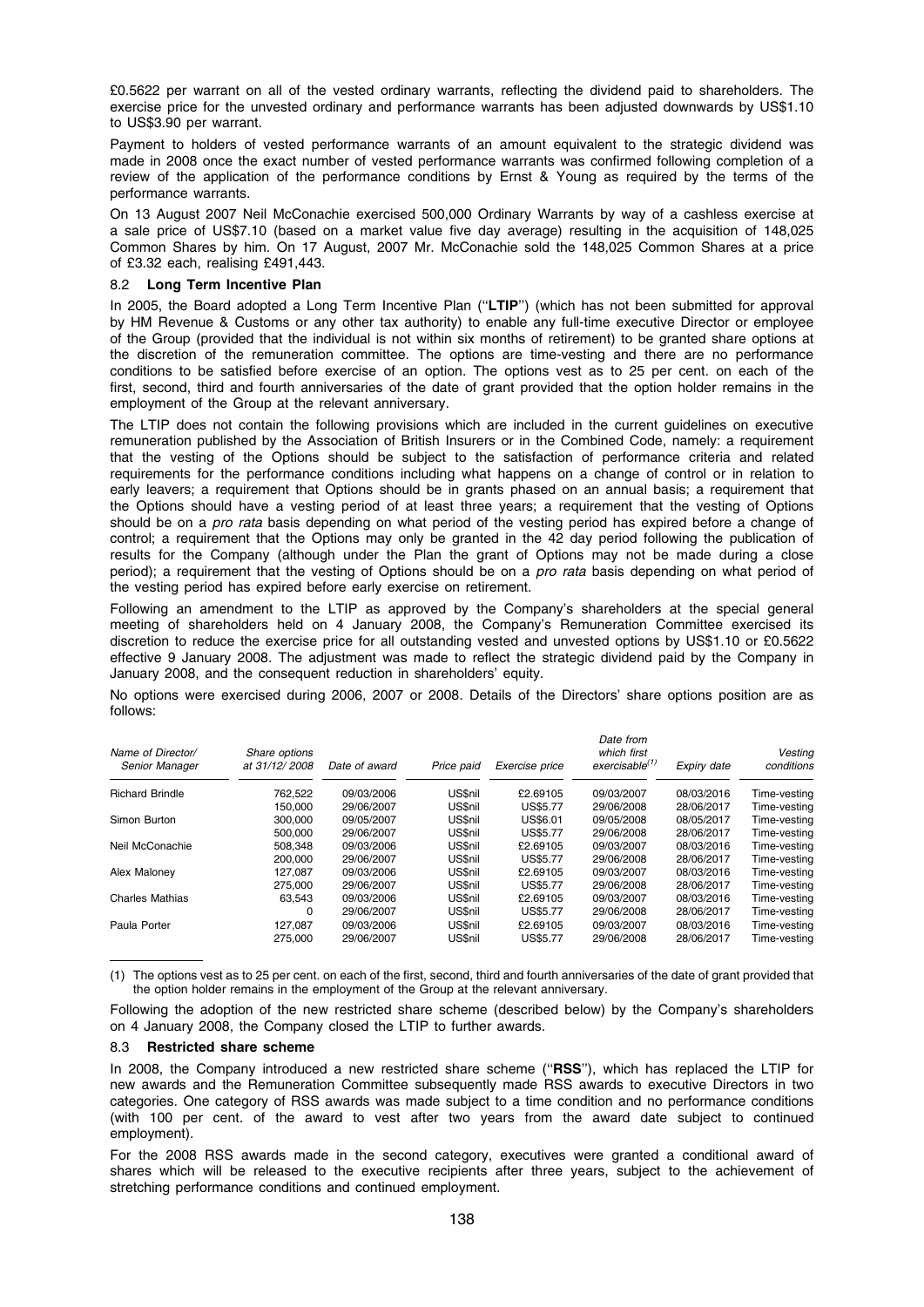£0.5622 per warrant on all of the vested ordinary warrants, reflecting the dividend paid to shareholders. The exercise price for the unvested ordinary and performance warrants has been adjusted downwards by US$1.10 to US$3.90 per warrant.

Payment to holders of vested performance warrants of an amount equivalent to the strategic dividend was made in 2008 once the exact number of vested performance warrants was confirmed following completion of a review of the application of the performance conditions by Ernst & Young as required by the terms of the performance warrants.

On 13 August 2007 Neil McConachie exercised 500,000 Ordinary Warrants by way of a cashless exercise at a sale price of US$7.10 (based on a market value five day average) resulting in the acquisition of 148,025 Common Shares by him. On 17 August, 2007 Mr. McConachie sold the 148,025 Common Shares at a price of £3.32 each, realising £491,443.

### 8.2 Long Term Incentive Plan

In 2005, the Board adopted a Long Term Incentive Plan (''**LTIP**'') (which has not been submitted for approval by HM Revenue & Customs or any other tax authority) to enable any full-time executive Director or employee of the Group (provided that the individual is not within six months of retirement) to be granted share options at the discretion of the remuneration committee. The options are time-vesting and there are no performance conditions to be satisfied before exercise of an option. The options vest as to 25 per cent. on each of the first, second, third and fourth anniversaries of the date of grant provided that the option holder remains in the employment of the Group at the relevant anniversary.

The LTIP does not contain the following provisions which are included in the current guidelines on executive remuneration published by the Association of British Insurers or in the Combined Code, namely: a requirement that the vesting of the Options should be subject to the satisfaction of performance criteria and related requirements for the performance conditions including what happens on a change of control or in relation to early leavers; a requirement that Options should be in grants phased on an annual basis; a requirement that the Options should have a vesting period of at least three years; a requirement that the vesting of Options should be on a *pro rata* basis depending on what period of the vesting period has expired before a change of control; a requirement that the Options may only be granted in the 42 day period following the publication of results for the Company (although under the Plan the grant of Options may not be made during a close period); a requirement that the vesting of Options should be on a *pro rata* basis depending on what period of the vesting period has expired before early exercise on retirement.

Following an amendment to the LTIP as approved by the Company's shareholders at the special general meeting of shareholders held on 4 January 2008, the Company's Remuneration Committee exercised its discretion to reduce the exercise price for all outstanding vested and unvested options by US$1.10 or £0.5622 effective 9 January 2008. The adjustment was made to reflect the strategic dividend paid by the Company in January 2008, and the consequent reduction in shareholders' equity.

No options were exercised during 2006, 2007 or 2008. Details of the Directors' share options position are as follows:

| *Name of Director/ Senior Manager* | *Share options at 31/12/ 2008* | *Date of award* | *Price paid* | *Exercise price* | *Date from which first exercisable[1]* | *Expiry date* | *Vesting conditions* |
|---|---|---|---|---|---|---|---|
| Richard Brindle | 762,522 | 09/03/2006 | US$nil | £2.69105 | 09/03/2007 | 08/03/2016 | Time-vesting |
| | 150,000 | 29/06/2007 | US$nil | US$5.77 | 29/06/2008 | 28/06/2017 | Time-vesting |
| Simon Burton | 300,000 | 09/05/2007 | US$nil | US$6.01 | 09/05/2008 | 08/05/2017 | Time-vesting |
| | 500,000 | 29/06/2007 | US$nil | US$5.77 | 29/06/2008 | 28/06/2017 | Time-vesting |
| Neil McConachie | 508,348 | 09/03/2006 | US$nil | £2.69105 | 09/03/2007 | 08/03/2016 | Time-vesting |
| | 200,000 | 29/06/2007 | US$nil | US$5.77 | 29/06/2008 | 28/06/2017 | Time-vesting |
| Alex Maloney | 127,087 | 09/03/2006 | US$nil | £2.69105 | 09/03/2007 | 08/03/2016 | Time-vesting |
| | 275,000 | 29/06/2007 | US$nil | US$5.77 | 29/06/2008 | 28/06/2017 | Time-vesting |
| Charles Mathias | 63,543 | 09/03/2006 | US$nil | £2.69105 | 09/03/2007 | 08/03/2016 | Time-vesting |
| | 0 | 29/06/2007 | US$nil | US$5.77 | 29/06/2008 | 28/06/2017 | Time-vesting |
| Paula Porter | 127,087 | 09/03/2006 | US$nil | £2.69105 | 09/03/2007 | 08/03/2016 | Time-vesting |
| | 275,000 | 29/06/2007 | US$nil | US$5.77 | 29/06/2008 | 28/06/2017 | Time-vesting |

(1) The options vest as to 25 per cent. on each of the first, second, third and fourth anniversaries of the date of grant provided that the option holder remains in the employment of the Group at the relevant anniversary.

Following the adoption of the new restricted share scheme (described below) by the Company's shareholders on 4 January 2008, the Company closed the LTIP to further awards.

### 8.3 Restricted share scheme

In 2008, the Company introduced a new restricted share scheme (''**RSS**''), which has replaced the LTIP for new awards and the Remuneration Committee subsequently made RSS awards to executive Directors in two categories. One category of RSS awards was made subject to a time condition and no performance conditions (with 100 per cent. of the award to vest after two years from the award date subject to continued employment).

For the 2008 RSS awards made in the second category, executives were granted a conditional award of shares which will be released to the executive recipients after three years, subject to the achievement of stretching performance conditions and continued employment.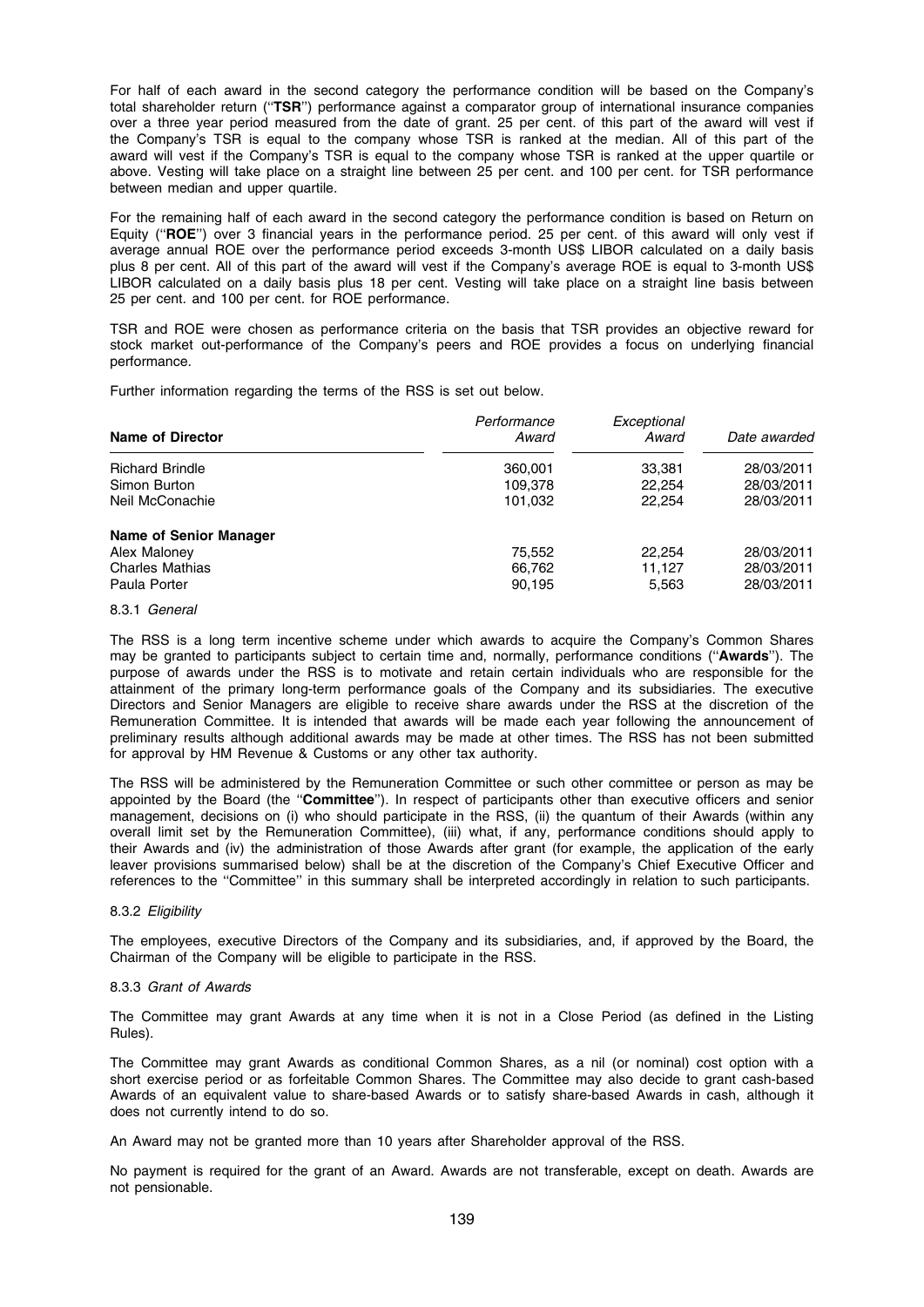For half of each award in the second category the performance condition will be based on the Company's total shareholder return (''**TSR**'') performance against a comparator group of international insurance companies over a three year period measured from the date of grant. 25 per cent. of this part of the award will vest if the Company's TSR is equal to the company whose TSR is ranked at the median. All of this part of the award will vest if the Company's TSR is equal to the company whose TSR is ranked at the upper quartile or above. Vesting will take place on a straight line between 25 per cent. and 100 per cent. for TSR performance between median and upper quartile.

For the remaining half of each award in the second category the performance condition is based on Return on Equity (''**ROE**'') over 3 financial years in the performance period. 25 per cent. of this award will only vest if average annual ROE over the performance period exceeds 3-month US$ LIBOR calculated on a daily basis plus 8 per cent. All of this part of the award will vest if the Company's average ROE is equal to 3-month US$ LIBOR calculated on a daily basis plus 18 per cent. Vesting will take place on a straight line basis between 25 per cent. and 100 per cent. for ROE performance.

TSR and ROE were chosen as performance criteria on the basis that TSR provides an objective reward for stock market out-performance of the Company's peers and ROE provides a focus on underlying financial performance.

Further information regarding the terms of the RSS is set out below.

| Name of Director | *Performance Award* | *Exceptional Award* | *Date awarded* |
|---|---|---|---|
| Richard Brindle | 360,001 | 33,381 | 28/03/2011 |
| Simon Burton | 109,378 | 22,254 | 28/03/2011 |
| Neil McConachie | 101,032 | 22,254 | 28/03/2011 |
| **Name of Senior Manager** | | | |
| Alex Maloney | 75,552 | 22,254 | 28/03/2011 |
| Charles Mathias | 66,762 | 11,127 | 28/03/2011 |
| Paula Porter | 90,195 | 5,563 | 28/03/2011 |

8.3.1 *General*

The RSS is a long term incentive scheme under which awards to acquire the Company's Common Shares may be granted to participants subject to certain time and, normally, performance conditions (''**Awards**''). The purpose of awards under the RSS is to motivate and retain certain individuals who are responsible for the attainment of the primary long-term performance goals of the Company and its subsidiaries. The executive Directors and Senior Managers are eligible to receive share awards under the RSS at the discretion of the Remuneration Committee. It is intended that awards will be made each year following the announcement of preliminary results although additional awards may be made at other times. The RSS has not been submitted for approval by HM Revenue & Customs or any other tax authority.

The RSS will be administered by the Remuneration Committee or such other committee or person as may be appointed by the Board (the ''**Committee**''). In respect of participants other than executive officers and senior management, decisions on (i) who should participate in the RSS, (ii) the quantum of their Awards (within any overall limit set by the Remuneration Committee), (iii) what, if any, performance conditions should apply to their Awards and (iv) the administration of those Awards after grant (for example, the application of the early leaver provisions summarised below) shall be at the discretion of the Company's Chief Executive Officer and references to the ''Committee'' in this summary shall be interpreted accordingly in relation to such participants.

8.3.2 *Eligibility*

The employees, executive Directors of the Company and its subsidiaries, and, if approved by the Board, the Chairman of the Company will be eligible to participate in the RSS.

8.3.3 *Grant of Awards*

The Committee may grant Awards at any time when it is not in a Close Period (as defined in the Listing Rules).

The Committee may grant Awards as conditional Common Shares, as a nil (or nominal) cost option with a short exercise period or as forfeitable Common Shares. The Committee may also decide to grant cash-based Awards of an equivalent value to share-based Awards or to satisfy share-based Awards in cash, although it does not currently intend to do so.

An Award may not be granted more than 10 years after Shareholder approval of the RSS.

No payment is required for the grant of an Award. Awards are not transferable, except on death. Awards are not pensionable.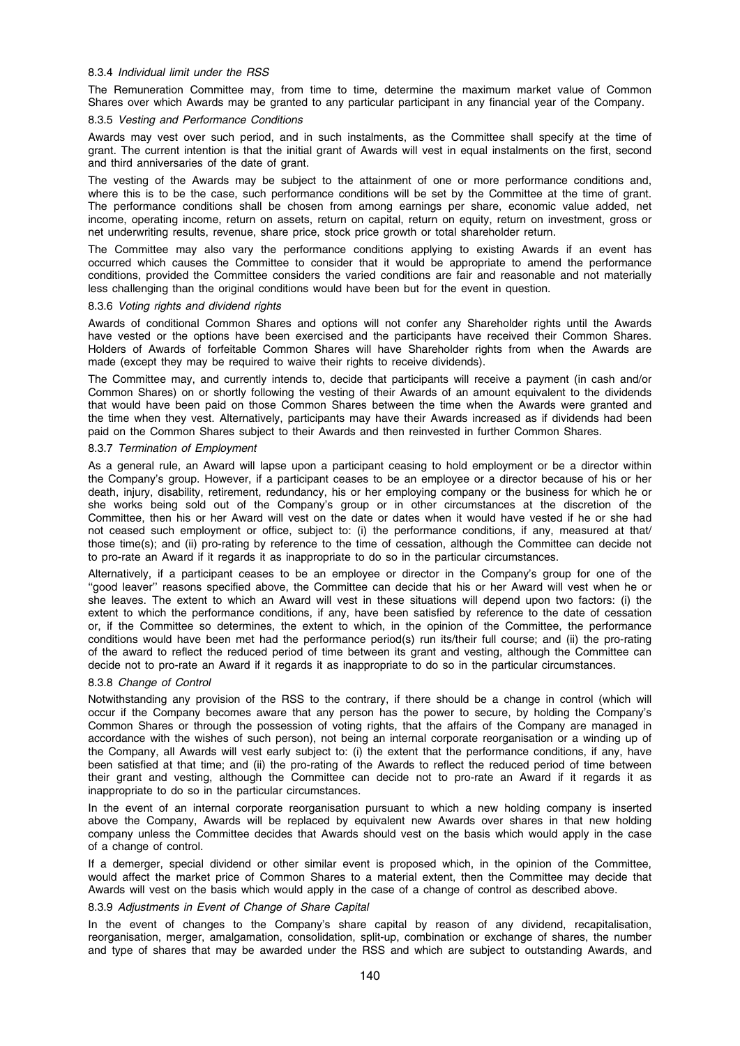#### 8.3.4 *Individual limit under the RSS*

The Remuneration Committee may, from time to time, determine the maximum market value of Common Shares over which Awards may be granted to any particular participant in any financial year of the Company.

#### 8.3.5 *Vesting and Performance Conditions*

Awards may vest over such period, and in such instalments, as the Committee shall specify at the time of grant. The current intention is that the initial grant of Awards will vest in equal instalments on the first, second and third anniversaries of the date of grant.

The vesting of the Awards may be subject to the attainment of one or more performance conditions and, where this is to be the case, such performance conditions will be set by the Committee at the time of grant. The performance conditions shall be chosen from among earnings per share, economic value added, net income, operating income, return on assets, return on capital, return on equity, return on investment, gross or net underwriting results, revenue, share price, stock price growth or total shareholder return.

The Committee may also vary the performance conditions applying to existing Awards if an event has occurred which causes the Committee to consider that it would be appropriate to amend the performance conditions, provided the Committee considers the varied conditions are fair and reasonable and not materially less challenging than the original conditions would have been but for the event in question.

#### 8.3.6 *Voting rights and dividend rights*

Awards of conditional Common Shares and options will not confer any Shareholder rights until the Awards have vested or the options have been exercised and the participants have received their Common Shares. Holders of Awards of forfeitable Common Shares will have Shareholder rights from when the Awards are made (except they may be required to waive their rights to receive dividends).

The Committee may, and currently intends to, decide that participants will receive a payment (in cash and/or Common Shares) on or shortly following the vesting of their Awards of an amount equivalent to the dividends that would have been paid on those Common Shares between the time when the Awards were granted and the time when they vest. Alternatively, participants may have their Awards increased as if dividends had been paid on the Common Shares subject to their Awards and then reinvested in further Common Shares.

#### 8.3.7 *Termination of Employment*

As a general rule, an Award will lapse upon a participant ceasing to hold employment or be a director within the Company's group. However, if a participant ceases to be an employee or a director because of his or her death, injury, disability, retirement, redundancy, his or her employing company or the business for which he or she works being sold out of the Company's group or in other circumstances at the discretion of the Committee, then his or her Award will vest on the date or dates when it would have vested if he or she had not ceased such employment or office, subject to: (i) the performance conditions, if any, measured at that/those time(s); and (ii) pro-rating by reference to the time of cessation, although the Committee can decide not to pro-rate an Award if it regards it as inappropriate to do so in the particular circumstances.

Alternatively, if a participant ceases to be an employee or director in the Company's group for one of the ''good leaver'' reasons specified above, the Committee can decide that his or her Award will vest when he or she leaves. The extent to which an Award will vest in these situations will depend upon two factors: (i) the extent to which the performance conditions, if any, have been satisfied by reference to the date of cessation or, if the Committee so determines, the extent to which, in the opinion of the Committee, the performance conditions would have been met had the performance period(s) run its/their full course; and (ii) the pro-rating of the award to reflect the reduced period of time between its grant and vesting, although the Committee can decide not to pro-rate an Award if it regards it as inappropriate to do so in the particular circumstances.

#### 8.3.8 *Change of Control*

Notwithstanding any provision of the RSS to the contrary, if there should be a change in control (which will occur if the Company becomes aware that any person has the power to secure, by holding the Company's Common Shares or through the possession of voting rights, that the affairs of the Company are managed in accordance with the wishes of such person), not being an internal corporate reorganisation or a winding up of the Company, all Awards will vest early subject to: (i) the extent that the performance conditions, if any, have been satisfied at that time; and (ii) the pro-rating of the Awards to reflect the reduced period of time between their grant and vesting, although the Committee can decide not to pro-rate an Award if it regards it as inappropriate to do so in the particular circumstances.

In the event of an internal corporate reorganisation pursuant to which a new holding company is inserted above the Company, Awards will be replaced by equivalent new Awards over shares in that new holding company unless the Committee decides that Awards should vest on the basis which would apply in the case of a change of control.

If a demerger, special dividend or other similar event is proposed which, in the opinion of the Committee, would affect the market price of Common Shares to a material extent, then the Committee may decide that Awards will vest on the basis which would apply in the case of a change of control as described above.

#### 8.3.9 *Adjustments in Event of Change of Share Capital*

In the event of changes to the Company's share capital by reason of any dividend, recapitalisation, reorganisation, merger, amalgamation, consolidation, split-up, combination or exchange of shares, the number and type of shares that may be awarded under the RSS and which are subject to outstanding Awards, and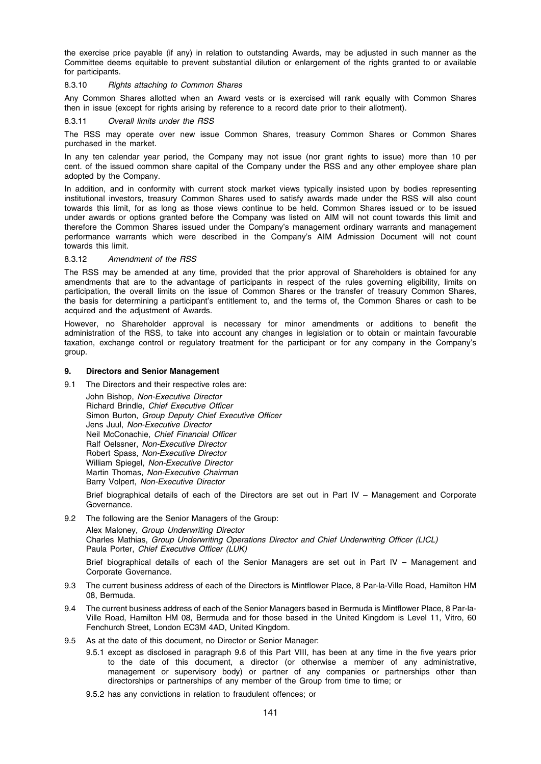the exercise price payable (if any) in relation to outstanding Awards, may be adjusted in such manner as the Committee deems equitable to prevent substantial dilution or enlargement of the rights granted to or available for participants.

8.3.10 *Rights attaching to Common Shares*

Any Common Shares allotted when an Award vests or is exercised will rank equally with Common Shares then in issue (except for rights arising by reference to a record date prior to their allotment).

8.3.11 *Overall limits under the RSS*

The RSS may operate over new issue Common Shares, treasury Common Shares or Common Shares purchased in the market.

In any ten calendar year period, the Company may not issue (nor grant rights to issue) more than 10 per cent. of the issued common share capital of the Company under the RSS and any other employee share plan adopted by the Company.

In addition, and in conformity with current stock market views typically insisted upon by bodies representing institutional investors, treasury Common Shares used to satisfy awards made under the RSS will also count towards this limit, for as long as those views continue to be held. Common Shares issued or to be issued under awards or options granted before the Company was listed on AIM will not count towards this limit and therefore the Common Shares issued under the Company's management ordinary warrants and management performance warrants which were described in the Company's AIM Admission Document will not count towards this limit.

8.3.12 *Amendment of the RSS*

The RSS may be amended at any time, provided that the prior approval of Shareholders is obtained for any amendments that are to the advantage of participants in respect of the rules governing eligibility, limits on participation, the overall limits on the issue of Common Shares or the transfer of treasury Common Shares, the basis for determining a participant's entitlement to, and the terms of, the Common Shares or cash to be acquired and the adjustment of Awards.

However, no Shareholder approval is necessary for minor amendments or additions to benefit the administration of the RSS, to take into account any changes in legislation or to obtain or maintain favourable taxation, exchange control or regulatory treatment for the participant or for any company in the Company's group.

## 9. Directors and Senior Management

9.1 The Directors and their respective roles are:

John Bishop, *Non-Executive Director*
Richard Brindle, *Chief Executive Officer*
Simon Burton, *Group Deputy Chief Executive Officer*
Jens Juul, *Non-Executive Director*
Neil McConachie, *Chief Financial Officer*
Ralf Oelssner, *Non-Executive Director*
Robert Spass, *Non-Executive Director*
William Spiegel, *Non-Executive Director*
Martin Thomas, *Non-Executive Chairman*
Barry Volpert, *Non-Executive Director*

Brief biographical details of each of the Directors are set out in Part IV – Management and Corporate Governance.

9.2 The following are the Senior Managers of the Group:

Alex Maloney, *Group Underwriting Director*
Charles Mathias, *Group Underwriting Operations Director and Chief Underwriting Officer (LICL)*
Paula Porter, *Chief Executive Officer (LUK)*

Brief biographical details of each of the Senior Managers are set out in Part IV – Management and Corporate Governance.

9.3 The current business address of each of the Directors is Mintflower Place, 8 Par-la-Ville Road, Hamilton HM 08, Bermuda.

9.4 The current business address of each of the Senior Managers based in Bermuda is Mintflower Place, 8 Par-la-Ville Road, Hamilton HM 08, Bermuda and for those based in the United Kingdom is Level 11, Vitro, 60 Fenchurch Street, London EC3M 4AD, United Kingdom.

9.5 As at the date of this document, no Director or Senior Manager:

9.5.1 except as disclosed in paragraph 9.6 of this Part VIII, has been at any time in the five years prior to the date of this document, a director (or otherwise a member of any administrative, management or supervisory body) or partner of any companies or partnerships other than directorships or partnerships of any member of the Group from time to time; or

9.5.2 has any convictions in relation to fraudulent offences; or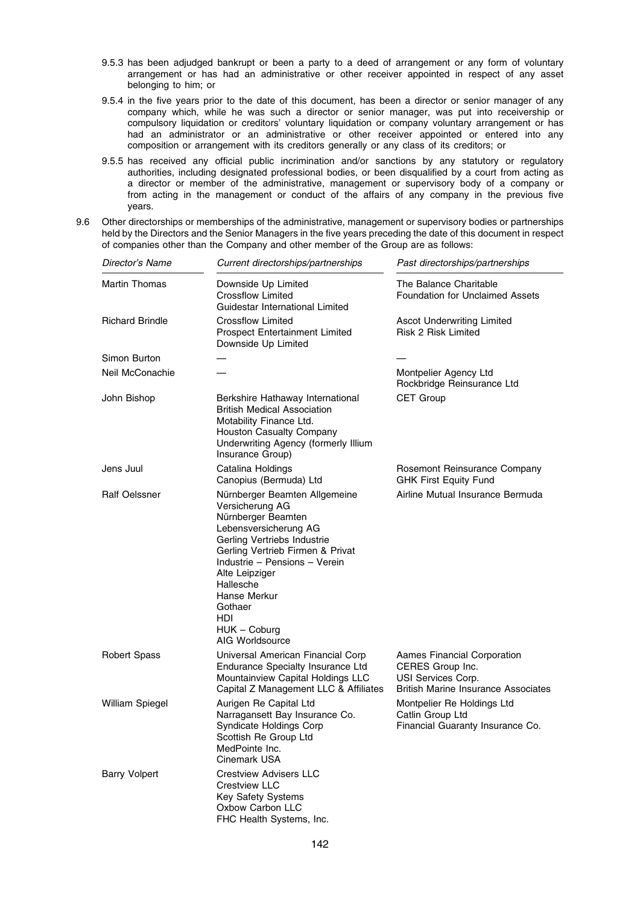9.5.3 has been adjudged bankrupt or been a party to a deed of arrangement or any form of voluntary arrangement or has had an administrative or other receiver appointed in respect of any asset belonging to him; or

9.5.4 in the five years prior to the date of this document, has been a director or senior manager of any company which, while he was such a director or senior manager, was put into receivership or compulsory liquidation or creditors' voluntary liquidation or company voluntary arrangement or has had an administrator or an administrative or other receiver appointed or entered into any composition or arrangement with its creditors generally or any class of its creditors; or

9.5.5 has received any official public incrimination and/or sanctions by any statutory or regulatory authorities, including designated professional bodies, or been disqualified by a court from acting as a director or member of the administrative, management or supervisory body of a company or from acting in the management or conduct of the affairs of any company in the previous five years.

9.6 Other directorships or memberships of the administrative, management or supervisory bodies or partnerships held by the Directors and the Senior Managers in the five years preceding the date of this document in respect of companies other than the Company and other member of the Group are as follows:

| *Director's Name* | *Current directorships/partnerships* | *Past directorships/partnerships* |
|---|---|---|
| Martin Thomas | Downside Up Limited<br>Crossflow Limited<br>Guidestar International Limited | The Balance Charitable Foundation for Unclaimed Assets |
| Richard Brindle | Crossflow Limited<br>Prospect Entertainment Limited<br>Downside Up Limited | Ascot Underwriting Limited<br>Risk 2 Risk Limited |
| Simon Burton | — | — |
| Neil McConachie | — | Montpelier Agency Ltd<br>Rockbridge Reinsurance Ltd |
| John Bishop | Berkshire Hathaway International<br>British Medical Association<br>Motability Finance Ltd.<br>Houston Casualty Company<br>Underwriting Agency (formerly Illium Insurance Group) | CET Group |
| Jens Juul | Catalina Holdings<br>Canopius (Bermuda) Ltd | Rosemont Reinsurance Company<br>GHK First Equity Fund |
| Ralf Oelssner | Nürnberger Beamten Allgemeine Versicherung AG<br>Nürnberger Beamten Lebensversicherung AG<br>Gerling Vertriebs Industrie<br>Gerling Vertrieb Firmen & Privat<br>Industrie – Pensions – Verein<br>Alte Leipziger<br>Hallesche<br>Hanse Merkur<br>Gothaer<br>HDI<br>HUK – Coburg<br>AIG Worldsource | Airline Mutual Insurance Bermuda |
| Robert Spass | Universal American Financial Corp<br>Endurance Specialty Insurance Ltd<br>Mountainview Capital Holdings LLC<br>Capital Z Management LLC & Affiliates | Aames Financial Corporation<br>CERES Group Inc.<br>USI Services Corp.<br>British Marine Insurance Associates |
| William Spiegel | Aurigen Re Capital Ltd<br>Narragansett Bay Insurance Co.<br>Syndicate Holdings Corp<br>Scottish Re Group Ltd<br>MedPointe Inc.<br>Cinemark USA | Montpelier Re Holdings Ltd<br>Catlin Group Ltd<br>Financial Guaranty Insurance Co. |
| Barry Volpert | Crestview Advisers LLC<br>Crestview LLC<br>Key Safety Systems<br>Oxbow Carbon LLC<br>FHC Health Systems, Inc. | |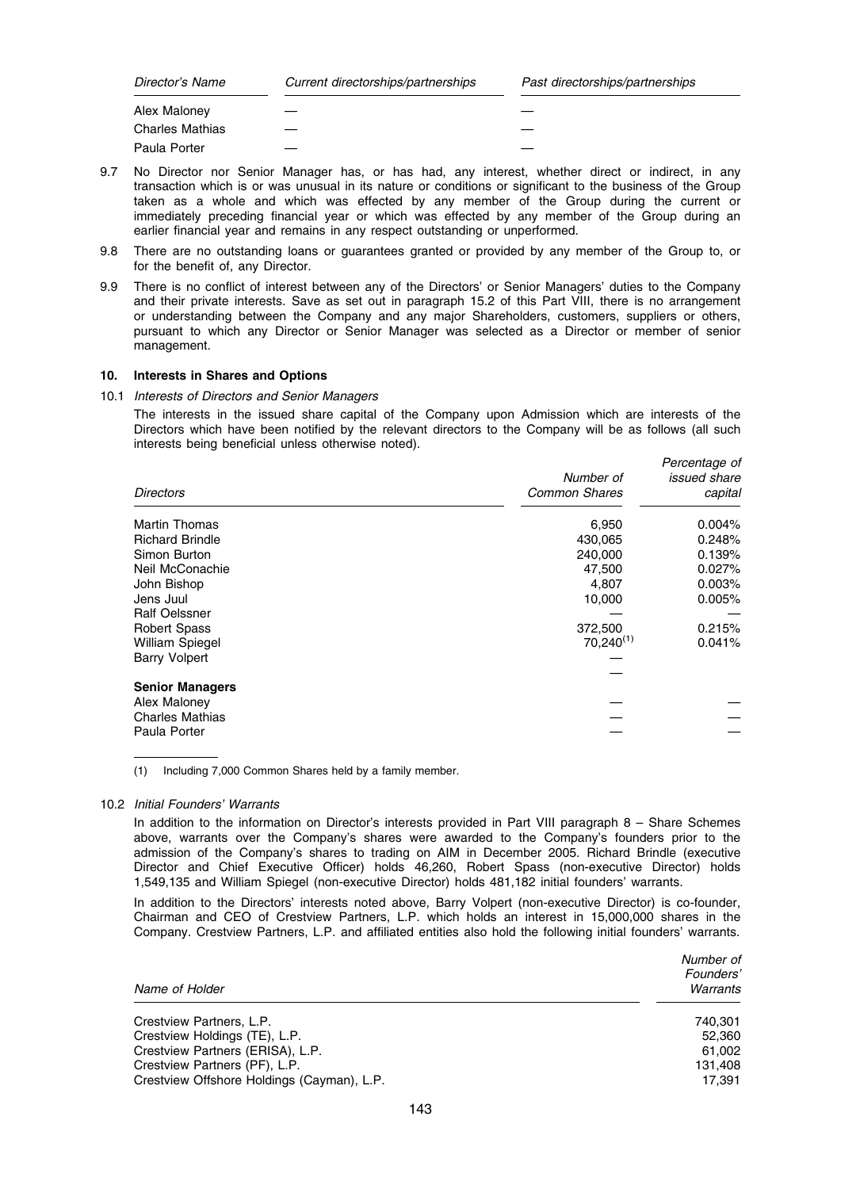| *Director's Name* | *Current directorships/partnerships* | *Past directorships/partnerships* |
|---|---|---|
| Alex Maloney | — | — |
| Charles Mathias | — | — |
| Paula Porter | — | — |

9.7 No Director nor Senior Manager has, or has had, any interest, whether direct or indirect, in any transaction which is or was unusual in its nature or conditions or significant to the business of the Group taken as a whole and which was effected by any member of the Group during the current or immediately preceding financial year or which was effected by any member of the Group during an earlier financial year and remains in any respect outstanding or unperformed.

9.8 There are no outstanding loans or guarantees granted or provided by any member of the Group to, or for the benefit of, any Director.

9.9 There is no conflict of interest between any of the Directors' or Senior Managers' duties to the Company and their private interests. Save as set out in paragraph 15.2 of this Part VIII, there is no arrangement or understanding between the Company and any major Shareholders, customers, suppliers or others, pursuant to which any Director or Senior Manager was selected as a Director or member of senior management.

**10. Interests in Shares and Options**

10.1 *Interests of Directors and Senior Managers*

The interests in the issued share capital of the Company upon Admission which are interests of the Directors which have been notified by the relevant directors to the Company will be as follows (all such interests being beneficial unless otherwise noted).

| *Directors* | *Number of Common Shares* | *Percentage of issued share capital* |
|---|---|---|
| Martin Thomas | 6,950 | 0.004% |
| Richard Brindle | 430,065 | 0.248% |
| Simon Burton | 240,000 | 0.139% |
| Neil McConachie | 47,500 | 0.027% |
| John Bishop | 4,807 | 0.003% |
| Jens Juul | 10,000 | 0.005% |
| Ralf Oelssner | — | — |
| Robert Spass | 372,500 | 0.215% |
| William Spiegel | 70,240[(1)] | 0.041% |
| Barry Volpert | — | |
| | — | |
| **Senior Managers** | | |
| Alex Maloney | — | — |
| Charles Mathias | — | — |
| Paula Porter | — | — |

(1) Including 7,000 Common Shares held by a family member.

10.2 *Initial Founders' Warrants*

In addition to the information on Director's interests provided in Part VIII paragraph 8 – Share Schemes above, warrants over the Company's shares were awarded to the Company's founders prior to the admission of the Company's shares to trading on AIM in December 2005. Richard Brindle (executive Director and Chief Executive Officer) holds 46,260, Robert Spass (non-executive Director) holds 1,549,135 and William Spiegel (non-executive Director) holds 481,182 initial founders' warrants.

In addition to the Directors' interests noted above, Barry Volpert (non-executive Director) is co-founder, Chairman and CEO of Crestview Partners, L.P. which holds an interest in 15,000,000 shares in the Company. Crestview Partners, L.P. and affiliated entities also hold the following initial founders' warrants.

| *Name of Holder* | *Number of Founders' Warrants* |
|---|---|
| Crestview Partners, L.P. | 740,301 |
| Crestview Holdings (TE), L.P. | 52,360 |
| Crestview Partners (ERISA), L.P. | 61,002 |
| Crestview Partners (PF), L.P. | 131,408 |
| Crestview Offshore Holdings (Cayman), L.P. | 17,391 |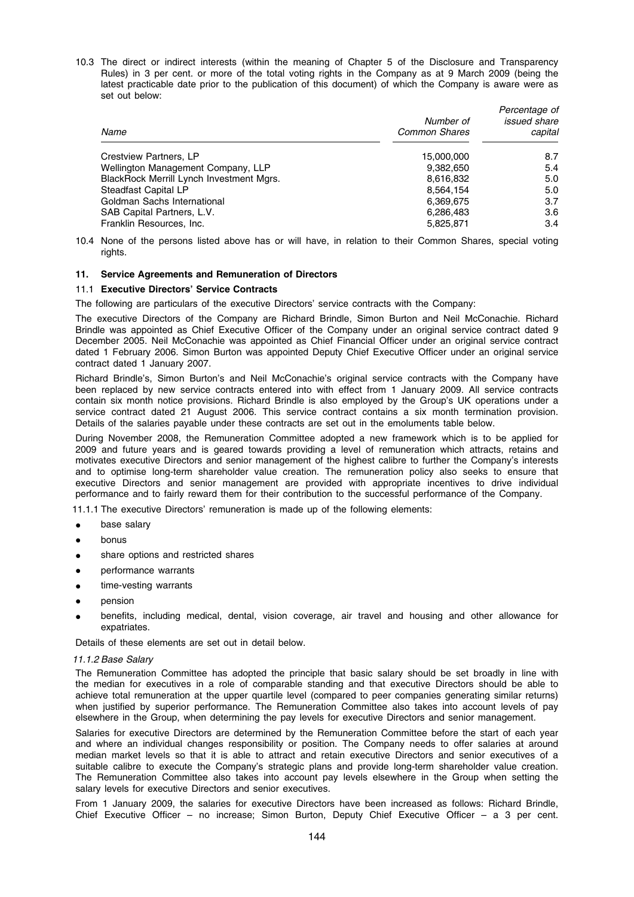10.3 The direct or indirect interests (within the meaning of Chapter 5 of the Disclosure and Transparency Rules) in 3 per cent. or more of the total voting rights in the Company as at 9 March 2009 (being the latest practicable date prior to the publication of this document) of which the Company is aware were as set out below:

| *Name* | *Number of Common Shares* | *Percentage of issued share capital* |
|---|---|---|
| Crestview Partners, LP | 15,000,000 | 8.7 |
| Wellington Management Company, LLP | 9,382,650 | 5.4 |
| BlackRock Merrill Lynch Investment Mgrs. | 8,616,832 | 5.0 |
| Steadfast Capital LP | 8,564,154 | 5.0 |
| Goldman Sachs International | 6,369,675 | 3.7 |
| SAB Capital Partners, L.V. | 6,286,483 | 3.6 |
| Franklin Resources, Inc. | 5,825,871 | 3.4 |

10.4 None of the persons listed above has or will have, in relation to their Common Shares, special voting rights.

## 11. Service Agreements and Remuneration of Directors

### 11.1 Executive Directors' Service Contracts

The following are particulars of the executive Directors' service contracts with the Company:

The executive Directors of the Company are Richard Brindle, Simon Burton and Neil McConachie. Richard Brindle was appointed as Chief Executive Officer of the Company under an original service contract dated 9 December 2005. Neil McConachie was appointed as Chief Financial Officer under an original service contract dated 1 February 2006. Simon Burton was appointed Deputy Chief Executive Officer under an original service contract dated 1 January 2007.

Richard Brindle's, Simon Burton's and Neil McConachie's original service contracts with the Company have been replaced by new service contracts entered into with effect from 1 January 2009. All service contracts contain six month notice provisions. Richard Brindle is also employed by the Group's UK operations under a service contract dated 21 August 2006. This service contract contains a six month termination provision. Details of the salaries payable under these contracts are set out in the emoluments table below.

During November 2008, the Remuneration Committee adopted a new framework which is to be applied for 2009 and future years and is geared towards providing a level of remuneration which attracts, retains and motivates executive Directors and senior management of the highest calibre to further the Company's interests and to optimise long-term shareholder value creation. The remuneration policy also seeks to ensure that executive Directors and senior management are provided with appropriate incentives to drive individual performance and to fairly reward them for their contribution to the successful performance of the Company.

11.1.1 The executive Directors' remuneration is made up of the following elements:

- base salary
- bonus
- share options and restricted shares
- performance warrants
- time-vesting warrants
- pension
- benefits, including medical, dental, vision coverage, air travel and housing and other allowance for expatriates.

Details of these elements are set out in detail below.

*11.1.2 Base Salary*

The Remuneration Committee has adopted the principle that basic salary should be set broadly in line with the median for executives in a role of comparable standing and that executive Directors should be able to achieve total remuneration at the upper quartile level (compared to peer companies generating similar returns) when justified by superior performance. The Remuneration Committee also takes into account levels of pay elsewhere in the Group, when determining the pay levels for executive Directors and senior management.

Salaries for executive Directors are determined by the Remuneration Committee before the start of each year and where an individual changes responsibility or position. The Company needs to offer salaries at around median market levels so that it is able to attract and retain executive Directors and senior executives of a suitable calibre to execute the Company's strategic plans and provide long-term shareholder value creation. The Remuneration Committee also takes into account pay levels elsewhere in the Group when setting the salary levels for executive Directors and senior executives.

From 1 January 2009, the salaries for executive Directors have been increased as follows: Richard Brindle, Chief Executive Officer – no increase; Simon Burton, Deputy Chief Executive Officer – a 3 per cent.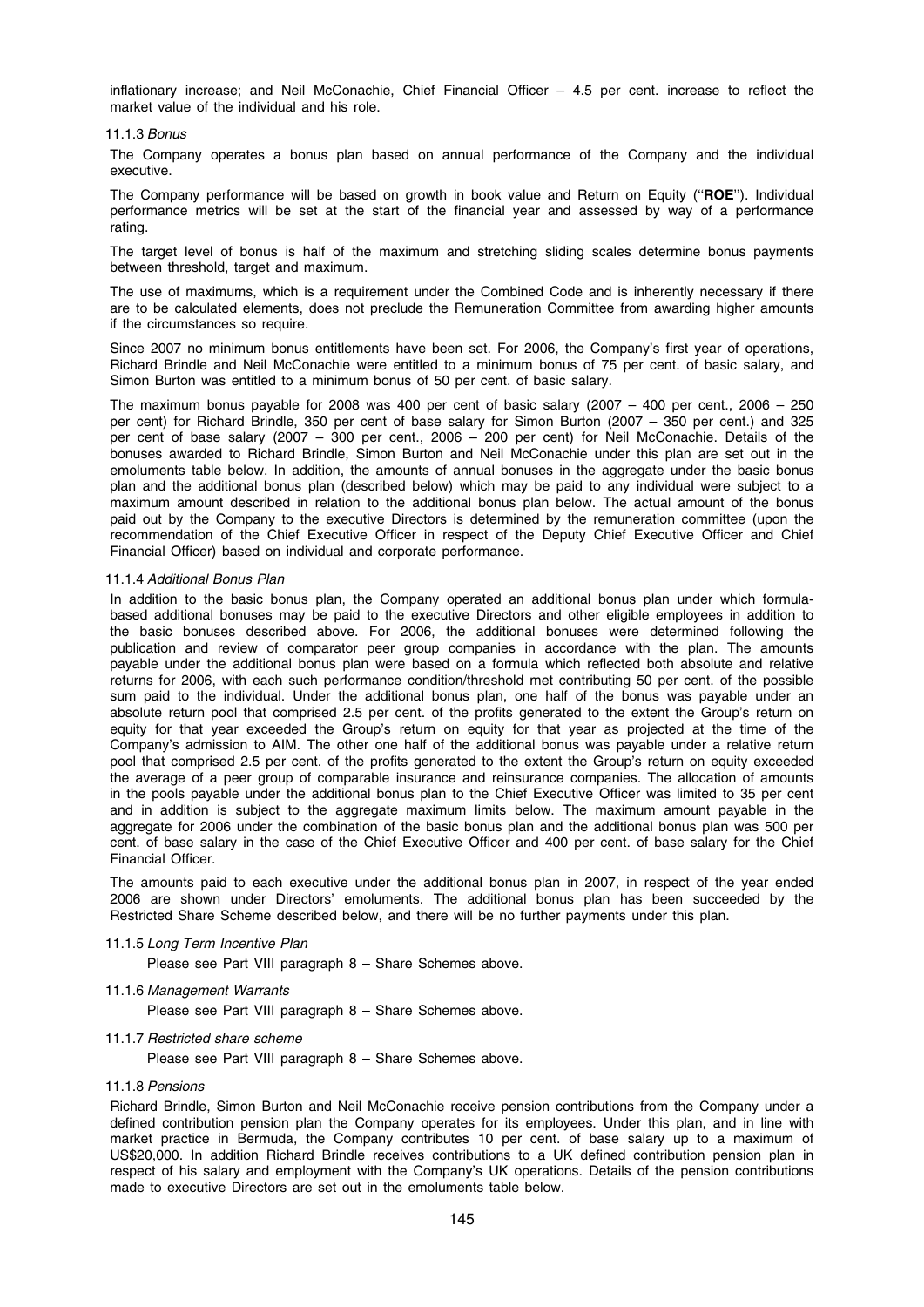inflationary increase; and Neil McConachie, Chief Financial Officer – 4.5 per cent. increase to reflect the market value of the individual and his role.

11.1.3 *Bonus*

The Company operates a bonus plan based on annual performance of the Company and the individual executive.

The Company performance will be based on growth in book value and Return on Equity (''**ROE**''). Individual performance metrics will be set at the start of the financial year and assessed by way of a performance rating.

The target level of bonus is half of the maximum and stretching sliding scales determine bonus payments between threshold, target and maximum.

The use of maximums, which is a requirement under the Combined Code and is inherently necessary if there are to be calculated elements, does not preclude the Remuneration Committee from awarding higher amounts if the circumstances so require.

Since 2007 no minimum bonus entitlements have been set. For 2006, the Company's first year of operations, Richard Brindle and Neil McConachie were entitled to a minimum bonus of 75 per cent. of basic salary, and Simon Burton was entitled to a minimum bonus of 50 per cent. of basic salary.

The maximum bonus payable for 2008 was 400 per cent of basic salary (2007 – 400 per cent., 2006 – 250 per cent) for Richard Brindle, 350 per cent of base salary for Simon Burton (2007 – 350 per cent.) and 325 per cent of base salary (2007 – 300 per cent., 2006 – 200 per cent) for Neil McConachie. Details of the bonuses awarded to Richard Brindle, Simon Burton and Neil McConachie under this plan are set out in the emoluments table below. In addition, the amounts of annual bonuses in the aggregate under the basic bonus plan and the additional bonus plan (described below) which may be paid to any individual were subject to a maximum amount described in relation to the additional bonus plan below. The actual amount of the bonus paid out by the Company to the executive Directors is determined by the remuneration committee (upon the recommendation of the Chief Executive Officer in respect of the Deputy Chief Executive Officer and Chief Financial Officer) based on individual and corporate performance.

11.1.4 *Additional Bonus Plan*

In addition to the basic bonus plan, the Company operated an additional bonus plan under which formula-based additional bonuses may be paid to the executive Directors and other eligible employees in addition to the basic bonuses described above. For 2006, the additional bonuses were determined following the publication and review of comparator peer group companies in accordance with the plan. The amounts payable under the additional bonus plan were based on a formula which reflected both absolute and relative returns for 2006, with each such performance condition/threshold met contributing 50 per cent. of the possible sum paid to the individual. Under the additional bonus plan, one half of the bonus was payable under an absolute return pool that comprised 2.5 per cent. of the profits generated to the extent the Group's return on equity for that year exceeded the Group's return on equity for that year as projected at the time of the Company's admission to AIM. The other one half of the additional bonus was payable under a relative return pool that comprised 2.5 per cent. of the profits generated to the extent the Group's return on equity exceeded the average of a peer group of comparable insurance and reinsurance companies. The allocation of amounts in the pools payable under the additional bonus plan to the Chief Executive Officer was limited to 35 per cent and in addition is subject to the aggregate maximum limits below. The maximum amount payable in the aggregate for 2006 under the combination of the basic bonus plan and the additional bonus plan was 500 per cent. of base salary in the case of the Chief Executive Officer and 400 per cent. of base salary for the Chief Financial Officer.

The amounts paid to each executive under the additional bonus plan in 2007, in respect of the year ended 2006 are shown under Directors' emoluments. The additional bonus plan has been succeeded by the Restricted Share Scheme described below, and there will be no further payments under this plan.

11.1.5 *Long Term Incentive Plan*

Please see Part VIII paragraph 8 – Share Schemes above.

11.1.6 *Management Warrants*

Please see Part VIII paragraph 8 – Share Schemes above.

11.1.7 *Restricted share scheme*

Please see Part VIII paragraph 8 – Share Schemes above.

11.1.8 *Pensions*

Richard Brindle, Simon Burton and Neil McConachie receive pension contributions from the Company under a defined contribution pension plan the Company operates for its employees. Under this plan, and in line with market practice in Bermuda, the Company contributes 10 per cent. of base salary up to a maximum of US$20,000. In addition Richard Brindle receives contributions to a UK defined contribution pension plan in respect of his salary and employment with the Company's UK operations. Details of the pension contributions made to executive Directors are set out in the emoluments table below.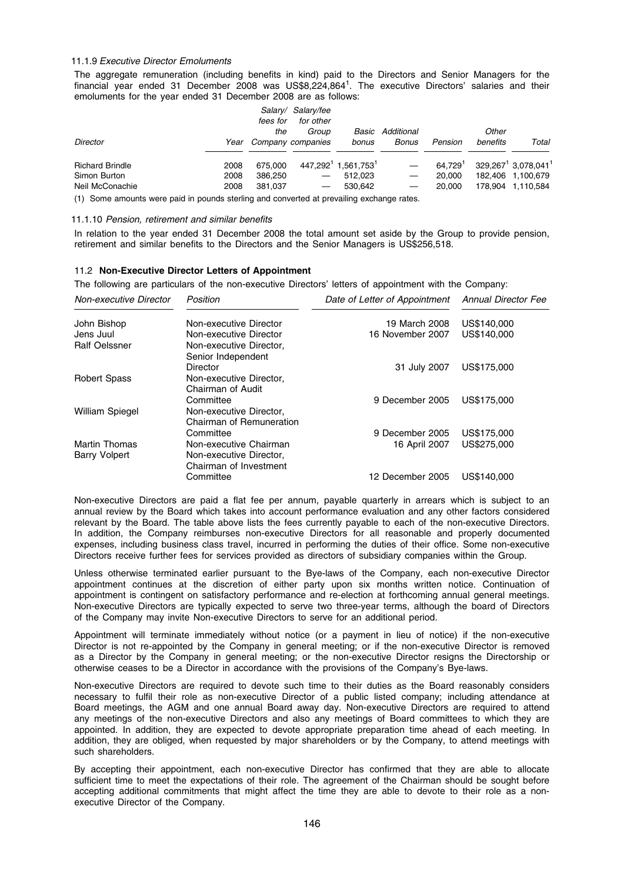11.1.9 *Executive Director Emoluments*

The aggregate remuneration (including benefits in kind) paid to the Directors and Senior Managers for the financial year ended 31 December 2008 was US$8,224,864[1]. The executive Directors' salaries and their emoluments for the year ended 31 December 2008 are as follows:

| *Director* | *Year* | *Salary/ fees for the Company* | *Salary/fee for other Group companies* | *Basic bonus* | *Additional Bonus* | *Pension* | *Other benefits* | *Total* |
|---|---|---|---|---|---|---|---|---|
| Richard Brindle | 2008 | 675,000 | 447,292[1] | 1,561,753[1] | — | 64,729[1] | 329,267[1] | 3,078,041[1] |
| Simon Burton | 2008 | 386,250 | — | 512,023 | — | 20,000 | 182,406 | 1,100,679 |
| Neil McConachie | 2008 | 381,037 | — | 530,642 | — | 20,000 | 178,904 | 1,110,584 |

(1) Some amounts were paid in pounds sterling and converted at prevailing exchange rates.

11.1.10 *Pension, retirement and similar benefits*

In relation to the year ended 31 December 2008 the total amount set aside by the Group to provide pension, retirement and similar benefits to the Directors and the Senior Managers is US$256,518.

### 11.2 Non-Executive Director Letters of Appointment

The following are particulars of the non-executive Directors' letters of appointment with the Company:

| *Non-executive Director* | *Position* | *Date of Letter of Appointment* | *Annual Director Fee* |
|---|---|---|---|
| John Bishop | Non-executive Director | 19 March 2008 | US$140,000 |
| Jens Juul | Non-executive Director | 16 November 2007 | US$140,000 |
| Ralf Oelssner | Non-executive Director, Senior Independent Director | 31 July 2007 | US$175,000 |
| Robert Spass | Non-executive Director, Chairman of Audit Committee | 9 December 2005 | US$175,000 |
| William Spiegel | Non-executive Director, Chairman of Remuneration Committee | 9 December 2005 | US$175,000 |
| Martin Thomas | Non-executive Chairman | 16 April 2007 | US$275,000 |
| Barry Volpert | Non-executive Director, Chairman of Investment Committee | 12 December 2005 | US$140,000 |

Non-executive Directors are paid a flat fee per annum, payable quarterly in arrears which is subject to an annual review by the Board which takes into account performance evaluation and any other factors considered relevant by the Board. The table above lists the fees currently payable to each of the non-executive Directors. In addition, the Company reimburses non-executive Directors for all reasonable and properly documented expenses, including business class travel, incurred in performing the duties of their office. Some non-executive Directors receive further fees for services provided as directors of subsidiary companies within the Group.

Unless otherwise terminated earlier pursuant to the Bye-laws of the Company, each non-executive Director appointment continues at the discretion of either party upon six months written notice. Continuation of appointment is contingent on satisfactory performance and re-election at forthcoming annual general meetings. Non-executive Directors are typically expected to serve two three-year terms, although the board of Directors of the Company may invite Non-executive Directors to serve for an additional period.

Appointment will terminate immediately without notice (or a payment in lieu of notice) if the non-executive Director is not re-appointed by the Company in general meeting; or if the non-executive Director is removed as a Director by the Company in general meeting; or the non-executive Director resigns the Directorship or otherwise ceases to be a Director in accordance with the provisions of the Company's Bye-laws.

Non-executive Directors are required to devote such time to their duties as the Board reasonably considers necessary to fulfil their role as non-executive Director of a public listed company; including attendance at Board meetings, the AGM and one annual Board away day. Non-executive Directors are required to attend any meetings of the non-executive Directors and also any meetings of Board committees to which they are appointed. In addition, they are expected to devote appropriate preparation time ahead of each meeting. In addition, they are obliged, when requested by major shareholders or by the Company, to attend meetings with such shareholders.

By accepting their appointment, each non-executive Director has confirmed that they are able to allocate sufficient time to meet the expectations of their role. The agreement of the Chairman should be sought before accepting additional commitments that might affect the time they are able to devote to their role as a non-executive Director of the Company.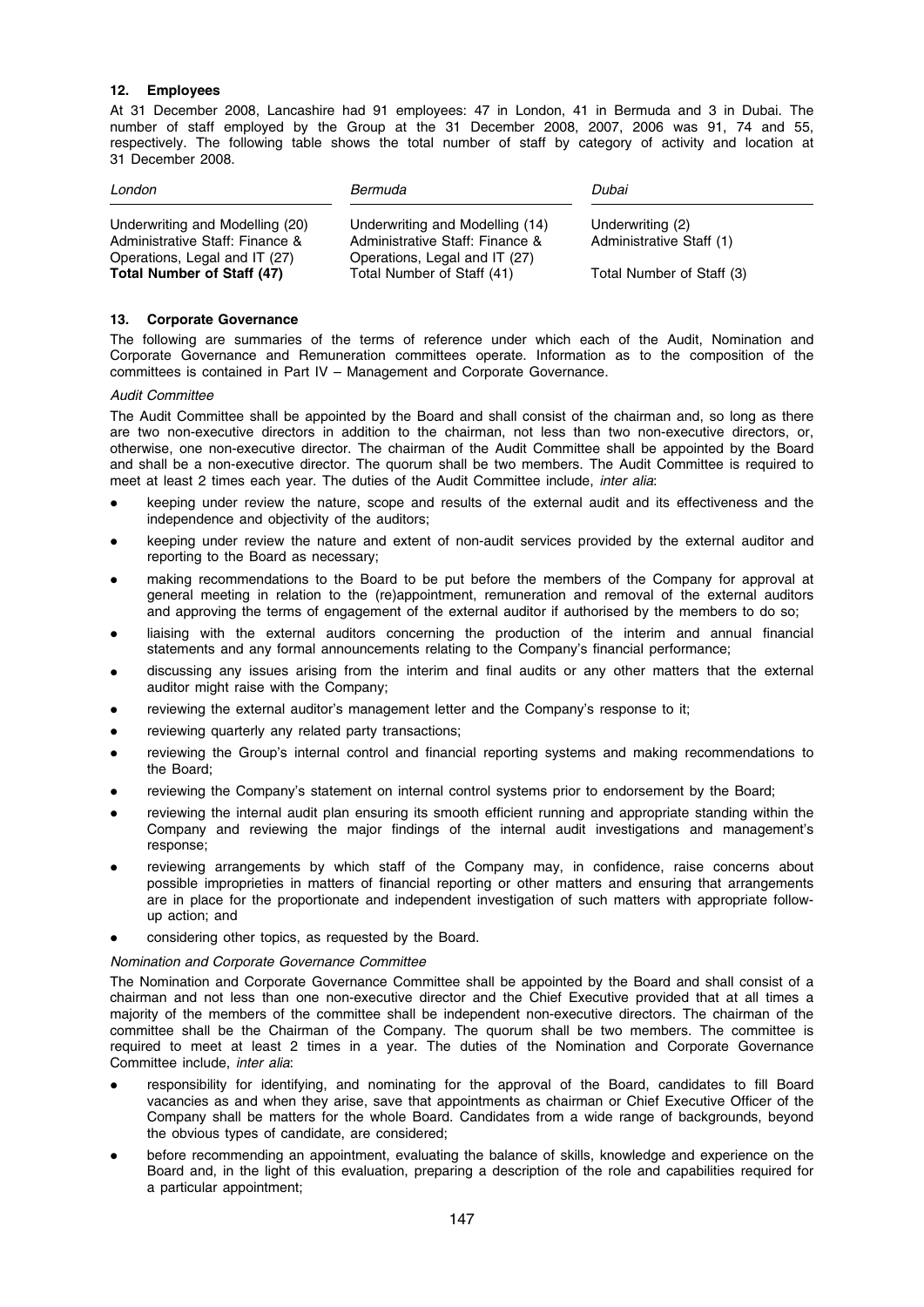### 12. Employees

At 31 December 2008, Lancashire had 91 employees: 47 in London, 41 in Bermuda and 3 in Dubai. The number of staff employed by the Group at the 31 December 2008, 2007, 2006 was 91, 74 and 55, respectively. The following table shows the total number of staff by category of activity and location at 31 December 2008.

| *London* | *Bermuda* | *Dubai* |
| --- | --- | --- |
| Underwriting and Modelling (20) | Underwriting and Modelling (14) | Underwriting (2) |
| Administrative Staff: Finance & Operations, Legal and IT (27) | Administrative Staff: Finance & Operations, Legal and IT (27) | Administrative Staff (1) |
| **Total Number of Staff (47)** | Total Number of Staff (41) | Total Number of Staff (3) |

### 13. Corporate Governance

The following are summaries of the terms of reference under which each of the Audit, Nomination and Corporate Governance and Remuneration committees operate. Information as to the composition of the committees is contained in Part IV – Management and Corporate Governance.

*Audit Committee*

The Audit Committee shall be appointed by the Board and shall consist of the chairman and, so long as there are two non-executive directors in addition to the chairman, not less than two non-executive directors, or, otherwise, one non-executive director. The chairman of the Audit Committee shall be appointed by the Board and shall be a non-executive director. The quorum shall be two members. The Audit Committee is required to meet at least 2 times each year. The duties of the Audit Committee include, *inter alia*:

- keeping under review the nature, scope and results of the external audit and its effectiveness and the independence and objectivity of the auditors;
- keeping under review the nature and extent of non-audit services provided by the external auditor and reporting to the Board as necessary;
- making recommendations to the Board to be put before the members of the Company for approval at general meeting in relation to the (re)appointment, remuneration and removal of the external auditors and approving the terms of engagement of the external auditor if authorised by the members to do so;
- liaising with the external auditors concerning the production of the interim and annual financial statements and any formal announcements relating to the Company's financial performance;
- discussing any issues arising from the interim and final audits or any other matters that the external auditor might raise with the Company;
- reviewing the external auditor's management letter and the Company's response to it;
- reviewing quarterly any related party transactions;
- reviewing the Group's internal control and financial reporting systems and making recommendations to the Board;
- reviewing the Company's statement on internal control systems prior to endorsement by the Board;
- reviewing the internal audit plan ensuring its smooth efficient running and appropriate standing within the Company and reviewing the major findings of the internal audit investigations and management's response;
- reviewing arrangements by which staff of the Company may, in confidence, raise concerns about possible improprieties in matters of financial reporting or other matters and ensuring that arrangements are in place for the proportionate and independent investigation of such matters with appropriate follow-up action; and
- considering other topics, as requested by the Board.

*Nomination and Corporate Governance Committee*

The Nomination and Corporate Governance Committee shall be appointed by the Board and shall consist of a chairman and not less than one non-executive director and the Chief Executive provided that at all times a majority of the members of the committee shall be independent non-executive directors. The chairman of the committee shall be the Chairman of the Company. The quorum shall be two members. The committee is required to meet at least 2 times in a year. The duties of the Nomination and Corporate Governance Committee include, *inter alia*:

- responsibility for identifying, and nominating for the approval of the Board, candidates to fill Board vacancies as and when they arise, save that appointments as chairman or Chief Executive Officer of the Company shall be matters for the whole Board. Candidates from a wide range of backgrounds, beyond the obvious types of candidate, are considered;
- before recommending an appointment, evaluating the balance of skills, knowledge and experience on the Board and, in the light of this evaluation, preparing a description of the role and capabilities required for a particular appointment;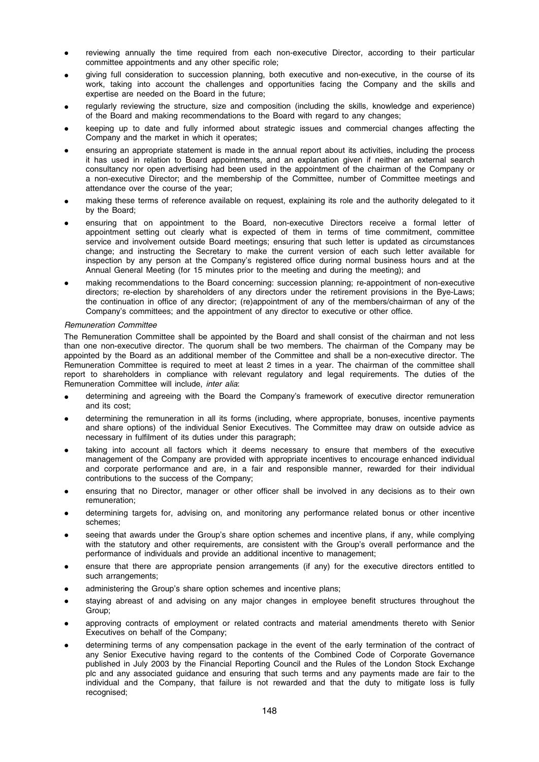- reviewing annually the time required from each non-executive Director, according to their particular committee appointments and any other specific role;
- giving full consideration to succession planning, both executive and non-executive, in the course of its work, taking into account the challenges and opportunities facing the Company and the skills and expertise are needed on the Board in the future;
- regularly reviewing the structure, size and composition (including the skills, knowledge and experience) of the Board and making recommendations to the Board with regard to any changes;
- keeping up to date and fully informed about strategic issues and commercial changes affecting the Company and the market in which it operates;
- ensuring an appropriate statement is made in the annual report about its activities, including the process it has used in relation to Board appointments, and an explanation given if neither an external search consultancy nor open advertising had been used in the appointment of the chairman of the Company or a non-executive Director; and the membership of the Committee, number of Committee meetings and attendance over the course of the year;
- making these terms of reference available on request, explaining its role and the authority delegated to it by the Board;
- ensuring that on appointment to the Board, non-executive Directors receive a formal letter of appointment setting out clearly what is expected of them in terms of time commitment, committee service and involvement outside Board meetings; ensuring that such letter is updated as circumstances change; and instructing the Secretary to make the current version of each such letter available for inspection by any person at the Company's registered office during normal business hours and at the Annual General Meeting (for 15 minutes prior to the meeting and during the meeting); and
- making recommendations to the Board concerning: succession planning; re-appointment of non-executive directors; re-election by shareholders of any directors under the retirement provisions in the Bye-Laws; the continuation in office of any director; (re)appointment of any of the members/chairman of any of the Company's committees; and the appointment of any director to executive or other office.

*Remuneration Committee*

The Remuneration Committee shall be appointed by the Board and shall consist of the chairman and not less than one non-executive director. The quorum shall be two members. The chairman of the Company may be appointed by the Board as an additional member of the Committee and shall be a non-executive director. The Remuneration Committee is required to meet at least 2 times in a year. The chairman of the committee shall report to shareholders in compliance with relevant regulatory and legal requirements. The duties of the Remuneration Committee will include, *inter alia*:

- determining and agreeing with the Board the Company's framework of executive director remuneration and its cost;
- determining the remuneration in all its forms (including, where appropriate, bonuses, incentive payments and share options) of the individual Senior Executives. The Committee may draw on outside advice as necessary in fulfilment of its duties under this paragraph;
- taking into account all factors which it deems necessary to ensure that members of the executive management of the Company are provided with appropriate incentives to encourage enhanced individual and corporate performance and are, in a fair and responsible manner, rewarded for their individual contributions to the success of the Company;
- ensuring that no Director, manager or other officer shall be involved in any decisions as to their own remuneration;
- determining targets for, advising on, and monitoring any performance related bonus or other incentive schemes;
- seeing that awards under the Group's share option schemes and incentive plans, if any, while complying with the statutory and other requirements, are consistent with the Group's overall performance and the performance of individuals and provide an additional incentive to management;
- ensure that there are appropriate pension arrangements (if any) for the executive directors entitled to such arrangements;
- administering the Group's share option schemes and incentive plans;
- staying abreast of and advising on any major changes in employee benefit structures throughout the Group;
- approving contracts of employment or related contracts and material amendments thereto with Senior Executives on behalf of the Company;
- determining terms of any compensation package in the event of the early termination of the contract of any Senior Executive having regard to the contents of the Combined Code of Corporate Governance published in July 2003 by the Financial Reporting Council and the Rules of the London Stock Exchange plc and any associated guidance and ensuring that such terms and any payments made are fair to the individual and the Company, that failure is not rewarded and that the duty to mitigate loss is fully recognised;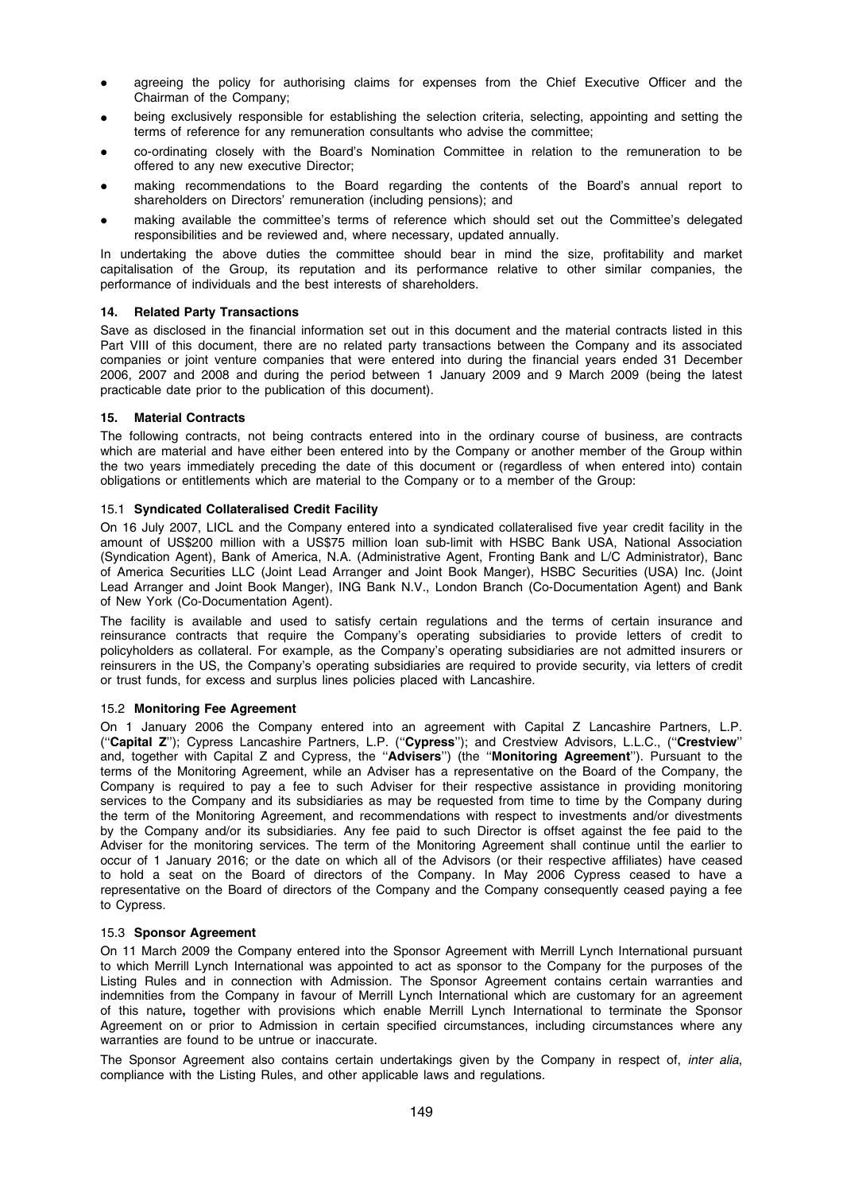- agreeing the policy for authorising claims for expenses from the Chief Executive Officer and the Chairman of the Company;
- being exclusively responsible for establishing the selection criteria, selecting, appointing and setting the terms of reference for any remuneration consultants who advise the committee;
- co-ordinating closely with the Board's Nomination Committee in relation to the remuneration to be offered to any new executive Director;
- making recommendations to the Board regarding the contents of the Board's annual report to shareholders on Directors' remuneration (including pensions); and
- making available the committee's terms of reference which should set out the Committee's delegated responsibilities and be reviewed and, where necessary, updated annually.

In undertaking the above duties the committee should bear in mind the size, profitability and market capitalisation of the Group, its reputation and its performance relative to other similar companies, the performance of individuals and the best interests of shareholders.

### 14. Related Party Transactions

Save as disclosed in the financial information set out in this document and the material contracts listed in this Part VIII of this document, there are no related party transactions between the Company and its associated companies or joint venture companies that were entered into during the financial years ended 31 December 2006, 2007 and 2008 and during the period between 1 January 2009 and 9 March 2009 (being the latest practicable date prior to the publication of this document).

### 15. Material Contracts

The following contracts, not being contracts entered into in the ordinary course of business, are contracts which are material and have either been entered into by the Company or another member of the Group within the two years immediately preceding the date of this document or (regardless of when entered into) contain obligations or entitlements which are material to the Company or to a member of the Group:

#### 15.1 Syndicated Collateralised Credit Facility

On 16 July 2007, LICL and the Company entered into a syndicated collateralised five year credit facility in the amount of US$200 million with a US$75 million loan sub-limit with HSBC Bank USA, National Association (Syndication Agent), Bank of America, N.A. (Administrative Agent, Fronting Bank and L/C Administrator), Banc of America Securities LLC (Joint Lead Arranger and Joint Book Manger), HSBC Securities (USA) Inc. (Joint Lead Arranger and Joint Book Manger), ING Bank N.V., London Branch (Co-Documentation Agent) and Bank of New York (Co-Documentation Agent).

The facility is available and used to satisfy certain regulations and the terms of certain insurance and reinsurance contracts that require the Company's operating subsidiaries to provide letters of credit to policyholders as collateral. For example, as the Company's operating subsidiaries are not admitted insurers or reinsurers in the US, the Company's operating subsidiaries are required to provide security, via letters of credit or trust funds, for excess and surplus lines policies placed with Lancashire.

#### 15.2 Monitoring Fee Agreement

On 1 January 2006 the Company entered into an agreement with Capital Z Lancashire Partners, L.P. ("**Capital Z**"); Cypress Lancashire Partners, L.P. ("**Cypress**"); and Crestview Advisors, L.L.C., ("**Crestview**" and, together with Capital Z and Cypress, the "**Advisers**") (the "**Monitoring Agreement**"). Pursuant to the terms of the Monitoring Agreement, while an Adviser has a representative on the Board of the Company, the Company is required to pay a fee to such Adviser for their respective assistance in providing monitoring services to the Company and its subsidiaries as may be requested from time to time by the Company during the term of the Monitoring Agreement, and recommendations with respect to investments and/or divestments by the Company and/or its subsidiaries. Any fee paid to such Director is offset against the fee paid to the Adviser for the monitoring services. The term of the Monitoring Agreement shall continue until the earlier to occur of 1 January 2016; or the date on which all of the Advisors (or their respective affiliates) have ceased to hold a seat on the Board of directors of the Company. In May 2006 Cypress ceased to have a representative on the Board of directors of the Company and the Company consequently ceased paying a fee to Cypress.

#### 15.3 Sponsor Agreement

On 11 March 2009 the Company entered into the Sponsor Agreement with Merrill Lynch International pursuant to which Merrill Lynch International was appointed to act as sponsor to the Company for the purposes of the Listing Rules and in connection with Admission. The Sponsor Agreement contains certain warranties and indemnities from the Company in favour of Merrill Lynch International which are customary for an agreement of this nature**,** together with provisions which enable Merrill Lynch International to terminate the Sponsor Agreement on or prior to Admission in certain specified circumstances, including circumstances where any warranties are found to be untrue or inaccurate.

The Sponsor Agreement also contains certain undertakings given by the Company in respect of, *inter alia*, compliance with the Listing Rules, and other applicable laws and regulations.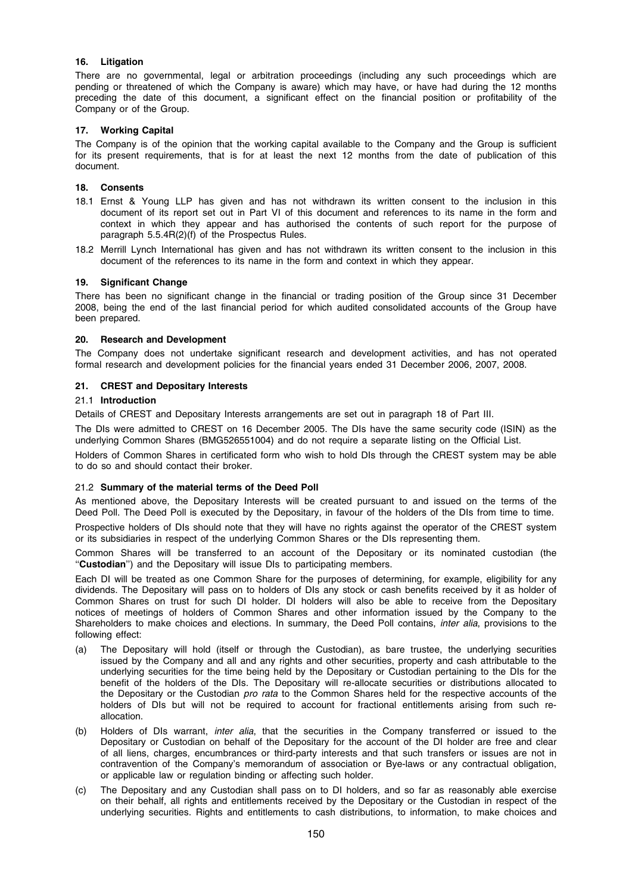### 16. Litigation

There are no governmental, legal or arbitration proceedings (including any such proceedings which are pending or threatened of which the Company is aware) which may have, or have had during the 12 months preceding the date of this document, a significant effect on the financial position or profitability of the Company or of the Group.

### 17. Working Capital

The Company is of the opinion that the working capital available to the Company and the Group is sufficient for its present requirements, that is for at least the next 12 months from the date of publication of this document.

### 18. Consents

18.1 Ernst & Young LLP has given and has not withdrawn its written consent to the inclusion in this document of its report set out in Part VI of this document and references to its name in the form and context in which they appear and has authorised the contents of such report for the purpose of paragraph 5.5.4R(2)(f) of the Prospectus Rules.

18.2 Merrill Lynch International has given and has not withdrawn its written consent to the inclusion in this document of the references to its name in the form and context in which they appear.

### 19. Significant Change

There has been no significant change in the financial or trading position of the Group since 31 December 2008, being the end of the last financial period for which audited consolidated accounts of the Group have been prepared.

### 20. Research and Development

The Company does not undertake significant research and development activities, and has not operated formal research and development policies for the financial years ended 31 December 2006, 2007, 2008.

### 21. CREST and Depositary Interests

#### 21.1 Introduction

Details of CREST and Depositary Interests arrangements are set out in paragraph 18 of Part III.

The DIs were admitted to CREST on 16 December 2005. The DIs have the same security code (ISIN) as the underlying Common Shares (BMG526551004) and do not require a separate listing on the Official List.

Holders of Common Shares in certificated form who wish to hold DIs through the CREST system may be able to do so and should contact their broker.

#### 21.2 Summary of the material terms of the Deed Poll

As mentioned above, the Depositary Interests will be created pursuant to and issued on the terms of the Deed Poll. The Deed Poll is executed by the Depositary, in favour of the holders of the DIs from time to time.

Prospective holders of DIs should note that they will have no rights against the operator of the CREST system or its subsidiaries in respect of the underlying Common Shares or the DIs representing them.

Common Shares will be transferred to an account of the Depositary or its nominated custodian (the "**Custodian**") and the Depositary will issue DIs to participating members.

Each DI will be treated as one Common Share for the purposes of determining, for example, eligibility for any dividends. The Depositary will pass on to holders of DIs any stock or cash benefits received by it as holder of Common Shares on trust for such DI holder. DI holders will also be able to receive from the Depositary notices of meetings of holders of Common Shares and other information issued by the Company to the Shareholders to make choices and elections. In summary, the Deed Poll contains, *inter alia*, provisions to the following effect:

(a) The Depositary will hold (itself or through the Custodian), as bare trustee, the underlying securities issued by the Company and all and any rights and other securities, property and cash attributable to the underlying securities for the time being held by the Depositary or Custodian pertaining to the DIs for the benefit of the holders of the DIs. The Depositary will re-allocate securities or distributions allocated to the Depositary or the Custodian *pro rata* to the Common Shares held for the respective accounts of the holders of DIs but will not be required to account for fractional entitlements arising from such re-allocation.

(b) Holders of DIs warrant, *inter alia*, that the securities in the Company transferred or issued to the Depositary or Custodian on behalf of the Depositary for the account of the DI holder are free and clear of all liens, charges, encumbrances or third-party interests and that such transfers or issues are not in contravention of the Company's memorandum of association or Bye-laws or any contractual obligation, or applicable law or regulation binding or affecting such holder.

(c) The Depositary and any Custodian shall pass on to DI holders, and so far as reasonably able exercise on their behalf, all rights and entitlements received by the Depositary or the Custodian in respect of the underlying securities. Rights and entitlements to cash distributions, to information, to make choices and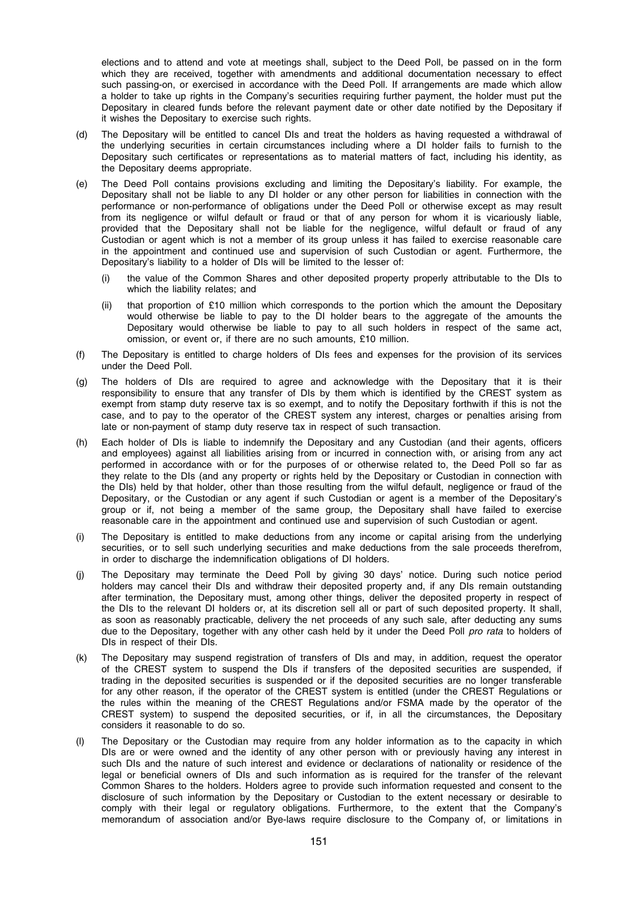elections and to attend and vote at meetings shall, subject to the Deed Poll, be passed on in the form which they are received, together with amendments and additional documentation necessary to effect such passing-on, or exercised in accordance with the Deed Poll. If arrangements are made which allow a holder to take up rights in the Company's securities requiring further payment, the holder must put the Depositary in cleared funds before the relevant payment date or other date notified by the Depositary if it wishes the Depositary to exercise such rights.

(d) The Depositary will be entitled to cancel DIs and treat the holders as having requested a withdrawal of the underlying securities in certain circumstances including where a DI holder fails to furnish to the Depositary such certificates or representations as to material matters of fact, including his identity, as the Depositary deems appropriate.

(e) The Deed Poll contains provisions excluding and limiting the Depositary's liability. For example, the Depositary shall not be liable to any DI holder or any other person for liabilities in connection with the performance or non-performance of obligations under the Deed Poll or otherwise except as may result from its negligence or wilful default or fraud or that of any person for whom it is vicariously liable, provided that the Depositary shall not be liable for the negligence, wilful default or fraud of any Custodian or agent which is not a member of its group unless it has failed to exercise reasonable care in the appointment and continued use and supervision of such Custodian or agent. Furthermore, the Depositary's liability to a holder of DIs will be limited to the lesser of:

   (i) the value of the Common Shares and other deposited property properly attributable to the DIs to which the liability relates; and

   (ii) that proportion of £10 million which corresponds to the portion which the amount the Depositary would otherwise be liable to pay to the DI holder bears to the aggregate of the amounts the Depositary would otherwise be liable to pay to all such holders in respect of the same act, omission, or event or, if there are no such amounts, £10 million.

(f) The Depositary is entitled to charge holders of DIs fees and expenses for the provision of its services under the Deed Poll.

(g) The holders of DIs are required to agree and acknowledge with the Depositary that it is their responsibility to ensure that any transfer of DIs by them which is identified by the CREST system as exempt from stamp duty reserve tax is so exempt, and to notify the Depositary forthwith if this is not the case, and to pay to the operator of the CREST system any interest, charges or penalties arising from late or non-payment of stamp duty reserve tax in respect of such transaction.

(h) Each holder of DIs is liable to indemnify the Depositary and any Custodian (and their agents, officers and employees) against all liabilities arising from or incurred in connection with, or arising from any act performed in accordance with or for the purposes of or otherwise related to, the Deed Poll so far as they relate to the DIs (and any property or rights held by the Depositary or Custodian in connection with the DIs) held by that holder, other than those resulting from the wilful default, negligence or fraud of the Depositary, or the Custodian or any agent if such Custodian or agent is a member of the Depositary's group or if, not being a member of the same group, the Depositary shall have failed to exercise reasonable care in the appointment and continued use and supervision of such Custodian or agent.

(i) The Depositary is entitled to make deductions from any income or capital arising from the underlying securities, or to sell such underlying securities and make deductions from the sale proceeds therefrom, in order to discharge the indemnification obligations of DI holders.

(j) The Depositary may terminate the Deed Poll by giving 30 days' notice. During such notice period holders may cancel their DIs and withdraw their deposited property and, if any DIs remain outstanding after termination, the Depositary must, among other things, deliver the deposited property in respect of the DIs to the relevant DI holders or, at its discretion sell all or part of such deposited property. It shall, as soon as reasonably practicable, delivery the net proceeds of any such sale, after deducting any sums due to the Depositary, together with any other cash held by it under the Deed Poll *pro rata* to holders of DIs in respect of their DIs.

(k) The Depositary may suspend registration of transfers of DIs and may, in addition, request the operator of the CREST system to suspend the DIs if transfers of the deposited securities are suspended, if trading in the deposited securities is suspended or if the deposited securities are no longer transferable for any other reason, if the operator of the CREST system is entitled (under the CREST Regulations or the rules within the meaning of the CREST Regulations and/or FSMA made by the operator of the CREST system) to suspend the deposited securities, or if, in all the circumstances, the Depositary considers it reasonable to do so.

(l) The Depositary or the Custodian may require from any holder information as to the capacity in which DIs are or were owned and the identity of any other person with or previously having any interest in such DIs and the nature of such interest and evidence or declarations of nationality or residence of the legal or beneficial owners of DIs and such information as is required for the transfer of the relevant Common Shares to the holders. Holders agree to provide such information requested and consent to the disclosure of such information by the Depositary or Custodian to the extent necessary or desirable to comply with their legal or regulatory obligations. Furthermore, to the extent that the Company's memorandum of association and/or Bye-laws require disclosure to the Company of, or limitations in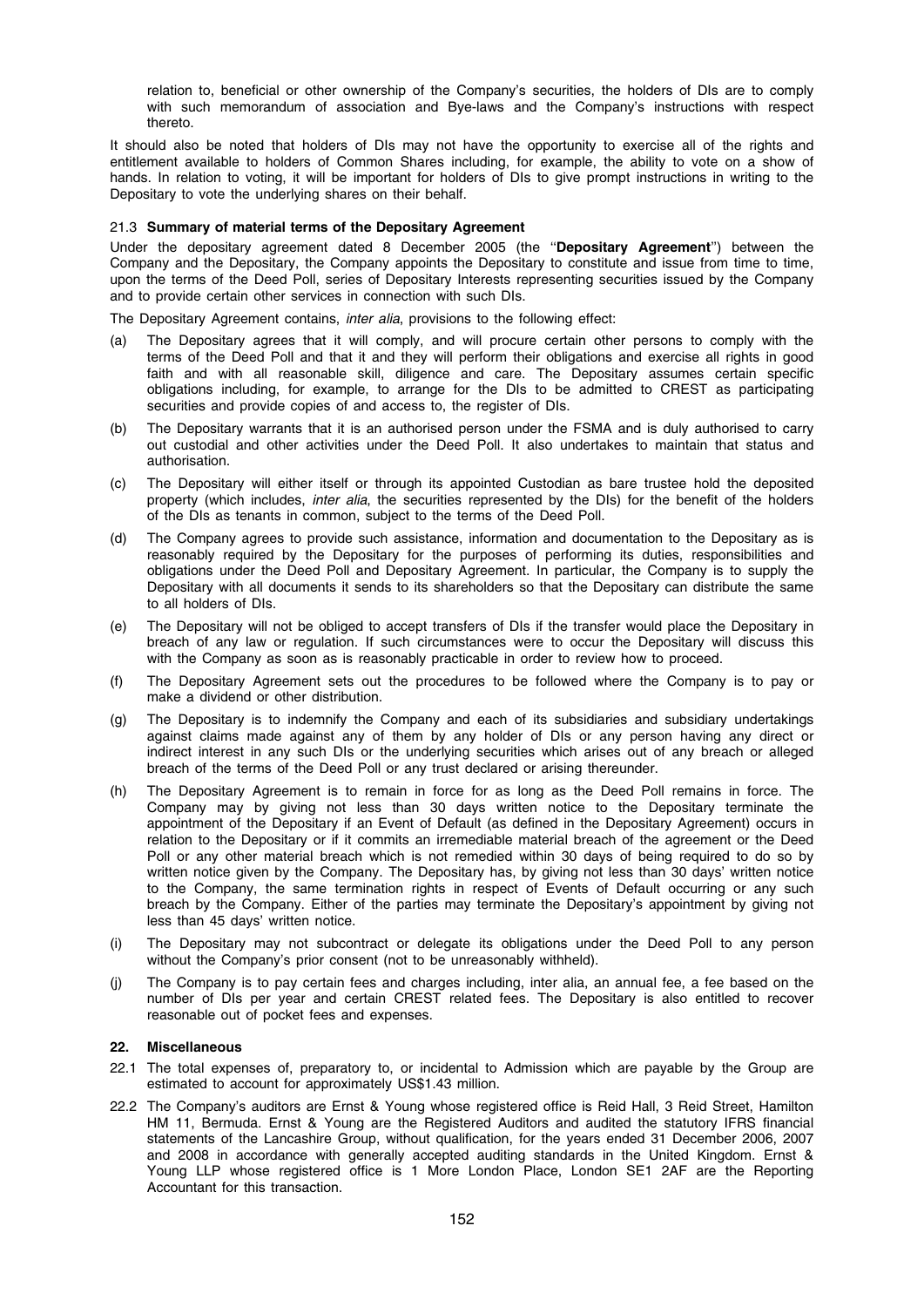relation to, beneficial or other ownership of the Company's securities, the holders of DIs are to comply with such memorandum of association and Bye-laws and the Company's instructions with respect thereto.

It should also be noted that holders of DIs may not have the opportunity to exercise all of the rights and entitlement available to holders of Common Shares including, for example, the ability to vote on a show of hands. In relation to voting, it will be important for holders of DIs to give prompt instructions in writing to the Depositary to vote the underlying shares on their behalf.

### 21.3 Summary of material terms of the Depositary Agreement

Under the depositary agreement dated 8 December 2005 (the "**Depositary Agreement**") between the Company and the Depositary, the Company appoints the Depositary to constitute and issue from time to time, upon the terms of the Deed Poll, series of Depositary Interests representing securities issued by the Company and to provide certain other services in connection with such DIs.

The Depositary Agreement contains, *inter alia*, provisions to the following effect:

(a) The Depositary agrees that it will comply, and will procure certain other persons to comply with the terms of the Deed Poll and that it and they will perform their obligations and exercise all rights in good faith and with all reasonable skill, diligence and care. The Depositary assumes certain specific obligations including, for example, to arrange for the DIs to be admitted to CREST as participating securities and provide copies of and access to, the register of DIs.

(b) The Depositary warrants that it is an authorised person under the FSMA and is duly authorised to carry out custodial and other activities under the Deed Poll. It also undertakes to maintain that status and authorisation.

(c) The Depositary will either itself or through its appointed Custodian as bare trustee hold the deposited property (which includes, *inter alia*, the securities represented by the DIs) for the benefit of the holders of the DIs as tenants in common, subject to the terms of the Deed Poll.

(d) The Company agrees to provide such assistance, information and documentation to the Depositary as is reasonably required by the Depositary for the purposes of performing its duties, responsibilities and obligations under the Deed Poll and Depositary Agreement. In particular, the Company is to supply the Depositary with all documents it sends to its shareholders so that the Depositary can distribute the same to all holders of DIs.

(e) The Depositary will not be obliged to accept transfers of DIs if the transfer would place the Depositary in breach of any law or regulation. If such circumstances were to occur the Depositary will discuss this with the Company as soon as is reasonably practicable in order to review how to proceed.

(f) The Depositary Agreement sets out the procedures to be followed where the Company is to pay or make a dividend or other distribution.

(g) The Depositary is to indemnify the Company and each of its subsidiaries and subsidiary undertakings against claims made against any of them by any holder of DIs or any person having any direct or indirect interest in any such DIs or the underlying securities which arises out of any breach or alleged breach of the terms of the Deed Poll or any trust declared or arising thereunder.

(h) The Depositary Agreement is to remain in force for as long as the Deed Poll remains in force. The Company may by giving not less than 30 days written notice to the Depositary terminate the appointment of the Depositary if an Event of Default (as defined in the Depositary Agreement) occurs in relation to the Depositary or if it commits an irremediable material breach of the agreement or the Deed Poll or any other material breach which is not remedied within 30 days of being required to do so by written notice given by the Company. The Depositary has, by giving not less than 30 days' written notice to the Company, the same termination rights in respect of Events of Default occurring or any such breach by the Company. Either of the parties may terminate the Depositary's appointment by giving not less than 45 days' written notice.

(i) The Depositary may not subcontract or delegate its obligations under the Deed Poll to any person without the Company's prior consent (not to be unreasonably withheld).

(j) The Company is to pay certain fees and charges including, inter alia, an annual fee, a fee based on the number of DIs per year and certain CREST related fees. The Depositary is also entitled to recover reasonable out of pocket fees and expenses.

## 22. Miscellaneous

22.1 The total expenses of, preparatory to, or incidental to Admission which are payable by the Group are estimated to account for approximately US$1.43 million.

22.2 The Company's auditors are Ernst & Young whose registered office is Reid Hall, 3 Reid Street, Hamilton HM 11, Bermuda. Ernst & Young are the Registered Auditors and audited the statutory IFRS financial statements of the Lancashire Group, without qualification, for the years ended 31 December 2006, 2007 and 2008 in accordance with generally accepted auditing standards in the United Kingdom. Ernst & Young LLP whose registered office is 1 More London Place, London SE1 2AF are the Reporting Accountant for this transaction.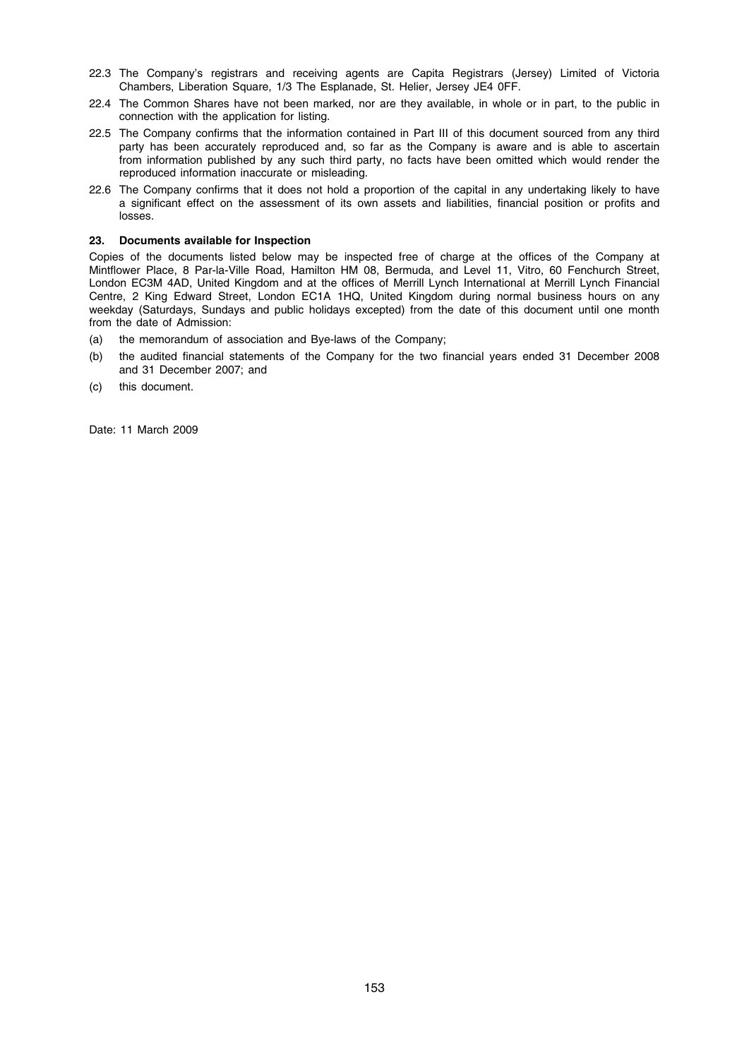22.3 The Company's registrars and receiving agents are Capita Registrars (Jersey) Limited of Victoria Chambers, Liberation Square, 1/3 The Esplanade, St. Helier, Jersey JE4 0FF.

22.4 The Common Shares have not been marked, nor are they available, in whole or in part, to the public in connection with the application for listing.

22.5 The Company confirms that the information contained in Part III of this document sourced from any third party has been accurately reproduced and, so far as the Company is aware and is able to ascertain from information published by any such third party, no facts have been omitted which would render the reproduced information inaccurate or misleading.

22.6 The Company confirms that it does not hold a proportion of the capital in any undertaking likely to have a significant effect on the assessment of its own assets and liabilities, financial position or profits and losses.

**23. Documents available for Inspection**

Copies of the documents listed below may be inspected free of charge at the offices of the Company at Mintflower Place, 8 Par-la-Ville Road, Hamilton HM 08, Bermuda, and Level 11, Vitro, 60 Fenchurch Street, London EC3M 4AD, United Kingdom and at the offices of Merrill Lynch International at Merrill Lynch Financial Centre, 2 King Edward Street, London EC1A 1HQ, United Kingdom during normal business hours on any weekday (Saturdays, Sundays and public holidays excepted) from the date of this document until one month from the date of Admission:

(a) the memorandum of association and Bye-laws of the Company;

(b) the audited financial statements of the Company for the two financial years ended 31 December 2008 and 31 December 2007; and

(c) this document.

Date: 11 March 2009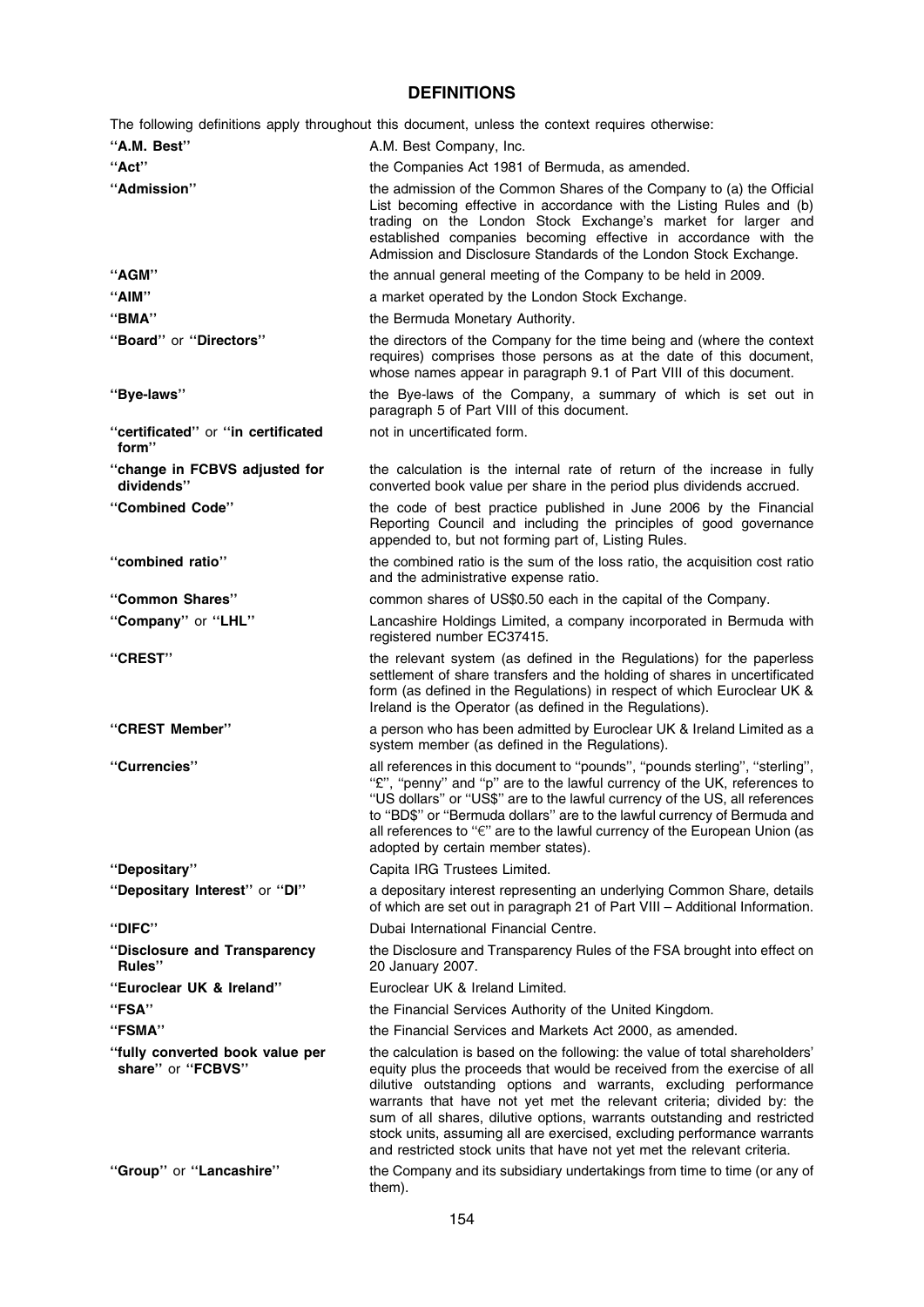## DEFINITIONS

The following definitions apply throughout this document, unless the context requires otherwise:

| | |
|---|---|
| **"A.M. Best"** | A.M. Best Company, Inc. |
| **"Act"** | the Companies Act 1981 of Bermuda, as amended. |
| **"Admission"** | the admission of the Common Shares of the Company to (a) the Official List becoming effective in accordance with the Listing Rules and (b) trading on the London Stock Exchange's market for larger and established companies becoming effective in accordance with the Admission and Disclosure Standards of the London Stock Exchange. |
| **"AGM"** | the annual general meeting of the Company to be held in 2009. |
| **"AIM"** | a market operated by the London Stock Exchange. |
| **"BMA"** | the Bermuda Monetary Authority. |
| **"Board"** or **"Directors"** | the directors of the Company for the time being and (where the context requires) comprises those persons as at the date of this document, whose names appear in paragraph 9.1 of Part VIII of this document. |
| **"Bye-laws"** | the Bye-laws of the Company, a summary of which is set out in paragraph 5 of Part VIII of this document. |
| **"certificated"** or **"in certificated form"** | not in uncertificated form. |
| **"change in FCBVS adjusted for dividends"** | the calculation is the internal rate of return of the increase in fully converted book value per share in the period plus dividends accrued. |
| **"Combined Code"** | the code of best practice published in June 2006 by the Financial Reporting Council and including the principles of good governance appended to, but not forming part of, Listing Rules. |
| **"combined ratio"** | the combined ratio is the sum of the loss ratio, the acquisition cost ratio and the administrative expense ratio. |
| **"Common Shares"** | common shares of US$0.50 each in the capital of the Company. |
| **"Company"** or **"LHL"** | Lancashire Holdings Limited, a company incorporated in Bermuda with registered number EC37415. |
| **"CREST"** | the relevant system (as defined in the Regulations) for the paperless settlement of share transfers and the holding of shares in uncertificated form (as defined in the Regulations) in respect of which Euroclear UK & Ireland is the Operator (as defined in the Regulations). |
| **"CREST Member"** | a person who has been admitted by Euroclear UK & Ireland Limited as a system member (as defined in the Regulations). |
| **"Currencies"** | all references in this document to "pounds", "pounds sterling", "sterling", "£", "penny" and "p" are to the lawful currency of the UK, references to "US dollars" or "US$" are to the lawful currency of the US, all references to "BD$" or "Bermuda dollars" are to the lawful currency of Bermuda and all references to "€" are to the lawful currency of the European Union (as adopted by certain member states). |
| **"Depositary"** | Capita IRG Trustees Limited. |
| **"Depositary Interest"** or **"DI"** | a depositary interest representing an underlying Common Share, details of which are set out in paragraph 21 of Part VIII – Additional Information. |
| **"DIFC"** | Dubai International Financial Centre. |
| **"Disclosure and Transparency Rules"** | the Disclosure and Transparency Rules of the FSA brought into effect on 20 January 2007. |
| **"Euroclear UK & Ireland"** | Euroclear UK & Ireland Limited. |
| **"FSA"** | the Financial Services Authority of the United Kingdom. |
| **"FSMA"** | the Financial Services and Markets Act 2000, as amended. |
| **"fully converted book value per share"** or **"FCBVS"** | the calculation is based on the following: the value of total shareholders' equity plus the proceeds that would be received from the exercise of all dilutive outstanding options and warrants, excluding performance warrants that have not yet met the relevant criteria; divided by: the sum of all shares, dilutive options, warrants outstanding and restricted stock units, assuming all are exercised, excluding performance warrants and restricted stock units that have not yet met the relevant criteria. |
| **"Group"** or **"Lancashire"** | the Company and its subsidiary undertakings from time to time (or any of them). |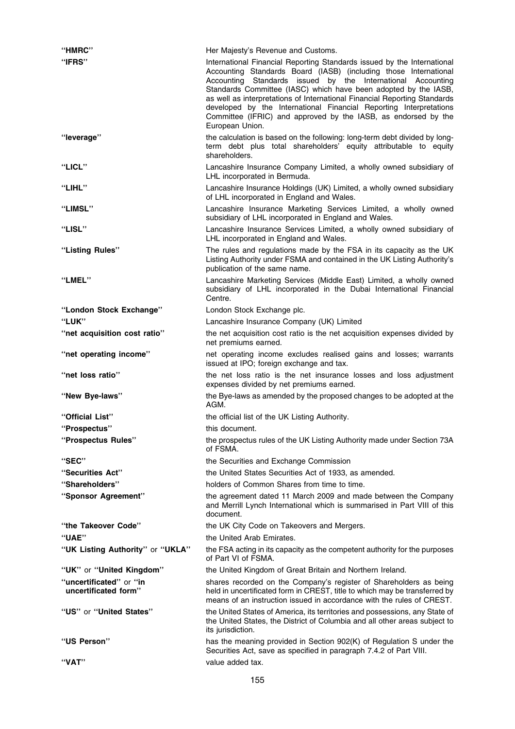| | |
|---|---|
| **"HMRC"** | Her Majesty's Revenue and Customs. |
| **"IFRS"** | International Financial Reporting Standards issued by the International Accounting Standards Board (IASB) (including those International Accounting Standards issued by the International Accounting Standards Committee (IASC) which have been adopted by the IASB, as well as interpretations of International Financial Reporting Standards developed by the International Financial Reporting Interpretations Committee (IFRIC) and approved by the IASB, as endorsed by the European Union. |
| **"leverage"** | the calculation is based on the following: long-term debt divided by long-term debt plus total shareholders' equity attributable to equity shareholders. |
| **"LICL"** | Lancashire Insurance Company Limited, a wholly owned subsidiary of LHL incorporated in Bermuda. |
| **"LIHL"** | Lancashire Insurance Holdings (UK) Limited, a wholly owned subsidiary of LHL incorporated in England and Wales. |
| **"LIMSL"** | Lancashire Insurance Marketing Services Limited, a wholly owned subsidiary of LHL incorporated in England and Wales. |
| **"LISL"** | Lancashire Insurance Services Limited, a wholly owned subsidiary of LHL incorporated in England and Wales. |
| **"Listing Rules"** | The rules and regulations made by the FSA in its capacity as the UK Listing Authority under FSMA and contained in the UK Listing Authority's publication of the same name. |
| **"LMEL"** | Lancashire Marketing Services (Middle East) Limited, a wholly owned subsidiary of LHL incorporated in the Dubai International Financial Centre. |
| **"London Stock Exchange"** | London Stock Exchange plc. |
| **"LUK"** | Lancashire Insurance Company (UK) Limited |
| **"net acquisition cost ratio"** | the net acquisition cost ratio is the net acquisition expenses divided by net premiums earned. |
| **"net operating income"** | net operating income excludes realised gains and losses; warrants issued at IPO; foreign exchange and tax. |
| **"net loss ratio"** | the net loss ratio is the net insurance losses and loss adjustment expenses divided by net premiums earned. |
| **"New Bye-laws"** | the Bye-laws as amended by the proposed changes to be adopted at the AGM. |
| **"Official List"** | the official list of the UK Listing Authority. |
| **"Prospectus"** | this document. |
| **"Prospectus Rules"** | the prospectus rules of the UK Listing Authority made under Section 73A of FSMA. |
| **"SEC"** | the Securities and Exchange Commission |
| **"Securities Act"** | the United States Securities Act of 1933, as amended. |
| **"Shareholders"** | holders of Common Shares from time to time. |
| **"Sponsor Agreement"** | the agreement dated 11 March 2009 and made between the Company and Merrill Lynch International which is summarised in Part VIII of this document. |
| **"the Takeover Code"** | the UK City Code on Takeovers and Mergers. |
| **"UAE"** | the United Arab Emirates. |
| **"UK Listing Authority"** or **"UKLA"** | the FSA acting in its capacity as the competent authority for the purposes of Part VI of FSMA. |
| **"UK"** or **"United Kingdom"** | the United Kingdom of Great Britain and Northern Ireland. |
| **"uncertificated"** or **"in uncertificated form"** | shares recorded on the Company's register of Shareholders as being held in uncertificated form in CREST, title to which may be transferred by means of an instruction issued in accordance with the rules of CREST. |
| **"US"** or **"United States"** | the United States of America, its territories and possessions, any State of the United States, the District of Columbia and all other areas subject to its jurisdiction. |
| **"US Person"** | has the meaning provided in Section 902(K) of Regulation S under the Securities Act, save as specified in paragraph 7.4.2 of Part VIII. |
| **"VAT"** | value added tax. |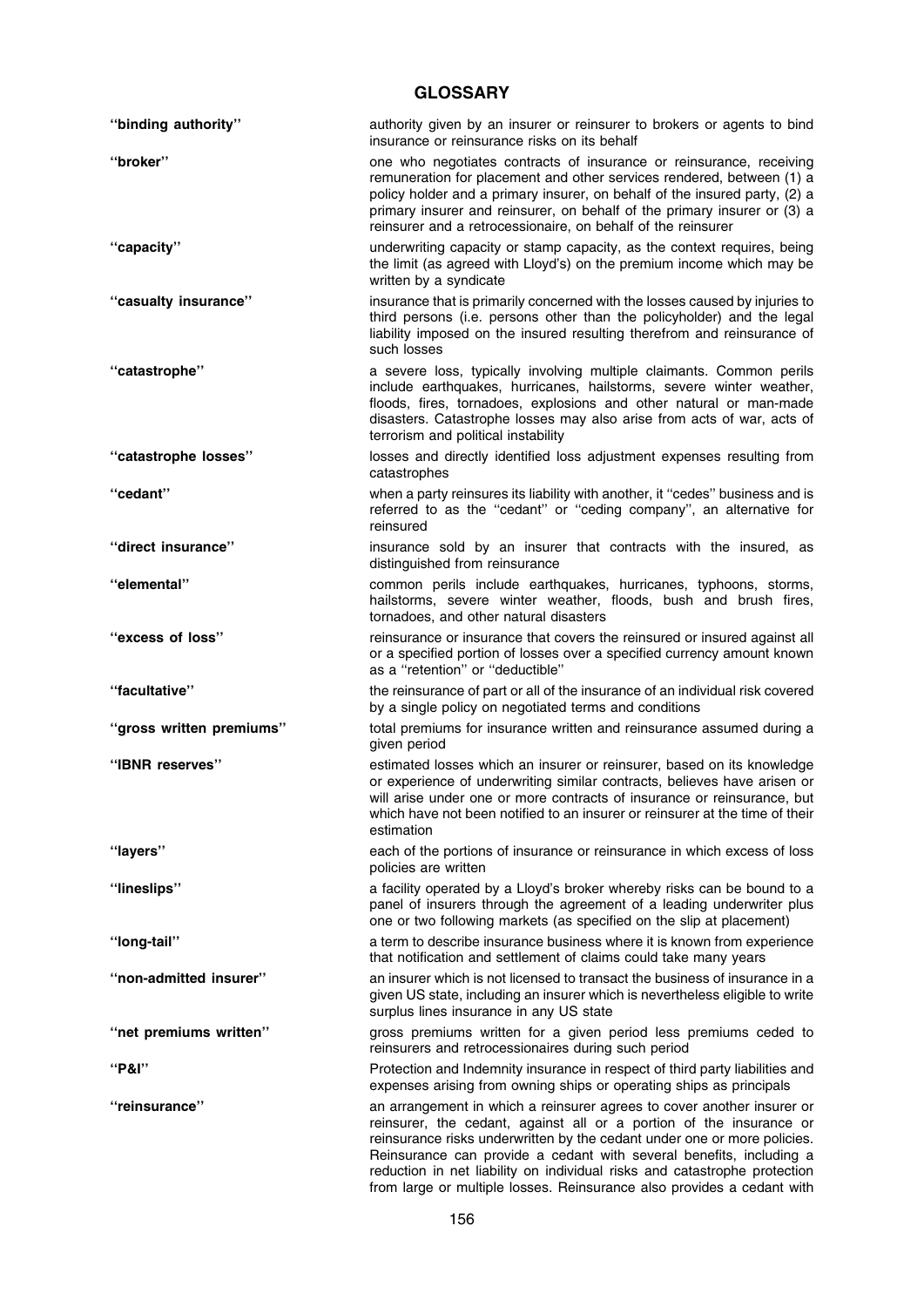## GLOSSARY

| | |
|---|---|
| "binding authority" | authority given by an insurer or reinsurer to brokers or agents to bind insurance or reinsurance risks on its behalf |
| "broker" | one who negotiates contracts of insurance or reinsurance, receiving remuneration for placement and other services rendered, between (1) a policy holder and a primary insurer, on behalf of the insured party, (2) a primary insurer and reinsurer, on behalf of the primary insurer or (3) a reinsurer and a retrocessionaire, on behalf of the reinsurer |
| "capacity" | underwriting capacity or stamp capacity, as the context requires, being the limit (as agreed with Lloyd's) on the premium income which may be written by a syndicate |
| "casualty insurance" | insurance that is primarily concerned with the losses caused by injuries to third persons (i.e. persons other than the policyholder) and the legal liability imposed on the insured resulting therefrom and reinsurance of such losses |
| "catastrophe" | a severe loss, typically involving multiple claimants. Common perils include earthquakes, hurricanes, hailstorms, severe winter weather, floods, fires, tornadoes, explosions and other natural or man-made disasters. Catastrophe losses may also arise from acts of war, acts of terrorism and political instability |
| "catastrophe losses" | losses and directly identified loss adjustment expenses resulting from catastrophes |
| "cedant" | when a party reinsures its liability with another, it "cedes" business and is referred to as the "cedant" or "ceding company", an alternative for reinsured |
| "direct insurance" | insurance sold by an insurer that contracts with the insured, as distinguished from reinsurance |
| "elemental" | common perils include earthquakes, hurricanes, typhoons, storms, hailstorms, severe winter weather, floods, bush and brush fires, tornadoes, and other natural disasters |
| "excess of loss" | reinsurance or insurance that covers the reinsured or insured against all or a specified portion of losses over a specified currency amount known as a "retention" or "deductible" |
| "facultative" | the reinsurance of part or all of the insurance of an individual risk covered by a single policy on negotiated terms and conditions |
| "gross written premiums" | total premiums for insurance written and reinsurance assumed during a given period |
| "IBNR reserves" | estimated losses which an insurer or reinsurer, based on its knowledge or experience of underwriting similar contracts, believes have arisen or will arise under one or more contracts of insurance or reinsurance, but which have not been notified to an insurer or reinsurer at the time of their estimation |
| "layers" | each of the portions of insurance or reinsurance in which excess of loss policies are written |
| "lineslips" | a facility operated by a Lloyd's broker whereby risks can be bound to a panel of insurers through the agreement of a leading underwriter plus one or two following markets (as specified on the slip at placement) |
| "long-tail" | a term to describe insurance business where it is known from experience that notification and settlement of claims could take many years |
| "non-admitted insurer" | an insurer which is not licensed to transact the business of insurance in a given US state, including an insurer which is nevertheless eligible to write surplus lines insurance in any US state |
| "net premiums written" | gross premiums written for a given period less premiums ceded to reinsurers and retrocessionaires during such period |
| "P&I" | Protection and Indemnity insurance in respect of third party liabilities and expenses arising from owning ships or operating ships as principals |
| "reinsurance" | an arrangement in which a reinsurer agrees to cover another insurer or reinsurer, the cedant, against all or a portion of the insurance or reinsurance risks underwritten by the cedant under one or more policies. Reinsurance can provide a cedant with several benefits, including a reduction in net liability on individual risks and catastrophe protection from large or multiple losses. Reinsurance also provides a cedant with |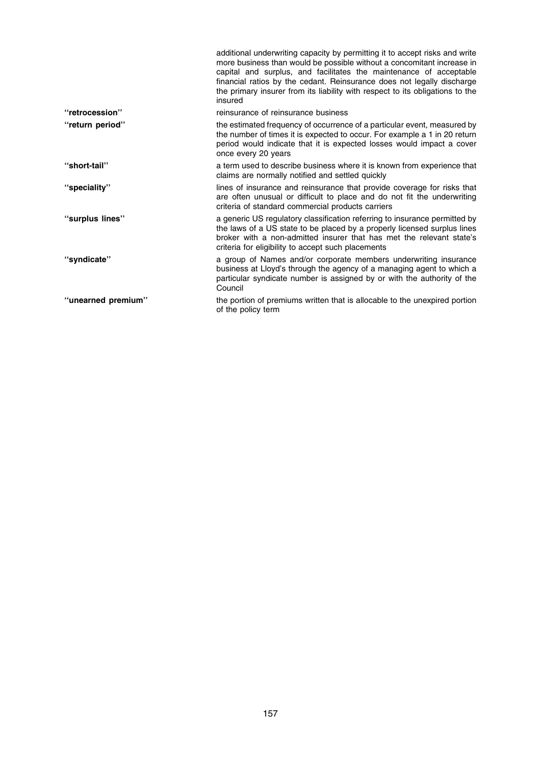additional underwriting capacity by permitting it to accept risks and write more business than would be possible without a concomitant increase in capital and surplus, and facilitates the maintenance of acceptable financial ratios by the cedant. Reinsurance does not legally discharge the primary insurer from its liability with respect to its obligations to the insured

**"retrocession"** reinsurance of reinsurance business

**"return period"** the estimated frequency of occurrence of a particular event, measured by the number of times it is expected to occur. For example a 1 in 20 return period would indicate that it is expected losses would impact a cover once every 20 years

**"short-tail"** a term used to describe business where it is known from experience that claims are normally notified and settled quickly

**"speciality"** lines of insurance and reinsurance that provide coverage for risks that are often unusual or difficult to place and do not fit the underwriting criteria of standard commercial products carriers

**"surplus lines"** a generic US regulatory classification referring to insurance permitted by the laws of a US state to be placed by a properly licensed surplus lines broker with a non-admitted insurer that has met the relevant state's criteria for eligibility to accept such placements

**"syndicate"** a group of Names and/or corporate members underwriting insurance business at Lloyd's through the agency of a managing agent to which a particular syndicate number is assigned by or with the authority of the Council

**"unearned premium"** the portion of premiums written that is allocable to the unexpired portion of the policy term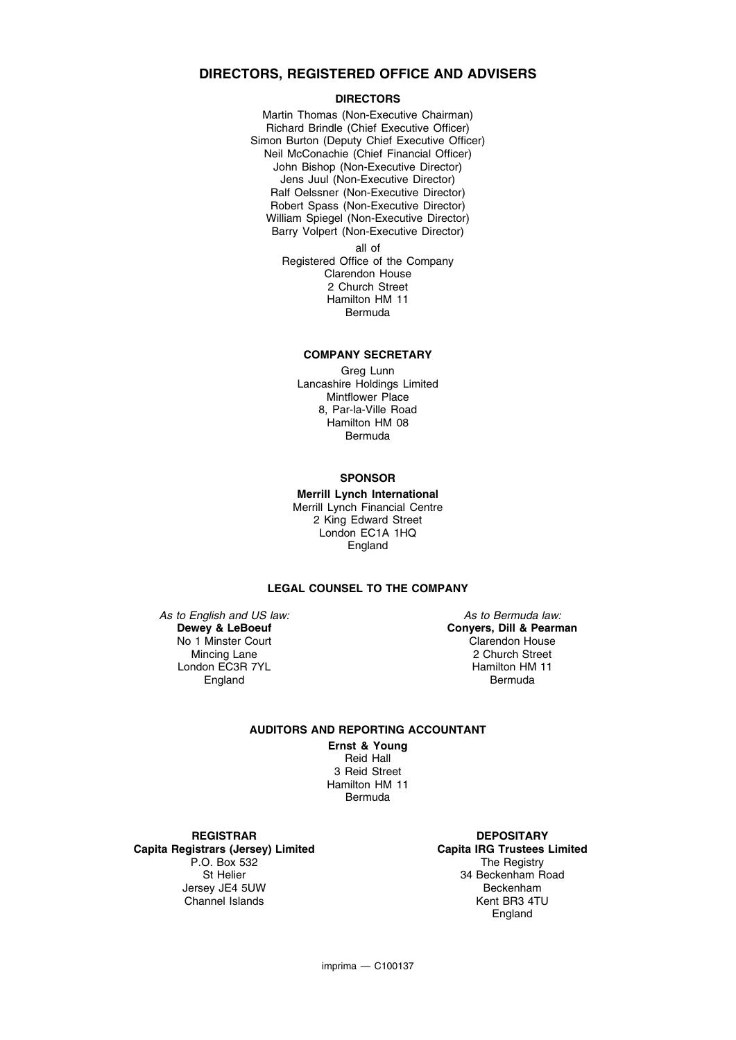# DIRECTORS, REGISTERED OFFICE AND ADVISERS

## DIRECTORS

Martin Thomas (Non-Executive Chairman)
Richard Brindle (Chief Executive Officer)
Simon Burton (Deputy Chief Executive Officer)
Neil McConachie (Chief Financial Officer)
John Bishop (Non-Executive Director)
Jens Juul (Non-Executive Director)
Ralf Oelssner (Non-Executive Director)
Robert Spass (Non-Executive Director)
William Spiegel (Non-Executive Director)
Barry Volpert (Non-Executive Director)

all of
Registered Office of the Company
Clarendon House
2 Church Street
Hamilton HM 11
Bermuda

## COMPANY SECRETARY

Greg Lunn
Lancashire Holdings Limited
Mintflower Place
8, Par-la-Ville Road
Hamilton HM 08
Bermuda

## SPONSOR

**Merrill Lynch International**
Merrill Lynch Financial Centre
2 King Edward Street
London EC1A 1HQ
England

## LEGAL COUNSEL TO THE COMPANY

*As to English and US law:*
**Dewey & LeBoeuf**
No 1 Minster Court
Mincing Lane
London EC3R 7YL
England

*As to Bermuda law:*
**Conyers, Dill & Pearman**
Clarendon House
2 Church Street
Hamilton HM 11
Bermuda

## AUDITORS AND REPORTING ACCOUNTANT

**Ernst & Young**
Reid Hall
3 Reid Street
Hamilton HM 11
Bermuda

## REGISTRAR

**Capita Registrars (Jersey) Limited**
P.O. Box 532
St Helier
Jersey JE4 5UW
Channel Islands

## DEPOSITARY

**Capita IRG Trustees Limited**
The Registry
34 Beckenham Road
Beckenham
Kent BR3 4TU
England

imprima — C100137